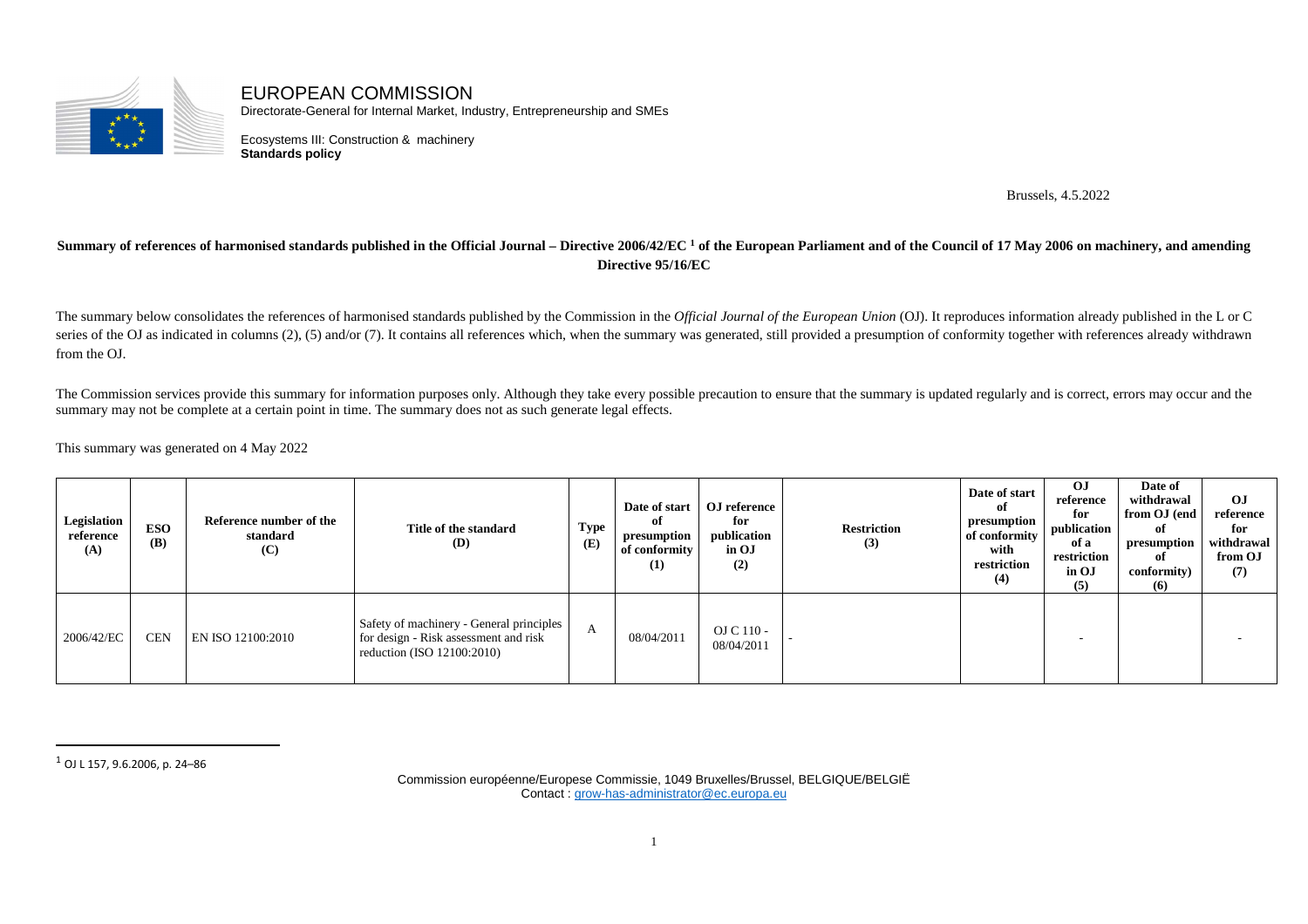# EUROPEAN COMMISSION

Directorate-General for Internal Market, Industry, Entrepreneurship and SMEs

Ecosystems III: Construction & machinery
**Standards policy**

Brussels, 4.5.2022

**Summary of references of harmonised standards published in the Official Journal – Directive 2006/42/EC [1] of the European Parliament and of the Council of 17 May 2006 on machinery, and amending Directive 95/16/EC**

The summary below consolidates the references of harmonised standards published by the Commission in the *Official Journal of the European Union* (OJ). It reproduces information already published in the L or C series of the OJ as indicated in columns (2), (5) and/or (7). It contains all references which, when the summary was generated, still provided a presumption of conformity together with references already withdrawn from the OJ.

The Commission services provide this summary for information purposes only. Although they take every possible precaution to ensure that the summary is updated regularly and is correct, errors may occur and the summary may not be complete at a certain point in time. The summary does not as such generate legal effects.

This summary was generated on 4 May 2022

| Legislation reference (A) | ESO (B) | Reference number of the standard (C) | Title of the standard (D) | Type (E) | Date of start of presumption of conformity (1) | OJ reference for publication in OJ (2) | Restriction (3) | Date of start of presumption of conformity with restriction (4) | OJ reference for publication of a restriction in OJ (5) | Date of withdrawal from OJ (end of presumption of conformity) (6) | OJ reference for withdrawal from OJ (7) |
|---|---|---|---|---|---|---|---|---|---|---|---|
| 2006/42/EC | CEN | EN ISO 12100:2010 | Safety of machinery - General principles for design - Risk assessment and risk reduction (ISO 12100:2010) | A | 08/04/2011 | OJ C 110 - 08/04/2011 | - | | - | | - |

[1] OJ L 157, 9.6.2006, p. 24–86

Commission européenne/Europese Commissie, 1049 Bruxelles/Brussel, BELGIQUE/BELGIË
Contact : grow-has-administrator@ec.europa.eu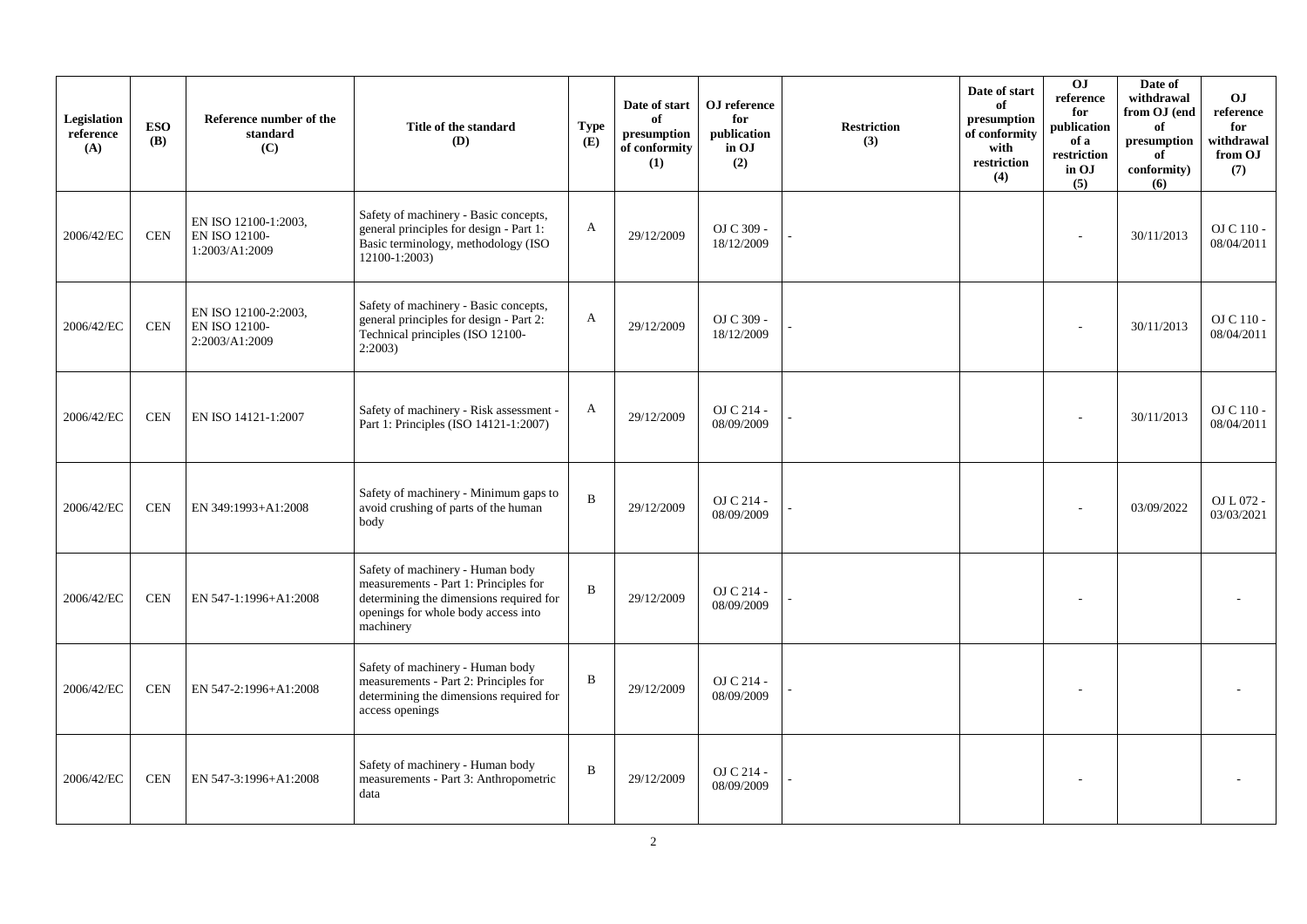| Legislation reference (A) | ESO (B) | Reference number of the standard (C) | Title of the standard (D) | Type (E) | Date of start of presumption of conformity (1) | OJ reference for publication in OJ (2) | Restriction (3) | Date of start of presumption of conformity with restriction (4) | OJ reference for publication of a restriction in OJ (5) | Date of withdrawal from OJ (end of presumption of conformity) (6) | OJ reference for withdrawal from OJ (7) |
|---|---|---|---|---|---|---|---|---|---|---|---|
| 2006/42/EC | CEN | EN ISO 12100-1:2003, EN ISO 12100-1:2003/A1:2009 | Safety of machinery - Basic concepts, general principles for design - Part 1: Basic terminology, methodology (ISO 12100-1:2003) | A | 29/12/2009 | OJ C 309 - 18/12/2009 | - | | - | 30/11/2013 | OJ C 110 - 08/04/2011 |
| 2006/42/EC | CEN | EN ISO 12100-2:2003, EN ISO 12100-2:2003/A1:2009 | Safety of machinery - Basic concepts, general principles for design - Part 2: Technical principles (ISO 12100-2:2003) | A | 29/12/2009 | OJ C 309 - 18/12/2009 | - | | - | 30/11/2013 | OJ C 110 - 08/04/2011 |
| 2006/42/EC | CEN | EN ISO 14121-1:2007 | Safety of machinery - Risk assessment - Part 1: Principles (ISO 14121-1:2007) | A | 29/12/2009 | OJ C 214 - 08/09/2009 | - | | - | 30/11/2013 | OJ C 110 - 08/04/2011 |
| 2006/42/EC | CEN | EN 349:1993+A1:2008 | Safety of machinery - Minimum gaps to avoid crushing of parts of the human body | B | 29/12/2009 | OJ C 214 - 08/09/2009 | - | | - | 03/09/2022 | OJ L 072 - 03/03/2021 |
| 2006/42/EC | CEN | EN 547-1:1996+A1:2008 | Safety of machinery - Human body measurements - Part 1: Principles for determining the dimensions required for openings for whole body access into machinery | B | 29/12/2009 | OJ C 214 - 08/09/2009 | - | | - | | - |
| 2006/42/EC | CEN | EN 547-2:1996+A1:2008 | Safety of machinery - Human body measurements - Part 2: Principles for determining the dimensions required for access openings | B | 29/12/2009 | OJ C 214 - 08/09/2009 | - | | - | | - |
| 2006/42/EC | CEN | EN 547-3:1996+A1:2008 | Safety of machinery - Human body measurements - Part 3: Anthropometric data | B | 29/12/2009 | OJ C 214 - 08/09/2009 | - | | - | | - |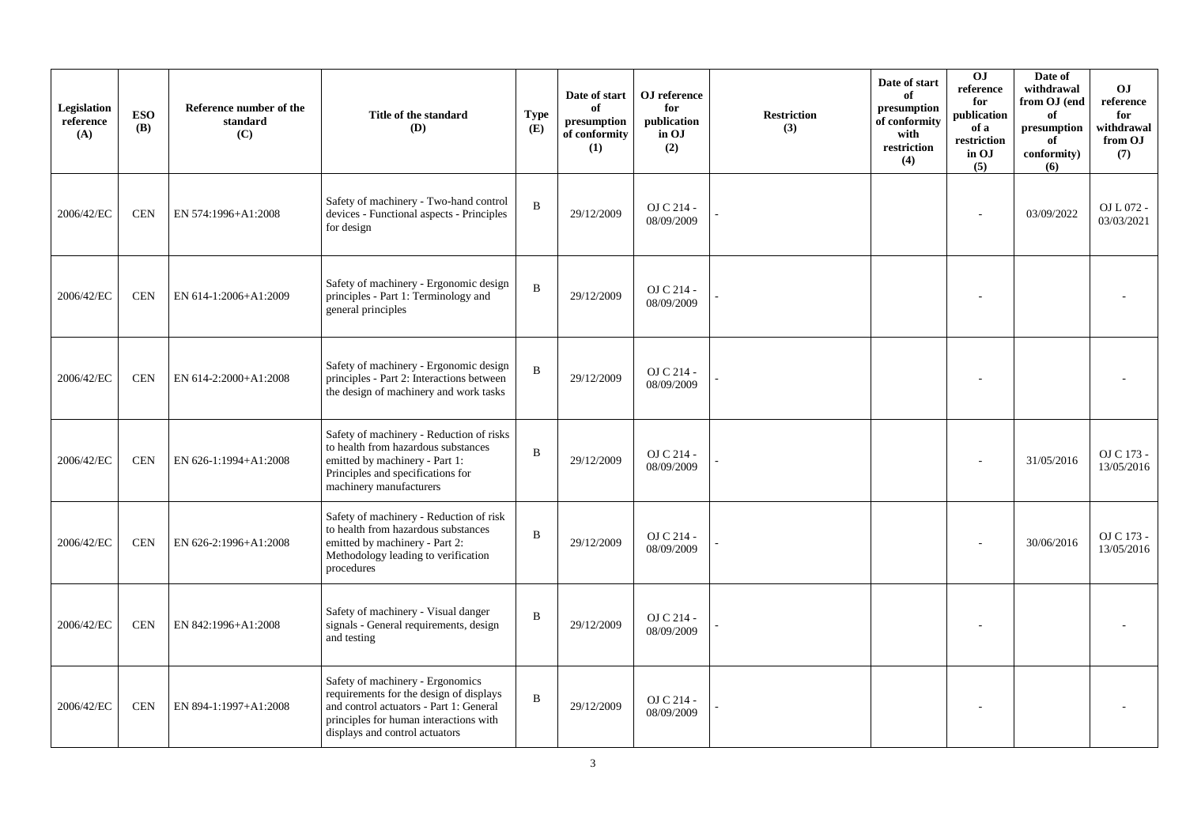| Legislation reference (A) | ESO (B) | Reference number of the standard (C) | Title of the standard (D) | Type (E) | Date of start of presumption of conformity (1) | OJ reference for publication in OJ (2) | Restriction (3) | Date of start of presumption of conformity with restriction (4) | OJ reference for publication of a restriction in OJ (5) | Date of withdrawal from OJ (end of presumption of conformity) (6) | OJ reference for withdrawal from OJ (7) |
|---|---|---|---|---|---|---|---|---|---|---|---|
| 2006/42/EC | CEN | EN 574:1996+A1:2008 | Safety of machinery - Two-hand control devices - Functional aspects - Principles for design | B | 29/12/2009 | OJ C 214 - 08/09/2009 | - | | - | 03/09/2022 | OJ L 072 - 03/03/2021 |
| 2006/42/EC | CEN | EN 614-1:2006+A1:2009 | Safety of machinery - Ergonomic design principles - Part 1: Terminology and general principles | B | 29/12/2009 | OJ C 214 - 08/09/2009 | - | | - | | - |
| 2006/42/EC | CEN | EN 614-2:2000+A1:2008 | Safety of machinery - Ergonomic design principles - Part 2: Interactions between the design of machinery and work tasks | B | 29/12/2009 | OJ C 214 - 08/09/2009 | - | | - | | - |
| 2006/42/EC | CEN | EN 626-1:1994+A1:2008 | Safety of machinery - Reduction of risks to health from hazardous substances emitted by machinery - Part 1: Principles and specifications for machinery manufacturers | B | 29/12/2009 | OJ C 214 - 08/09/2009 | - | | - | 31/05/2016 | OJ C 173 - 13/05/2016 |
| 2006/42/EC | CEN | EN 626-2:1996+A1:2008 | Safety of machinery - Reduction of risk to health from hazardous substances emitted by machinery - Part 2: Methodology leading to verification procedures | B | 29/12/2009 | OJ C 214 - 08/09/2009 | - | | - | 30/06/2016 | OJ C 173 - 13/05/2016 |
| 2006/42/EC | CEN | EN 842:1996+A1:2008 | Safety of machinery - Visual danger signals - General requirements, design and testing | B | 29/12/2009 | OJ C 214 - 08/09/2009 | - | | - | | - |
| 2006/42/EC | CEN | EN 894-1:1997+A1:2008 | Safety of machinery - Ergonomics requirements for the design of displays and control actuators - Part 1: General principles for human interactions with displays and control actuators | B | 29/12/2009 | OJ C 214 - 08/09/2009 | - | | - | | - |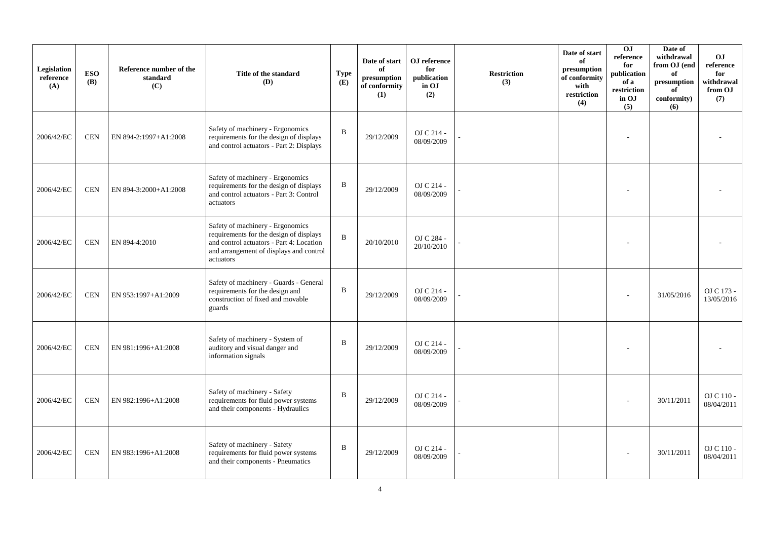| Legislation reference (A) | ESO (B) | Reference number of the standard (C) | Title of the standard (D) | Type (E) | Date of start of presumption of conformity (1) | OJ reference for publication in OJ (2) | Restriction (3) | Date of start of presumption of conformity with restriction (4) | OJ reference for publication of a restriction in OJ (5) | Date of withdrawal from OJ (end of presumption of conformity) (6) | OJ reference for withdrawal from OJ (7) |
|---|---|---|---|---|---|---|---|---|---|---|---|
| 2006/42/EC | CEN | EN 894-2:1997+A1:2008 | Safety of machinery - Ergonomics requirements for the design of displays and control actuators - Part 2: Displays | B | 29/12/2009 | OJ C 214 - 08/09/2009 | - | | - | | - |
| 2006/42/EC | CEN | EN 894-3:2000+A1:2008 | Safety of machinery - Ergonomics requirements for the design of displays and control actuators - Part 3: Control actuators | B | 29/12/2009 | OJ C 214 - 08/09/2009 | - | | - | | - |
| 2006/42/EC | CEN | EN 894-4:2010 | Safety of machinery - Ergonomics requirements for the design of displays and control actuators - Part 4: Location and arrangement of displays and control actuators | B | 20/10/2010 | OJ C 284 - 20/10/2010 | - | | - | | - |
| 2006/42/EC | CEN | EN 953:1997+A1:2009 | Safety of machinery - Guards - General requirements for the design and construction of fixed and movable guards | B | 29/12/2009 | OJ C 214 - 08/09/2009 | - | | - | 31/05/2016 | OJ C 173 - 13/05/2016 |
| 2006/42/EC | CEN | EN 981:1996+A1:2008 | Safety of machinery - System of auditory and visual danger and information signals | B | 29/12/2009 | OJ C 214 - 08/09/2009 | - | | - | | - |
| 2006/42/EC | CEN | EN 982:1996+A1:2008 | Safety of machinery - Safety requirements for fluid power systems and their components - Hydraulics | B | 29/12/2009 | OJ C 214 - 08/09/2009 | - | | - | 30/11/2011 | OJ C 110 - 08/04/2011 |
| 2006/42/EC | CEN | EN 983:1996+A1:2008 | Safety of machinery - Safety requirements for fluid power systems and their components - Pneumatics | B | 29/12/2009 | OJ C 214 - 08/09/2009 | - | | - | 30/11/2011 | OJ C 110 - 08/04/2011 |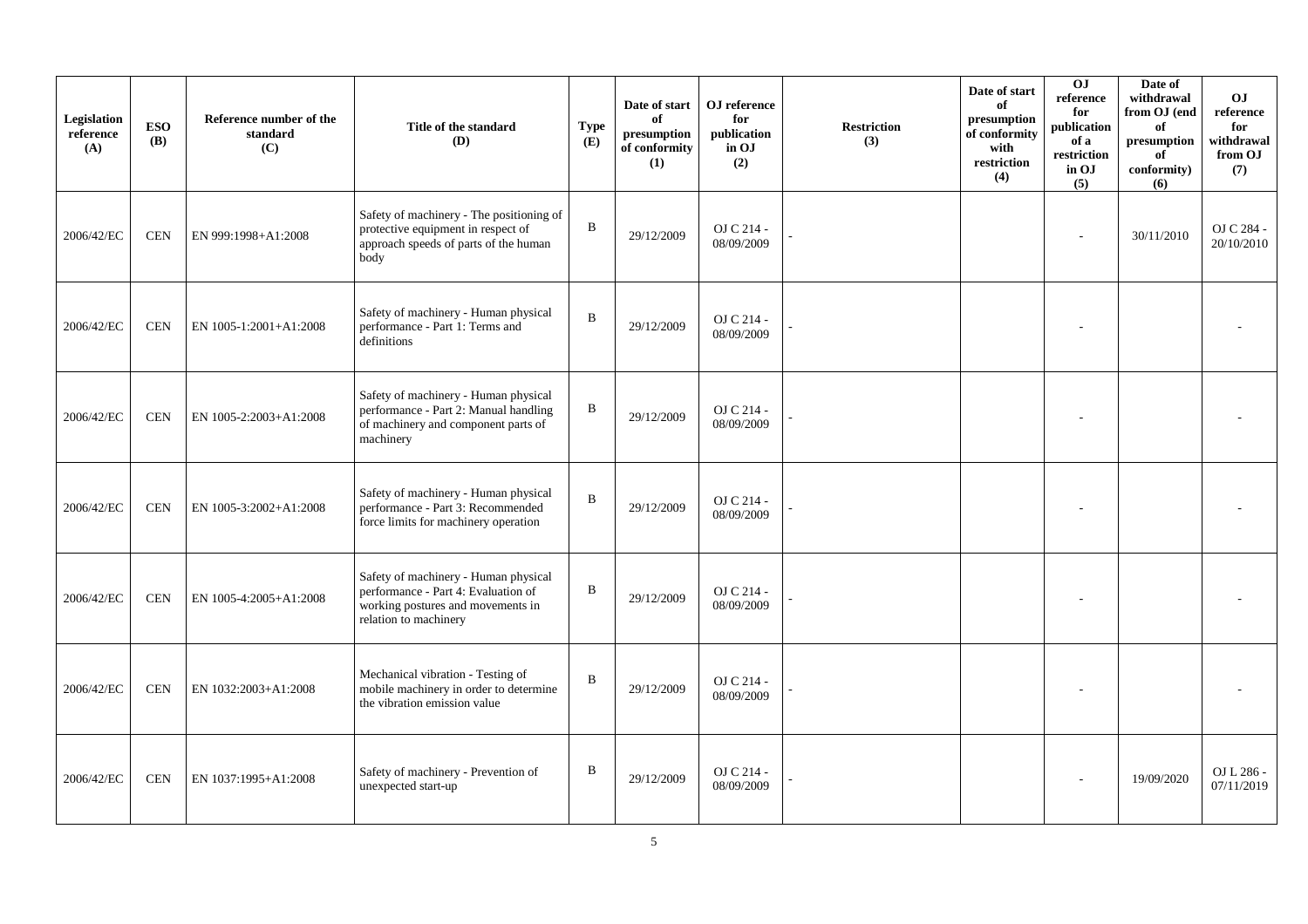| Legislation reference (A) | ESO (B) | Reference number of the standard (C) | Title of the standard (D) | Type (E) | Date of start of presumption of conformity (1) | OJ reference for publication in OJ (2) | Restriction (3) | Date of start of presumption of conformity with restriction (4) | OJ reference for publication of a restriction in OJ (5) | Date of withdrawal from OJ (end of presumption of conformity) (6) | OJ reference for withdrawal from OJ (7) |
|---|---|---|---|---|---|---|---|---|---|---|---|
| 2006/42/EC | CEN | EN 999:1998+A1:2008 | Safety of machinery - The positioning of protective equipment in respect of approach speeds of parts of the human body | B | 29/12/2009 | OJ C 214 - 08/09/2009 | - | | - | 30/11/2010 | OJ C 284 - 20/10/2010 |
| 2006/42/EC | CEN | EN 1005-1:2001+A1:2008 | Safety of machinery - Human physical performance - Part 1: Terms and definitions | B | 29/12/2009 | OJ C 214 - 08/09/2009 | - | | - | | - |
| 2006/42/EC | CEN | EN 1005-2:2003+A1:2008 | Safety of machinery - Human physical performance - Part 2: Manual handling of machinery and component parts of machinery | B | 29/12/2009 | OJ C 214 - 08/09/2009 | - | | - | | - |
| 2006/42/EC | CEN | EN 1005-3:2002+A1:2008 | Safety of machinery - Human physical performance - Part 3: Recommended force limits for machinery operation | B | 29/12/2009 | OJ C 214 - 08/09/2009 | - | | - | | - |
| 2006/42/EC | CEN | EN 1005-4:2005+A1:2008 | Safety of machinery - Human physical performance - Part 4: Evaluation of working postures and movements in relation to machinery | B | 29/12/2009 | OJ C 214 - 08/09/2009 | - | | - | | - |
| 2006/42/EC | CEN | EN 1032:2003+A1:2008 | Mechanical vibration - Testing of mobile machinery in order to determine the vibration emission value | B | 29/12/2009 | OJ C 214 - 08/09/2009 | - | | - | | - |
| 2006/42/EC | CEN | EN 1037:1995+A1:2008 | Safety of machinery - Prevention of unexpected start-up | B | 29/12/2009 | OJ C 214 - 08/09/2009 | - | | - | 19/09/2020 | OJ L 286 - 07/11/2019 |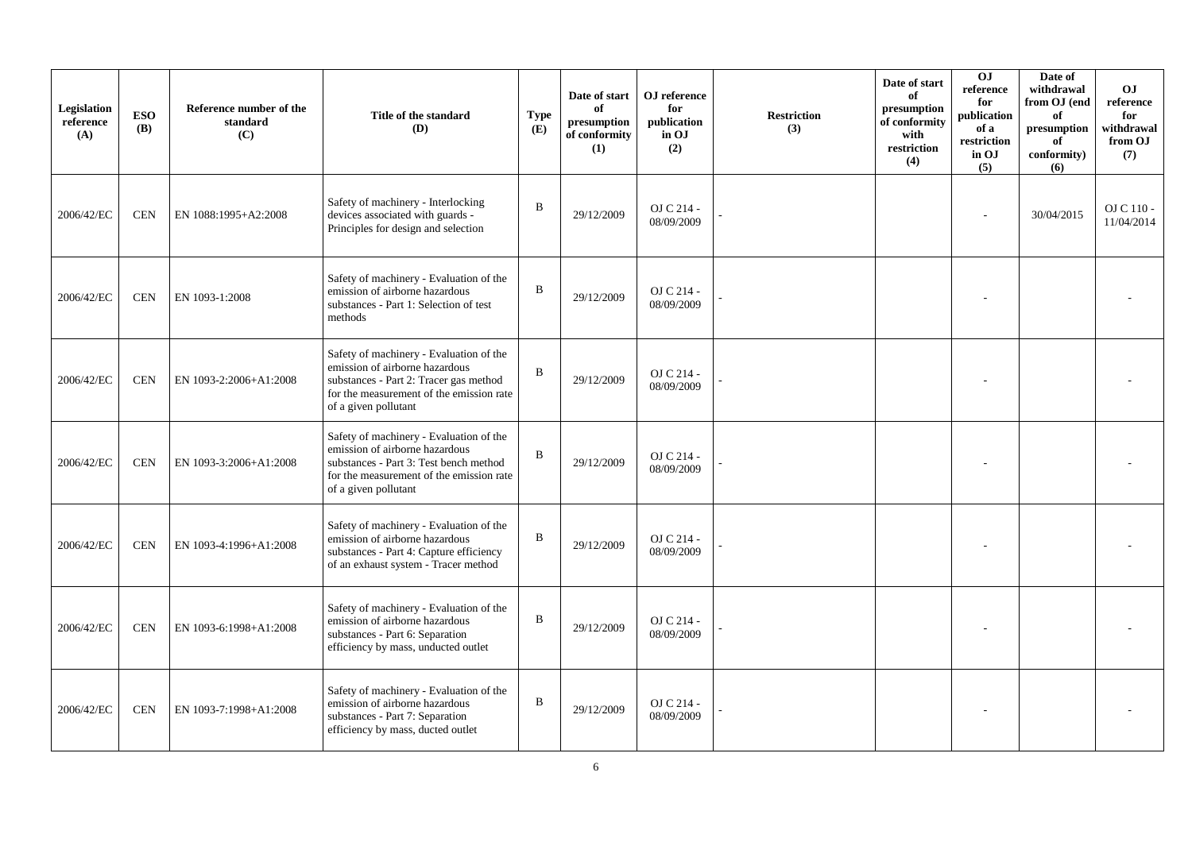| Legislation reference (A) | ESO (B) | Reference number of the standard (C) | Title of the standard (D) | Type (E) | Date of start of presumption of conformity (1) | OJ reference for publication in OJ (2) | Restriction (3) | Date of start of presumption of conformity with restriction (4) | OJ reference for publication of a restriction in OJ (5) | Date of withdrawal from OJ (end of presumption of conformity) (6) | OJ reference for withdrawal from OJ (7) |
|---|---|---|---|---|---|---|---|---|---|---|---|
| 2006/42/EC | CEN | EN 1088:1995+A2:2008 | Safety of machinery - Interlocking devices associated with guards - Principles for design and selection | B | 29/12/2009 | OJ C 214 - 08/09/2009 | - | | - | 30/04/2015 | OJ C 110 - 11/04/2014 |
| 2006/42/EC | CEN | EN 1093-1:2008 | Safety of machinery - Evaluation of the emission of airborne hazardous substances - Part 1: Selection of test methods | B | 29/12/2009 | OJ C 214 - 08/09/2009 | - | | - | | - |
| 2006/42/EC | CEN | EN 1093-2:2006+A1:2008 | Safety of machinery - Evaluation of the emission of airborne hazardous substances - Part 2: Tracer gas method for the measurement of the emission rate of a given pollutant | B | 29/12/2009 | OJ C 214 - 08/09/2009 | - | | - | | - |
| 2006/42/EC | CEN | EN 1093-3:2006+A1:2008 | Safety of machinery - Evaluation of the emission of airborne hazardous substances - Part 3: Test bench method for the measurement of the emission rate of a given pollutant | B | 29/12/2009 | OJ C 214 - 08/09/2009 | - | | - | | - |
| 2006/42/EC | CEN | EN 1093-4:1996+A1:2008 | Safety of machinery - Evaluation of the emission of airborne hazardous substances - Part 4: Capture efficiency of an exhaust system - Tracer method | B | 29/12/2009 | OJ C 214 - 08/09/2009 | - | | - | | - |
| 2006/42/EC | CEN | EN 1093-6:1998+A1:2008 | Safety of machinery - Evaluation of the emission of airborne hazardous substances - Part 6: Separation efficiency by mass, unducted outlet | B | 29/12/2009 | OJ C 214 - 08/09/2009 | - | | - | | - |
| 2006/42/EC | CEN | EN 1093-7:1998+A1:2008 | Safety of machinery - Evaluation of the emission of airborne hazardous substances - Part 7: Separation efficiency by mass, ducted outlet | B | 29/12/2009 | OJ C 214 - 08/09/2009 | - | | - | | - |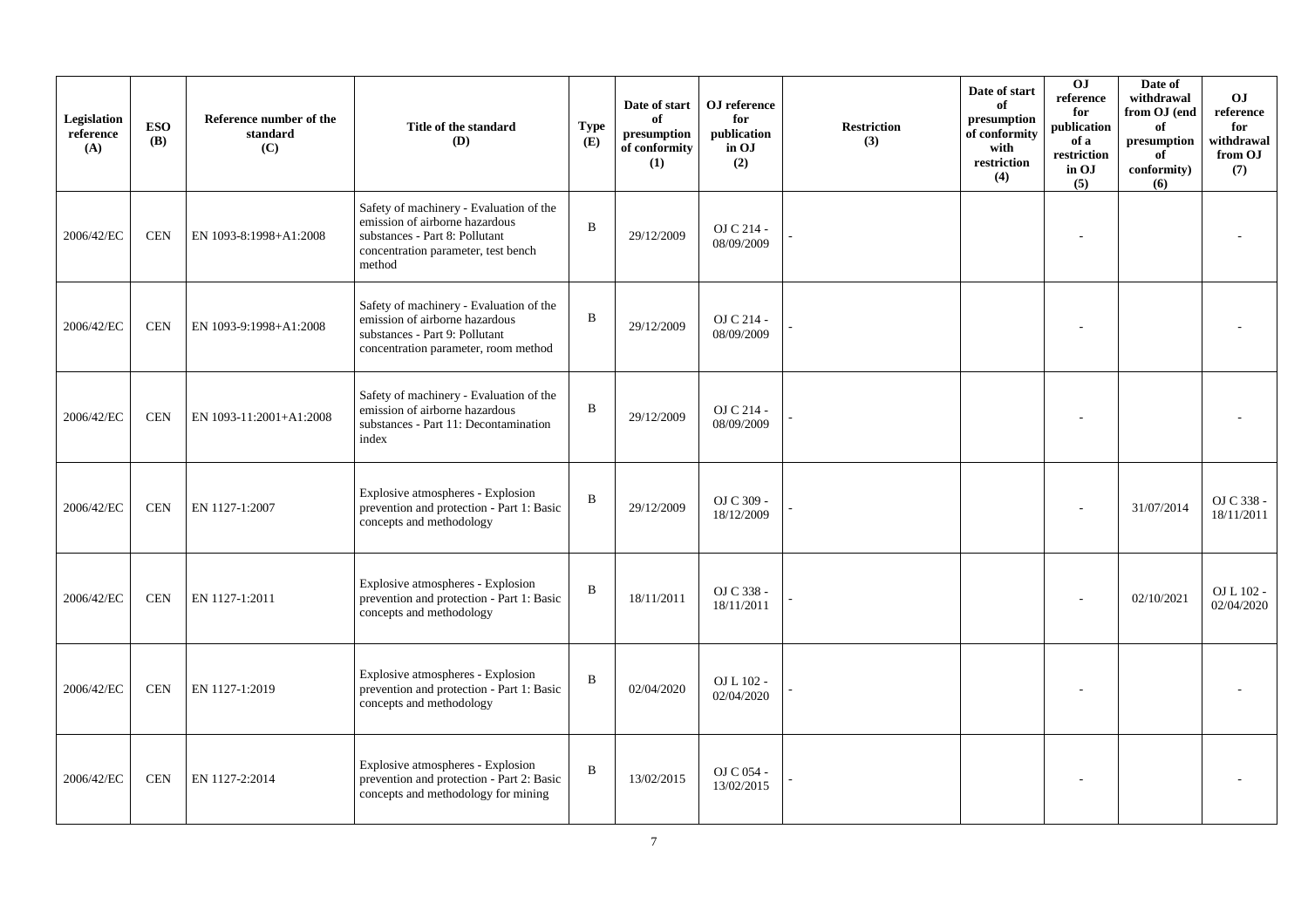| Legislation reference (A) | ESO (B) | Reference number of the standard (C) | Title of the standard (D) | Type (E) | Date of start of presumption of conformity (1) | OJ reference for publication in OJ (2) | Restriction (3) | Date of start of presumption of conformity with restriction (4) | OJ reference for publication of a restriction in OJ (5) | Date of withdrawal from OJ (end of presumption of conformity) (6) | OJ reference for withdrawal from OJ (7) |
|---|---|---|---|---|---|---|---|---|---|---|---|
| 2006/42/EC | CEN | EN 1093-8:1998+A1:2008 | Safety of machinery - Evaluation of the emission of airborne hazardous substances - Part 8: Pollutant concentration parameter, test bench method | B | 29/12/2009 | OJ C 214 - 08/09/2009 | - | | - | | - |
| 2006/42/EC | CEN | EN 1093-9:1998+A1:2008 | Safety of machinery - Evaluation of the emission of airborne hazardous substances - Part 9: Pollutant concentration parameter, room method | B | 29/12/2009 | OJ C 214 - 08/09/2009 | - | | - | | - |
| 2006/42/EC | CEN | EN 1093-11:2001+A1:2008 | Safety of machinery - Evaluation of the emission of airborne hazardous substances - Part 11: Decontamination index | B | 29/12/2009 | OJ C 214 - 08/09/2009 | - | | - | | - |
| 2006/42/EC | CEN | EN 1127-1:2007 | Explosive atmospheres - Explosion prevention and protection - Part 1: Basic concepts and methodology | B | 29/12/2009 | OJ C 309 - 18/12/2009 | - | | - | 31/07/2014 | OJ C 338 - 18/11/2011 |
| 2006/42/EC | CEN | EN 1127-1:2011 | Explosive atmospheres - Explosion prevention and protection - Part 1: Basic concepts and methodology | B | 18/11/2011 | OJ C 338 - 18/11/2011 | - | | - | 02/10/2021 | OJ L 102 - 02/04/2020 |
| 2006/42/EC | CEN | EN 1127-1:2019 | Explosive atmospheres - Explosion prevention and protection - Part 1: Basic concepts and methodology | B | 02/04/2020 | OJ L 102 - 02/04/2020 | - | | - | | - |
| 2006/42/EC | CEN | EN 1127-2:2014 | Explosive atmospheres - Explosion prevention and protection - Part 2: Basic concepts and methodology for mining | B | 13/02/2015 | OJ C 054 - 13/02/2015 | - | | - | | - |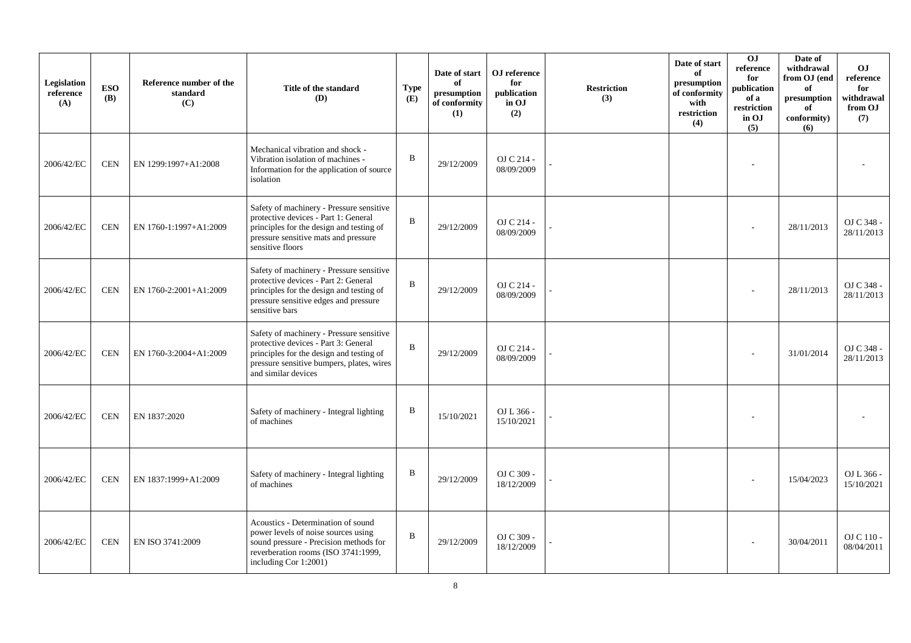| Legislation reference (A) | ESO (B) | Reference number of the standard (C) | Title of the standard (D) | Type (E) | Date of start of presumption of conformity (1) | OJ reference for publication in OJ (2) | Restriction (3) | Date of start of presumption of conformity with restriction (4) | OJ reference for publication of a restriction in OJ (5) | Date of withdrawal from OJ (end of presumption of conformity) (6) | OJ reference for withdrawal from OJ (7) |
|---|---|---|---|---|---|---|---|---|---|---|---|
| 2006/42/EC | CEN | EN 1299:1997+A1:2008 | Mechanical vibration and shock - Vibration isolation of machines - Information for the application of source isolation | B | 29/12/2009 | OJ C 214 - 08/09/2009 | - | | - | | - |
| 2006/42/EC | CEN | EN 1760-1:1997+A1:2009 | Safety of machinery - Pressure sensitive protective devices - Part 1: General principles for the design and testing of pressure sensitive mats and pressure sensitive floors | B | 29/12/2009 | OJ C 214 - 08/09/2009 | - | | - | 28/11/2013 | OJ C 348 - 28/11/2013 |
| 2006/42/EC | CEN | EN 1760-2:2001+A1:2009 | Safety of machinery - Pressure sensitive protective devices - Part 2: General principles for the design and testing of pressure sensitive edges and pressure sensitive bars | B | 29/12/2009 | OJ C 214 - 08/09/2009 | - | | - | 28/11/2013 | OJ C 348 - 28/11/2013 |
| 2006/42/EC | CEN | EN 1760-3:2004+A1:2009 | Safety of machinery - Pressure sensitive protective devices - Part 3: General principles for the design and testing of pressure sensitive bumpers, plates, wires and similar devices | B | 29/12/2009 | OJ C 214 - 08/09/2009 | - | | - | 31/01/2014 | OJ C 348 - 28/11/2013 |
| 2006/42/EC | CEN | EN 1837:2020 | Safety of machinery - Integral lighting of machines | B | 15/10/2021 | OJ L 366 - 15/10/2021 | - | | - | | - |
| 2006/42/EC | CEN | EN 1837:1999+A1:2009 | Safety of machinery - Integral lighting of machines | B | 29/12/2009 | OJ C 309 - 18/12/2009 | - | | - | 15/04/2023 | OJ L 366 - 15/10/2021 |
| 2006/42/EC | CEN | EN ISO 3741:2009 | Acoustics - Determination of sound power levels of noise sources using sound pressure - Precision methods for reverberation rooms (ISO 3741:1999, including Cor 1:2001) | B | 29/12/2009 | OJ C 309 - 18/12/2009 | - | | - | 30/04/2011 | OJ C 110 - 08/04/2011 |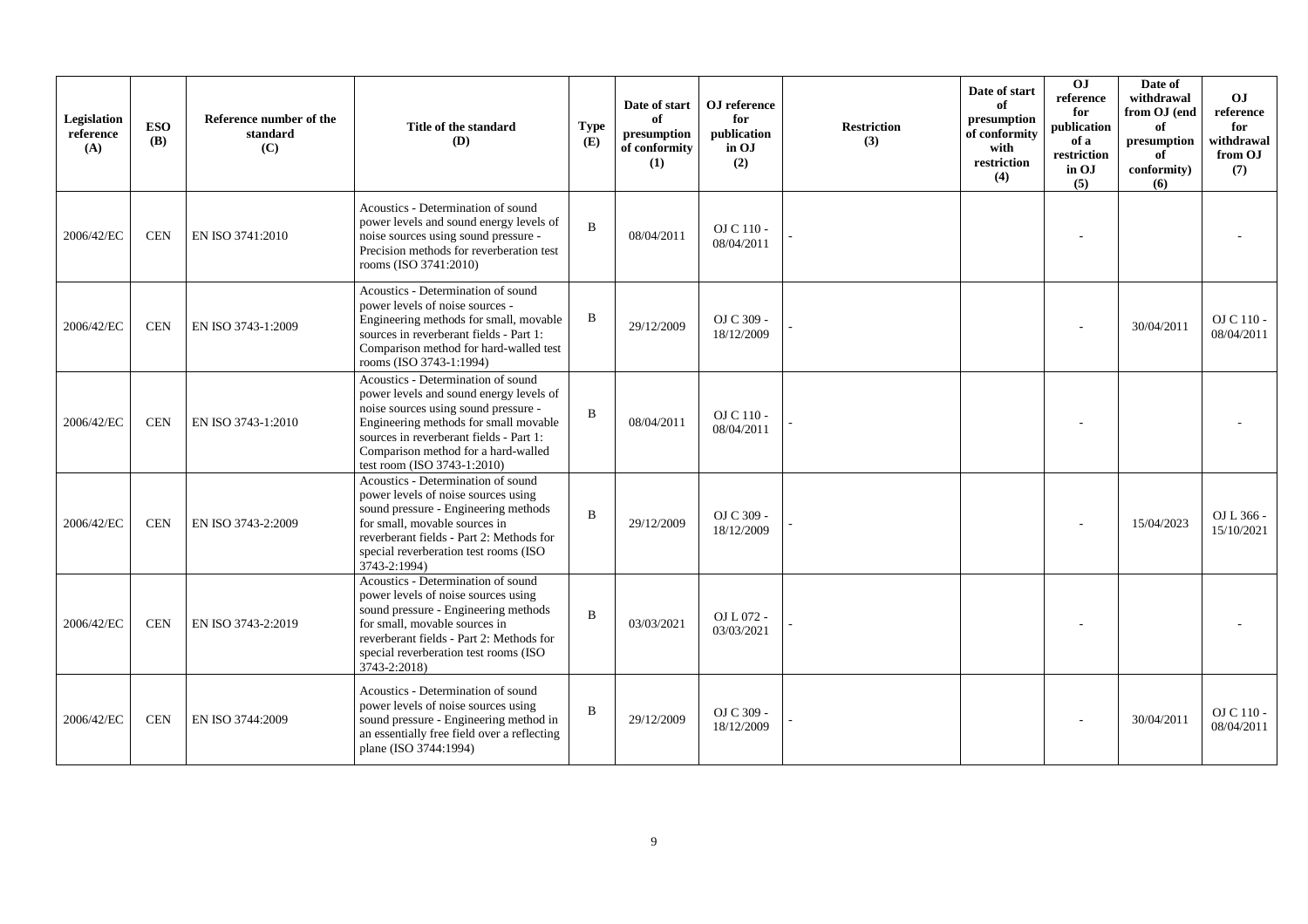| Legislation reference (A) | ESO (B) | Reference number of the standard (C) | Title of the standard (D) | Type (E) | Date of start of presumption of conformity (1) | OJ reference for publication in OJ (2) | Restriction (3) | Date of start of presumption of conformity with restriction (4) | OJ reference for publication of a restriction in OJ (5) | Date of withdrawal from OJ (end of presumption of conformity) (6) | OJ reference for withdrawal from OJ (7) |
|---|---|---|---|---|---|---|---|---|---|---|---|
| 2006/42/EC | CEN | EN ISO 3741:2010 | Acoustics - Determination of sound power levels and sound energy levels of noise sources using sound pressure - Precision methods for reverberation test rooms (ISO 3741:2010) | B | 08/04/2011 | OJ C 110 - 08/04/2011 | - | | - | | - |
| 2006/42/EC | CEN | EN ISO 3743-1:2009 | Acoustics - Determination of sound power levels of noise sources - Engineering methods for small, movable sources in reverberant fields - Part 1: Comparison method for hard-walled test rooms (ISO 3743-1:1994) | B | 29/12/2009 | OJ C 309 - 18/12/2009 | - | | - | 30/04/2011 | OJ C 110 - 08/04/2011 |
| 2006/42/EC | CEN | EN ISO 3743-1:2010 | Acoustics - Determination of sound power levels and sound energy levels of noise sources using sound pressure - Engineering methods for small movable sources in reverberant fields - Part 1: Comparison method for a hard-walled test room (ISO 3743-1:2010) | B | 08/04/2011 | OJ C 110 - 08/04/2011 | - | | - | | - |
| 2006/42/EC | CEN | EN ISO 3743-2:2009 | Acoustics - Determination of sound power levels of noise sources using sound pressure - Engineering methods for small, movable sources in reverberant fields - Part 2: Methods for special reverberation test rooms (ISO 3743-2:1994) | B | 29/12/2009 | OJ C 309 - 18/12/2009 | - | | - | 15/04/2023 | OJ L 366 - 15/10/2021 |
| 2006/42/EC | CEN | EN ISO 3743-2:2019 | Acoustics - Determination of sound power levels of noise sources using sound pressure - Engineering methods for small, movable sources in reverberant fields - Part 2: Methods for special reverberation test rooms (ISO 3743-2:2018) | B | 03/03/2021 | OJ L 072 - 03/03/2021 | - | | - | | - |
| 2006/42/EC | CEN | EN ISO 3744:2009 | Acoustics - Determination of sound power levels of noise sources using sound pressure - Engineering method in an essentially free field over a reflecting plane (ISO 3744:1994) | B | 29/12/2009 | OJ C 309 - 18/12/2009 | - | | - | 30/04/2011 | OJ C 110 - 08/04/2011 |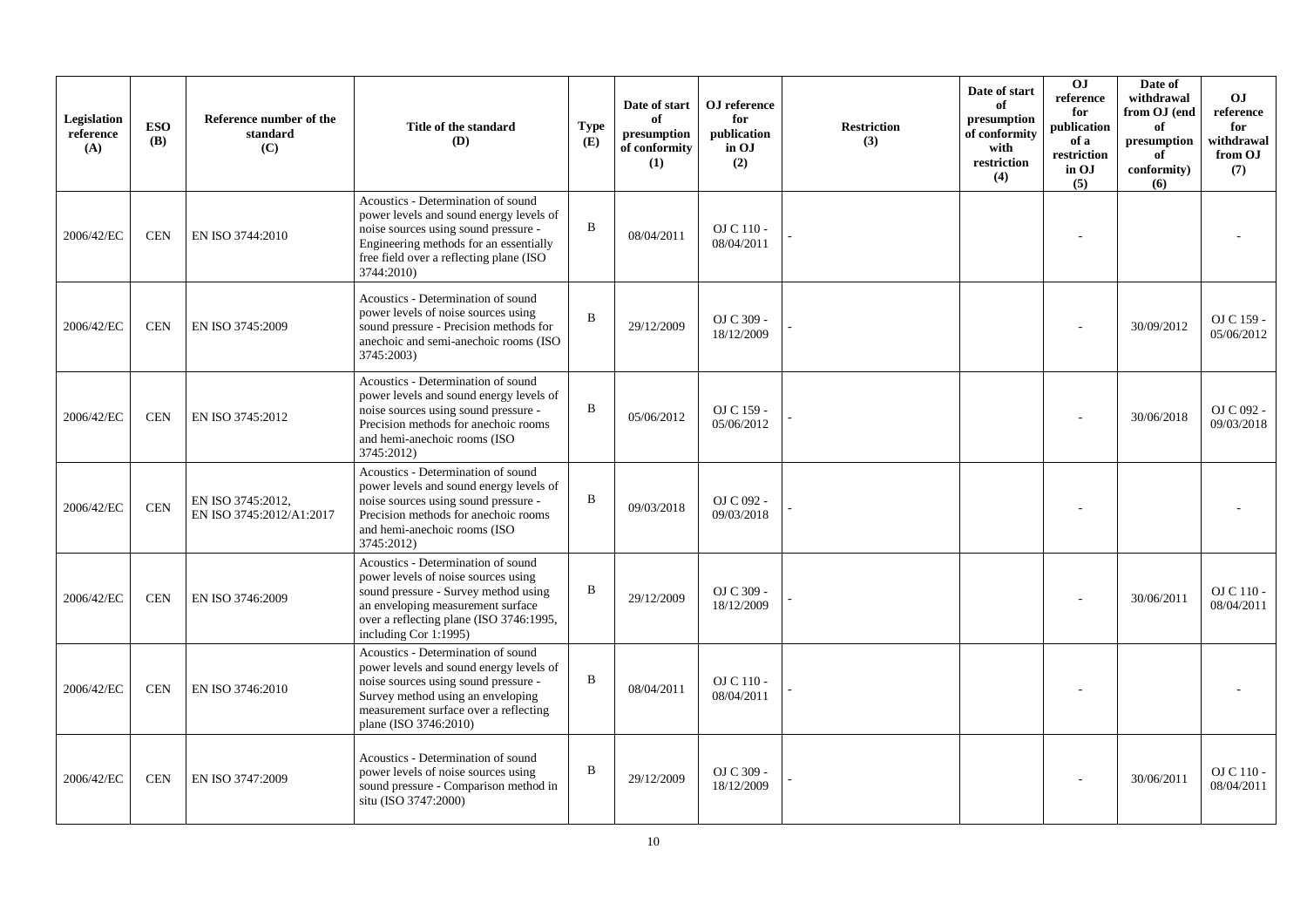| Legislation reference (A) | ESO (B) | Reference number of the standard (C) | Title of the standard (D) | Type (E) | Date of start of presumption of conformity (1) | OJ reference for publication in OJ (2) | Restriction (3) | Date of start of presumption of conformity with restriction (4) | OJ reference for publication of a restriction in OJ (5) | Date of withdrawal from OJ (end of presumption of conformity) (6) | OJ reference for withdrawal from OJ (7) |
|---|---|---|---|---|---|---|---|---|---|---|---|
| 2006/42/EC | CEN | EN ISO 3744:2010 | Acoustics - Determination of sound power levels and sound energy levels of noise sources using sound pressure - Engineering methods for an essentially free field over a reflecting plane (ISO 3744:2010) | B | 08/04/2011 | OJ C 110 - 08/04/2011 | - | | - | | - |
| 2006/42/EC | CEN | EN ISO 3745:2009 | Acoustics - Determination of sound power levels of noise sources using sound pressure - Precision methods for anechoic and semi-anechoic rooms (ISO 3745:2003) | B | 29/12/2009 | OJ C 309 - 18/12/2009 | - | | - | 30/09/2012 | OJ C 159 - 05/06/2012 |
| 2006/42/EC | CEN | EN ISO 3745:2012 | Acoustics - Determination of sound power levels and sound energy levels of noise sources using sound pressure - Precision methods for anechoic rooms and hemi-anechoic rooms (ISO 3745:2012) | B | 05/06/2012 | OJ C 159 - 05/06/2012 | - | | - | 30/06/2018 | OJ C 092 - 09/03/2018 |
| 2006/42/EC | CEN | EN ISO 3745:2012, EN ISO 3745:2012/A1:2017 | Acoustics - Determination of sound power levels and sound energy levels of noise sources using sound pressure - Precision methods for anechoic rooms and hemi-anechoic rooms (ISO 3745:2012) | B | 09/03/2018 | OJ C 092 - 09/03/2018 | - | | - | | - |
| 2006/42/EC | CEN | EN ISO 3746:2009 | Acoustics - Determination of sound power levels of noise sources using sound pressure - Survey method using an enveloping measurement surface over a reflecting plane (ISO 3746:1995, including Cor 1:1995) | B | 29/12/2009 | OJ C 309 - 18/12/2009 | - | | - | 30/06/2011 | OJ C 110 - 08/04/2011 |
| 2006/42/EC | CEN | EN ISO 3746:2010 | Acoustics - Determination of sound power levels and sound energy levels of noise sources using sound pressure - Survey method using an enveloping measurement surface over a reflecting plane (ISO 3746:2010) | B | 08/04/2011 | OJ C 110 - 08/04/2011 | - | | - | | - |
| 2006/42/EC | CEN | EN ISO 3747:2009 | Acoustics - Determination of sound power levels of noise sources using sound pressure - Comparison method in situ (ISO 3747:2000) | B | 29/12/2009 | OJ C 309 - 18/12/2009 | - | | - | 30/06/2011 | OJ C 110 - 08/04/2011 |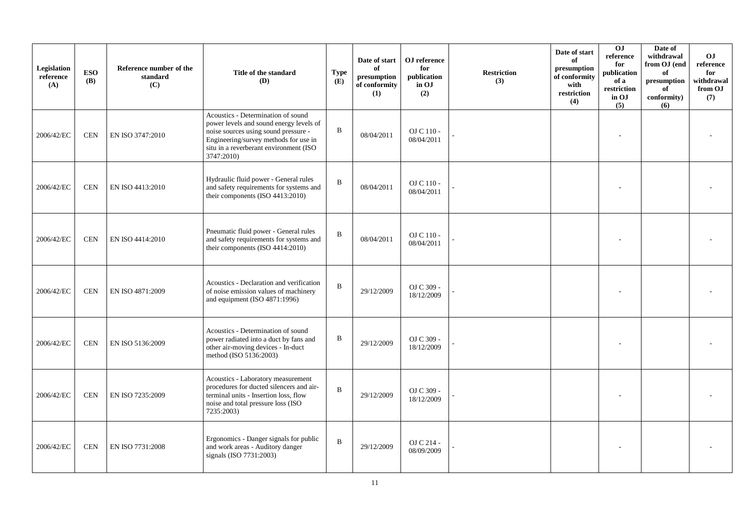| Legislation reference (A) | ESO (B) | Reference number of the standard (C) | Title of the standard (D) | Type (E) | Date of start of presumption of conformity (1) | OJ reference for publication in OJ (2) | Restriction (3) | Date of start of presumption of conformity with restriction (4) | OJ reference for publication of a restriction in OJ (5) | Date of withdrawal from OJ (end of presumption of conformity) (6) | OJ reference for withdrawal from OJ (7) |
|---|---|---|---|---|---|---|---|---|---|---|---|
| 2006/42/EC | CEN | EN ISO 3747:2010 | Acoustics - Determination of sound power levels and sound energy levels of noise sources using sound pressure - Engineering/survey methods for use in situ in a reverberant environment (ISO 3747:2010) | B | 08/04/2011 | OJ C 110 - 08/04/2011 | - | | - | | - |
| 2006/42/EC | CEN | EN ISO 4413:2010 | Hydraulic fluid power - General rules and safety requirements for systems and their components (ISO 4413:2010) | B | 08/04/2011 | OJ C 110 - 08/04/2011 | - | | - | | - |
| 2006/42/EC | CEN | EN ISO 4414:2010 | Pneumatic fluid power - General rules and safety requirements for systems and their components (ISO 4414:2010) | B | 08/04/2011 | OJ C 110 - 08/04/2011 | - | | - | | - |
| 2006/42/EC | CEN | EN ISO 4871:2009 | Acoustics - Declaration and verification of noise emission values of machinery and equipment (ISO 4871:1996) | B | 29/12/2009 | OJ C 309 - 18/12/2009 | - | | - | | - |
| 2006/42/EC | CEN | EN ISO 5136:2009 | Acoustics - Determination of sound power radiated into a duct by fans and other air-moving devices - In-duct method (ISO 5136:2003) | B | 29/12/2009 | OJ C 309 - 18/12/2009 | - | | - | | - |
| 2006/42/EC | CEN | EN ISO 7235:2009 | Acoustics - Laboratory measurement procedures for ducted silencers and air-terminal units - Insertion loss, flow noise and total pressure loss (ISO 7235:2003) | B | 29/12/2009 | OJ C 309 - 18/12/2009 | - | | - | | - |
| 2006/42/EC | CEN | EN ISO 7731:2008 | Ergonomics - Danger signals for public and work areas - Auditory danger signals (ISO 7731:2003) | B | 29/12/2009 | OJ C 214 - 08/09/2009 | - | | - | | - |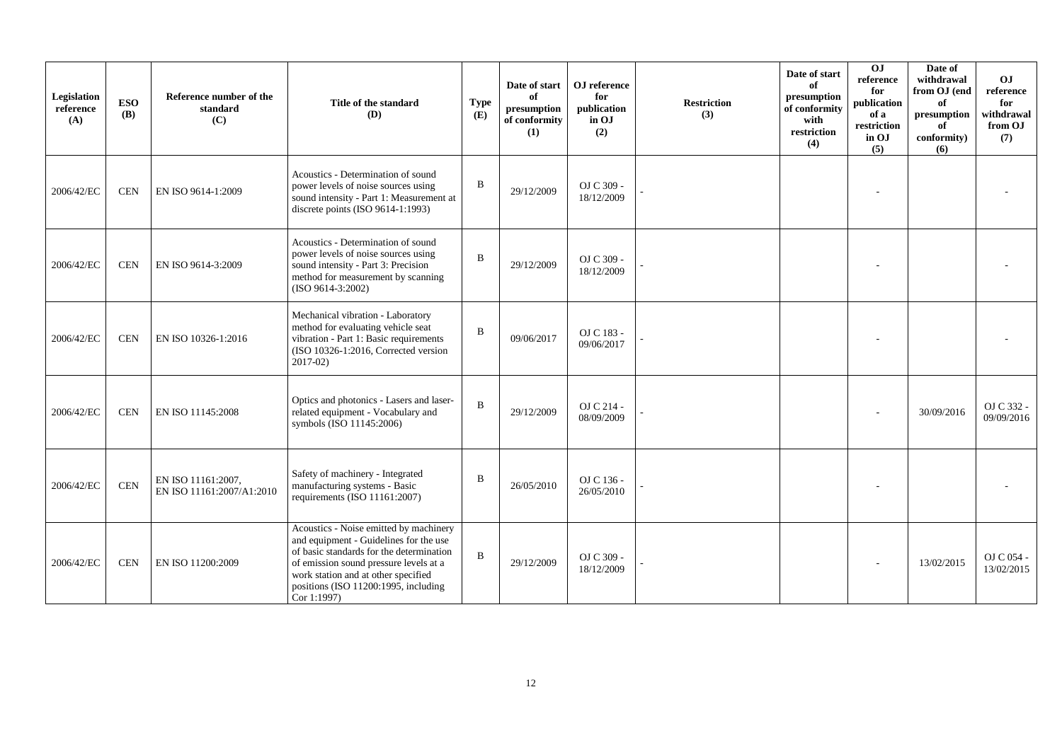| Legislation reference (A) | ESO (B) | Reference number of the standard (C) | Title of the standard (D) | Type (E) | Date of start of presumption of conformity (1) | OJ reference for publication in OJ (2) | Restriction (3) | Date of start of presumption of conformity with restriction (4) | OJ reference for publication of a restriction in OJ (5) | Date of withdrawal from OJ (end of presumption of conformity) (6) | OJ reference for withdrawal from OJ (7) |
|---|---|---|---|---|---|---|---|---|---|---|---|
| 2006/42/EC | CEN | EN ISO 9614-1:2009 | Acoustics - Determination of sound power levels of noise sources using sound intensity - Part 1: Measurement at discrete points (ISO 9614-1:1993) | B | 29/12/2009 | OJ C 309 - 18/12/2009 | - | | - | | - |
| 2006/42/EC | CEN | EN ISO 9614-3:2009 | Acoustics - Determination of sound power levels of noise sources using sound intensity - Part 3: Precision method for measurement by scanning (ISO 9614-3:2002) | B | 29/12/2009 | OJ C 309 - 18/12/2009 | - | | - | | - |
| 2006/42/EC | CEN | EN ISO 10326-1:2016 | Mechanical vibration - Laboratory method for evaluating vehicle seat vibration - Part 1: Basic requirements (ISO 10326-1:2016, Corrected version 2017-02) | B | 09/06/2017 | OJ C 183 - 09/06/2017 | - | | - | | - |
| 2006/42/EC | CEN | EN ISO 11145:2008 | Optics and photonics - Lasers and laser-related equipment - Vocabulary and symbols (ISO 11145:2006) | B | 29/12/2009 | OJ C 214 - 08/09/2009 | - | | - | 30/09/2016 | OJ C 332 - 09/09/2016 |
| 2006/42/EC | CEN | EN ISO 11161:2007, EN ISO 11161:2007/A1:2010 | Safety of machinery - Integrated manufacturing systems - Basic requirements (ISO 11161:2007) | B | 26/05/2010 | OJ C 136 - 26/05/2010 | - | | - | | - |
| 2006/42/EC | CEN | EN ISO 11200:2009 | Acoustics - Noise emitted by machinery and equipment - Guidelines for the use of basic standards for the determination of emission sound pressure levels at a work station and at other specified positions (ISO 11200:1995, including Cor 1:1997) | B | 29/12/2009 | OJ C 309 - 18/12/2009 | - | | - | 13/02/2015 | OJ C 054 - 13/02/2015 |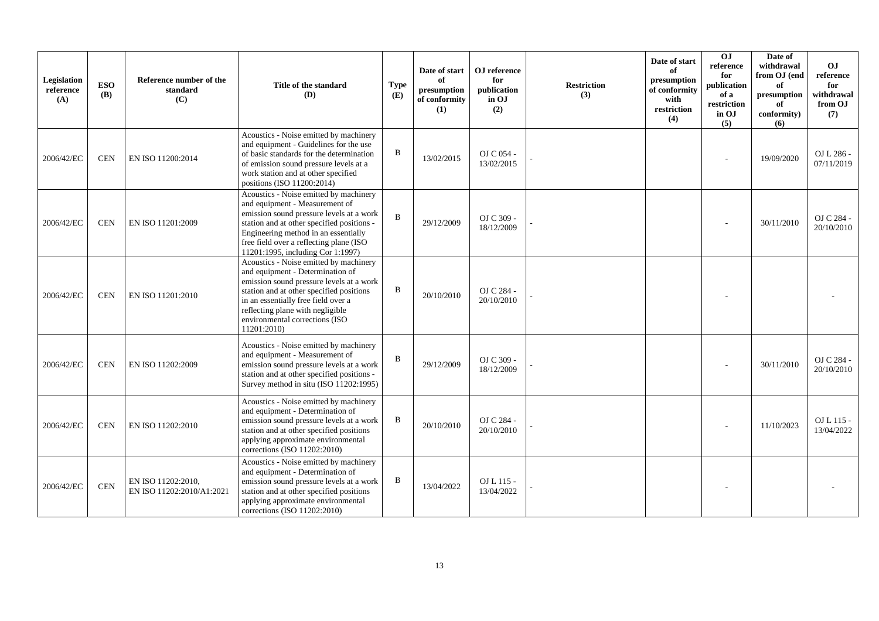| Legislation reference (A) | ESO (B) | Reference number of the standard (C) | Title of the standard (D) | Type (E) | Date of start of presumption of conformity (1) | OJ reference for publication in OJ (2) | Restriction (3) | Date of start of presumption of conformity with restriction (4) | OJ reference for publication of a restriction in OJ (5) | Date of withdrawal from OJ (end of presumption of conformity) (6) | OJ reference for withdrawal from OJ (7) |
|---|---|---|---|---|---|---|---|---|---|---|---|
| 2006/42/EC | CEN | EN ISO 11200:2014 | Acoustics - Noise emitted by machinery and equipment - Guidelines for the use of basic standards for the determination of emission sound pressure levels at a work station and at other specified positions (ISO 11200:2014) | B | 13/02/2015 | OJ C 054 - 13/02/2015 | - | | - | 19/09/2020 | OJ L 286 - 07/11/2019 |
| 2006/42/EC | CEN | EN ISO 11201:2009 | Acoustics - Noise emitted by machinery and equipment - Measurement of emission sound pressure levels at a work station and at other specified positions - Engineering method in an essentially free field over a reflecting plane (ISO 11201:1995, including Cor 1:1997) | B | 29/12/2009 | OJ C 309 - 18/12/2009 | - | | - | 30/11/2010 | OJ C 284 - 20/10/2010 |
| 2006/42/EC | CEN | EN ISO 11201:2010 | Acoustics - Noise emitted by machinery and equipment - Determination of emission sound pressure levels at a work station and at other specified positions in an essentially free field over a reflecting plane with negligible environmental corrections (ISO 11201:2010) | B | 20/10/2010 | OJ C 284 - 20/10/2010 | - | | - | | - |
| 2006/42/EC | CEN | EN ISO 11202:2009 | Acoustics - Noise emitted by machinery and equipment - Measurement of emission sound pressure levels at a work station and at other specified positions - Survey method in situ (ISO 11202:1995) | B | 29/12/2009 | OJ C 309 - 18/12/2009 | - | | - | 30/11/2010 | OJ C 284 - 20/10/2010 |
| 2006/42/EC | CEN | EN ISO 11202:2010 | Acoustics - Noise emitted by machinery and equipment - Determination of emission sound pressure levels at a work station and at other specified positions applying approximate environmental corrections (ISO 11202:2010) | B | 20/10/2010 | OJ C 284 - 20/10/2010 | - | | - | 11/10/2023 | OJ L 115 - 13/04/2022 |
| 2006/42/EC | CEN | EN ISO 11202:2010, EN ISO 11202:2010/A1:2021 | Acoustics - Noise emitted by machinery and equipment - Determination of emission sound pressure levels at a work station and at other specified positions applying approximate environmental corrections (ISO 11202:2010) | B | 13/04/2022 | OJ L 115 - 13/04/2022 | - | | - | | - |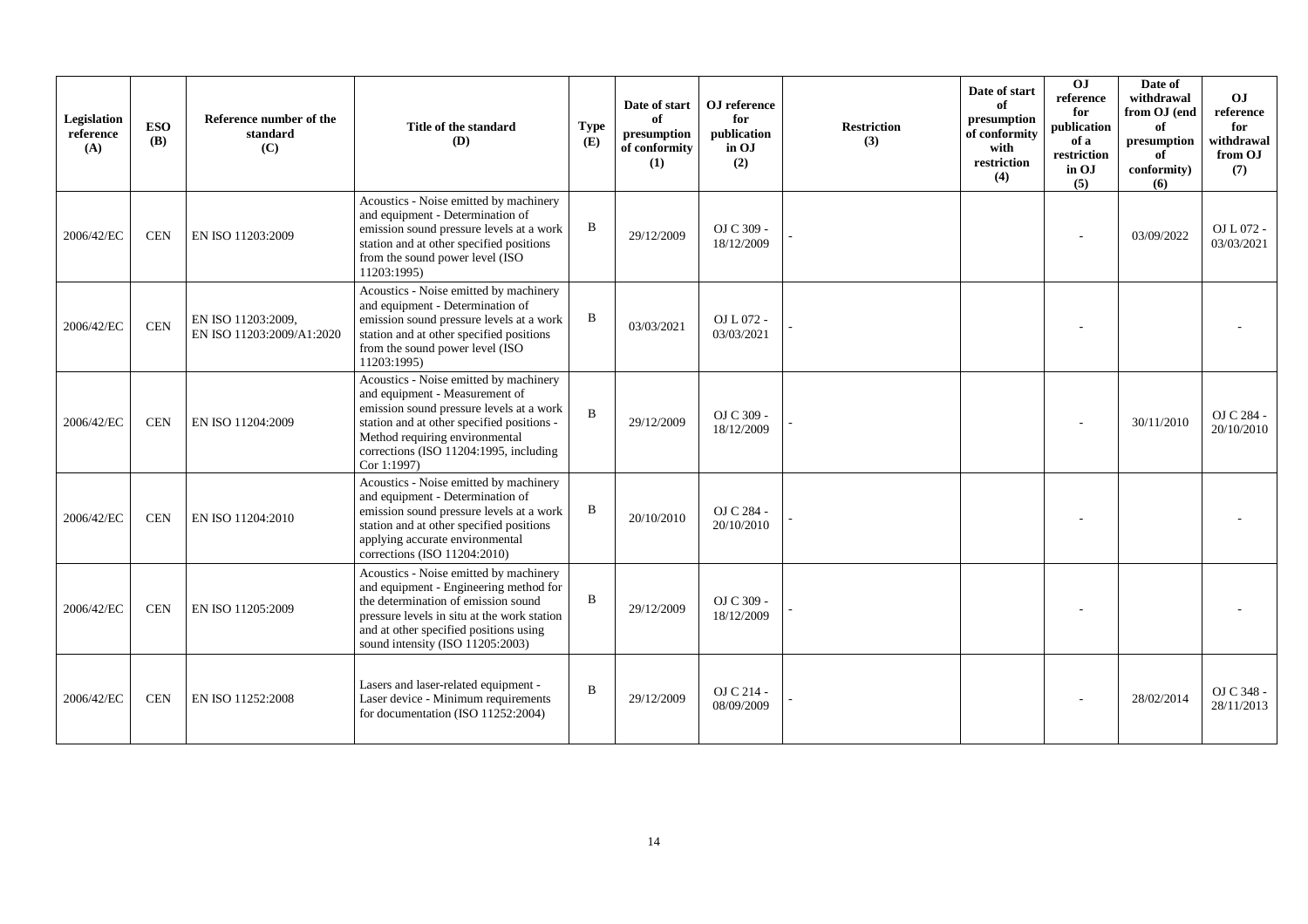| Legislation reference (A) | ESO (B) | Reference number of the standard (C) | Title of the standard (D) | Type (E) | Date of start of presumption of conformity (1) | OJ reference for publication in OJ (2) | Restriction (3) | Date of start of presumption of conformity with restriction (4) | OJ reference for publication of a restriction in OJ (5) | Date of withdrawal from OJ (end of presumption of conformity) (6) | OJ reference for withdrawal from OJ (7) |
|---|---|---|---|---|---|---|---|---|---|---|---|
| 2006/42/EC | CEN | EN ISO 11203:2009 | Acoustics - Noise emitted by machinery and equipment - Determination of emission sound pressure levels at a work station and at other specified positions from the sound power level (ISO 11203:1995) | B | 29/12/2009 | OJ C 309 - 18/12/2009 | - | | - | 03/09/2022 | OJ L 072 - 03/03/2021 |
| 2006/42/EC | CEN | EN ISO 11203:2009, EN ISO 11203:2009/A1:2020 | Acoustics - Noise emitted by machinery and equipment - Determination of emission sound pressure levels at a work station and at other specified positions from the sound power level (ISO 11203:1995) | B | 03/03/2021 | OJ L 072 - 03/03/2021 | - | | - | | - |
| 2006/42/EC | CEN | EN ISO 11204:2009 | Acoustics - Noise emitted by machinery and equipment - Measurement of emission sound pressure levels at a work station and at other specified positions - Method requiring environmental corrections (ISO 11204:1995, including Cor 1:1997) | B | 29/12/2009 | OJ C 309 - 18/12/2009 | - | | - | 30/11/2010 | OJ C 284 - 20/10/2010 |
| 2006/42/EC | CEN | EN ISO 11204:2010 | Acoustics - Noise emitted by machinery and equipment - Determination of emission sound pressure levels at a work station and at other specified positions applying accurate environmental corrections (ISO 11204:2010) | B | 20/10/2010 | OJ C 284 - 20/10/2010 | - | | - | | - |
| 2006/42/EC | CEN | EN ISO 11205:2009 | Acoustics - Noise emitted by machinery and equipment - Engineering method for the determination of emission sound pressure levels in situ at the work station and at other specified positions using sound intensity (ISO 11205:2003) | B | 29/12/2009 | OJ C 309 - 18/12/2009 | - | | - | | - |
| 2006/42/EC | CEN | EN ISO 11252:2008 | Lasers and laser-related equipment - Laser device - Minimum requirements for documentation (ISO 11252:2004) | B | 29/12/2009 | OJ C 214 - 08/09/2009 | - | | - | 28/02/2014 | OJ C 348 - 28/11/2013 |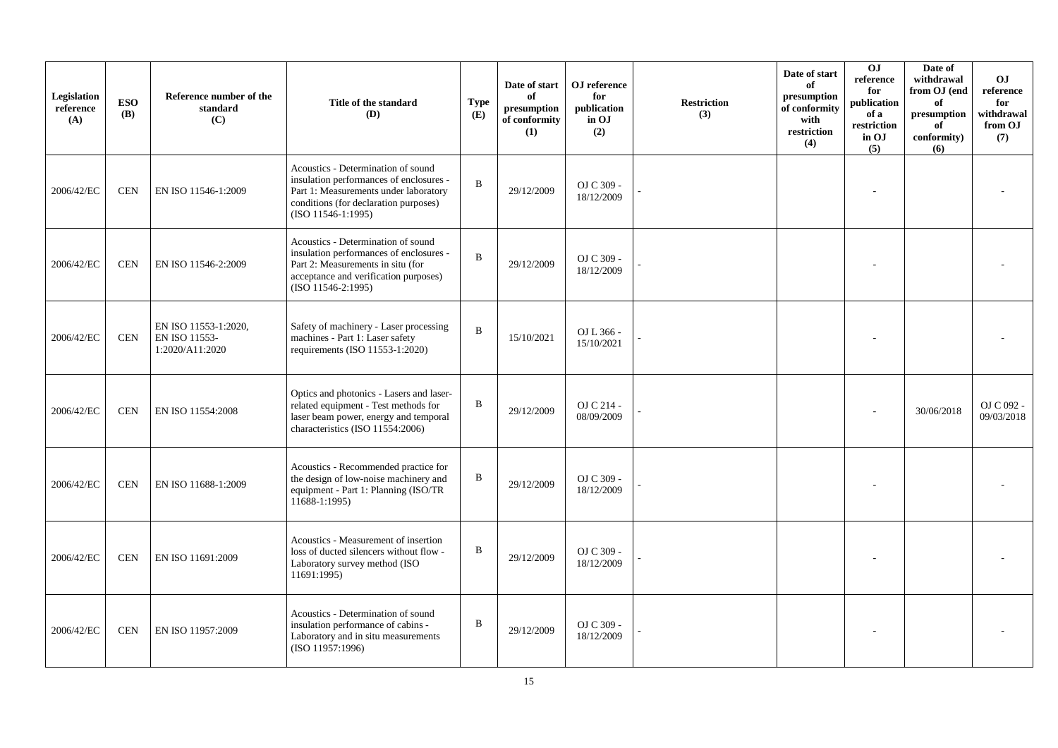| Legislation reference (A) | ESO (B) | Reference number of the standard (C) | Title of the standard (D) | Type (E) | Date of start of presumption of conformity (1) | OJ reference for publication in OJ (2) | Restriction (3) | Date of start of presumption of conformity with restriction (4) | OJ reference for publication of a restriction in OJ (5) | Date of withdrawal from OJ (end of presumption of conformity) (6) | OJ reference for withdrawal from OJ (7) |
|---|---|---|---|---|---|---|---|---|---|---|---|
| 2006/42/EC | CEN | EN ISO 11546-1:2009 | Acoustics - Determination of sound insulation performances of enclosures - Part 1: Measurements under laboratory conditions (for declaration purposes) (ISO 11546-1:1995) | B | 29/12/2009 | OJ C 309 - 18/12/2009 | - | | - | | - |
| 2006/42/EC | CEN | EN ISO 11546-2:2009 | Acoustics - Determination of sound insulation performances of enclosures - Part 2: Measurements in situ (for acceptance and verification purposes) (ISO 11546-2:1995) | B | 29/12/2009 | OJ C 309 - 18/12/2009 | - | | - | | - |
| 2006/42/EC | CEN | EN ISO 11553-1:2020, EN ISO 11553-1:2020/A11:2020 | Safety of machinery - Laser processing machines - Part 1: Laser safety requirements (ISO 11553-1:2020) | B | 15/10/2021 | OJ L 366 - 15/10/2021 | - | | - | | - |
| 2006/42/EC | CEN | EN ISO 11554:2008 | Optics and photonics - Lasers and laser-related equipment - Test methods for laser beam power, energy and temporal characteristics (ISO 11554:2006) | B | 29/12/2009 | OJ C 214 - 08/09/2009 | - | | - | 30/06/2018 | OJ C 092 - 09/03/2018 |
| 2006/42/EC | CEN | EN ISO 11688-1:2009 | Acoustics - Recommended practice for the design of low-noise machinery and equipment - Part 1: Planning (ISO/TR 11688-1:1995) | B | 29/12/2009 | OJ C 309 - 18/12/2009 | - | | - | | - |
| 2006/42/EC | CEN | EN ISO 11691:2009 | Acoustics - Measurement of insertion loss of ducted silencers without flow - Laboratory survey method (ISO 11691:1995) | B | 29/12/2009 | OJ C 309 - 18/12/2009 | - | | - | | - |
| 2006/42/EC | CEN | EN ISO 11957:2009 | Acoustics - Determination of sound insulation performance of cabins - Laboratory and in situ measurements (ISO 11957:1996) | B | 29/12/2009 | OJ C 309 - 18/12/2009 | - | | - | | - |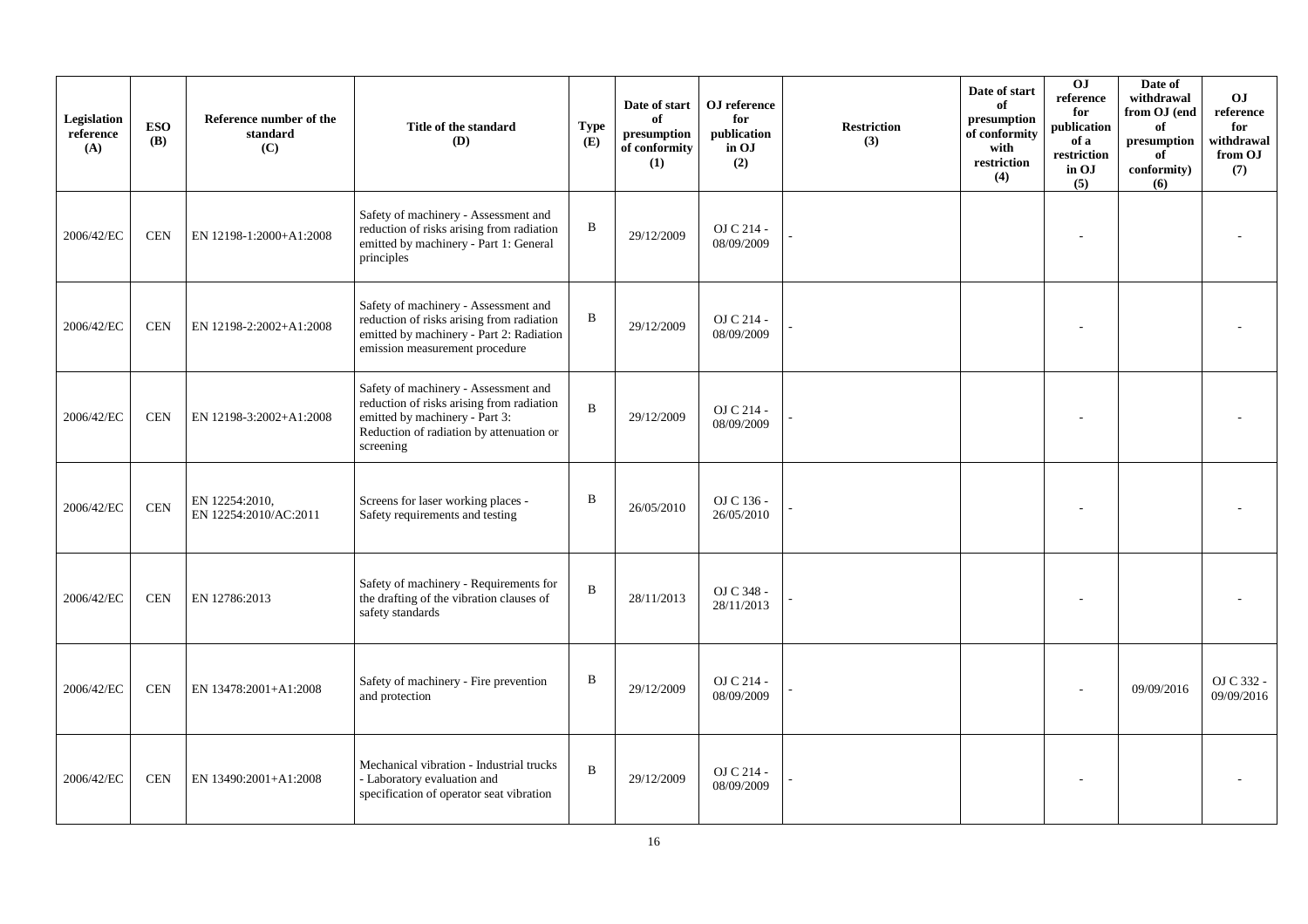| Legislation reference (A) | ESO (B) | Reference number of the standard (C) | Title of the standard (D) | Type (E) | Date of start of presumption of conformity (1) | OJ reference for publication in OJ (2) | Restriction (3) | Date of start of presumption of conformity with restriction (4) | OJ reference for publication of a restriction in OJ (5) | Date of withdrawal from OJ (end of presumption of conformity) (6) | OJ reference for withdrawal from OJ (7) |
|---|---|---|---|---|---|---|---|---|---|---|---|
| 2006/42/EC | CEN | EN 12198-1:2000+A1:2008 | Safety of machinery - Assessment and reduction of risks arising from radiation emitted by machinery - Part 1: General principles | B | 29/12/2009 | OJ C 214 - 08/09/2009 | - | | - | | - |
| 2006/42/EC | CEN | EN 12198-2:2002+A1:2008 | Safety of machinery - Assessment and reduction of risks arising from radiation emitted by machinery - Part 2: Radiation emission measurement procedure | B | 29/12/2009 | OJ C 214 - 08/09/2009 | - | | - | | - |
| 2006/42/EC | CEN | EN 12198-3:2002+A1:2008 | Safety of machinery - Assessment and reduction of risks arising from radiation emitted by machinery - Part 3: Reduction of radiation by attenuation or screening | B | 29/12/2009 | OJ C 214 - 08/09/2009 | - | | - | | - |
| 2006/42/EC | CEN | EN 12254:2010, EN 12254:2010/AC:2011 | Screens for laser working places - Safety requirements and testing | B | 26/05/2010 | OJ C 136 - 26/05/2010 | - | | - | | - |
| 2006/42/EC | CEN | EN 12786:2013 | Safety of machinery - Requirements for the drafting of the vibration clauses of safety standards | B | 28/11/2013 | OJ C 348 - 28/11/2013 | - | | - | | - |
| 2006/42/EC | CEN | EN 13478:2001+A1:2008 | Safety of machinery - Fire prevention and protection | B | 29/12/2009 | OJ C 214 - 08/09/2009 | - | | - | 09/09/2016 | OJ C 332 - 09/09/2016 |
| 2006/42/EC | CEN | EN 13490:2001+A1:2008 | Mechanical vibration - Industrial trucks - Laboratory evaluation and specification of operator seat vibration | B | 29/12/2009 | OJ C 214 - 08/09/2009 | - | | - | | - |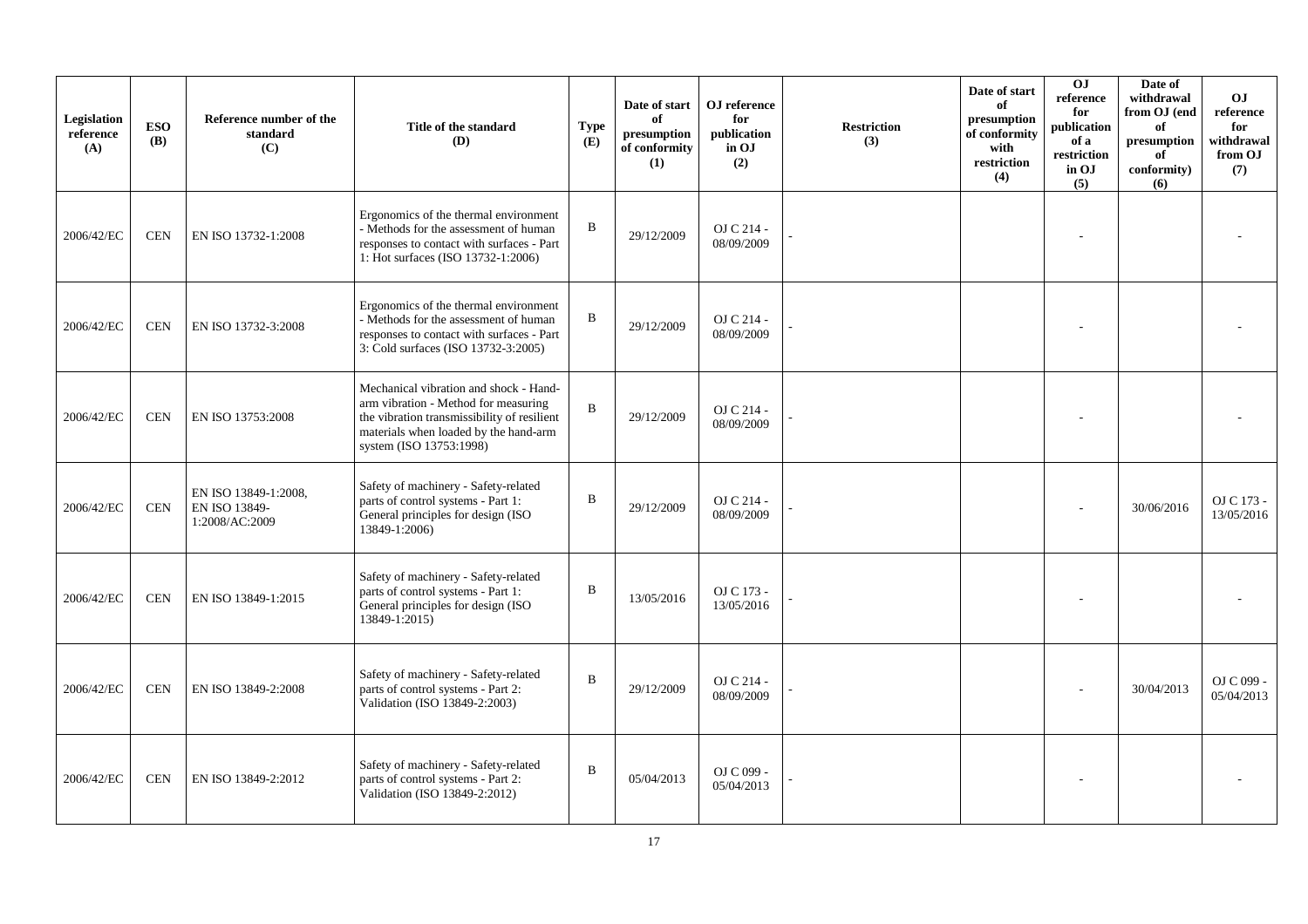| Legislation reference (A) | ESO (B) | Reference number of the standard (C) | Title of the standard (D) | Type (E) | Date of start of presumption of conformity (1) | OJ reference for publication in OJ (2) | Restriction (3) | Date of start of presumption of conformity with restriction (4) | OJ reference for publication of a restriction in OJ (5) | Date of withdrawal from OJ (end of presumption of conformity) (6) | OJ reference for withdrawal from OJ (7) |
|---|---|---|---|---|---|---|---|---|---|---|---|
| 2006/42/EC | CEN | EN ISO 13732-1:2008 | Ergonomics of the thermal environment - Methods for the assessment of human responses to contact with surfaces - Part 1: Hot surfaces (ISO 13732-1:2006) | B | 29/12/2009 | OJ C 214 - 08/09/2009 | - | | - | | - |
| 2006/42/EC | CEN | EN ISO 13732-3:2008 | Ergonomics of the thermal environment - Methods for the assessment of human responses to contact with surfaces - Part 3: Cold surfaces (ISO 13732-3:2005) | B | 29/12/2009 | OJ C 214 - 08/09/2009 | - | | - | | - |
| 2006/42/EC | CEN | EN ISO 13753:2008 | Mechanical vibration and shock - Hand-arm vibration - Method for measuring the vibration transmissibility of resilient materials when loaded by the hand-arm system (ISO 13753:1998) | B | 29/12/2009 | OJ C 214 - 08/09/2009 | - | | - | | - |
| 2006/42/EC | CEN | EN ISO 13849-1:2008, EN ISO 13849-1:2008/AC:2009 | Safety of machinery - Safety-related parts of control systems - Part 1: General principles for design (ISO 13849-1:2006) | B | 29/12/2009 | OJ C 214 - 08/09/2009 | - | | - | 30/06/2016 | OJ C 173 - 13/05/2016 |
| 2006/42/EC | CEN | EN ISO 13849-1:2015 | Safety of machinery - Safety-related parts of control systems - Part 1: General principles for design (ISO 13849-1:2015) | B | 13/05/2016 | OJ C 173 - 13/05/2016 | - | | - | | - |
| 2006/42/EC | CEN | EN ISO 13849-2:2008 | Safety of machinery - Safety-related parts of control systems - Part 2: Validation (ISO 13849-2:2003) | B | 29/12/2009 | OJ C 214 - 08/09/2009 | - | | - | 30/04/2013 | OJ C 099 - 05/04/2013 |
| 2006/42/EC | CEN | EN ISO 13849-2:2012 | Safety of machinery - Safety-related parts of control systems - Part 2: Validation (ISO 13849-2:2012) | B | 05/04/2013 | OJ C 099 - 05/04/2013 | - | | - | | - |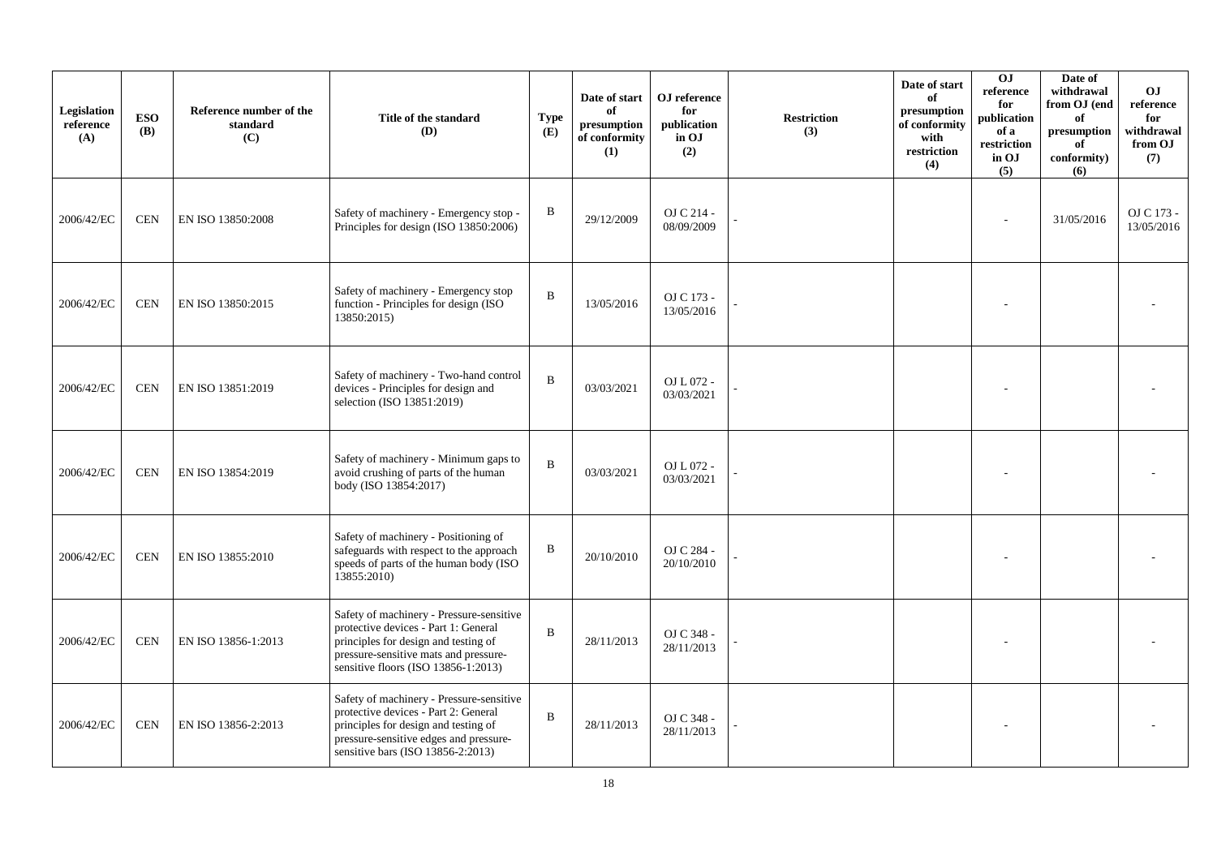| Legislation reference (A) | ESO (B) | Reference number of the standard (C) | Title of the standard (D) | Type (E) | Date of start of presumption of conformity (1) | OJ reference for publication in OJ (2) | Restriction (3) | Date of start of presumption of conformity with restriction (4) | OJ reference for publication of a restriction in OJ (5) | Date of withdrawal from OJ (end of presumption of conformity) (6) | OJ reference for withdrawal from OJ (7) |
|---|---|---|---|---|---|---|---|---|---|---|---|
| 2006/42/EC | CEN | EN ISO 13850:2008 | Safety of machinery - Emergency stop - Principles for design (ISO 13850:2006) | B | 29/12/2009 | OJ C 214 - 08/09/2009 | - | | - | 31/05/2016 | OJ C 173 - 13/05/2016 |
| 2006/42/EC | CEN | EN ISO 13850:2015 | Safety of machinery - Emergency stop function - Principles for design (ISO 13850:2015) | B | 13/05/2016 | OJ C 173 - 13/05/2016 | - | | - | | - |
| 2006/42/EC | CEN | EN ISO 13851:2019 | Safety of machinery - Two-hand control devices - Principles for design and selection (ISO 13851:2019) | B | 03/03/2021 | OJ L 072 - 03/03/2021 | - | | - | | - |
| 2006/42/EC | CEN | EN ISO 13854:2019 | Safety of machinery - Minimum gaps to avoid crushing of parts of the human body (ISO 13854:2017) | B | 03/03/2021 | OJ L 072 - 03/03/2021 | - | | - | | - |
| 2006/42/EC | CEN | EN ISO 13855:2010 | Safety of machinery - Positioning of safeguards with respect to the approach speeds of parts of the human body (ISO 13855:2010) | B | 20/10/2010 | OJ C 284 - 20/10/2010 | - | | - | | - |
| 2006/42/EC | CEN | EN ISO 13856-1:2013 | Safety of machinery - Pressure-sensitive protective devices - Part 1: General principles for design and testing of pressure-sensitive mats and pressure-sensitive floors (ISO 13856-1:2013) | B | 28/11/2013 | OJ C 348 - 28/11/2013 | - | | - | | - |
| 2006/42/EC | CEN | EN ISO 13856-2:2013 | Safety of machinery - Pressure-sensitive protective devices - Part 2: General principles for design and testing of pressure-sensitive edges and pressure-sensitive bars (ISO 13856-2:2013) | B | 28/11/2013 | OJ C 348 - 28/11/2013 | - | | - | | - |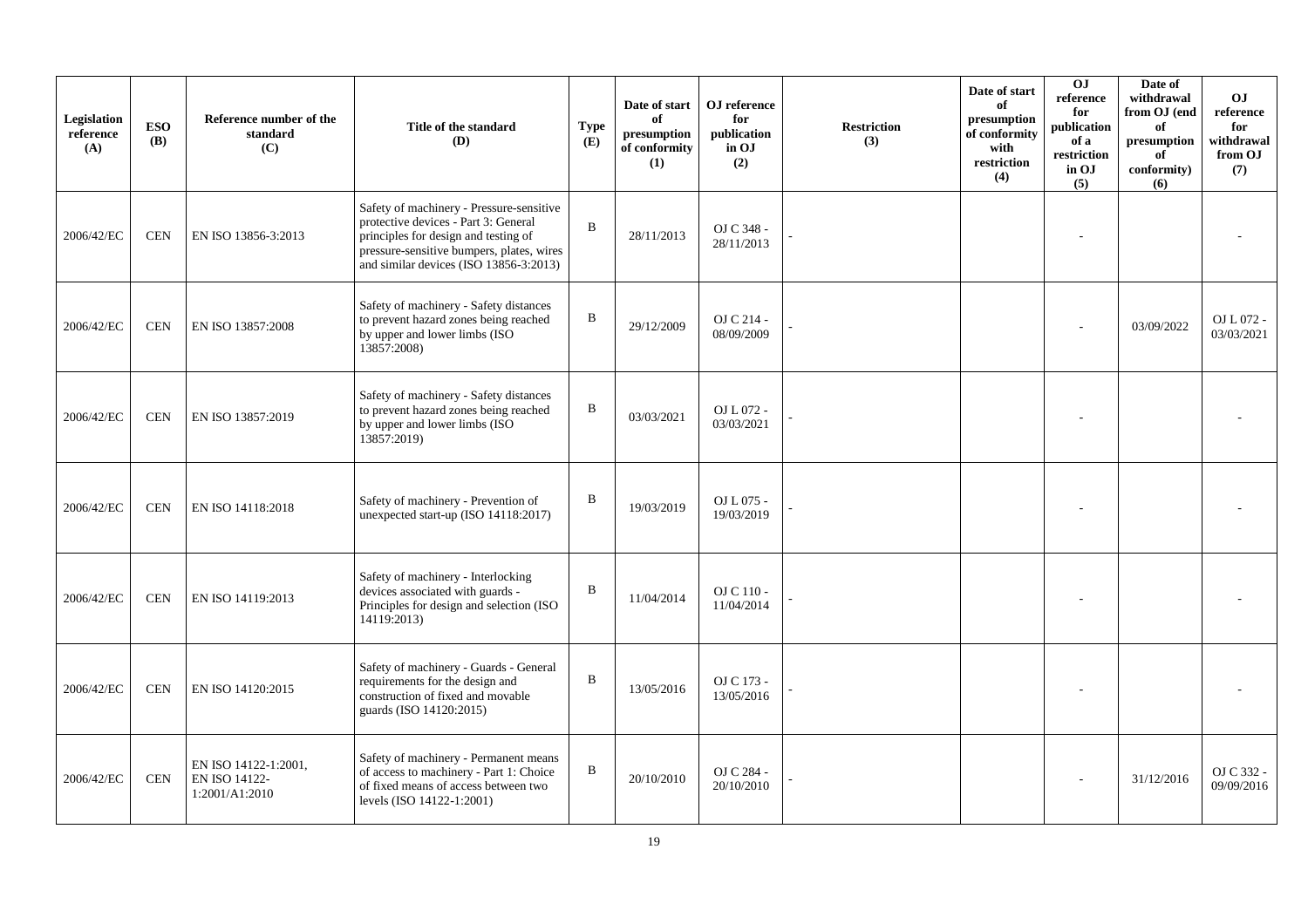| Legislation reference (A) | ESO (B) | Reference number of the standard (C) | Title of the standard (D) | Type (E) | Date of start of presumption of conformity (1) | OJ reference for publication in OJ (2) | Restriction (3) | Date of start of presumption of conformity with restriction (4) | OJ reference for publication of a restriction in OJ (5) | Date of withdrawal from OJ (end of presumption of conformity) (6) | OJ reference for withdrawal from OJ (7) |
|---|---|---|---|---|---|---|---|---|---|---|---|
| 2006/42/EC | CEN | EN ISO 13856-3:2013 | Safety of machinery - Pressure-sensitive protective devices - Part 3: General principles for design and testing of pressure-sensitive bumpers, plates, wires and similar devices (ISO 13856-3:2013) | B | 28/11/2013 | OJ C 348 - 28/11/2013 | - | | - | | - |
| 2006/42/EC | CEN | EN ISO 13857:2008 | Safety of machinery - Safety distances to prevent hazard zones being reached by upper and lower limbs (ISO 13857:2008) | B | 29/12/2009 | OJ C 214 - 08/09/2009 | - | | - | 03/09/2022 | OJ L 072 - 03/03/2021 |
| 2006/42/EC | CEN | EN ISO 13857:2019 | Safety of machinery - Safety distances to prevent hazard zones being reached by upper and lower limbs (ISO 13857:2019) | B | 03/03/2021 | OJ L 072 - 03/03/2021 | - | | - | | - |
| 2006/42/EC | CEN | EN ISO 14118:2018 | Safety of machinery - Prevention of unexpected start-up (ISO 14118:2017) | B | 19/03/2019 | OJ L 075 - 19/03/2019 | - | | - | | - |
| 2006/42/EC | CEN | EN ISO 14119:2013 | Safety of machinery - Interlocking devices associated with guards - Principles for design and selection (ISO 14119:2013) | B | 11/04/2014 | OJ C 110 - 11/04/2014 | - | | - | | - |
| 2006/42/EC | CEN | EN ISO 14120:2015 | Safety of machinery - Guards - General requirements for the design and construction of fixed and movable guards (ISO 14120:2015) | B | 13/05/2016 | OJ C 173 - 13/05/2016 | - | | - | | - |
| 2006/42/EC | CEN | EN ISO 14122-1:2001, EN ISO 14122-1:2001/A1:2010 | Safety of machinery - Permanent means of access to machinery - Part 1: Choice of fixed means of access between two levels (ISO 14122-1:2001) | B | 20/10/2010 | OJ C 284 - 20/10/2010 | - | | - | 31/12/2016 | OJ C 332 - 09/09/2016 |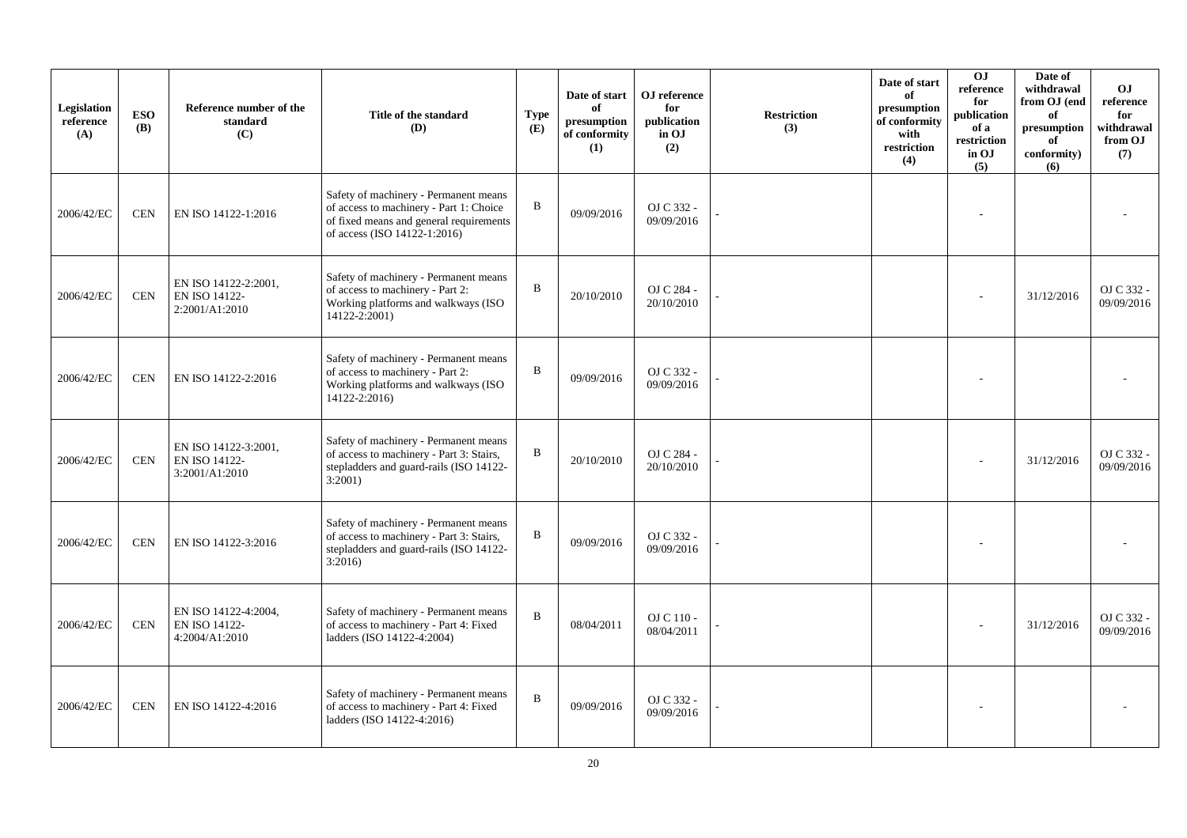| Legislation reference (A) | ESO (B) | Reference number of the standard (C) | Title of the standard (D) | Type (E) | Date of start of presumption of conformity (1) | OJ reference for publication in OJ (2) | Restriction (3) | Date of start of presumption of conformity with restriction (4) | OJ reference for publication of a restriction in OJ (5) | Date of withdrawal from OJ (end of presumption of conformity) (6) | OJ reference for withdrawal from OJ (7) |
|---|---|---|---|---|---|---|---|---|---|---|---|
| 2006/42/EC | CEN | EN ISO 14122-1:2016 | Safety of machinery - Permanent means of access to machinery - Part 1: Choice of fixed means and general requirements of access (ISO 14122-1:2016) | B | 09/09/2016 | OJ C 332 - 09/09/2016 | - | | - | | - |
| 2006/42/EC | CEN | EN ISO 14122-2:2001, EN ISO 14122-2:2001/A1:2010 | Safety of machinery - Permanent means of access to machinery - Part 2: Working platforms and walkways (ISO 14122-2:2001) | B | 20/10/2010 | OJ C 284 - 20/10/2010 | - | | - | 31/12/2016 | OJ C 332 - 09/09/2016 |
| 2006/42/EC | CEN | EN ISO 14122-2:2016 | Safety of machinery - Permanent means of access to machinery - Part 2: Working platforms and walkways (ISO 14122-2:2016) | B | 09/09/2016 | OJ C 332 - 09/09/2016 | - | | - | | - |
| 2006/42/EC | CEN | EN ISO 14122-3:2001, EN ISO 14122-3:2001/A1:2010 | Safety of machinery - Permanent means of access to machinery - Part 3: Stairs, stepladders and guard-rails (ISO 14122-3:2001) | B | 20/10/2010 | OJ C 284 - 20/10/2010 | - | | - | 31/12/2016 | OJ C 332 - 09/09/2016 |
| 2006/42/EC | CEN | EN ISO 14122-3:2016 | Safety of machinery - Permanent means of access to machinery - Part 3: Stairs, stepladders and guard-rails (ISO 14122-3:2016) | B | 09/09/2016 | OJ C 332 - 09/09/2016 | - | | - | | - |
| 2006/42/EC | CEN | EN ISO 14122-4:2004, EN ISO 14122-4:2004/A1:2010 | Safety of machinery - Permanent means of access to machinery - Part 4: Fixed ladders (ISO 14122-4:2004) | B | 08/04/2011 | OJ C 110 - 08/04/2011 | - | | - | 31/12/2016 | OJ C 332 - 09/09/2016 |
| 2006/42/EC | CEN | EN ISO 14122-4:2016 | Safety of machinery - Permanent means of access to machinery - Part 4: Fixed ladders (ISO 14122-4:2016) | B | 09/09/2016 | OJ C 332 - 09/09/2016 | - | | - | | - |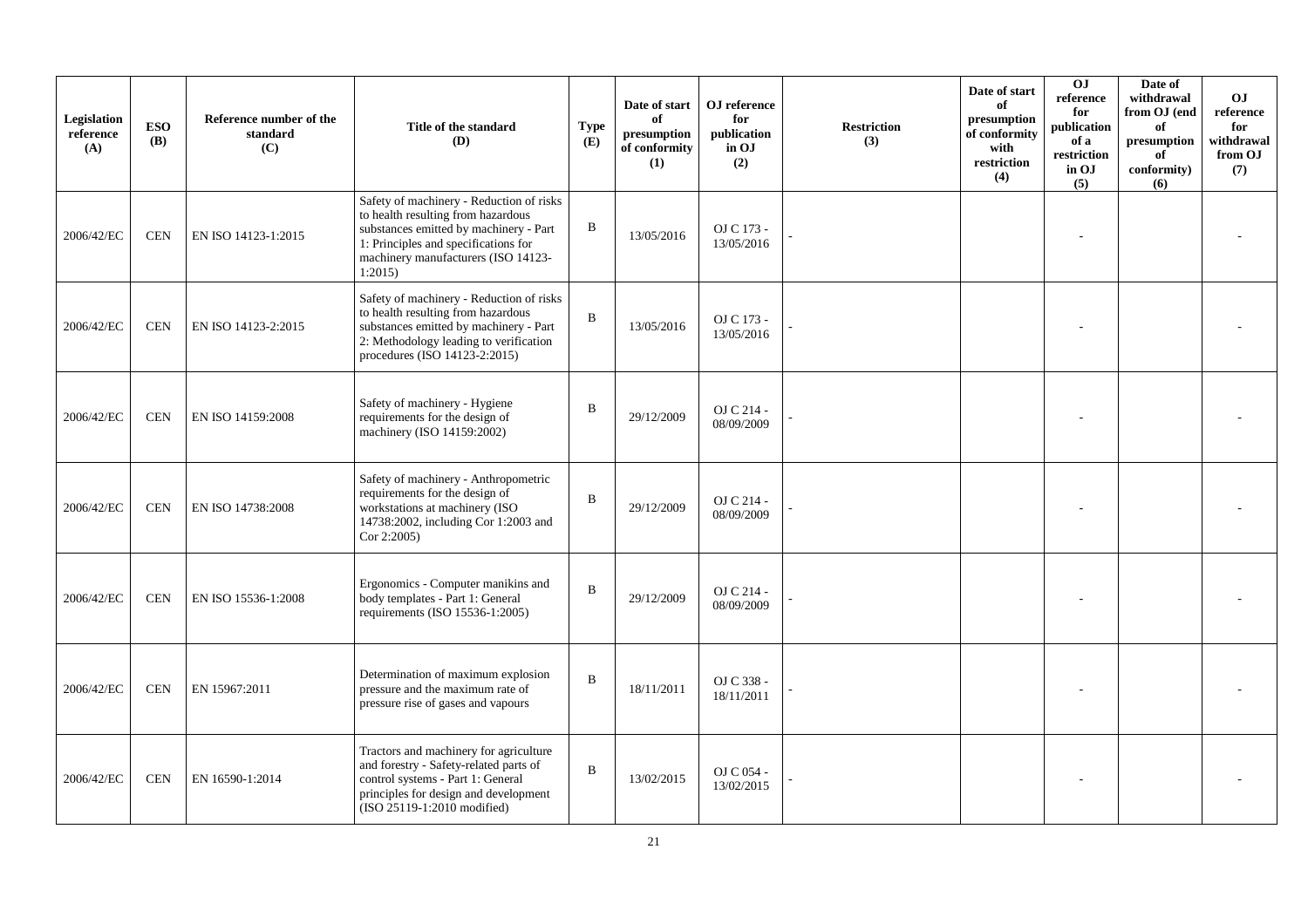| Legislation reference (A) | ESO (B) | Reference number of the standard (C) | Title of the standard (D) | Type (E) | Date of start of presumption of conformity (1) | OJ reference for publication in OJ (2) | Restriction (3) | Date of start of presumption of conformity with restriction (4) | OJ reference for publication of a restriction in OJ (5) | Date of withdrawal from OJ (end of presumption of conformity) (6) | OJ reference for withdrawal from OJ (7) |
|---|---|---|---|---|---|---|---|---|---|---|---|
| 2006/42/EC | CEN | EN ISO 14123-1:2015 | Safety of machinery - Reduction of risks to health resulting from hazardous substances emitted by machinery - Part 1: Principles and specifications for machinery manufacturers (ISO 14123-1:2015) | B | 13/05/2016 | OJ C 173 - 13/05/2016 | - | | - | | - |
| 2006/42/EC | CEN | EN ISO 14123-2:2015 | Safety of machinery - Reduction of risks to health resulting from hazardous substances emitted by machinery - Part 2: Methodology leading to verification procedures (ISO 14123-2:2015) | B | 13/05/2016 | OJ C 173 - 13/05/2016 | - | | - | | - |
| 2006/42/EC | CEN | EN ISO 14159:2008 | Safety of machinery - Hygiene requirements for the design of machinery (ISO 14159:2002) | B | 29/12/2009 | OJ C 214 - 08/09/2009 | - | | - | | - |
| 2006/42/EC | CEN | EN ISO 14738:2008 | Safety of machinery - Anthropometric requirements for the design of workstations at machinery (ISO 14738:2002, including Cor 1:2003 and Cor 2:2005) | B | 29/12/2009 | OJ C 214 - 08/09/2009 | - | | - | | - |
| 2006/42/EC | CEN | EN ISO 15536-1:2008 | Ergonomics - Computer manikins and body templates - Part 1: General requirements (ISO 15536-1:2005) | B | 29/12/2009 | OJ C 214 - 08/09/2009 | - | | - | | - |
| 2006/42/EC | CEN | EN 15967:2011 | Determination of maximum explosion pressure and the maximum rate of pressure rise of gases and vapours | B | 18/11/2011 | OJ C 338 - 18/11/2011 | - | | - | | - |
| 2006/42/EC | CEN | EN 16590-1:2014 | Tractors and machinery for agriculture and forestry - Safety-related parts of control systems - Part 1: General principles for design and development (ISO 25119-1:2010 modified) | B | 13/02/2015 | OJ C 054 - 13/02/2015 | - | | - | | - |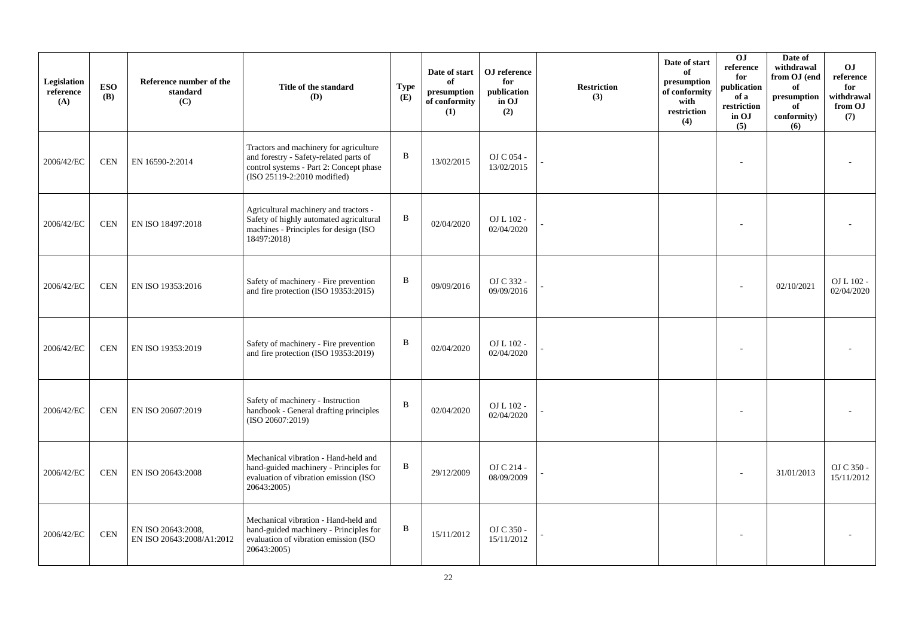| Legislation reference (A) | ESO (B) | Reference number of the standard (C) | Title of the standard (D) | Type (E) | Date of start of presumption of conformity (1) | OJ reference for publication in OJ (2) | Restriction (3) | Date of start of presumption of conformity with restriction (4) | OJ reference for publication of a restriction in OJ (5) | Date of withdrawal from OJ (end of presumption of conformity) (6) | OJ reference for withdrawal from OJ (7) |
|---|---|---|---|---|---|---|---|---|---|---|---|
| 2006/42/EC | CEN | EN 16590-2:2014 | Tractors and machinery for agriculture and forestry - Safety-related parts of control systems - Part 2: Concept phase (ISO 25119-2:2010 modified) | B | 13/02/2015 | OJ C 054 - 13/02/2015 | - | | - | | - |
| 2006/42/EC | CEN | EN ISO 18497:2018 | Agricultural machinery and tractors - Safety of highly automated agricultural machines - Principles for design (ISO 18497:2018) | B | 02/04/2020 | OJ L 102 - 02/04/2020 | - | | - | | - |
| 2006/42/EC | CEN | EN ISO 19353:2016 | Safety of machinery - Fire prevention and fire protection (ISO 19353:2015) | B | 09/09/2016 | OJ C 332 - 09/09/2016 | - | | - | 02/10/2021 | OJ L 102 - 02/04/2020 |
| 2006/42/EC | CEN | EN ISO 19353:2019 | Safety of machinery - Fire prevention and fire protection (ISO 19353:2019) | B | 02/04/2020 | OJ L 102 - 02/04/2020 | - | | - | | - |
| 2006/42/EC | CEN | EN ISO 20607:2019 | Safety of machinery - Instruction handbook - General drafting principles (ISO 20607:2019) | B | 02/04/2020 | OJ L 102 - 02/04/2020 | - | | - | | - |
| 2006/42/EC | CEN | EN ISO 20643:2008 | Mechanical vibration - Hand-held and hand-guided machinery - Principles for evaluation of vibration emission (ISO 20643:2005) | B | 29/12/2009 | OJ C 214 - 08/09/2009 | - | | - | 31/01/2013 | OJ C 350 - 15/11/2012 |
| 2006/42/EC | CEN | EN ISO 20643:2008, EN ISO 20643:2008/A1:2012 | Mechanical vibration - Hand-held and hand-guided machinery - Principles for evaluation of vibration emission (ISO 20643:2005) | B | 15/11/2012 | OJ C 350 - 15/11/2012 | - | | - | | - |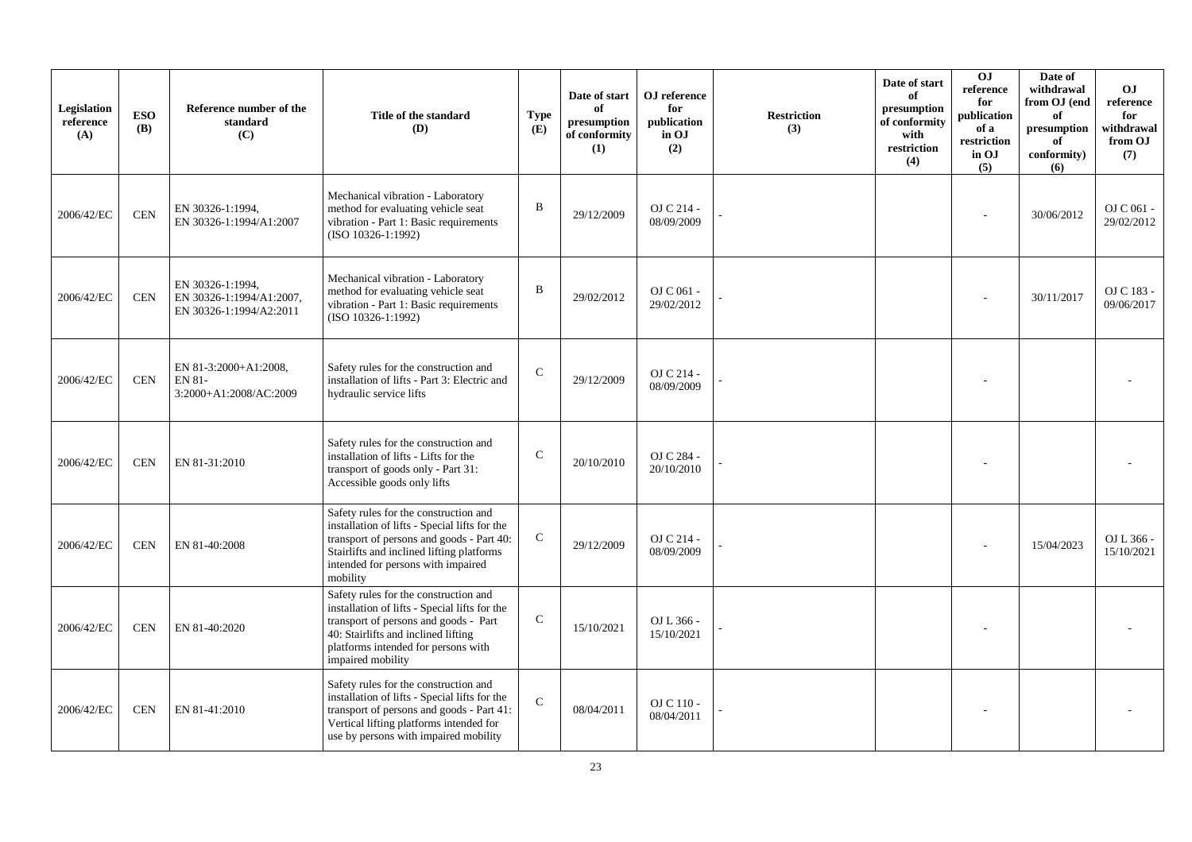| Legislation reference (A) | ESO (B) | Reference number of the standard (C) | Title of the standard (D) | Type (E) | Date of start of presumption of conformity (1) | OJ reference for publication in OJ (2) | Restriction (3) | Date of start of presumption of conformity with restriction (4) | OJ reference for publication of a restriction in OJ (5) | Date of withdrawal from OJ (end of presumption of conformity) (6) | OJ reference for withdrawal from OJ (7) |
|---|---|---|---|---|---|---|---|---|---|---|---|
| 2006/42/EC | CEN | EN 30326-1:1994, EN 30326-1:1994/A1:2007 | Mechanical vibration - Laboratory method for evaluating vehicle seat vibration - Part 1: Basic requirements (ISO 10326-1:1992) | B | 29/12/2009 | OJ C 214 - 08/09/2009 | - | | - | 30/06/2012 | OJ C 061 - 29/02/2012 |
| 2006/42/EC | CEN | EN 30326-1:1994, EN 30326-1:1994/A1:2007, EN 30326-1:1994/A2:2011 | Mechanical vibration - Laboratory method for evaluating vehicle seat vibration - Part 1: Basic requirements (ISO 10326-1:1992) | B | 29/02/2012 | OJ C 061 - 29/02/2012 | - | | - | 30/11/2017 | OJ C 183 - 09/06/2017 |
| 2006/42/EC | CEN | EN 81-3:2000+A1:2008, EN 81-3:2000+A1:2008/AC:2009 | Safety rules for the construction and installation of lifts - Part 3: Electric and hydraulic service lifts | C | 29/12/2009 | OJ C 214 - 08/09/2009 | - | | - | | - |
| 2006/42/EC | CEN | EN 81-31:2010 | Safety rules for the construction and installation of lifts - Lifts for the transport of goods only - Part 31: Accessible goods only lifts | C | 20/10/2010 | OJ C 284 - 20/10/2010 | - | | - | | - |
| 2006/42/EC | CEN | EN 81-40:2008 | Safety rules for the construction and installation of lifts - Special lifts for the transport of persons and goods - Part 40: Stairlifts and inclined lifting platforms intended for persons with impaired mobility | C | 29/12/2009 | OJ C 214 - 08/09/2009 | - | | - | 15/04/2023 | OJ L 366 - 15/10/2021 |
| 2006/42/EC | CEN | EN 81-40:2020 | Safety rules for the construction and installation of lifts - Special lifts for the transport of persons and goods - Part 40: Stairlifts and inclined lifting platforms intended for persons with impaired mobility | C | 15/10/2021 | OJ L 366 - 15/10/2021 | - | | - | | - |
| 2006/42/EC | CEN | EN 81-41:2010 | Safety rules for the construction and installation of lifts - Special lifts for the transport of persons and goods - Part 41: Vertical lifting platforms intended for use by persons with impaired mobility | C | 08/04/2011 | OJ C 110 - 08/04/2011 | - | | - | | - |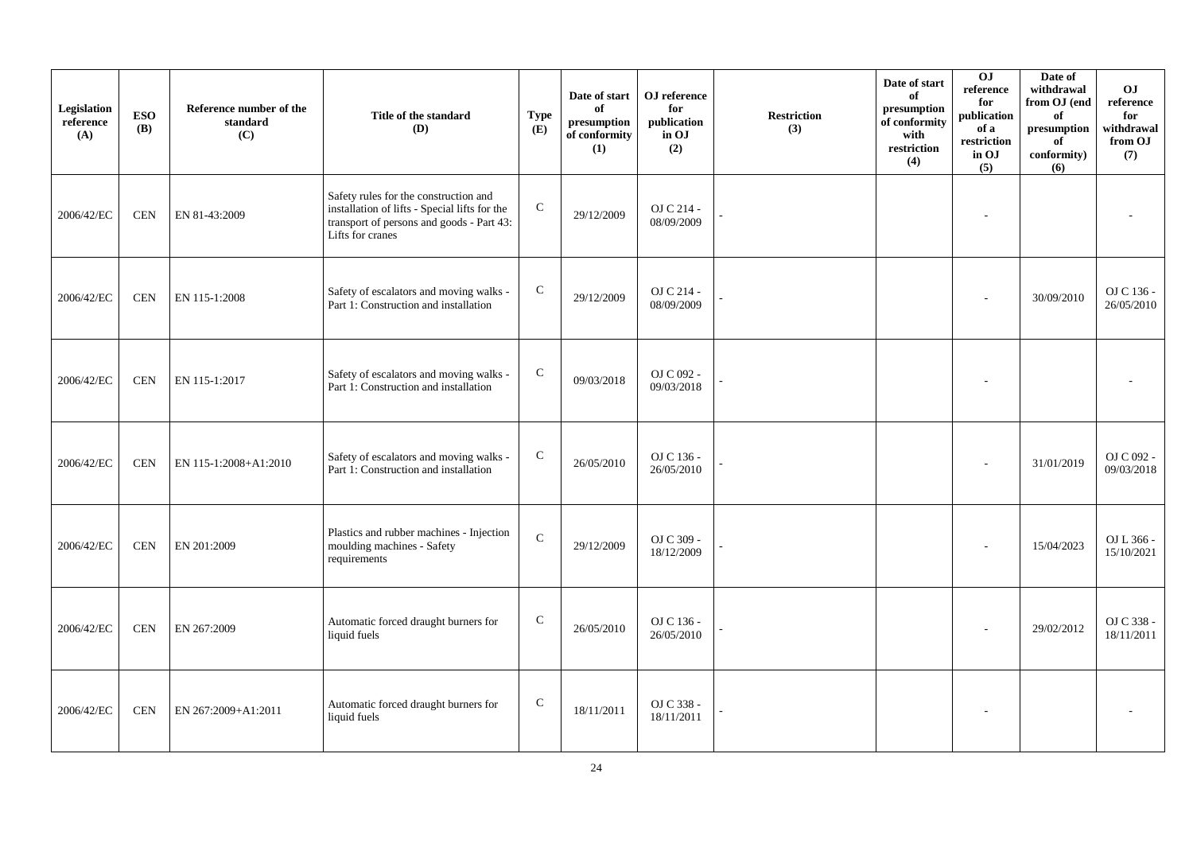| Legislation reference (A) | ESO (B) | Reference number of the standard (C) | Title of the standard (D) | Type (E) | Date of start of presumption of conformity (1) | OJ reference for publication in OJ (2) | Restriction (3) | Date of start of presumption of conformity with restriction (4) | OJ reference for publication of a restriction in OJ (5) | Date of withdrawal from OJ (end of presumption of conformity) (6) | OJ reference for withdrawal from OJ (7) |
|---|---|---|---|---|---|---|---|---|---|---|---|
| 2006/42/EC | CEN | EN 81-43:2009 | Safety rules for the construction and installation of lifts - Special lifts for the transport of persons and goods - Part 43: Lifts for cranes | C | 29/12/2009 | OJ C 214 - 08/09/2009 | - | | - | | - |
| 2006/42/EC | CEN | EN 115-1:2008 | Safety of escalators and moving walks - Part 1: Construction and installation | C | 29/12/2009 | OJ C 214 - 08/09/2009 | - | | - | 30/09/2010 | OJ C 136 - 26/05/2010 |
| 2006/42/EC | CEN | EN 115-1:2017 | Safety of escalators and moving walks - Part 1: Construction and installation | C | 09/03/2018 | OJ C 092 - 09/03/2018 | - | | - | | - |
| 2006/42/EC | CEN | EN 115-1:2008+A1:2010 | Safety of escalators and moving walks - Part 1: Construction and installation | C | 26/05/2010 | OJ C 136 - 26/05/2010 | - | | - | 31/01/2019 | OJ C 092 - 09/03/2018 |
| 2006/42/EC | CEN | EN 201:2009 | Plastics and rubber machines - Injection moulding machines - Safety requirements | C | 29/12/2009 | OJ C 309 - 18/12/2009 | - | | - | 15/04/2023 | OJ L 366 - 15/10/2021 |
| 2006/42/EC | CEN | EN 267:2009 | Automatic forced draught burners for liquid fuels | C | 26/05/2010 | OJ C 136 - 26/05/2010 | - | | - | 29/02/2012 | OJ C 338 - 18/11/2011 |
| 2006/42/EC | CEN | EN 267:2009+A1:2011 | Automatic forced draught burners for liquid fuels | C | 18/11/2011 | OJ C 338 - 18/11/2011 | - | | - | | - |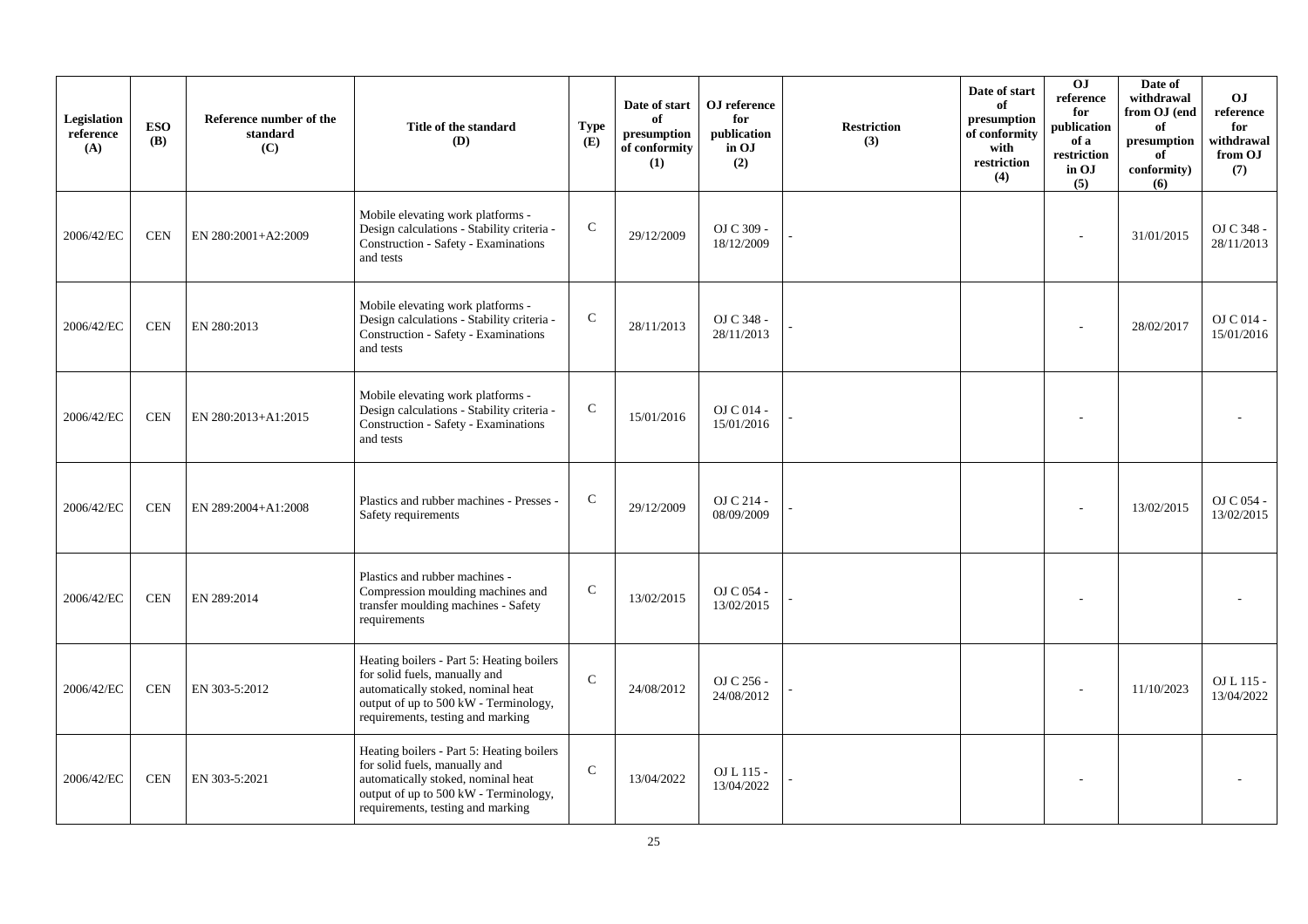| Legislation reference (A) | ESO (B) | Reference number of the standard (C) | Title of the standard (D) | Type (E) | Date of start of presumption of conformity (1) | OJ reference for publication in OJ (2) | Restriction (3) | Date of start of presumption of conformity with restriction (4) | OJ reference for publication of a restriction in OJ (5) | Date of withdrawal from OJ (end of presumption of conformity) (6) | OJ reference for withdrawal from OJ (7) |
|---|---|---|---|---|---|---|---|---|---|---|---|
| 2006/42/EC | CEN | EN 280:2001+A2:2009 | Mobile elevating work platforms - Design calculations - Stability criteria - Construction - Safety - Examinations and tests | C | 29/12/2009 | OJ C 309 - 18/12/2009 | - | | - | 31/01/2015 | OJ C 348 - 28/11/2013 |
| 2006/42/EC | CEN | EN 280:2013 | Mobile elevating work platforms - Design calculations - Stability criteria - Construction - Safety - Examinations and tests | C | 28/11/2013 | OJ C 348 - 28/11/2013 | - | | - | 28/02/2017 | OJ C 014 - 15/01/2016 |
| 2006/42/EC | CEN | EN 280:2013+A1:2015 | Mobile elevating work platforms - Design calculations - Stability criteria - Construction - Safety - Examinations and tests | C | 15/01/2016 | OJ C 014 - 15/01/2016 | - | | - | | - |
| 2006/42/EC | CEN | EN 289:2004+A1:2008 | Plastics and rubber machines - Presses - Safety requirements | C | 29/12/2009 | OJ C 214 - 08/09/2009 | - | | - | 13/02/2015 | OJ C 054 - 13/02/2015 |
| 2006/42/EC | CEN | EN 289:2014 | Plastics and rubber machines - Compression moulding machines and transfer moulding machines - Safety requirements | C | 13/02/2015 | OJ C 054 - 13/02/2015 | - | | - | | - |
| 2006/42/EC | CEN | EN 303-5:2012 | Heating boilers - Part 5: Heating boilers for solid fuels, manually and automatically stoked, nominal heat output of up to 500 kW - Terminology, requirements, testing and marking | C | 24/08/2012 | OJ C 256 - 24/08/2012 | - | | - | 11/10/2023 | OJ L 115 - 13/04/2022 |
| 2006/42/EC | CEN | EN 303-5:2021 | Heating boilers - Part 5: Heating boilers for solid fuels, manually and automatically stoked, nominal heat output of up to 500 kW - Terminology, requirements, testing and marking | C | 13/04/2022 | OJ L 115 - 13/04/2022 | - | | - | | - |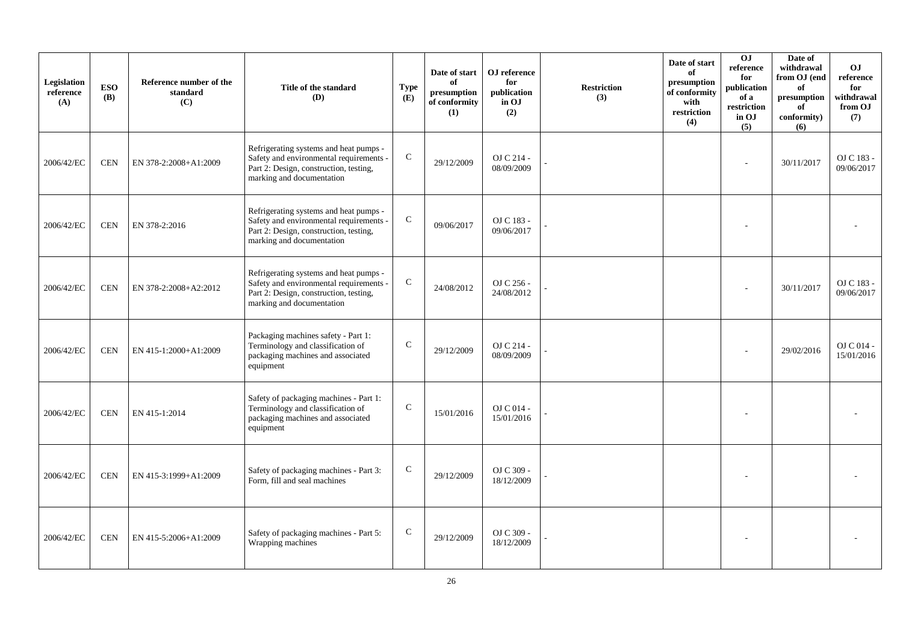| Legislation reference (A) | ESO (B) | Reference number of the standard (C) | Title of the standard (D) | Type (E) | Date of start of presumption of conformity (1) | OJ reference for publication in OJ (2) | Restriction (3) | Date of start of presumption of conformity with restriction (4) | OJ reference for publication of a restriction in OJ (5) | Date of withdrawal from OJ (end of presumption of conformity) (6) | OJ reference for withdrawal from OJ (7) |
|---|---|---|---|---|---|---|---|---|---|---|---|
| 2006/42/EC | CEN | EN 378-2:2008+A1:2009 | Refrigerating systems and heat pumps - Safety and environmental requirements - Part 2: Design, construction, testing, marking and documentation | C | 29/12/2009 | OJ C 214 - 08/09/2009 | - | | - | 30/11/2017 | OJ C 183 - 09/06/2017 |
| 2006/42/EC | CEN | EN 378-2:2016 | Refrigerating systems and heat pumps - Safety and environmental requirements - Part 2: Design, construction, testing, marking and documentation | C | 09/06/2017 | OJ C 183 - 09/06/2017 | - | | - | | - |
| 2006/42/EC | CEN | EN 378-2:2008+A2:2012 | Refrigerating systems and heat pumps - Safety and environmental requirements - Part 2: Design, construction, testing, marking and documentation | C | 24/08/2012 | OJ C 256 - 24/08/2012 | - | | - | 30/11/2017 | OJ C 183 - 09/06/2017 |
| 2006/42/EC | CEN | EN 415-1:2000+A1:2009 | Packaging machines safety - Part 1: Terminology and classification of packaging machines and associated equipment | C | 29/12/2009 | OJ C 214 - 08/09/2009 | - | | - | 29/02/2016 | OJ C 014 - 15/01/2016 |
| 2006/42/EC | CEN | EN 415-1:2014 | Safety of packaging machines - Part 1: Terminology and classification of packaging machines and associated equipment | C | 15/01/2016 | OJ C 014 - 15/01/2016 | - | | - | | - |
| 2006/42/EC | CEN | EN 415-3:1999+A1:2009 | Safety of packaging machines - Part 3: Form, fill and seal machines | C | 29/12/2009 | OJ C 309 - 18/12/2009 | - | | - | | - |
| 2006/42/EC | CEN | EN 415-5:2006+A1:2009 | Safety of packaging machines - Part 5: Wrapping machines | C | 29/12/2009 | OJ C 309 - 18/12/2009 | - | | - | | - |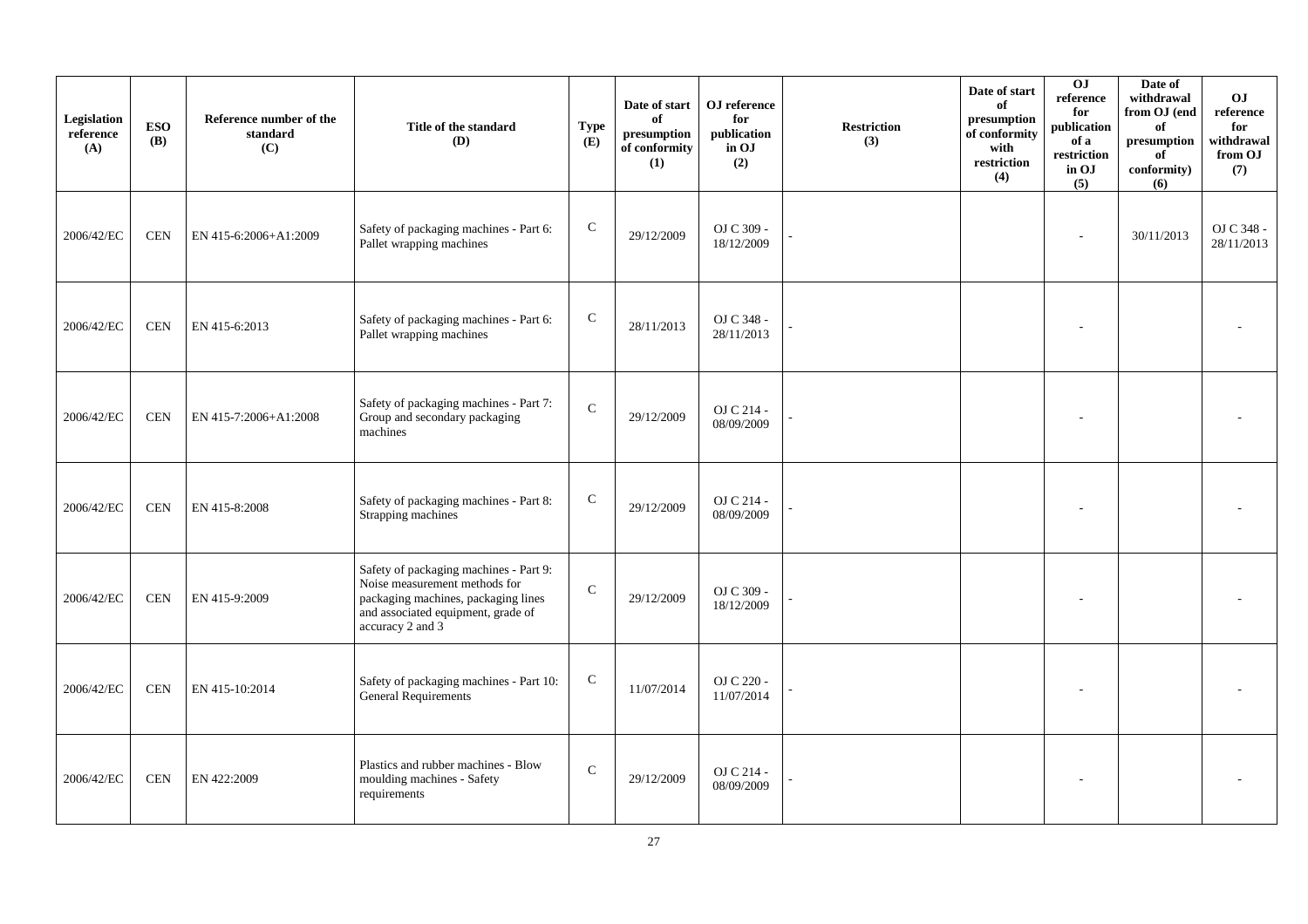| Legislation reference (A) | ESO (B) | Reference number of the standard (C) | Title of the standard (D) | Type (E) | Date of start of presumption of conformity (1) | OJ reference for publication in OJ (2) | Restriction (3) | Date of start of presumption of conformity with restriction (4) | OJ reference for publication of a restriction in OJ (5) | Date of withdrawal from OJ (end of presumption of conformity) (6) | OJ reference for withdrawal from OJ (7) |
|---|---|---|---|---|---|---|---|---|---|---|---|
| 2006/42/EC | CEN | EN 415-6:2006+A1:2009 | Safety of packaging machines - Part 6: Pallet wrapping machines | C | 29/12/2009 | OJ C 309 - 18/12/2009 | - | | - | 30/11/2013 | OJ C 348 - 28/11/2013 |
| 2006/42/EC | CEN | EN 415-6:2013 | Safety of packaging machines - Part 6: Pallet wrapping machines | C | 28/11/2013 | OJ C 348 - 28/11/2013 | - | | - | | - |
| 2006/42/EC | CEN | EN 415-7:2006+A1:2008 | Safety of packaging machines - Part 7: Group and secondary packaging machines | C | 29/12/2009 | OJ C 214 - 08/09/2009 | - | | - | | - |
| 2006/42/EC | CEN | EN 415-8:2008 | Safety of packaging machines - Part 8: Strapping machines | C | 29/12/2009 | OJ C 214 - 08/09/2009 | - | | - | | - |
| 2006/42/EC | CEN | EN 415-9:2009 | Safety of packaging machines - Part 9: Noise measurement methods for packaging machines, packaging lines and associated equipment, grade of accuracy 2 and 3 | C | 29/12/2009 | OJ C 309 - 18/12/2009 | - | | - | | - |
| 2006/42/EC | CEN | EN 415-10:2014 | Safety of packaging machines - Part 10: General Requirements | C | 11/07/2014 | OJ C 220 - 11/07/2014 | - | | - | | - |
| 2006/42/EC | CEN | EN 422:2009 | Plastics and rubber machines - Blow moulding machines - Safety requirements | C | 29/12/2009 | OJ C 214 - 08/09/2009 | - | | - | | - |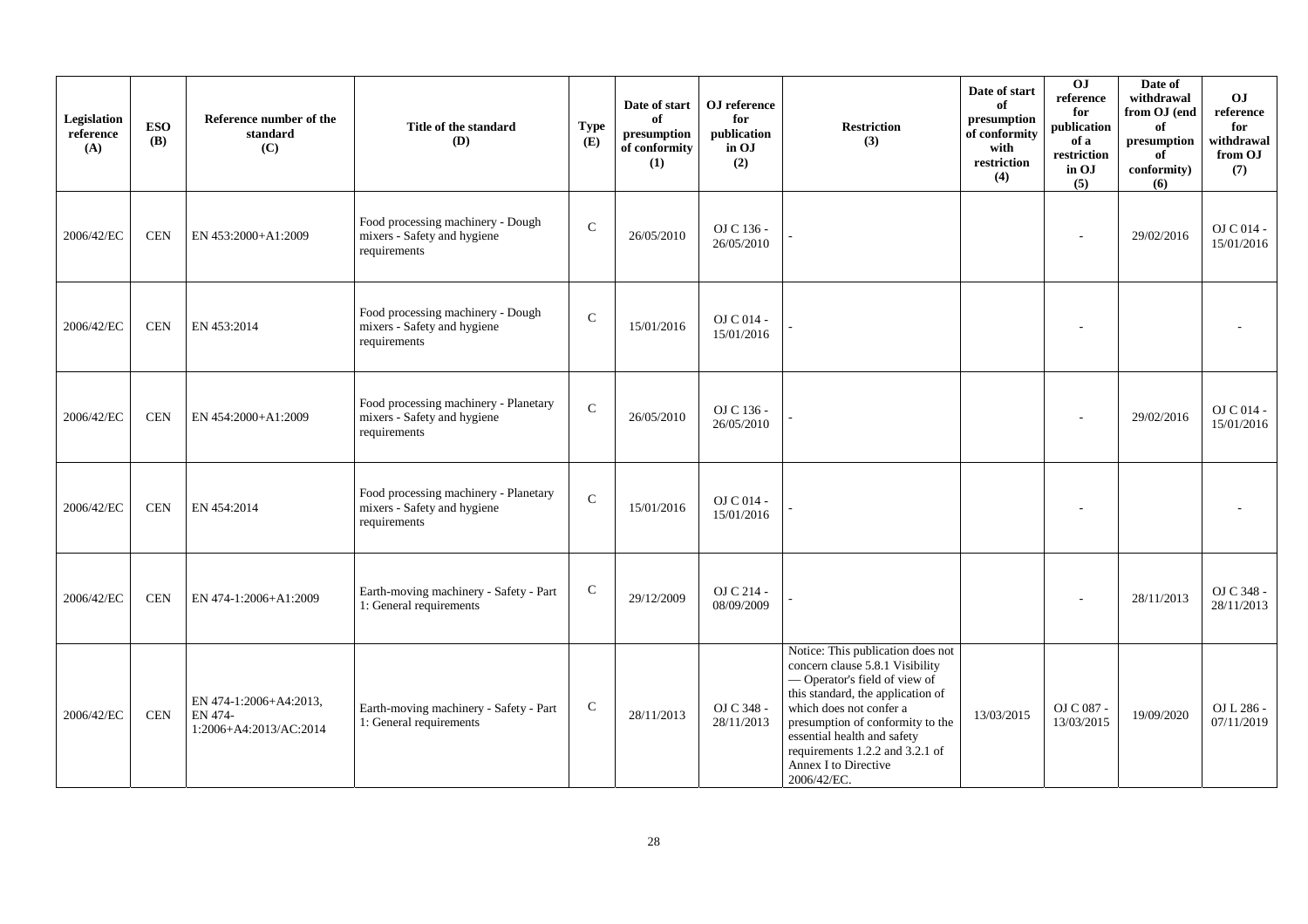| Legislation reference (A) | ESO (B) | Reference number of the standard (C) | Title of the standard (D) | Type (E) | Date of start of presumption of conformity (1) | OJ reference for publication in OJ (2) | Restriction (3) | Date of start of presumption of conformity with restriction (4) | OJ reference for publication of a restriction in OJ (5) | Date of withdrawal from OJ (end of presumption of conformity) (6) | OJ reference for withdrawal from OJ (7) |
|---|---|---|---|---|---|---|---|---|---|---|---|
| 2006/42/EC | CEN | EN 453:2000+A1:2009 | Food processing machinery - Dough mixers - Safety and hygiene requirements | C | 26/05/2010 | OJ C 136 - 26/05/2010 | - | | - | 29/02/2016 | OJ C 014 - 15/01/2016 |
| 2006/42/EC | CEN | EN 453:2014 | Food processing machinery - Dough mixers - Safety and hygiene requirements | C | 15/01/2016 | OJ C 014 - 15/01/2016 | - | | - | | - |
| 2006/42/EC | CEN | EN 454:2000+A1:2009 | Food processing machinery - Planetary mixers - Safety and hygiene requirements | C | 26/05/2010 | OJ C 136 - 26/05/2010 | - | | - | 29/02/2016 | OJ C 014 - 15/01/2016 |
| 2006/42/EC | CEN | EN 454:2014 | Food processing machinery - Planetary mixers - Safety and hygiene requirements | C | 15/01/2016 | OJ C 014 - 15/01/2016 | - | | - | | - |
| 2006/42/EC | CEN | EN 474-1:2006+A1:2009 | Earth-moving machinery - Safety - Part 1: General requirements | C | 29/12/2009 | OJ C 214 - 08/09/2009 | - | | - | 28/11/2013 | OJ C 348 - 28/11/2013 |
| 2006/42/EC | CEN | EN 474-1:2006+A4:2013, EN 474-1:2006+A4:2013/AC:2014 | Earth-moving machinery - Safety - Part 1: General requirements | C | 28/11/2013 | OJ C 348 - 28/11/2013 | Notice: This publication does not concern clause 5.8.1 Visibility — Operator's field of view of this standard, the application of which does not confer a presumption of conformity to the essential health and safety requirements 1.2.2 and 3.2.1 of Annex I to Directive 2006/42/EC. | 13/03/2015 | OJ C 087 - 13/03/2015 | 19/09/2020 | OJ L 286 - 07/11/2019 |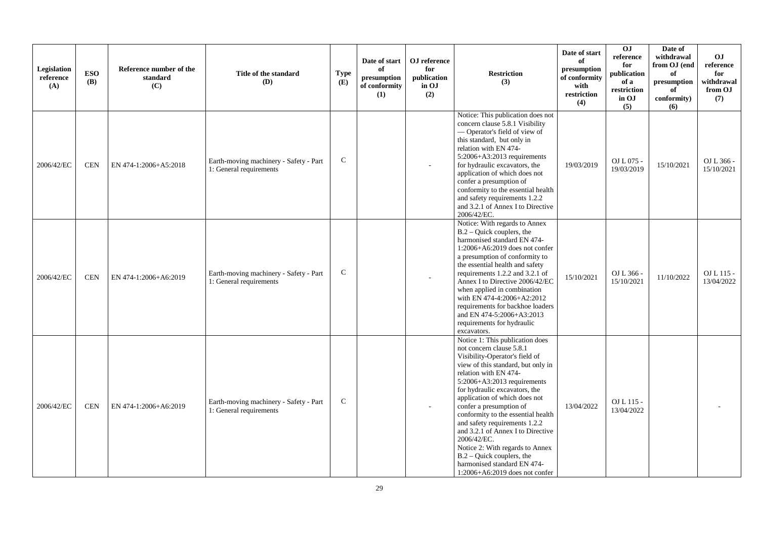| Legislation reference (A) | ESO (B) | Reference number of the standard (C) | Title of the standard (D) | Type (E) | Date of start of presumption of conformity (1) | OJ reference for publication in OJ (2) | Restriction (3) | Date of start of presumption of conformity with restriction (4) | OJ reference for publication of a restriction in OJ (5) | Date of withdrawal from OJ (end of presumption of conformity) (6) | OJ reference for withdrawal from OJ (7) |
|---|---|---|---|---|---|---|---|---|---|---|---|
| 2006/42/EC | CEN | EN 474-1:2006+A5:2018 | Earth-moving machinery - Safety - Part 1: General requirements | C | | - | Notice: This publication does not concern clause 5.8.1 Visibility — Operator's field of view of this standard, but only in relation with EN 474-5:2006+A3:2013 requirements for hydraulic excavators, the application of which does not confer a presumption of conformity to the essential health and safety requirements 1.2.2 and 3.2.1 of Annex I to Directive 2006/42/EC. | 19/03/2019 | OJ L 075 - 19/03/2019 | 15/10/2021 | OJ L 366 - 15/10/2021 |
| 2006/42/EC | CEN | EN 474-1:2006+A6:2019 | Earth-moving machinery - Safety - Part 1: General requirements | C | | - | Notice: With regards to Annex B.2 – Quick couplers, the harmonised standard EN 474-1:2006+A6:2019 does not confer a presumption of conformity to the essential health and safety requirements 1.2.2 and 3.2.1 of Annex I to Directive 2006/42/EC when applied in combination with EN 474-4:2006+A2:2012 requirements for backhoe loaders and EN 474-5:2006+A3:2013 requirements for hydraulic excavators. | 15/10/2021 | OJ L 366 - 15/10/2021 | 11/10/2022 | OJ L 115 - 13/04/2022 |
| 2006/42/EC | CEN | EN 474-1:2006+A6:2019 | Earth-moving machinery - Safety - Part 1: General requirements | C | | - | Notice 1: This publication does not concern clause 5.8.1 Visibility-Operator's field of view of this standard, but only in relation with EN 474-5:2006+A3:2013 requirements for hydraulic excavators, the application of which does not confer a presumption of conformity to the essential health and safety requirements 1.2.2 and 3.2.1 of Annex I to Directive 2006/42/EC. Notice 2: With regards to Annex B.2 – Quick couplers, the harmonised standard EN 474-1:2006+A6:2019 does not confer | 13/04/2022 | OJ L 115 - 13/04/2022 | | - |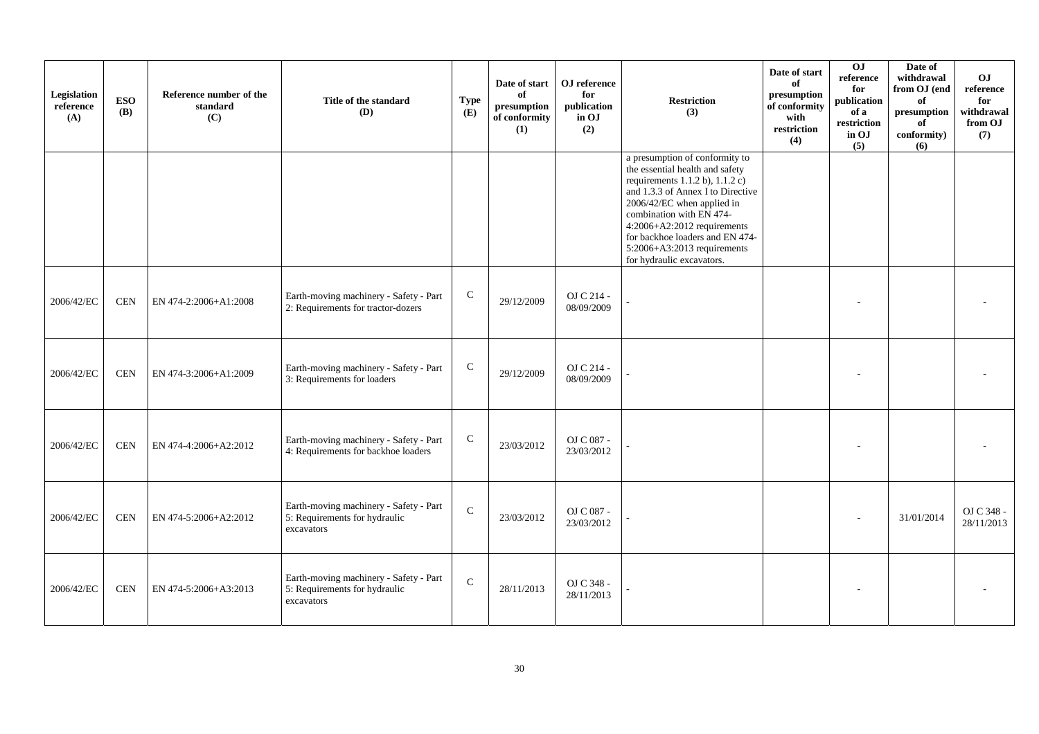| Legislation reference (A) | ESO (B) | Reference number of the standard (C) | Title of the standard (D) | Type (E) | Date of start of presumption of conformity (1) | OJ reference for publication in OJ (2) | Restriction (3) | Date of start of presumption of conformity with restriction (4) | OJ reference for publication of a restriction in OJ (5) | Date of withdrawal from OJ (end of presumption of conformity) (6) | OJ reference for withdrawal from OJ (7) |
|---|---|---|---|---|---|---|---|---|---|---|---|
| | | | | | | | a presumption of conformity to the essential health and safety requirements 1.1.2 b), 1.1.2 c) and 1.3.3 of Annex I to Directive 2006/42/EC when applied in combination with EN 474-4:2006+A2:2012 requirements for backhoe loaders and EN 474-5:2006+A3:2013 requirements for hydraulic excavators. | | | | |
| 2006/42/EC | CEN | EN 474-2:2006+A1:2008 | Earth-moving machinery - Safety - Part 2: Requirements for tractor-dozers | C | 29/12/2009 | OJ C 214 - 08/09/2009 | - | | - | | - |
| 2006/42/EC | CEN | EN 474-3:2006+A1:2009 | Earth-moving machinery - Safety - Part 3: Requirements for loaders | C | 29/12/2009 | OJ C 214 - 08/09/2009 | - | | - | | - |
| 2006/42/EC | CEN | EN 474-4:2006+A2:2012 | Earth-moving machinery - Safety - Part 4: Requirements for backhoe loaders | C | 23/03/2012 | OJ C 087 - 23/03/2012 | - | | - | | - |
| 2006/42/EC | CEN | EN 474-5:2006+A2:2012 | Earth-moving machinery - Safety - Part 5: Requirements for hydraulic excavators | C | 23/03/2012 | OJ C 087 - 23/03/2012 | - | | - | 31/01/2014 | OJ C 348 - 28/11/2013 |
| 2006/42/EC | CEN | EN 474-5:2006+A3:2013 | Earth-moving machinery - Safety - Part 5: Requirements for hydraulic excavators | C | 28/11/2013 | OJ C 348 - 28/11/2013 | - | | - | | - |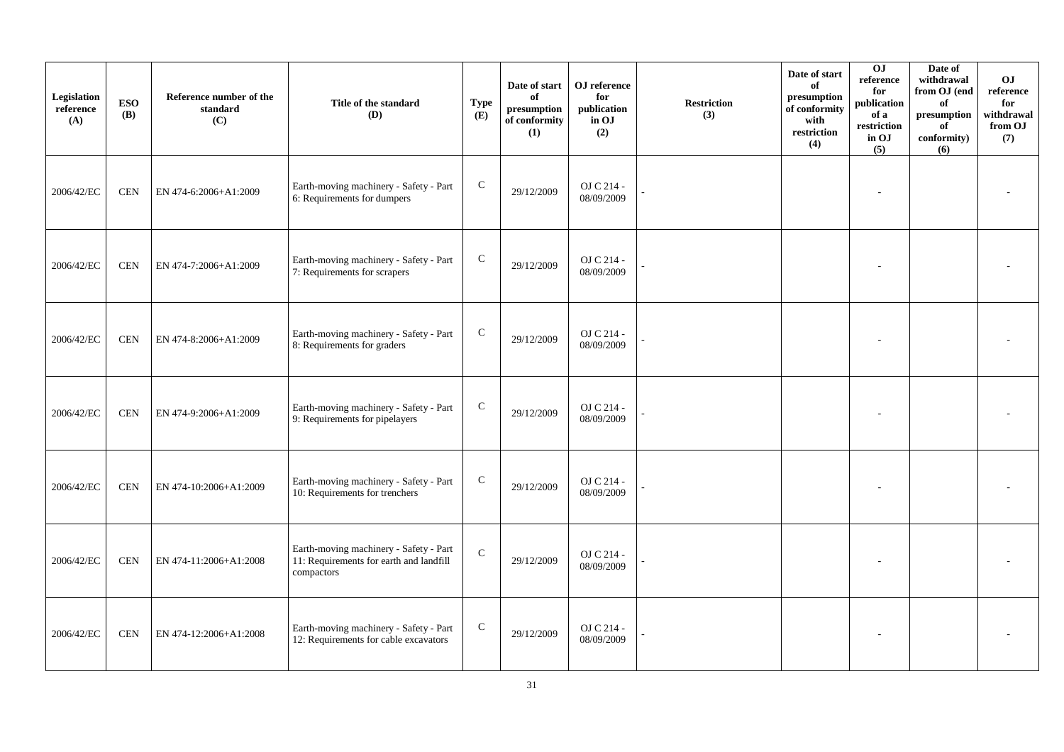| Legislation reference (A) | ESO (B) | Reference number of the standard (C) | Title of the standard (D) | Type (E) | Date of start of presumption of conformity (1) | OJ reference for publication in OJ (2) | Restriction (3) | Date of start of presumption of conformity with restriction (4) | OJ reference for publication of a restriction in OJ (5) | Date of withdrawal from OJ (end of presumption of conformity) (6) | OJ reference for withdrawal from OJ (7) |
|---|---|---|---|---|---|---|---|---|---|---|---|
| 2006/42/EC | CEN | EN 474-6:2006+A1:2009 | Earth-moving machinery - Safety - Part 6: Requirements for dumpers | C | 29/12/2009 | OJ C 214 - 08/09/2009 | - | | - | | - |
| 2006/42/EC | CEN | EN 474-7:2006+A1:2009 | Earth-moving machinery - Safety - Part 7: Requirements for scrapers | C | 29/12/2009 | OJ C 214 - 08/09/2009 | - | | - | | - |
| 2006/42/EC | CEN | EN 474-8:2006+A1:2009 | Earth-moving machinery - Safety - Part 8: Requirements for graders | C | 29/12/2009 | OJ C 214 - 08/09/2009 | - | | - | | - |
| 2006/42/EC | CEN | EN 474-9:2006+A1:2009 | Earth-moving machinery - Safety - Part 9: Requirements for pipelayers | C | 29/12/2009 | OJ C 214 - 08/09/2009 | - | | - | | - |
| 2006/42/EC | CEN | EN 474-10:2006+A1:2009 | Earth-moving machinery - Safety - Part 10: Requirements for trenchers | C | 29/12/2009 | OJ C 214 - 08/09/2009 | - | | - | | - |
| 2006/42/EC | CEN | EN 474-11:2006+A1:2008 | Earth-moving machinery - Safety - Part 11: Requirements for earth and landfill compactors | C | 29/12/2009 | OJ C 214 - 08/09/2009 | - | | - | | - |
| 2006/42/EC | CEN | EN 474-12:2006+A1:2008 | Earth-moving machinery - Safety - Part 12: Requirements for cable excavators | C | 29/12/2009 | OJ C 214 - 08/09/2009 | - | | - | | - |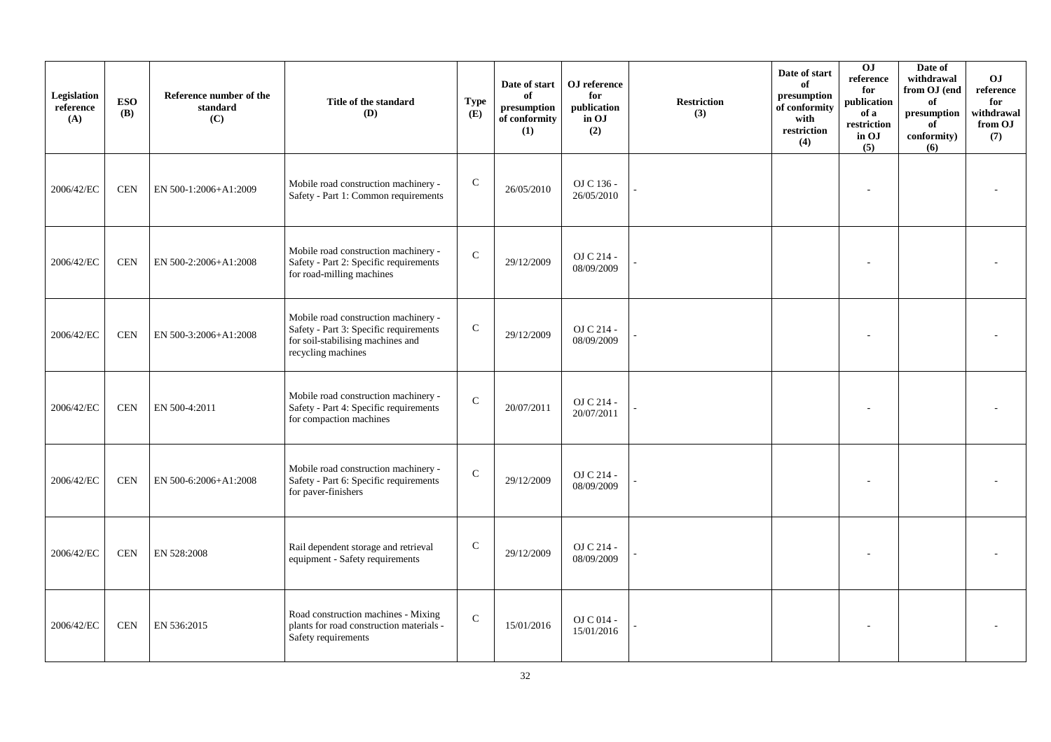| Legislation reference (A) | ESO (B) | Reference number of the standard (C) | Title of the standard (D) | Type (E) | Date of start of presumption of conformity (1) | OJ reference for publication in OJ (2) | Restriction (3) | Date of start of presumption of conformity with restriction (4) | OJ reference for publication of a restriction in OJ (5) | Date of withdrawal from OJ (end of presumption of conformity) (6) | OJ reference for withdrawal from OJ (7) |
|---|---|---|---|---|---|---|---|---|---|---|---|
| 2006/42/EC | CEN | EN 500-1:2006+A1:2009 | Mobile road construction machinery - Safety - Part 1: Common requirements | C | 26/05/2010 | OJ C 136 - 26/05/2010 | - | | - | | - |
| 2006/42/EC | CEN | EN 500-2:2006+A1:2008 | Mobile road construction machinery - Safety - Part 2: Specific requirements for road-milling machines | C | 29/12/2009 | OJ C 214 - 08/09/2009 | - | | - | | - |
| 2006/42/EC | CEN | EN 500-3:2006+A1:2008 | Mobile road construction machinery - Safety - Part 3: Specific requirements for soil-stabilising machines and recycling machines | C | 29/12/2009 | OJ C 214 - 08/09/2009 | - | | - | | - |
| 2006/42/EC | CEN | EN 500-4:2011 | Mobile road construction machinery - Safety - Part 4: Specific requirements for compaction machines | C | 20/07/2011 | OJ C 214 - 20/07/2011 | - | | - | | - |
| 2006/42/EC | CEN | EN 500-6:2006+A1:2008 | Mobile road construction machinery - Safety - Part 6: Specific requirements for paver-finishers | C | 29/12/2009 | OJ C 214 - 08/09/2009 | - | | - | | - |
| 2006/42/EC | CEN | EN 528:2008 | Rail dependent storage and retrieval equipment - Safety requirements | C | 29/12/2009 | OJ C 214 - 08/09/2009 | - | | - | | - |
| 2006/42/EC | CEN | EN 536:2015 | Road construction machines - Mixing plants for road construction materials - Safety requirements | C | 15/01/2016 | OJ C 014 - 15/01/2016 | - | | - | | - |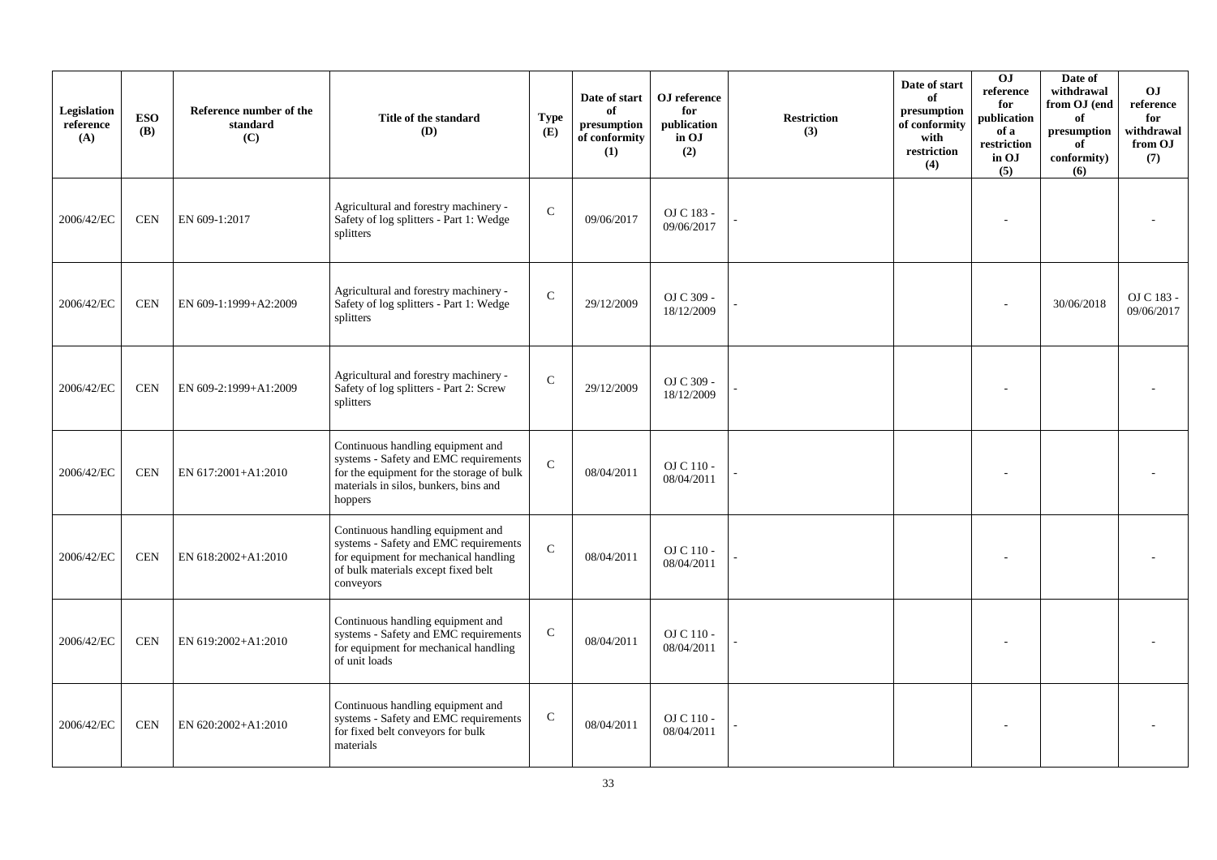| Legislation reference (A) | ESO (B) | Reference number of the standard (C) | Title of the standard (D) | Type (E) | Date of start of presumption of conformity (1) | OJ reference for publication in OJ (2) | Restriction (3) | Date of start of presumption of conformity with restriction (4) | OJ reference for publication of a restriction in OJ (5) | Date of withdrawal from OJ (end of presumption of conformity) (6) | OJ reference for withdrawal from OJ (7) |
|---|---|---|---|---|---|---|---|---|---|---|---|
| 2006/42/EC | CEN | EN 609-1:2017 | Agricultural and forestry machinery - Safety of log splitters - Part 1: Wedge splitters | C | 09/06/2017 | OJ C 183 - 09/06/2017 | - | | - | | - |
| 2006/42/EC | CEN | EN 609-1:1999+A2:2009 | Agricultural and forestry machinery - Safety of log splitters - Part 1: Wedge splitters | C | 29/12/2009 | OJ C 309 - 18/12/2009 | - | | - | 30/06/2018 | OJ C 183 - 09/06/2017 |
| 2006/42/EC | CEN | EN 609-2:1999+A1:2009 | Agricultural and forestry machinery - Safety of log splitters - Part 2: Screw splitters | C | 29/12/2009 | OJ C 309 - 18/12/2009 | - | | - | | - |
| 2006/42/EC | CEN | EN 617:2001+A1:2010 | Continuous handling equipment and systems - Safety and EMC requirements for the equipment for the storage of bulk materials in silos, bunkers, bins and hoppers | C | 08/04/2011 | OJ C 110 - 08/04/2011 | - | | - | | - |
| 2006/42/EC | CEN | EN 618:2002+A1:2010 | Continuous handling equipment and systems - Safety and EMC requirements for equipment for mechanical handling of bulk materials except fixed belt conveyors | C | 08/04/2011 | OJ C 110 - 08/04/2011 | - | | - | | - |
| 2006/42/EC | CEN | EN 619:2002+A1:2010 | Continuous handling equipment and systems - Safety and EMC requirements for equipment for mechanical handling of unit loads | C | 08/04/2011 | OJ C 110 - 08/04/2011 | - | | - | | - |
| 2006/42/EC | CEN | EN 620:2002+A1:2010 | Continuous handling equipment and systems - Safety and EMC requirements for fixed belt conveyors for bulk materials | C | 08/04/2011 | OJ C 110 - 08/04/2011 | - | | - | | - |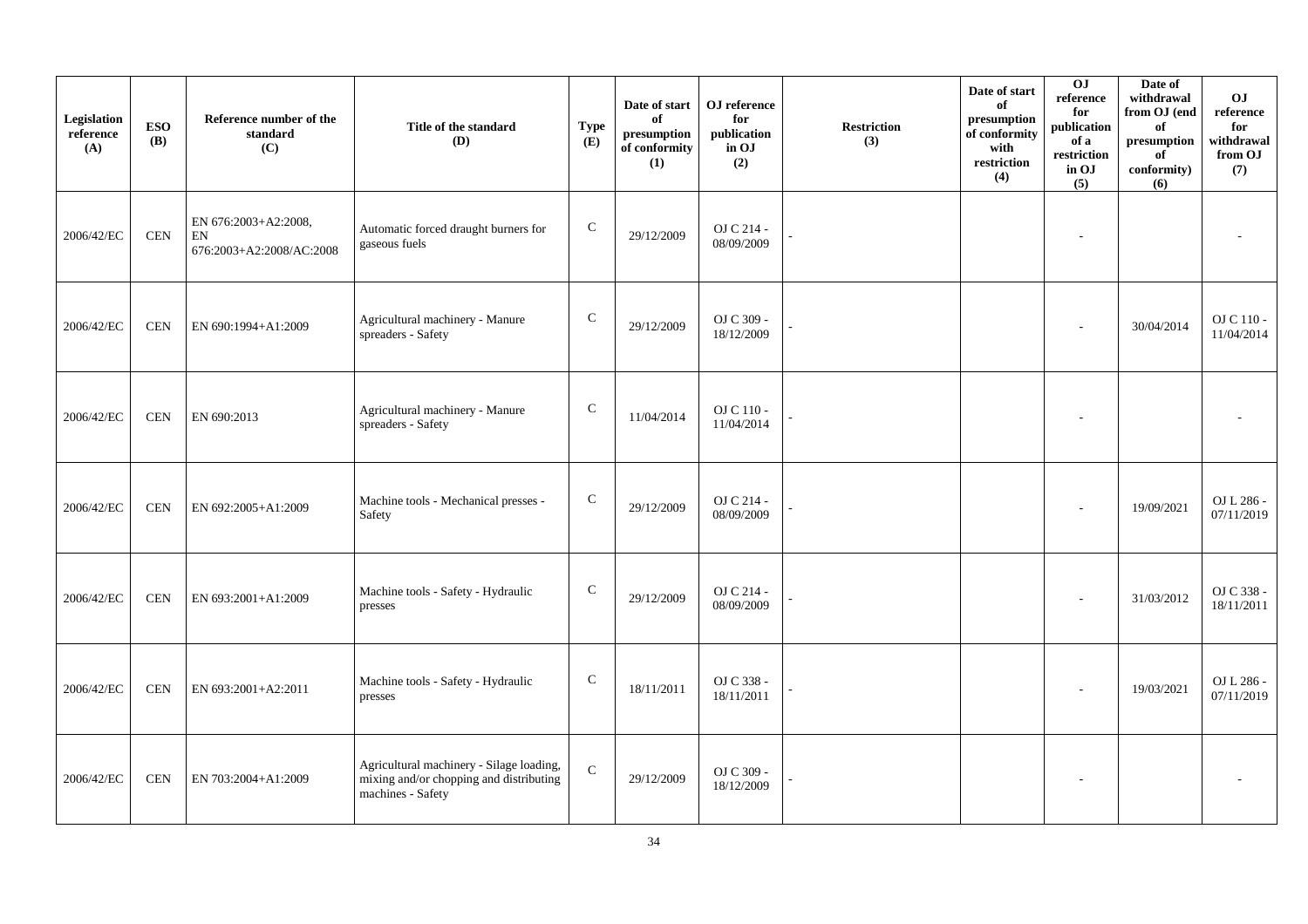| Legislation reference (A) | ESO (B) | Reference number of the standard (C) | Title of the standard (D) | Type (E) | Date of start of presumption of conformity (1) | OJ reference for publication in OJ (2) | Restriction (3) | Date of start of presumption of conformity with restriction (4) | OJ reference for publication of a restriction in OJ (5) | Date of withdrawal from OJ (end of presumption of conformity) (6) | OJ reference for withdrawal from OJ (7) |
|---|---|---|---|---|---|---|---|---|---|---|---|
| 2006/42/EC | CEN | EN 676:2003+A2:2008, EN 676:2003+A2:2008/AC:2008 | Automatic forced draught burners for gaseous fuels | C | 29/12/2009 | OJ C 214 - 08/09/2009 | - | | - | | - |
| 2006/42/EC | CEN | EN 690:1994+A1:2009 | Agricultural machinery - Manure spreaders - Safety | C | 29/12/2009 | OJ C 309 - 18/12/2009 | - | | - | 30/04/2014 | OJ C 110 - 11/04/2014 |
| 2006/42/EC | CEN | EN 690:2013 | Agricultural machinery - Manure spreaders - Safety | C | 11/04/2014 | OJ C 110 - 11/04/2014 | - | | - | | - |
| 2006/42/EC | CEN | EN 692:2005+A1:2009 | Machine tools - Mechanical presses - Safety | C | 29/12/2009 | OJ C 214 - 08/09/2009 | - | | - | 19/09/2021 | OJ L 286 - 07/11/2019 |
| 2006/42/EC | CEN | EN 693:2001+A1:2009 | Machine tools - Safety - Hydraulic presses | C | 29/12/2009 | OJ C 214 - 08/09/2009 | - | | - | 31/03/2012 | OJ C 338 - 18/11/2011 |
| 2006/42/EC | CEN | EN 693:2001+A2:2011 | Machine tools - Safety - Hydraulic presses | C | 18/11/2011 | OJ C 338 - 18/11/2011 | - | | - | 19/03/2021 | OJ L 286 - 07/11/2019 |
| 2006/42/EC | CEN | EN 703:2004+A1:2009 | Agricultural machinery - Silage loading, mixing and/or chopping and distributing machines - Safety | C | 29/12/2009 | OJ C 309 - 18/12/2009 | - | | - | | - |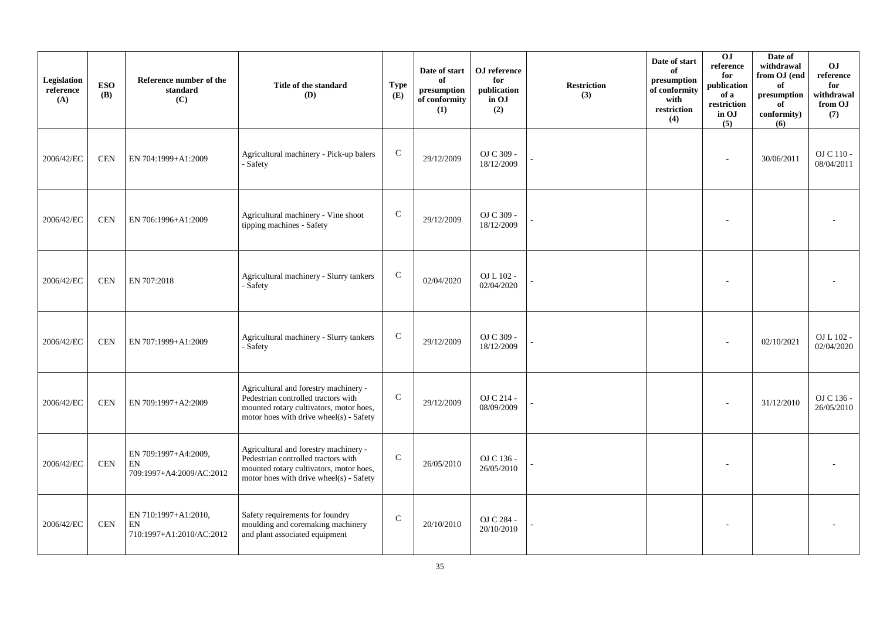| Legislation reference (A) | ESO (B) | Reference number of the standard (C) | Title of the standard (D) | Type (E) | Date of start of presumption of conformity (1) | OJ reference for publication in OJ (2) | Restriction (3) | Date of start of presumption of conformity with restriction (4) | OJ reference for publication of a restriction in OJ (5) | Date of withdrawal from OJ (end of presumption of conformity) (6) | OJ reference for withdrawal from OJ (7) |
|---|---|---|---|---|---|---|---|---|---|---|---|
| 2006/42/EC | CEN | EN 704:1999+A1:2009 | Agricultural machinery - Pick-up balers - Safety | C | 29/12/2009 | OJ C 309 - 18/12/2009 | - | | - | 30/06/2011 | OJ C 110 - 08/04/2011 |
| 2006/42/EC | CEN | EN 706:1996+A1:2009 | Agricultural machinery - Vine shoot tipping machines - Safety | C | 29/12/2009 | OJ C 309 - 18/12/2009 | - | | - | | - |
| 2006/42/EC | CEN | EN 707:2018 | Agricultural machinery - Slurry tankers - Safety | C | 02/04/2020 | OJ L 102 - 02/04/2020 | - | | - | | - |
| 2006/42/EC | CEN | EN 707:1999+A1:2009 | Agricultural machinery - Slurry tankers - Safety | C | 29/12/2009 | OJ C 309 - 18/12/2009 | - | | - | 02/10/2021 | OJ L 102 - 02/04/2020 |
| 2006/42/EC | CEN | EN 709:1997+A2:2009 | Agricultural and forestry machinery - Pedestrian controlled tractors with mounted rotary cultivators, motor hoes, motor hoes with drive wheel(s) - Safety | C | 29/12/2009 | OJ C 214 - 08/09/2009 | - | | - | 31/12/2010 | OJ C 136 - 26/05/2010 |
| 2006/42/EC | CEN | EN 709:1997+A4:2009, EN 709:1997+A4:2009/AC:2012 | Agricultural and forestry machinery - Pedestrian controlled tractors with mounted rotary cultivators, motor hoes, motor hoes with drive wheel(s) - Safety | C | 26/05/2010 | OJ C 136 - 26/05/2010 | - | | - | | - |
| 2006/42/EC | CEN | EN 710:1997+A1:2010, EN 710:1997+A1:2010/AC:2012 | Safety requirements for foundry moulding and coremaking machinery and plant associated equipment | C | 20/10/2010 | OJ C 284 - 20/10/2010 | - | | - | | - |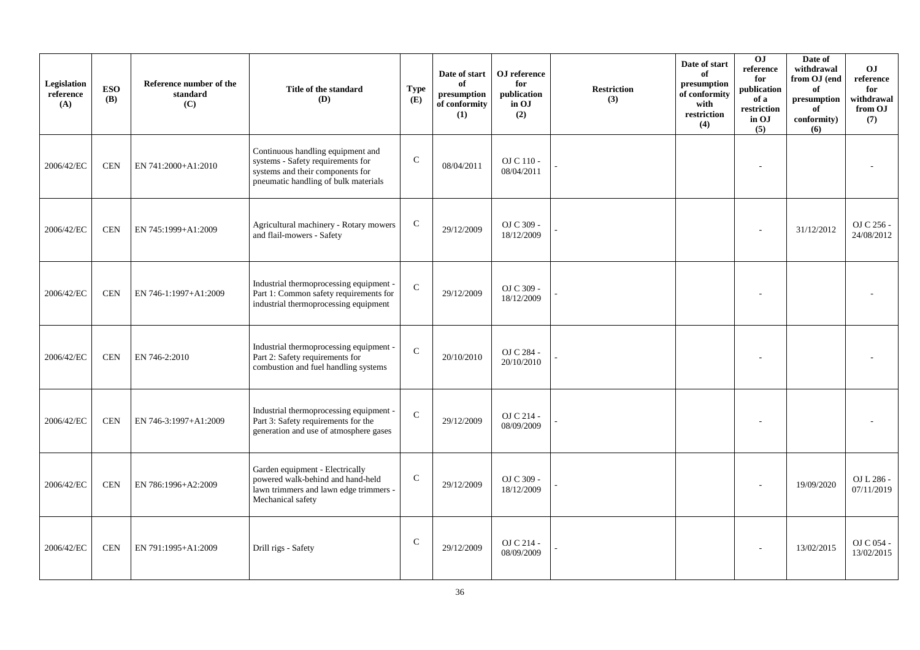| Legislation reference (A) | ESO (B) | Reference number of the standard (C) | Title of the standard (D) | Type (E) | Date of start of presumption of conformity (1) | OJ reference for publication in OJ (2) | Restriction (3) | Date of start of presumption of conformity with restriction (4) | OJ reference for publication of a restriction in OJ (5) | Date of withdrawal from OJ (end of presumption of conformity) (6) | OJ reference for withdrawal from OJ (7) |
|---|---|---|---|---|---|---|---|---|---|---|---|
| 2006/42/EC | CEN | EN 741:2000+A1:2010 | Continuous handling equipment and systems - Safety requirements for systems and their components for pneumatic handling of bulk materials | C | 08/04/2011 | OJ C 110 - 08/04/2011 | - | | - | | - |
| 2006/42/EC | CEN | EN 745:1999+A1:2009 | Agricultural machinery - Rotary mowers and flail-mowers - Safety | C | 29/12/2009 | OJ C 309 - 18/12/2009 | - | | - | 31/12/2012 | OJ C 256 - 24/08/2012 |
| 2006/42/EC | CEN | EN 746-1:1997+A1:2009 | Industrial thermoprocessing equipment - Part 1: Common safety requirements for industrial thermoprocessing equipment | C | 29/12/2009 | OJ C 309 - 18/12/2009 | - | | - | | - |
| 2006/42/EC | CEN | EN 746-2:2010 | Industrial thermoprocessing equipment - Part 2: Safety requirements for combustion and fuel handling systems | C | 20/10/2010 | OJ C 284 - 20/10/2010 | - | | - | | - |
| 2006/42/EC | CEN | EN 746-3:1997+A1:2009 | Industrial thermoprocessing equipment - Part 3: Safety requirements for the generation and use of atmosphere gases | C | 29/12/2009 | OJ C 214 - 08/09/2009 | - | | - | | - |
| 2006/42/EC | CEN | EN 786:1996+A2:2009 | Garden equipment - Electrically powered walk-behind and hand-held lawn trimmers and lawn edge trimmers - Mechanical safety | C | 29/12/2009 | OJ C 309 - 18/12/2009 | - | | - | 19/09/2020 | OJ L 286 - 07/11/2019 |
| 2006/42/EC | CEN | EN 791:1995+A1:2009 | Drill rigs - Safety | C | 29/12/2009 | OJ C 214 - 08/09/2009 | - | | - | 13/02/2015 | OJ C 054 - 13/02/2015 |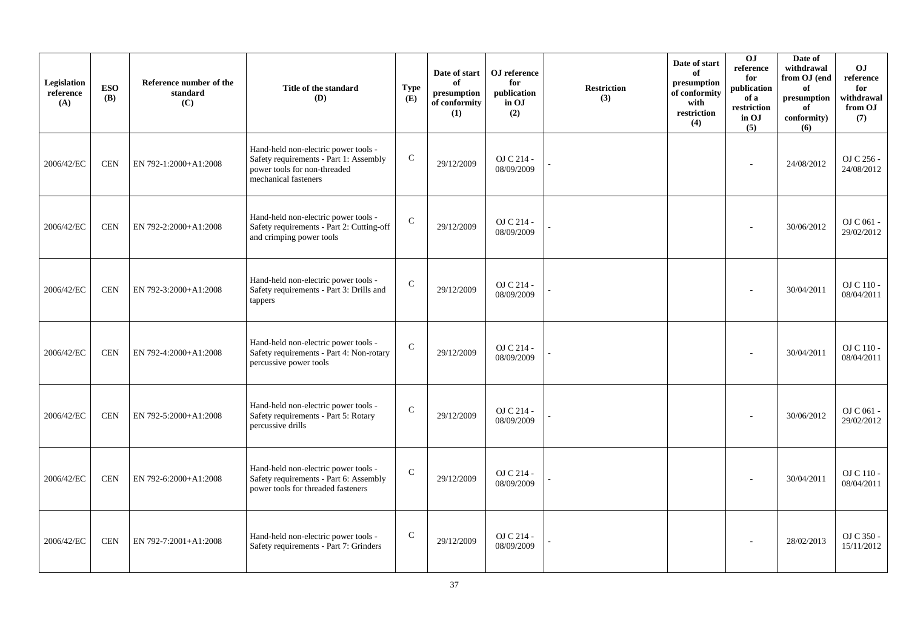| Legislation reference (A) | ESO (B) | Reference number of the standard (C) | Title of the standard (D) | Type (E) | Date of start of presumption of conformity (1) | OJ reference for publication in OJ (2) | Restriction (3) | Date of start of presumption of conformity with restriction (4) | OJ reference for publication of a restriction in OJ (5) | Date of withdrawal from OJ (end of presumption of conformity) (6) | OJ reference withdrawal from OJ (7) |
|---|---|---|---|---|---|---|---|---|---|---|---|
| 2006/42/EC | CEN | EN 792-1:2000+A1:2008 | Hand-held non-electric power tools - Safety requirements - Part 1: Assembly power tools for non-threaded mechanical fasteners | C | 29/12/2009 | OJ C 214 - 08/09/2009 | - | | - | 24/08/2012 | OJ C 256 - 24/08/2012 |
| 2006/42/EC | CEN | EN 792-2:2000+A1:2008 | Hand-held non-electric power tools - Safety requirements - Part 2: Cutting-off and crimping power tools | C | 29/12/2009 | OJ C 214 - 08/09/2009 | - | | - | 30/06/2012 | OJ C 061 - 29/02/2012 |
| 2006/42/EC | CEN | EN 792-3:2000+A1:2008 | Hand-held non-electric power tools - Safety requirements - Part 3: Drills and tappers | C | 29/12/2009 | OJ C 214 - 08/09/2009 | - | | - | 30/04/2011 | OJ C 110 - 08/04/2011 |
| 2006/42/EC | CEN | EN 792-4:2000+A1:2008 | Hand-held non-electric power tools - Safety requirements - Part 4: Non-rotary percussive power tools | C | 29/12/2009 | OJ C 214 - 08/09/2009 | - | | - | 30/04/2011 | OJ C 110 - 08/04/2011 |
| 2006/42/EC | CEN | EN 792-5:2000+A1:2008 | Hand-held non-electric power tools - Safety requirements - Part 5: Rotary percussive drills | C | 29/12/2009 | OJ C 214 - 08/09/2009 | - | | - | 30/06/2012 | OJ C 061 - 29/02/2012 |
| 2006/42/EC | CEN | EN 792-6:2000+A1:2008 | Hand-held non-electric power tools - Safety requirements - Part 6: Assembly power tools for threaded fasteners | C | 29/12/2009 | OJ C 214 - 08/09/2009 | - | | - | 30/04/2011 | OJ C 110 - 08/04/2011 |
| 2006/42/EC | CEN | EN 792-7:2001+A1:2008 | Hand-held non-electric power tools - Safety requirements - Part 7: Grinders | C | 29/12/2009 | OJ C 214 - 08/09/2009 | - | | - | 28/02/2013 | OJ C 350 - 15/11/2012 |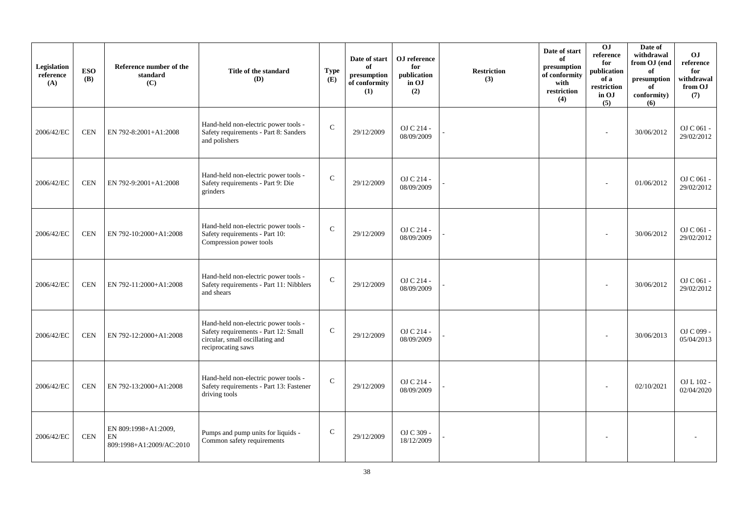| Legislation reference (A) | ESO (B) | Reference number of the standard (C) | Title of the standard (D) | Type (E) | Date of start of presumption of conformity (1) | OJ reference for publication in OJ (2) | Restriction (3) | Date of start of presumption of conformity with restriction (4) | OJ reference for publication of a restriction in OJ (5) | Date of withdrawal from OJ (end of presumption of conformity) (6) | OJ reference for withdrawal from OJ (7) |
|---|---|---|---|---|---|---|---|---|---|---|---|
| 2006/42/EC | CEN | EN 792-8:2001+A1:2008 | Hand-held non-electric power tools - Safety requirements - Part 8: Sanders and polishers | C | 29/12/2009 | OJ C 214 - 08/09/2009 | - | | - | 30/06/2012 | OJ C 061 - 29/02/2012 |
| 2006/42/EC | CEN | EN 792-9:2001+A1:2008 | Hand-held non-electric power tools - Safety requirements - Part 9: Die grinders | C | 29/12/2009 | OJ C 214 - 08/09/2009 | - | | - | 01/06/2012 | OJ C 061 - 29/02/2012 |
| 2006/42/EC | CEN | EN 792-10:2000+A1:2008 | Hand-held non-electric power tools - Safety requirements - Part 10: Compression power tools | C | 29/12/2009 | OJ C 214 - 08/09/2009 | - | | - | 30/06/2012 | OJ C 061 - 29/02/2012 |
| 2006/42/EC | CEN | EN 792-11:2000+A1:2008 | Hand-held non-electric power tools - Safety requirements - Part 11: Nibblers and shears | C | 29/12/2009 | OJ C 214 - 08/09/2009 | - | | - | 30/06/2012 | OJ C 061 - 29/02/2012 |
| 2006/42/EC | CEN | EN 792-12:2000+A1:2008 | Hand-held non-electric power tools - Safety requirements - Part 12: Small circular, small oscillating and reciprocating saws | C | 29/12/2009 | OJ C 214 - 08/09/2009 | - | | - | 30/06/2013 | OJ C 099 - 05/04/2013 |
| 2006/42/EC | CEN | EN 792-13:2000+A1:2008 | Hand-held non-electric power tools - Safety requirements - Part 13: Fastener driving tools | C | 29/12/2009 | OJ C 214 - 08/09/2009 | - | | - | 02/10/2021 | OJ L 102 - 02/04/2020 |
| 2006/42/EC | CEN | EN 809:1998+A1:2009, EN 809:1998+A1:2009/AC:2010 | Pumps and pump units for liquids - Common safety requirements | C | 29/12/2009 | OJ C 309 - 18/12/2009 | - | | - | | - |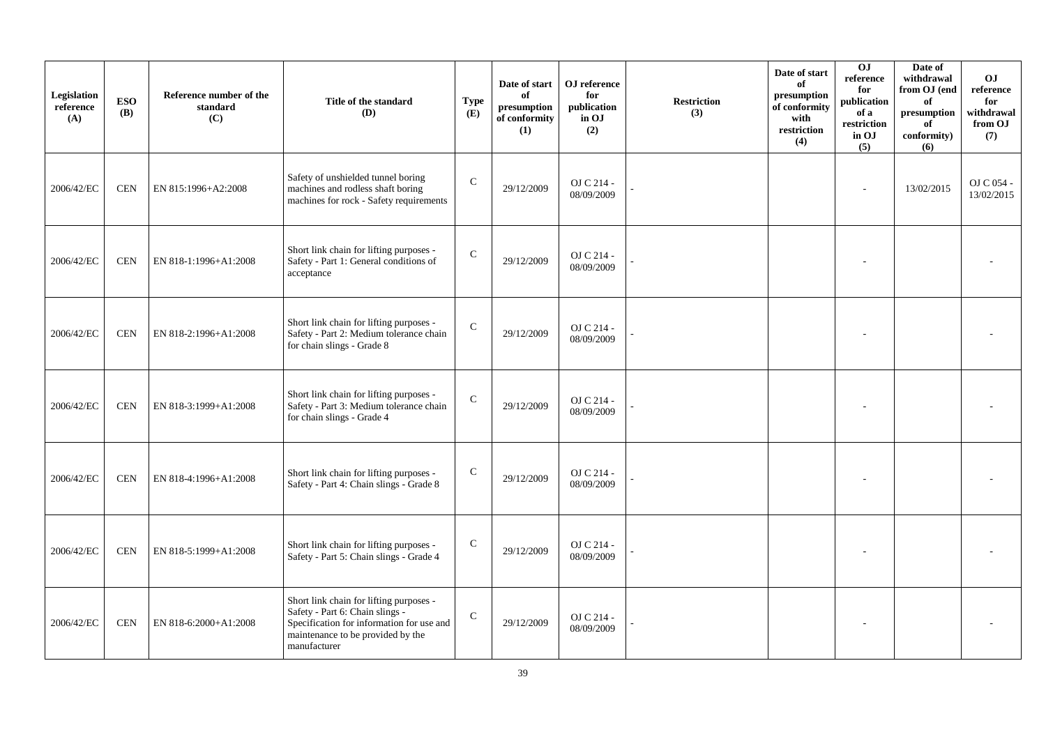| Legislation reference (A) | ESO (B) | Reference number of the standard (C) | Title of the standard (D) | Type (E) | Date of start of presumption of conformity (1) | OJ reference for publication in OJ (2) | Restriction (3) | Date of start of presumption of conformity with restriction (4) | OJ reference for publication of a restriction in OJ (5) | Date of withdrawal from OJ (end of presumption of conformity) (6) | OJ reference for withdrawal from OJ (7) |
|---|---|---|---|---|---|---|---|---|---|---|---|
| 2006/42/EC | CEN | EN 815:1996+A2:2008 | Safety of unshielded tunnel boring machines and rodless shaft boring machines for rock - Safety requirements | C | 29/12/2009 | OJ C 214 - 08/09/2009 | - | | - | 13/02/2015 | OJ C 054 - 13/02/2015 |
| 2006/42/EC | CEN | EN 818-1:1996+A1:2008 | Short link chain for lifting purposes - Safety - Part 1: General conditions of acceptance | C | 29/12/2009 | OJ C 214 - 08/09/2009 | - | | - | | - |
| 2006/42/EC | CEN | EN 818-2:1996+A1:2008 | Short link chain for lifting purposes - Safety - Part 2: Medium tolerance chain for chain slings - Grade 8 | C | 29/12/2009 | OJ C 214 - 08/09/2009 | - | | - | | - |
| 2006/42/EC | CEN | EN 818-3:1999+A1:2008 | Short link chain for lifting purposes - Safety - Part 3: Medium tolerance chain for chain slings - Grade 4 | C | 29/12/2009 | OJ C 214 - 08/09/2009 | - | | - | | - |
| 2006/42/EC | CEN | EN 818-4:1996+A1:2008 | Short link chain for lifting purposes - Safety - Part 4: Chain slings - Grade 8 | C | 29/12/2009 | OJ C 214 - 08/09/2009 | - | | - | | - |
| 2006/42/EC | CEN | EN 818-5:1999+A1:2008 | Short link chain for lifting purposes - Safety - Part 5: Chain slings - Grade 4 | C | 29/12/2009 | OJ C 214 - 08/09/2009 | - | | - | | - |
| 2006/42/EC | CEN | EN 818-6:2000+A1:2008 | Short link chain for lifting purposes - Safety - Part 6: Chain slings - Specification for information for use and maintenance to be provided by the manufacturer | C | 29/12/2009 | OJ C 214 - 08/09/2009 | - | | - | | - |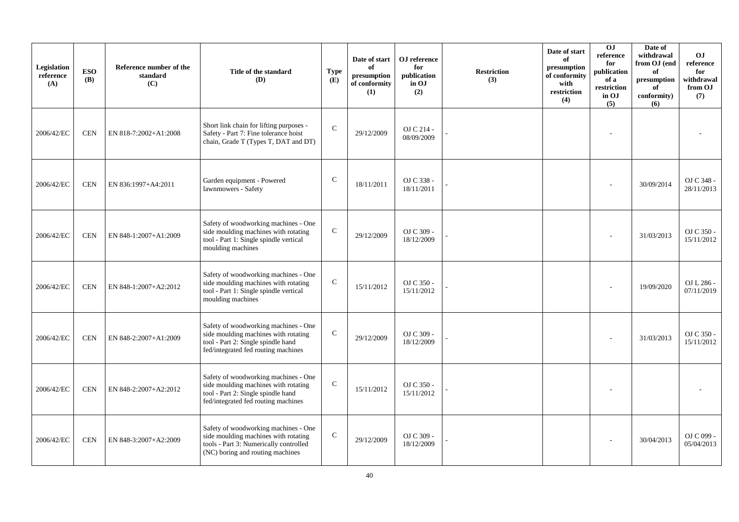| Legislation reference (A) | ESO (B) | Reference number of the standard (C) | Title of the standard (D) | Type (E) | Date of start of presumption of conformity (1) | OJ reference for publication in OJ (2) | Restriction (3) | Date of start of presumption of conformity with restriction (4) | OJ reference for publication of a restriction in OJ (5) | Date of withdrawal from OJ (end of presumption of conformity) (6) | OJ reference for withdrawal from OJ (7) |
|---|---|---|---|---|---|---|---|---|---|---|---|
| 2006/42/EC | CEN | EN 818-7:2002+A1:2008 | Short link chain for lifting purposes - Safety - Part 7: Fine tolerance hoist chain, Grade T (Types T, DAT and DT) | C | 29/12/2009 | OJ C 214 - 08/09/2009 | - | | - | | - |
| 2006/42/EC | CEN | EN 836:1997+A4:2011 | Garden equipment - Powered lawnmowers - Safety | C | 18/11/2011 | OJ C 338 - 18/11/2011 | - | | - | 30/09/2014 | OJ C 348 - 28/11/2013 |
| 2006/42/EC | CEN | EN 848-1:2007+A1:2009 | Safety of woodworking machines - One side moulding machines with rotating tool - Part 1: Single spindle vertical moulding machines | C | 29/12/2009 | OJ C 309 - 18/12/2009 | - | | - | 31/03/2013 | OJ C 350 - 15/11/2012 |
| 2006/42/EC | CEN | EN 848-1:2007+A2:2012 | Safety of woodworking machines - One side moulding machines with rotating tool - Part 1: Single spindle vertical moulding machines | C | 15/11/2012 | OJ C 350 - 15/11/2012 | - | | - | 19/09/2020 | OJ L 286 - 07/11/2019 |
| 2006/42/EC | CEN | EN 848-2:2007+A1:2009 | Safety of woodworking machines - One side moulding machines with rotating tool - Part 2: Single spindle hand fed/integrated fed routing machines | C | 29/12/2009 | OJ C 309 - 18/12/2009 | - | | - | 31/03/2013 | OJ C 350 - 15/11/2012 |
| 2006/42/EC | CEN | EN 848-2:2007+A2:2012 | Safety of woodworking machines - One side moulding machines with rotating tool - Part 2: Single spindle hand fed/integrated fed routing machines | C | 15/11/2012 | OJ C 350 - 15/11/2012 | - | | - | | - |
| 2006/42/EC | CEN | EN 848-3:2007+A2:2009 | Safety of woodworking machines - One side moulding machines with rotating tools - Part 3: Numerically controlled (NC) boring and routing machines | C | 29/12/2009 | OJ C 309 - 18/12/2009 | - | | - | 30/04/2013 | OJ C 099 - 05/04/2013 |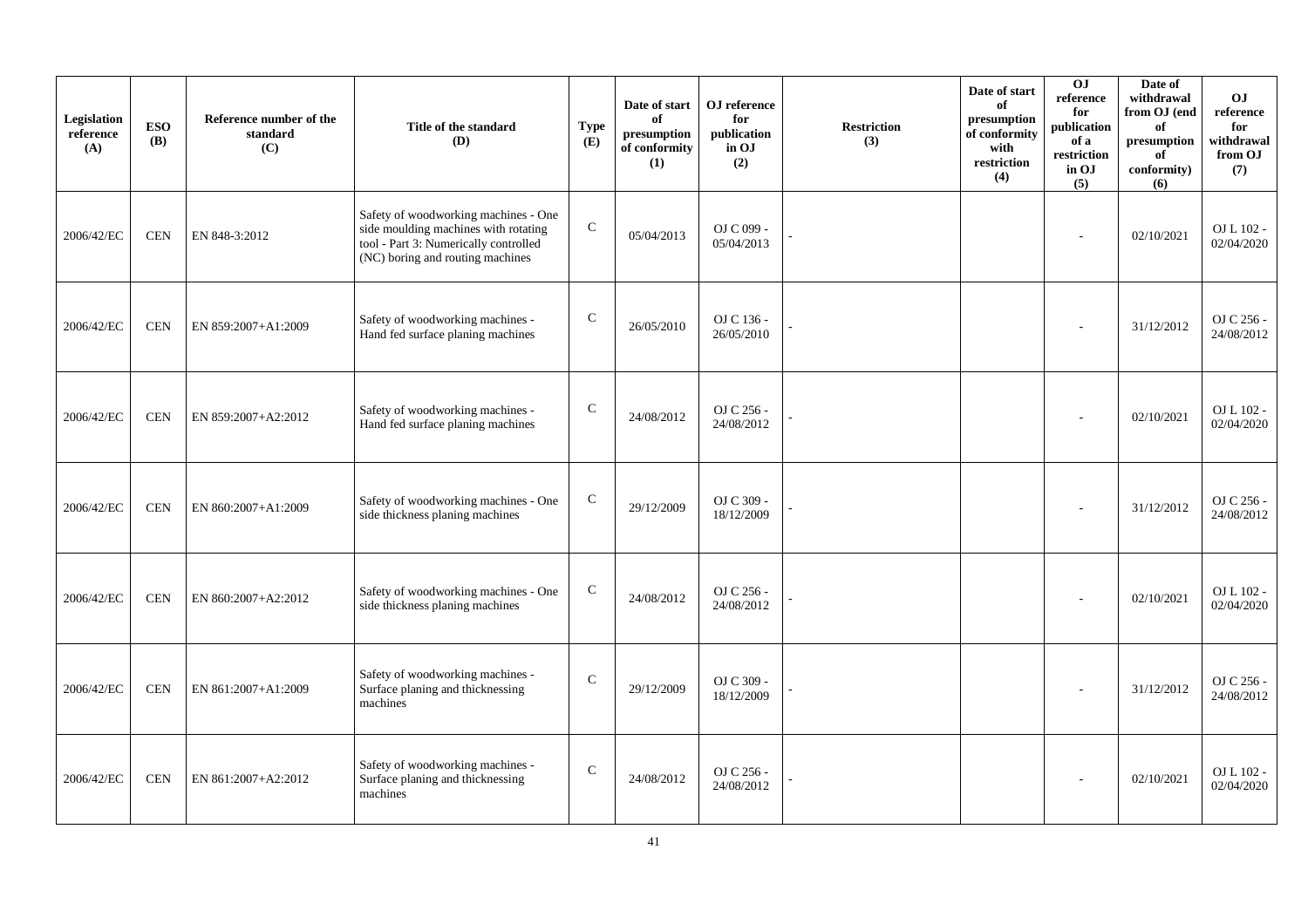| Legislation reference (A) | ESO (B) | Reference number of the standard (C) | Title of the standard (D) | Type (E) | Date of start of presumption of conformity (1) | OJ reference for publication in OJ (2) | Restriction (3) | Date of start of presumption of conformity with restriction (4) | OJ reference for publication of a restriction in OJ (5) | Date of withdrawal from OJ (end of presumption of conformity) (6) | OJ reference for withdrawal from OJ (7) |
|---|---|---|---|---|---|---|---|---|---|---|---|
| 2006/42/EC | CEN | EN 848-3:2012 | Safety of woodworking machines - One side moulding machines with rotating tool - Part 3: Numerically controlled (NC) boring and routing machines | C | 05/04/2013 | OJ C 099 - 05/04/2013 | - | | - | 02/10/2021 | OJ L 102 - 02/04/2020 |
| 2006/42/EC | CEN | EN 859:2007+A1:2009 | Safety of woodworking machines - Hand fed surface planing machines | C | 26/05/2010 | OJ C 136 - 26/05/2010 | - | | - | 31/12/2012 | OJ C 256 - 24/08/2012 |
| 2006/42/EC | CEN | EN 859:2007+A2:2012 | Safety of woodworking machines - Hand fed surface planing machines | C | 24/08/2012 | OJ C 256 - 24/08/2012 | - | | - | 02/10/2021 | OJ L 102 - 02/04/2020 |
| 2006/42/EC | CEN | EN 860:2007+A1:2009 | Safety of woodworking machines - One side thickness planing machines | C | 29/12/2009 | OJ C 309 - 18/12/2009 | - | | - | 31/12/2012 | OJ C 256 - 24/08/2012 |
| 2006/42/EC | CEN | EN 860:2007+A2:2012 | Safety of woodworking machines - One side thickness planing machines | C | 24/08/2012 | OJ C 256 - 24/08/2012 | - | | - | 02/10/2021 | OJ L 102 - 02/04/2020 |
| 2006/42/EC | CEN | EN 861:2007+A1:2009 | Safety of woodworking machines - Surface planing and thicknessing machines | C | 29/12/2009 | OJ C 309 - 18/12/2009 | - | | - | 31/12/2012 | OJ C 256 - 24/08/2012 |
| 2006/42/EC | CEN | EN 861:2007+A2:2012 | Safety of woodworking machines - Surface planing and thicknessing machines | C | 24/08/2012 | OJ C 256 - 24/08/2012 | - | | - | 02/10/2021 | OJ L 102 - 02/04/2020 |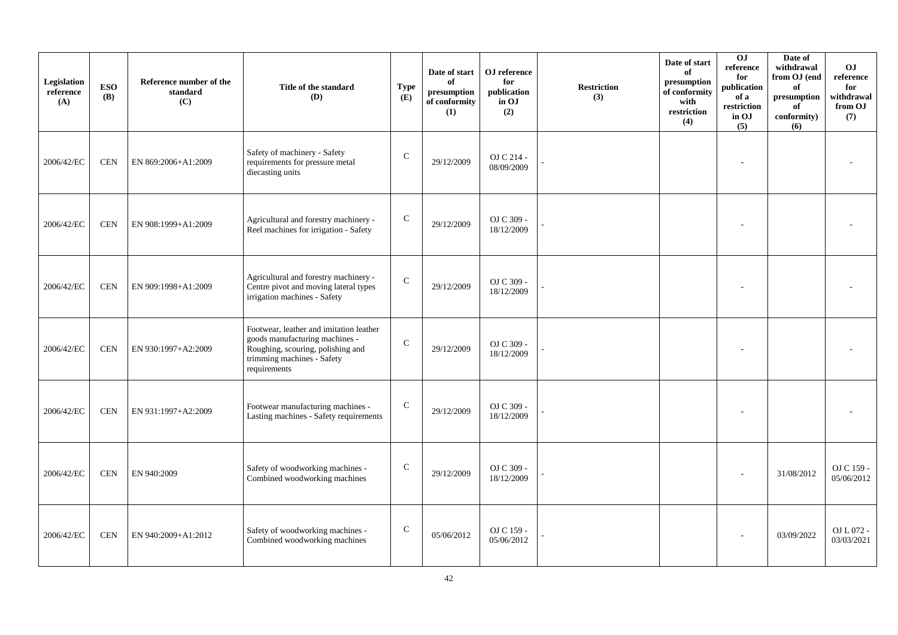| Legislation reference (A) | ESO (B) | Reference number of the standard (C) | Title of the standard (D) | Type (E) | Date of start of presumption of conformity (1) | OJ reference for publication in OJ (2) | Restriction (3) | Date of start of presumption of conformity with restriction (4) | OJ reference for publication of a restriction in OJ (5) | Date of withdrawal from OJ (end of presumption of conformity) (6) | OJ reference for withdrawal from OJ (7) |
|---|---|---|---|---|---|---|---|---|---|---|---|
| 2006/42/EC | CEN | EN 869:2006+A1:2009 | Safety of machinery - Safety requirements for pressure metal diecasting units | C | 29/12/2009 | OJ C 214 - 08/09/2009 | - | | - | | - |
| 2006/42/EC | CEN | EN 908:1999+A1:2009 | Agricultural and forestry machinery - Reel machines for irrigation - Safety | C | 29/12/2009 | OJ C 309 - 18/12/2009 | - | | - | | - |
| 2006/42/EC | CEN | EN 909:1998+A1:2009 | Agricultural and forestry machinery - Centre pivot and moving lateral types irrigation machines - Safety | C | 29/12/2009 | OJ C 309 - 18/12/2009 | - | | - | | - |
| 2006/42/EC | CEN | EN 930:1997+A2:2009 | Footwear, leather and imitation leather goods manufacturing machines - Roughing, scouring, polishing and trimming machines - Safety requirements | C | 29/12/2009 | OJ C 309 - 18/12/2009 | - | | - | | - |
| 2006/42/EC | CEN | EN 931:1997+A2:2009 | Footwear manufacturing machines - Lasting machines - Safety requirements | C | 29/12/2009 | OJ C 309 - 18/12/2009 | - | | - | | - |
| 2006/42/EC | CEN | EN 940:2009 | Safety of woodworking machines - Combined woodworking machines | C | 29/12/2009 | OJ C 309 - 18/12/2009 | - | | - | 31/08/2012 | OJ C 159 - 05/06/2012 |
| 2006/42/EC | CEN | EN 940:2009+A1:2012 | Safety of woodworking machines - Combined woodworking machines | C | 05/06/2012 | OJ C 159 - 05/06/2012 | - | | - | 03/09/2022 | OJ L 072 - 03/03/2021 |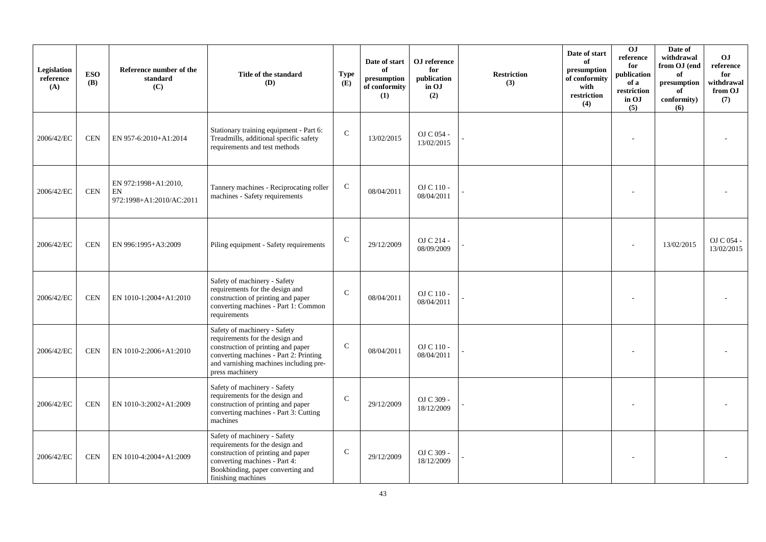| Legislation reference (A) | ESO (B) | Reference number of the standard (C) | Title of the standard (D) | Type (E) | Date of start of presumption of conformity (1) | OJ reference for publication in OJ (2) | Restriction (3) | Date of start of presumption of conformity with restriction (4) | OJ reference for publication of a restriction in OJ (5) | Date of withdrawal from OJ (end of presumption of conformity) (6) | OJ reference for withdrawal from OJ (7) |
|---|---|---|---|---|---|---|---|---|---|---|---|
| 2006/42/EC | CEN | EN 957-6:2010+A1:2014 | Stationary training equipment - Part 6: Treadmills, additional specific safety requirements and test methods | C | 13/02/2015 | OJ C 054 - 13/02/2015 | - | | - | | - |
| 2006/42/EC | CEN | EN 972:1998+A1:2010, EN 972:1998+A1:2010/AC:2011 | Tannery machines - Reciprocating roller machines - Safety requirements | C | 08/04/2011 | OJ C 110 - 08/04/2011 | - | | - | | - |
| 2006/42/EC | CEN | EN 996:1995+A3:2009 | Piling equipment - Safety requirements | C | 29/12/2009 | OJ C 214 - 08/09/2009 | - | | - | 13/02/2015 | OJ C 054 - 13/02/2015 |
| 2006/42/EC | CEN | EN 1010-1:2004+A1:2010 | Safety of machinery - Safety requirements for the design and construction of printing and paper converting machines - Part 1: Common requirements | C | 08/04/2011 | OJ C 110 - 08/04/2011 | - | | - | | - |
| 2006/42/EC | CEN | EN 1010-2:2006+A1:2010 | Safety of machinery - Safety requirements for the design and construction of printing and paper converting machines - Part 2: Printing and varnishing machines including pre-press machinery | C | 08/04/2011 | OJ C 110 - 08/04/2011 | - | | - | | - |
| 2006/42/EC | CEN | EN 1010-3:2002+A1:2009 | Safety of machinery - Safety requirements for the design and construction of printing and paper converting machines - Part 3: Cutting machines | C | 29/12/2009 | OJ C 309 - 18/12/2009 | - | | - | | - |
| 2006/42/EC | CEN | EN 1010-4:2004+A1:2009 | Safety of machinery - Safety requirements for the design and construction of printing and paper converting machines - Part 4: Bookbinding, paper converting and finishing machines | C | 29/12/2009 | OJ C 309 - 18/12/2009 | - | | - | | - |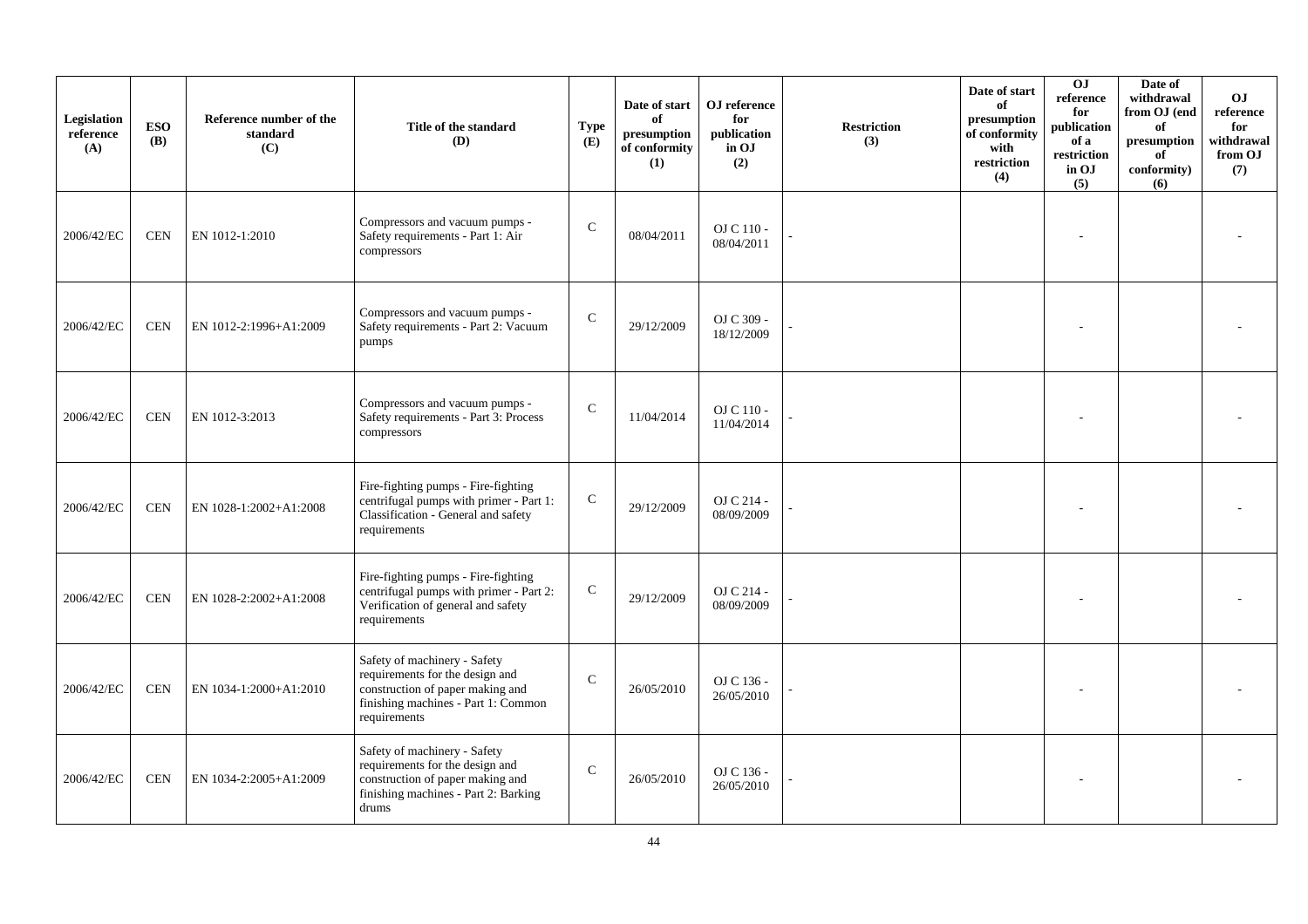| Legislation reference (A) | ESO (B) | Reference number of the standard (C) | Title of the standard (D) | Type (E) | Date of start of presumption of conformity (1) | OJ reference for publication in OJ (2) | Restriction (3) | Date of start of presumption of conformity with restriction (4) | OJ reference for publication of a restriction in OJ (5) | Date of withdrawal from OJ (end of presumption of conformity) (6) | OJ reference for withdrawal from OJ (7) |
|---|---|---|---|---|---|---|---|---|---|---|---|
| 2006/42/EC | CEN | EN 1012-1:2010 | Compressors and vacuum pumps - Safety requirements - Part 1: Air compressors | C | 08/04/2011 | OJ C 110 - 08/04/2011 | - | | - | | - |
| 2006/42/EC | CEN | EN 1012-2:1996+A1:2009 | Compressors and vacuum pumps - Safety requirements - Part 2: Vacuum pumps | C | 29/12/2009 | OJ C 309 - 18/12/2009 | - | | - | | - |
| 2006/42/EC | CEN | EN 1012-3:2013 | Compressors and vacuum pumps - Safety requirements - Part 3: Process compressors | C | 11/04/2014 | OJ C 110 - 11/04/2014 | - | | - | | - |
| 2006/42/EC | CEN | EN 1028-1:2002+A1:2008 | Fire-fighting pumps - Fire-fighting centrifugal pumps with primer - Part 1: Classification - General and safety requirements | C | 29/12/2009 | OJ C 214 - 08/09/2009 | - | | - | | - |
| 2006/42/EC | CEN | EN 1028-2:2002+A1:2008 | Fire-fighting pumps - Fire-fighting centrifugal pumps with primer - Part 2: Verification of general and safety requirements | C | 29/12/2009 | OJ C 214 - 08/09/2009 | - | | - | | - |
| 2006/42/EC | CEN | EN 1034-1:2000+A1:2010 | Safety of machinery - Safety requirements for the design and construction of paper making and finishing machines - Part 1: Common requirements | C | 26/05/2010 | OJ C 136 - 26/05/2010 | - | | - | | - |
| 2006/42/EC | CEN | EN 1034-2:2005+A1:2009 | Safety of machinery - Safety requirements for the design and construction of paper making and finishing machines - Part 2: Barking drums | C | 26/05/2010 | OJ C 136 - 26/05/2010 | - | | - | | - |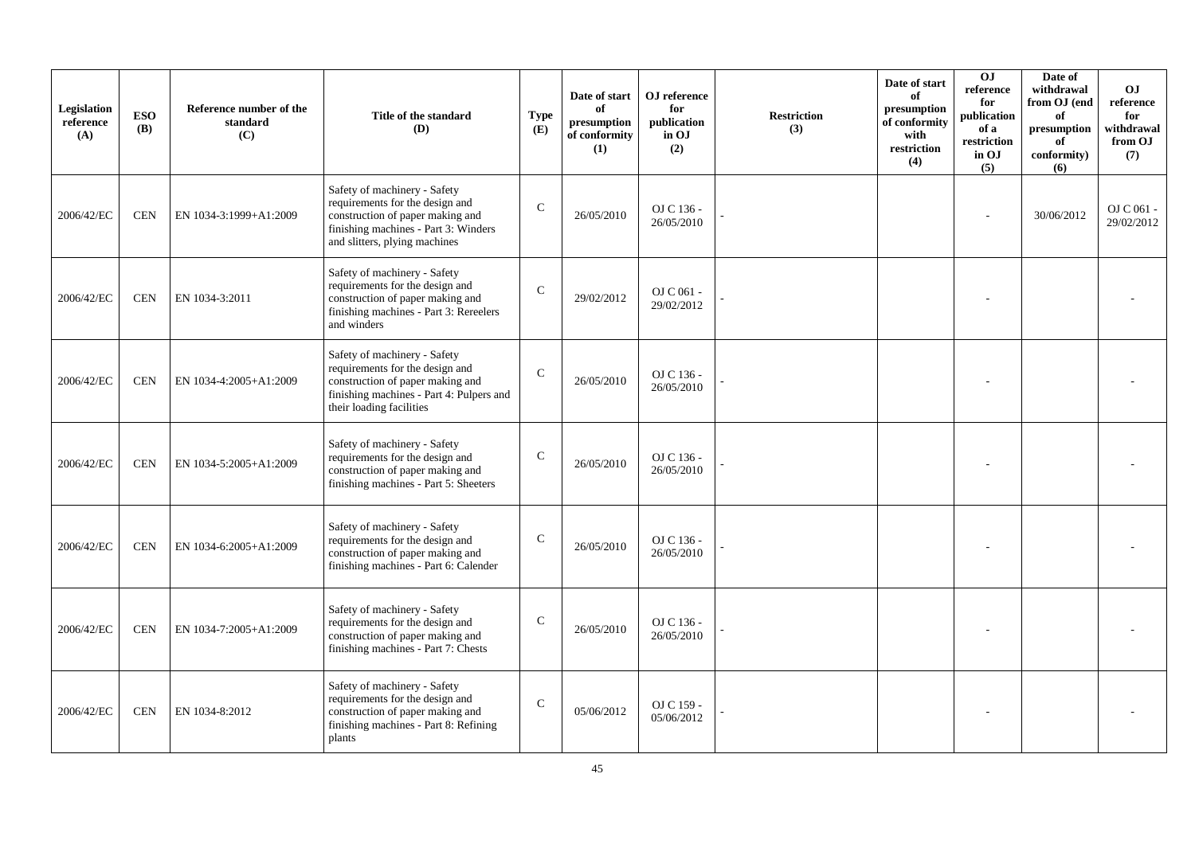| Legislation reference (A) | ESO (B) | Reference number of the standard (C) | Title of the standard (D) | Type (E) | Date of start of presumption of conformity (1) | OJ reference for publication in OJ (2) | Restriction (3) | Date of start of presumption of conformity with restriction (4) | OJ reference for publication of a restriction in OJ (5) | Date of withdrawal from OJ (end of presumption of conformity) (6) | OJ reference for withdrawal from OJ (7) |
|---|---|---|---|---|---|---|---|---|---|---|---|
| 2006/42/EC | CEN | EN 1034-3:1999+A1:2009 | Safety of machinery - Safety requirements for the design and construction of paper making and finishing machines - Part 3: Winders and slitters, plying machines | C | 26/05/2010 | OJ C 136 - 26/05/2010 | - | | - | 30/06/2012 | OJ C 061 - 29/02/2012 |
| 2006/42/EC | CEN | EN 1034-3:2011 | Safety of machinery - Safety requirements for the design and construction of paper making and finishing machines - Part 3: Rereelers and winders | C | 29/02/2012 | OJ C 061 - 29/02/2012 | - | | - | | - |
| 2006/42/EC | CEN | EN 1034-4:2005+A1:2009 | Safety of machinery - Safety requirements for the design and construction of paper making and finishing machines - Part 4: Pulpers and their loading facilities | C | 26/05/2010 | OJ C 136 - 26/05/2010 | - | | - | | - |
| 2006/42/EC | CEN | EN 1034-5:2005+A1:2009 | Safety of machinery - Safety requirements for the design and construction of paper making and finishing machines - Part 5: Sheeters | C | 26/05/2010 | OJ C 136 - 26/05/2010 | - | | - | | - |
| 2006/42/EC | CEN | EN 1034-6:2005+A1:2009 | Safety of machinery - Safety requirements for the design and construction of paper making and finishing machines - Part 6: Calender | C | 26/05/2010 | OJ C 136 - 26/05/2010 | - | | - | | - |
| 2006/42/EC | CEN | EN 1034-7:2005+A1:2009 | Safety of machinery - Safety requirements for the design and construction of paper making and finishing machines - Part 7: Chests | C | 26/05/2010 | OJ C 136 - 26/05/2010 | - | | - | | - |
| 2006/42/EC | CEN | EN 1034-8:2012 | Safety of machinery - Safety requirements for the design and construction of paper making and finishing machines - Part 8: Refining plants | C | 05/06/2012 | OJ C 159 - 05/06/2012 | - | | - | | - |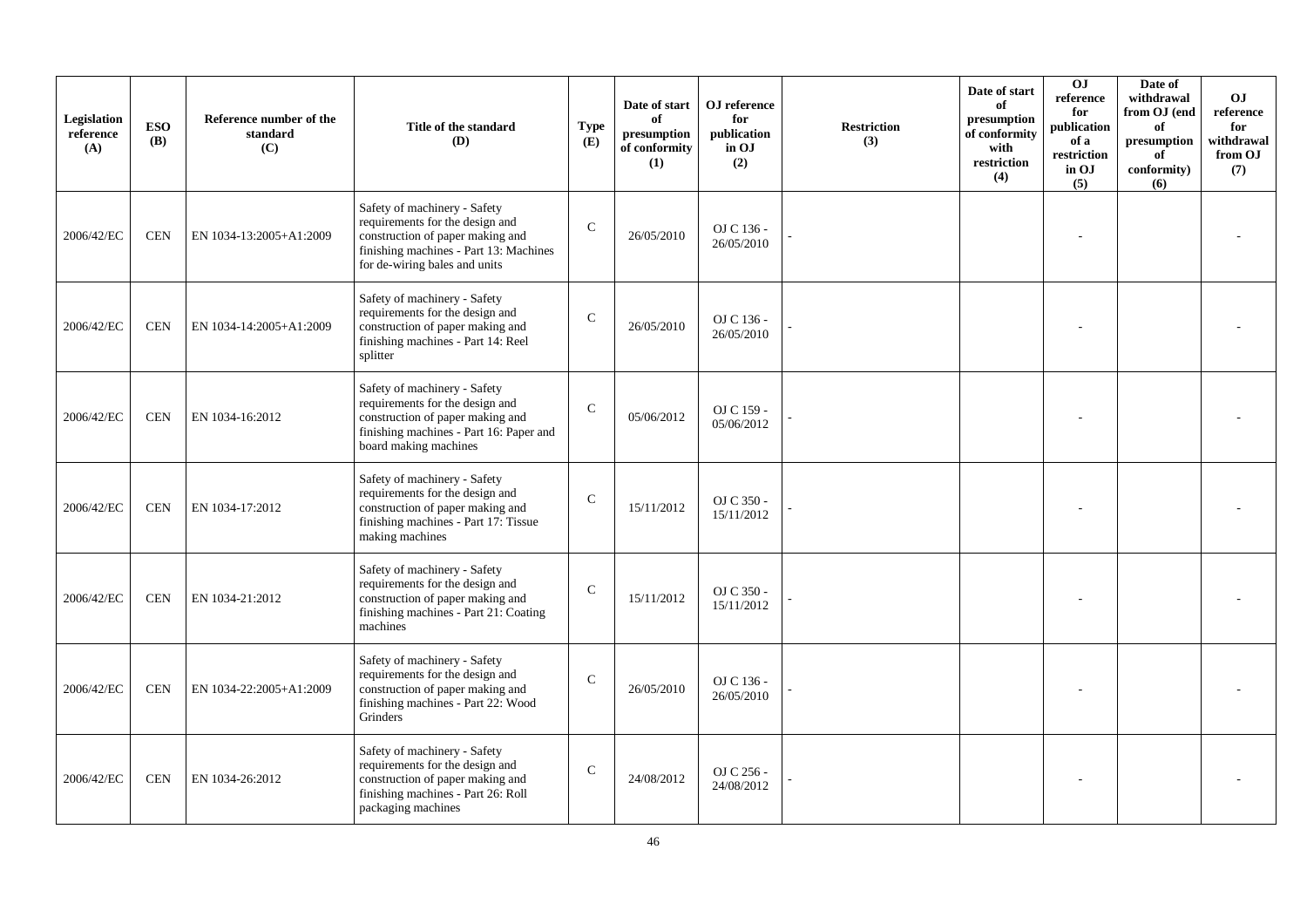| Legislation reference (A) | ESO (B) | Reference number of the standard (C) | Title of the standard (D) | Type (E) | Date of start of presumption of conformity (1) | OJ reference for publication in OJ (2) | Restriction (3) | Date of start of presumption of conformity with restriction (4) | OJ reference for publication of a restriction in OJ (5) | Date of withdrawal from OJ (end of presumption of conformity) (6) | OJ reference for withdrawal from OJ (7) |
|---|---|---|---|---|---|---|---|---|---|---|---|
| 2006/42/EC | CEN | EN 1034-13:2005+A1:2009 | Safety of machinery - Safety requirements for the design and construction of paper making and finishing machines - Part 13: Machines for de-wiring bales and units | C | 26/05/2010 | OJ C 136 - 26/05/2010 | - | | - | | - |
| 2006/42/EC | CEN | EN 1034-14:2005+A1:2009 | Safety of machinery - Safety requirements for the design and construction of paper making and finishing machines - Part 14: Reel splitter | C | 26/05/2010 | OJ C 136 - 26/05/2010 | - | | - | | - |
| 2006/42/EC | CEN | EN 1034-16:2012 | Safety of machinery - Safety requirements for the design and construction of paper making and finishing machines - Part 16: Paper and board making machines | C | 05/06/2012 | OJ C 159 - 05/06/2012 | - | | - | | - |
| 2006/42/EC | CEN | EN 1034-17:2012 | Safety of machinery - Safety requirements for the design and construction of paper making and finishing machines - Part 17: Tissue making machines | C | 15/11/2012 | OJ C 350 - 15/11/2012 | - | | - | | - |
| 2006/42/EC | CEN | EN 1034-21:2012 | Safety of machinery - Safety requirements for the design and construction of paper making and finishing machines - Part 21: Coating machines | C | 15/11/2012 | OJ C 350 - 15/11/2012 | - | | - | | - |
| 2006/42/EC | CEN | EN 1034-22:2005+A1:2009 | Safety of machinery - Safety requirements for the design and construction of paper making and finishing machines - Part 22: Wood Grinders | C | 26/05/2010 | OJ C 136 - 26/05/2010 | - | | - | | - |
| 2006/42/EC | CEN | EN 1034-26:2012 | Safety of machinery - Safety requirements for the design and construction of paper making and finishing machines - Part 26: Roll packaging machines | C | 24/08/2012 | OJ C 256 - 24/08/2012 | - | | - | | - |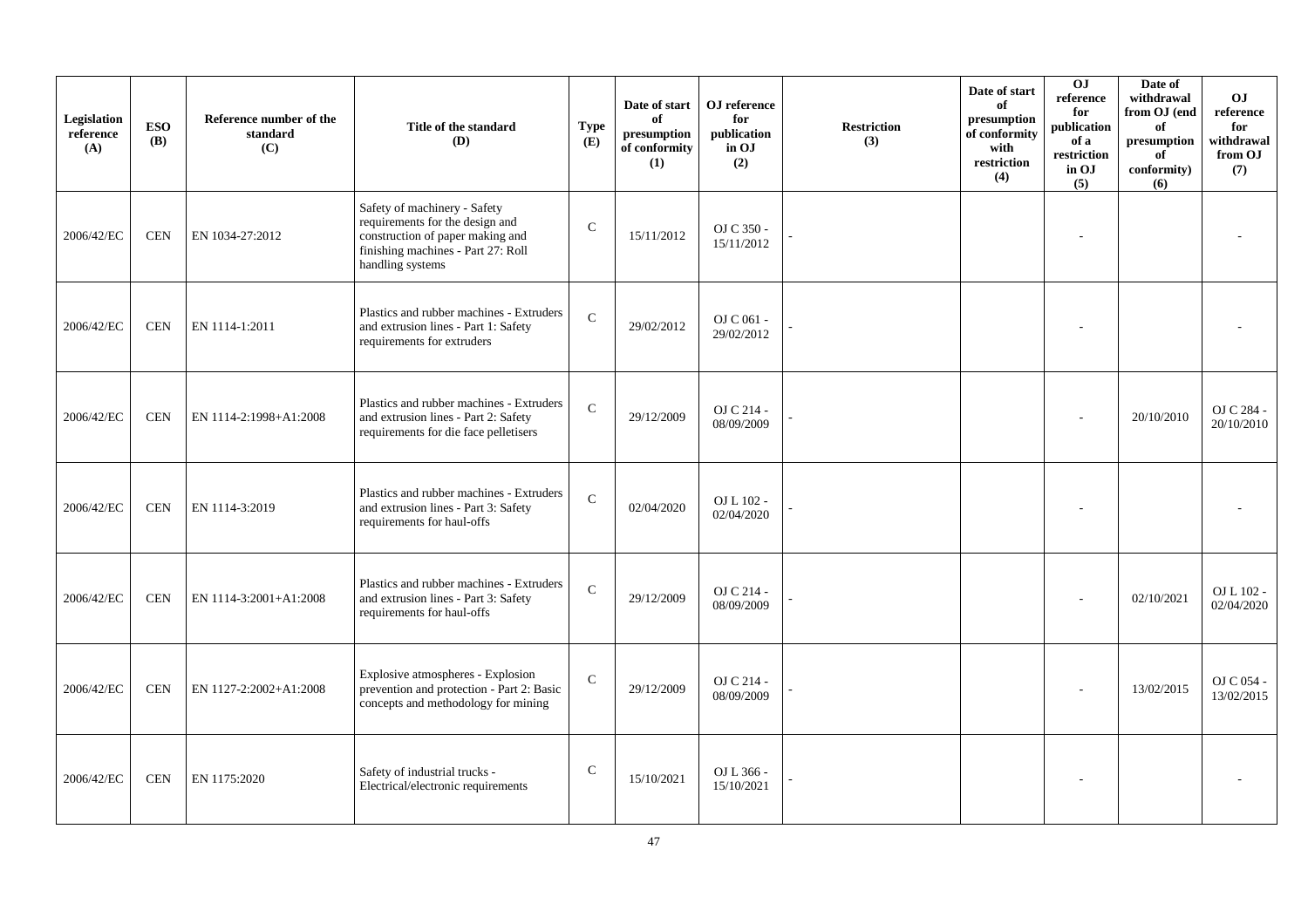| Legislation reference (A) | ESO (B) | Reference number of the standard (C) | Title of the standard (D) | Type (E) | Date of start of presumption of conformity (1) | OJ reference for publication in OJ (2) | Restriction (3) | Date of start of presumption of conformity with restriction (4) | OJ reference for publication of a restriction in OJ (5) | Date of withdrawal from OJ (end of presumption of conformity) (6) | OJ reference for withdrawal from OJ (7) |
|---|---|---|---|---|---|---|---|---|---|---|---|
| 2006/42/EC | CEN | EN 1034-27:2012 | Safety of machinery - Safety requirements for the design and construction of paper making and finishing machines - Part 27: Roll handling systems | C | 15/11/2012 | OJ C 350 - 15/11/2012 | - | | - | | - |
| 2006/42/EC | CEN | EN 1114-1:2011 | Plastics and rubber machines - Extruders and extrusion lines - Part 1: Safety requirements for extruders | C | 29/02/2012 | OJ C 061 - 29/02/2012 | - | | - | | - |
| 2006/42/EC | CEN | EN 1114-2:1998+A1:2008 | Plastics and rubber machines - Extruders and extrusion lines - Part 2: Safety requirements for die face pelletisers | C | 29/12/2009 | OJ C 214 - 08/09/2009 | - | | - | 20/10/2010 | OJ C 284 - 20/10/2010 |
| 2006/42/EC | CEN | EN 1114-3:2019 | Plastics and rubber machines - Extruders and extrusion lines - Part 3: Safety requirements for haul-offs | C | 02/04/2020 | OJ L 102 - 02/04/2020 | - | | - | | - |
| 2006/42/EC | CEN | EN 1114-3:2001+A1:2008 | Plastics and rubber machines - Extruders and extrusion lines - Part 3: Safety requirements for haul-offs | C | 29/12/2009 | OJ C 214 - 08/09/2009 | - | | - | 02/10/2021 | OJ L 102 - 02/04/2020 |
| 2006/42/EC | CEN | EN 1127-2:2002+A1:2008 | Explosive atmospheres - Explosion prevention and protection - Part 2: Basic concepts and methodology for mining | C | 29/12/2009 | OJ C 214 - 08/09/2009 | - | | - | 13/02/2015 | OJ C 054 - 13/02/2015 |
| 2006/42/EC | CEN | EN 1175:2020 | Safety of industrial trucks - Electrical/electronic requirements | C | 15/10/2021 | OJ L 366 - 15/10/2021 | - | | - | | - |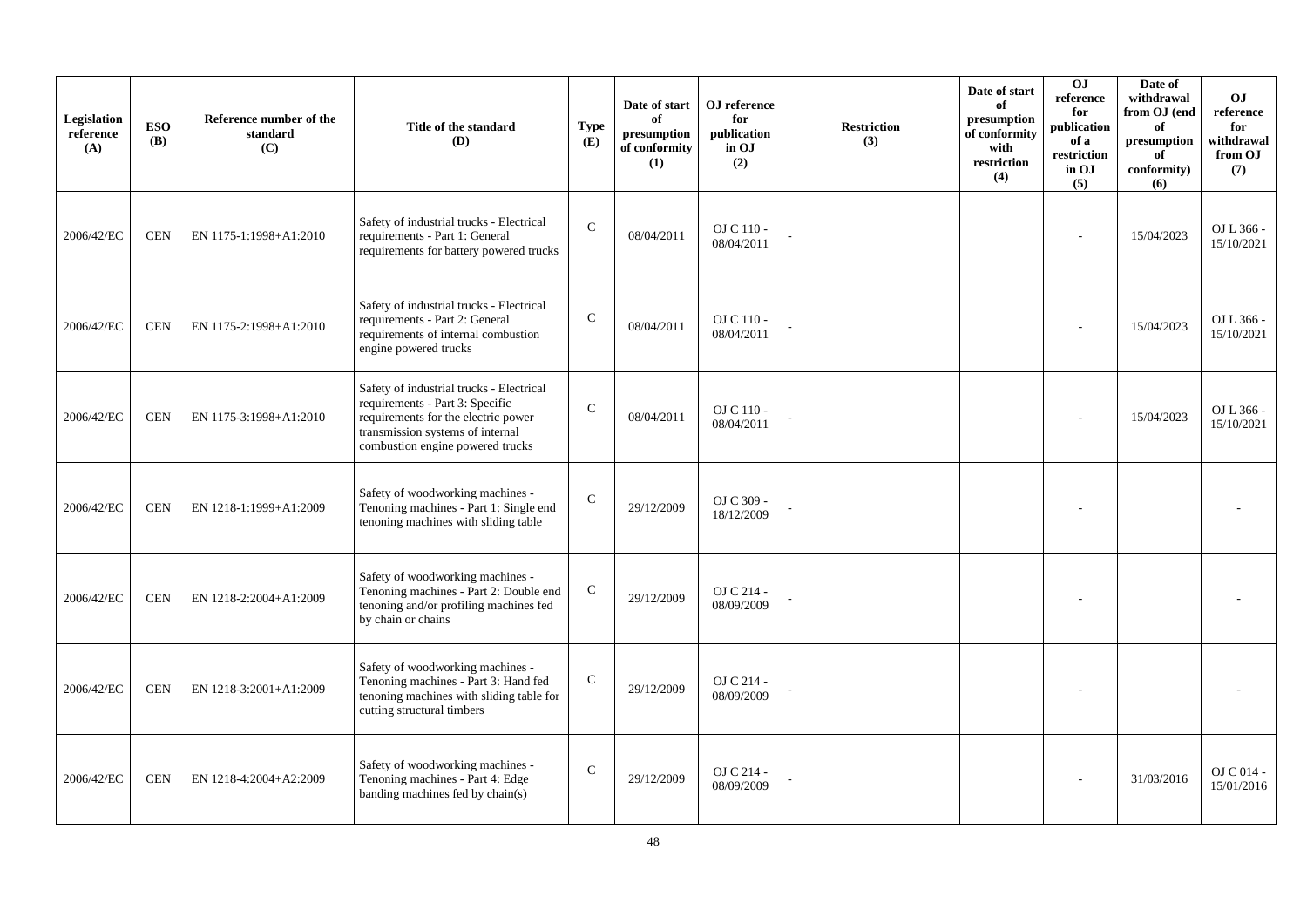| Legislation reference (A) | ESO (B) | Reference number of the standard (C) | Title of the standard (D) | Type (E) | Date of start of presumption of conformity (1) | OJ reference for publication in OJ (2) | Restriction (3) | Date of start of presumption of conformity with restriction (4) | OJ reference for publication of a restriction in OJ (5) | Date of withdrawal from OJ (end of presumption of conformity) (6) | OJ reference for withdrawal from OJ (7) |
|---|---|---|---|---|---|---|---|---|---|---|---|
| 2006/42/EC | CEN | EN 1175-1:1998+A1:2010 | Safety of industrial trucks - Electrical requirements - Part 1: General requirements for battery powered trucks | C | 08/04/2011 | OJ C 110 - 08/04/2011 | - | | - | 15/04/2023 | OJ L 366 - 15/10/2021 |
| 2006/42/EC | CEN | EN 1175-2:1998+A1:2010 | Safety of industrial trucks - Electrical requirements - Part 2: General requirements of internal combustion engine powered trucks | C | 08/04/2011 | OJ C 110 - 08/04/2011 | - | | - | 15/04/2023 | OJ L 366 - 15/10/2021 |
| 2006/42/EC | CEN | EN 1175-3:1998+A1:2010 | Safety of industrial trucks - Electrical requirements - Part 3: Specific requirements for the electric power transmission systems of internal combustion engine powered trucks | C | 08/04/2011 | OJ C 110 - 08/04/2011 | - | | - | 15/04/2023 | OJ L 366 - 15/10/2021 |
| 2006/42/EC | CEN | EN 1218-1:1999+A1:2009 | Safety of woodworking machines - Tenoning machines - Part 1: Single end tenoning machines with sliding table | C | 29/12/2009 | OJ C 309 - 18/12/2009 | - | | - | | - |
| 2006/42/EC | CEN | EN 1218-2:2004+A1:2009 | Safety of woodworking machines - Tenoning machines - Part 2: Double end tenoning and/or profiling machines fed by chain or chains | C | 29/12/2009 | OJ C 214 - 08/09/2009 | - | | - | | - |
| 2006/42/EC | CEN | EN 1218-3:2001+A1:2009 | Safety of woodworking machines - Tenoning machines - Part 3: Hand fed tenoning machines with sliding table for cutting structural timbers | C | 29/12/2009 | OJ C 214 - 08/09/2009 | - | | - | | - |
| 2006/42/EC | CEN | EN 1218-4:2004+A2:2009 | Safety of woodworking machines - Tenoning machines - Part 4: Edge banding machines fed by chain(s) | C | 29/12/2009 | OJ C 214 - 08/09/2009 | - | | - | 31/03/2016 | OJ C 014 - 15/01/2016 |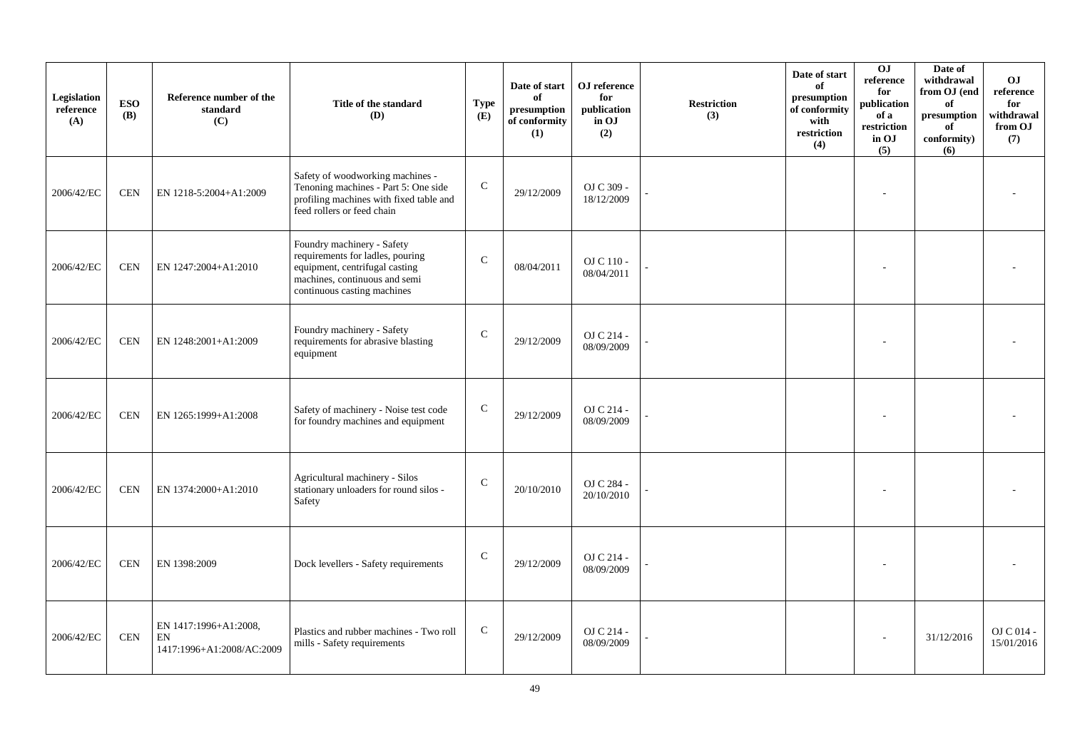| Legislation reference (A) | ESO (B) | Reference number of the standard (C) | Title of the standard (D) | Type (E) | Date of start of presumption of conformity (1) | OJ reference for publication in OJ (2) | Restriction (3) | Date of start of presumption of conformity with restriction (4) | OJ reference for publication of a restriction in OJ (5) | Date of withdrawal from OJ (end of presumption of conformity) (6) | OJ reference for withdrawal from OJ (7) |
|---|---|---|---|---|---|---|---|---|---|---|---|
| 2006/42/EC | CEN | EN 1218-5:2004+A1:2009 | Safety of woodworking machines - Tenoning machines - Part 5: One side profiling machines with fixed table and feed rollers or feed chain | C | 29/12/2009 | OJ C 309 - 18/12/2009 | - | | - | | - |
| 2006/42/EC | CEN | EN 1247:2004+A1:2010 | Foundry machinery - Safety requirements for ladles, pouring equipment, centrifugal casting machines, continuous and semi continuous casting machines | C | 08/04/2011 | OJ C 110 - 08/04/2011 | - | | - | | - |
| 2006/42/EC | CEN | EN 1248:2001+A1:2009 | Foundry machinery - Safety requirements for abrasive blasting equipment | C | 29/12/2009 | OJ C 214 - 08/09/2009 | - | | - | | - |
| 2006/42/EC | CEN | EN 1265:1999+A1:2008 | Safety of machinery - Noise test code for foundry machines and equipment | C | 29/12/2009 | OJ C 214 - 08/09/2009 | - | | - | | - |
| 2006/42/EC | CEN | EN 1374:2000+A1:2010 | Agricultural machinery - Silos stationary unloaders for round silos - Safety | C | 20/10/2010 | OJ C 284 - 20/10/2010 | - | | - | | - |
| 2006/42/EC | CEN | EN 1398:2009 | Dock levellers - Safety requirements | C | 29/12/2009 | OJ C 214 - 08/09/2009 | - | | - | | - |
| 2006/42/EC | CEN | EN 1417:1996+A1:2008, EN 1417:1996+A1:2008/AC:2009 | Plastics and rubber machines - Two roll mills - Safety requirements | C | 29/12/2009 | OJ C 214 - 08/09/2009 | - | | - | 31/12/2016 | OJ C 014 - 15/01/2016 |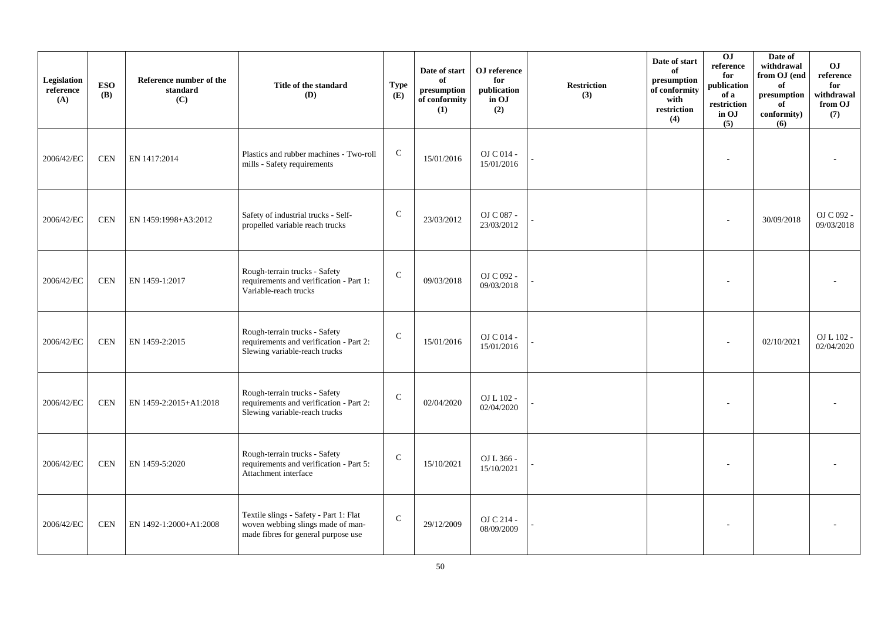| Legislation reference (A) | ESO (B) | Reference number of the standard (C) | Title of the standard (D) | Type (E) | Date of start of presumption of conformity (1) | OJ reference for publication in OJ (2) | Restriction (3) | Date of start of presumption of conformity with restriction (4) | OJ reference for publication of a restriction in OJ (5) | Date of withdrawal from OJ (end of presumption of conformity) (6) | OJ reference for withdrawal from OJ (7) |
|---|---|---|---|---|---|---|---|---|---|---|---|
| 2006/42/EC | CEN | EN 1417:2014 | Plastics and rubber machines - Two-roll mills - Safety requirements | C | 15/01/2016 | OJ C 014 - 15/01/2016 | - | | - | | - |
| 2006/42/EC | CEN | EN 1459:1998+A3:2012 | Safety of industrial trucks - Self-propelled variable reach trucks | C | 23/03/2012 | OJ C 087 - 23/03/2012 | - | | - | 30/09/2018 | OJ C 092 - 09/03/2018 |
| 2006/42/EC | CEN | EN 1459-1:2017 | Rough-terrain trucks - Safety requirements and verification - Part 1: Variable-reach trucks | C | 09/03/2018 | OJ C 092 - 09/03/2018 | - | | - | | - |
| 2006/42/EC | CEN | EN 1459-2:2015 | Rough-terrain trucks - Safety requirements and verification - Part 2: Slewing variable-reach trucks | C | 15/01/2016 | OJ C 014 - 15/01/2016 | - | | - | 02/10/2021 | OJ L 102 - 02/04/2020 |
| 2006/42/EC | CEN | EN 1459-2:2015+A1:2018 | Rough-terrain trucks - Safety requirements and verification - Part 2: Slewing variable-reach trucks | C | 02/04/2020 | OJ L 102 - 02/04/2020 | - | | - | | - |
| 2006/42/EC | CEN | EN 1459-5:2020 | Rough-terrain trucks - Safety requirements and verification - Part 5: Attachment interface | C | 15/10/2021 | OJ L 366 - 15/10/2021 | - | | - | | - |
| 2006/42/EC | CEN | EN 1492-1:2000+A1:2008 | Textile slings - Safety - Part 1: Flat woven webbing slings made of man-made fibres for general purpose use | C | 29/12/2009 | OJ C 214 - 08/09/2009 | - | | - | | - |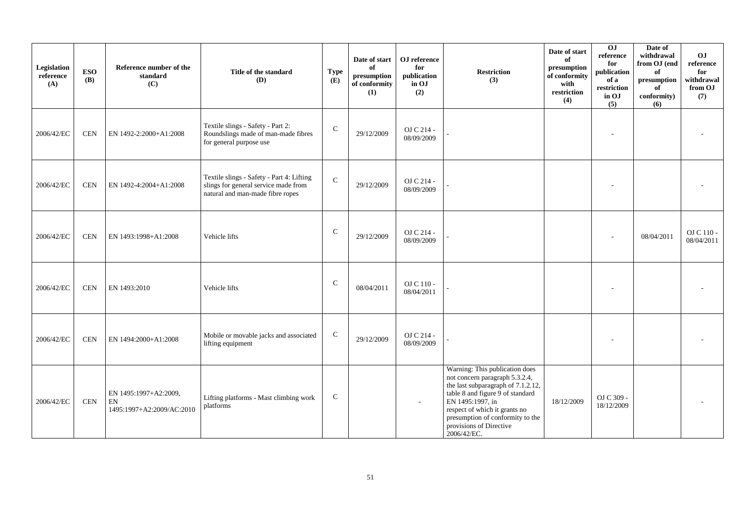| Legislation reference (A) | ESO (B) | Reference number of the standard (C) | Title of the standard (D) | Type (E) | Date of start of presumption of conformity (1) | OJ reference for publication in OJ (2) | Restriction (3) | Date of start of presumption of conformity with restriction (4) | OJ reference for publication of a restriction in OJ (5) | Date of withdrawal from OJ (end of presumption of conformity) (6) | OJ reference for withdrawal from OJ (7) |
|---|---|---|---|---|---|---|---|---|---|---|---|
| 2006/42/EC | CEN | EN 1492-2:2000+A1:2008 | Textile slings - Safety - Part 2: Roundslings made of man-made fibres for general purpose use | C | 29/12/2009 | OJ C 214 - 08/09/2009 | - | | - | | - |
| 2006/42/EC | CEN | EN 1492-4:2004+A1:2008 | Textile slings - Safety - Part 4: Lifting slings for general service made from natural and man-made fibre ropes | C | 29/12/2009 | OJ C 214 - 08/09/2009 | - | | - | | - |
| 2006/42/EC | CEN | EN 1493:1998+A1:2008 | Vehicle lifts | C | 29/12/2009 | OJ C 214 - 08/09/2009 | - | | - | 08/04/2011 | OJ C 110 - 08/04/2011 |
| 2006/42/EC | CEN | EN 1493:2010 | Vehicle lifts | C | 08/04/2011 | OJ C 110 - 08/04/2011 | - | | - | | - |
| 2006/42/EC | CEN | EN 1494:2000+A1:2008 | Mobile or movable jacks and associated lifting equipment | C | 29/12/2009 | OJ C 214 - 08/09/2009 | - | | - | | - |
| 2006/42/EC | CEN | EN 1495:1997+A2:2009, EN 1495:1997+A2:2009/AC:2010 | Lifting platforms - Mast climbing work platforms | C | | - | Warning: This publication does not concern paragraph 5.3.2.4, the last subparagraph of 7.1.2.12, table 8 and figure 9 of standard EN 1495:1997, in respect of which it grants no presumption of conformity to the provisions of Directive 2006/42/EC. | 18/12/2009 | OJ C 309 - 18/12/2009 | | - |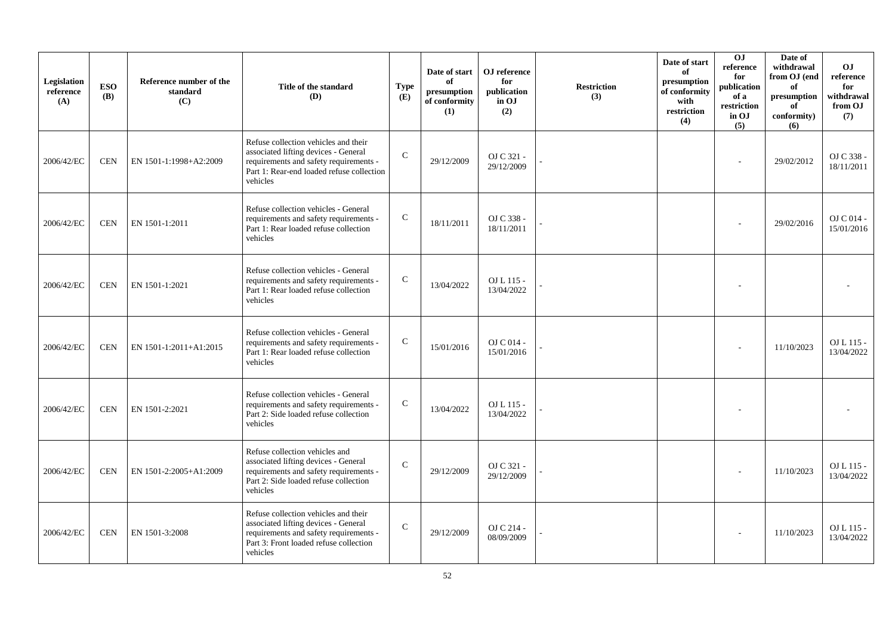| Legislation reference (A) | ESO (B) | Reference number of the standard (C) | Title of the standard (D) | Type (E) | Date of start of presumption of conformity (1) | OJ reference for publication in OJ (2) | Restriction (3) | Date of start of presumption of conformity with restriction (4) | OJ reference for publication of a restriction in OJ (5) | Date of withdrawal from OJ (end of presumption of conformity) (6) | OJ reference for withdrawal from OJ (7) |
|---|---|---|---|---|---|---|---|---|---|---|---|
| 2006/42/EC | CEN | EN 1501-1:1998+A2:2009 | Refuse collection vehicles and their associated lifting devices - General requirements and safety requirements - Part 1: Rear-end loaded refuse collection vehicles | C | 29/12/2009 | OJ C 321 - 29/12/2009 | - | | - | 29/02/2012 | OJ C 338 - 18/11/2011 |
| 2006/42/EC | CEN | EN 1501-1:2011 | Refuse collection vehicles - General requirements and safety requirements - Part 1: Rear loaded refuse collection vehicles | C | 18/11/2011 | OJ C 338 - 18/11/2011 | - | | - | 29/02/2016 | OJ C 014 - 15/01/2016 |
| 2006/42/EC | CEN | EN 1501-1:2021 | Refuse collection vehicles - General requirements and safety requirements - Part 1: Rear loaded refuse collection vehicles | C | 13/04/2022 | OJ L 115 - 13/04/2022 | - | | - | | - |
| 2006/42/EC | CEN | EN 1501-1:2011+A1:2015 | Refuse collection vehicles - General requirements and safety requirements - Part 1: Rear loaded refuse collection vehicles | C | 15/01/2016 | OJ C 014 - 15/01/2016 | - | | - | 11/10/2023 | OJ L 115 - 13/04/2022 |
| 2006/42/EC | CEN | EN 1501-2:2021 | Refuse collection vehicles - General requirements and safety requirements - Part 2: Side loaded refuse collection vehicles | C | 13/04/2022 | OJ L 115 - 13/04/2022 | - | | - | | - |
| 2006/42/EC | CEN | EN 1501-2:2005+A1:2009 | Refuse collection vehicles and associated lifting devices - General requirements and safety requirements - Part 2: Side loaded refuse collection vehicles | C | 29/12/2009 | OJ C 321 - 29/12/2009 | - | | - | 11/10/2023 | OJ L 115 - 13/04/2022 |
| 2006/42/EC | CEN | EN 1501-3:2008 | Refuse collection vehicles and their associated lifting devices - General requirements and safety requirements - Part 3: Front loaded refuse collection vehicles | C | 29/12/2009 | OJ C 214 - 08/09/2009 | - | | - | 11/10/2023 | OJ L 115 - 13/04/2022 |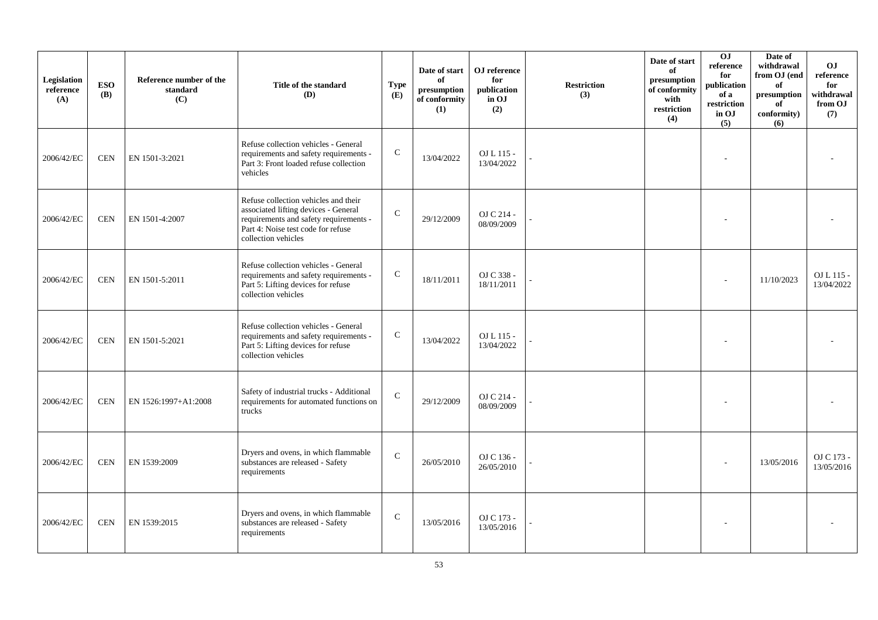| Legislation reference (A) | ESO (B) | Reference number of the standard (C) | Title of the standard (D) | Type (E) | Date of start of presumption of conformity (1) | OJ reference for publication in OJ (2) | Restriction (3) | Date of start of presumption of conformity with restriction (4) | OJ reference for publication of a restriction in OJ (5) | Date of withdrawal from OJ (end of presumption of conformity) (6) | OJ reference for withdrawal from OJ (7) |
|---|---|---|---|---|---|---|---|---|---|---|---|
| 2006/42/EC | CEN | EN 1501-3:2021 | Refuse collection vehicles - General requirements and safety requirements - Part 3: Front loaded refuse collection vehicles | C | 13/04/2022 | OJ L 115 - 13/04/2022 | - | | - | | - |
| 2006/42/EC | CEN | EN 1501-4:2007 | Refuse collection vehicles and their associated lifting devices - General requirements and safety requirements - Part 4: Noise test code for refuse collection vehicles | C | 29/12/2009 | OJ C 214 - 08/09/2009 | - | | - | | - |
| 2006/42/EC | CEN | EN 1501-5:2011 | Refuse collection vehicles - General requirements and safety requirements - Part 5: Lifting devices for refuse collection vehicles | C | 18/11/2011 | OJ C 338 - 18/11/2011 | - | | - | 11/10/2023 | OJ L 115 - 13/04/2022 |
| 2006/42/EC | CEN | EN 1501-5:2021 | Refuse collection vehicles - General requirements and safety requirements - Part 5: Lifting devices for refuse collection vehicles | C | 13/04/2022 | OJ L 115 - 13/04/2022 | - | | - | | - |
| 2006/42/EC | CEN | EN 1526:1997+A1:2008 | Safety of industrial trucks - Additional requirements for automated functions on trucks | C | 29/12/2009 | OJ C 214 - 08/09/2009 | - | | - | | - |
| 2006/42/EC | CEN | EN 1539:2009 | Dryers and ovens, in which flammable substances are released - Safety requirements | C | 26/05/2010 | OJ C 136 - 26/05/2010 | - | | - | 13/05/2016 | OJ C 173 - 13/05/2016 |
| 2006/42/EC | CEN | EN 1539:2015 | Dryers and ovens, in which flammable substances are released - Safety requirements | C | 13/05/2016 | OJ C 173 - 13/05/2016 | - | | - | | - |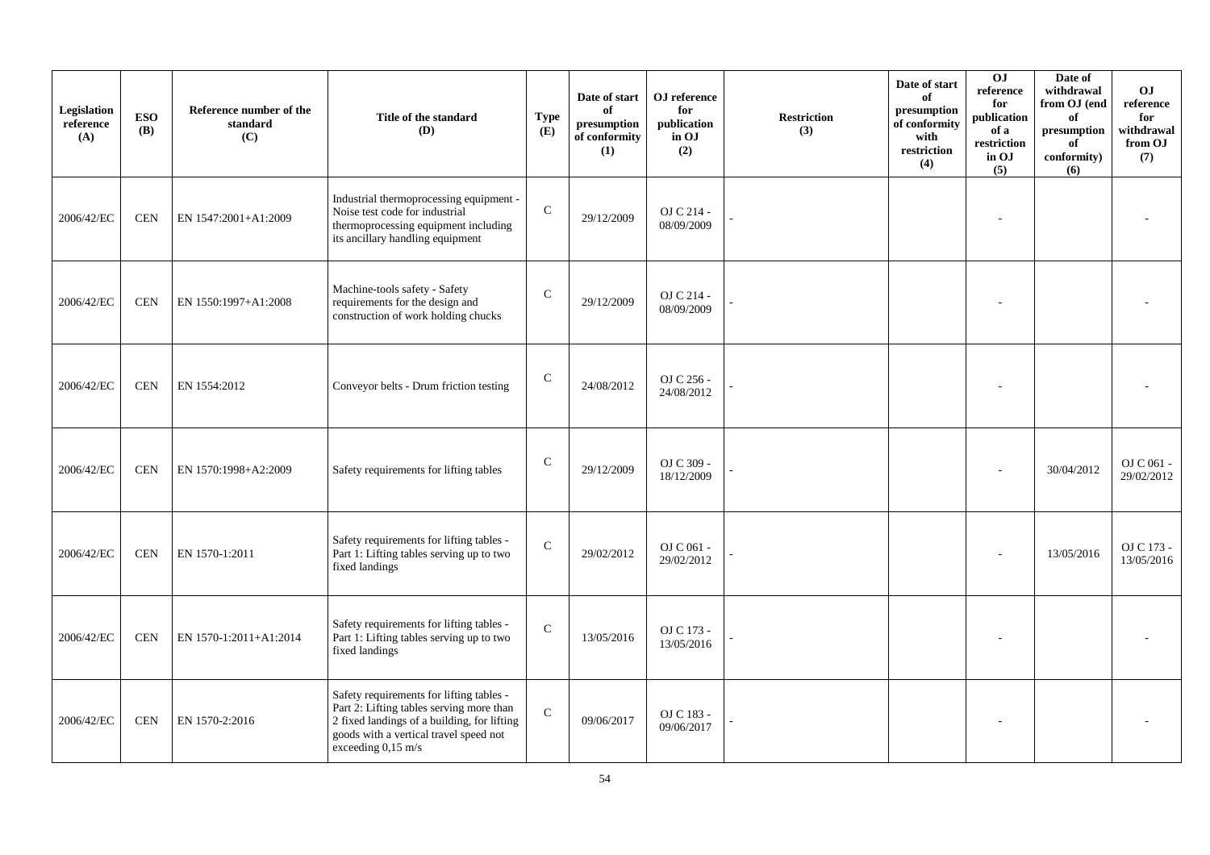| Legislation reference (A) | ESO (B) | Reference number of the standard (C) | Title of the standard (D) | Type (E) | Date of start of presumption of conformity (1) | OJ reference for publication in OJ (2) | Restriction (3) | Date of start of presumption of conformity with restriction (4) | OJ reference for publication of a restriction in OJ (5) | Date of withdrawal from OJ (end of presumption of conformity) (6) | OJ reference for withdrawal from OJ (7) |
|---|---|---|---|---|---|---|---|---|---|---|---|
| 2006/42/EC | CEN | EN 1547:2001+A1:2009 | Industrial thermoprocessing equipment - Noise test code for industrial thermoprocessing equipment including its ancillary handling equipment | C | 29/12/2009 | OJ C 214 - 08/09/2009 | - | | - | | - |
| 2006/42/EC | CEN | EN 1550:1997+A1:2008 | Machine-tools safety - Safety requirements for the design and construction of work holding chucks | C | 29/12/2009 | OJ C 214 - 08/09/2009 | - | | - | | - |
| 2006/42/EC | CEN | EN 1554:2012 | Conveyor belts - Drum friction testing | C | 24/08/2012 | OJ C 256 - 24/08/2012 | - | | - | | - |
| 2006/42/EC | CEN | EN 1570:1998+A2:2009 | Safety requirements for lifting tables | C | 29/12/2009 | OJ C 309 - 18/12/2009 | - | | - | 30/04/2012 | OJ C 061 - 29/02/2012 |
| 2006/42/EC | CEN | EN 1570-1:2011 | Safety requirements for lifting tables - Part 1: Lifting tables serving up to two fixed landings | C | 29/02/2012 | OJ C 061 - 29/02/2012 | - | | - | 13/05/2016 | OJ C 173 - 13/05/2016 |
| 2006/42/EC | CEN | EN 1570-1:2011+A1:2014 | Safety requirements for lifting tables - Part 1: Lifting tables serving up to two fixed landings | C | 13/05/2016 | OJ C 173 - 13/05/2016 | - | | - | | - |
| 2006/42/EC | CEN | EN 1570-2:2016 | Safety requirements for lifting tables - Part 2: Lifting tables serving more than 2 fixed landings of a building, for lifting goods with a vertical travel speed not exceeding 0,15 m/s | C | 09/06/2017 | OJ C 183 - 09/06/2017 | - | | - | | - |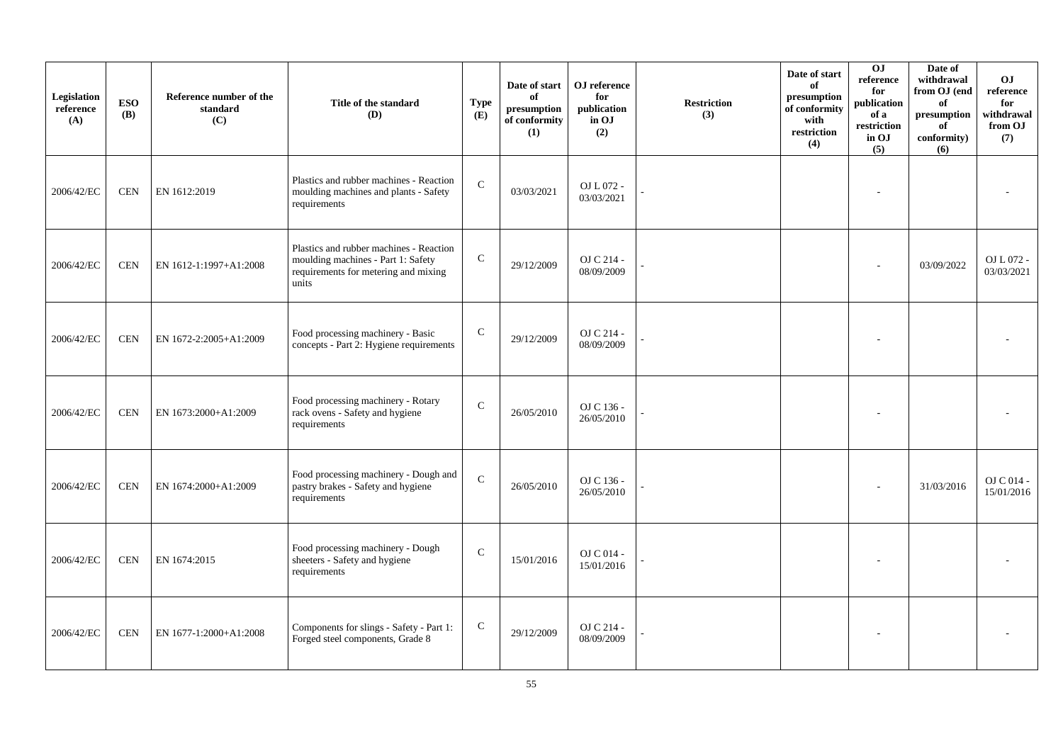| Legislation reference (A) | ESO (B) | Reference number of the standard (C) | Title of the standard (D) | Type (E) | Date of start of presumption of conformity (1) | OJ reference for publication in OJ (2) | Restriction (3) | Date of start of presumption of conformity with restriction (4) | OJ reference for publication of a restriction in OJ (5) | Date of withdrawal from OJ (end of presumption of conformity) (6) | OJ reference for withdrawal from OJ (7) |
|---|---|---|---|---|---|---|---|---|---|---|---|
| 2006/42/EC | CEN | EN 1612:2019 | Plastics and rubber machines - Reaction moulding machines and plants - Safety requirements | C | 03/03/2021 | OJ L 072 - 03/03/2021 | - | | - | | - |
| 2006/42/EC | CEN | EN 1612-1:1997+A1:2008 | Plastics and rubber machines - Reaction moulding machines - Part 1: Safety requirements for metering and mixing units | C | 29/12/2009 | OJ C 214 - 08/09/2009 | - | | - | 03/09/2022 | OJ L 072 - 03/03/2021 |
| 2006/42/EC | CEN | EN 1672-2:2005+A1:2009 | Food processing machinery - Basic concepts - Part 2: Hygiene requirements | C | 29/12/2009 | OJ C 214 - 08/09/2009 | - | | - | | - |
| 2006/42/EC | CEN | EN 1673:2000+A1:2009 | Food processing machinery - Rotary rack ovens - Safety and hygiene requirements | C | 26/05/2010 | OJ C 136 - 26/05/2010 | - | | - | | - |
| 2006/42/EC | CEN | EN 1674:2000+A1:2009 | Food processing machinery - Dough and pastry brakes - Safety and hygiene requirements | C | 26/05/2010 | OJ C 136 - 26/05/2010 | - | | - | 31/03/2016 | OJ C 014 - 15/01/2016 |
| 2006/42/EC | CEN | EN 1674:2015 | Food processing machinery - Dough sheeters - Safety and hygiene requirements | C | 15/01/2016 | OJ C 014 - 15/01/2016 | - | | - | | - |
| 2006/42/EC | CEN | EN 1677-1:2000+A1:2008 | Components for slings - Safety - Part 1: Forged steel components, Grade 8 | C | 29/12/2009 | OJ C 214 - 08/09/2009 | - | | - | | - |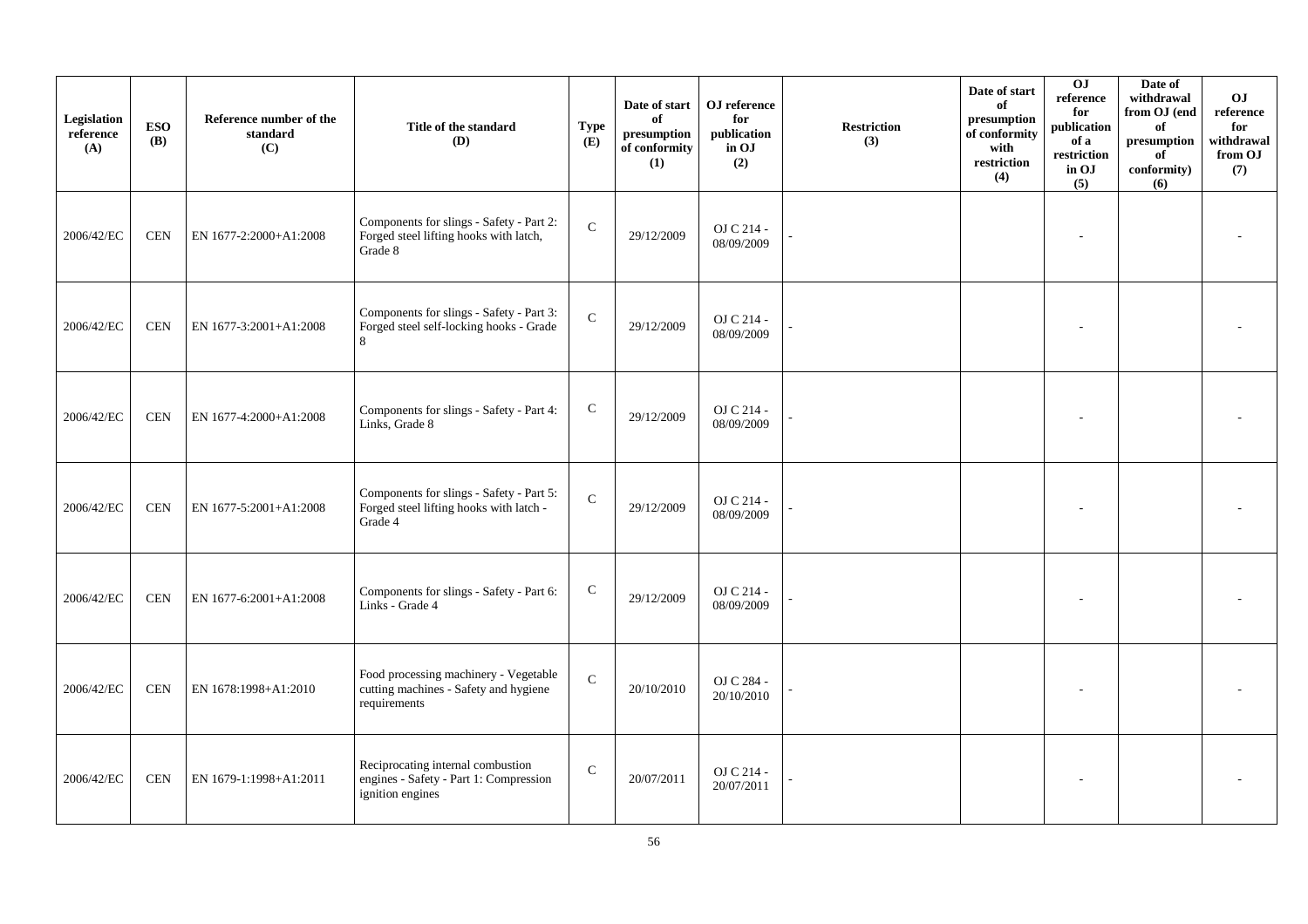| Legislation reference (A) | ESO (B) | Reference number of the standard (C) | Title of the standard (D) | Type (E) | Date of start of presumption of conformity (1) | OJ reference for publication in OJ (2) | Restriction (3) | Date of start of presumption of conformity with restriction (4) | OJ reference for publication of a restriction in OJ (5) | Date of withdrawal from OJ (end of presumption of conformity) (6) | OJ reference for withdrawal from OJ (7) |
|---|---|---|---|---|---|---|---|---|---|---|---|
| 2006/42/EC | CEN | EN 1677-2:2000+A1:2008 | Components for slings - Safety - Part 2: Forged steel lifting hooks with latch, Grade 8 | C | 29/12/2009 | OJ C 214 - 08/09/2009 | - | | - | | - |
| 2006/42/EC | CEN | EN 1677-3:2001+A1:2008 | Components for slings - Safety - Part 3: Forged steel self-locking hooks - Grade 8 | C | 29/12/2009 | OJ C 214 - 08/09/2009 | - | | - | | - |
| 2006/42/EC | CEN | EN 1677-4:2000+A1:2008 | Components for slings - Safety - Part 4: Links, Grade 8 | C | 29/12/2009 | OJ C 214 - 08/09/2009 | - | | - | | - |
| 2006/42/EC | CEN | EN 1677-5:2001+A1:2008 | Components for slings - Safety - Part 5: Forged steel lifting hooks with latch - Grade 4 | C | 29/12/2009 | OJ C 214 - 08/09/2009 | - | | - | | - |
| 2006/42/EC | CEN | EN 1677-6:2001+A1:2008 | Components for slings - Safety - Part 6: Links - Grade 4 | C | 29/12/2009 | OJ C 214 - 08/09/2009 | - | | - | | - |
| 2006/42/EC | CEN | EN 1678:1998+A1:2010 | Food processing machinery - Vegetable cutting machines - Safety and hygiene requirements | C | 20/10/2010 | OJ C 284 - 20/10/2010 | - | | - | | - |
| 2006/42/EC | CEN | EN 1679-1:1998+A1:2011 | Reciprocating internal combustion engines - Safety - Part 1: Compression ignition engines | C | 20/07/2011 | OJ C 214 - 20/07/2011 | - | | - | | - |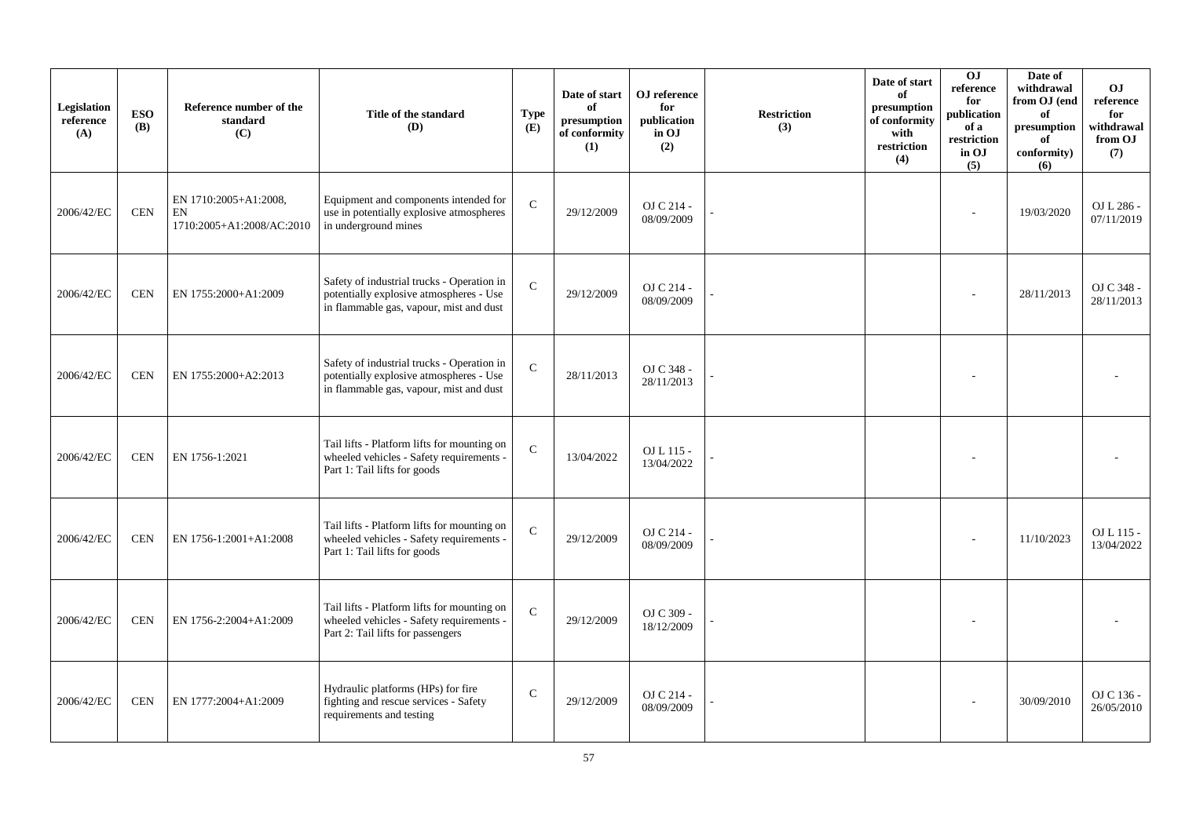| Legislation reference (A) | ESO (B) | Reference number of the standard (C) | Title of the standard (D) | Type (E) | Date of start of presumption of conformity (1) | OJ reference for publication in OJ (2) | Restriction (3) | Date of start of presumption of conformity with restriction (4) | OJ reference for publication of a restriction in OJ (5) | Date of withdrawal from OJ (end of presumption of conformity) (6) | OJ reference for withdrawal from OJ (7) |
|---|---|---|---|---|---|---|---|---|---|---|---|
| 2006/42/EC | CEN | EN 1710:2005+A1:2008, EN 1710:2005+A1:2008/AC:2010 | Equipment and components intended for use in potentially explosive atmospheres in underground mines | C | 29/12/2009 | OJ C 214 - 08/09/2009 | - | | - | 19/03/2020 | OJ L 286 - 07/11/2019 |
| 2006/42/EC | CEN | EN 1755:2000+A1:2009 | Safety of industrial trucks - Operation in potentially explosive atmospheres - Use in flammable gas, vapour, mist and dust | C | 29/12/2009 | OJ C 214 - 08/09/2009 | - | | - | 28/11/2013 | OJ C 348 - 28/11/2013 |
| 2006/42/EC | CEN | EN 1755:2000+A2:2013 | Safety of industrial trucks - Operation in potentially explosive atmospheres - Use in flammable gas, vapour, mist and dust | C | 28/11/2013 | OJ C 348 - 28/11/2013 | - | | - | | - |
| 2006/42/EC | CEN | EN 1756-1:2021 | Tail lifts - Platform lifts for mounting on wheeled vehicles - Safety requirements - Part 1: Tail lifts for goods | C | 13/04/2022 | OJ L 115 - 13/04/2022 | - | | - | | - |
| 2006/42/EC | CEN | EN 1756-1:2001+A1:2008 | Tail lifts - Platform lifts for mounting on wheeled vehicles - Safety requirements - Part 1: Tail lifts for goods | C | 29/12/2009 | OJ C 214 - 08/09/2009 | - | | - | 11/10/2023 | OJ L 115 - 13/04/2022 |
| 2006/42/EC | CEN | EN 1756-2:2004+A1:2009 | Tail lifts - Platform lifts for mounting on wheeled vehicles - Safety requirements - Part 2: Tail lifts for passengers | C | 29/12/2009 | OJ C 309 - 18/12/2009 | - | | - | | - |
| 2006/42/EC | CEN | EN 1777:2004+A1:2009 | Hydraulic platforms (HPs) for fire fighting and rescue services - Safety requirements and testing | C | 29/12/2009 | OJ C 214 - 08/09/2009 | - | | - | 30/09/2010 | OJ C 136 - 26/05/2010 |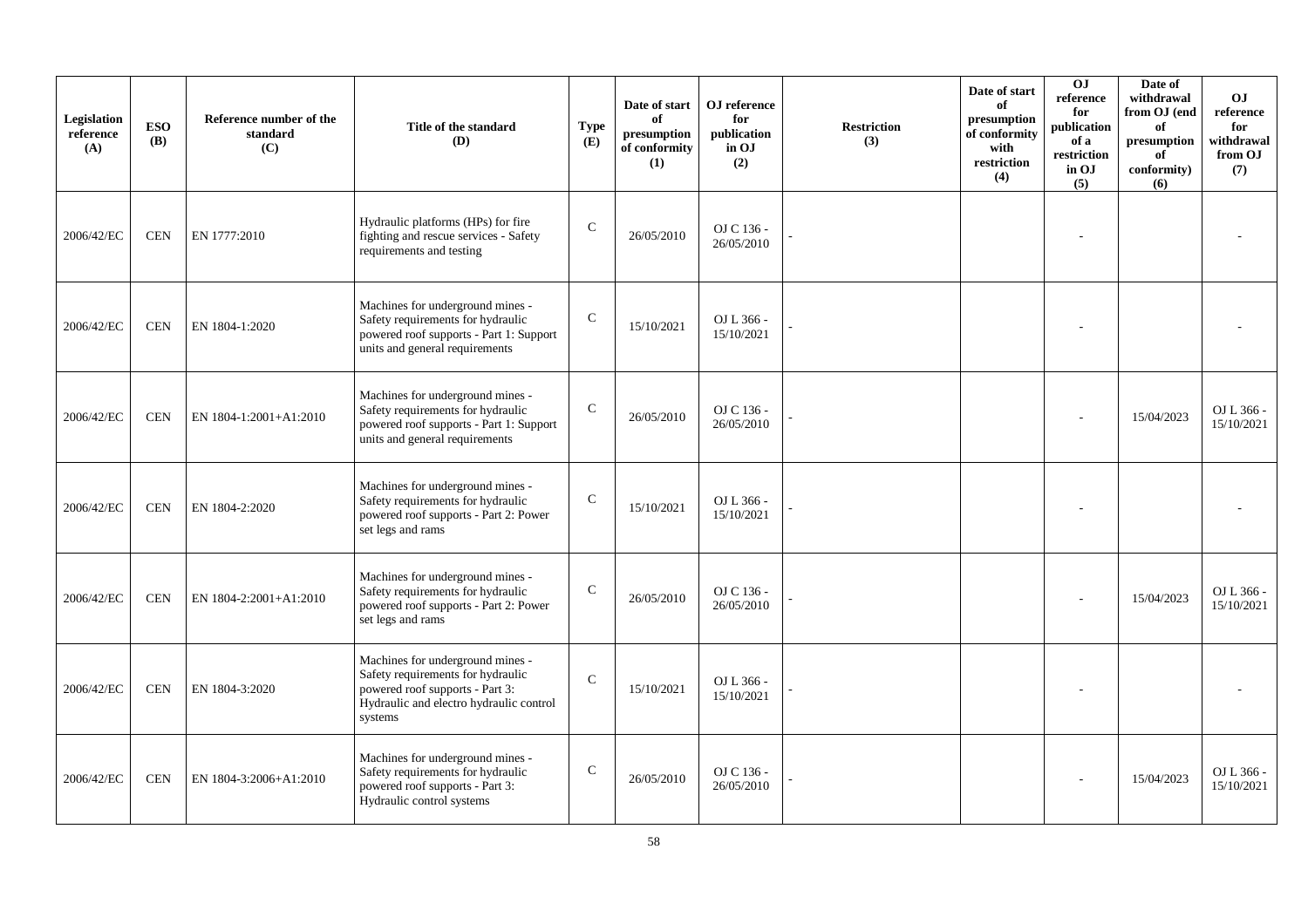| Legislation reference (A) | ESO (B) | Reference number of the standard (C) | Title of the standard (D) | Type (E) | Date of start of presumption of conformity (1) | OJ reference for publication in OJ (2) | Restriction (3) | Date of start of presumption of conformity with restriction (4) | OJ reference for publication of a restriction in OJ (5) | Date of withdrawal from OJ (end of presumption of conformity) (6) | OJ reference for withdrawal from OJ (7) |
|---|---|---|---|---|---|---|---|---|---|---|---|
| 2006/42/EC | CEN | EN 1777:2010 | Hydraulic platforms (HPs) for fire fighting and rescue services - Safety requirements and testing | C | 26/05/2010 | OJ C 136 - 26/05/2010 | - | | - | | - |
| 2006/42/EC | CEN | EN 1804-1:2020 | Machines for underground mines - Safety requirements for hydraulic powered roof supports - Part 1: Support units and general requirements | C | 15/10/2021 | OJ L 366 - 15/10/2021 | - | | - | | - |
| 2006/42/EC | CEN | EN 1804-1:2001+A1:2010 | Machines for underground mines - Safety requirements for hydraulic powered roof supports - Part 1: Support units and general requirements | C | 26/05/2010 | OJ C 136 - 26/05/2010 | - | | - | 15/04/2023 | OJ L 366 - 15/10/2021 |
| 2006/42/EC | CEN | EN 1804-2:2020 | Machines for underground mines - Safety requirements for hydraulic powered roof supports - Part 2: Power set legs and rams | C | 15/10/2021 | OJ L 366 - 15/10/2021 | - | | - | | - |
| 2006/42/EC | CEN | EN 1804-2:2001+A1:2010 | Machines for underground mines - Safety requirements for hydraulic powered roof supports - Part 2: Power set legs and rams | C | 26/05/2010 | OJ C 136 - 26/05/2010 | - | | - | 15/04/2023 | OJ L 366 - 15/10/2021 |
| 2006/42/EC | CEN | EN 1804-3:2020 | Machines for underground mines - Safety requirements for hydraulic powered roof supports - Part 3: Hydraulic and electro hydraulic control systems | C | 15/10/2021 | OJ L 366 - 15/10/2021 | - | | - | | - |
| 2006/42/EC | CEN | EN 1804-3:2006+A1:2010 | Machines for underground mines - Safety requirements for hydraulic powered roof supports - Part 3: Hydraulic control systems | C | 26/05/2010 | OJ C 136 - 26/05/2010 | - | | - | 15/04/2023 | OJ L 366 - 15/10/2021 |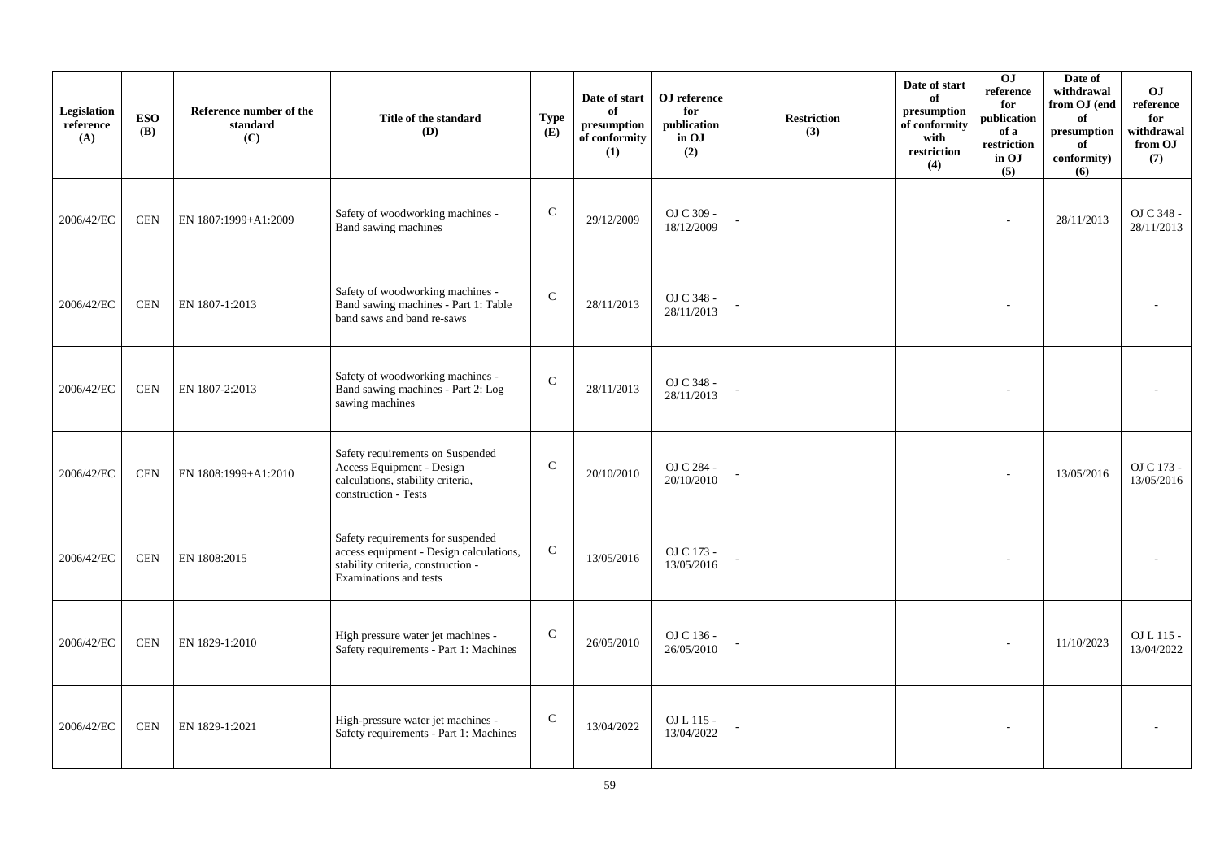| Legislation reference (A) | ESO (B) | Reference number of the standard (C) | Title of the standard (D) | Type (E) | Date of start of presumption of conformity (1) | OJ reference for publication in OJ (2) | Restriction (3) | Date of start of presumption of conformity with restriction (4) | OJ reference for publication of a restriction in OJ (5) | Date of withdrawal from OJ (end of presumption of conformity) (6) | OJ reference for withdrawal from OJ (7) |
|---|---|---|---|---|---|---|---|---|---|---|---|
| 2006/42/EC | CEN | EN 1807:1999+A1:2009 | Safety of woodworking machines - Band sawing machines | C | 29/12/2009 | OJ C 309 - 18/12/2009 | - | | - | 28/11/2013 | OJ C 348 - 28/11/2013 |
| 2006/42/EC | CEN | EN 1807-1:2013 | Safety of woodworking machines - Band sawing machines - Part 1: Table band saws and band re-saws | C | 28/11/2013 | OJ C 348 - 28/11/2013 | - | | - | | - |
| 2006/42/EC | CEN | EN 1807-2:2013 | Safety of woodworking machines - Band sawing machines - Part 2: Log sawing machines | C | 28/11/2013 | OJ C 348 - 28/11/2013 | - | | - | | - |
| 2006/42/EC | CEN | EN 1808:1999+A1:2010 | Safety requirements on Suspended Access Equipment - Design calculations, stability criteria, construction - Tests | C | 20/10/2010 | OJ C 284 - 20/10/2010 | - | | - | 13/05/2016 | OJ C 173 - 13/05/2016 |
| 2006/42/EC | CEN | EN 1808:2015 | Safety requirements for suspended access equipment - Design calculations, stability criteria, construction - Examinations and tests | C | 13/05/2016 | OJ C 173 - 13/05/2016 | - | | - | | - |
| 2006/42/EC | CEN | EN 1829-1:2010 | High pressure water jet machines - Safety requirements - Part 1: Machines | C | 26/05/2010 | OJ C 136 - 26/05/2010 | - | | - | 11/10/2023 | OJ L 115 - 13/04/2022 |
| 2006/42/EC | CEN | EN 1829-1:2021 | High-pressure water jet machines - Safety requirements - Part 1: Machines | C | 13/04/2022 | OJ L 115 - 13/04/2022 | - | | - | | - |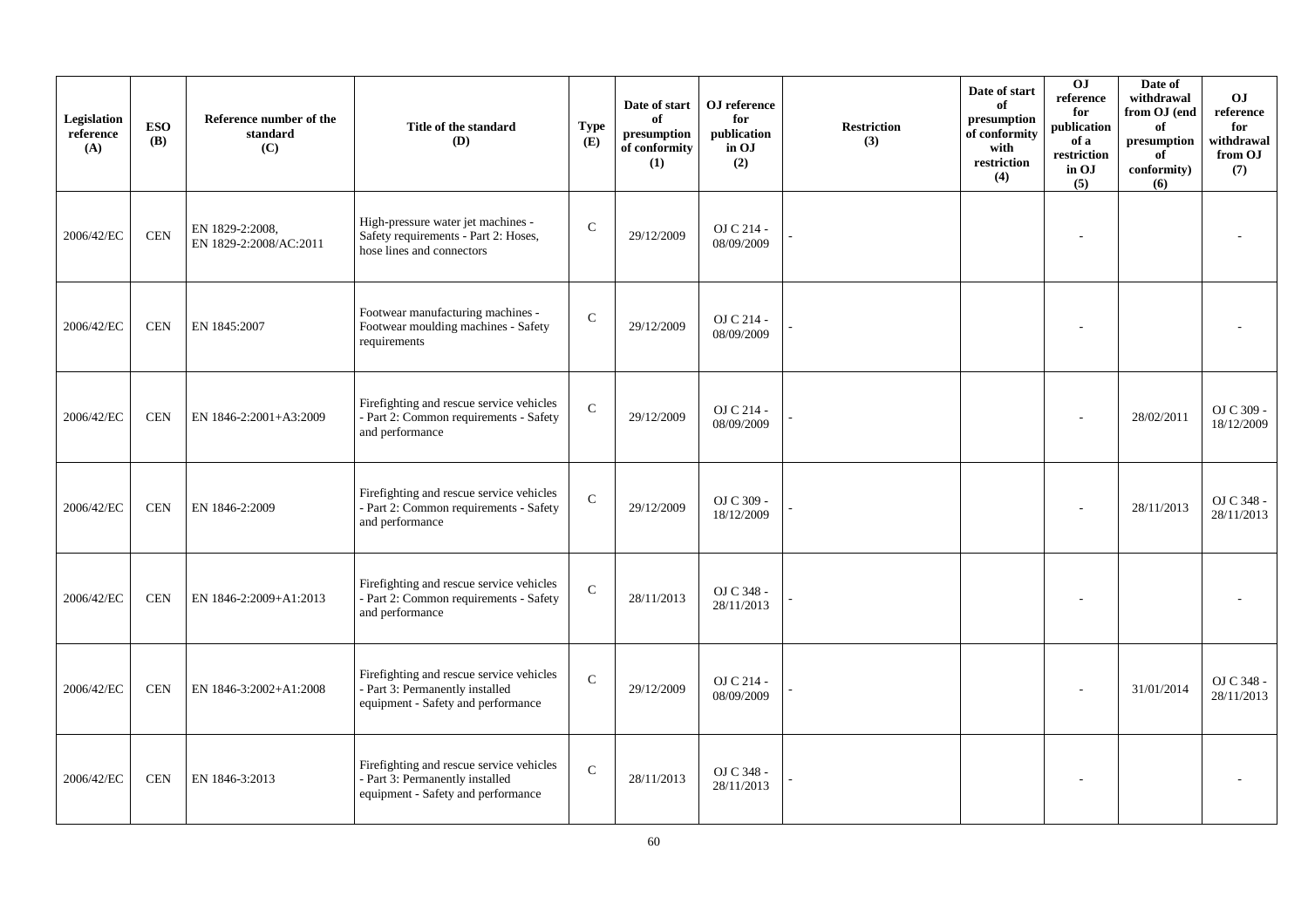| Legislation reference (A) | ESO (B) | Reference number of the standard (C) | Title of the standard (D) | Type (E) | Date of start of presumption of conformity (1) | OJ reference for publication in OJ (2) | Restriction (3) | Date of start of presumption of conformity with restriction (4) | OJ reference for publication of a restriction in OJ (5) | Date of withdrawal from OJ (end of presumption of conformity) (6) | OJ reference for withdrawal from OJ (7) |
|---|---|---|---|---|---|---|---|---|---|---|---|
| 2006/42/EC | CEN | EN 1829-2:2008, EN 1829-2:2008/AC:2011 | High-pressure water jet machines - Safety requirements - Part 2: Hoses, hose lines and connectors | C | 29/12/2009 | OJ C 214 - 08/09/2009 | - | | - | | - |
| 2006/42/EC | CEN | EN 1845:2007 | Footwear manufacturing machines - Footwear moulding machines - Safety requirements | C | 29/12/2009 | OJ C 214 - 08/09/2009 | - | | - | | - |
| 2006/42/EC | CEN | EN 1846-2:2001+A3:2009 | Firefighting and rescue service vehicles - Part 2: Common requirements - Safety and performance | C | 29/12/2009 | OJ C 214 - 08/09/2009 | - | | - | 28/02/2011 | OJ C 309 - 18/12/2009 |
| 2006/42/EC | CEN | EN 1846-2:2009 | Firefighting and rescue service vehicles - Part 2: Common requirements - Safety and performance | C | 29/12/2009 | OJ C 309 - 18/12/2009 | - | | - | 28/11/2013 | OJ C 348 - 28/11/2013 |
| 2006/42/EC | CEN | EN 1846-2:2009+A1:2013 | Firefighting and rescue service vehicles - Part 2: Common requirements - Safety and performance | C | 28/11/2013 | OJ C 348 - 28/11/2013 | - | | - | | - |
| 2006/42/EC | CEN | EN 1846-3:2002+A1:2008 | Firefighting and rescue service vehicles - Part 3: Permanently installed equipment - Safety and performance | C | 29/12/2009 | OJ C 214 - 08/09/2009 | - | | - | 31/01/2014 | OJ C 348 - 28/11/2013 |
| 2006/42/EC | CEN | EN 1846-3:2013 | Firefighting and rescue service vehicles - Part 3: Permanently installed equipment - Safety and performance | C | 28/11/2013 | OJ C 348 - 28/11/2013 | - | | - | | - |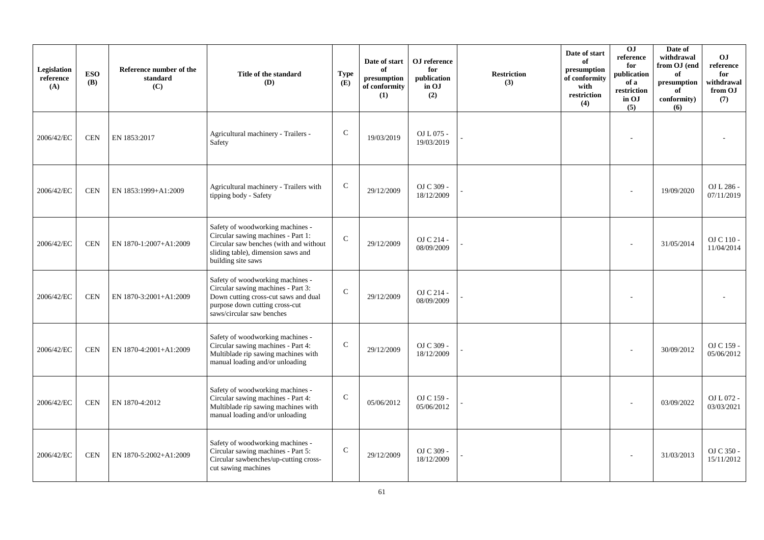| Legislation reference (A) | ESO (B) | Reference number of the standard (C) | Title of the standard (D) | Type (E) | Date of start of presumption of conformity (1) | OJ reference for publication in OJ (2) | Restriction (3) | Date of start of presumption of conformity with restriction (4) | OJ reference for publication of a restriction in OJ (5) | Date of withdrawal from OJ (end of presumption of conformity) (6) | OJ reference for withdrawal from OJ (7) |
|---|---|---|---|---|---|---|---|---|---|---|---|
| 2006/42/EC | CEN | EN 1853:2017 | Agricultural machinery - Trailers - Safety | C | 19/03/2019 | OJ L 075 - 19/03/2019 | - | | - | | - |
| 2006/42/EC | CEN | EN 1853:1999+A1:2009 | Agricultural machinery - Trailers with tipping body - Safety | C | 29/12/2009 | OJ C 309 - 18/12/2009 | - | | - | 19/09/2020 | OJ L 286 - 07/11/2019 |
| 2006/42/EC | CEN | EN 1870-1:2007+A1:2009 | Safety of woodworking machines - Circular sawing machines - Part 1: Circular saw benches (with and without sliding table), dimension saws and building site saws | C | 29/12/2009 | OJ C 214 - 08/09/2009 | - | | - | 31/05/2014 | OJ C 110 - 11/04/2014 |
| 2006/42/EC | CEN | EN 1870-3:2001+A1:2009 | Safety of woodworking machines - Circular sawing machines - Part 3: Down cutting cross-cut saws and dual purpose down cutting cross-cut saws/circular saw benches | C | 29/12/2009 | OJ C 214 - 08/09/2009 | - | | - | | - |
| 2006/42/EC | CEN | EN 1870-4:2001+A1:2009 | Safety of woodworking machines - Circular sawing machines - Part 4: Multiblade rip sawing machines with manual loading and/or unloading | C | 29/12/2009 | OJ C 309 - 18/12/2009 | - | | - | 30/09/2012 | OJ C 159 - 05/06/2012 |
| 2006/42/EC | CEN | EN 1870-4:2012 | Safety of woodworking machines - Circular sawing machines - Part 4: Multiblade rip sawing machines with manual loading and/or unloading | C | 05/06/2012 | OJ C 159 - 05/06/2012 | - | | - | 03/09/2022 | OJ L 072 - 03/03/2021 |
| 2006/42/EC | CEN | EN 1870-5:2002+A1:2009 | Safety of woodworking machines - Circular sawing machines - Part 5: Circular sawbenches/up-cutting cross-cut sawing machines | C | 29/12/2009 | OJ C 309 - 18/12/2009 | - | | - | 31/03/2013 | OJ C 350 - 15/11/2012 |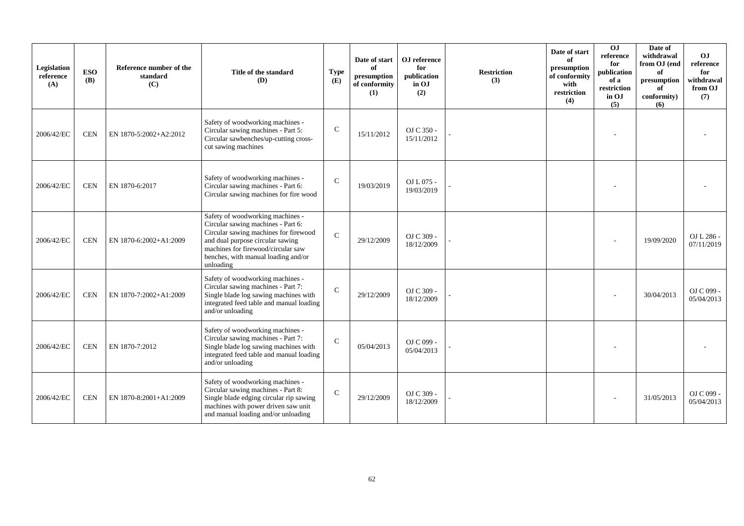| Legislation reference (A) | ESO (B) | Reference number of the standard (C) | Title of the standard (D) | Type (E) | Date of start of presumption of conformity (1) | OJ reference for publication in OJ (2) | Restriction (3) | Date of start of presumption of conformity with restriction (4) | OJ reference for publication of a restriction in OJ (5) | Date of withdrawal from OJ (end of presumption of conformity) (6) | OJ reference for withdrawal from OJ (7) |
|---|---|---|---|---|---|---|---|---|---|---|---|
| 2006/42/EC | CEN | EN 1870-5:2002+A2:2012 | Safety of woodworking machines - Circular sawing machines - Part 5: Circular sawbenches/up-cutting cross-cut sawing machines | C | 15/11/2012 | OJ C 350 - 15/11/2012 | - | | - | | - |
| 2006/42/EC | CEN | EN 1870-6:2017 | Safety of woodworking machines - Circular sawing machines - Part 6: Circular sawing machines for fire wood | C | 19/03/2019 | OJ L 075 - 19/03/2019 | - | | - | | - |
| 2006/42/EC | CEN | EN 1870-6:2002+A1:2009 | Safety of woodworking machines - Circular sawing machines - Part 6: Circular sawing machines for firewood and dual purpose circular sawing machines for firewood/circular saw benches, with manual loading and/or unloading | C | 29/12/2009 | OJ C 309 - 18/12/2009 | - | | - | 19/09/2020 | OJ L 286 - 07/11/2019 |
| 2006/42/EC | CEN | EN 1870-7:2002+A1:2009 | Safety of woodworking machines - Circular sawing machines - Part 7: Single blade log sawing machines with integrated feed table and manual loading and/or unloading | C | 29/12/2009 | OJ C 309 - 18/12/2009 | - | | - | 30/04/2013 | OJ C 099 - 05/04/2013 |
| 2006/42/EC | CEN | EN 1870-7:2012 | Safety of woodworking machines - Circular sawing machines - Part 7: Single blade log sawing machines with integrated feed table and manual loading and/or unloading | C | 05/04/2013 | OJ C 099 - 05/04/2013 | - | | - | | - |
| 2006/42/EC | CEN | EN 1870-8:2001+A1:2009 | Safety of woodworking machines - Circular sawing machines - Part 8: Single blade edging circular rip sawing machines with power driven saw unit and manual loading and/or unloading | C | 29/12/2009 | OJ C 309 - 18/12/2009 | - | | - | 31/05/2013 | OJ C 099 - 05/04/2013 |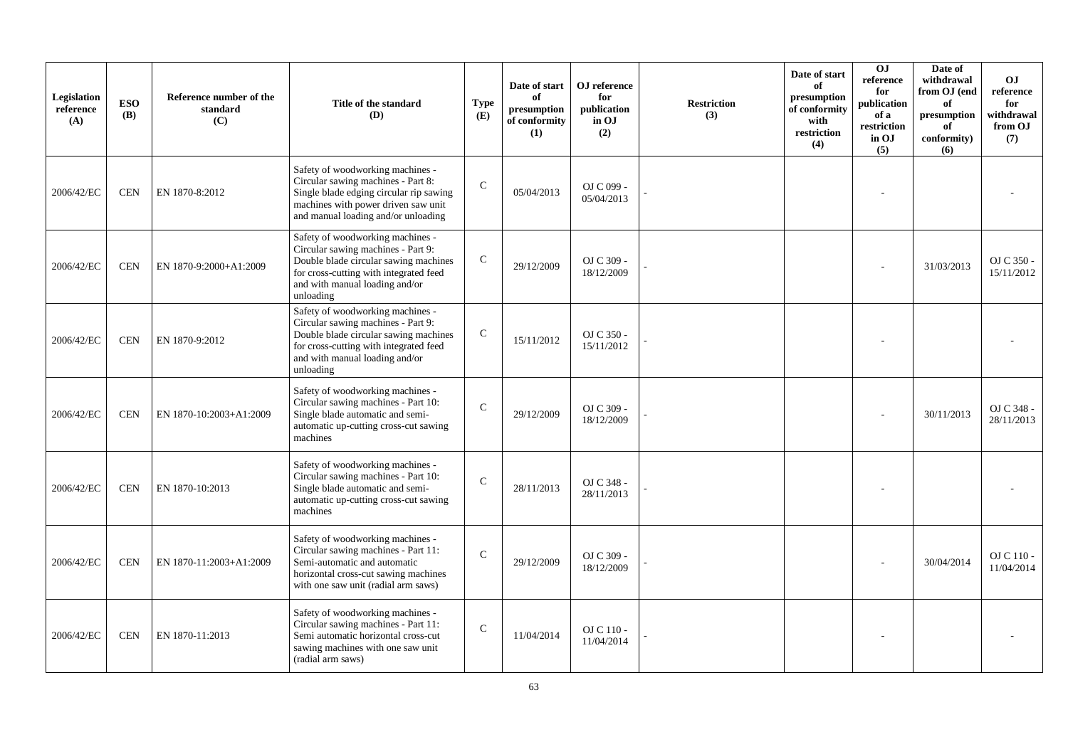| Legislation reference (A) | ESO (B) | Reference number of the standard (C) | Title of the standard (D) | Type (E) | Date of start of presumption of conformity (1) | OJ reference for publication in OJ (2) | Restriction (3) | Date of start of presumption of conformity with restriction (4) | OJ reference for publication of a restriction in OJ (5) | Date of withdrawal from OJ (end of presumption of conformity) (6) | OJ reference for withdrawal from OJ (7) |
|---|---|---|---|---|---|---|---|---|---|---|---|
| 2006/42/EC | CEN | EN 1870-8:2012 | Safety of woodworking machines - Circular sawing machines - Part 8: Single blade edging circular rip sawing machines with power driven saw unit and manual loading and/or unloading | C | 05/04/2013 | OJ C 099 - 05/04/2013 | - | | - | | - |
| 2006/42/EC | CEN | EN 1870-9:2000+A1:2009 | Safety of woodworking machines - Circular sawing machines - Part 9: Double blade circular sawing machines for cross-cutting with integrated feed and with manual loading and/or unloading | C | 29/12/2009 | OJ C 309 - 18/12/2009 | - | | - | 31/03/2013 | OJ C 350 - 15/11/2012 |
| 2006/42/EC | CEN | EN 1870-9:2012 | Safety of woodworking machines - Circular sawing machines - Part 9: Double blade circular sawing machines for cross-cutting with integrated feed and with manual loading and/or unloading | C | 15/11/2012 | OJ C 350 - 15/11/2012 | - | | - | | - |
| 2006/42/EC | CEN | EN 1870-10:2003+A1:2009 | Safety of woodworking machines - Circular sawing machines - Part 10: Single blade automatic and semi-automatic up-cutting cross-cut sawing machines | C | 29/12/2009 | OJ C 309 - 18/12/2009 | - | | - | 30/11/2013 | OJ C 348 - 28/11/2013 |
| 2006/42/EC | CEN | EN 1870-10:2013 | Safety of woodworking machines - Circular sawing machines - Part 10: Single blade automatic and semi-automatic up-cutting cross-cut sawing machines | C | 28/11/2013 | OJ C 348 - 28/11/2013 | - | | - | | - |
| 2006/42/EC | CEN | EN 1870-11:2003+A1:2009 | Safety of woodworking machines - Circular sawing machines - Part 11: Semi-automatic and automatic horizontal cross-cut sawing machines with one saw unit (radial arm saws) | C | 29/12/2009 | OJ C 309 - 18/12/2009 | - | | - | 30/04/2014 | OJ C 110 - 11/04/2014 |
| 2006/42/EC | CEN | EN 1870-11:2013 | Safety of woodworking machines - Circular sawing machines - Part 11: Semi automatic horizontal cross-cut sawing machines with one saw unit (radial arm saws) | C | 11/04/2014 | OJ C 110 - 11/04/2014 | - | | - | | - |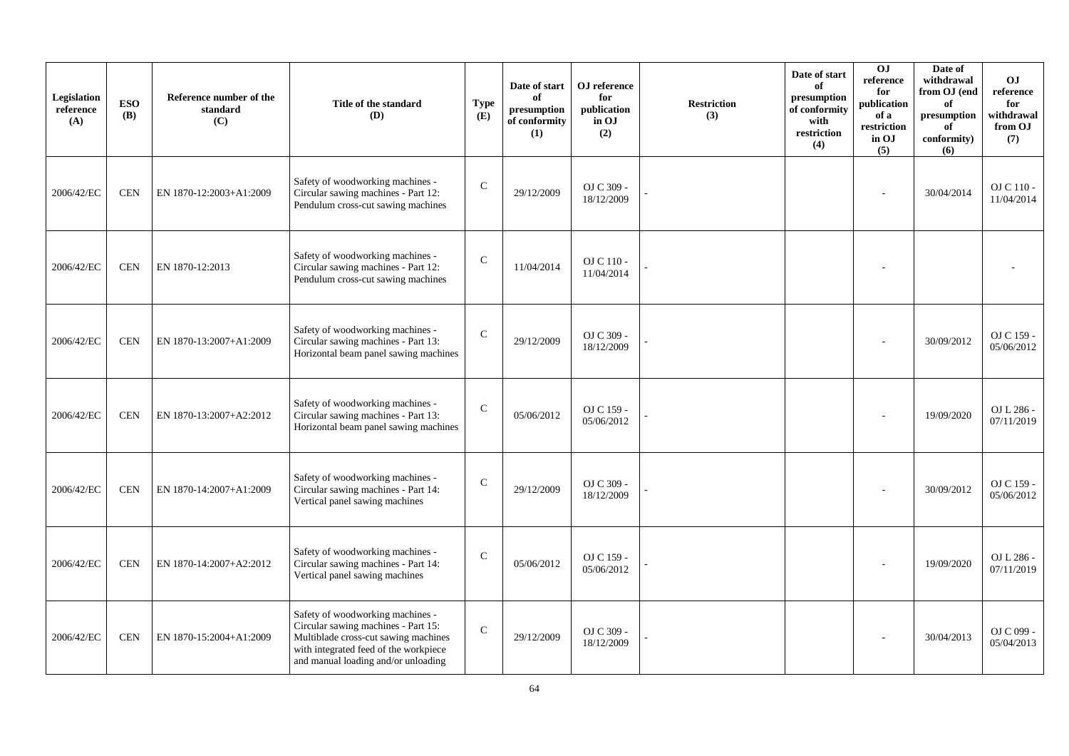| Legislation reference (A) | ESO (B) | Reference number of the standard (C) | Title of the standard (D) | Type (E) | Date of start of presumption of conformity (1) | OJ reference for publication in OJ (2) | Restriction (3) | Date of start of presumption of conformity with restriction (4) | OJ reference for publication of a restriction in OJ (5) | Date of withdrawal from OJ (end of presumption of conformity) (6) | OJ reference for withdrawal from OJ (7) |
|---|---|---|---|---|---|---|---|---|---|---|---|
| 2006/42/EC | CEN | EN 1870-12:2003+A1:2009 | Safety of woodworking machines - Circular sawing machines - Part 12: Pendulum cross-cut sawing machines | C | 29/12/2009 | OJ C 309 - 18/12/2009 | - | | - | 30/04/2014 | OJ C 110 - 11/04/2014 |
| 2006/42/EC | CEN | EN 1870-12:2013 | Safety of woodworking machines - Circular sawing machines - Part 12: Pendulum cross-cut sawing machines | C | 11/04/2014 | OJ C 110 - 11/04/2014 | - | | - | | - |
| 2006/42/EC | CEN | EN 1870-13:2007+A1:2009 | Safety of woodworking machines - Circular sawing machines - Part 13: Horizontal beam panel sawing machines | C | 29/12/2009 | OJ C 309 - 18/12/2009 | - | | - | 30/09/2012 | OJ C 159 - 05/06/2012 |
| 2006/42/EC | CEN | EN 1870-13:2007+A2:2012 | Safety of woodworking machines - Circular sawing machines - Part 13: Horizontal beam panel sawing machines | C | 05/06/2012 | OJ C 159 - 05/06/2012 | - | | - | 19/09/2020 | OJ L 286 - 07/11/2019 |
| 2006/42/EC | CEN | EN 1870-14:2007+A1:2009 | Safety of woodworking machines - Circular sawing machines - Part 14: Vertical panel sawing machines | C | 29/12/2009 | OJ C 309 - 18/12/2009 | - | | - | 30/09/2012 | OJ C 159 - 05/06/2012 |
| 2006/42/EC | CEN | EN 1870-14:2007+A2:2012 | Safety of woodworking machines - Circular sawing machines - Part 14: Vertical panel sawing machines | C | 05/06/2012 | OJ C 159 - 05/06/2012 | - | | - | 19/09/2020 | OJ L 286 - 07/11/2019 |
| 2006/42/EC | CEN | EN 1870-15:2004+A1:2009 | Safety of woodworking machines - Circular sawing machines - Part 15: Multiblade cross-cut sawing machines with integrated feed of the workpiece and manual loading and/or unloading | C | 29/12/2009 | OJ C 309 - 18/12/2009 | - | | - | 30/04/2013 | OJ C 099 - 05/04/2013 |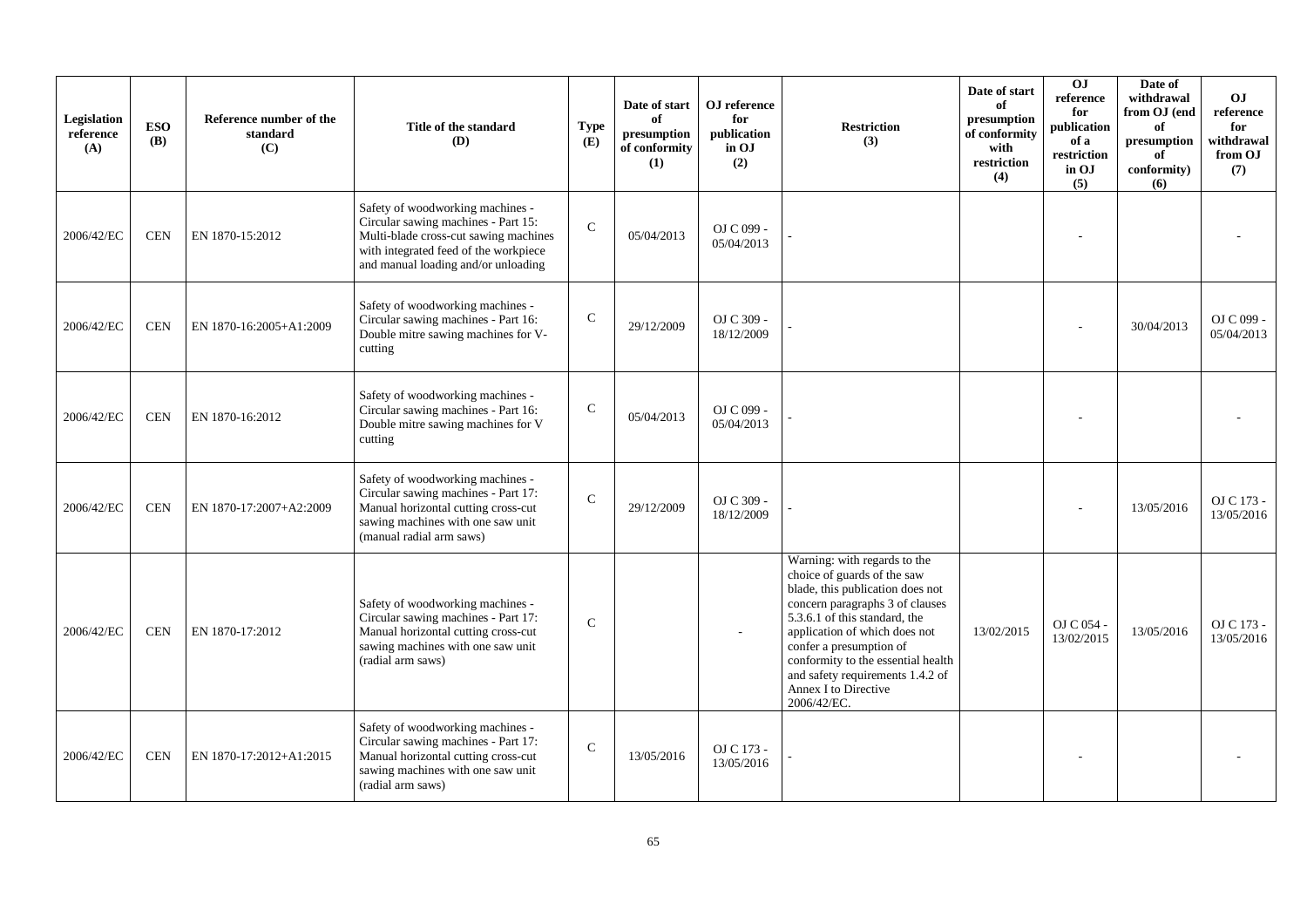| Legislation reference (A) | ESO (B) | Reference number of the standard (C) | Title of the standard (D) | Type (E) | Date of start of presumption of conformity (1) | OJ reference for publication in OJ (2) | Restriction (3) | Date of start of presumption of conformity with restriction (4) | OJ reference for publication of a restriction in OJ (5) | Date of withdrawal from OJ (end of presumption of conformity) (6) | OJ reference for withdrawal from OJ (7) |
|---|---|---|---|---|---|---|---|---|---|---|---|
| 2006/42/EC | CEN | EN 1870-15:2012 | Safety of woodworking machines - Circular sawing machines - Part 15: Multi-blade cross-cut sawing machines with integrated feed of the workpiece and manual loading and/or unloading | C | 05/04/2013 | OJ C 099 - 05/04/2013 | - | | - | | - |
| 2006/42/EC | CEN | EN 1870-16:2005+A1:2009 | Safety of woodworking machines - Circular sawing machines - Part 16: Double mitre sawing machines for V-cutting | C | 29/12/2009 | OJ C 309 - 18/12/2009 | - | | - | 30/04/2013 | OJ C 099 - 05/04/2013 |
| 2006/42/EC | CEN | EN 1870-16:2012 | Safety of woodworking machines - Circular sawing machines - Part 16: Double mitre sawing machines for V cutting | C | 05/04/2013 | OJ C 099 - 05/04/2013 | - | | - | | - |
| 2006/42/EC | CEN | EN 1870-17:2007+A2:2009 | Safety of woodworking machines - Circular sawing machines - Part 17: Manual horizontal cutting cross-cut sawing machines with one saw unit (manual radial arm saws) | C | 29/12/2009 | OJ C 309 - 18/12/2009 | - | | - | 13/05/2016 | OJ C 173 - 13/05/2016 |
| 2006/42/EC | CEN | EN 1870-17:2012 | Safety of woodworking machines - Circular sawing machines - Part 17: Manual horizontal cutting cross-cut sawing machines with one saw unit (radial arm saws) | C | | - | Warning: with regards to the choice of guards of the saw blade, this publication does not concern paragraphs 3 of clauses 5.3.6.1 of this standard, the application of which does not confer a presumption of conformity to the essential health and safety requirements 1.4.2 of Annex I to Directive 2006/42/EC. | 13/02/2015 | OJ C 054 - 13/02/2015 | 13/05/2016 | OJ C 173 - 13/05/2016 |
| 2006/42/EC | CEN | EN 1870-17:2012+A1:2015 | Safety of woodworking machines - Circular sawing machines - Part 17: Manual horizontal cutting cross-cut sawing machines with one saw unit (radial arm saws) | C | 13/05/2016 | OJ C 173 - 13/05/2016 | - | | - | | - |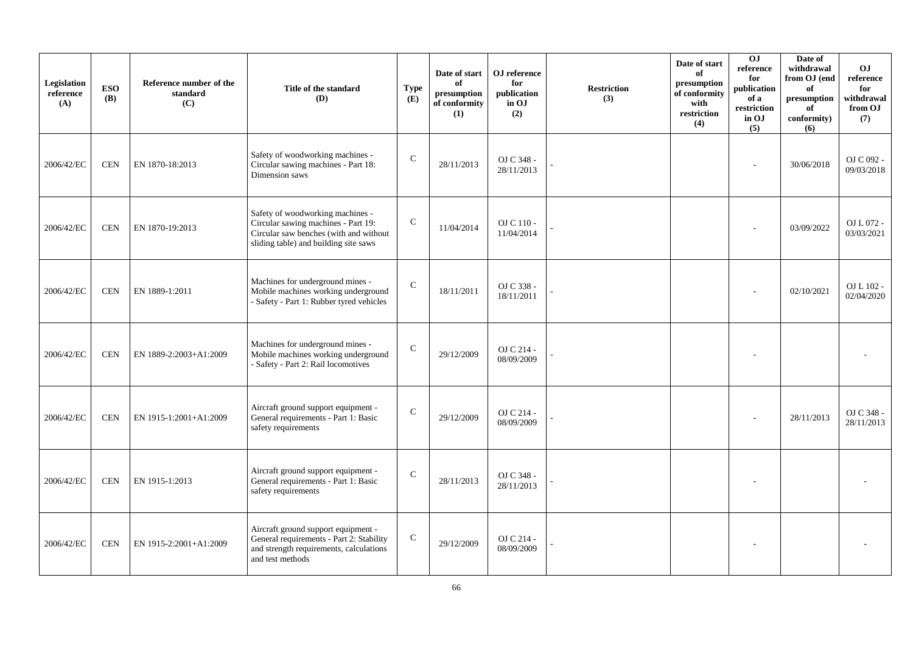| Legislation reference (A) | ESO (B) | Reference number of the standard (C) | Title of the standard (D) | Type (E) | Date of start of presumption of conformity (1) | OJ reference for publication in OJ (2) | Restriction (3) | Date of start of presumption of conformity with restriction (4) | OJ reference for publication of a restriction in OJ (5) | Date of withdrawal from OJ (end of presumption of conformity) (6) | OJ reference for withdrawal from OJ (7) |
|---|---|---|---|---|---|---|---|---|---|---|---|
| 2006/42/EC | CEN | EN 1870-18:2013 | Safety of woodworking machines - Circular sawing machines - Part 18: Dimension saws | C | 28/11/2013 | OJ C 348 - 28/11/2013 | - | | - | 30/06/2018 | OJ C 092 - 09/03/2018 |
| 2006/42/EC | CEN | EN 1870-19:2013 | Safety of woodworking machines - Circular sawing machines - Part 19: Circular saw benches (with and without sliding table) and building site saws | C | 11/04/2014 | OJ C 110 - 11/04/2014 | - | | - | 03/09/2022 | OJ L 072 - 03/03/2021 |
| 2006/42/EC | CEN | EN 1889-1:2011 | Machines for underground mines - Mobile machines working underground - Safety - Part 1: Rubber tyred vehicles | C | 18/11/2011 | OJ C 338 - 18/11/2011 | - | | - | 02/10/2021 | OJ L 102 - 02/04/2020 |
| 2006/42/EC | CEN | EN 1889-2:2003+A1:2009 | Machines for underground mines - Mobile machines working underground - Safety - Part 2: Rail locomotives | C | 29/12/2009 | OJ C 214 - 08/09/2009 | - | | - | | - |
| 2006/42/EC | CEN | EN 1915-1:2001+A1:2009 | Aircraft ground support equipment - General requirements - Part 1: Basic safety requirements | C | 29/12/2009 | OJ C 214 - 08/09/2009 | - | | - | 28/11/2013 | OJ C 348 - 28/11/2013 |
| 2006/42/EC | CEN | EN 1915-1:2013 | Aircraft ground support equipment - General requirements - Part 1: Basic safety requirements | C | 28/11/2013 | OJ C 348 - 28/11/2013 | - | | - | | - |
| 2006/42/EC | CEN | EN 1915-2:2001+A1:2009 | Aircraft ground support equipment - General requirements - Part 2: Stability and strength requirements, calculations and test methods | C | 29/12/2009 | OJ C 214 - 08/09/2009 | - | | - | | - |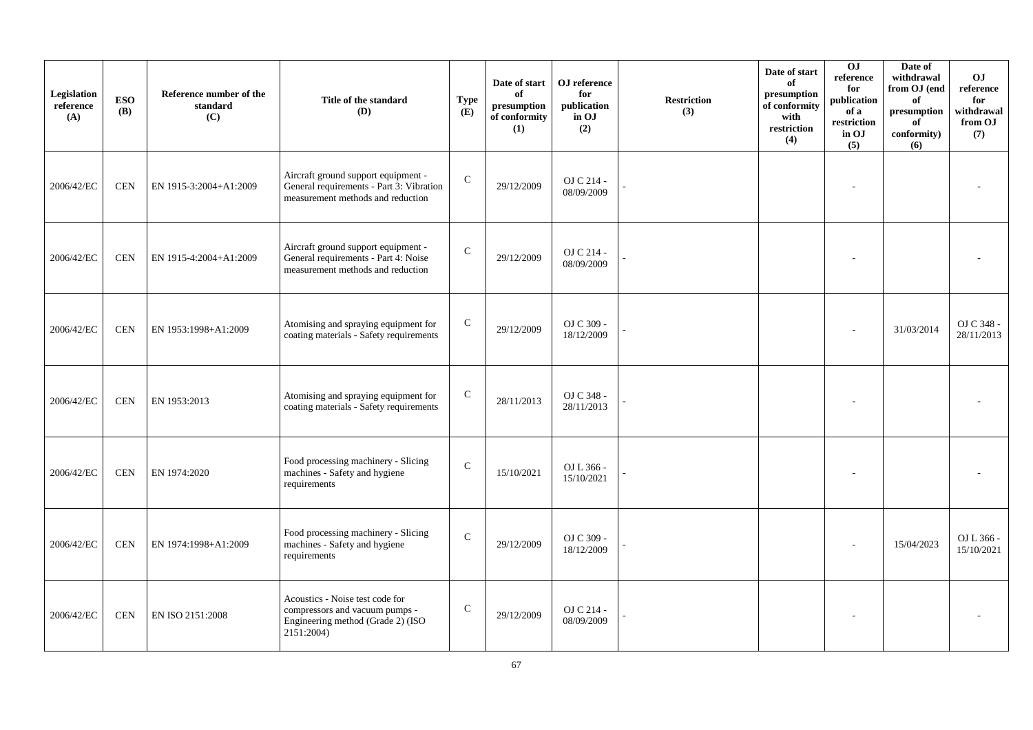| Legislation reference (A) | ESO (B) | Reference number of the standard (C) | Title of the standard (D) | Type (E) | Date of start of presumption of conformity (1) | OJ reference for publication in OJ (2) | Restriction (3) | Date of start of presumption of conformity with restriction (4) | OJ reference for publication of a restriction in OJ (5) | Date of withdrawal from OJ (end of presumption of conformity) (6) | OJ reference for withdrawal from OJ (7) |
|---|---|---|---|---|---|---|---|---|---|---|---|
| 2006/42/EC | CEN | EN 1915-3:2004+A1:2009 | Aircraft ground support equipment - General requirements - Part 3: Vibration measurement methods and reduction | C | 29/12/2009 | OJ C 214 - 08/09/2009 | - | | - | | - |
| 2006/42/EC | CEN | EN 1915-4:2004+A1:2009 | Aircraft ground support equipment - General requirements - Part 4: Noise measurement methods and reduction | C | 29/12/2009 | OJ C 214 - 08/09/2009 | - | | - | | - |
| 2006/42/EC | CEN | EN 1953:1998+A1:2009 | Atomising and spraying equipment for coating materials - Safety requirements | C | 29/12/2009 | OJ C 309 - 18/12/2009 | - | | - | 31/03/2014 | OJ C 348 - 28/11/2013 |
| 2006/42/EC | CEN | EN 1953:2013 | Atomising and spraying equipment for coating materials - Safety requirements | C | 28/11/2013 | OJ C 348 - 28/11/2013 | - | | - | | - |
| 2006/42/EC | CEN | EN 1974:2020 | Food processing machinery - Slicing machines - Safety and hygiene requirements | C | 15/10/2021 | OJ L 366 - 15/10/2021 | - | | - | | - |
| 2006/42/EC | CEN | EN 1974:1998+A1:2009 | Food processing machinery - Slicing machines - Safety and hygiene requirements | C | 29/12/2009 | OJ C 309 - 18/12/2009 | - | | - | 15/04/2023 | OJ L 366 - 15/10/2021 |
| 2006/42/EC | CEN | EN ISO 2151:2008 | Acoustics - Noise test code for compressors and vacuum pumps - Engineering method (Grade 2) (ISO 2151:2004) | C | 29/12/2009 | OJ C 214 - 08/09/2009 | - | | - | | - |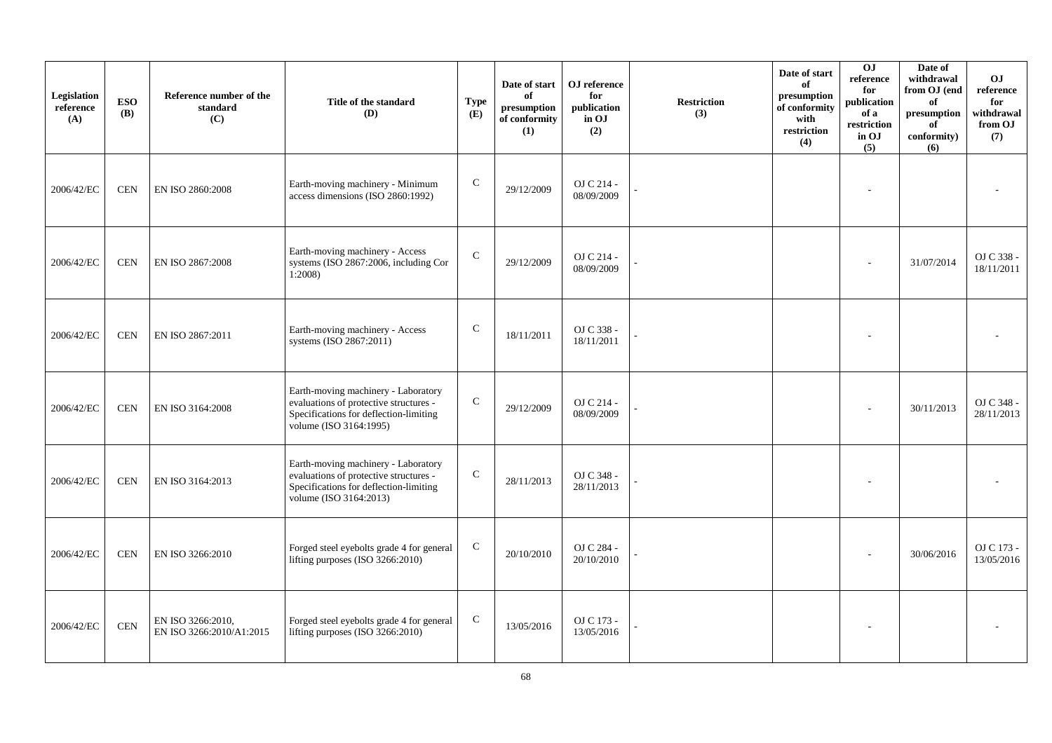| Legislation reference (A) | ESO (B) | Reference number of the standard (C) | Title of the standard (D) | Type (E) | Date of start of presumption of conformity (1) | OJ reference for publication in OJ (2) | Restriction (3) | Date of start of presumption of conformity with restriction (4) | OJ reference for publication of a restriction in OJ (5) | Date of withdrawal from OJ (end of presumption of conformity) (6) | OJ reference for withdrawal from OJ (7) |
|---|---|---|---|---|---|---|---|---|---|---|---|
| 2006/42/EC | CEN | EN ISO 2860:2008 | Earth-moving machinery - Minimum access dimensions (ISO 2860:1992) | C | 29/12/2009 | OJ C 214 - 08/09/2009 | - | | - | | - |
| 2006/42/EC | CEN | EN ISO 2867:2008 | Earth-moving machinery - Access systems (ISO 2867:2006, including Cor 1:2008) | C | 29/12/2009 | OJ C 214 - 08/09/2009 | - | | - | 31/07/2014 | OJ C 338 - 18/11/2011 |
| 2006/42/EC | CEN | EN ISO 2867:2011 | Earth-moving machinery - Access systems (ISO 2867:2011) | C | 18/11/2011 | OJ C 338 - 18/11/2011 | - | | - | | - |
| 2006/42/EC | CEN | EN ISO 3164:2008 | Earth-moving machinery - Laboratory evaluations of protective structures - Specifications for deflection-limiting volume (ISO 3164:1995) | C | 29/12/2009 | OJ C 214 - 08/09/2009 | - | | - | 30/11/2013 | OJ C 348 - 28/11/2013 |
| 2006/42/EC | CEN | EN ISO 3164:2013 | Earth-moving machinery - Laboratory evaluations of protective structures - Specifications for deflection-limiting volume (ISO 3164:2013) | C | 28/11/2013 | OJ C 348 - 28/11/2013 | - | | - | | - |
| 2006/42/EC | CEN | EN ISO 3266:2010 | Forged steel eyebolts grade 4 for general lifting purposes (ISO 3266:2010) | C | 20/10/2010 | OJ C 284 - 20/10/2010 | - | | - | 30/06/2016 | OJ C 173 - 13/05/2016 |
| 2006/42/EC | CEN | EN ISO 3266:2010, EN ISO 3266:2010/A1:2015 | Forged steel eyebolts grade 4 for general lifting purposes (ISO 3266:2010) | C | 13/05/2016 | OJ C 173 - 13/05/2016 | - | | - | | - |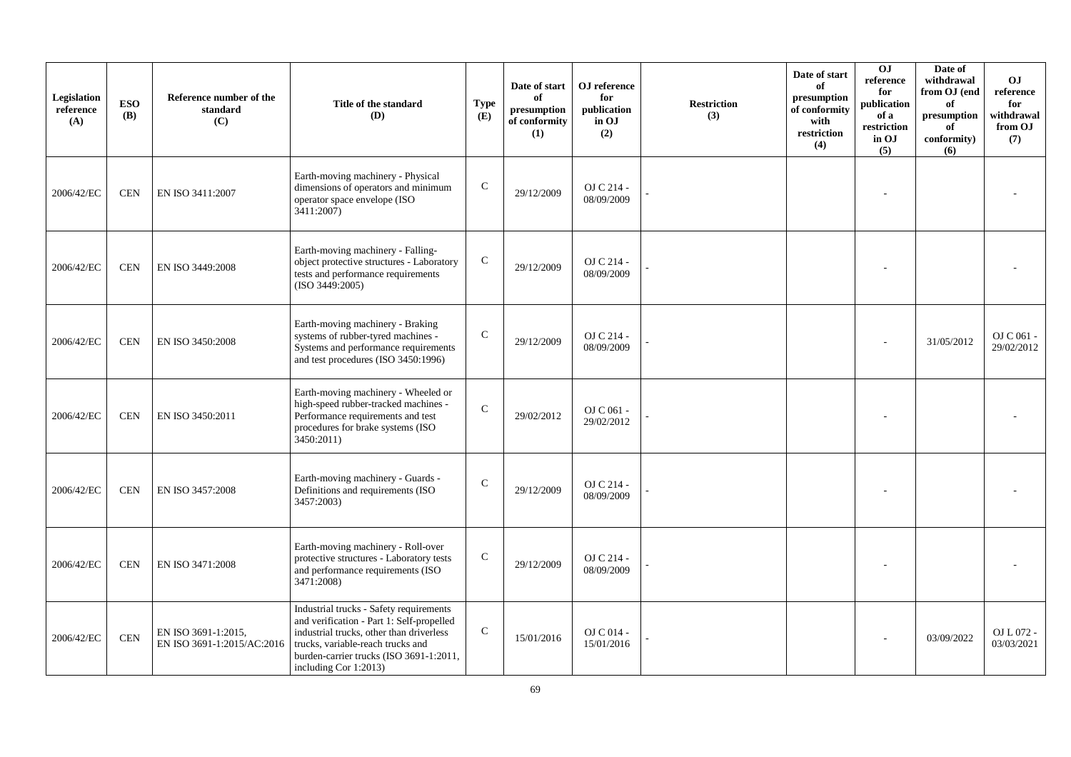| Legislation reference (A) | ESO (B) | Reference number of the standard (C) | Title of the standard (D) | Type (E) | Date of start of presumption of conformity (1) | OJ reference for publication in OJ (2) | Restriction (3) | Date of start of presumption of conformity with restriction (4) | OJ reference for publication of a restriction in OJ (5) | Date of withdrawal from OJ (end of presumption of conformity) (6) | OJ reference for withdrawal from OJ (7) |
|---|---|---|---|---|---|---|---|---|---|---|---|
| 2006/42/EC | CEN | EN ISO 3411:2007 | Earth-moving machinery - Physical dimensions of operators and minimum operator space envelope (ISO 3411:2007) | C | 29/12/2009 | OJ C 214 - 08/09/2009 | - | | - | | - |
| 2006/42/EC | CEN | EN ISO 3449:2008 | Earth-moving machinery - Falling-object protective structures - Laboratory tests and performance requirements (ISO 3449:2005) | C | 29/12/2009 | OJ C 214 - 08/09/2009 | - | | - | | - |
| 2006/42/EC | CEN | EN ISO 3450:2008 | Earth-moving machinery - Braking systems of rubber-tyred machines - Systems and performance requirements and test procedures (ISO 3450:1996) | C | 29/12/2009 | OJ C 214 - 08/09/2009 | - | | - | 31/05/2012 | OJ C 061 - 29/02/2012 |
| 2006/42/EC | CEN | EN ISO 3450:2011 | Earth-moving machinery - Wheeled or high-speed rubber-tracked machines - Performance requirements and test procedures for brake systems (ISO 3450:2011) | C | 29/02/2012 | OJ C 061 - 29/02/2012 | - | | - | | - |
| 2006/42/EC | CEN | EN ISO 3457:2008 | Earth-moving machinery - Guards - Definitions and requirements (ISO 3457:2003) | C | 29/12/2009 | OJ C 214 - 08/09/2009 | - | | - | | - |
| 2006/42/EC | CEN | EN ISO 3471:2008 | Earth-moving machinery - Roll-over protective structures - Laboratory tests and performance requirements (ISO 3471:2008) | C | 29/12/2009 | OJ C 214 - 08/09/2009 | - | | - | | - |
| 2006/42/EC | CEN | EN ISO 3691-1:2015, EN ISO 3691-1:2015/AC:2016 | Industrial trucks - Safety requirements and verification - Part 1: Self-propelled industrial trucks, other than driverless trucks, variable-reach trucks and burden-carrier trucks (ISO 3691-1:2011, including Cor 1:2013) | C | 15/01/2016 | OJ C 014 - 15/01/2016 | - | | - | 03/09/2022 | OJ L 072 - 03/03/2021 |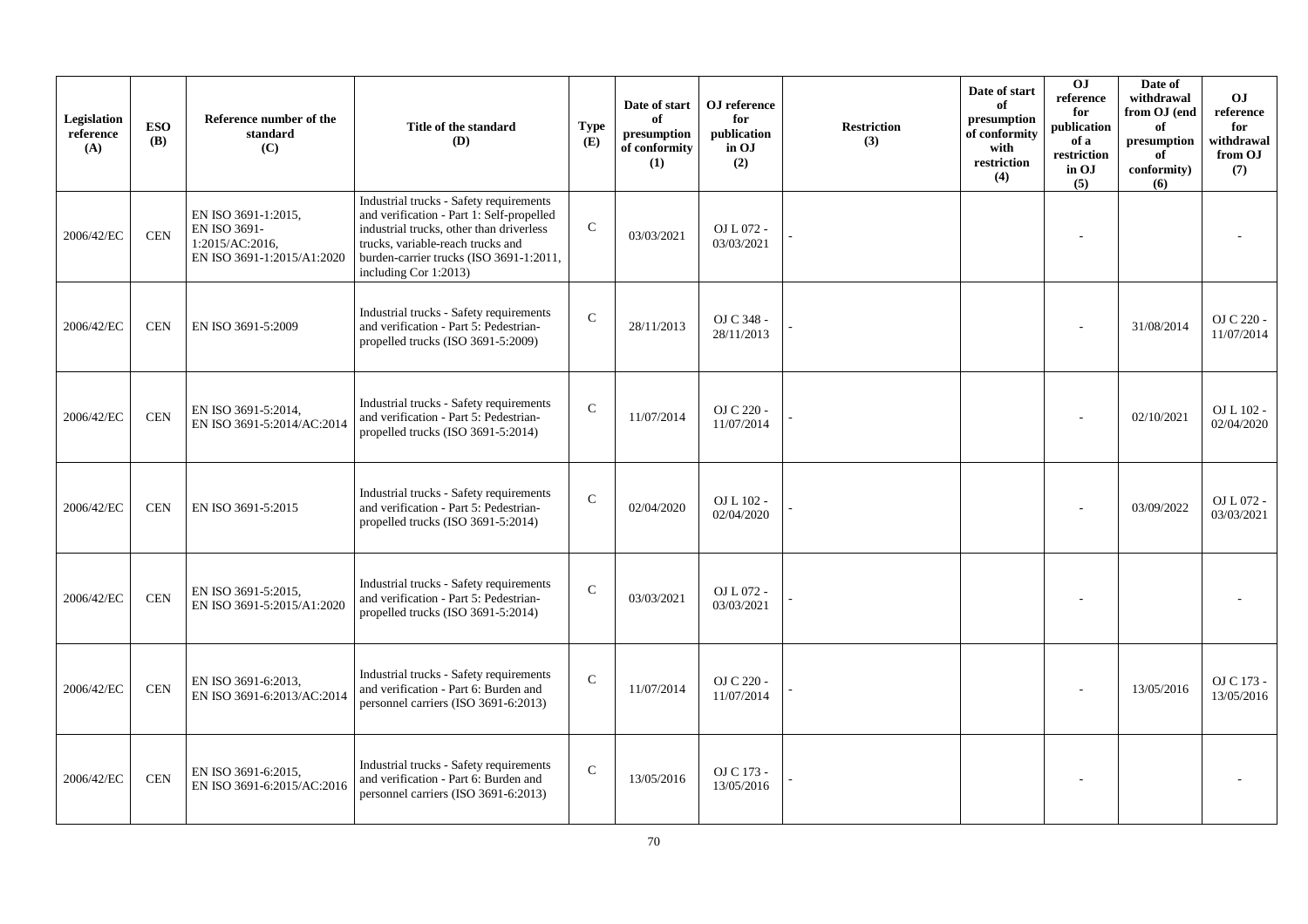| Legislation reference (A) | ESO (B) | Reference number of the standard (C) | Title of the standard (D) | Type (E) | Date of start of presumption of conformity (1) | OJ reference for publication in OJ (2) | Restriction (3) | Date of start of presumption of conformity with restriction (4) | OJ reference for publication of a restriction in OJ (5) | Date of withdrawal from OJ (end of presumption of conformity) (6) | OJ reference for withdrawal from OJ (7) |
|---|---|---|---|---|---|---|---|---|---|---|---|
| 2006/42/EC | CEN | EN ISO 3691-1:2015, EN ISO 3691-1:2015/AC:2016, EN ISO 3691-1:2015/A1:2020 | Industrial trucks - Safety requirements and verification - Part 1: Self-propelled industrial trucks, other than driverless trucks, variable-reach trucks and burden-carrier trucks (ISO 3691-1:2011, including Cor 1:2013) | C | 03/03/2021 | OJ L 072 - 03/03/2021 | - | | - | | - |
| 2006/42/EC | CEN | EN ISO 3691-5:2009 | Industrial trucks - Safety requirements and verification - Part 5: Pedestrian-propelled trucks (ISO 3691-5:2009) | C | 28/11/2013 | OJ C 348 - 28/11/2013 | - | | - | 31/08/2014 | OJ C 220 - 11/07/2014 |
| 2006/42/EC | CEN | EN ISO 3691-5:2014, EN ISO 3691-5:2014/AC:2014 | Industrial trucks - Safety requirements and verification - Part 5: Pedestrian-propelled trucks (ISO 3691-5:2014) | C | 11/07/2014 | OJ C 220 - 11/07/2014 | - | | - | 02/10/2021 | OJ L 102 - 02/04/2020 |
| 2006/42/EC | CEN | EN ISO 3691-5:2015 | Industrial trucks - Safety requirements and verification - Part 5: Pedestrian-propelled trucks (ISO 3691-5:2014) | C | 02/04/2020 | OJ L 102 - 02/04/2020 | - | | - | 03/09/2022 | OJ L 072 - 03/03/2021 |
| 2006/42/EC | CEN | EN ISO 3691-5:2015, EN ISO 3691-5:2015/A1:2020 | Industrial trucks - Safety requirements and verification - Part 5: Pedestrian-propelled trucks (ISO 3691-5:2014) | C | 03/03/2021 | OJ L 072 - 03/03/2021 | - | | - | | - |
| 2006/42/EC | CEN | EN ISO 3691-6:2013, EN ISO 3691-6:2013/AC:2014 | Industrial trucks - Safety requirements and verification - Part 6: Burden and personnel carriers (ISO 3691-6:2013) | C | 11/07/2014 | OJ C 220 - 11/07/2014 | - | | - | 13/05/2016 | OJ C 173 - 13/05/2016 |
| 2006/42/EC | CEN | EN ISO 3691-6:2015, EN ISO 3691-6:2015/AC:2016 | Industrial trucks - Safety requirements and verification - Part 6: Burden and personnel carriers (ISO 3691-6:2013) | C | 13/05/2016 | OJ C 173 - 13/05/2016 | - | | - | | - |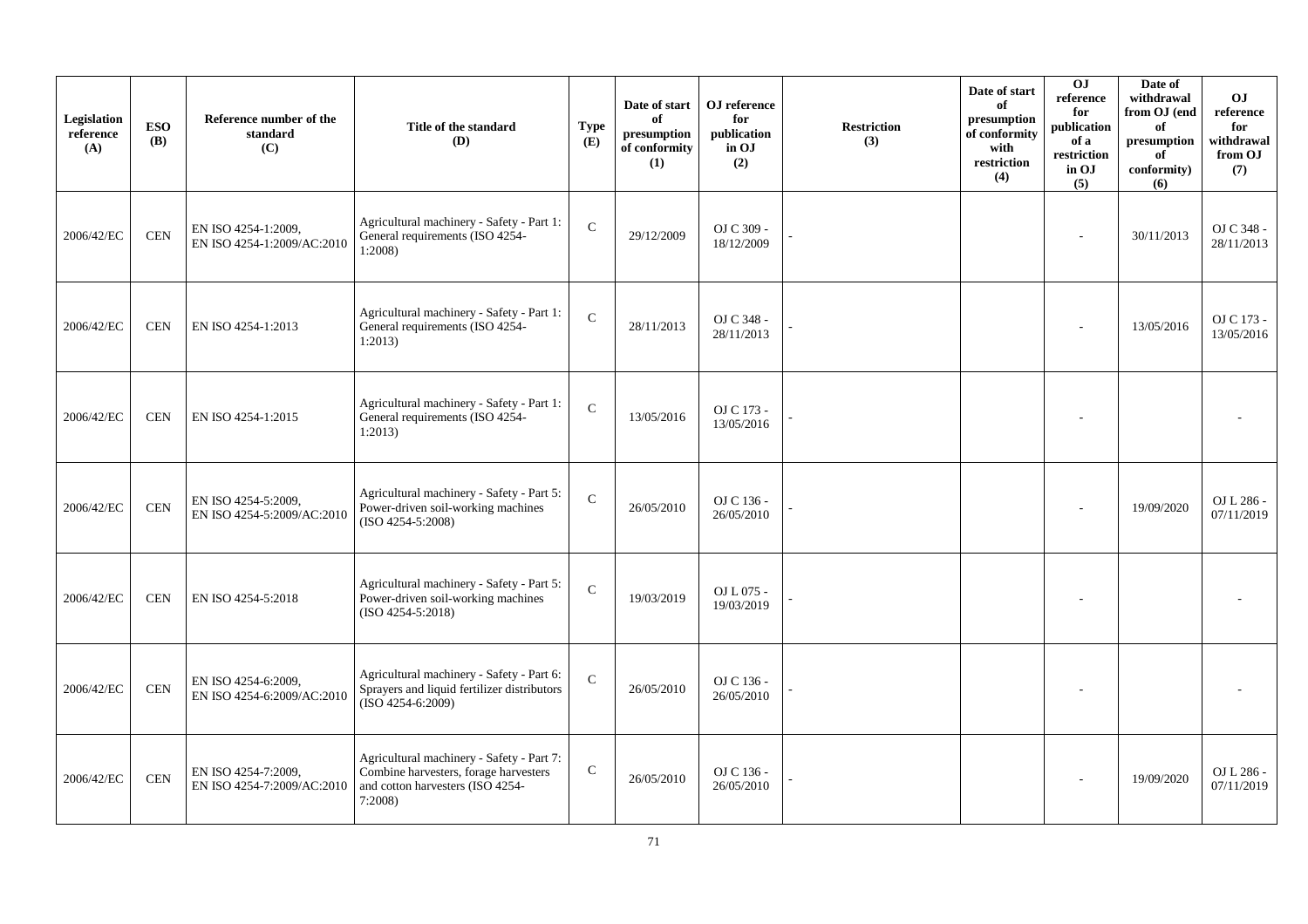| Legislation reference (A) | ESO (B) | Reference number of the standard (C) | Title of the standard (D) | Type (E) | Date of start of presumption of conformity (1) | OJ reference for publication in OJ (2) | Restriction (3) | Date of start of presumption of conformity with restriction (4) | OJ reference for publication of a restriction in OJ (5) | Date of withdrawal from OJ (end of presumption of conformity) (6) | OJ reference for withdrawal from OJ (7) |
|---|---|---|---|---|---|---|---|---|---|---|---|
| 2006/42/EC | CEN | EN ISO 4254-1:2009, EN ISO 4254-1:2009/AC:2010 | Agricultural machinery - Safety - Part 1: General requirements (ISO 4254-1:2008) | C | 29/12/2009 | OJ C 309 - 18/12/2009 | - | | - | 30/11/2013 | OJ C 348 - 28/11/2013 |
| 2006/42/EC | CEN | EN ISO 4254-1:2013 | Agricultural machinery - Safety - Part 1: General requirements (ISO 4254-1:2013) | C | 28/11/2013 | OJ C 348 - 28/11/2013 | - | | - | 13/05/2016 | OJ C 173 - 13/05/2016 |
| 2006/42/EC | CEN | EN ISO 4254-1:2015 | Agricultural machinery - Safety - Part 1: General requirements (ISO 4254-1:2013) | C | 13/05/2016 | OJ C 173 - 13/05/2016 | - | | - | | - |
| 2006/42/EC | CEN | EN ISO 4254-5:2009, EN ISO 4254-5:2009/AC:2010 | Agricultural machinery - Safety - Part 5: Power-driven soil-working machines (ISO 4254-5:2008) | C | 26/05/2010 | OJ C 136 - 26/05/2010 | - | | - | 19/09/2020 | OJ L 286 - 07/11/2019 |
| 2006/42/EC | CEN | EN ISO 4254-5:2018 | Agricultural machinery - Safety - Part 5: Power-driven soil-working machines (ISO 4254-5:2018) | C | 19/03/2019 | OJ L 075 - 19/03/2019 | - | | - | | - |
| 2006/42/EC | CEN | EN ISO 4254-6:2009, EN ISO 4254-6:2009/AC:2010 | Agricultural machinery - Safety - Part 6: Sprayers and liquid fertilizer distributors (ISO 4254-6:2009) | C | 26/05/2010 | OJ C 136 - 26/05/2010 | - | | - | | - |
| 2006/42/EC | CEN | EN ISO 4254-7:2009, EN ISO 4254-7:2009/AC:2010 | Agricultural machinery - Safety - Part 7: Combine harvesters, forage harvesters and cotton harvesters (ISO 4254-7:2008) | C | 26/05/2010 | OJ C 136 - 26/05/2010 | - | | - | 19/09/2020 | OJ L 286 - 07/11/2019 |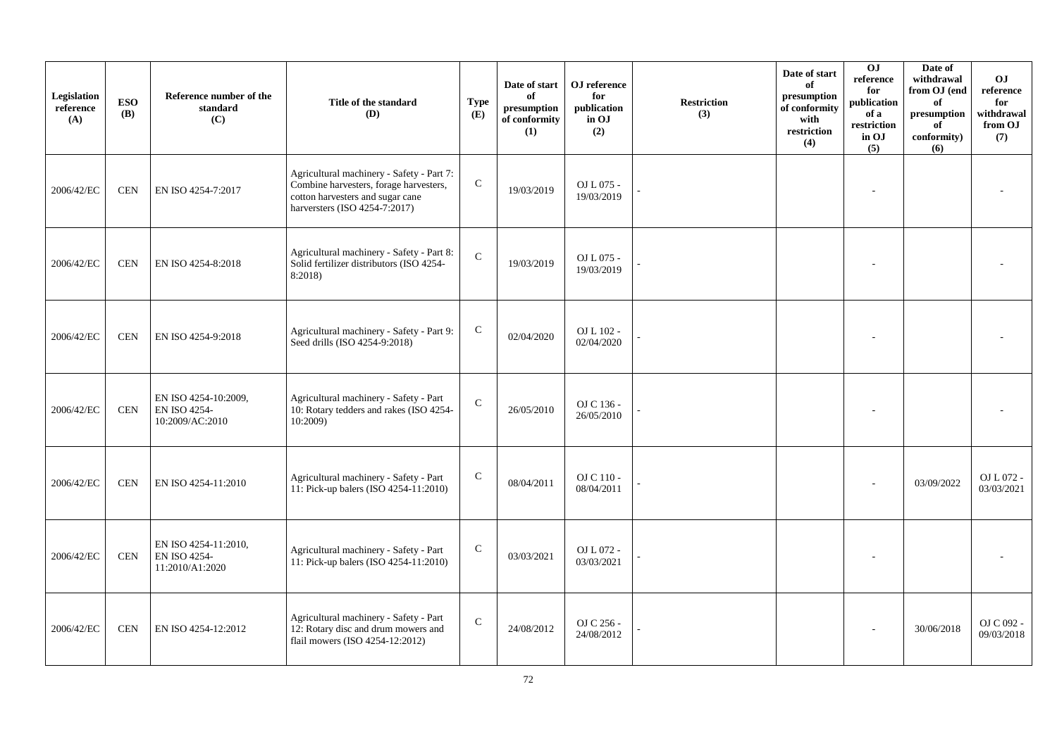| Legislation reference (A) | ESO (B) | Reference number of the standard (C) | Title of the standard (D) | Type (E) | Date of start of presumption of conformity (1) | OJ reference for publication in OJ (2) | Restriction (3) | Date of start of presumption of conformity with restriction (4) | OJ reference for publication of a restriction in OJ (5) | Date of withdrawal from OJ (end of presumption of conformity) (6) | OJ reference for withdrawal from OJ (7) |
|---|---|---|---|---|---|---|---|---|---|---|---|
| 2006/42/EC | CEN | EN ISO 4254-7:2017 | Agricultural machinery - Safety - Part 7: Combine harvesters, forage harvesters, cotton harvesters and sugar cane harversters (ISO 4254-7:2017) | C | 19/03/2019 | OJ L 075 - 19/03/2019 | - | | - | | - |
| 2006/42/EC | CEN | EN ISO 4254-8:2018 | Agricultural machinery - Safety - Part 8: Solid fertilizer distributors (ISO 4254-8:2018) | C | 19/03/2019 | OJ L 075 - 19/03/2019 | - | | - | | - |
| 2006/42/EC | CEN | EN ISO 4254-9:2018 | Agricultural machinery - Safety - Part 9: Seed drills (ISO 4254-9:2018) | C | 02/04/2020 | OJ L 102 - 02/04/2020 | - | | - | | - |
| 2006/42/EC | CEN | EN ISO 4254-10:2009, EN ISO 4254-10:2009/AC:2010 | Agricultural machinery - Safety - Part 10: Rotary tedders and rakes (ISO 4254-10:2009) | C | 26/05/2010 | OJ C 136 - 26/05/2010 | - | | - | | - |
| 2006/42/EC | CEN | EN ISO 4254-11:2010 | Agricultural machinery - Safety - Part 11: Pick-up balers (ISO 4254-11:2010) | C | 08/04/2011 | OJ C 110 - 08/04/2011 | - | | - | 03/09/2022 | OJ L 072 - 03/03/2021 |
| 2006/42/EC | CEN | EN ISO 4254-11:2010, EN ISO 4254-11:2010/A1:2020 | Agricultural machinery - Safety - Part 11: Pick-up balers (ISO 4254-11:2010) | C | 03/03/2021 | OJ L 072 - 03/03/2021 | - | | - | | - |
| 2006/42/EC | CEN | EN ISO 4254-12:2012 | Agricultural machinery - Safety - Part 12: Rotary disc and drum mowers and flail mowers (ISO 4254-12:2012) | C | 24/08/2012 | OJ C 256 - 24/08/2012 | - | | - | 30/06/2018 | OJ C 092 - 09/03/2018 |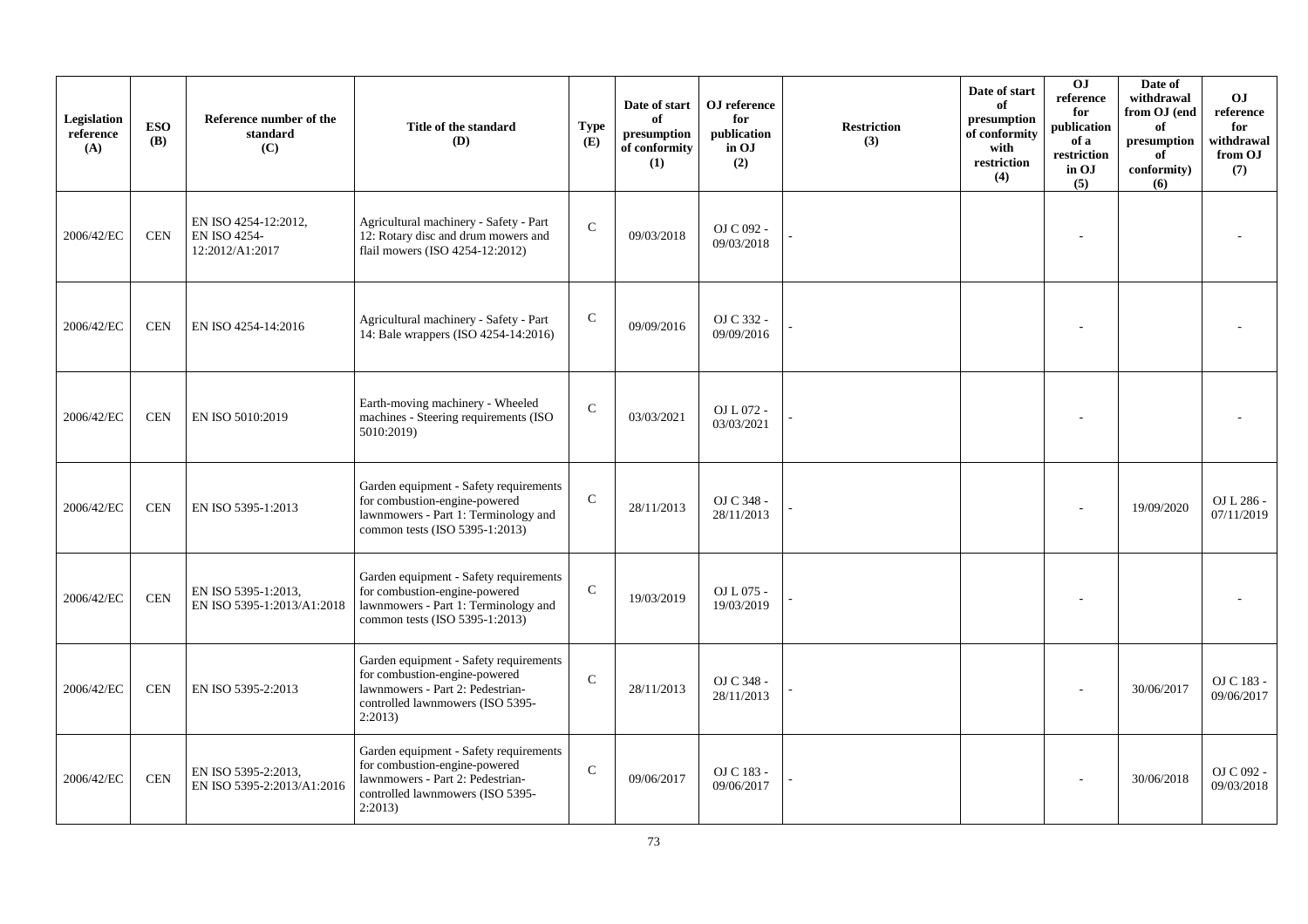| Legislation reference (A) | ESO (B) | Reference number of the standard (C) | Title of the standard (D) | Type (E) | Date of start of presumption of conformity (1) | OJ reference for publication in OJ (2) | Restriction (3) | Date of start of presumption of conformity with restriction (4) | OJ reference for publication of a restriction in OJ (5) | Date of withdrawal from OJ (end of presumption of conformity) (6) | OJ reference for withdrawal from OJ (7) |
|---|---|---|---|---|---|---|---|---|---|---|---|
| 2006/42/EC | CEN | EN ISO 4254-12:2012, EN ISO 4254-12:2012/A1:2017 | Agricultural machinery - Safety - Part 12: Rotary disc and drum mowers and flail mowers (ISO 4254-12:2012) | C | 09/03/2018 | OJ C 092 - 09/03/2018 | - | | - | | - |
| 2006/42/EC | CEN | EN ISO 4254-14:2016 | Agricultural machinery - Safety - Part 14: Bale wrappers (ISO 4254-14:2016) | C | 09/09/2016 | OJ C 332 - 09/09/2016 | - | | - | | - |
| 2006/42/EC | CEN | EN ISO 5010:2019 | Earth-moving machinery - Wheeled machines - Steering requirements (ISO 5010:2019) | C | 03/03/2021 | OJ L 072 - 03/03/2021 | - | | - | | - |
| 2006/42/EC | CEN | EN ISO 5395-1:2013 | Garden equipment - Safety requirements for combustion-engine-powered lawnmowers - Part 1: Terminology and common tests (ISO 5395-1:2013) | C | 28/11/2013 | OJ C 348 - 28/11/2013 | - | | - | 19/09/2020 | OJ L 286 - 07/11/2019 |
| 2006/42/EC | CEN | EN ISO 5395-1:2013, EN ISO 5395-1:2013/A1:2018 | Garden equipment - Safety requirements for combustion-engine-powered lawnmowers - Part 1: Terminology and common tests (ISO 5395-1:2013) | C | 19/03/2019 | OJ L 075 - 19/03/2019 | - | | - | | - |
| 2006/42/EC | CEN | EN ISO 5395-2:2013 | Garden equipment - Safety requirements for combustion-engine-powered lawnmowers - Part 2: Pedestrian-controlled lawnmowers (ISO 5395-2:2013) | C | 28/11/2013 | OJ C 348 - 28/11/2013 | - | | - | 30/06/2017 | OJ C 183 - 09/06/2017 |
| 2006/42/EC | CEN | EN ISO 5395-2:2013, EN ISO 5395-2:2013/A1:2016 | Garden equipment - Safety requirements for combustion-engine-powered lawnmowers - Part 2: Pedestrian-controlled lawnmowers (ISO 5395-2:2013) | C | 09/06/2017 | OJ C 183 - 09/06/2017 | - | | - | 30/06/2018 | OJ C 092 - 09/03/2018 |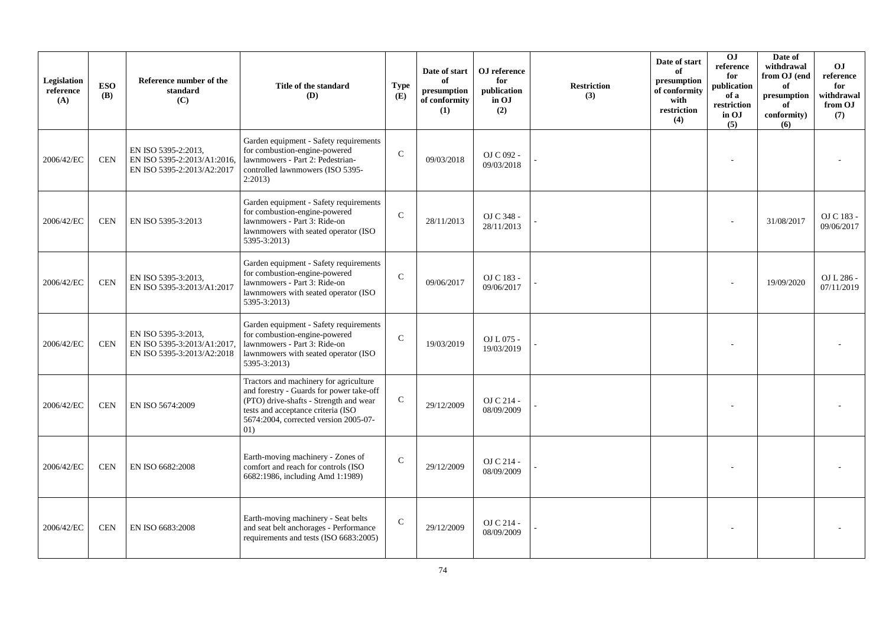| Legislation reference (A) | ESO (B) | Reference number of the standard (C) | Title of the standard (D) | Type (E) | Date of start of presumption of conformity (1) | OJ reference for publication in OJ (2) | Restriction (3) | Date of start of presumption of conformity with restriction (4) | OJ reference for publication of a restriction in OJ (5) | Date of withdrawal from OJ (end of presumption of conformity) (6) | OJ reference for withdrawal from OJ (7) |
|---|---|---|---|---|---|---|---|---|---|---|---|
| 2006/42/EC | CEN | EN ISO 5395-2:2013, EN ISO 5395-2:2013/A1:2016, EN ISO 5395-2:2013/A2:2017 | Garden equipment - Safety requirements for combustion-engine-powered lawnmowers - Part 2: Pedestrian-controlled lawnmowers (ISO 5395-2:2013) | C | 09/03/2018 | OJ C 092 - 09/03/2018 | - | | - | | - |
| 2006/42/EC | CEN | EN ISO 5395-3:2013 | Garden equipment - Safety requirements for combustion-engine-powered lawnmowers - Part 3: Ride-on lawnmowers with seated operator (ISO 5395-3:2013) | C | 28/11/2013 | OJ C 348 - 28/11/2013 | - | | - | 31/08/2017 | OJ C 183 - 09/06/2017 |
| 2006/42/EC | CEN | EN ISO 5395-3:2013, EN ISO 5395-3:2013/A1:2017 | Garden equipment - Safety requirements for combustion-engine-powered lawnmowers - Part 3: Ride-on lawnmowers with seated operator (ISO 5395-3:2013) | C | 09/06/2017 | OJ C 183 - 09/06/2017 | - | | - | 19/09/2020 | OJ L 286 - 07/11/2019 |
| 2006/42/EC | CEN | EN ISO 5395-3:2013, EN ISO 5395-3:2013/A1:2017, EN ISO 5395-3:2013/A2:2018 | Garden equipment - Safety requirements for combustion-engine-powered lawnmowers - Part 3: Ride-on lawnmowers with seated operator (ISO 5395-3:2013) | C | 19/03/2019 | OJ L 075 - 19/03/2019 | - | | - | | - |
| 2006/42/EC | CEN | EN ISO 5674:2009 | Tractors and machinery for agriculture and forestry - Guards for power take-off (PTO) drive-shafts - Strength and wear tests and acceptance criteria (ISO 5674:2004, corrected version 2005-07-01) | C | 29/12/2009 | OJ C 214 - 08/09/2009 | - | | - | | - |
| 2006/42/EC | CEN | EN ISO 6682:2008 | Earth-moving machinery - Zones of comfort and reach for controls (ISO 6682:1986, including Amd 1:1989) | C | 29/12/2009 | OJ C 214 - 08/09/2009 | - | | - | | - |
| 2006/42/EC | CEN | EN ISO 6683:2008 | Earth-moving machinery - Seat belts and seat belt anchorages - Performance requirements and tests (ISO 6683:2005) | C | 29/12/2009 | OJ C 214 - 08/09/2009 | - | | - | | - |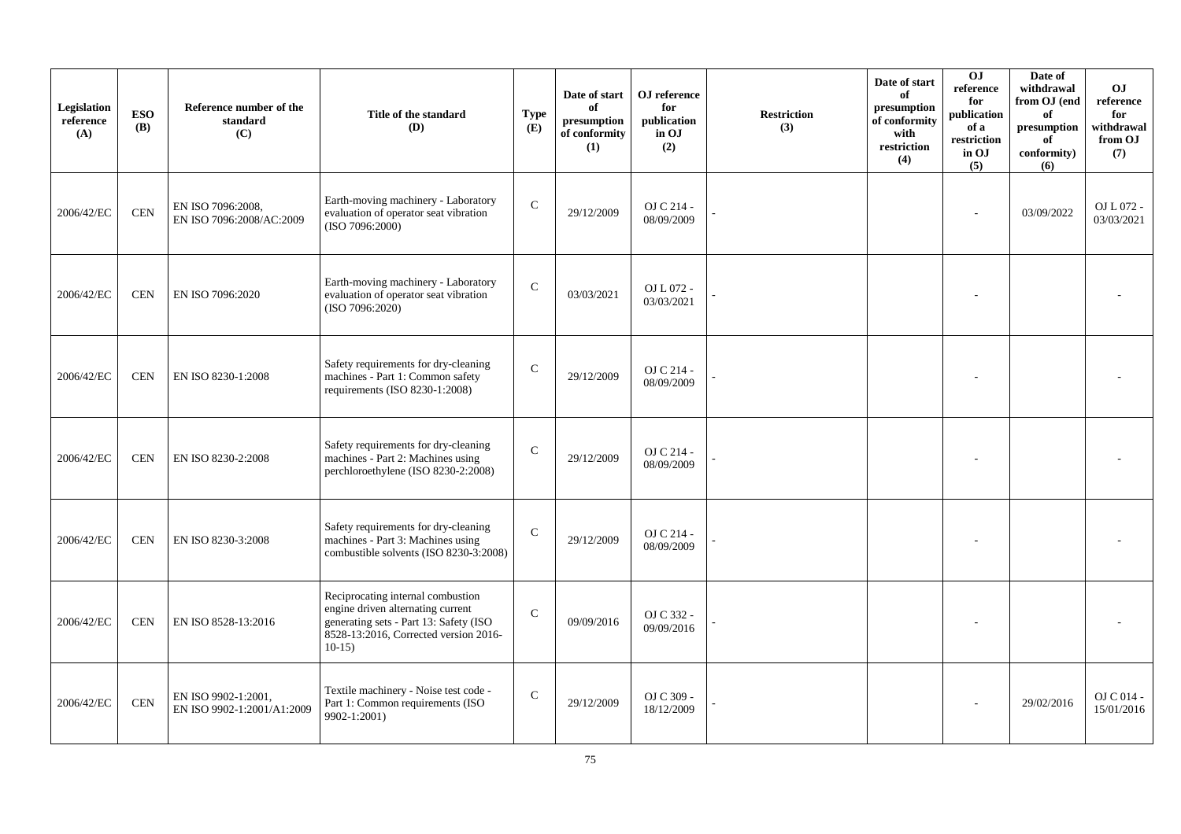| Legislation reference (A) | ESO (B) | Reference number of the standard (C) | Title of the standard (D) | Type (E) | Date of start of presumption of conformity (1) | OJ reference for publication in OJ (2) | Restriction (3) | Date of start of presumption of conformity with restriction (4) | OJ reference for publication of a restriction in OJ (5) | Date of withdrawal from OJ (end of presumption of conformity) (6) | OJ reference for withdrawal from OJ (7) |
|---|---|---|---|---|---|---|---|---|---|---|---|
| 2006/42/EC | CEN | EN ISO 7096:2008, EN ISO 7096:2008/AC:2009 | Earth-moving machinery - Laboratory evaluation of operator seat vibration (ISO 7096:2000) | C | 29/12/2009 | OJ C 214 - 08/09/2009 | - | | - | 03/09/2022 | OJ L 072 - 03/03/2021 |
| 2006/42/EC | CEN | EN ISO 7096:2020 | Earth-moving machinery - Laboratory evaluation of operator seat vibration (ISO 7096:2020) | C | 03/03/2021 | OJ L 072 - 03/03/2021 | - | | - | | - |
| 2006/42/EC | CEN | EN ISO 8230-1:2008 | Safety requirements for dry-cleaning machines - Part 1: Common safety requirements (ISO 8230-1:2008) | C | 29/12/2009 | OJ C 214 - 08/09/2009 | - | | - | | - |
| 2006/42/EC | CEN | EN ISO 8230-2:2008 | Safety requirements for dry-cleaning machines - Part 2: Machines using perchloroethylene (ISO 8230-2:2008) | C | 29/12/2009 | OJ C 214 - 08/09/2009 | - | | - | | - |
| 2006/42/EC | CEN | EN ISO 8230-3:2008 | Safety requirements for dry-cleaning machines - Part 3: Machines using combustible solvents (ISO 8230-3:2008) | C | 29/12/2009 | OJ C 214 - 08/09/2009 | - | | - | | - |
| 2006/42/EC | CEN | EN ISO 8528-13:2016 | Reciprocating internal combustion engine driven alternating current generating sets - Part 13: Safety (ISO 8528-13:2016, Corrected version 2016-10-15) | C | 09/09/2016 | OJ C 332 - 09/09/2016 | - | | - | | - |
| 2006/42/EC | CEN | EN ISO 9902-1:2001, EN ISO 9902-1:2001/A1:2009 | Textile machinery - Noise test code - Part 1: Common requirements (ISO 9902-1:2001) | C | 29/12/2009 | OJ C 309 - 18/12/2009 | - | | - | 29/02/2016 | OJ C 014 - 15/01/2016 |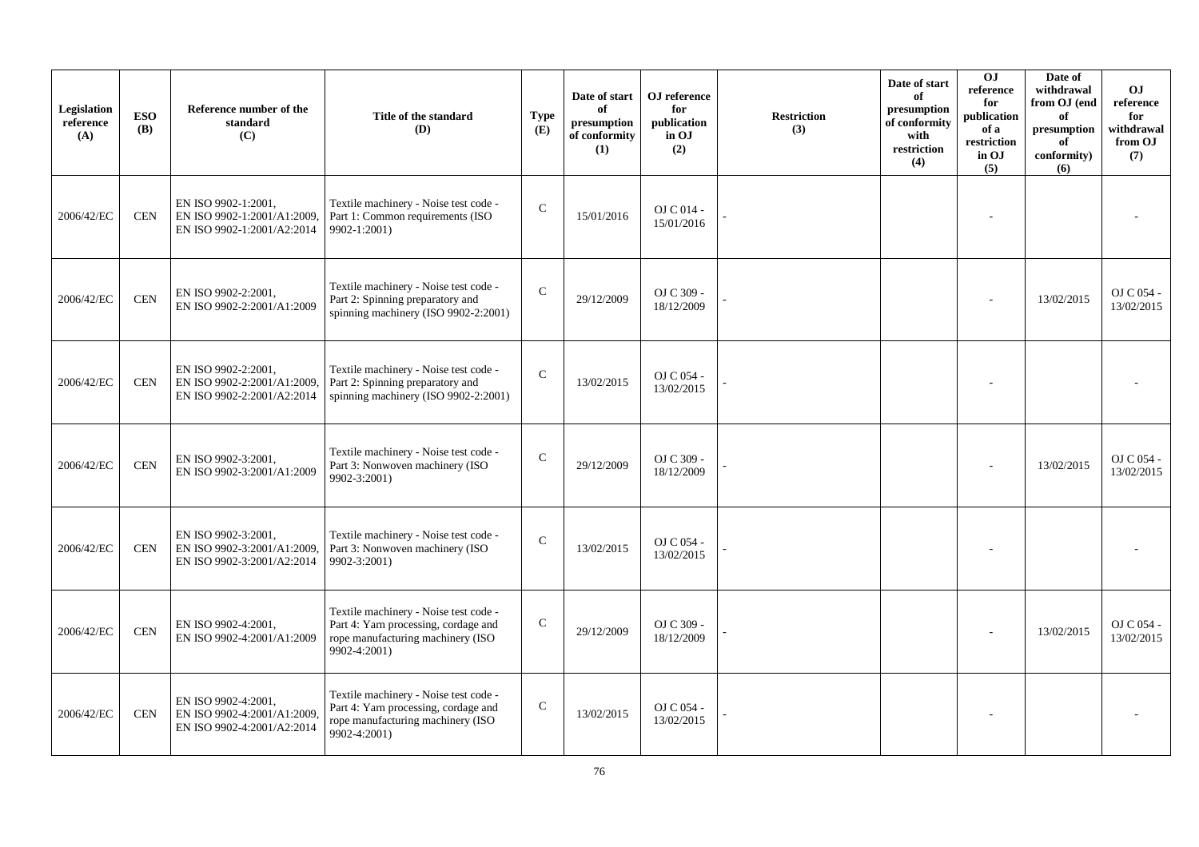| Legislation reference (A) | ESO (B) | Reference number of the standard (C) | Title of the standard (D) | Type (E) | Date of start of presumption of conformity (1) | OJ reference for publication in OJ (2) | Restriction (3) | Date of start of presumption of conformity with restriction (4) | OJ reference for publication of a restriction in OJ (5) | Date of withdrawal from OJ (end of presumption of conformity) (6) | OJ reference for withdrawal from OJ (7) |
|---|---|---|---|---|---|---|---|---|---|---|---|
| 2006/42/EC | CEN | EN ISO 9902-1:2001, EN ISO 9902-1:2001/A1:2009, EN ISO 9902-1:2001/A2:2014 | Textile machinery - Noise test code - Part 1: Common requirements (ISO 9902-1:2001) | C | 15/01/2016 | OJ C 014 - 15/01/2016 | - | | - | | - |
| 2006/42/EC | CEN | EN ISO 9902-2:2001, EN ISO 9902-2:2001/A1:2009 | Textile machinery - Noise test code - Part 2: Spinning preparatory and spinning machinery (ISO 9902-2:2001) | C | 29/12/2009 | OJ C 309 - 18/12/2009 | - | | - | 13/02/2015 | OJ C 054 - 13/02/2015 |
| 2006/42/EC | CEN | EN ISO 9902-2:2001, EN ISO 9902-2:2001/A1:2009, EN ISO 9902-2:2001/A2:2014 | Textile machinery - Noise test code - Part 2: Spinning preparatory and spinning machinery (ISO 9902-2:2001) | C | 13/02/2015 | OJ C 054 - 13/02/2015 | - | | - | | - |
| 2006/42/EC | CEN | EN ISO 9902-3:2001, EN ISO 9902-3:2001/A1:2009 | Textile machinery - Noise test code - Part 3: Nonwoven machinery (ISO 9902-3:2001) | C | 29/12/2009 | OJ C 309 - 18/12/2009 | - | | - | 13/02/2015 | OJ C 054 - 13/02/2015 |
| 2006/42/EC | CEN | EN ISO 9902-3:2001, EN ISO 9902-3:2001/A1:2009, EN ISO 9902-3:2001/A2:2014 | Textile machinery - Noise test code - Part 3: Nonwoven machinery (ISO 9902-3:2001) | C | 13/02/2015 | OJ C 054 - 13/02/2015 | - | | - | | - |
| 2006/42/EC | CEN | EN ISO 9902-4:2001, EN ISO 9902-4:2001/A1:2009 | Textile machinery - Noise test code - Part 4: Yarn processing, cordage and rope manufacturing machinery (ISO 9902-4:2001) | C | 29/12/2009 | OJ C 309 - 18/12/2009 | - | | - | 13/02/2015 | OJ C 054 - 13/02/2015 |
| 2006/42/EC | CEN | EN ISO 9902-4:2001, EN ISO 9902-4:2001/A1:2009, EN ISO 9902-4:2001/A2:2014 | Textile machinery - Noise test code - Part 4: Yarn processing, cordage and rope manufacturing machinery (ISO 9902-4:2001) | C | 13/02/2015 | OJ C 054 - 13/02/2015 | - | | - | | - |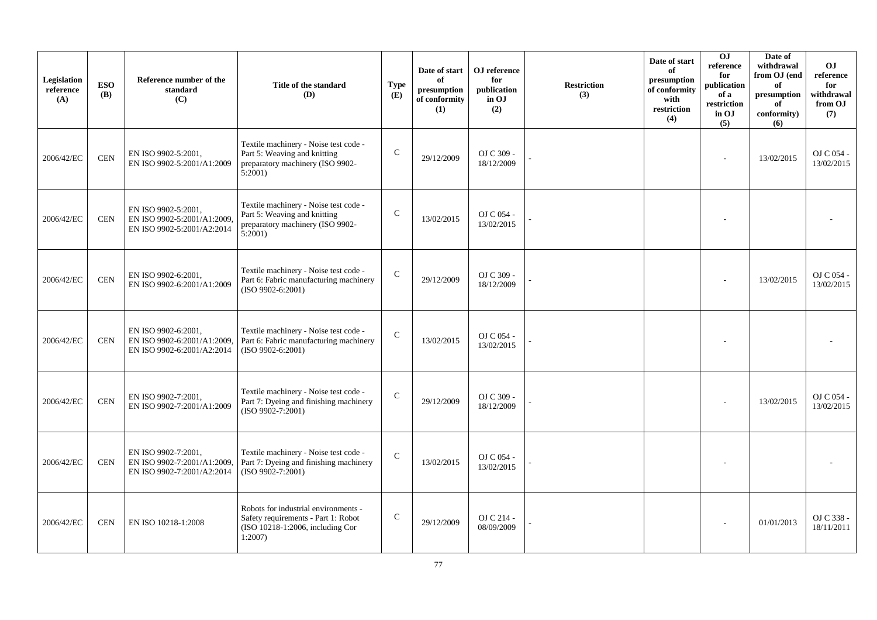| Legislation reference (A) | ESO (B) | Reference number of the standard (C) | Title of the standard (D) | Type (E) | Date of start of presumption of conformity (1) | OJ reference for publication in OJ (2) | Restriction (3) | Date of start of presumption of conformity with restriction (4) | OJ reference for publication of a restriction in OJ (5) | Date of withdrawal from OJ (end of presumption of conformity) (6) | OJ reference for withdrawal from OJ (7) |
|---|---|---|---|---|---|---|---|---|---|---|---|
| 2006/42/EC | CEN | EN ISO 9902-5:2001, EN ISO 9902-5:2001/A1:2009 | Textile machinery - Noise test code - Part 5: Weaving and knitting preparatory machinery (ISO 9902-5:2001) | C | 29/12/2009 | OJ C 309 - 18/12/2009 | - | | - | 13/02/2015 | OJ C 054 - 13/02/2015 |
| 2006/42/EC | CEN | EN ISO 9902-5:2001, EN ISO 9902-5:2001/A1:2009, EN ISO 9902-5:2001/A2:2014 | Textile machinery - Noise test code - Part 5: Weaving and knitting preparatory machinery (ISO 9902-5:2001) | C | 13/02/2015 | OJ C 054 - 13/02/2015 | - | | - | | - |
| 2006/42/EC | CEN | EN ISO 9902-6:2001, EN ISO 9902-6:2001/A1:2009 | Textile machinery - Noise test code - Part 6: Fabric manufacturing machinery (ISO 9902-6:2001) | C | 29/12/2009 | OJ C 309 - 18/12/2009 | - | | - | 13/02/2015 | OJ C 054 - 13/02/2015 |
| 2006/42/EC | CEN | EN ISO 9902-6:2001, EN ISO 9902-6:2001/A1:2009, EN ISO 9902-6:2001/A2:2014 | Textile machinery - Noise test code - Part 6: Fabric manufacturing machinery (ISO 9902-6:2001) | C | 13/02/2015 | OJ C 054 - 13/02/2015 | - | | - | | - |
| 2006/42/EC | CEN | EN ISO 9902-7:2001, EN ISO 9902-7:2001/A1:2009 | Textile machinery - Noise test code - Part 7: Dyeing and finishing machinery (ISO 9902-7:2001) | C | 29/12/2009 | OJ C 309 - 18/12/2009 | - | | - | 13/02/2015 | OJ C 054 - 13/02/2015 |
| 2006/42/EC | CEN | EN ISO 9902-7:2001, EN ISO 9902-7:2001/A1:2009, EN ISO 9902-7:2001/A2:2014 | Textile machinery - Noise test code - Part 7: Dyeing and finishing machinery (ISO 9902-7:2001) | C | 13/02/2015 | OJ C 054 - 13/02/2015 | - | | - | | - |
| 2006/42/EC | CEN | EN ISO 10218-1:2008 | Robots for industrial environments - Safety requirements - Part 1: Robot (ISO 10218-1:2006, including Cor 1:2007) | C | 29/12/2009 | OJ C 214 - 08/09/2009 | - | | - | 01/01/2013 | OJ C 338 - 18/11/2011 |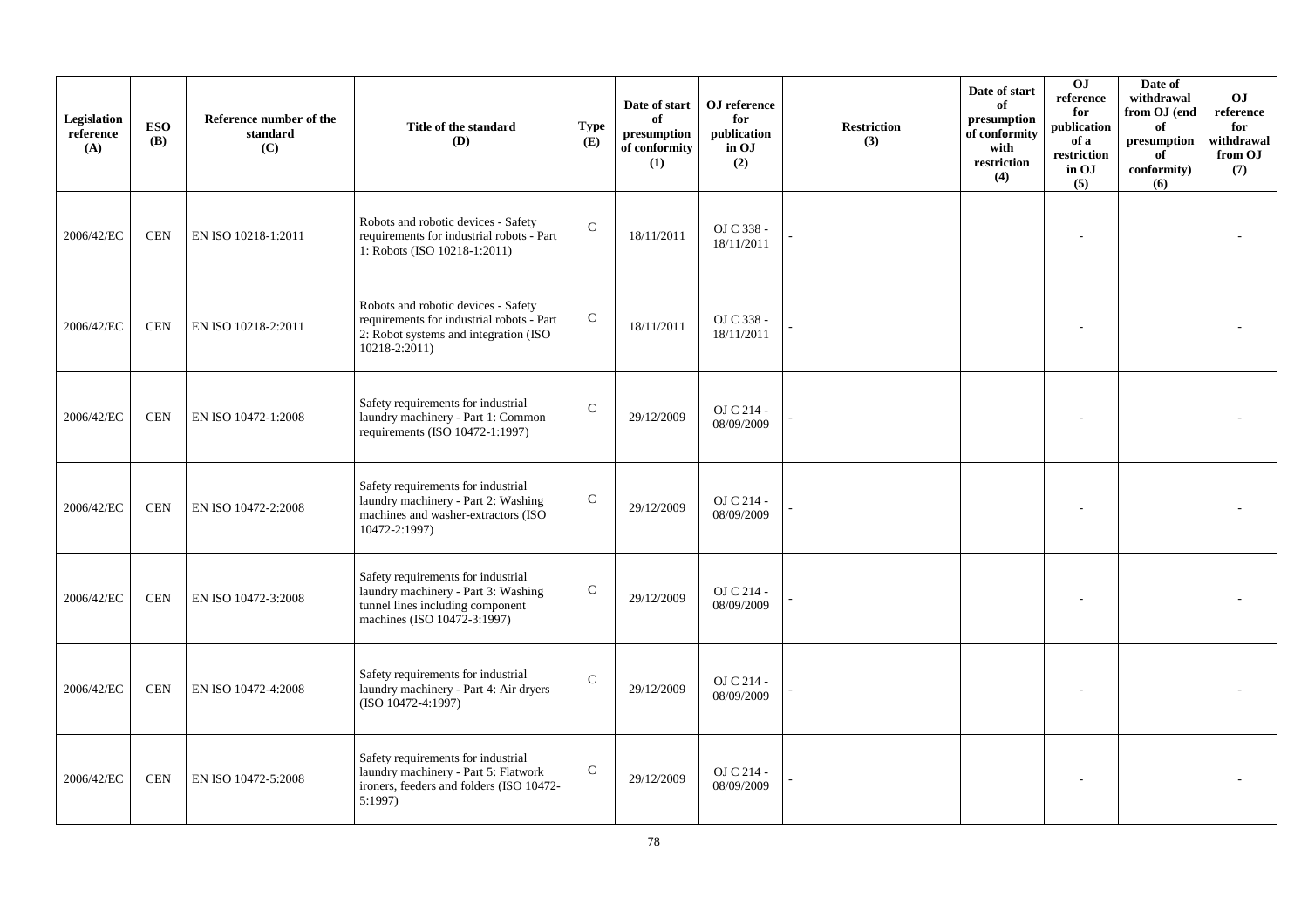| Legislation reference (A) | ESO (B) | Reference number of the standard (C) | Title of the standard (D) | Type (E) | Date of start of presumption of conformity (1) | OJ reference for publication in OJ (2) | Restriction (3) | Date of start of presumption of conformity with restriction (4) | OJ reference for publication of a restriction in OJ (5) | Date of withdrawal from OJ (end of presumption of conformity) (6) | OJ reference for withdrawal from OJ (7) |
|---|---|---|---|---|---|---|---|---|---|---|---|
| 2006/42/EC | CEN | EN ISO 10218-1:2011 | Robots and robotic devices - Safety requirements for industrial robots - Part 1: Robots (ISO 10218-1:2011) | C | 18/11/2011 | OJ C 338 - 18/11/2011 | - | | - | | - |
| 2006/42/EC | CEN | EN ISO 10218-2:2011 | Robots and robotic devices - Safety requirements for industrial robots - Part 2: Robot systems and integration (ISO 10218-2:2011) | C | 18/11/2011 | OJ C 338 - 18/11/2011 | - | | - | | - |
| 2006/42/EC | CEN | EN ISO 10472-1:2008 | Safety requirements for industrial laundry machinery - Part 1: Common requirements (ISO 10472-1:1997) | C | 29/12/2009 | OJ C 214 - 08/09/2009 | - | | - | | - |
| 2006/42/EC | CEN | EN ISO 10472-2:2008 | Safety requirements for industrial laundry machinery - Part 2: Washing machines and washer-extractors (ISO 10472-2:1997) | C | 29/12/2009 | OJ C 214 - 08/09/2009 | - | | - | | - |
| 2006/42/EC | CEN | EN ISO 10472-3:2008 | Safety requirements for industrial laundry machinery - Part 3: Washing tunnel lines including component machines (ISO 10472-3:1997) | C | 29/12/2009 | OJ C 214 - 08/09/2009 | - | | - | | - |
| 2006/42/EC | CEN | EN ISO 10472-4:2008 | Safety requirements for industrial laundry machinery - Part 4: Air dryers (ISO 10472-4:1997) | C | 29/12/2009 | OJ C 214 - 08/09/2009 | - | | - | | - |
| 2006/42/EC | CEN | EN ISO 10472-5:2008 | Safety requirements for industrial laundry machinery - Part 5: Flatwork ironers, feeders and folders (ISO 10472-5:1997) | C | 29/12/2009 | OJ C 214 - 08/09/2009 | - | | - | | - |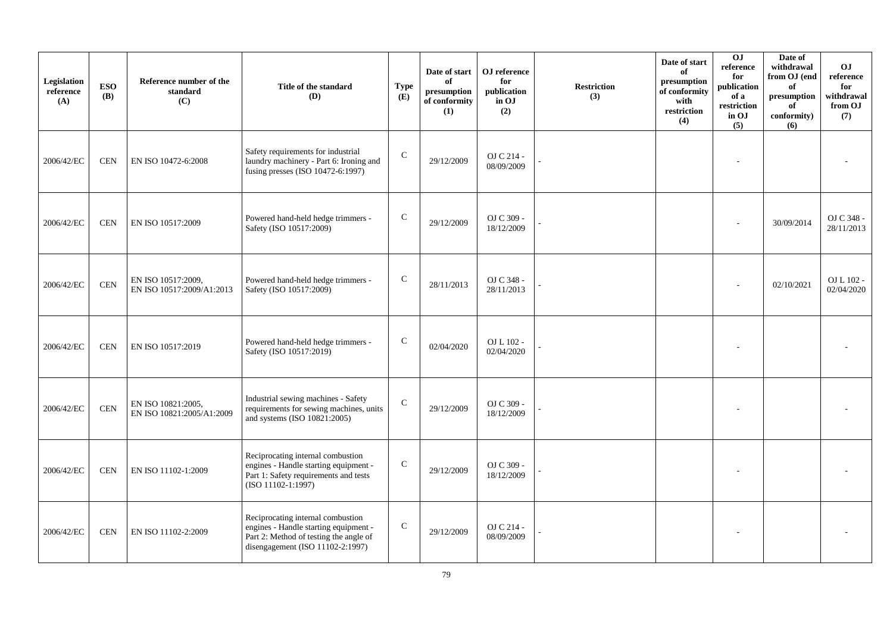| Legislation reference (A) | ESO (B) | Reference number of the standard (C) | Title of the standard (D) | Type (E) | Date of start of presumption of conformity (1) | OJ reference for publication in OJ (2) | Restriction (3) | Date of start of presumption of conformity with restriction (4) | OJ reference for publication of a restriction in OJ (5) | Date of withdrawal from OJ (end of presumption of conformity) (6) | OJ reference for withdrawal from OJ (7) |
|---|---|---|---|---|---|---|---|---|---|---|---|
| 2006/42/EC | CEN | EN ISO 10472-6:2008 | Safety requirements for industrial laundry machinery - Part 6: Ironing and fusing presses (ISO 10472-6:1997) | C | 29/12/2009 | OJ C 214 - 08/09/2009 | - | | - | | - |
| 2006/42/EC | CEN | EN ISO 10517:2009 | Powered hand-held hedge trimmers - Safety (ISO 10517:2009) | C | 29/12/2009 | OJ C 309 - 18/12/2009 | - | | - | 30/09/2014 | OJ C 348 - 28/11/2013 |
| 2006/42/EC | CEN | EN ISO 10517:2009, EN ISO 10517:2009/A1:2013 | Powered hand-held hedge trimmers - Safety (ISO 10517:2009) | C | 28/11/2013 | OJ C 348 - 28/11/2013 | - | | - | 02/10/2021 | OJ L 102 - 02/04/2020 |
| 2006/42/EC | CEN | EN ISO 10517:2019 | Powered hand-held hedge trimmers - Safety (ISO 10517:2019) | C | 02/04/2020 | OJ L 102 - 02/04/2020 | - | | - | | - |
| 2006/42/EC | CEN | EN ISO 10821:2005, EN ISO 10821:2005/A1:2009 | Industrial sewing machines - Safety requirements for sewing machines, units and systems (ISO 10821:2005) | C | 29/12/2009 | OJ C 309 - 18/12/2009 | - | | - | | - |
| 2006/42/EC | CEN | EN ISO 11102-1:2009 | Reciprocating internal combustion engines - Handle starting equipment - Part 1: Safety requirements and tests (ISO 11102-1:1997) | C | 29/12/2009 | OJ C 309 - 18/12/2009 | - | | - | | - |
| 2006/42/EC | CEN | EN ISO 11102-2:2009 | Reciprocating internal combustion engines - Handle starting equipment - Part 2: Method of testing the angle of disengagement (ISO 11102-2:1997) | C | 29/12/2009 | OJ C 214 - 08/09/2009 | - | | - | | - |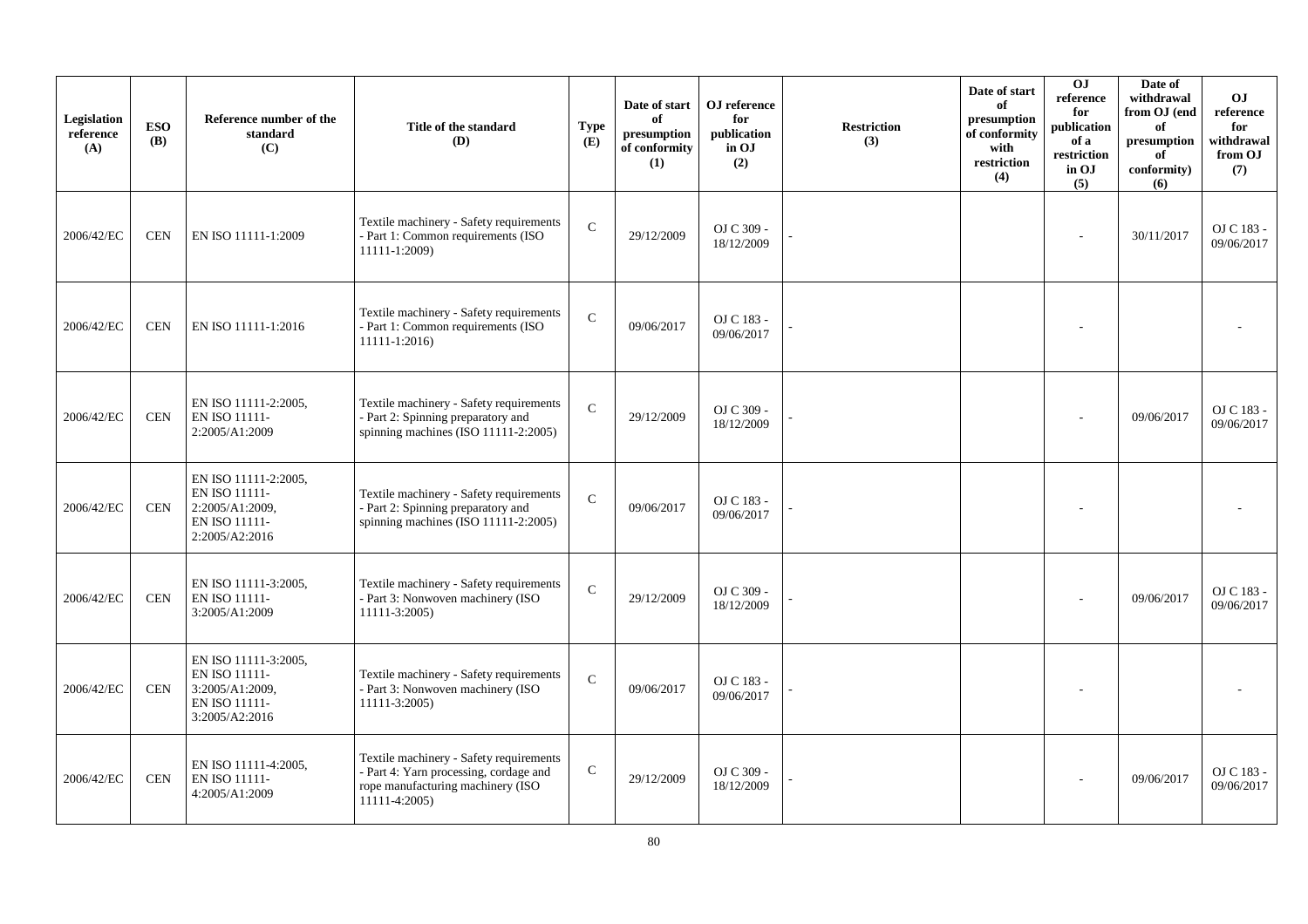| Legislation reference (A) | ESO (B) | Reference number of the standard (C) | Title of the standard (D) | Type (E) | Date of start of presumption of conformity (1) | OJ reference for publication in OJ (2) | Restriction (3) | Date of start of presumption of conformity with restriction (4) | OJ reference for publication of a restriction in OJ (5) | Date of withdrawal from OJ (end of presumption of conformity) (6) | OJ reference for withdrawal from OJ (7) |
|---|---|---|---|---|---|---|---|---|---|---|---|
| 2006/42/EC | CEN | EN ISO 11111-1:2009 | Textile machinery - Safety requirements - Part 1: Common requirements (ISO 11111-1:2009) | C | 29/12/2009 | OJ C 309 - 18/12/2009 | - | | - | 30/11/2017 | OJ C 183 - 09/06/2017 |
| 2006/42/EC | CEN | EN ISO 11111-1:2016 | Textile machinery - Safety requirements - Part 1: Common requirements (ISO 11111-1:2016) | C | 09/06/2017 | OJ C 183 - 09/06/2017 | - | | - | | - |
| 2006/42/EC | CEN | EN ISO 11111-2:2005, EN ISO 11111-2:2005/A1:2009 | Textile machinery - Safety requirements - Part 2: Spinning preparatory and spinning machines (ISO 11111-2:2005) | C | 29/12/2009 | OJ C 309 - 18/12/2009 | - | | - | 09/06/2017 | OJ C 183 - 09/06/2017 |
| 2006/42/EC | CEN | EN ISO 11111-2:2005, EN ISO 11111-2:2005/A1:2009, EN ISO 11111-2:2005/A2:2016 | Textile machinery - Safety requirements - Part 2: Spinning preparatory and spinning machines (ISO 11111-2:2005) | C | 09/06/2017 | OJ C 183 - 09/06/2017 | - | | - | | - |
| 2006/42/EC | CEN | EN ISO 11111-3:2005, EN ISO 11111-3:2005/A1:2009 | Textile machinery - Safety requirements - Part 3: Nonwoven machinery (ISO 11111-3:2005) | C | 29/12/2009 | OJ C 309 - 18/12/2009 | - | | - | 09/06/2017 | OJ C 183 - 09/06/2017 |
| 2006/42/EC | CEN | EN ISO 11111-3:2005, EN ISO 11111-3:2005/A1:2009, EN ISO 11111-3:2005/A2:2016 | Textile machinery - Safety requirements - Part 3: Nonwoven machinery (ISO 11111-3:2005) | C | 09/06/2017 | OJ C 183 - 09/06/2017 | - | | - | | - |
| 2006/42/EC | CEN | EN ISO 11111-4:2005, EN ISO 11111-4:2005/A1:2009 | Textile machinery - Safety requirements - Part 4: Yarn processing, cordage and rope manufacturing machinery (ISO 11111-4:2005) | C | 29/12/2009 | OJ C 309 - 18/12/2009 | - | | - | 09/06/2017 | OJ C 183 - 09/06/2017 |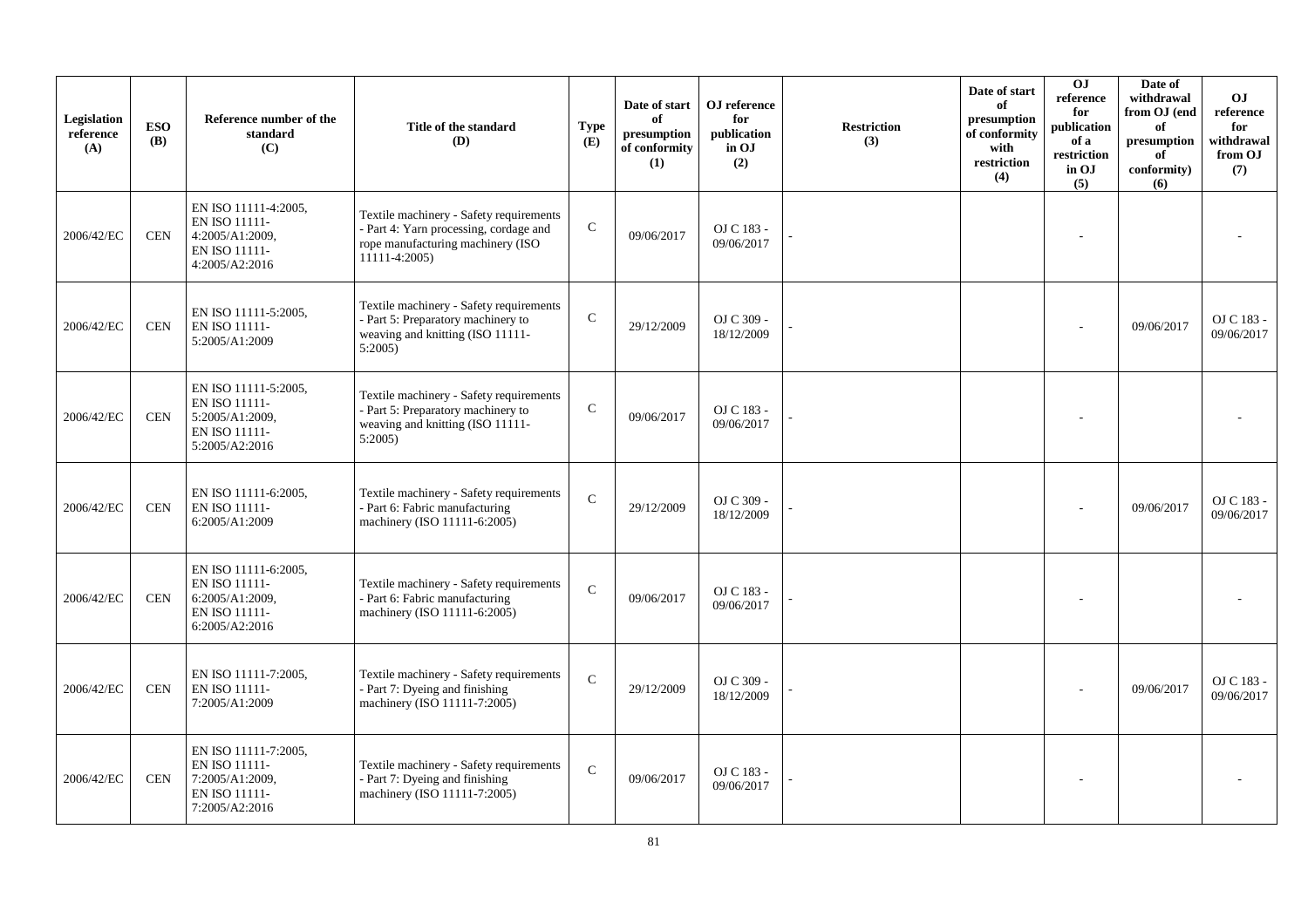| Legislation reference (A) | ESO (B) | Reference number of the standard (C) | Title of the standard (D) | Type (E) | Date of start of presumption of conformity (1) | OJ reference for publication in OJ (2) | Restriction (3) | Date of start of presumption of conformity with restriction (4) | OJ reference for publication of a restriction in OJ (5) | Date of withdrawal from OJ (end of presumption of conformity) (6) | OJ reference for withdrawal from OJ (7) |
|---|---|---|---|---|---|---|---|---|---|---|---|
| 2006/42/EC | CEN | EN ISO 11111-4:2005, EN ISO 11111-4:2005/A1:2009, EN ISO 11111-4:2005/A2:2016 | Textile machinery - Safety requirements - Part 4: Yarn processing, cordage and rope manufacturing machinery (ISO 11111-4:2005) | C | 09/06/2017 | OJ C 183 - 09/06/2017 | - | | - | | - |
| 2006/42/EC | CEN | EN ISO 11111-5:2005, EN ISO 11111-5:2005/A1:2009 | Textile machinery - Safety requirements - Part 5: Preparatory machinery to weaving and knitting (ISO 11111-5:2005) | C | 29/12/2009 | OJ C 309 - 18/12/2009 | - | | - | 09/06/2017 | OJ C 183 - 09/06/2017 |
| 2006/42/EC | CEN | EN ISO 11111-5:2005, EN ISO 11111-5:2005/A1:2009, EN ISO 11111-5:2005/A2:2016 | Textile machinery - Safety requirements - Part 5: Preparatory machinery to weaving and knitting (ISO 11111-5:2005) | C | 09/06/2017 | OJ C 183 - 09/06/2017 | - | | - | | - |
| 2006/42/EC | CEN | EN ISO 11111-6:2005, EN ISO 11111-6:2005/A1:2009 | Textile machinery - Safety requirements - Part 6: Fabric manufacturing machinery (ISO 11111-6:2005) | C | 29/12/2009 | OJ C 309 - 18/12/2009 | - | | - | 09/06/2017 | OJ C 183 - 09/06/2017 |
| 2006/42/EC | CEN | EN ISO 11111-6:2005, EN ISO 11111-6:2005/A1:2009, EN ISO 11111-6:2005/A2:2016 | Textile machinery - Safety requirements - Part 6: Fabric manufacturing machinery (ISO 11111-6:2005) | C | 09/06/2017 | OJ C 183 - 09/06/2017 | - | | - | | - |
| 2006/42/EC | CEN | EN ISO 11111-7:2005, EN ISO 11111-7:2005/A1:2009 | Textile machinery - Safety requirements - Part 7: Dyeing and finishing machinery (ISO 11111-7:2005) | C | 29/12/2009 | OJ C 309 - 18/12/2009 | - | | - | 09/06/2017 | OJ C 183 - 09/06/2017 |
| 2006/42/EC | CEN | EN ISO 11111-7:2005, EN ISO 11111-7:2005/A1:2009, EN ISO 11111-7:2005/A2:2016 | Textile machinery - Safety requirements - Part 7: Dyeing and finishing machinery (ISO 11111-7:2005) | C | 09/06/2017 | OJ C 183 - 09/06/2017 | - | | - | | - |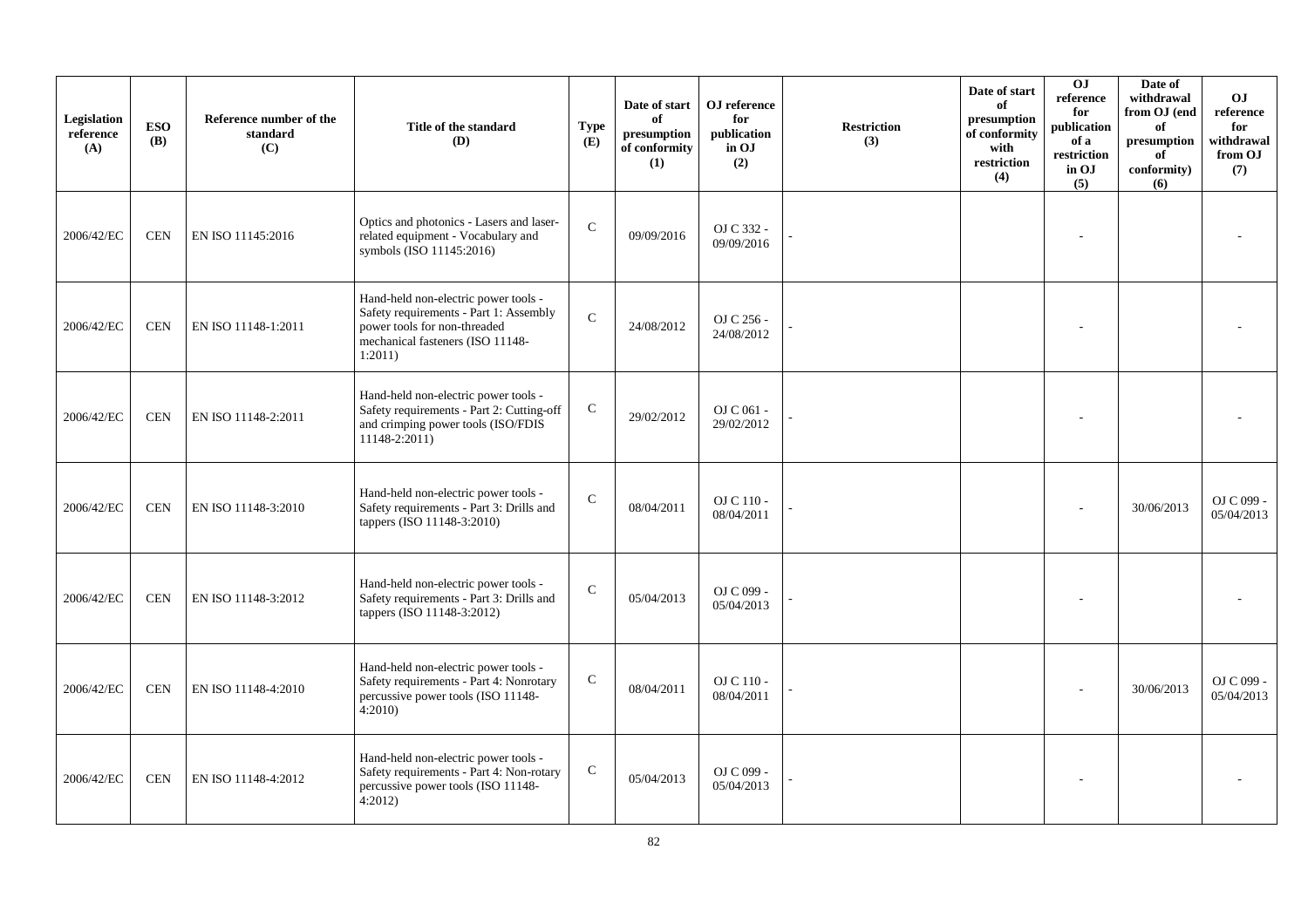| Legislation reference (A) | ESO (B) | Reference number of the standard (C) | Title of the standard (D) | Type (E) | Date of start of presumption of conformity (1) | OJ reference for publication in OJ (2) | Restriction (3) | Date of start of presumption of conformity with restriction (4) | OJ reference for publication of a restriction in OJ (5) | Date of withdrawal from OJ (end of presumption of conformity) (6) | OJ reference for withdrawal from OJ (7) |
|---|---|---|---|---|---|---|---|---|---|---|---|
| 2006/42/EC | CEN | EN ISO 11145:2016 | Optics and photonics - Lasers and laser-related equipment - Vocabulary and symbols (ISO 11145:2016) | C | 09/09/2016 | OJ C 332 - 09/09/2016 | - | | - | | - |
| 2006/42/EC | CEN | EN ISO 11148-1:2011 | Hand-held non-electric power tools - Safety requirements - Part 1: Assembly power tools for non-threaded mechanical fasteners (ISO 11148-1:2011) | C | 24/08/2012 | OJ C 256 - 24/08/2012 | - | | - | | - |
| 2006/42/EC | CEN | EN ISO 11148-2:2011 | Hand-held non-electric power tools - Safety requirements - Part 2: Cutting-off and crimping power tools (ISO/FDIS 11148-2:2011) | C | 29/02/2012 | OJ C 061 - 29/02/2012 | - | | - | | - |
| 2006/42/EC | CEN | EN ISO 11148-3:2010 | Hand-held non-electric power tools - Safety requirements - Part 3: Drills and tappers (ISO 11148-3:2010) | C | 08/04/2011 | OJ C 110 - 08/04/2011 | - | | - | 30/06/2013 | OJ C 099 - 05/04/2013 |
| 2006/42/EC | CEN | EN ISO 11148-3:2012 | Hand-held non-electric power tools - Safety requirements - Part 3: Drills and tappers (ISO 11148-3:2012) | C | 05/04/2013 | OJ C 099 - 05/04/2013 | - | | - | | - |
| 2006/42/EC | CEN | EN ISO 11148-4:2010 | Hand-held non-electric power tools - Safety requirements - Part 4: Nonrotary percussive power tools (ISO 11148-4:2010) | C | 08/04/2011 | OJ C 110 - 08/04/2011 | - | | - | 30/06/2013 | OJ C 099 - 05/04/2013 |
| 2006/42/EC | CEN | EN ISO 11148-4:2012 | Hand-held non-electric power tools - Safety requirements - Part 4: Non-rotary percussive power tools (ISO 11148-4:2012) | C | 05/04/2013 | OJ C 099 - 05/04/2013 | - | | - | | - |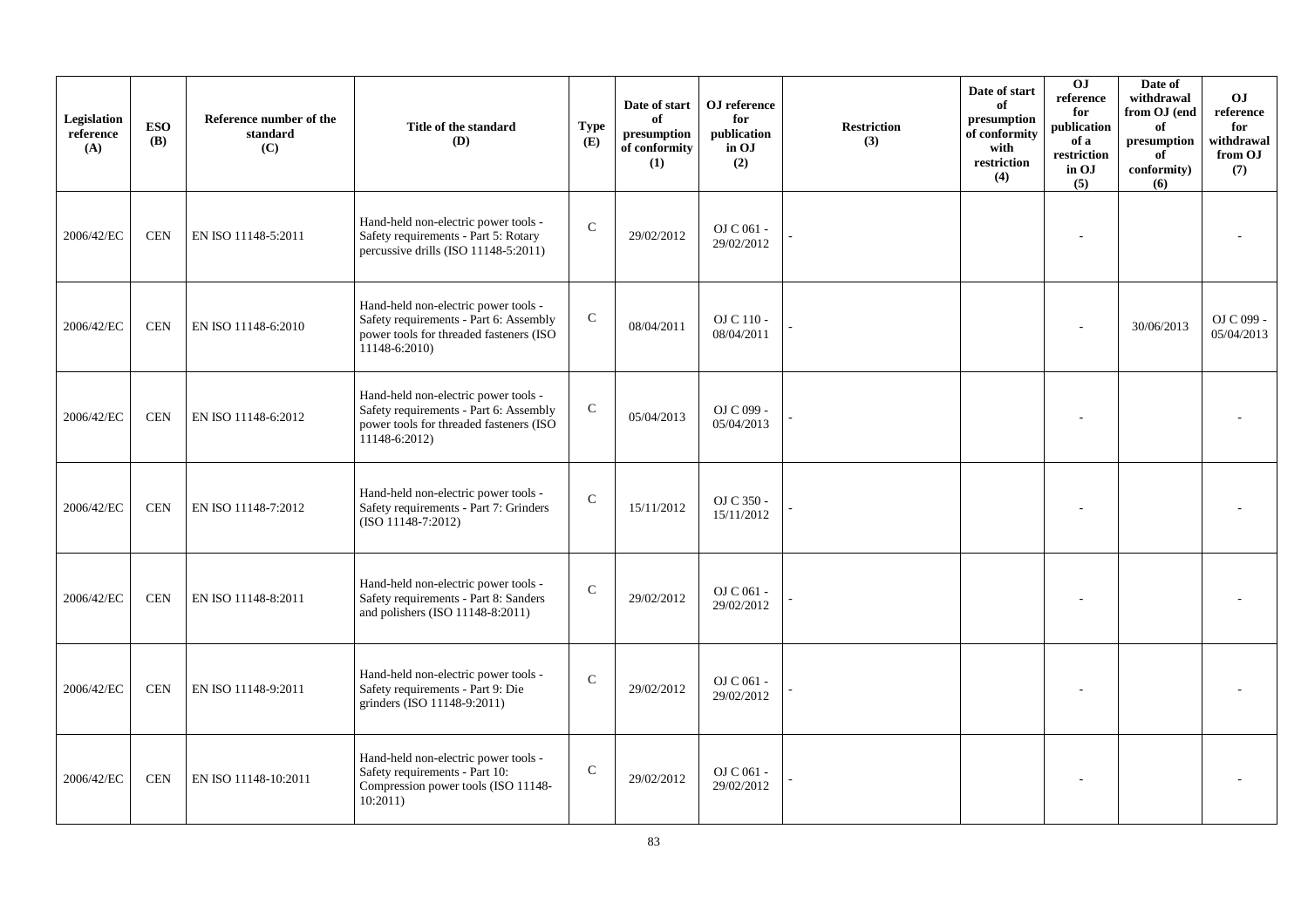| Legislation reference (A) | ESO (B) | Reference number of the standard (C) | Title of the standard (D) | Type (E) | Date of start of presumption of conformity (1) | OJ reference for publication in OJ (2) | Restriction (3) | Date of start of presumption of conformity with restriction (4) | OJ reference for publication of a restriction in OJ (5) | Date of withdrawal from OJ (end of presumption of conformity) (6) | OJ reference for withdrawal from OJ (7) |
|---|---|---|---|---|---|---|---|---|---|---|---|
| 2006/42/EC | CEN | EN ISO 11148-5:2011 | Hand-held non-electric power tools - Safety requirements - Part 5: Rotary percussive drills (ISO 11148-5:2011) | C | 29/02/2012 | OJ C 061 - 29/02/2012 | - | | - | | - |
| 2006/42/EC | CEN | EN ISO 11148-6:2010 | Hand-held non-electric power tools - Safety requirements - Part 6: Assembly power tools for threaded fasteners (ISO 11148-6:2010) | C | 08/04/2011 | OJ C 110 - 08/04/2011 | - | | - | 30/06/2013 | OJ C 099 - 05/04/2013 |
| 2006/42/EC | CEN | EN ISO 11148-6:2012 | Hand-held non-electric power tools - Safety requirements - Part 6: Assembly power tools for threaded fasteners (ISO 11148-6:2012) | C | 05/04/2013 | OJ C 099 - 05/04/2013 | - | | - | | - |
| 2006/42/EC | CEN | EN ISO 11148-7:2012 | Hand-held non-electric power tools - Safety requirements - Part 7: Grinders (ISO 11148-7:2012) | C | 15/11/2012 | OJ C 350 - 15/11/2012 | - | | - | | - |
| 2006/42/EC | CEN | EN ISO 11148-8:2011 | Hand-held non-electric power tools - Safety requirements - Part 8: Sanders and polishers (ISO 11148-8:2011) | C | 29/02/2012 | OJ C 061 - 29/02/2012 | - | | - | | - |
| 2006/42/EC | CEN | EN ISO 11148-9:2011 | Hand-held non-electric power tools - Safety requirements - Part 9: Die grinders (ISO 11148-9:2011) | C | 29/02/2012 | OJ C 061 - 29/02/2012 | - | | - | | - |
| 2006/42/EC | CEN | EN ISO 11148-10:2011 | Hand-held non-electric power tools - Safety requirements - Part 10: Compression power tools (ISO 11148-10:2011) | C | 29/02/2012 | OJ C 061 - 29/02/2012 | - | | - | | - |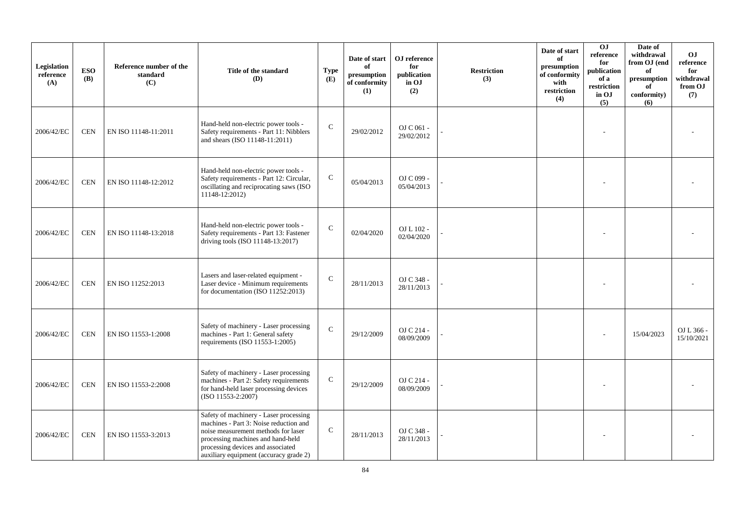| Legislation reference (A) | ESO (B) | Reference number of the standard (C) | Title of the standard (D) | Type (E) | Date of start of presumption of conformity (1) | OJ reference for publication in OJ (2) | Restriction (3) | Date of start of presumption of conformity with restriction (4) | OJ reference for publication of a restriction in OJ (5) | Date of withdrawal from OJ (end of presumption of conformity) (6) | OJ reference for withdrawal from OJ (7) |
|---|---|---|---|---|---|---|---|---|---|---|---|
| 2006/42/EC | CEN | EN ISO 11148-11:2011 | Hand-held non-electric power tools - Safety requirements - Part 11: Nibblers and shears (ISO 11148-11:2011) | C | 29/02/2012 | OJ C 061 - 29/02/2012 | - | | - | | - |
| 2006/42/EC | CEN | EN ISO 11148-12:2012 | Hand-held non-electric power tools - Safety requirements - Part 12: Circular, oscillating and reciprocating saws (ISO 11148-12:2012) | C | 05/04/2013 | OJ C 099 - 05/04/2013 | - | | - | | - |
| 2006/42/EC | CEN | EN ISO 11148-13:2018 | Hand-held non-electric power tools - Safety requirements - Part 13: Fastener driving tools (ISO 11148-13:2017) | C | 02/04/2020 | OJ L 102 - 02/04/2020 | - | | - | | - |
| 2006/42/EC | CEN | EN ISO 11252:2013 | Lasers and laser-related equipment - Laser device - Minimum requirements for documentation (ISO 11252:2013) | C | 28/11/2013 | OJ C 348 - 28/11/2013 | - | | - | | - |
| 2006/42/EC | CEN | EN ISO 11553-1:2008 | Safety of machinery - Laser processing machines - Part 1: General safety requirements (ISO 11553-1:2005) | C | 29/12/2009 | OJ C 214 - 08/09/2009 | - | | - | 15/04/2023 | OJ L 366 - 15/10/2021 |
| 2006/42/EC | CEN | EN ISO 11553-2:2008 | Safety of machinery - Laser processing machines - Part 2: Safety requirements for hand-held laser processing devices (ISO 11553-2:2007) | C | 29/12/2009 | OJ C 214 - 08/09/2009 | - | | - | | - |
| 2006/42/EC | CEN | EN ISO 11553-3:2013 | Safety of machinery - Laser processing machines - Part 3: Noise reduction and noise measurement methods for laser processing machines and hand-held processing devices and associated auxiliary equipment (accuracy grade 2) | C | 28/11/2013 | OJ C 348 - 28/11/2013 | - | | - | | - |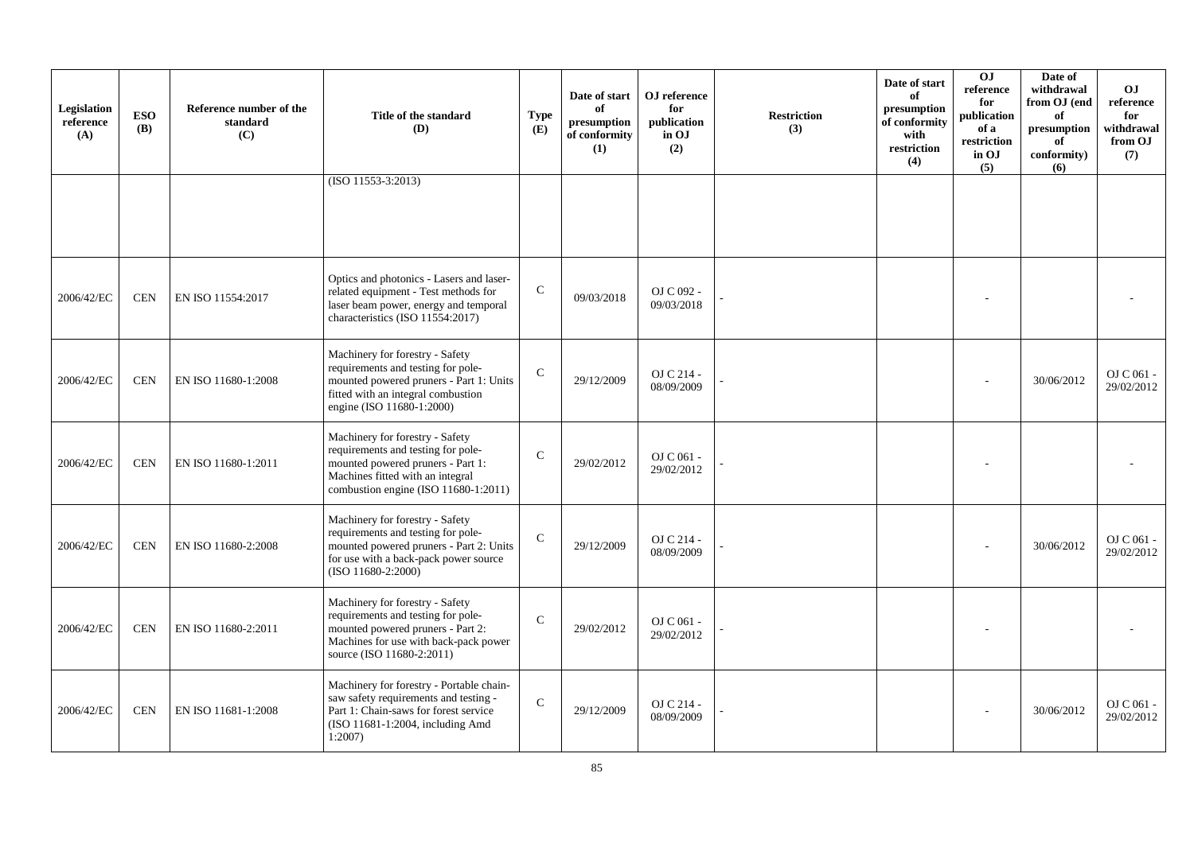| Legislation reference (A) | ESO (B) | Reference number of the standard (C) | Title of the standard (D) | Type (E) | Date of start of presumption of conformity (1) | OJ reference for publication in OJ (2) | Restriction (3) | Date of start of presumption of conformity with restriction (4) | OJ reference for publication of a restriction in OJ (5) | Date of withdrawal from OJ (end of presumption of conformity) (6) | OJ reference for withdrawal from OJ (7) |
|---|---|---|---|---|---|---|---|---|---|---|---|
| | | | (ISO 11553-3:2013) | | | | | | | | |
| 2006/42/EC | CEN | EN ISO 11554:2017 | Optics and photonics - Lasers and laser-related equipment - Test methods for laser beam power, energy and temporal characteristics (ISO 11554:2017) | C | 09/03/2018 | OJ C 092 - 09/03/2018 | - | | - | | - |
| 2006/42/EC | CEN | EN ISO 11680-1:2008 | Machinery for forestry - Safety requirements and testing for pole-mounted powered pruners - Part 1: Units fitted with an integral combustion engine (ISO 11680-1:2000) | C | 29/12/2009 | OJ C 214 - 08/09/2009 | - | | - | 30/06/2012 | OJ C 061 - 29/02/2012 |
| 2006/42/EC | CEN | EN ISO 11680-1:2011 | Machinery for forestry - Safety requirements and testing for pole-mounted powered pruners - Part 1: Machines fitted with an integral combustion engine (ISO 11680-1:2011) | C | 29/02/2012 | OJ C 061 - 29/02/2012 | - | | - | | - |
| 2006/42/EC | CEN | EN ISO 11680-2:2008 | Machinery for forestry - Safety requirements and testing for pole-mounted powered pruners - Part 2: Units for use with a back-pack power source (ISO 11680-2:2000) | C | 29/12/2009 | OJ C 214 - 08/09/2009 | - | | - | 30/06/2012 | OJ C 061 - 29/02/2012 |
| 2006/42/EC | CEN | EN ISO 11680-2:2011 | Machinery for forestry - Safety requirements and testing for pole-mounted powered pruners - Part 2: Machines for use with back-pack power source (ISO 11680-2:2011) | C | 29/02/2012 | OJ C 061 - 29/02/2012 | - | | - | | - |
| 2006/42/EC | CEN | EN ISO 11681-1:2008 | Machinery for forestry - Portable chain-saw safety requirements and testing - Part 1: Chain-saws for forest service (ISO 11681-1:2004, including Amd 1:2007) | C | 29/12/2009 | OJ C 214 - 08/09/2009 | - | | - | 30/06/2012 | OJ C 061 - 29/02/2012 |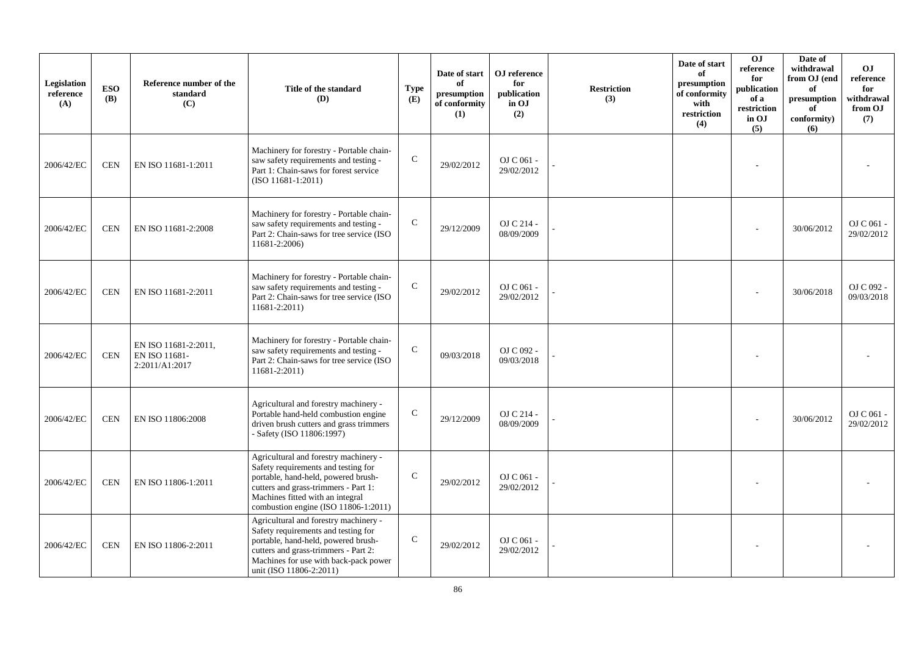| Legislation reference (A) | ESO (B) | Reference number of the standard (C) | Title of the standard (D) | Type (E) | Date of start of presumption of conformity (1) | OJ reference for publication in OJ (2) | Restriction (3) | Date of start of presumption of conformity with restriction (4) | OJ reference for publication of a restriction in OJ (5) | Date of withdrawal from OJ (end of presumption of conformity) (6) | OJ reference for withdrawal from OJ (7) |
|---|---|---|---|---|---|---|---|---|---|---|---|
| 2006/42/EC | CEN | EN ISO 11681-1:2011 | Machinery for forestry - Portable chain-saw safety requirements and testing - Part 1: Chain-saws for forest service (ISO 11681-1:2011) | C | 29/02/2012 | OJ C 061 - 29/02/2012 | - | | - | | - |
| 2006/42/EC | CEN | EN ISO 11681-2:2008 | Machinery for forestry - Portable chain-saw safety requirements and testing - Part 2: Chain-saws for tree service (ISO 11681-2:2006) | C | 29/12/2009 | OJ C 214 - 08/09/2009 | - | | - | 30/06/2012 | OJ C 061 - 29/02/2012 |
| 2006/42/EC | CEN | EN ISO 11681-2:2011 | Machinery for forestry - Portable chain-saw safety requirements and testing - Part 2: Chain-saws for tree service (ISO 11681-2:2011) | C | 29/02/2012 | OJ C 061 - 29/02/2012 | - | | - | 30/06/2018 | OJ C 092 - 09/03/2018 |
| 2006/42/EC | CEN | EN ISO 11681-2:2011, EN ISO 11681-2:2011/A1:2017 | Machinery for forestry - Portable chain-saw safety requirements and testing - Part 2: Chain-saws for tree service (ISO 11681-2:2011) | C | 09/03/2018 | OJ C 092 - 09/03/2018 | - | | - | | - |
| 2006/42/EC | CEN | EN ISO 11806:2008 | Agricultural and forestry machinery - Portable hand-held combustion engine driven brush cutters and grass trimmers - Safety (ISO 11806:1997) | C | 29/12/2009 | OJ C 214 - 08/09/2009 | - | | - | 30/06/2012 | OJ C 061 - 29/02/2012 |
| 2006/42/EC | CEN | EN ISO 11806-1:2011 | Agricultural and forestry machinery - Safety requirements and testing for portable, hand-held, powered brush-cutters and grass-trimmers - Part 1: Machines fitted with an integral combustion engine (ISO 11806-1:2011) | C | 29/02/2012 | OJ C 061 - 29/02/2012 | - | | - | | - |
| 2006/42/EC | CEN | EN ISO 11806-2:2011 | Agricultural and forestry machinery - Safety requirements and testing for portable, hand-held, powered brush-cutters and grass-trimmers - Part 2: Machines for use with back-pack power unit (ISO 11806-2:2011) | C | 29/02/2012 | OJ C 061 - 29/02/2012 | - | | - | | - |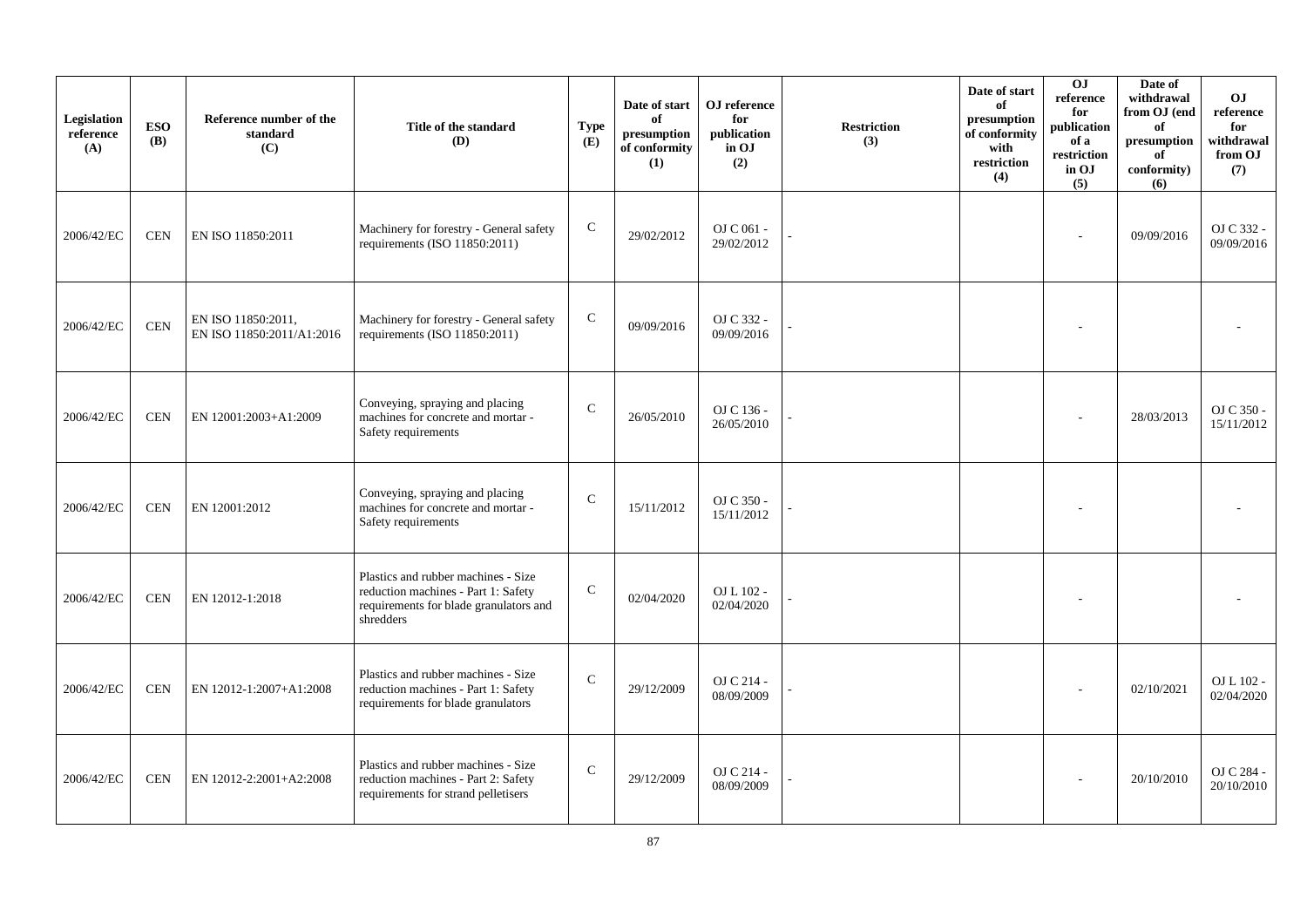| Legislation reference (A) | ESO (B) | Reference number of the standard (C) | Title of the standard (D) | Type (E) | Date of start of presumption of conformity (1) | OJ reference for publication in OJ (2) | Restriction (3) | Date of start of presumption of conformity with restriction (4) | OJ reference for publication of a restriction in OJ (5) | Date of withdrawal from OJ (end of presumption of conformity) (6) | OJ reference for withdrawal from OJ (7) |
|---|---|---|---|---|---|---|---|---|---|---|---|
| 2006/42/EC | CEN | EN ISO 11850:2011 | Machinery for forestry - General safety requirements (ISO 11850:2011) | C | 29/02/2012 | OJ C 061 - 29/02/2012 | - | | - | 09/09/2016 | OJ C 332 - 09/09/2016 |
| 2006/42/EC | CEN | EN ISO 11850:2011, EN ISO 11850:2011/A1:2016 | Machinery for forestry - General safety requirements (ISO 11850:2011) | C | 09/09/2016 | OJ C 332 - 09/09/2016 | - | | - | | - |
| 2006/42/EC | CEN | EN 12001:2003+A1:2009 | Conveying, spraying and placing machines for concrete and mortar - Safety requirements | C | 26/05/2010 | OJ C 136 - 26/05/2010 | - | | - | 28/03/2013 | OJ C 350 - 15/11/2012 |
| 2006/42/EC | CEN | EN 12001:2012 | Conveying, spraying and placing machines for concrete and mortar - Safety requirements | C | 15/11/2012 | OJ C 350 - 15/11/2012 | - | | - | | - |
| 2006/42/EC | CEN | EN 12012-1:2018 | Plastics and rubber machines - Size reduction machines - Part 1: Safety requirements for blade granulators and shredders | C | 02/04/2020 | OJ L 102 - 02/04/2020 | - | | - | | - |
| 2006/42/EC | CEN | EN 12012-1:2007+A1:2008 | Plastics and rubber machines - Size reduction machines - Part 1: Safety requirements for blade granulators | C | 29/12/2009 | OJ C 214 - 08/09/2009 | - | | - | 02/10/2021 | OJ L 102 - 02/04/2020 |
| 2006/42/EC | CEN | EN 12012-2:2001+A2:2008 | Plastics and rubber machines - Size reduction machines - Part 2: Safety requirements for strand pelletisers | C | 29/12/2009 | OJ C 214 - 08/09/2009 | - | | - | 20/10/2010 | OJ C 284 - 20/10/2010 |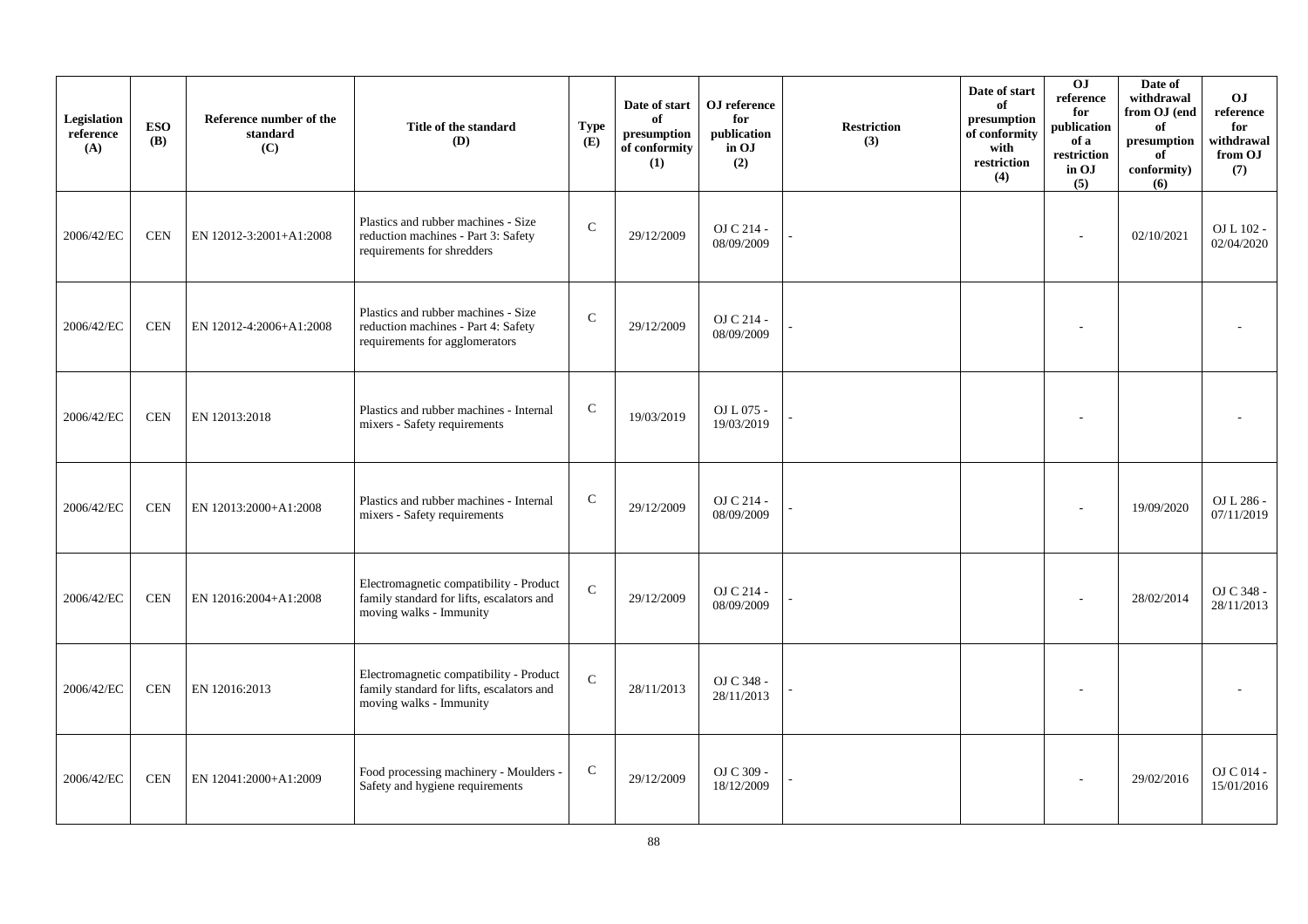| Legislation reference (A) | ESO (B) | Reference number of the standard (C) | Title of the standard (D) | Type (E) | Date of start of presumption of conformity (1) | OJ reference for publication in OJ (2) | Restriction (3) | Date of start of presumption of conformity with restriction (4) | OJ reference for publication of a restriction in OJ (5) | Date of withdrawal from OJ (end of presumption of conformity) (6) | OJ reference for withdrawal from OJ (7) |
|---|---|---|---|---|---|---|---|---|---|---|---|
| 2006/42/EC | CEN | EN 12012-3:2001+A1:2008 | Plastics and rubber machines - Size reduction machines - Part 3: Safety requirements for shredders | C | 29/12/2009 | OJ C 214 - 08/09/2009 | - | | - | 02/10/2021 | OJ L 102 - 02/04/2020 |
| 2006/42/EC | CEN | EN 12012-4:2006+A1:2008 | Plastics and rubber machines - Size reduction machines - Part 4: Safety requirements for agglomerators | C | 29/12/2009 | OJ C 214 - 08/09/2009 | - | | - | | - |
| 2006/42/EC | CEN | EN 12013:2018 | Plastics and rubber machines - Internal mixers - Safety requirements | C | 19/03/2019 | OJ L 075 - 19/03/2019 | - | | - | | - |
| 2006/42/EC | CEN | EN 12013:2000+A1:2008 | Plastics and rubber machines - Internal mixers - Safety requirements | C | 29/12/2009 | OJ C 214 - 08/09/2009 | - | | - | 19/09/2020 | OJ L 286 - 07/11/2019 |
| 2006/42/EC | CEN | EN 12016:2004+A1:2008 | Electromagnetic compatibility - Product family standard for lifts, escalators and moving walks - Immunity | C | 29/12/2009 | OJ C 214 - 08/09/2009 | - | | - | 28/02/2014 | OJ C 348 - 28/11/2013 |
| 2006/42/EC | CEN | EN 12016:2013 | Electromagnetic compatibility - Product family standard for lifts, escalators and moving walks - Immunity | C | 28/11/2013 | OJ C 348 - 28/11/2013 | - | | - | | - |
| 2006/42/EC | CEN | EN 12041:2000+A1:2009 | Food processing machinery - Moulders - Safety and hygiene requirements | C | 29/12/2009 | OJ C 309 - 18/12/2009 | - | | - | 29/02/2016 | OJ C 014 - 15/01/2016 |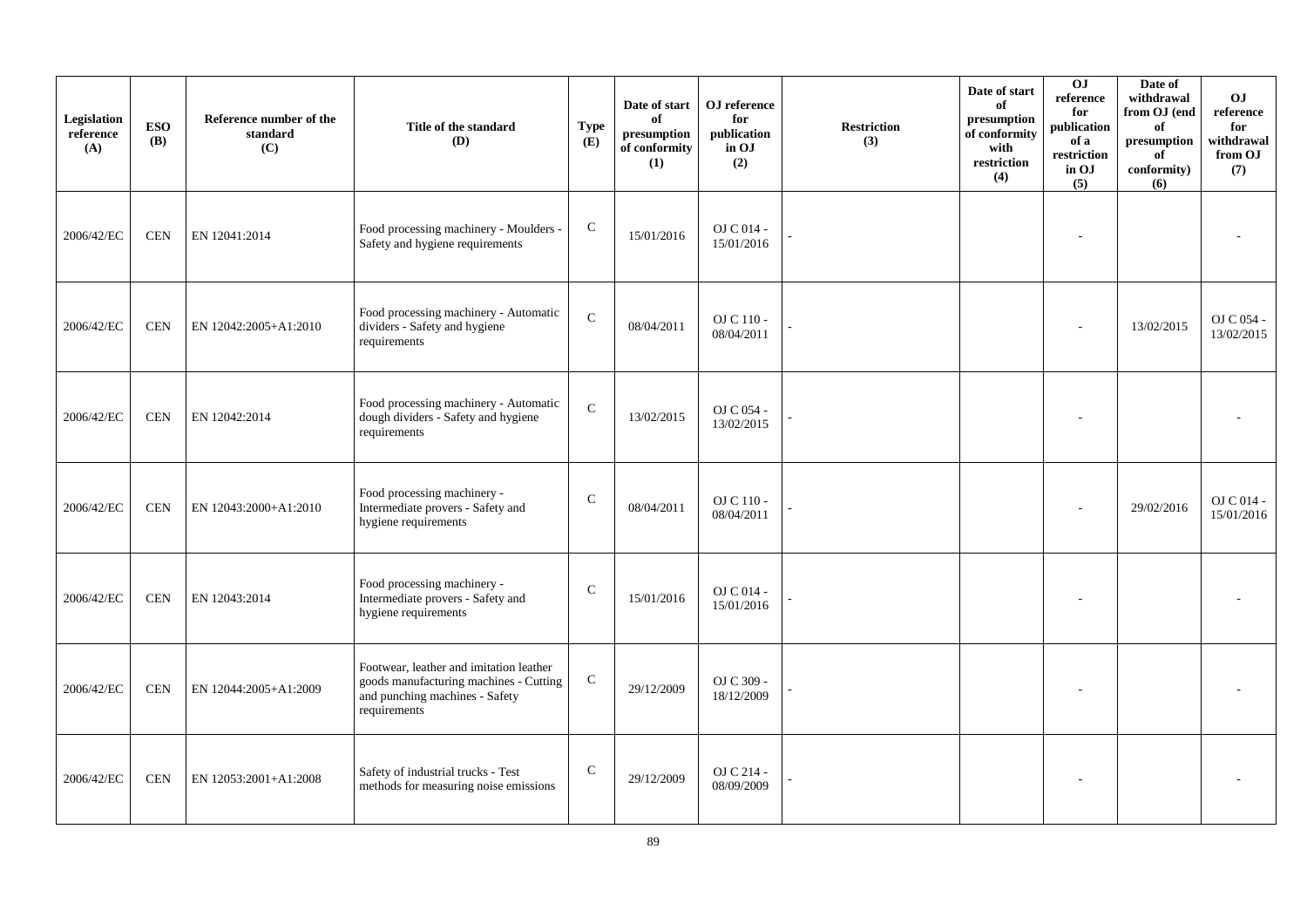| Legislation reference (A) | ESO (B) | Reference number of the standard (C) | Title of the standard (D) | Type (E) | Date of start of presumption of conformity (1) | OJ reference for publication in OJ (2) | Restriction (3) | Date of start of presumption of conformity with restriction (4) | OJ reference for publication of a restriction in OJ (5) | Date of withdrawal from OJ (end of presumption of conformity) (6) | OJ reference for withdrawal from OJ (7) |
|---|---|---|---|---|---|---|---|---|---|---|---|
| 2006/42/EC | CEN | EN 12041:2014 | Food processing machinery - Moulders - Safety and hygiene requirements | C | 15/01/2016 | OJ C 014 - 15/01/2016 | - | | - | | - |
| 2006/42/EC | CEN | EN 12042:2005+A1:2010 | Food processing machinery - Automatic dividers - Safety and hygiene requirements | C | 08/04/2011 | OJ C 110 - 08/04/2011 | - | | - | 13/02/2015 | OJ C 054 - 13/02/2015 |
| 2006/42/EC | CEN | EN 12042:2014 | Food processing machinery - Automatic dough dividers - Safety and hygiene requirements | C | 13/02/2015 | OJ C 054 - 13/02/2015 | - | | - | | - |
| 2006/42/EC | CEN | EN 12043:2000+A1:2010 | Food processing machinery - Intermediate provers - Safety and hygiene requirements | C | 08/04/2011 | OJ C 110 - 08/04/2011 | - | | - | 29/02/2016 | OJ C 014 - 15/01/2016 |
| 2006/42/EC | CEN | EN 12043:2014 | Food processing machinery - Intermediate provers - Safety and hygiene requirements | C | 15/01/2016 | OJ C 014 - 15/01/2016 | - | | - | | - |
| 2006/42/EC | CEN | EN 12044:2005+A1:2009 | Footwear, leather and imitation leather goods manufacturing machines - Cutting and punching machines - Safety requirements | C | 29/12/2009 | OJ C 309 - 18/12/2009 | - | | - | | - |
| 2006/42/EC | CEN | EN 12053:2001+A1:2008 | Safety of industrial trucks - Test methods for measuring noise emissions | C | 29/12/2009 | OJ C 214 - 08/09/2009 | - | | - | | - |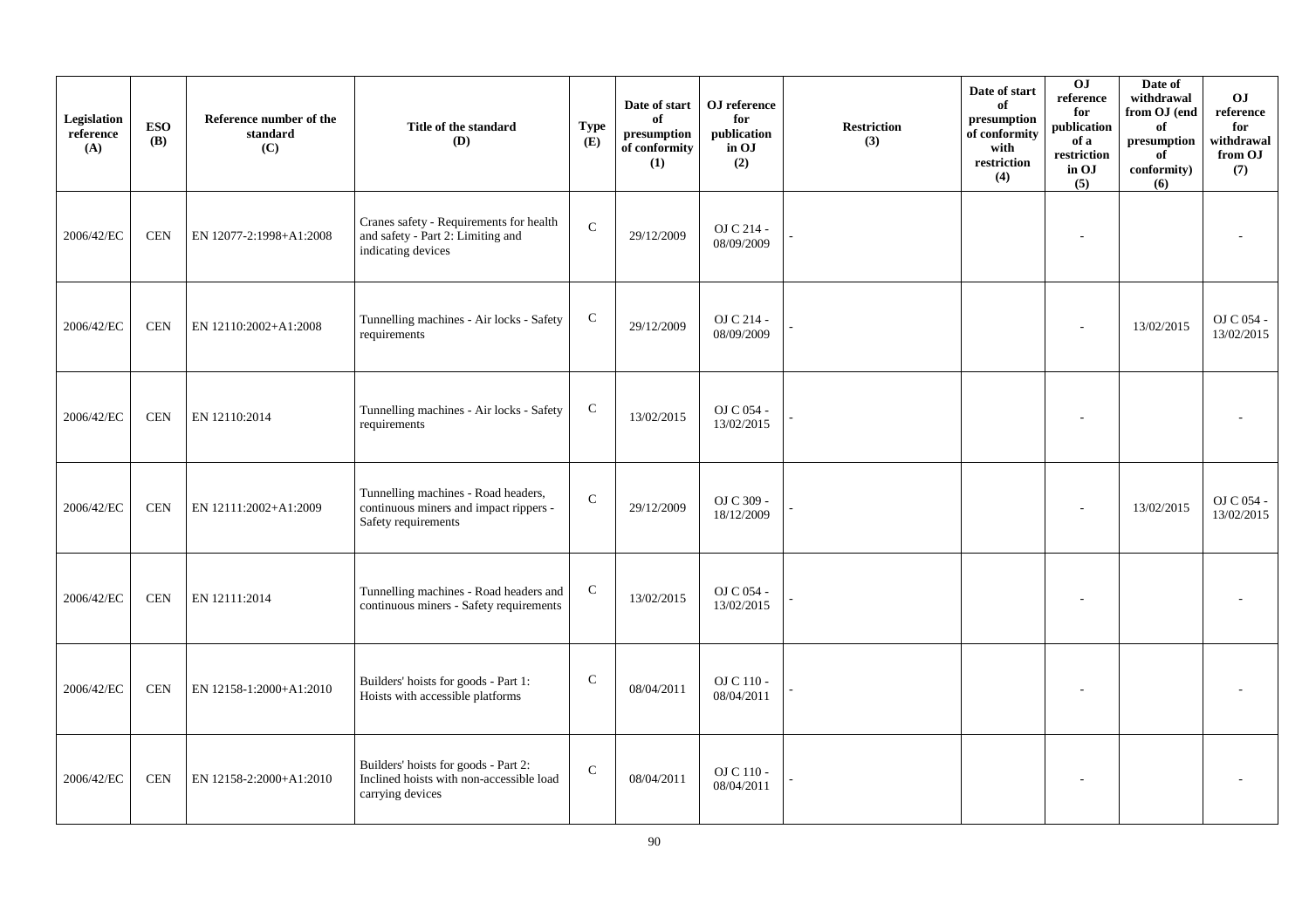| Legislation reference (A) | ESO (B) | Reference number of the standard (C) | Title of the standard (D) | Type (E) | Date of start of presumption of conformity (1) | OJ reference for publication in OJ (2) | Restriction (3) | Date of start of presumption of conformity with restriction (4) | OJ reference for publication of a restriction in OJ (5) | Date of withdrawal from OJ (end of presumption of conformity) (6) | OJ reference for withdrawal from OJ (7) |
|---|---|---|---|---|---|---|---|---|---|---|---|
| 2006/42/EC | CEN | EN 12077-2:1998+A1:2008 | Cranes safety - Requirements for health and safety - Part 2: Limiting and indicating devices | C | 29/12/2009 | OJ C 214 - 08/09/2009 | - | | - | | - |
| 2006/42/EC | CEN | EN 12110:2002+A1:2008 | Tunnelling machines - Air locks - Safety requirements | C | 29/12/2009 | OJ C 214 - 08/09/2009 | - | | - | 13/02/2015 | OJ C 054 - 13/02/2015 |
| 2006/42/EC | CEN | EN 12110:2014 | Tunnelling machines - Air locks - Safety requirements | C | 13/02/2015 | OJ C 054 - 13/02/2015 | - | | - | | - |
| 2006/42/EC | CEN | EN 12111:2002+A1:2009 | Tunnelling machines - Road headers, continuous miners and impact rippers - Safety requirements | C | 29/12/2009 | OJ C 309 - 18/12/2009 | - | | - | 13/02/2015 | OJ C 054 - 13/02/2015 |
| 2006/42/EC | CEN | EN 12111:2014 | Tunnelling machines - Road headers and continuous miners - Safety requirements | C | 13/02/2015 | OJ C 054 - 13/02/2015 | - | | - | | - |
| 2006/42/EC | CEN | EN 12158-1:2000+A1:2010 | Builders' hoists for goods - Part 1: Hoists with accessible platforms | C | 08/04/2011 | OJ C 110 - 08/04/2011 | - | | - | | - |
| 2006/42/EC | CEN | EN 12158-2:2000+A1:2010 | Builders' hoists for goods - Part 2: Inclined hoists with non-accessible load carrying devices | C | 08/04/2011 | OJ C 110 - 08/04/2011 | - | | - | | - |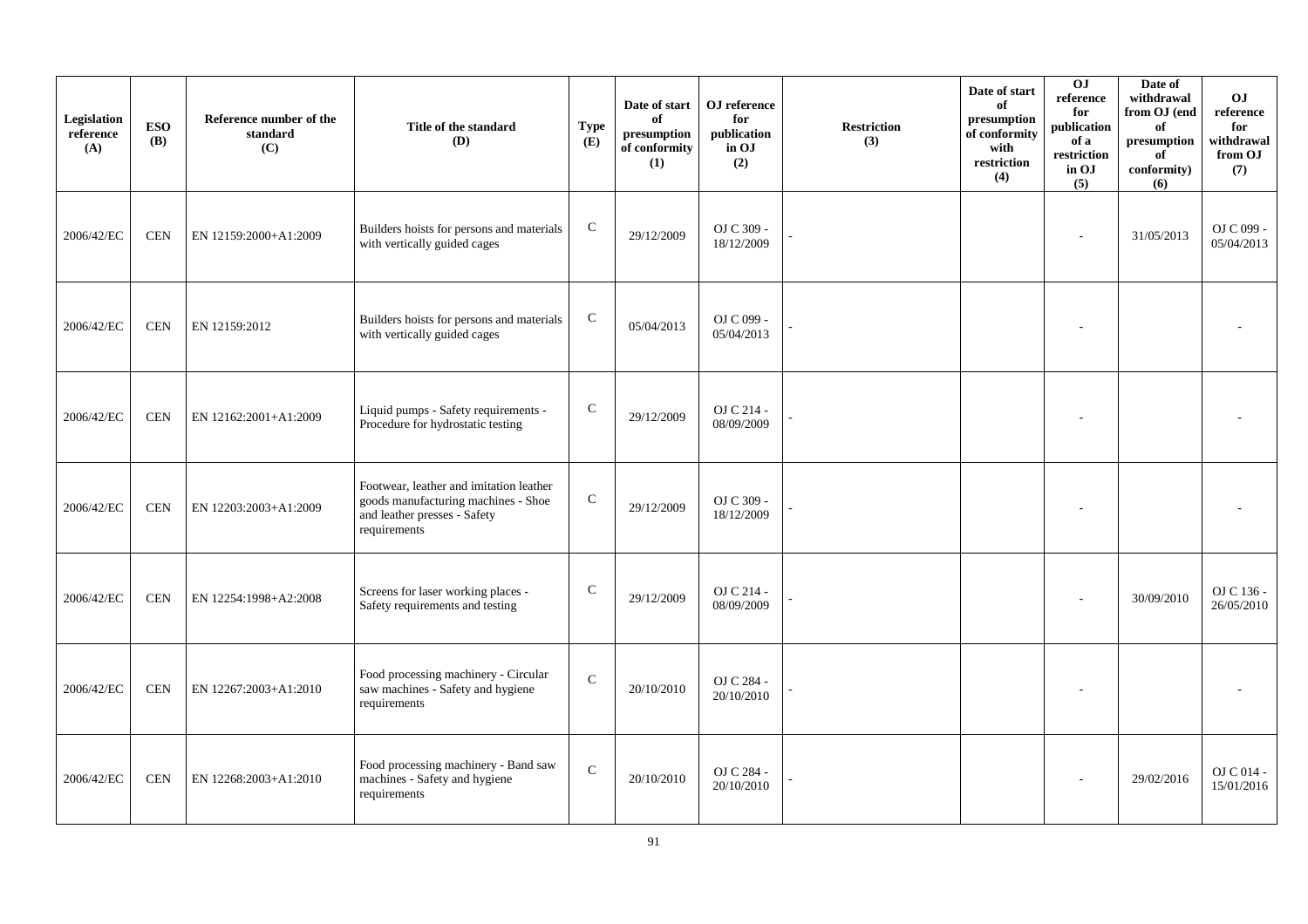| Legislation reference (A) | ESO (B) | Reference number of the standard (C) | Title of the standard (D) | Type (E) | Date of start of presumption of conformity (1) | OJ reference for publication in OJ (2) | Restriction (3) | Date of start of presumption of conformity with restriction (4) | OJ reference for publication of a restriction in OJ (5) | Date of withdrawal from OJ (end of presumption of conformity) (6) | OJ reference for withdrawal from OJ (7) |
|---|---|---|---|---|---|---|---|---|---|---|---|
| 2006/42/EC | CEN | EN 12159:2000+A1:2009 | Builders hoists for persons and materials with vertically guided cages | C | 29/12/2009 | OJ C 309 - 18/12/2009 | - | | - | 31/05/2013 | OJ C 099 - 05/04/2013 |
| 2006/42/EC | CEN | EN 12159:2012 | Builders hoists for persons and materials with vertically guided cages | C | 05/04/2013 | OJ C 099 - 05/04/2013 | - | | - | | - |
| 2006/42/EC | CEN | EN 12162:2001+A1:2009 | Liquid pumps - Safety requirements - Procedure for hydrostatic testing | C | 29/12/2009 | OJ C 214 - 08/09/2009 | - | | - | | - |
| 2006/42/EC | CEN | EN 12203:2003+A1:2009 | Footwear, leather and imitation leather goods manufacturing machines - Shoe and leather presses - Safety requirements | C | 29/12/2009 | OJ C 309 - 18/12/2009 | - | | - | | - |
| 2006/42/EC | CEN | EN 12254:1998+A2:2008 | Screens for laser working places - Safety requirements and testing | C | 29/12/2009 | OJ C 214 - 08/09/2009 | - | | - | 30/09/2010 | OJ C 136 - 26/05/2010 |
| 2006/42/EC | CEN | EN 12267:2003+A1:2010 | Food processing machinery - Circular saw machines - Safety and hygiene requirements | C | 20/10/2010 | OJ C 284 - 20/10/2010 | - | | - | | - |
| 2006/42/EC | CEN | EN 12268:2003+A1:2010 | Food processing machinery - Band saw machines - Safety and hygiene requirements | C | 20/10/2010 | OJ C 284 - 20/10/2010 | - | | - | 29/02/2016 | OJ C 014 - 15/01/2016 |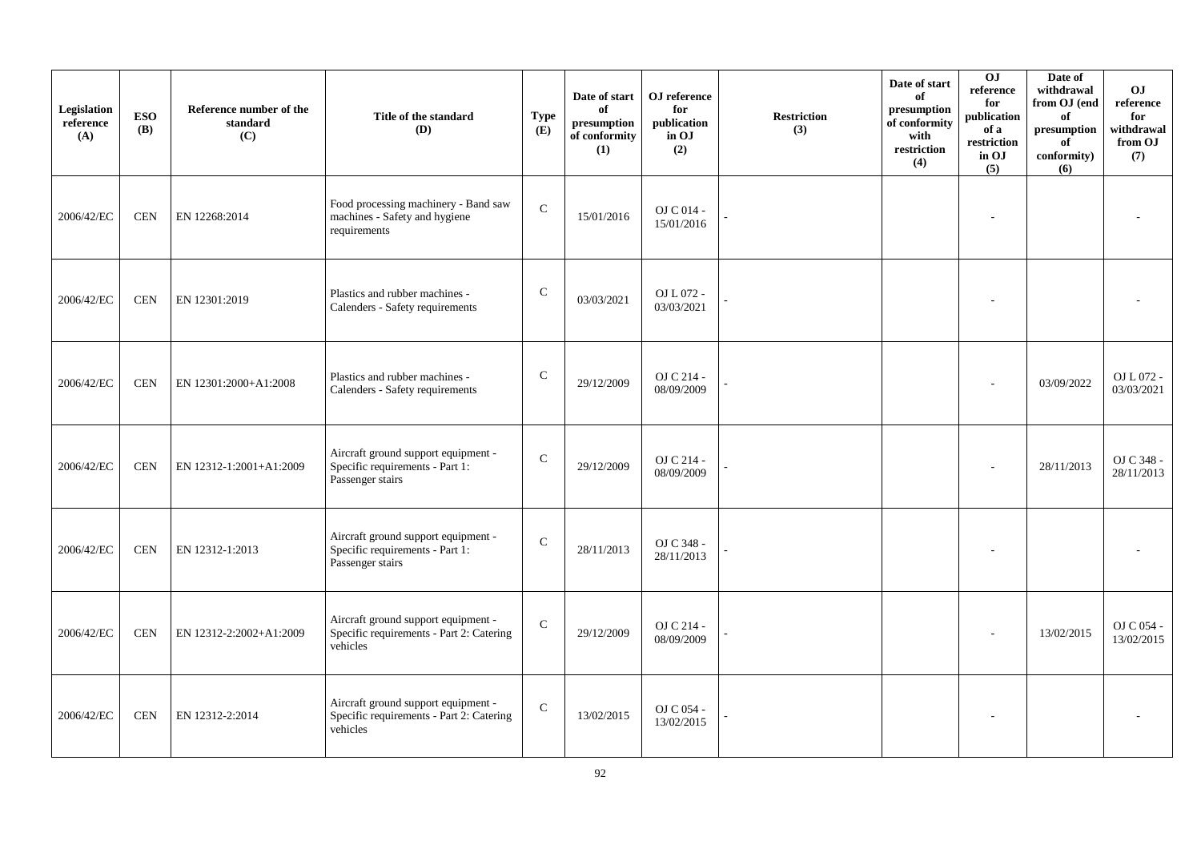| Legislation reference (A) | ESO (B) | Reference number of the standard (C) | Title of the standard (D) | Type (E) | Date of start of presumption of conformity (1) | OJ reference for publication in OJ (2) | Restriction (3) | Date of start of presumption of conformity with restriction (4) | OJ reference for publication of a restriction in OJ (5) | Date of withdrawal from OJ (end of presumption of conformity) (6) | OJ reference for withdrawal from OJ (7) |
|---|---|---|---|---|---|---|---|---|---|---|---|
| 2006/42/EC | CEN | EN 12268:2014 | Food processing machinery - Band saw machines - Safety and hygiene requirements | C | 15/01/2016 | OJ C 014 - 15/01/2016 | - | | - | | - |
| 2006/42/EC | CEN | EN 12301:2019 | Plastics and rubber machines - Calenders - Safety requirements | C | 03/03/2021 | OJ L 072 - 03/03/2021 | - | | - | | - |
| 2006/42/EC | CEN | EN 12301:2000+A1:2008 | Plastics and rubber machines - Calenders - Safety requirements | C | 29/12/2009 | OJ C 214 - 08/09/2009 | - | | - | 03/09/2022 | OJ L 072 - 03/03/2021 |
| 2006/42/EC | CEN | EN 12312-1:2001+A1:2009 | Aircraft ground support equipment - Specific requirements - Part 1: Passenger stairs | C | 29/12/2009 | OJ C 214 - 08/09/2009 | - | | - | 28/11/2013 | OJ C 348 - 28/11/2013 |
| 2006/42/EC | CEN | EN 12312-1:2013 | Aircraft ground support equipment - Specific requirements - Part 1: Passenger stairs | C | 28/11/2013 | OJ C 348 - 28/11/2013 | - | | - | | - |
| 2006/42/EC | CEN | EN 12312-2:2002+A1:2009 | Aircraft ground support equipment - Specific requirements - Part 2: Catering vehicles | C | 29/12/2009 | OJ C 214 - 08/09/2009 | - | | - | 13/02/2015 | OJ C 054 - 13/02/2015 |
| 2006/42/EC | CEN | EN 12312-2:2014 | Aircraft ground support equipment - Specific requirements - Part 2: Catering vehicles | C | 13/02/2015 | OJ C 054 - 13/02/2015 | - | | - | | - |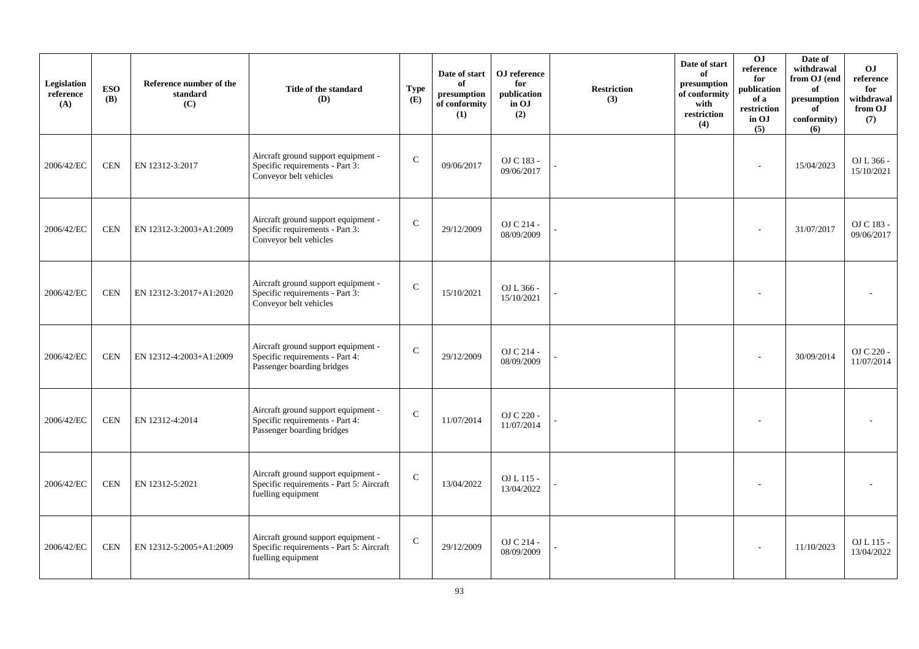| Legislation reference (A) | ESO (B) | Reference number of the standard (C) | Title of the standard (D) | Type (E) | Date of start of presumption of conformity (1) | OJ reference for publication in OJ (2) | Restriction (3) | Date of start of presumption of conformity with restriction (4) | OJ reference for publication of a restriction in OJ (5) | Date of withdrawal from OJ (end of presumption of conformity) (6) | OJ reference for withdrawal from OJ (7) |
|---|---|---|---|---|---|---|---|---|---|---|---|
| 2006/42/EC | CEN | EN 12312-3:2017 | Aircraft ground support equipment - Specific requirements - Part 3: Conveyor belt vehicles | C | 09/06/2017 | OJ C 183 - 09/06/2017 | - | | - | 15/04/2023 | OJ L 366 - 15/10/2021 |
| 2006/42/EC | CEN | EN 12312-3:2003+A1:2009 | Aircraft ground support equipment - Specific requirements - Part 3: Conveyor belt vehicles | C | 29/12/2009 | OJ C 214 - 08/09/2009 | - | | - | 31/07/2017 | OJ C 183 - 09/06/2017 |
| 2006/42/EC | CEN | EN 12312-3:2017+A1:2020 | Aircraft ground support equipment - Specific requirements - Part 3: Conveyor belt vehicles | C | 15/10/2021 | OJ L 366 - 15/10/2021 | - | | - | | - |
| 2006/42/EC | CEN | EN 12312-4:2003+A1:2009 | Aircraft ground support equipment - Specific requirements - Part 4: Passenger boarding bridges | C | 29/12/2009 | OJ C 214 - 08/09/2009 | - | | - | 30/09/2014 | OJ C 220 - 11/07/2014 |
| 2006/42/EC | CEN | EN 12312-4:2014 | Aircraft ground support equipment - Specific requirements - Part 4: Passenger boarding bridges | C | 11/07/2014 | OJ C 220 - 11/07/2014 | - | | - | | - |
| 2006/42/EC | CEN | EN 12312-5:2021 | Aircraft ground support equipment - Specific requirements - Part 5: Aircraft fuelling equipment | C | 13/04/2022 | OJ L 115 - 13/04/2022 | - | | - | | - |
| 2006/42/EC | CEN | EN 12312-5:2005+A1:2009 | Aircraft ground support equipment - Specific requirements - Part 5: Aircraft fuelling equipment | C | 29/12/2009 | OJ C 214 - 08/09/2009 | - | | - | 11/10/2023 | OJ L 115 - 13/04/2022 |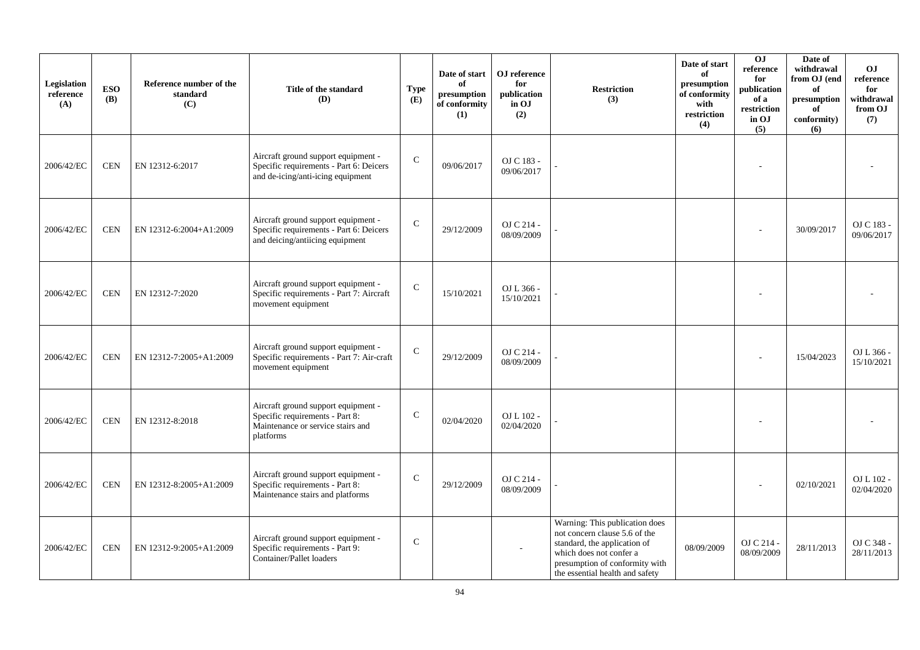| Legislation reference (A) | ESO (B) | Reference number of the standard (C) | Title of the standard (D) | Type (E) | Date of start of presumption of conformity (1) | OJ reference for publication in OJ (2) | Restriction (3) | Date of start of presumption of conformity with restriction (4) | OJ reference for publication of a restriction in OJ (5) | Date of withdrawal from OJ (end of presumption of conformity) (6) | OJ reference for withdrawal from OJ (7) |
|---|---|---|---|---|---|---|---|---|---|---|---|
| 2006/42/EC | CEN | EN 12312-6:2017 | Aircraft ground support equipment - Specific requirements - Part 6: Deicers and de-icing/anti-icing equipment | C | 09/06/2017 | OJ C 183 - 09/06/2017 | - | | - | | - |
| 2006/42/EC | CEN | EN 12312-6:2004+A1:2009 | Aircraft ground support equipment - Specific requirements - Part 6: Deicers and deicing/antiicing equipment | C | 29/12/2009 | OJ C 214 - 08/09/2009 | - | | - | 30/09/2017 | OJ C 183 - 09/06/2017 |
| 2006/42/EC | CEN | EN 12312-7:2020 | Aircraft ground support equipment - Specific requirements - Part 7: Aircraft movement equipment | C | 15/10/2021 | OJ L 366 - 15/10/2021 | - | | - | | - |
| 2006/42/EC | CEN | EN 12312-7:2005+A1:2009 | Aircraft ground support equipment - Specific requirements - Part 7: Air-craft movement equipment | C | 29/12/2009 | OJ C 214 - 08/09/2009 | - | | - | 15/04/2023 | OJ L 366 - 15/10/2021 |
| 2006/42/EC | CEN | EN 12312-8:2018 | Aircraft ground support equipment - Specific requirements - Part 8: Maintenance or service stairs and platforms | C | 02/04/2020 | OJ L 102 - 02/04/2020 | - | | - | | - |
| 2006/42/EC | CEN | EN 12312-8:2005+A1:2009 | Aircraft ground support equipment - Specific requirements - Part 8: Maintenance stairs and platforms | C | 29/12/2009 | OJ C 214 - 08/09/2009 | - | | - | 02/10/2021 | OJ L 102 - 02/04/2020 |
| 2006/42/EC | CEN | EN 12312-9:2005+A1:2009 | Aircraft ground support equipment - Specific requirements - Part 9: Container/Pallet loaders | C | | - | Warning: This publication does not concern clause 5.6 of the standard, the application of which does not confer a presumption of conformity with the essential health and safety | 08/09/2009 | OJ C 214 - 08/09/2009 | 28/11/2013 | OJ C 348 - 28/11/2013 |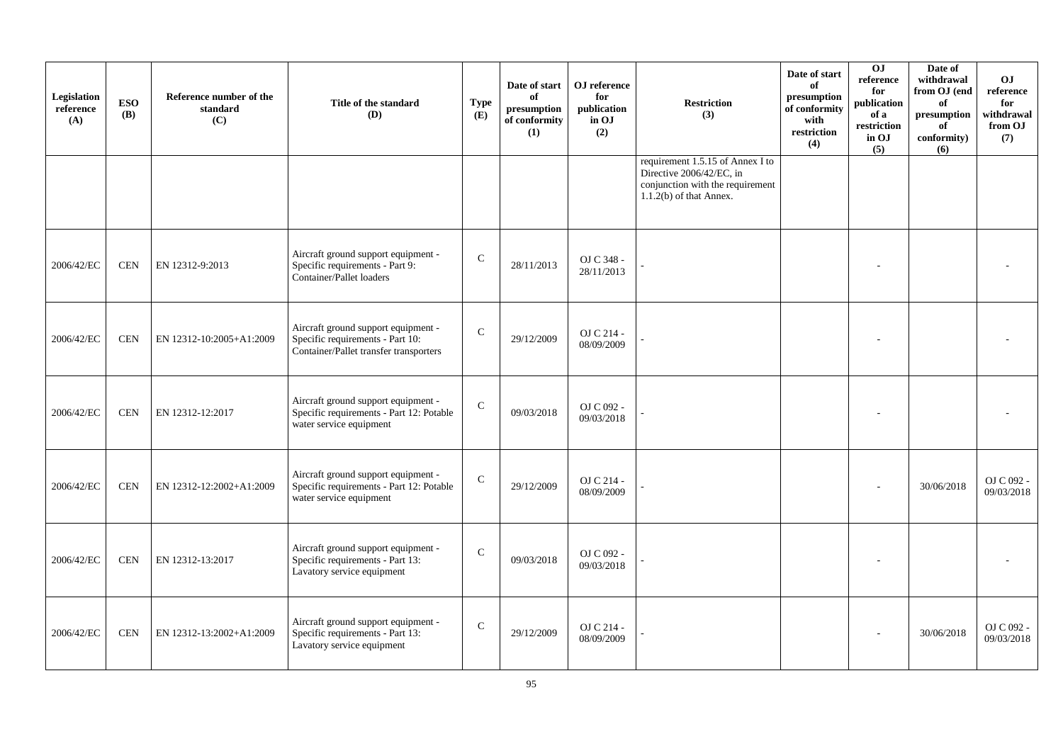| Legislation reference (A) | ESO (B) | Reference number of the standard (C) | Title of the standard (D) | Type (E) | Date of start of presumption of conformity (1) | OJ reference for publication in OJ (2) | Restriction (3) | Date of start of presumption of conformity with restriction (4) | OJ reference for publication of a restriction in OJ (5) | Date of withdrawal from OJ (end of presumption of conformity) (6) | OJ reference for withdrawal from OJ (7) |
|---|---|---|---|---|---|---|---|---|---|---|---|
| | | | | | | | requirement 1.5.15 of Annex I to Directive 2006/42/EC, in conjunction with the requirement 1.1.2(b) of that Annex. | | | | |
| 2006/42/EC | CEN | EN 12312-9:2013 | Aircraft ground support equipment - Specific requirements - Part 9: Container/Pallet loaders | C | 28/11/2013 | OJ C 348 - 28/11/2013 | - | | - | | - |
| 2006/42/EC | CEN | EN 12312-10:2005+A1:2009 | Aircraft ground support equipment - Specific requirements - Part 10: Container/Pallet transfer transporters | C | 29/12/2009 | OJ C 214 - 08/09/2009 | - | | - | | - |
| 2006/42/EC | CEN | EN 12312-12:2017 | Aircraft ground support equipment - Specific requirements - Part 12: Potable water service equipment | C | 09/03/2018 | OJ C 092 - 09/03/2018 | - | | - | | - |
| 2006/42/EC | CEN | EN 12312-12:2002+A1:2009 | Aircraft ground support equipment - Specific requirements - Part 12: Potable water service equipment | C | 29/12/2009 | OJ C 214 - 08/09/2009 | - | | - | 30/06/2018 | OJ C 092 - 09/03/2018 |
| 2006/42/EC | CEN | EN 12312-13:2017 | Aircraft ground support equipment - Specific requirements - Part 13: Lavatory service equipment | C | 09/03/2018 | OJ C 092 - 09/03/2018 | - | | - | | - |
| 2006/42/EC | CEN | EN 12312-13:2002+A1:2009 | Aircraft ground support equipment - Specific requirements - Part 13: Lavatory service equipment | C | 29/12/2009 | OJ C 214 - 08/09/2009 | - | | - | 30/06/2018 | OJ C 092 - 09/03/2018 |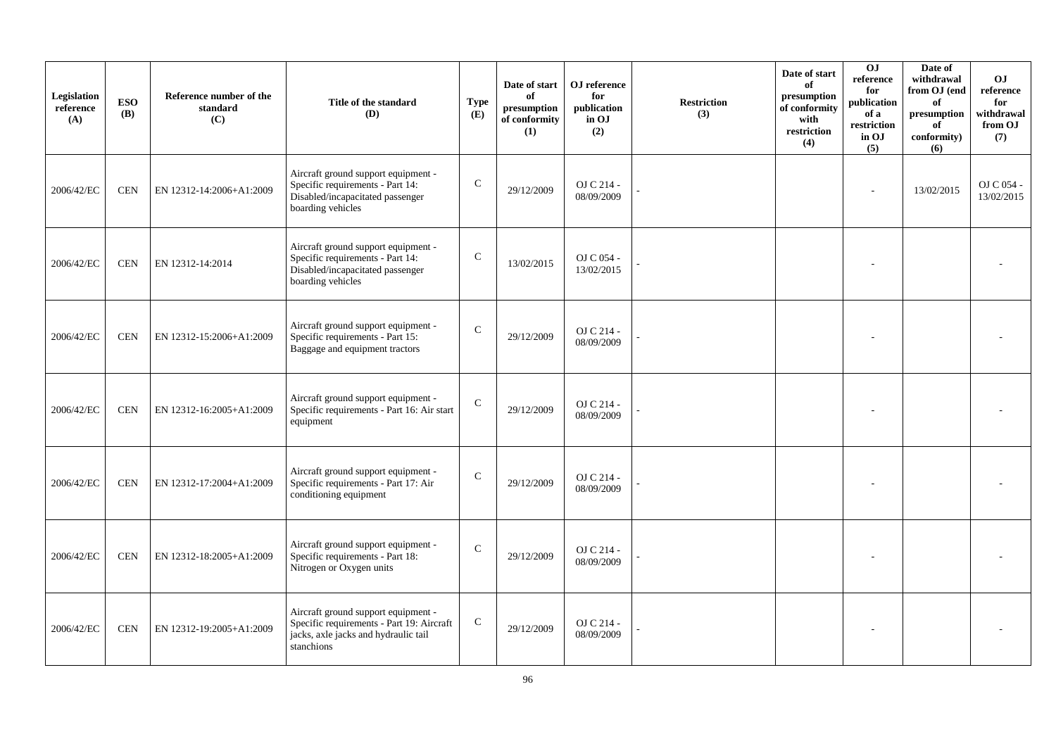| Legislation reference (A) | ESO (B) | Reference number of the standard (C) | Title of the standard (D) | Type (E) | Date of start of presumption of conformity (1) | OJ reference for publication in OJ (2) | Restriction (3) | Date of start of presumption of conformity with restriction (4) | OJ reference for publication of a restriction in OJ (5) | Date of withdrawal from OJ (end of presumption of conformity) (6) | OJ reference for withdrawal from OJ (7) |
|---|---|---|---|---|---|---|---|---|---|---|---|
| 2006/42/EC | CEN | EN 12312-14:2006+A1:2009 | Aircraft ground support equipment - Specific requirements - Part 14: Disabled/incapacitated passenger boarding vehicles | C | 29/12/2009 | OJ C 214 - 08/09/2009 | - | | - | 13/02/2015 | OJ C 054 - 13/02/2015 |
| 2006/42/EC | CEN | EN 12312-14:2014 | Aircraft ground support equipment - Specific requirements - Part 14: Disabled/incapacitated passenger boarding vehicles | C | 13/02/2015 | OJ C 054 - 13/02/2015 | - | | - | | - |
| 2006/42/EC | CEN | EN 12312-15:2006+A1:2009 | Aircraft ground support equipment - Specific requirements - Part 15: Baggage and equipment tractors | C | 29/12/2009 | OJ C 214 - 08/09/2009 | - | | - | | - |
| 2006/42/EC | CEN | EN 12312-16:2005+A1:2009 | Aircraft ground support equipment - Specific requirements - Part 16: Air start equipment | C | 29/12/2009 | OJ C 214 - 08/09/2009 | - | | - | | - |
| 2006/42/EC | CEN | EN 12312-17:2004+A1:2009 | Aircraft ground support equipment - Specific requirements - Part 17: Air conditioning equipment | C | 29/12/2009 | OJ C 214 - 08/09/2009 | - | | - | | - |
| 2006/42/EC | CEN | EN 12312-18:2005+A1:2009 | Aircraft ground support equipment - Specific requirements - Part 18: Nitrogen or Oxygen units | C | 29/12/2009 | OJ C 214 - 08/09/2009 | - | | - | | - |
| 2006/42/EC | CEN | EN 12312-19:2005+A1:2009 | Aircraft ground support equipment - Specific requirements - Part 19: Aircraft jacks, axle jacks and hydraulic tail stanchions | C | 29/12/2009 | OJ C 214 - 08/09/2009 | - | | - | | - |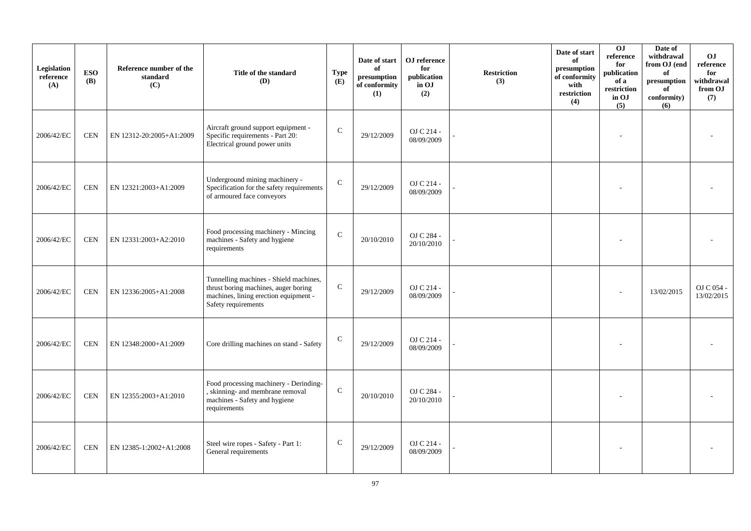| Legislation reference (A) | ESO (B) | Reference number of the standard (C) | Title of the standard (D) | Type (E) | Date of start of presumption of conformity (1) | OJ reference for publication in OJ (2) | Restriction (3) | Date of start of presumption of conformity with restriction (4) | OJ reference for publication of a restriction in OJ (5) | Date of withdrawal from OJ (end of presumption of conformity) (6) | OJ reference for withdrawal from OJ (7) |
|---|---|---|---|---|---|---|---|---|---|---|---|
| 2006/42/EC | CEN | EN 12312-20:2005+A1:2009 | Aircraft ground support equipment - Specific requirements - Part 20: Electrical ground power units | C | 29/12/2009 | OJ C 214 - 08/09/2009 | - | | - | | - |
| 2006/42/EC | CEN | EN 12321:2003+A1:2009 | Underground mining machinery - Specification for the safety requirements of armoured face conveyors | C | 29/12/2009 | OJ C 214 - 08/09/2009 | - | | - | | - |
| 2006/42/EC | CEN | EN 12331:2003+A2:2010 | Food processing machinery - Mincing machines - Safety and hygiene requirements | C | 20/10/2010 | OJ C 284 - 20/10/2010 | - | | - | | - |
| 2006/42/EC | CEN | EN 12336:2005+A1:2008 | Tunnelling machines - Shield machines, thrust boring machines, auger boring machines, lining erection equipment - Safety requirements | C | 29/12/2009 | OJ C 214 - 08/09/2009 | - | | - | 13/02/2015 | OJ C 054 - 13/02/2015 |
| 2006/42/EC | CEN | EN 12348:2000+A1:2009 | Core drilling machines on stand - Safety | C | 29/12/2009 | OJ C 214 - 08/09/2009 | - | | - | | - |
| 2006/42/EC | CEN | EN 12355:2003+A1:2010 | Food processing machinery - Derinding-, skinning- and membrane removal machines - Safety and hygiene requirements | C | 20/10/2010 | OJ C 284 - 20/10/2010 | - | | - | | - |
| 2006/42/EC | CEN | EN 12385-1:2002+A1:2008 | Steel wire ropes - Safety - Part 1: General requirements | C | 29/12/2009 | OJ C 214 - 08/09/2009 | - | | - | | - |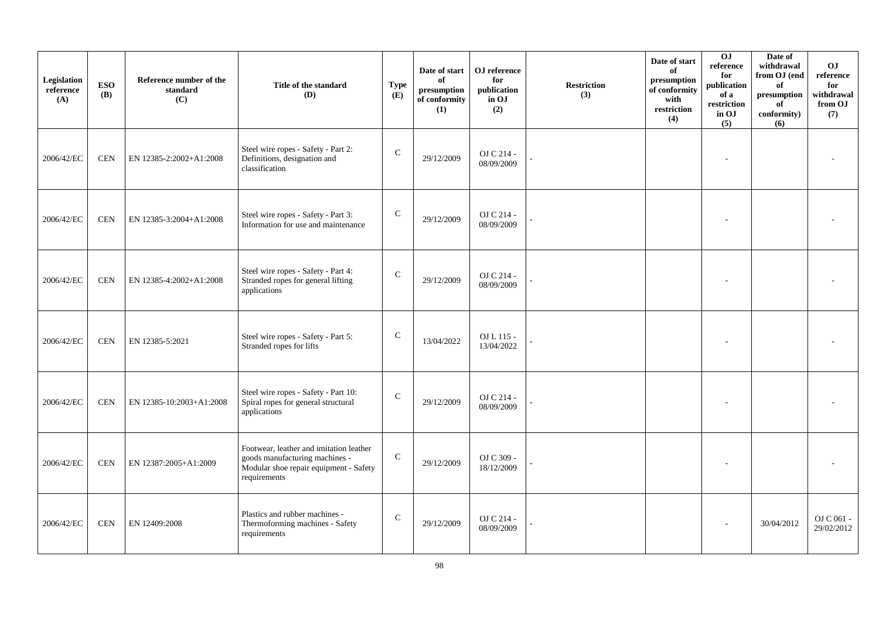| Legislation reference (A) | ESO (B) | Reference number of the standard (C) | Title of the standard (D) | Type (E) | Date of start of presumption of conformity (1) | OJ reference for publication in OJ (2) | Restriction (3) | Date of start of presumption of conformity with restriction (4) | OJ reference for publication of a restriction in OJ (5) | Date of withdrawal from OJ (end of presumption of conformity) (6) | OJ reference for withdrawal from OJ (7) |
|---|---|---|---|---|---|---|---|---|---|---|---|
| 2006/42/EC | CEN | EN 12385-2:2002+A1:2008 | Steel wire ropes - Safety - Part 2: Definitions, designation and classification | C | 29/12/2009 | OJ C 214 - 08/09/2009 | - | | - | | - |
| 2006/42/EC | CEN | EN 12385-3:2004+A1:2008 | Steel wire ropes - Safety - Part 3: Information for use and maintenance | C | 29/12/2009 | OJ C 214 - 08/09/2009 | - | | - | | - |
| 2006/42/EC | CEN | EN 12385-4:2002+A1:2008 | Steel wire ropes - Safety - Part 4: Stranded ropes for general lifting applications | C | 29/12/2009 | OJ C 214 - 08/09/2009 | - | | - | | - |
| 2006/42/EC | CEN | EN 12385-5:2021 | Steel wire ropes - Safety - Part 5: Stranded ropes for lifts | C | 13/04/2022 | OJ L 115 - 13/04/2022 | - | | - | | - |
| 2006/42/EC | CEN | EN 12385-10:2003+A1:2008 | Steel wire ropes - Safety - Part 10: Spiral ropes for general structural applications | C | 29/12/2009 | OJ C 214 - 08/09/2009 | - | | - | | - |
| 2006/42/EC | CEN | EN 12387:2005+A1:2009 | Footwear, leather and imitation leather goods manufacturing machines - Modular shoe repair equipment - Safety requirements | C | 29/12/2009 | OJ C 309 - 18/12/2009 | - | | - | | - |
| 2006/42/EC | CEN | EN 12409:2008 | Plastics and rubber machines - Thermoforming machines - Safety requirements | C | 29/12/2009 | OJ C 214 - 08/09/2009 | - | | - | 30/04/2012 | OJ C 061 - 29/02/2012 |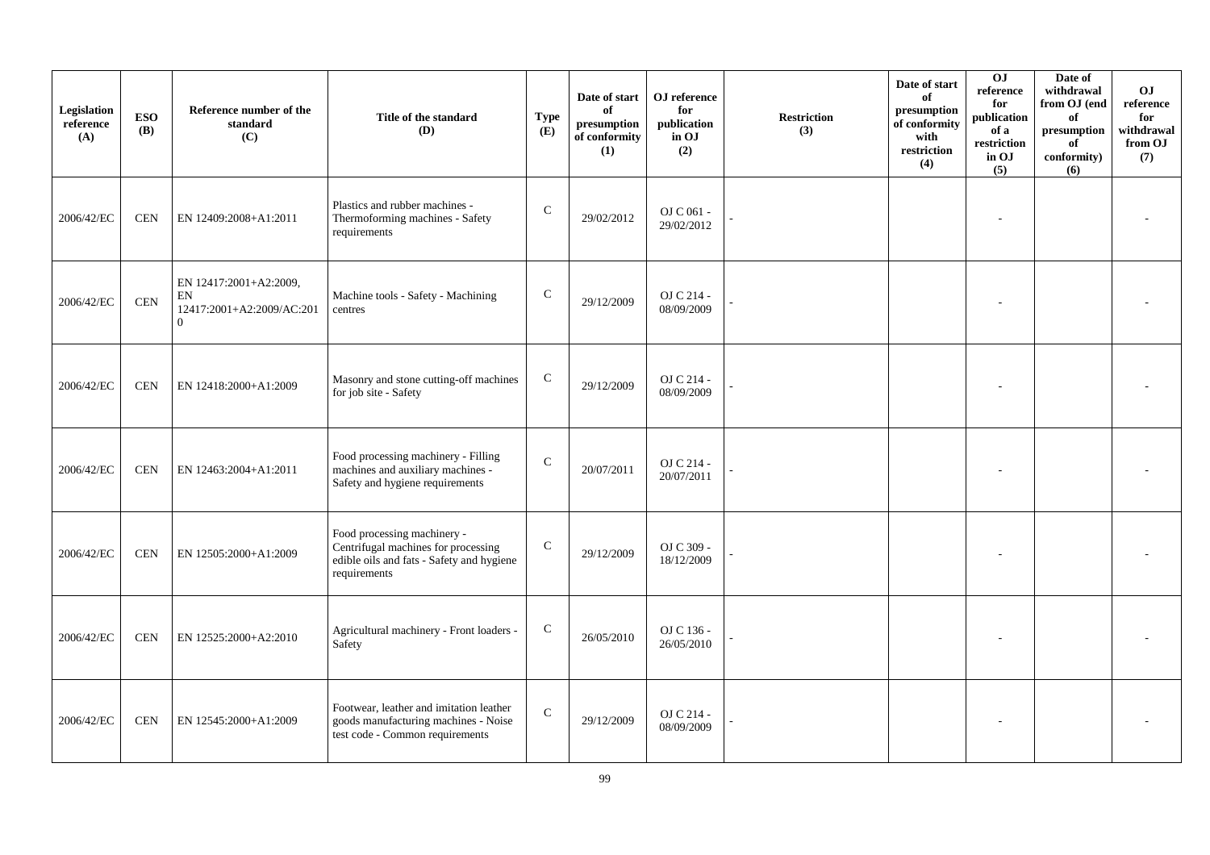| Legislation reference (A) | ESO (B) | Reference number of the standard (C) | Title of the standard (D) | Type (E) | Date of start of presumption of conformity (1) | OJ reference for publication in OJ (2) | Restriction (3) | Date of start of presumption of conformity with restriction (4) | OJ reference for publication of a restriction in OJ (5) | Date of withdrawal from OJ (end of presumption of conformity) (6) | OJ reference for withdrawal from OJ (7) |
|---|---|---|---|---|---|---|---|---|---|---|---|
| 2006/42/EC | CEN | EN 12409:2008+A1:2011 | Plastics and rubber machines - Thermoforming machines - Safety requirements | C | 29/02/2012 | OJ C 061 - 29/02/2012 | - | | - | | - |
| 2006/42/EC | CEN | EN 12417:2001+A2:2009, EN 12417:2001+A2:2009/AC:2010 | Machine tools - Safety - Machining centres | C | 29/12/2009 | OJ C 214 - 08/09/2009 | - | | - | | - |
| 2006/42/EC | CEN | EN 12418:2000+A1:2009 | Masonry and stone cutting-off machines for job site - Safety | C | 29/12/2009 | OJ C 214 - 08/09/2009 | - | | - | | - |
| 2006/42/EC | CEN | EN 12463:2004+A1:2011 | Food processing machinery - Filling machines and auxiliary machines - Safety and hygiene requirements | C | 20/07/2011 | OJ C 214 - 20/07/2011 | - | | - | | - |
| 2006/42/EC | CEN | EN 12505:2000+A1:2009 | Food processing machinery - Centrifugal machines for processing edible oils and fats - Safety and hygiene requirements | C | 29/12/2009 | OJ C 309 - 18/12/2009 | - | | - | | - |
| 2006/42/EC | CEN | EN 12525:2000+A2:2010 | Agricultural machinery - Front loaders - Safety | C | 26/05/2010 | OJ C 136 - 26/05/2010 | - | | - | | - |
| 2006/42/EC | CEN | EN 12545:2000+A1:2009 | Footwear, leather and imitation leather goods manufacturing machines - Noise test code - Common requirements | C | 29/12/2009 | OJ C 214 - 08/09/2009 | - | | - | | - |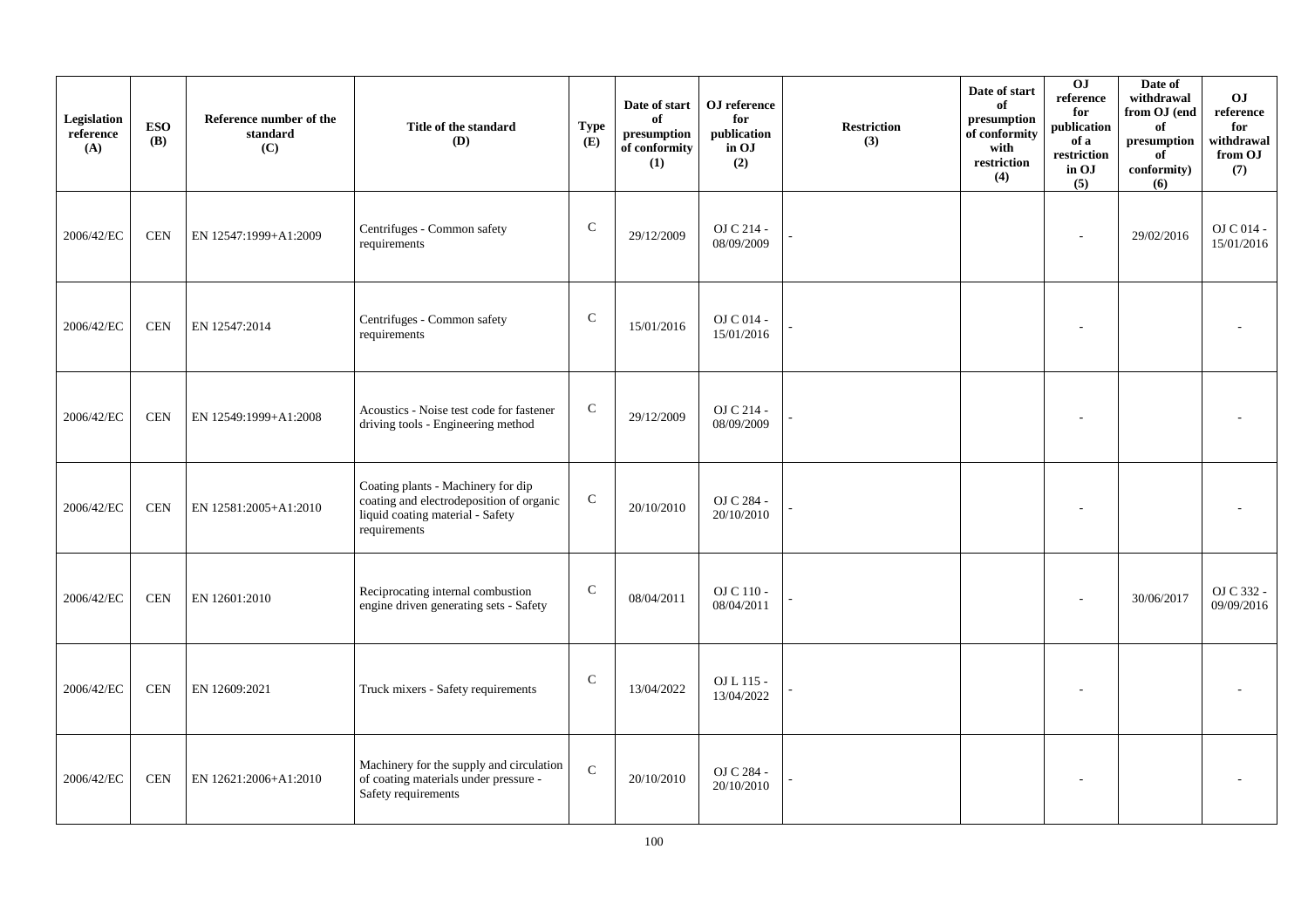| Legislation reference (A) | ESO (B) | Reference number of the standard (C) | Title of the standard (D) | Type (E) | Date of start of presumption of conformity (1) | OJ reference for publication in OJ (2) | Restriction (3) | Date of start of presumption of conformity with restriction (4) | OJ reference for publication of a restriction in OJ (5) | Date of withdrawal from OJ (end of presumption of conformity) (6) | OJ reference for withdrawal from OJ (7) |
|---|---|---|---|---|---|---|---|---|---|---|---|
| 2006/42/EC | CEN | EN 12547:1999+A1:2009 | Centrifuges - Common safety requirements | C | 29/12/2009 | OJ C 214 - 08/09/2009 | - | | - | 29/02/2016 | OJ C 014 - 15/01/2016 |
| 2006/42/EC | CEN | EN 12547:2014 | Centrifuges - Common safety requirements | C | 15/01/2016 | OJ C 014 - 15/01/2016 | - | | - | | - |
| 2006/42/EC | CEN | EN 12549:1999+A1:2008 | Acoustics - Noise test code for fastener driving tools - Engineering method | C | 29/12/2009 | OJ C 214 - 08/09/2009 | - | | - | | - |
| 2006/42/EC | CEN | EN 12581:2005+A1:2010 | Coating plants - Machinery for dip coating and electrodeposition of organic liquid coating material - Safety requirements | C | 20/10/2010 | OJ C 284 - 20/10/2010 | - | | - | | - |
| 2006/42/EC | CEN | EN 12601:2010 | Reciprocating internal combustion engine driven generating sets - Safety | C | 08/04/2011 | OJ C 110 - 08/04/2011 | - | | - | 30/06/2017 | OJ C 332 - 09/09/2016 |
| 2006/42/EC | CEN | EN 12609:2021 | Truck mixers - Safety requirements | C | 13/04/2022 | OJ L 115 - 13/04/2022 | - | | - | | - |
| 2006/42/EC | CEN | EN 12621:2006+A1:2010 | Machinery for the supply and circulation of coating materials under pressure - Safety requirements | C | 20/10/2010 | OJ C 284 - 20/10/2010 | - | | - | | - |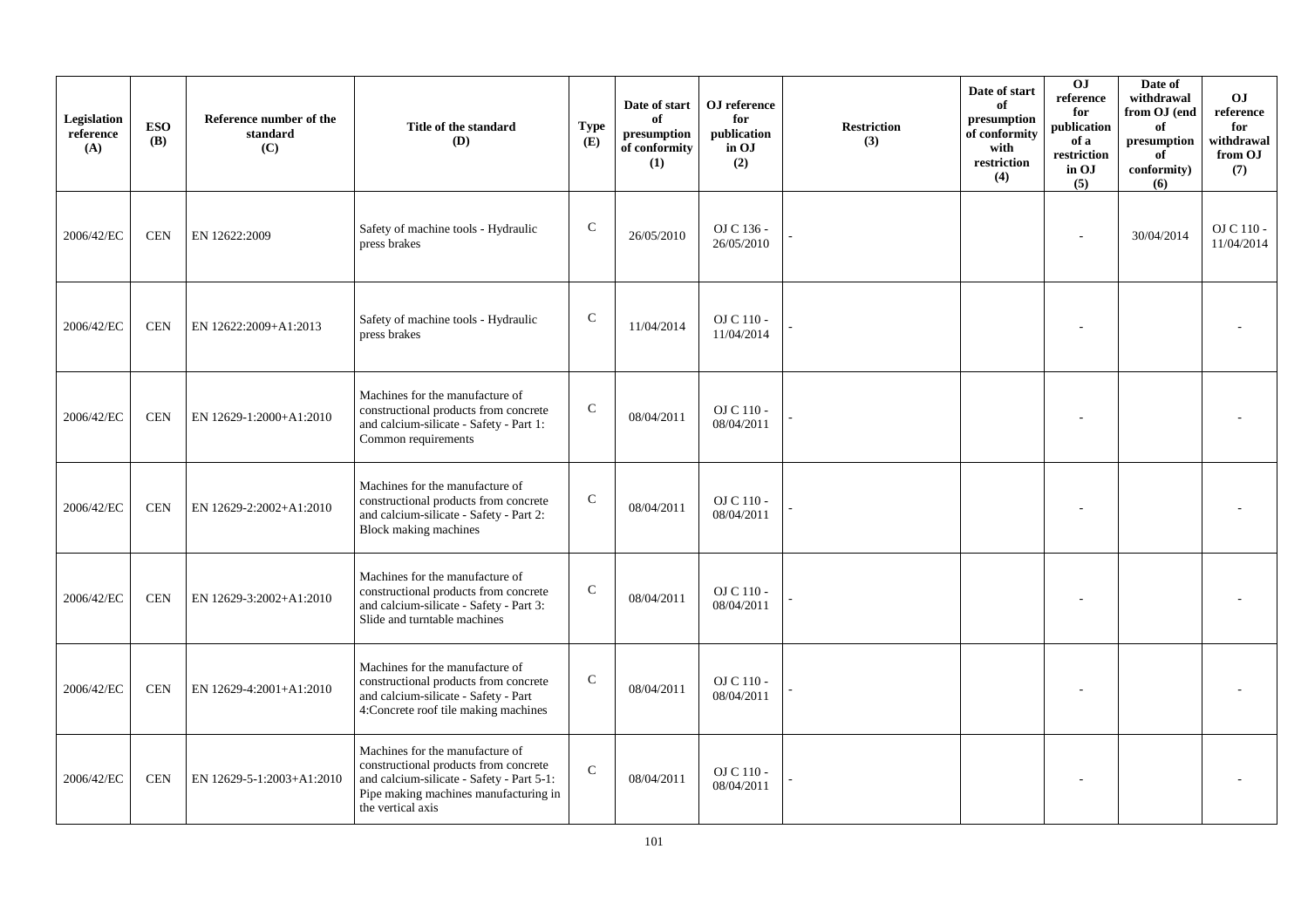| Legislation reference (A) | ESO (B) | Reference number of the standard (C) | Title of the standard (D) | Type (E) | Date of start of presumption of conformity (1) | OJ reference for publication in OJ (2) | Restriction (3) | Date of start of presumption of conformity with restriction (4) | OJ reference for publication of a restriction in OJ (5) | Date of withdrawal from OJ (end of presumption of conformity) (6) | OJ reference for withdrawal from OJ (7) |
|---|---|---|---|---|---|---|---|---|---|---|---|
| 2006/42/EC | CEN | EN 12622:2009 | Safety of machine tools - Hydraulic press brakes | C | 26/05/2010 | OJ C 136 - 26/05/2010 | - | | - | 30/04/2014 | OJ C 110 - 11/04/2014 |
| 2006/42/EC | CEN | EN 12622:2009+A1:2013 | Safety of machine tools - Hydraulic press brakes | C | 11/04/2014 | OJ C 110 - 11/04/2014 | - | | - | | - |
| 2006/42/EC | CEN | EN 12629-1:2000+A1:2010 | Machines for the manufacture of constructional products from concrete and calcium-silicate - Safety - Part 1: Common requirements | C | 08/04/2011 | OJ C 110 - 08/04/2011 | - | | - | | - |
| 2006/42/EC | CEN | EN 12629-2:2002+A1:2010 | Machines for the manufacture of constructional products from concrete and calcium-silicate - Safety - Part 2: Block making machines | C | 08/04/2011 | OJ C 110 - 08/04/2011 | - | | - | | - |
| 2006/42/EC | CEN | EN 12629-3:2002+A1:2010 | Machines for the manufacture of constructional products from concrete and calcium-silicate - Safety - Part 3: Slide and turntable machines | C | 08/04/2011 | OJ C 110 - 08/04/2011 | - | | - | | - |
| 2006/42/EC | CEN | EN 12629-4:2001+A1:2010 | Machines for the manufacture of constructional products from concrete and calcium-silicate - Safety - Part 4:Concrete roof tile making machines | C | 08/04/2011 | OJ C 110 - 08/04/2011 | - | | - | | - |
| 2006/42/EC | CEN | EN 12629-5-1:2003+A1:2010 | Machines for the manufacture of constructional products from concrete and calcium-silicate - Safety - Part 5-1: Pipe making machines manufacturing in the vertical axis | C | 08/04/2011 | OJ C 110 - 08/04/2011 | - | | - | | - |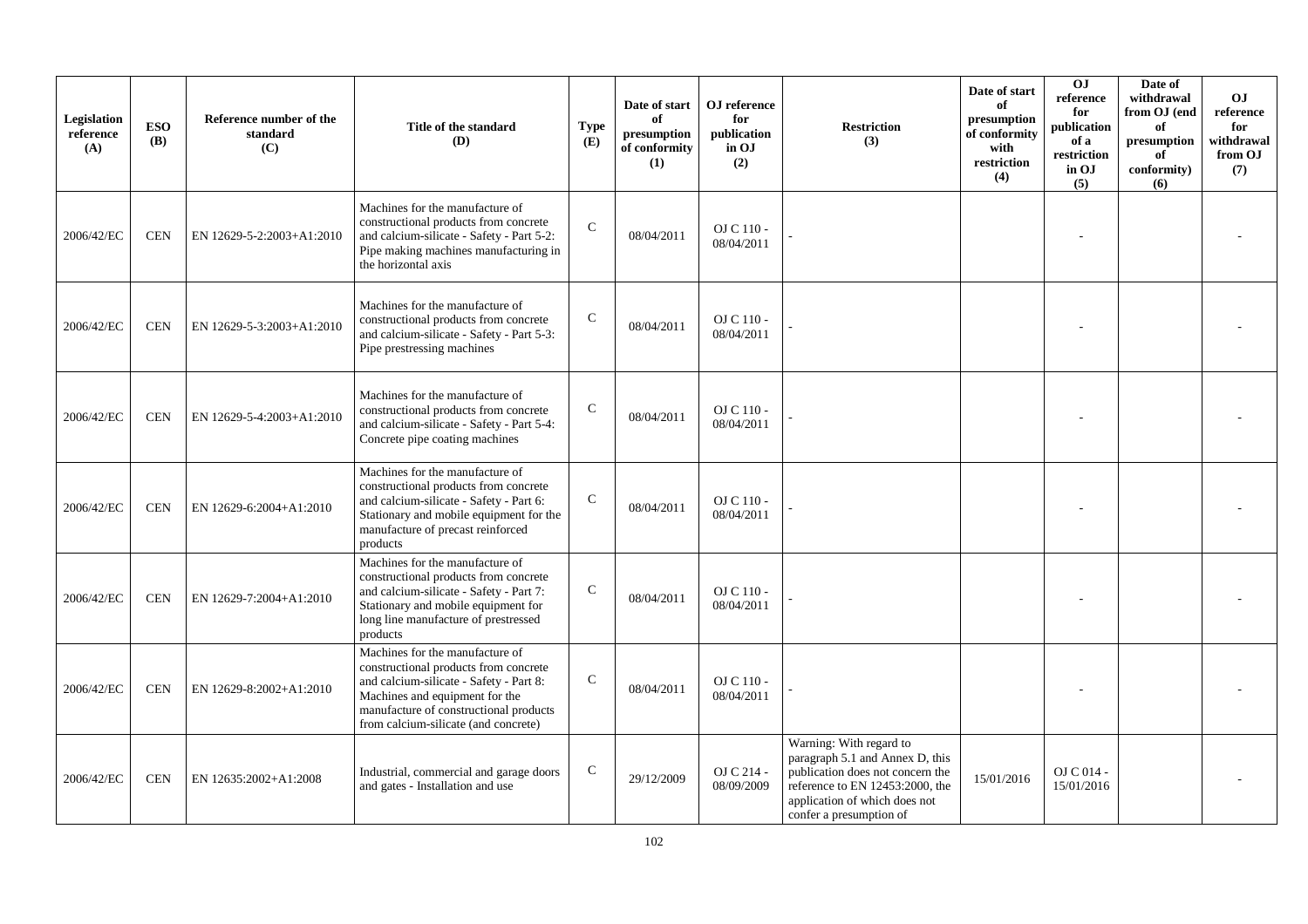| Legislation reference (A) | ESO (B) | Reference number of the standard (C) | Title of the standard (D) | Type (E) | Date of start of presumption of conformity (1) | OJ reference for publication in OJ (2) | Restriction (3) | Date of start of presumption of conformity with restriction (4) | OJ reference for publication of a restriction in OJ (5) | Date of withdrawal from OJ (end of presumption of conformity) (6) | OJ reference for withdrawal from OJ (7) |
|---|---|---|---|---|---|---|---|---|---|---|---|
| 2006/42/EC | CEN | EN 12629-5-2:2003+A1:2010 | Machines for the manufacture of constructional products from concrete and calcium-silicate - Safety - Part 5-2: Pipe making machines manufacturing in the horizontal axis | C | 08/04/2011 | OJ C 110 - 08/04/2011 | - | | - | | - |
| 2006/42/EC | CEN | EN 12629-5-3:2003+A1:2010 | Machines for the manufacture of constructional products from concrete and calcium-silicate - Safety - Part 5-3: Pipe prestressing machines | C | 08/04/2011 | OJ C 110 - 08/04/2011 | - | | - | | - |
| 2006/42/EC | CEN | EN 12629-5-4:2003+A1:2010 | Machines for the manufacture of constructional products from concrete and calcium-silicate - Safety - Part 5-4: Concrete pipe coating machines | C | 08/04/2011 | OJ C 110 - 08/04/2011 | - | | - | | - |
| 2006/42/EC | CEN | EN 12629-6:2004+A1:2010 | Machines for the manufacture of constructional products from concrete and calcium-silicate - Safety - Part 6: Stationary and mobile equipment for the manufacture of precast reinforced products | C | 08/04/2011 | OJ C 110 - 08/04/2011 | - | | - | | - |
| 2006/42/EC | CEN | EN 12629-7:2004+A1:2010 | Machines for the manufacture of constructional products from concrete and calcium-silicate - Safety - Part 7: Stationary and mobile equipment for long line manufacture of prestressed products | C | 08/04/2011 | OJ C 110 - 08/04/2011 | - | | - | | - |
| 2006/42/EC | CEN | EN 12629-8:2002+A1:2010 | Machines for the manufacture of constructional products from concrete and calcium-silicate - Safety - Part 8: Machines and equipment for the manufacture of constructional products from calcium-silicate (and concrete) | C | 08/04/2011 | OJ C 110 - 08/04/2011 | - | | - | | - |
| 2006/42/EC | CEN | EN 12635:2002+A1:2008 | Industrial, commercial and garage doors and gates - Installation and use | C | 29/12/2009 | OJ C 214 - 08/09/2009 | Warning: With regard to paragraph 5.1 and Annex D, this publication does not concern the reference to EN 12453:2000, the application of which does not confer a presumption of | 15/01/2016 | OJ C 014 - 15/01/2016 | | - |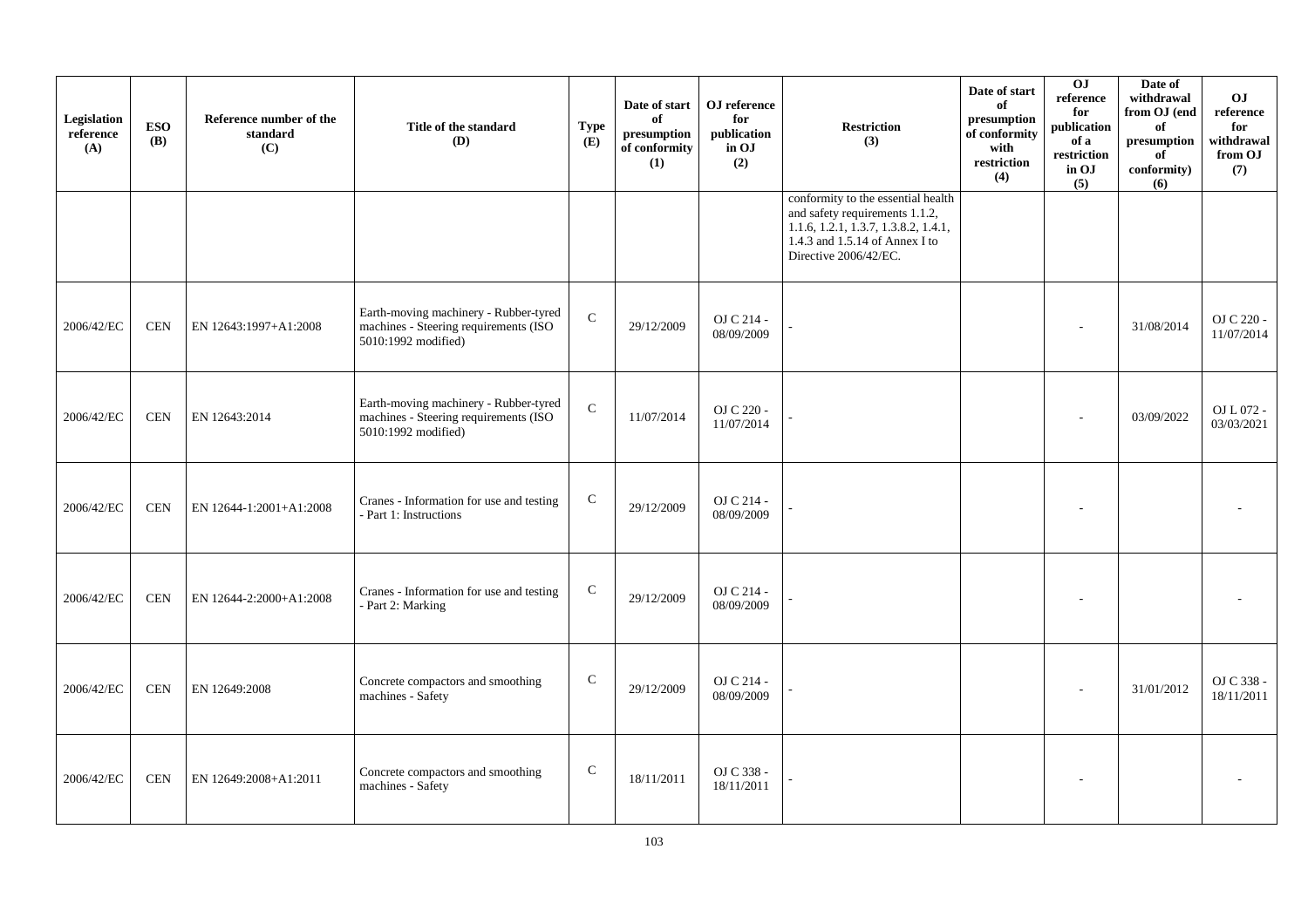| Legislation reference (A) | ESO (B) | Reference number of the standard (C) | Title of the standard (D) | Type (E) | Date of start of presumption of conformity (1) | OJ reference for publication in OJ (2) | Restriction (3) | Date of start of presumption of conformity with restriction (4) | OJ reference for publication of a restriction in OJ (5) | Date of withdrawal from OJ (end of presumption of conformity) (6) | OJ reference for withdrawal from OJ (7) |
|---|---|---|---|---|---|---|---|---|---|---|---|
| | | | | | | | conformity to the essential health and safety requirements 1.1.2, 1.1.6, 1.2.1, 1.3.7, 1.3.8.2, 1.4.1, 1.4.3 and 1.5.14 of Annex I to Directive 2006/42/EC. | | | | |
| 2006/42/EC | CEN | EN 12643:1997+A1:2008 | Earth-moving machinery - Rubber-tyred machines - Steering requirements (ISO 5010:1992 modified) | C | 29/12/2009 | OJ C 214 - 08/09/2009 | - | | - | 31/08/2014 | OJ C 220 - 11/07/2014 |
| 2006/42/EC | CEN | EN 12643:2014 | Earth-moving machinery - Rubber-tyred machines - Steering requirements (ISO 5010:1992 modified) | C | 11/07/2014 | OJ C 220 - 11/07/2014 | - | | - | 03/09/2022 | OJ L 072 - 03/03/2021 |
| 2006/42/EC | CEN | EN 12644-1:2001+A1:2008 | Cranes - Information for use and testing - Part 1: Instructions | C | 29/12/2009 | OJ C 214 - 08/09/2009 | - | | - | | - |
| 2006/42/EC | CEN | EN 12644-2:2000+A1:2008 | Cranes - Information for use and testing - Part 2: Marking | C | 29/12/2009 | OJ C 214 - 08/09/2009 | - | | - | | - |
| 2006/42/EC | CEN | EN 12649:2008 | Concrete compactors and smoothing machines - Safety | C | 29/12/2009 | OJ C 214 - 08/09/2009 | - | | - | 31/01/2012 | OJ C 338 - 18/11/2011 |
| 2006/42/EC | CEN | EN 12649:2008+A1:2011 | Concrete compactors and smoothing machines - Safety | C | 18/11/2011 | OJ C 338 - 18/11/2011 | - | | - | | - |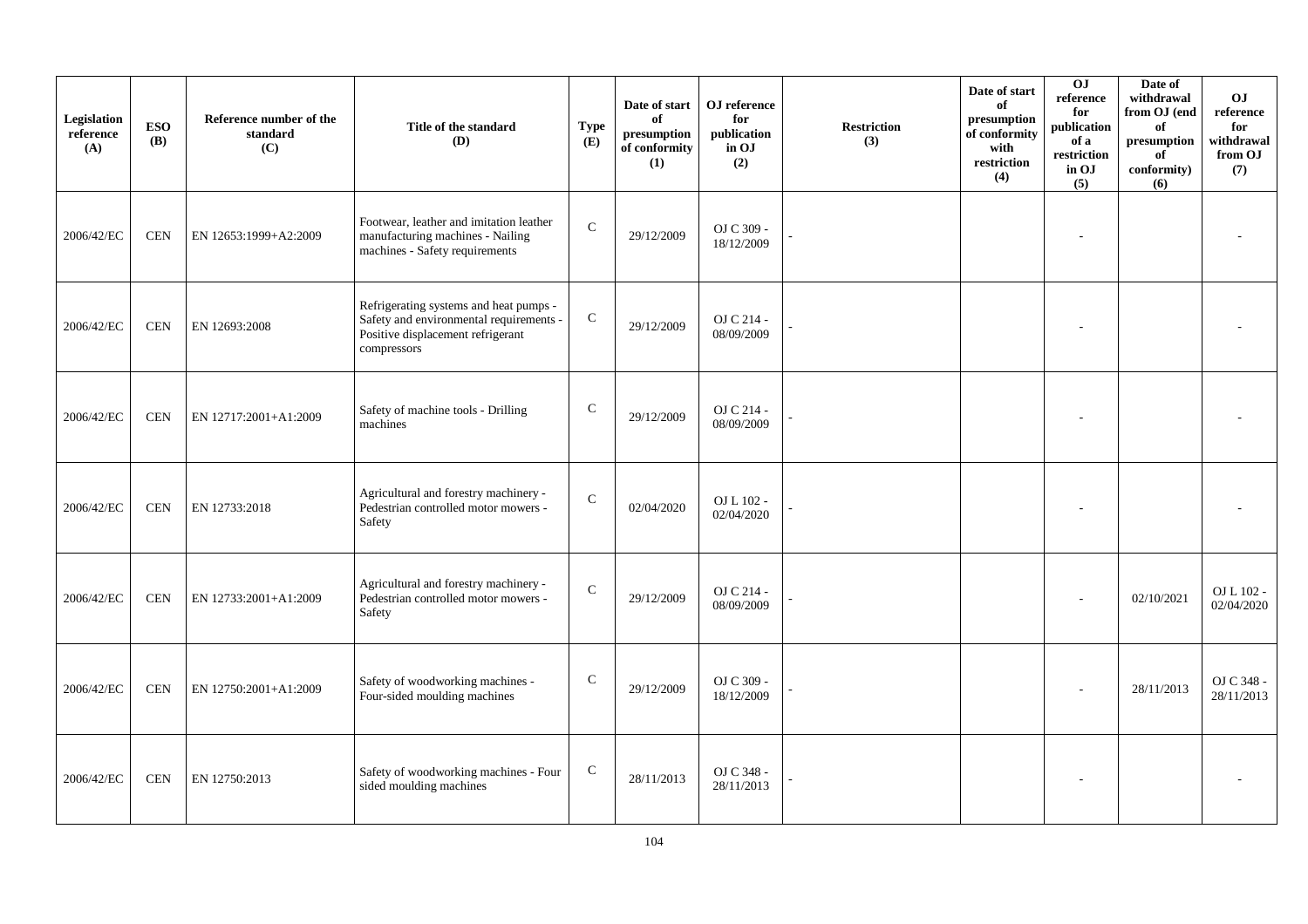| Legislation reference (A) | ESO (B) | Reference number of the standard (C) | Title of the standard (D) | Type (E) | Date of start of presumption of conformity (1) | OJ reference for publication in OJ (2) | Restriction (3) | Date of start of presumption of conformity with restriction (4) | OJ reference for publication of a restriction in OJ (5) | Date of withdrawal from OJ (end of presumption of conformity) (6) | OJ reference for withdrawal from OJ (7) |
|---|---|---|---|---|---|---|---|---|---|---|---|
| 2006/42/EC | CEN | EN 12653:1999+A2:2009 | Footwear, leather and imitation leather manufacturing machines - Nailing machines - Safety requirements | C | 29/12/2009 | OJ C 309 - 18/12/2009 | - | | - | | - |
| 2006/42/EC | CEN | EN 12693:2008 | Refrigerating systems and heat pumps - Safety and environmental requirements - Positive displacement refrigerant compressors | C | 29/12/2009 | OJ C 214 - 08/09/2009 | - | | - | | - |
| 2006/42/EC | CEN | EN 12717:2001+A1:2009 | Safety of machine tools - Drilling machines | C | 29/12/2009 | OJ C 214 - 08/09/2009 | - | | - | | - |
| 2006/42/EC | CEN | EN 12733:2018 | Agricultural and forestry machinery - Pedestrian controlled motor mowers - Safety | C | 02/04/2020 | OJ L 102 - 02/04/2020 | - | | - | | - |
| 2006/42/EC | CEN | EN 12733:2001+A1:2009 | Agricultural and forestry machinery - Pedestrian controlled motor mowers - Safety | C | 29/12/2009 | OJ C 214 - 08/09/2009 | - | | - | 02/10/2021 | OJ L 102 - 02/04/2020 |
| 2006/42/EC | CEN | EN 12750:2001+A1:2009 | Safety of woodworking machines - Four-sided moulding machines | C | 29/12/2009 | OJ C 309 - 18/12/2009 | - | | - | 28/11/2013 | OJ C 348 - 28/11/2013 |
| 2006/42/EC | CEN | EN 12750:2013 | Safety of woodworking machines - Four sided moulding machines | C | 28/11/2013 | OJ C 348 - 28/11/2013 | - | | - | | - |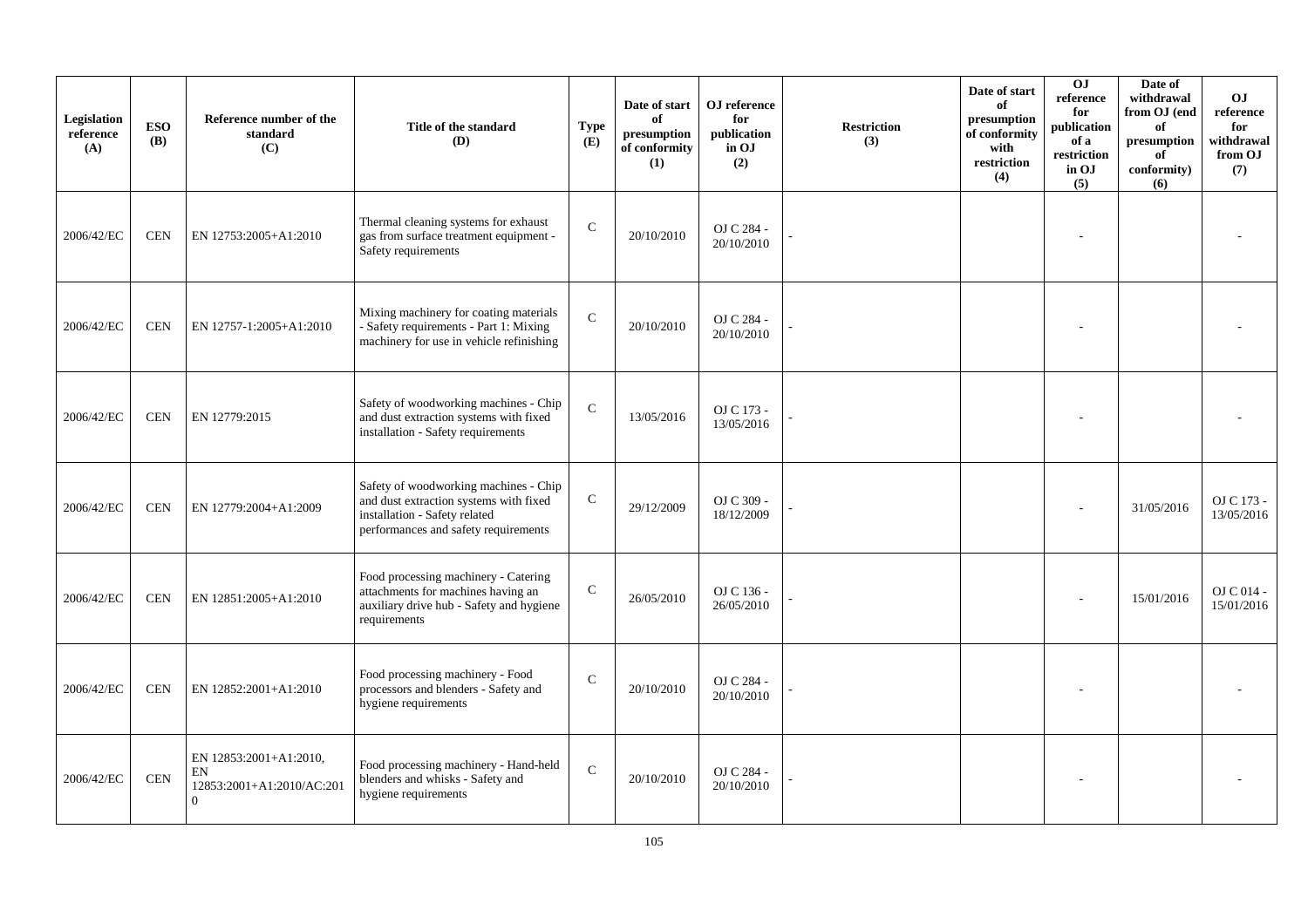| Legislation reference (A) | ESO (B) | Reference number of the standard (C) | Title of the standard (D) | Type (E) | Date of start of presumption of conformity (1) | OJ reference for publication in OJ (2) | Restriction (3) | Date of start of presumption of conformity with restriction (4) | OJ reference for publication of a restriction in OJ (5) | Date of withdrawal from OJ (end of presumption of conformity) (6) | OJ reference for withdrawal from OJ (7) |
|---|---|---|---|---|---|---|---|---|---|---|---|
| 2006/42/EC | CEN | EN 12753:2005+A1:2010 | Thermal cleaning systems for exhaust gas from surface treatment equipment - Safety requirements | C | 20/10/2010 | OJ C 284 - 20/10/2010 | - | | - | | - |
| 2006/42/EC | CEN | EN 12757-1:2005+A1:2010 | Mixing machinery for coating materials - Safety requirements - Part 1: Mixing machinery for use in vehicle refinishing | C | 20/10/2010 | OJ C 284 - 20/10/2010 | - | | - | | - |
| 2006/42/EC | CEN | EN 12779:2015 | Safety of woodworking machines - Chip and dust extraction systems with fixed installation - Safety requirements | C | 13/05/2016 | OJ C 173 - 13/05/2016 | - | | - | | - |
| 2006/42/EC | CEN | EN 12779:2004+A1:2009 | Safety of woodworking machines - Chip and dust extraction systems with fixed installation - Safety related performances and safety requirements | C | 29/12/2009 | OJ C 309 - 18/12/2009 | - | | - | 31/05/2016 | OJ C 173 - 13/05/2016 |
| 2006/42/EC | CEN | EN 12851:2005+A1:2010 | Food processing machinery - Catering attachments for machines having an auxiliary drive hub - Safety and hygiene requirements | C | 26/05/2010 | OJ C 136 - 26/05/2010 | - | | - | 15/01/2016 | OJ C 014 - 15/01/2016 |
| 2006/42/EC | CEN | EN 12852:2001+A1:2010 | Food processing machinery - Food processors and blenders - Safety and hygiene requirements | C | 20/10/2010 | OJ C 284 - 20/10/2010 | - | | - | | - |
| 2006/42/EC | CEN | EN 12853:2001+A1:2010, EN 12853:2001+A1:2010/AC:2010 | Food processing machinery - Hand-held blenders and whisks - Safety and hygiene requirements | C | 20/10/2010 | OJ C 284 - 20/10/2010 | - | | - | | - |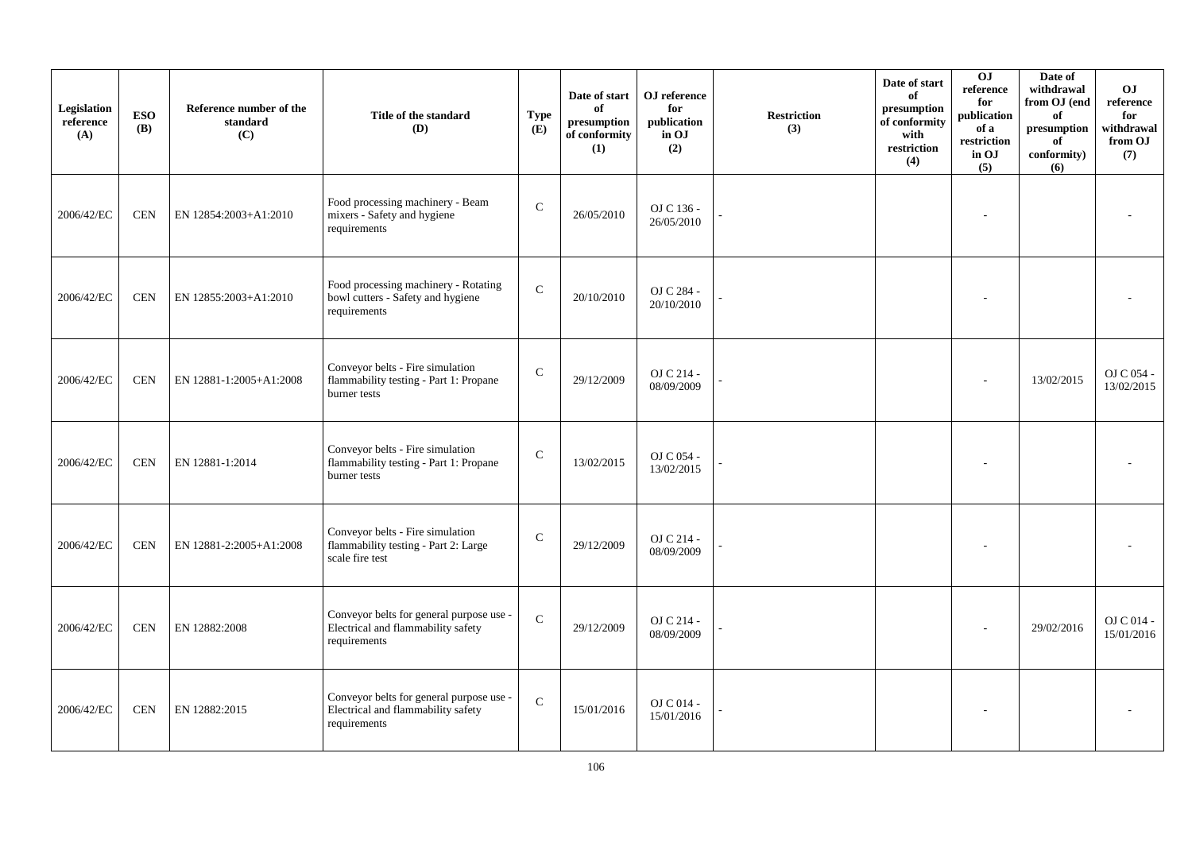| Legislation reference (A) | ESO (B) | Reference number of the standard (C) | Title of the standard (D) | Type (E) | Date of start of presumption of conformity (1) | OJ reference for publication in OJ (2) | Restriction (3) | Date of start of presumption of conformity with restriction (4) | OJ reference for publication of a restriction in OJ (5) | Date of withdrawal from OJ (end of presumption of conformity) (6) | OJ reference for withdrawal from OJ (7) |
|---|---|---|---|---|---|---|---|---|---|---|---|
| 2006/42/EC | CEN | EN 12854:2003+A1:2010 | Food processing machinery - Beam mixers - Safety and hygiene requirements | C | 26/05/2010 | OJ C 136 - 26/05/2010 | - | | - | | - |
| 2006/42/EC | CEN | EN 12855:2003+A1:2010 | Food processing machinery - Rotating bowl cutters - Safety and hygiene requirements | C | 20/10/2010 | OJ C 284 - 20/10/2010 | - | | - | | - |
| 2006/42/EC | CEN | EN 12881-1:2005+A1:2008 | Conveyor belts - Fire simulation flammability testing - Part 1: Propane burner tests | C | 29/12/2009 | OJ C 214 - 08/09/2009 | - | | - | 13/02/2015 | OJ C 054 - 13/02/2015 |
| 2006/42/EC | CEN | EN 12881-1:2014 | Conveyor belts - Fire simulation flammability testing - Part 1: Propane burner tests | C | 13/02/2015 | OJ C 054 - 13/02/2015 | - | | - | | - |
| 2006/42/EC | CEN | EN 12881-2:2005+A1:2008 | Conveyor belts - Fire simulation flammability testing - Part 2: Large scale fire test | C | 29/12/2009 | OJ C 214 - 08/09/2009 | - | | - | | - |
| 2006/42/EC | CEN | EN 12882:2008 | Conveyor belts for general purpose use - Electrical and flammability safety requirements | C | 29/12/2009 | OJ C 214 - 08/09/2009 | - | | - | 29/02/2016 | OJ C 014 - 15/01/2016 |
| 2006/42/EC | CEN | EN 12882:2015 | Conveyor belts for general purpose use - Electrical and flammability safety requirements | C | 15/01/2016 | OJ C 014 - 15/01/2016 | - | | - | | - |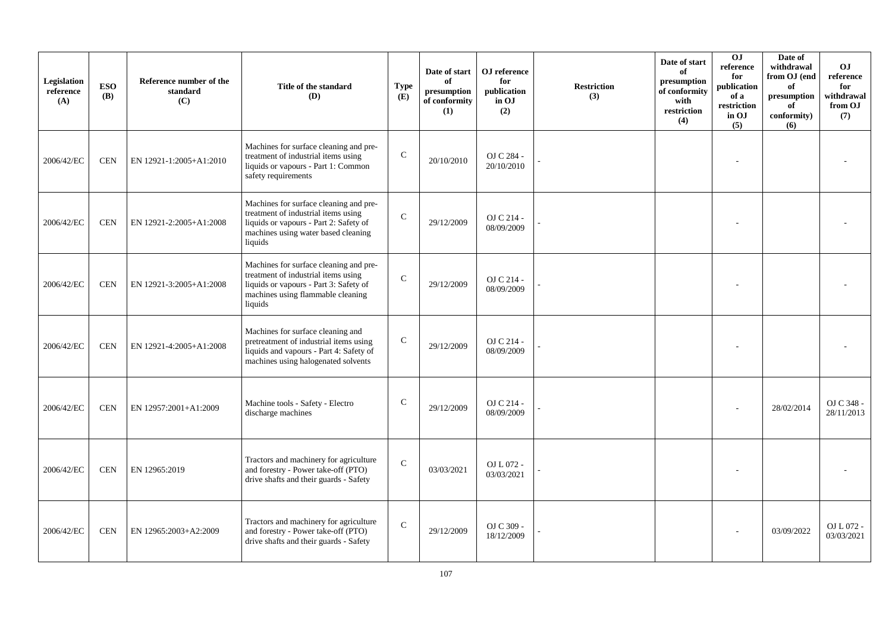| Legislation reference (A) | ESO (B) | Reference number of the standard (C) | Title of the standard (D) | Type (E) | Date of start of presumption of conformity (1) | OJ reference for publication in OJ (2) | Restriction (3) | Date of start of presumption of conformity with restriction (4) | OJ reference for publication of a restriction in OJ (5) | Date of withdrawal from OJ (end of presumption of conformity) (6) | OJ reference for withdrawal from OJ (7) |
|---|---|---|---|---|---|---|---|---|---|---|---|
| 2006/42/EC | CEN | EN 12921-1:2005+A1:2010 | Machines for surface cleaning and pre-treatment of industrial items using liquids or vapours - Part 1: Common safety requirements | C | 20/10/2010 | OJ C 284 - 20/10/2010 | - | | - | | - |
| 2006/42/EC | CEN | EN 12921-2:2005+A1:2008 | Machines for surface cleaning and pre-treatment of industrial items using liquids or vapours - Part 2: Safety of machines using water based cleaning liquids | C | 29/12/2009 | OJ C 214 - 08/09/2009 | - | | - | | - |
| 2006/42/EC | CEN | EN 12921-3:2005+A1:2008 | Machines for surface cleaning and pre-treatment of industrial items using liquids or vapours - Part 3: Safety of machines using flammable cleaning liquids | C | 29/12/2009 | OJ C 214 - 08/09/2009 | - | | - | | - |
| 2006/42/EC | CEN | EN 12921-4:2005+A1:2008 | Machines for surface cleaning and pretreatment of industrial items using liquids and vapours - Part 4: Safety of machines using halogenated solvents | C | 29/12/2009 | OJ C 214 - 08/09/2009 | - | | - | | - |
| 2006/42/EC | CEN | EN 12957:2001+A1:2009 | Machine tools - Safety - Electro discharge machines | C | 29/12/2009 | OJ C 214 - 08/09/2009 | - | | - | 28/02/2014 | OJ C 348 - 28/11/2013 |
| 2006/42/EC | CEN | EN 12965:2019 | Tractors and machinery for agriculture and forestry - Power take-off (PTO) drive shafts and their guards - Safety | C | 03/03/2021 | OJ L 072 - 03/03/2021 | - | | - | | - |
| 2006/42/EC | CEN | EN 12965:2003+A2:2009 | Tractors and machinery for agriculture and forestry - Power take-off (PTO) drive shafts and their guards - Safety | C | 29/12/2009 | OJ C 309 - 18/12/2009 | - | | - | 03/09/2022 | OJ L 072 - 03/03/2021 |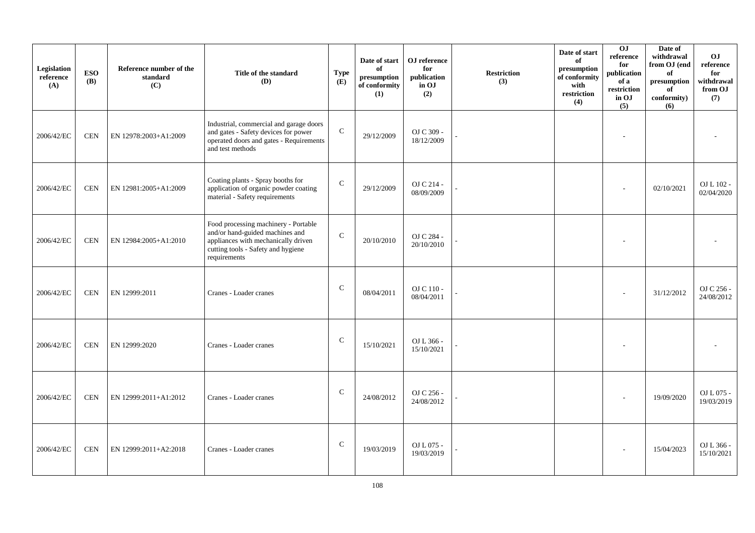| Legislation reference (A) | ESO (B) | Reference number of the standard (C) | Title of the standard (D) | Type (E) | Date of start of presumption of conformity (1) | OJ reference for publication in OJ (2) | Restriction (3) | Date of start of presumption of conformity with restriction (4) | OJ reference for publication of a restriction in OJ (5) | Date of withdrawal from OJ (end of presumption of conformity) (6) | OJ reference for withdrawal from OJ (7) |
|---|---|---|---|---|---|---|---|---|---|---|---|
| 2006/42/EC | CEN | EN 12978:2003+A1:2009 | Industrial, commercial and garage doors and gates - Safety devices for power operated doors and gates - Requirements and test methods | C | 29/12/2009 | OJ C 309 - 18/12/2009 | - | | - | | - |
| 2006/42/EC | CEN | EN 12981:2005+A1:2009 | Coating plants - Spray booths for application of organic powder coating material - Safety requirements | C | 29/12/2009 | OJ C 214 - 08/09/2009 | - | | - | 02/10/2021 | OJ L 102 - 02/04/2020 |
| 2006/42/EC | CEN | EN 12984:2005+A1:2010 | Food processing machinery - Portable and/or hand-guided machines and appliances with mechanically driven cutting tools - Safety and hygiene requirements | C | 20/10/2010 | OJ C 284 - 20/10/2010 | - | | - | | - |
| 2006/42/EC | CEN | EN 12999:2011 | Cranes - Loader cranes | C | 08/04/2011 | OJ C 110 - 08/04/2011 | - | | - | 31/12/2012 | OJ C 256 - 24/08/2012 |
| 2006/42/EC | CEN | EN 12999:2020 | Cranes - Loader cranes | C | 15/10/2021 | OJ L 366 - 15/10/2021 | - | | - | | - |
| 2006/42/EC | CEN | EN 12999:2011+A1:2012 | Cranes - Loader cranes | C | 24/08/2012 | OJ C 256 - 24/08/2012 | - | | - | 19/09/2020 | OJ L 075 - 19/03/2019 |
| 2006/42/EC | CEN | EN 12999:2011+A2:2018 | Cranes - Loader cranes | C | 19/03/2019 | OJ L 075 - 19/03/2019 | - | | - | 15/04/2023 | OJ L 366 - 15/10/2021 |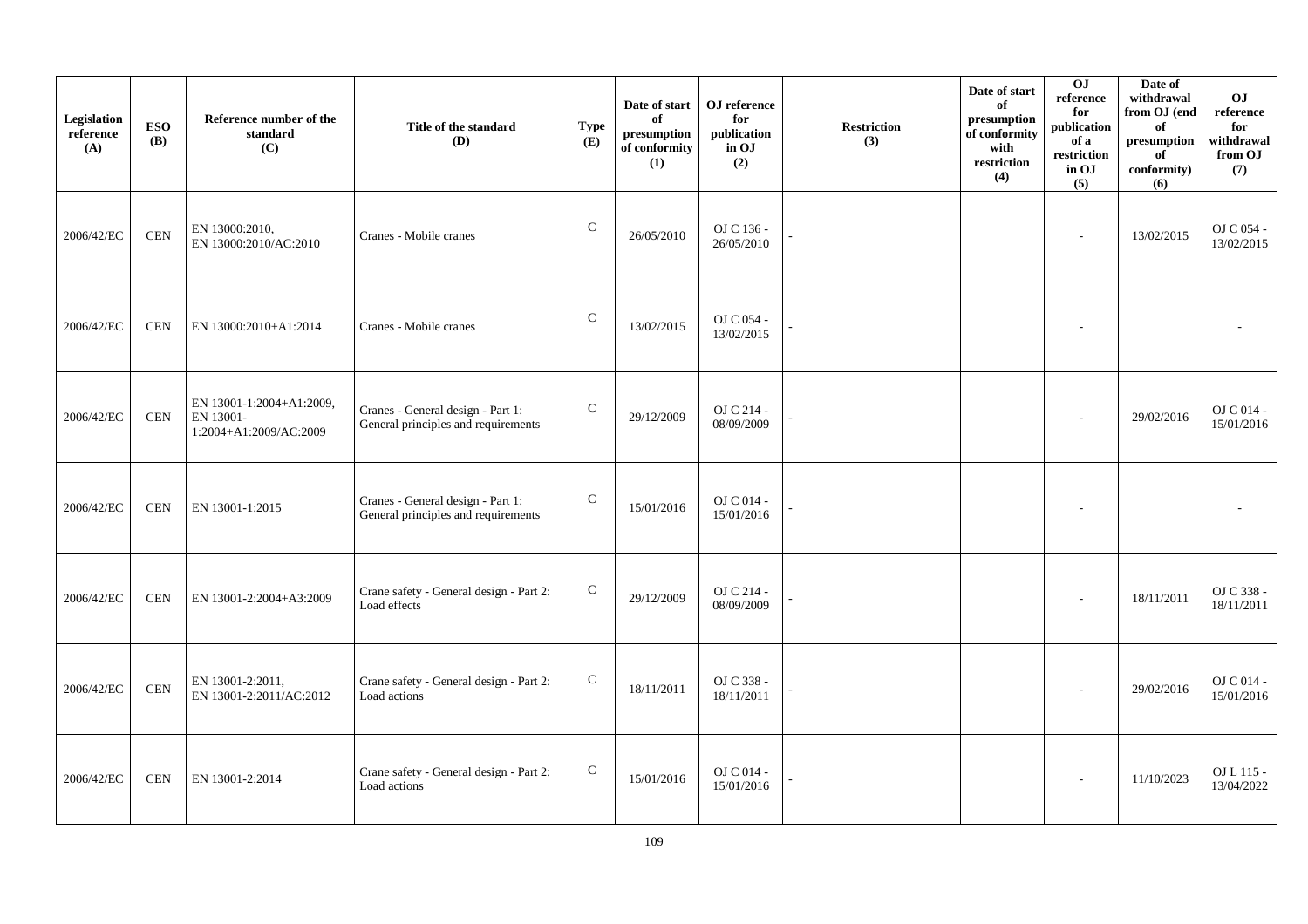| Legislation reference (A) | ESO (B) | Reference number of the standard (C) | Title of the standard (D) | Type (E) | Date of start of presumption of conformity (1) | OJ reference for publication in OJ (2) | Restriction (3) | Date of start of presumption of conformity with restriction (4) | OJ reference for publication of a restriction in OJ (5) | Date of withdrawal from OJ (end of presumption of conformity) (6) | OJ reference for withdrawal from OJ (7) |
|---|---|---|---|---|---|---|---|---|---|---|---|
| 2006/42/EC | CEN | EN 13000:2010, EN 13000:2010/AC:2010 | Cranes - Mobile cranes | C | 26/05/2010 | OJ C 136 - 26/05/2010 | - | | - | 13/02/2015 | OJ C 054 - 13/02/2015 |
| 2006/42/EC | CEN | EN 13000:2010+A1:2014 | Cranes - Mobile cranes | C | 13/02/2015 | OJ C 054 - 13/02/2015 | - | | - | | - |
| 2006/42/EC | CEN | EN 13001-1:2004+A1:2009, EN 13001-1:2004+A1:2009/AC:2009 | Cranes - General design - Part 1: General principles and requirements | C | 29/12/2009 | OJ C 214 - 08/09/2009 | - | | - | 29/02/2016 | OJ C 014 - 15/01/2016 |
| 2006/42/EC | CEN | EN 13001-1:2015 | Cranes - General design - Part 1: General principles and requirements | C | 15/01/2016 | OJ C 014 - 15/01/2016 | - | | - | | - |
| 2006/42/EC | CEN | EN 13001-2:2004+A3:2009 | Crane safety - General design - Part 2: Load effects | C | 29/12/2009 | OJ C 214 - 08/09/2009 | - | | - | 18/11/2011 | OJ C 338 - 18/11/2011 |
| 2006/42/EC | CEN | EN 13001-2:2011, EN 13001-2:2011/AC:2012 | Crane safety - General design - Part 2: Load actions | C | 18/11/2011 | OJ C 338 - 18/11/2011 | - | | - | 29/02/2016 | OJ C 014 - 15/01/2016 |
| 2006/42/EC | CEN | EN 13001-2:2014 | Crane safety - General design - Part 2: Load actions | C | 15/01/2016 | OJ C 014 - 15/01/2016 | - | | - | 11/10/2023 | OJ L 115 - 13/04/2022 |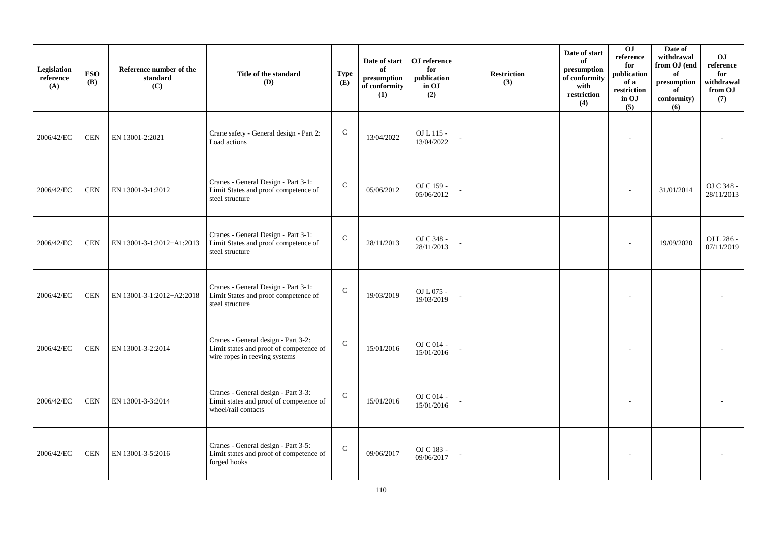| Legislation reference (A) | ESO (B) | Reference number of the standard (C) | Title of the standard (D) | Type (E) | Date of start of presumption of conformity (1) | OJ reference for publication in OJ (2) | Restriction (3) | Date of start of presumption of conformity with restriction (4) | OJ reference for publication of a restriction in OJ (5) | Date of withdrawal from OJ (end of presumption of conformity) (6) | OJ reference for withdrawal from OJ (7) |
|---|---|---|---|---|---|---|---|---|---|---|---|
| 2006/42/EC | CEN | EN 13001-2:2021 | Crane safety - General design - Part 2: Load actions | C | 13/04/2022 | OJ L 115 - 13/04/2022 | - | | - | | - |
| 2006/42/EC | CEN | EN 13001-3-1:2012 | Cranes - General Design - Part 3-1: Limit States and proof competence of steel structure | C | 05/06/2012 | OJ C 159 - 05/06/2012 | - | | - | 31/01/2014 | OJ C 348 - 28/11/2013 |
| 2006/42/EC | CEN | EN 13001-3-1:2012+A1:2013 | Cranes - General Design - Part 3-1: Limit States and proof competence of steel structure | C | 28/11/2013 | OJ C 348 - 28/11/2013 | - | | - | 19/09/2020 | OJ L 286 - 07/11/2019 |
| 2006/42/EC | CEN | EN 13001-3-1:2012+A2:2018 | Cranes - General Design - Part 3-1: Limit States and proof competence of steel structure | C | 19/03/2019 | OJ L 075 - 19/03/2019 | - | | - | | - |
| 2006/42/EC | CEN | EN 13001-3-2:2014 | Cranes - General design - Part 3-2: Limit states and proof of competence of wire ropes in reeving systems | C | 15/01/2016 | OJ C 014 - 15/01/2016 | - | | - | | - |
| 2006/42/EC | CEN | EN 13001-3-3:2014 | Cranes - General design - Part 3-3: Limit states and proof of competence of wheel/rail contacts | C | 15/01/2016 | OJ C 014 - 15/01/2016 | - | | - | | - |
| 2006/42/EC | CEN | EN 13001-3-5:2016 | Cranes - General design - Part 3-5: Limit states and proof of competence of forged hooks | C | 09/06/2017 | OJ C 183 - 09/06/2017 | - | | - | | - |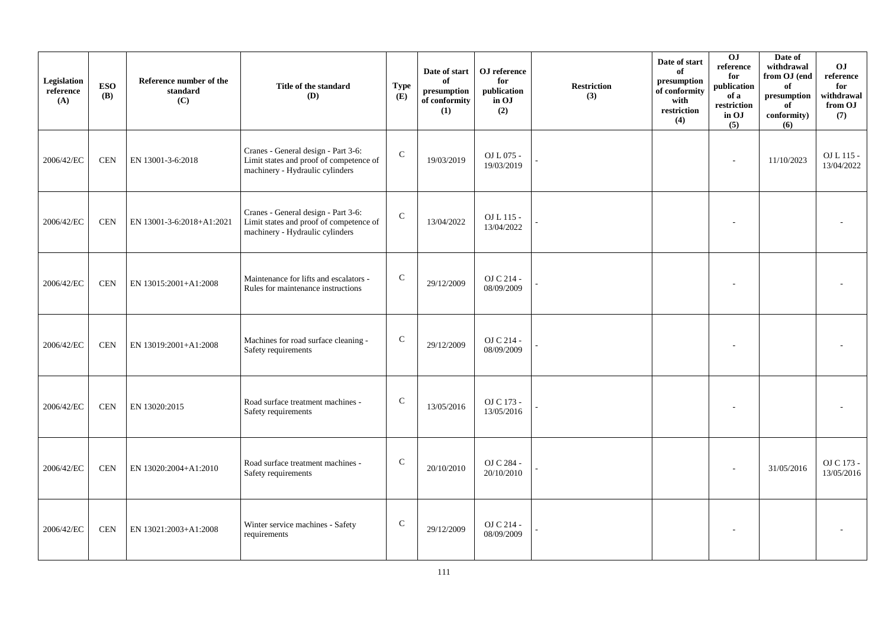| Legislation reference (A) | ESO (B) | Reference number of the standard (C) | Title of the standard (D) | Type (E) | Date of start of presumption of conformity (1) | OJ reference for publication in OJ (2) | Restriction (3) | Date of start of presumption of conformity with restriction (4) | OJ reference for publication of a restriction in OJ (5) | Date of withdrawal from OJ (end of presumption of conformity) (6) | OJ reference for withdrawal from OJ (7) |
|---|---|---|---|---|---|---|---|---|---|---|---|
| 2006/42/EC | CEN | EN 13001-3-6:2018 | Cranes - General design - Part 3-6: Limit states and proof of competence of machinery - Hydraulic cylinders | C | 19/03/2019 | OJ L 075 - 19/03/2019 | - | | - | 11/10/2023 | OJ L 115 - 13/04/2022 |
| 2006/42/EC | CEN | EN 13001-3-6:2018+A1:2021 | Cranes - General design - Part 3-6: Limit states and proof of competence of machinery - Hydraulic cylinders | C | 13/04/2022 | OJ L 115 - 13/04/2022 | - | | - | | - |
| 2006/42/EC | CEN | EN 13015:2001+A1:2008 | Maintenance for lifts and escalators - Rules for maintenance instructions | C | 29/12/2009 | OJ C 214 - 08/09/2009 | - | | - | | - |
| 2006/42/EC | CEN | EN 13019:2001+A1:2008 | Machines for road surface cleaning - Safety requirements | C | 29/12/2009 | OJ C 214 - 08/09/2009 | - | | - | | - |
| 2006/42/EC | CEN | EN 13020:2015 | Road surface treatment machines - Safety requirements | C | 13/05/2016 | OJ C 173 - 13/05/2016 | - | | - | | - |
| 2006/42/EC | CEN | EN 13020:2004+A1:2010 | Road surface treatment machines - Safety requirements | C | 20/10/2010 | OJ C 284 - 20/10/2010 | - | | - | 31/05/2016 | OJ C 173 - 13/05/2016 |
| 2006/42/EC | CEN | EN 13021:2003+A1:2008 | Winter service machines - Safety requirements | C | 29/12/2009 | OJ C 214 - 08/09/2009 | - | | - | | - |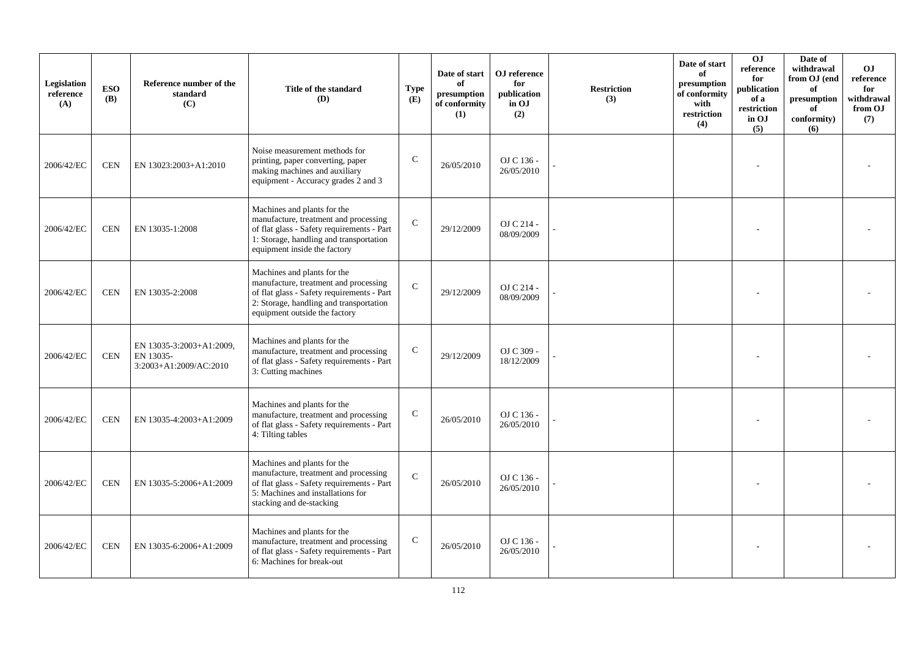| Legislation reference (A) | ESO (B) | Reference number of the standard (C) | Title of the standard (D) | Type (E) | Date of start of presumption of conformity (1) | OJ reference for publication in OJ (2) | Restriction (3) | Date of start of presumption of conformity with restriction (4) | OJ reference for publication of a restriction in OJ (5) | Date of withdrawal from OJ (end of presumption of conformity) (6) | OJ reference for withdrawal from OJ (7) |
|---|---|---|---|---|---|---|---|---|---|---|---|
| 2006/42/EC | CEN | EN 13023:2003+A1:2010 | Noise measurement methods for printing, paper converting, paper making machines and auxiliary equipment - Accuracy grades 2 and 3 | C | 26/05/2010 | OJ C 136 - 26/05/2010 | - | | - | | - |
| 2006/42/EC | CEN | EN 13035-1:2008 | Machines and plants for the manufacture, treatment and processing of flat glass - Safety requirements - Part 1: Storage, handling and transportation equipment inside the factory | C | 29/12/2009 | OJ C 214 - 08/09/2009 | - | | - | | - |
| 2006/42/EC | CEN | EN 13035-2:2008 | Machines and plants for the manufacture, treatment and processing of flat glass - Safety requirements - Part 2: Storage, handling and transportation equipment outside the factory | C | 29/12/2009 | OJ C 214 - 08/09/2009 | - | | - | | - |
| 2006/42/EC | CEN | EN 13035-3:2003+A1:2009, EN 13035-3:2003+A1:2009/AC:2010 | Machines and plants for the manufacture, treatment and processing of flat glass - Safety requirements - Part 3: Cutting machines | C | 29/12/2009 | OJ C 309 - 18/12/2009 | - | | - | | - |
| 2006/42/EC | CEN | EN 13035-4:2003+A1:2009 | Machines and plants for the manufacture, treatment and processing of flat glass - Safety requirements - Part 4: Tilting tables | C | 26/05/2010 | OJ C 136 - 26/05/2010 | - | | - | | - |
| 2006/42/EC | CEN | EN 13035-5:2006+A1:2009 | Machines and plants for the manufacture, treatment and processing of flat glass - Safety requirements - Part 5: Machines and installations for stacking and de-stacking | C | 26/05/2010 | OJ C 136 - 26/05/2010 | - | | - | | - |
| 2006/42/EC | CEN | EN 13035-6:2006+A1:2009 | Machines and plants for the manufacture, treatment and processing of flat glass - Safety requirements - Part 6: Machines for break-out | C | 26/05/2010 | OJ C 136 - 26/05/2010 | - | | - | | - |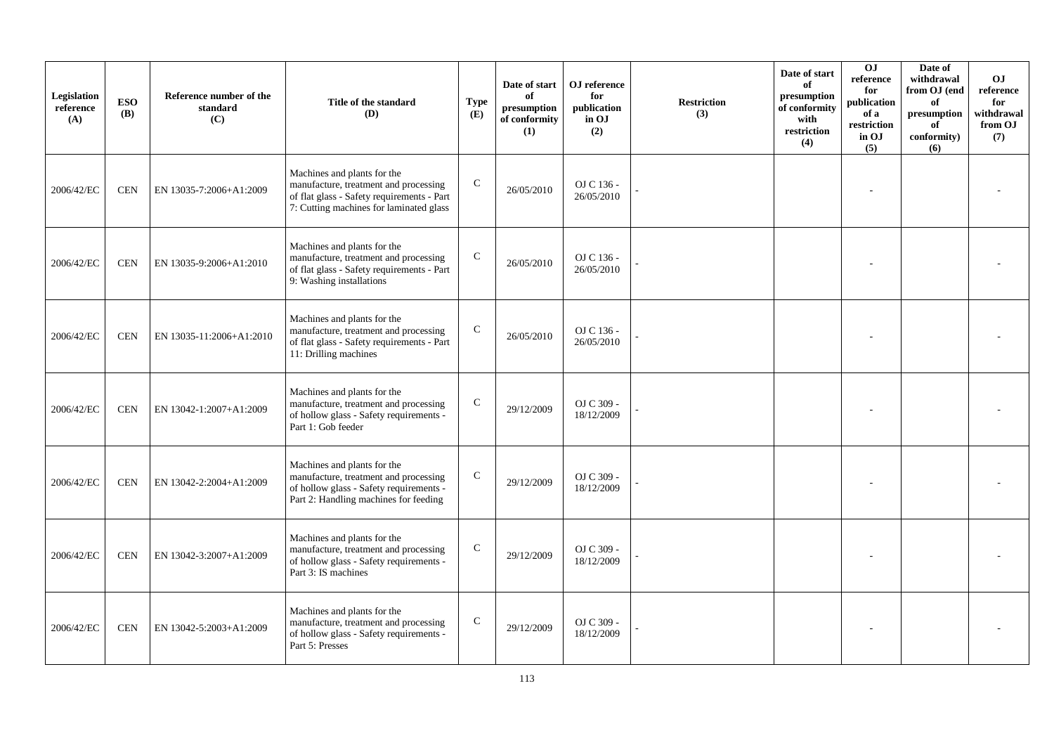| Legislation reference (A) | ESO (B) | Reference number of the standard (C) | Title of the standard (D) | Type (E) | Date of start of presumption of conformity (1) | OJ reference for publication in OJ (2) | Restriction (3) | Date of start of presumption of conformity with restriction (4) | OJ reference for publication of a restriction in OJ (5) | Date of withdrawal from OJ (end of presumption of conformity) (6) | OJ reference for withdrawal from OJ (7) |
|---|---|---|---|---|---|---|---|---|---|---|---|
| 2006/42/EC | CEN | EN 13035-7:2006+A1:2009 | Machines and plants for the manufacture, treatment and processing of flat glass - Safety requirements - Part 7: Cutting machines for laminated glass | C | 26/05/2010 | OJ C 136 - 26/05/2010 | - | | - | | - |
| 2006/42/EC | CEN | EN 13035-9:2006+A1:2010 | Machines and plants for the manufacture, treatment and processing of flat glass - Safety requirements - Part 9: Washing installations | C | 26/05/2010 | OJ C 136 - 26/05/2010 | - | | - | | - |
| 2006/42/EC | CEN | EN 13035-11:2006+A1:2010 | Machines and plants for the manufacture, treatment and processing of flat glass - Safety requirements - Part 11: Drilling machines | C | 26/05/2010 | OJ C 136 - 26/05/2010 | - | | - | | - |
| 2006/42/EC | CEN | EN 13042-1:2007+A1:2009 | Machines and plants for the manufacture, treatment and processing of hollow glass - Safety requirements - Part 1: Gob feeder | C | 29/12/2009 | OJ C 309 - 18/12/2009 | - | | - | | - |
| 2006/42/EC | CEN | EN 13042-2:2004+A1:2009 | Machines and plants for the manufacture, treatment and processing of hollow glass - Safety requirements - Part 2: Handling machines for feeding | C | 29/12/2009 | OJ C 309 - 18/12/2009 | - | | - | | - |
| 2006/42/EC | CEN | EN 13042-3:2007+A1:2009 | Machines and plants for the manufacture, treatment and processing of hollow glass - Safety requirements - Part 3: IS machines | C | 29/12/2009 | OJ C 309 - 18/12/2009 | - | | - | | - |
| 2006/42/EC | CEN | EN 13042-5:2003+A1:2009 | Machines and plants for the manufacture, treatment and processing of hollow glass - Safety requirements - Part 5: Presses | C | 29/12/2009 | OJ C 309 - 18/12/2009 | - | | - | | - |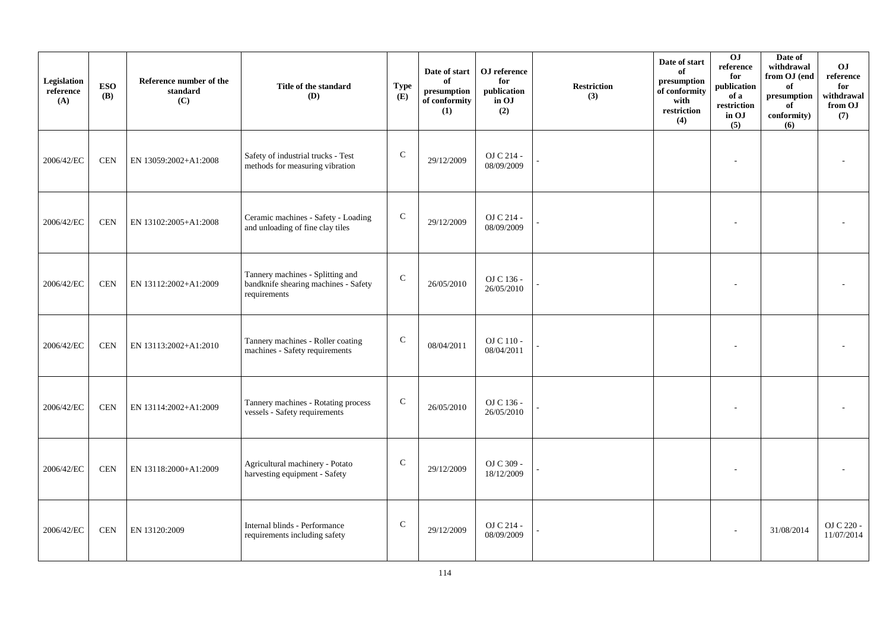| Legislation reference (A) | ESO (B) | Reference number of the standard (C) | Title of the standard (D) | Type (E) | Date of start of presumption of conformity (1) | OJ reference for publication in OJ (2) | Restriction (3) | Date of start of presumption of conformity with restriction (4) | OJ reference for publication of a restriction in OJ (5) | Date of withdrawal from OJ (end of presumption of conformity) (6) | OJ reference for withdrawal from OJ (7) |
|---|---|---|---|---|---|---|---|---|---|---|---|
| 2006/42/EC | CEN | EN 13059:2002+A1:2008 | Safety of industrial trucks - Test methods for measuring vibration | C | 29/12/2009 | OJ C 214 - 08/09/2009 | - | | - | | - |
| 2006/42/EC | CEN | EN 13102:2005+A1:2008 | Ceramic machines - Safety - Loading and unloading of fine clay tiles | C | 29/12/2009 | OJ C 214 - 08/09/2009 | - | | - | | - |
| 2006/42/EC | CEN | EN 13112:2002+A1:2009 | Tannery machines - Splitting and bandknife shearing machines - Safety requirements | C | 26/05/2010 | OJ C 136 - 26/05/2010 | - | | - | | - |
| 2006/42/EC | CEN | EN 13113:2002+A1:2010 | Tannery machines - Roller coating machines - Safety requirements | C | 08/04/2011 | OJ C 110 - 08/04/2011 | - | | - | | - |
| 2006/42/EC | CEN | EN 13114:2002+A1:2009 | Tannery machines - Rotating process vessels - Safety requirements | C | 26/05/2010 | OJ C 136 - 26/05/2010 | - | | - | | - |
| 2006/42/EC | CEN | EN 13118:2000+A1:2009 | Agricultural machinery - Potato harvesting equipment - Safety | C | 29/12/2009 | OJ C 309 - 18/12/2009 | - | | - | | - |
| 2006/42/EC | CEN | EN 13120:2009 | Internal blinds - Performance requirements including safety | C | 29/12/2009 | OJ C 214 - 08/09/2009 | - | | - | 31/08/2014 | OJ C 220 - 11/07/2014 |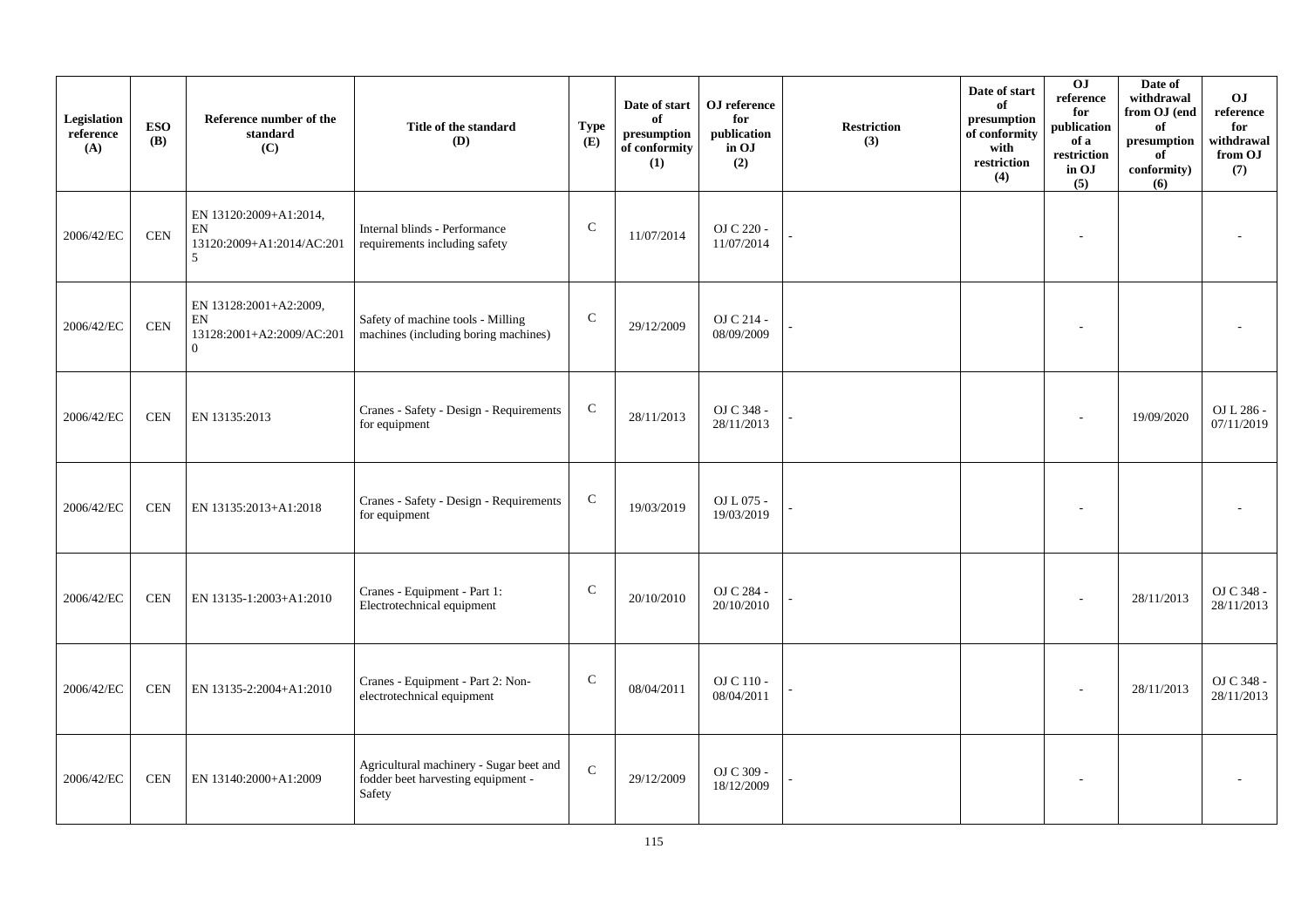| Legislation reference (A) | ESO (B) | Reference number of the standard (C) | Title of the standard (D) | Type (E) | Date of start of presumption of conformity (1) | OJ reference for publication in OJ (2) | Restriction (3) | Date of start of presumption of conformity with restriction (4) | OJ reference for publication of a restriction in OJ (5) | Date of withdrawal from OJ (end of presumption of conformity) (6) | OJ reference for withdrawal from OJ (7) |
|---|---|---|---|---|---|---|---|---|---|---|---|
| 2006/42/EC | CEN | EN 13120:2009+A1:2014, EN 13120:2009+A1:2014/AC:2015 | Internal blinds - Performance requirements including safety | C | 11/07/2014 | OJ C 220 - 11/07/2014 | - | | - | | - |
| 2006/42/EC | CEN | EN 13128:2001+A2:2009, EN 13128:2001+A2:2009/AC:2010 | Safety of machine tools - Milling machines (including boring machines) | C | 29/12/2009 | OJ C 214 - 08/09/2009 | - | | - | | - |
| 2006/42/EC | CEN | EN 13135:2013 | Cranes - Safety - Design - Requirements for equipment | C | 28/11/2013 | OJ C 348 - 28/11/2013 | - | | - | 19/09/2020 | OJ L 286 - 07/11/2019 |
| 2006/42/EC | CEN | EN 13135:2013+A1:2018 | Cranes - Safety - Design - Requirements for equipment | C | 19/03/2019 | OJ L 075 - 19/03/2019 | - | | - | | - |
| 2006/42/EC | CEN | EN 13135-1:2003+A1:2010 | Cranes - Equipment - Part 1: Electrotechnical equipment | C | 20/10/2010 | OJ C 284 - 20/10/2010 | - | | - | 28/11/2013 | OJ C 348 - 28/11/2013 |
| 2006/42/EC | CEN | EN 13135-2:2004+A1:2010 | Cranes - Equipment - Part 2: Non-electrotechnical equipment | C | 08/04/2011 | OJ C 110 - 08/04/2011 | - | | - | 28/11/2013 | OJ C 348 - 28/11/2013 |
| 2006/42/EC | CEN | EN 13140:2000+A1:2009 | Agricultural machinery - Sugar beet and fodder beet harvesting equipment - Safety | C | 29/12/2009 | OJ C 309 - 18/12/2009 | - | | - | | - |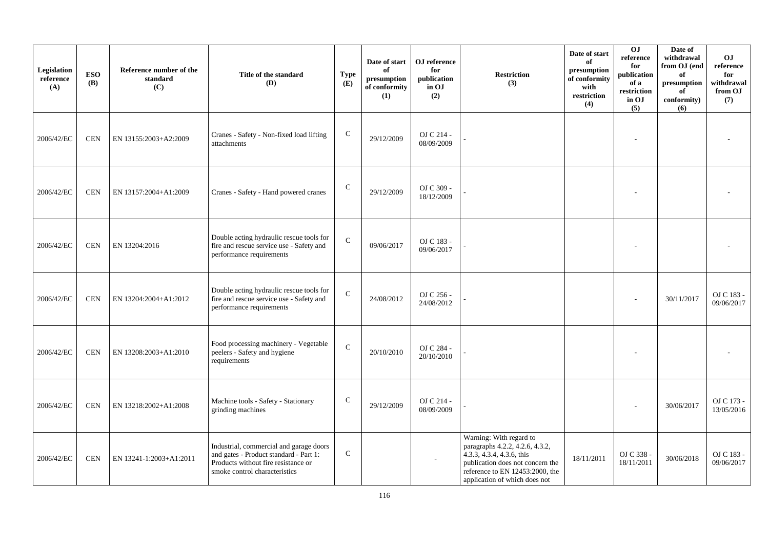| Legislation reference (A) | ESO (B) | Reference number of the standard (C) | Title of the standard (D) | Type (E) | Date of start of presumption of conformity (1) | OJ reference for publication in OJ (2) | Restriction (3) | Date of start of presumption of conformity with restriction (4) | OJ reference for publication of a restriction in OJ (5) | Date of withdrawal from OJ (end of presumption of conformity) (6) | OJ reference for withdrawal from OJ (7) |
|---|---|---|---|---|---|---|---|---|---|---|---|
| 2006/42/EC | CEN | EN 13155:2003+A2:2009 | Cranes - Safety - Non-fixed load lifting attachments | C | 29/12/2009 | OJ C 214 - 08/09/2009 | - | | - | | - |
| 2006/42/EC | CEN | EN 13157:2004+A1:2009 | Cranes - Safety - Hand powered cranes | C | 29/12/2009 | OJ C 309 - 18/12/2009 | - | | - | | - |
| 2006/42/EC | CEN | EN 13204:2016 | Double acting hydraulic rescue tools for fire and rescue service use - Safety and performance requirements | C | 09/06/2017 | OJ C 183 - 09/06/2017 | - | | - | | - |
| 2006/42/EC | CEN | EN 13204:2004+A1:2012 | Double acting hydraulic rescue tools for fire and rescue service use - Safety and performance requirements | C | 24/08/2012 | OJ C 256 - 24/08/2012 | - | | - | 30/11/2017 | OJ C 183 - 09/06/2017 |
| 2006/42/EC | CEN | EN 13208:2003+A1:2010 | Food processing machinery - Vegetable peelers - Safety and hygiene requirements | C | 20/10/2010 | OJ C 284 - 20/10/2010 | - | | - | | - |
| 2006/42/EC | CEN | EN 13218:2002+A1:2008 | Machine tools - Safety - Stationary grinding machines | C | 29/12/2009 | OJ C 214 - 08/09/2009 | - | | - | 30/06/2017 | OJ C 173 - 13/05/2016 |
| 2006/42/EC | CEN | EN 13241-1:2003+A1:2011 | Industrial, commercial and garage doors and gates - Product standard - Part 1: Products without fire resistance or smoke control characteristics | C | | - | Warning: With regard to paragraphs 4.2.2, 4.2.6, 4.3.2, 4.3.3, 4.3.4, 4.3.6, this publication does not concern the reference to EN 12453:2000, the application of which does not | 18/11/2011 | OJ C 338 - 18/11/2011 | 30/06/2018 | OJ C 183 - 09/06/2017 |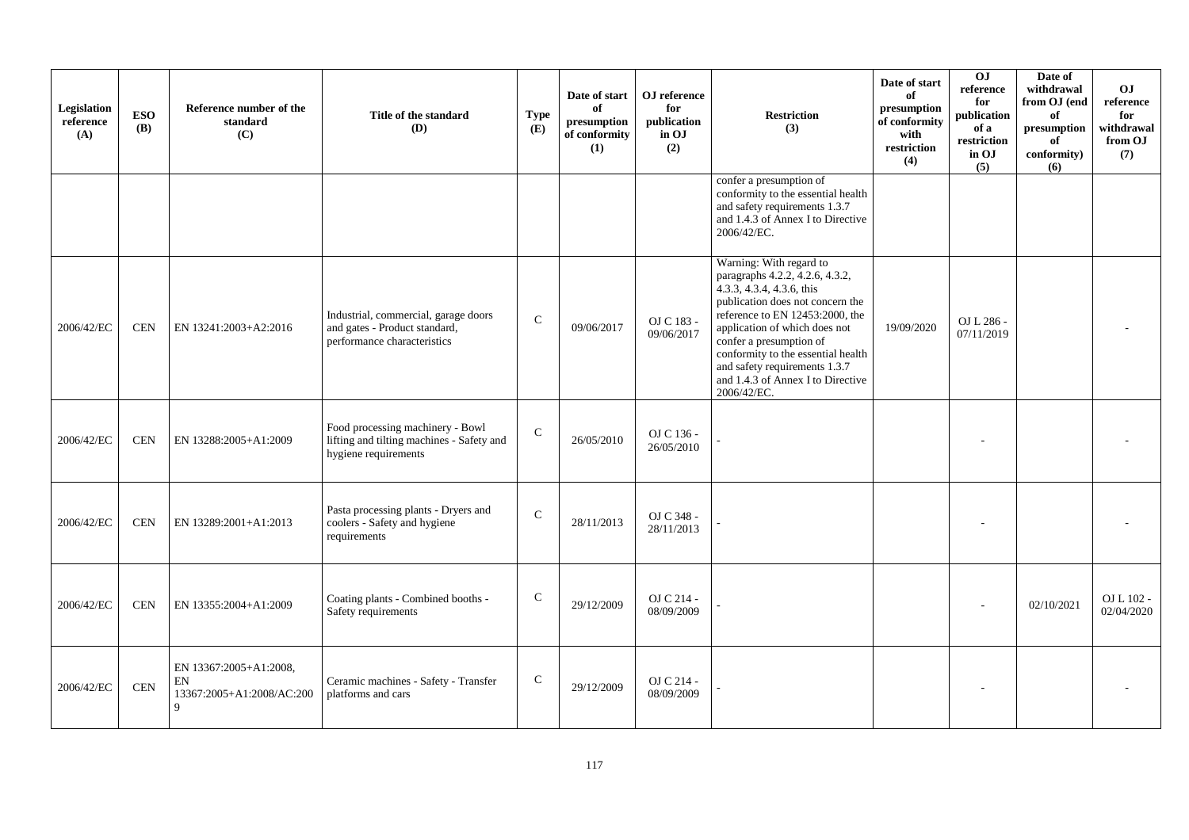| Legislation reference (A) | ESO (B) | Reference number of the standard (C) | Title of the standard (D) | Type (E) | Date of start of presumption of conformity (1) | OJ reference for publication in OJ (2) | Restriction (3) | Date of start of presumption of conformity with restriction (4) | OJ reference for publication of a restriction in OJ (5) | Date of withdrawal from OJ (end of presumption of conformity) (6) | OJ reference for withdrawal from OJ (7) |
|---|---|---|---|---|---|---|---|---|---|---|---|
| | | | | | | | confer a presumption of conformity to the essential health and safety requirements 1.3.7 and 1.4.3 of Annex I to Directive 2006/42/EC. | | | | |
| 2006/42/EC | CEN | EN 13241:2003+A2:2016 | Industrial, commercial, garage doors and gates - Product standard, performance characteristics | C | 09/06/2017 | OJ C 183 - 09/06/2017 | Warning: With regard to paragraphs 4.2.2, 4.2.6, 4.3.2, 4.3.3, 4.3.4, 4.3.6, this publication does not concern the reference to EN 12453:2000, the application of which does not confer a presumption of conformity to the essential health and safety requirements 1.3.7 and 1.4.3 of Annex I to Directive 2006/42/EC. | 19/09/2020 | OJ L 286 - 07/11/2019 | | - |
| 2006/42/EC | CEN | EN 13288:2005+A1:2009 | Food processing machinery - Bowl lifting and tilting machines - Safety and hygiene requirements | C | 26/05/2010 | OJ C 136 - 26/05/2010 | - | | - | | - |
| 2006/42/EC | CEN | EN 13289:2001+A1:2013 | Pasta processing plants - Dryers and coolers - Safety and hygiene requirements | C | 28/11/2013 | OJ C 348 - 28/11/2013 | - | | - | | - |
| 2006/42/EC | CEN | EN 13355:2004+A1:2009 | Coating plants - Combined booths - Safety requirements | C | 29/12/2009 | OJ C 214 - 08/09/2009 | - | | - | 02/10/2021 | OJ L 102 - 02/04/2020 |
| 2006/42/EC | CEN | EN 13367:2005+A1:2008, EN 13367:2005+A1:2008/AC:2009 | Ceramic machines - Safety - Transfer platforms and cars | C | 29/12/2009 | OJ C 214 - 08/09/2009 | - | | - | | - |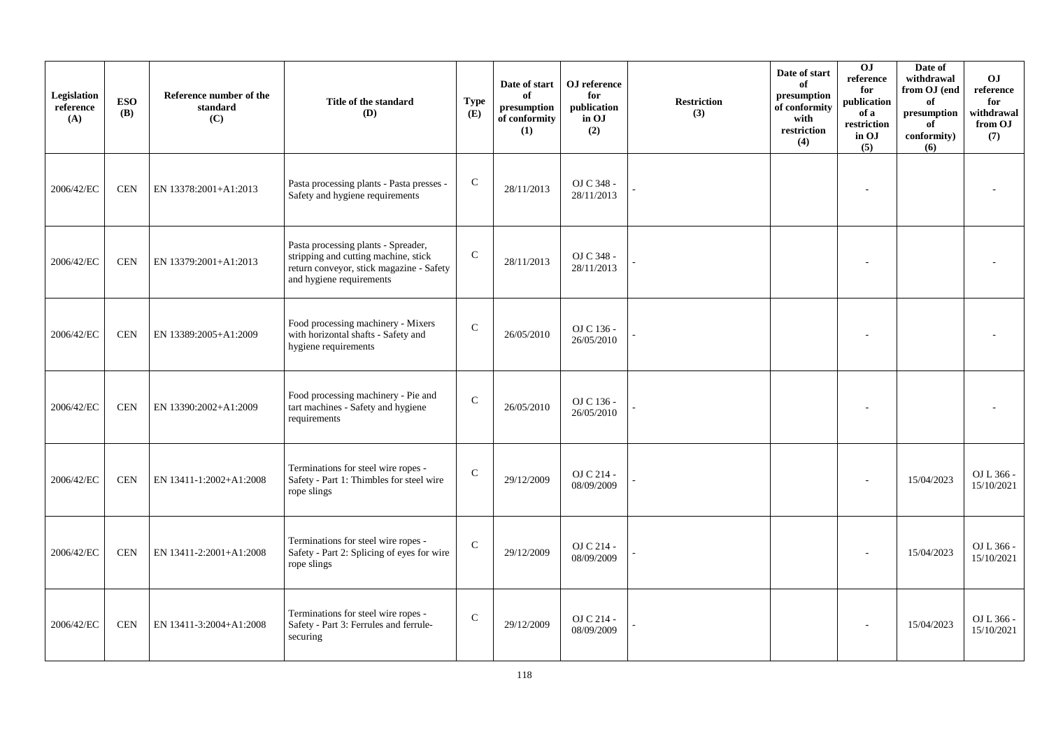| Legislation reference (A) | ESO (B) | Reference number of the standard (C) | Title of the standard (D) | Type (E) | Date of start of presumption of conformity (1) | OJ reference for publication in OJ (2) | Restriction (3) | Date of start of presumption of conformity with restriction (4) | OJ reference for publication of a restriction in OJ (5) | Date of withdrawal from OJ (end of presumption of conformity) (6) | OJ reference for withdrawal from OJ (7) |
|---|---|---|---|---|---|---|---|---|---|---|---|
| 2006/42/EC | CEN | EN 13378:2001+A1:2013 | Pasta processing plants - Pasta presses - Safety and hygiene requirements | C | 28/11/2013 | OJ C 348 - 28/11/2013 | - | | - | | - |
| 2006/42/EC | CEN | EN 13379:2001+A1:2013 | Pasta processing plants - Spreader, stripping and cutting machine, stick return conveyor, stick magazine - Safety and hygiene requirements | C | 28/11/2013 | OJ C 348 - 28/11/2013 | - | | - | | - |
| 2006/42/EC | CEN | EN 13389:2005+A1:2009 | Food processing machinery - Mixers with horizontal shafts - Safety and hygiene requirements | C | 26/05/2010 | OJ C 136 - 26/05/2010 | - | | - | | - |
| 2006/42/EC | CEN | EN 13390:2002+A1:2009 | Food processing machinery - Pie and tart machines - Safety and hygiene requirements | C | 26/05/2010 | OJ C 136 - 26/05/2010 | - | | - | | - |
| 2006/42/EC | CEN | EN 13411-1:2002+A1:2008 | Terminations for steel wire ropes - Safety - Part 1: Thimbles for steel wire rope slings | C | 29/12/2009 | OJ C 214 - 08/09/2009 | - | | - | 15/04/2023 | OJ L 366 - 15/10/2021 |
| 2006/42/EC | CEN | EN 13411-2:2001+A1:2008 | Terminations for steel wire ropes - Safety - Part 2: Splicing of eyes for wire rope slings | C | 29/12/2009 | OJ C 214 - 08/09/2009 | - | | - | 15/04/2023 | OJ L 366 - 15/10/2021 |
| 2006/42/EC | CEN | EN 13411-3:2004+A1:2008 | Terminations for steel wire ropes - Safety - Part 3: Ferrules and ferrule-securing | C | 29/12/2009 | OJ C 214 - 08/09/2009 | - | | - | 15/04/2023 | OJ L 366 - 15/10/2021 |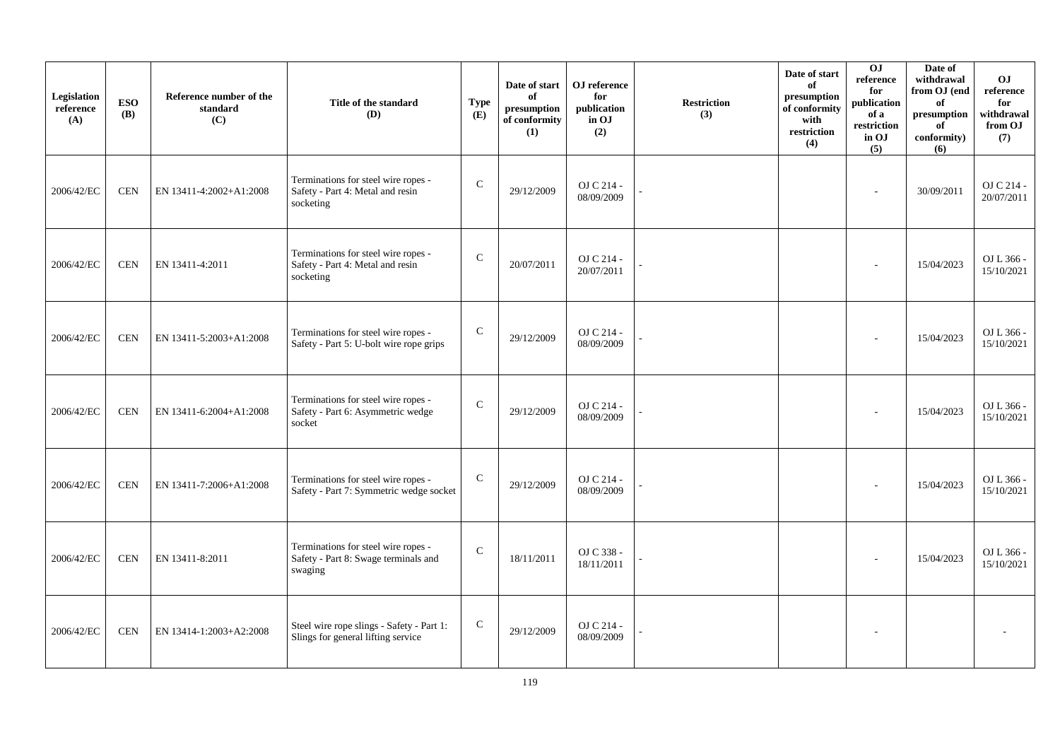| Legislation reference (A) | ESO (B) | Reference number of the standard (C) | Title of the standard (D) | Type (E) | Date of start of presumption of conformity (1) | OJ reference for publication in OJ (2) | Restriction (3) | Date of start of presumption of conformity with restriction (4) | OJ reference for publication of a restriction in OJ (5) | Date of withdrawal from OJ (end of presumption of conformity) (6) | OJ reference for withdrawal from OJ (7) |
|---|---|---|---|---|---|---|---|---|---|---|---|
| 2006/42/EC | CEN | EN 13411-4:2002+A1:2008 | Terminations for steel wire ropes - Safety - Part 4: Metal and resin socketing | C | 29/12/2009 | OJ C 214 - 08/09/2009 | - | | - | 30/09/2011 | OJ C 214 - 20/07/2011 |
| 2006/42/EC | CEN | EN 13411-4:2011 | Terminations for steel wire ropes - Safety - Part 4: Metal and resin socketing | C | 20/07/2011 | OJ C 214 - 20/07/2011 | - | | - | 15/04/2023 | OJ L 366 - 15/10/2021 |
| 2006/42/EC | CEN | EN 13411-5:2003+A1:2008 | Terminations for steel wire ropes - Safety - Part 5: U-bolt wire rope grips | C | 29/12/2009 | OJ C 214 - 08/09/2009 | - | | - | 15/04/2023 | OJ L 366 - 15/10/2021 |
| 2006/42/EC | CEN | EN 13411-6:2004+A1:2008 | Terminations for steel wire ropes - Safety - Part 6: Asymmetric wedge socket | C | 29/12/2009 | OJ C 214 - 08/09/2009 | - | | - | 15/04/2023 | OJ L 366 - 15/10/2021 |
| 2006/42/EC | CEN | EN 13411-7:2006+A1:2008 | Terminations for steel wire ropes - Safety - Part 7: Symmetric wedge socket | C | 29/12/2009 | OJ C 214 - 08/09/2009 | - | | - | 15/04/2023 | OJ L 366 - 15/10/2021 |
| 2006/42/EC | CEN | EN 13411-8:2011 | Terminations for steel wire ropes - Safety - Part 8: Swage terminals and swaging | C | 18/11/2011 | OJ C 338 - 18/11/2011 | - | | - | 15/04/2023 | OJ L 366 - 15/10/2021 |
| 2006/42/EC | CEN | EN 13414-1:2003+A2:2008 | Steel wire rope slings - Safety - Part 1: Slings for general lifting service | C | 29/12/2009 | OJ C 214 - 08/09/2009 | - | | - | | - |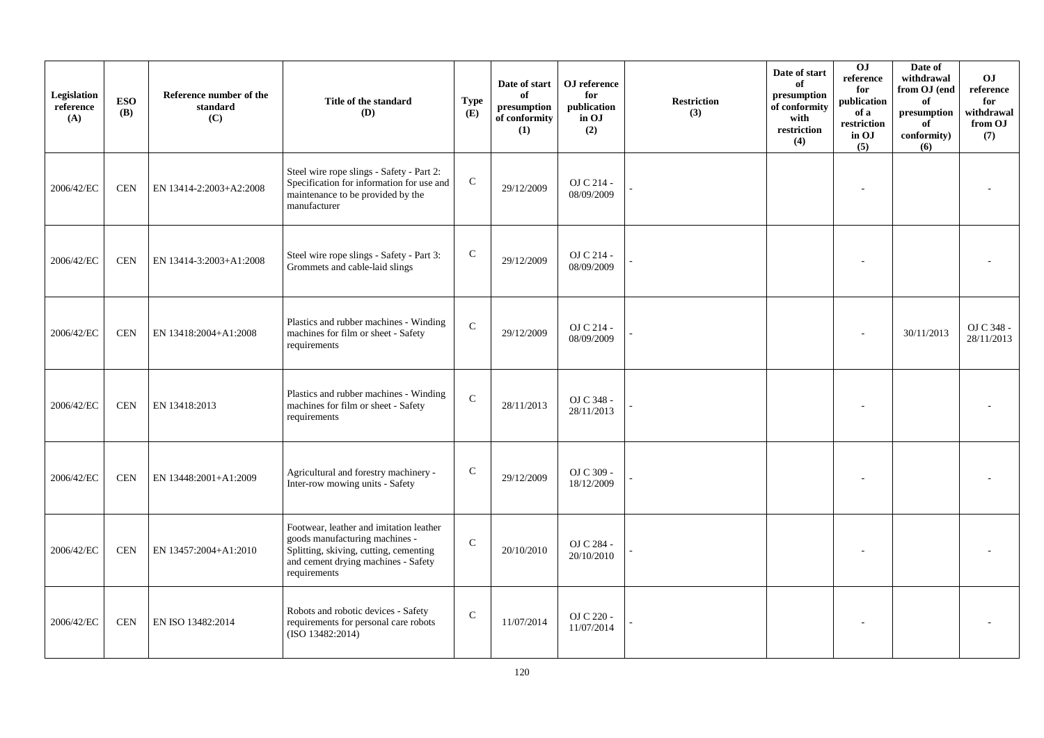| Legislation reference (A) | ESO (B) | Reference number of the standard (C) | Title of the standard (D) | Type (E) | Date of start of presumption of conformity (1) | OJ reference for publication in OJ (2) | Restriction (3) | Date of start of presumption of conformity with restriction (4) | OJ reference for publication of a restriction in OJ (5) | Date of withdrawal from OJ (end of presumption of conformity) (6) | OJ reference for withdrawal from OJ (7) |
|---|---|---|---|---|---|---|---|---|---|---|---|
| 2006/42/EC | CEN | EN 13414-2:2003+A2:2008 | Steel wire rope slings - Safety - Part 2: Specification for information for use and maintenance to be provided by the manufacturer | C | 29/12/2009 | OJ C 214 - 08/09/2009 | - | | - | | - |
| 2006/42/EC | CEN | EN 13414-3:2003+A1:2008 | Steel wire rope slings - Safety - Part 3: Grommets and cable-laid slings | C | 29/12/2009 | OJ C 214 - 08/09/2009 | - | | - | | - |
| 2006/42/EC | CEN | EN 13418:2004+A1:2008 | Plastics and rubber machines - Winding machines for film or sheet - Safety requirements | C | 29/12/2009 | OJ C 214 - 08/09/2009 | - | | - | 30/11/2013 | OJ C 348 - 28/11/2013 |
| 2006/42/EC | CEN | EN 13418:2013 | Plastics and rubber machines - Winding machines for film or sheet - Safety requirements | C | 28/11/2013 | OJ C 348 - 28/11/2013 | - | | - | | - |
| 2006/42/EC | CEN | EN 13448:2001+A1:2009 | Agricultural and forestry machinery - Inter-row mowing units - Safety | C | 29/12/2009 | OJ C 309 - 18/12/2009 | - | | - | | - |
| 2006/42/EC | CEN | EN 13457:2004+A1:2010 | Footwear, leather and imitation leather goods manufacturing machines - Splitting, skiving, cutting, cementing and cement drying machines - Safety requirements | C | 20/10/2010 | OJ C 284 - 20/10/2010 | - | | - | | - |
| 2006/42/EC | CEN | EN ISO 13482:2014 | Robots and robotic devices - Safety requirements for personal care robots (ISO 13482:2014) | C | 11/07/2014 | OJ C 220 - 11/07/2014 | - | | - | | - |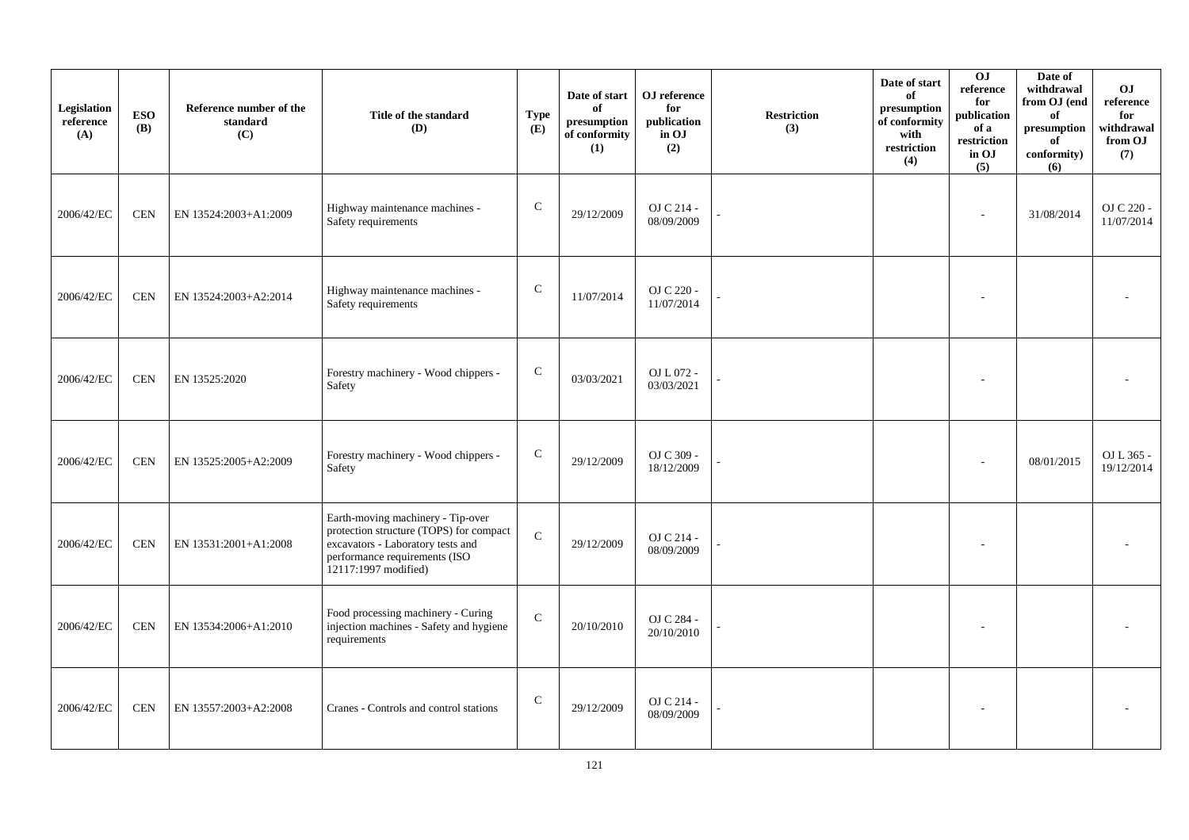| Legislation reference (A) | ESO (B) | Reference number of the standard (C) | Title of the standard (D) | Type (E) | Date of start of presumption of conformity (1) | OJ reference for publication in OJ (2) | Restriction (3) | Date of start of presumption of conformity with restriction (4) | OJ reference for publication of a restriction in OJ (5) | Date of withdrawal from OJ (end of presumption of conformity) (6) | OJ reference for withdrawal from OJ (7) |
|---|---|---|---|---|---|---|---|---|---|---|---|
| 2006/42/EC | CEN | EN 13524:2003+A1:2009 | Highway maintenance machines - Safety requirements | C | 29/12/2009 | OJ C 214 - 08/09/2009 | - | | - | 31/08/2014 | OJ C 220 - 11/07/2014 |
| 2006/42/EC | CEN | EN 13524:2003+A2:2014 | Highway maintenance machines - Safety requirements | C | 11/07/2014 | OJ C 220 - 11/07/2014 | - | | - | | - |
| 2006/42/EC | CEN | EN 13525:2020 | Forestry machinery - Wood chippers - Safety | C | 03/03/2021 | OJ L 072 - 03/03/2021 | - | | - | | - |
| 2006/42/EC | CEN | EN 13525:2005+A2:2009 | Forestry machinery - Wood chippers - Safety | C | 29/12/2009 | OJ C 309 - 18/12/2009 | - | | - | 08/01/2015 | OJ L 365 - 19/12/2014 |
| 2006/42/EC | CEN | EN 13531:2001+A1:2008 | Earth-moving machinery - Tip-over protection structure (TOPS) for compact excavators - Laboratory tests and performance requirements (ISO 12117:1997 modified) | C | 29/12/2009 | OJ C 214 - 08/09/2009 | - | | - | | - |
| 2006/42/EC | CEN | EN 13534:2006+A1:2010 | Food processing machinery - Curing injection machines - Safety and hygiene requirements | C | 20/10/2010 | OJ C 284 - 20/10/2010 | - | | - | | - |
| 2006/42/EC | CEN | EN 13557:2003+A2:2008 | Cranes - Controls and control stations | C | 29/12/2009 | OJ C 214 - 08/09/2009 | - | | - | | - |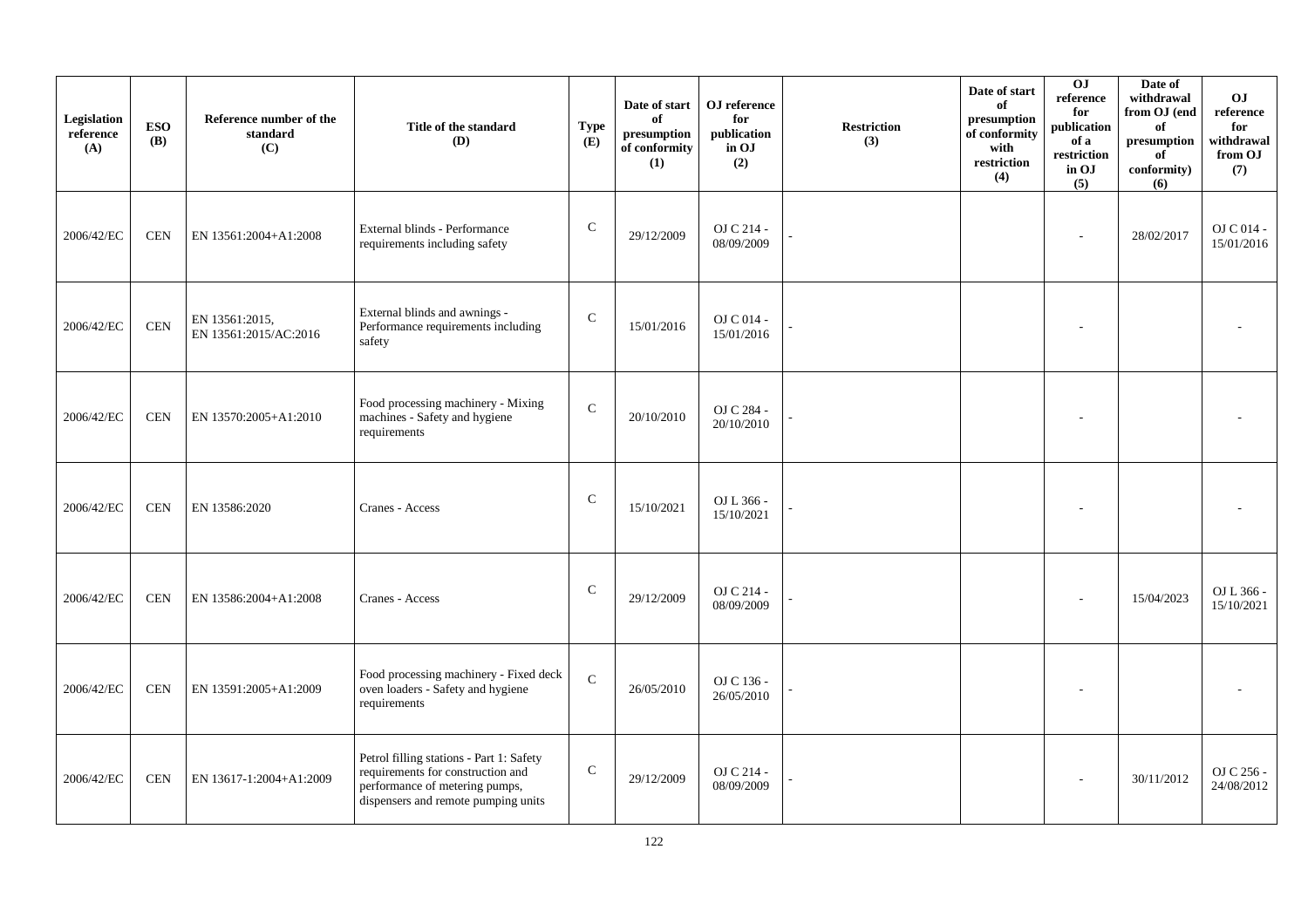| Legislation reference (A) | ESO (B) | Reference number of the standard (C) | Title of the standard (D) | Type (E) | Date of start of presumption of conformity (1) | OJ reference for publication in OJ (2) | Restriction (3) | Date of start of presumption of conformity with restriction (4) | OJ reference for publication of a restriction in OJ (5) | Date of withdrawal from OJ (end of presumption of conformity) (6) | OJ reference for withdrawal from OJ (7) |
|---|---|---|---|---|---|---|---|---|---|---|---|
| 2006/42/EC | CEN | EN 13561:2004+A1:2008 | External blinds - Performance requirements including safety | C | 29/12/2009 | OJ C 214 - 08/09/2009 | - | | - | 28/02/2017 | OJ C 014 - 15/01/2016 |
| 2006/42/EC | CEN | EN 13561:2015, EN 13561:2015/AC:2016 | External blinds and awnings - Performance requirements including safety | C | 15/01/2016 | OJ C 014 - 15/01/2016 | - | | - | | - |
| 2006/42/EC | CEN | EN 13570:2005+A1:2010 | Food processing machinery - Mixing machines - Safety and hygiene requirements | C | 20/10/2010 | OJ C 284 - 20/10/2010 | - | | - | | - |
| 2006/42/EC | CEN | EN 13586:2020 | Cranes - Access | C | 15/10/2021 | OJ L 366 - 15/10/2021 | - | | - | | - |
| 2006/42/EC | CEN | EN 13586:2004+A1:2008 | Cranes - Access | C | 29/12/2009 | OJ C 214 - 08/09/2009 | - | | - | 15/04/2023 | OJ L 366 - 15/10/2021 |
| 2006/42/EC | CEN | EN 13591:2005+A1:2009 | Food processing machinery - Fixed deck oven loaders - Safety and hygiene requirements | C | 26/05/2010 | OJ C 136 - 26/05/2010 | - | | - | | - |
| 2006/42/EC | CEN | EN 13617-1:2004+A1:2009 | Petrol filling stations - Part 1: Safety requirements for construction and performance of metering pumps, dispensers and remote pumping units | C | 29/12/2009 | OJ C 214 - 08/09/2009 | - | | - | 30/11/2012 | OJ C 256 - 24/08/2012 |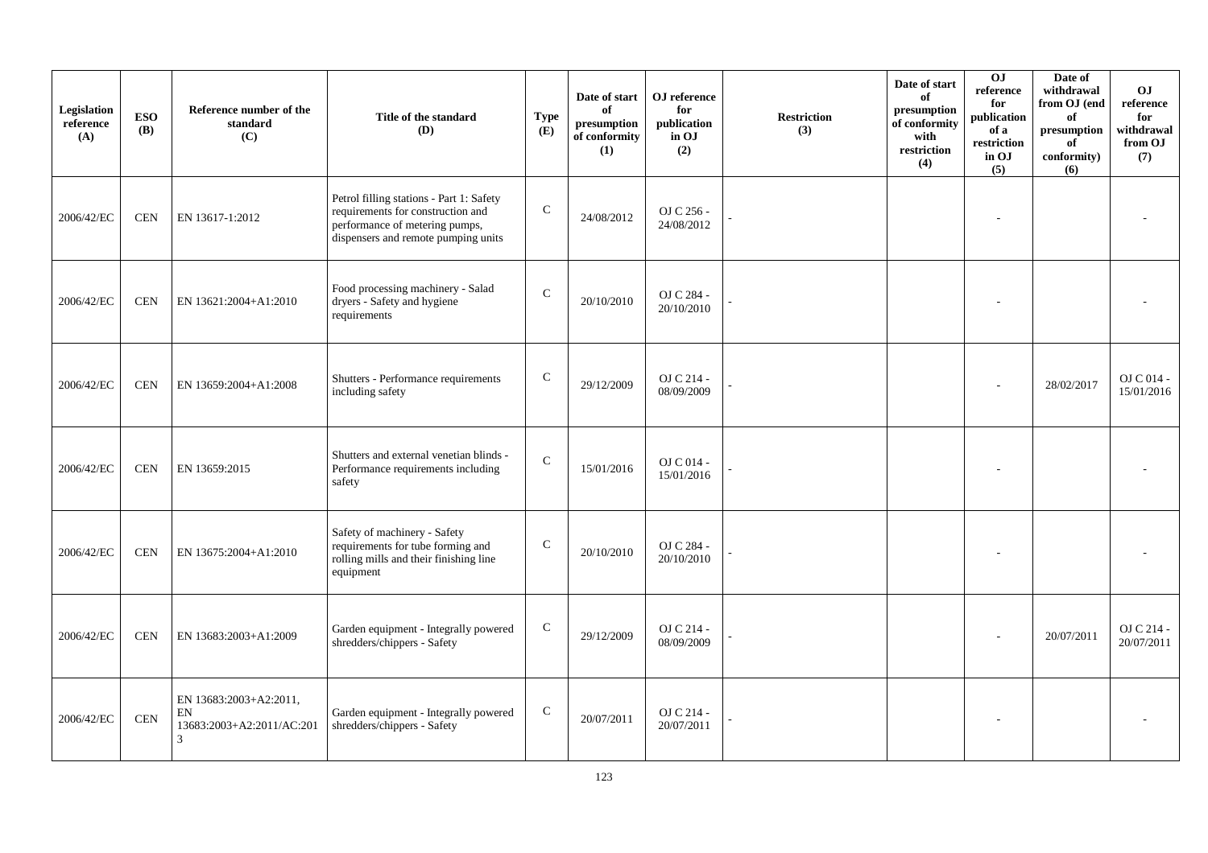| Legislation reference (A) | ESO (B) | Reference number of the standard (C) | Title of the standard (D) | Type (E) | Date of start of presumption of conformity (1) | OJ reference for publication in OJ (2) | Restriction (3) | Date of start of presumption of conformity with restriction (4) | OJ reference for publication of a restriction in OJ (5) | Date of withdrawal from OJ (end of presumption of conformity) (6) | OJ reference for withdrawal from OJ (7) |
|---|---|---|---|---|---|---|---|---|---|---|---|
| 2006/42/EC | CEN | EN 13617-1:2012 | Petrol filling stations - Part 1: Safety requirements for construction and performance of metering pumps, dispensers and remote pumping units | C | 24/08/2012 | OJ C 256 - 24/08/2012 | - | | - | | - |
| 2006/42/EC | CEN | EN 13621:2004+A1:2010 | Food processing machinery - Salad dryers - Safety and hygiene requirements | C | 20/10/2010 | OJ C 284 - 20/10/2010 | - | | - | | - |
| 2006/42/EC | CEN | EN 13659:2004+A1:2008 | Shutters - Performance requirements including safety | C | 29/12/2009 | OJ C 214 - 08/09/2009 | - | | - | 28/02/2017 | OJ C 014 - 15/01/2016 |
| 2006/42/EC | CEN | EN 13659:2015 | Shutters and external venetian blinds - Performance requirements including safety | C | 15/01/2016 | OJ C 014 - 15/01/2016 | - | | - | | - |
| 2006/42/EC | CEN | EN 13675:2004+A1:2010 | Safety of machinery - Safety requirements for tube forming and rolling mills and their finishing line equipment | C | 20/10/2010 | OJ C 284 - 20/10/2010 | - | | - | | - |
| 2006/42/EC | CEN | EN 13683:2003+A1:2009 | Garden equipment - Integrally powered shredders/chippers - Safety | C | 29/12/2009 | OJ C 214 - 08/09/2009 | - | | - | 20/07/2011 | OJ C 214 - 20/07/2011 |
| 2006/42/EC | CEN | EN 13683:2003+A2:2011, EN 13683:2003+A2:2011/AC:2013 | Garden equipment - Integrally powered shredders/chippers - Safety | C | 20/07/2011 | OJ C 214 - 20/07/2011 | - | | - | | - |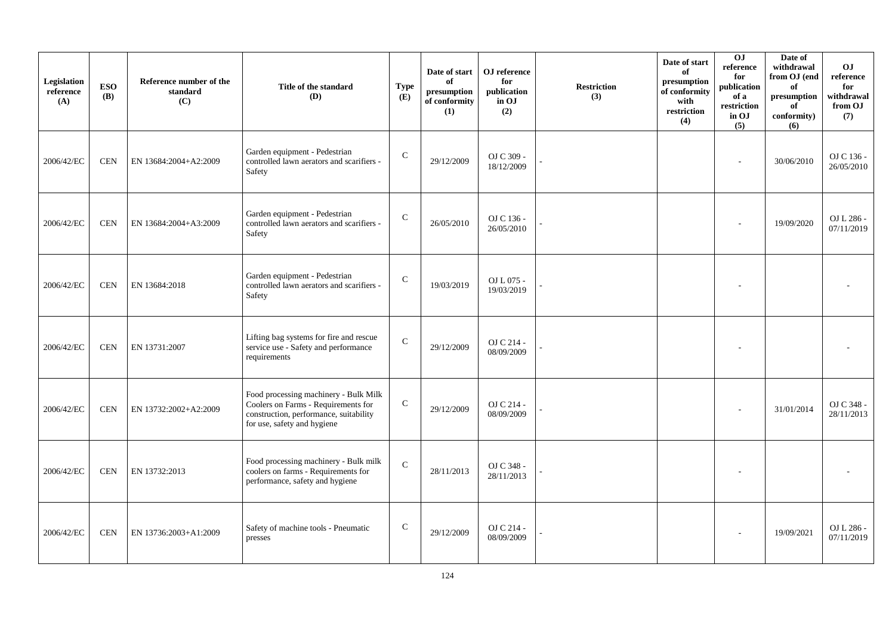| Legislation reference (A) | ESO (B) | Reference number of the standard (C) | Title of the standard (D) | Type (E) | Date of start of presumption of conformity (1) | OJ reference for publication in OJ (2) | Restriction (3) | Date of start of presumption of conformity with restriction (4) | OJ reference for publication of a restriction in OJ (5) | Date of withdrawal from OJ (end of presumption of conformity) (6) | OJ reference for withdrawal from OJ (7) |
|---|---|---|---|---|---|---|---|---|---|---|---|
| 2006/42/EC | CEN | EN 13684:2004+A2:2009 | Garden equipment - Pedestrian controlled lawn aerators and scarifiers - Safety | C | 29/12/2009 | OJ C 309 - 18/12/2009 | - | | - | 30/06/2010 | OJ C 136 - 26/05/2010 |
| 2006/42/EC | CEN | EN 13684:2004+A3:2009 | Garden equipment - Pedestrian controlled lawn aerators and scarifiers - Safety | C | 26/05/2010 | OJ C 136 - 26/05/2010 | - | | - | 19/09/2020 | OJ L 286 - 07/11/2019 |
| 2006/42/EC | CEN | EN 13684:2018 | Garden equipment - Pedestrian controlled lawn aerators and scarifiers - Safety | C | 19/03/2019 | OJ L 075 - 19/03/2019 | - | | - | | - |
| 2006/42/EC | CEN | EN 13731:2007 | Lifting bag systems for fire and rescue service use - Safety and performance requirements | C | 29/12/2009 | OJ C 214 - 08/09/2009 | - | | - | | - |
| 2006/42/EC | CEN | EN 13732:2002+A2:2009 | Food processing machinery - Bulk Milk Coolers on Farms - Requirements for construction, performance, suitability for use, safety and hygiene | C | 29/12/2009 | OJ C 214 - 08/09/2009 | - | | - | 31/01/2014 | OJ C 348 - 28/11/2013 |
| 2006/42/EC | CEN | EN 13732:2013 | Food processing machinery - Bulk milk coolers on farms - Requirements for performance, safety and hygiene | C | 28/11/2013 | OJ C 348 - 28/11/2013 | - | | - | | - |
| 2006/42/EC | CEN | EN 13736:2003+A1:2009 | Safety of machine tools - Pneumatic presses | C | 29/12/2009 | OJ C 214 - 08/09/2009 | - | | - | 19/09/2021 | OJ L 286 - 07/11/2019 |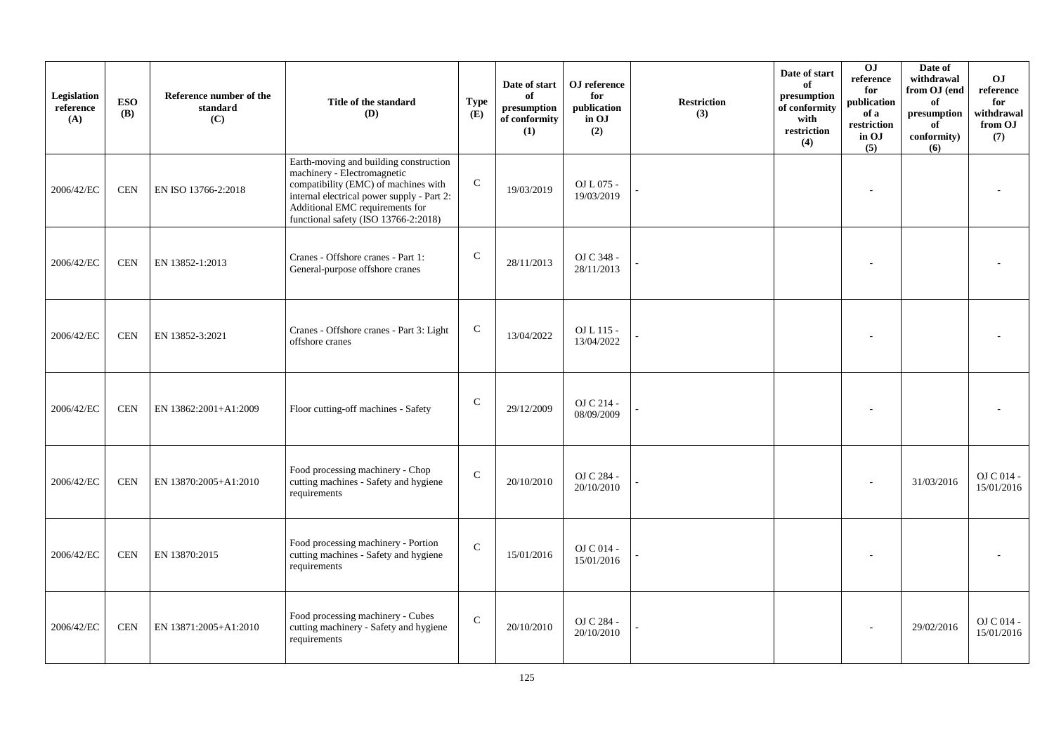| Legislation reference (A) | ESO (B) | Reference number of the standard (C) | Title of the standard (D) | Type (E) | Date of start of presumption of conformity (1) | OJ reference for publication in OJ (2) | Restriction (3) | Date of start of presumption of conformity with restriction (4) | OJ reference for publication of a restriction in OJ (5) | Date of withdrawal from OJ (end of presumption of conformity) (6) | OJ reference for withdrawal from OJ (7) |
|---|---|---|---|---|---|---|---|---|---|---|---|
| 2006/42/EC | CEN | EN ISO 13766-2:2018 | Earth-moving and building construction machinery - Electromagnetic compatibility (EMC) of machines with internal electrical power supply - Part 2: Additional EMC requirements for functional safety (ISO 13766-2:2018) | C | 19/03/2019 | OJ L 075 - 19/03/2019 | - | | - | | - |
| 2006/42/EC | CEN | EN 13852-1:2013 | Cranes - Offshore cranes - Part 1: General-purpose offshore cranes | C | 28/11/2013 | OJ C 348 - 28/11/2013 | - | | - | | - |
| 2006/42/EC | CEN | EN 13852-3:2021 | Cranes - Offshore cranes - Part 3: Light offshore cranes | C | 13/04/2022 | OJ L 115 - 13/04/2022 | - | | - | | - |
| 2006/42/EC | CEN | EN 13862:2001+A1:2009 | Floor cutting-off machines - Safety | C | 29/12/2009 | OJ C 214 - 08/09/2009 | - | | - | | - |
| 2006/42/EC | CEN | EN 13870:2005+A1:2010 | Food processing machinery - Chop cutting machines - Safety and hygiene requirements | C | 20/10/2010 | OJ C 284 - 20/10/2010 | - | | - | 31/03/2016 | OJ C 014 - 15/01/2016 |
| 2006/42/EC | CEN | EN 13870:2015 | Food processing machinery - Portion cutting machines - Safety and hygiene requirements | C | 15/01/2016 | OJ C 014 - 15/01/2016 | - | | - | | - |
| 2006/42/EC | CEN | EN 13871:2005+A1:2010 | Food processing machinery - Cubes cutting machinery - Safety and hygiene requirements | C | 20/10/2010 | OJ C 284 - 20/10/2010 | - | | - | 29/02/2016 | OJ C 014 - 15/01/2016 |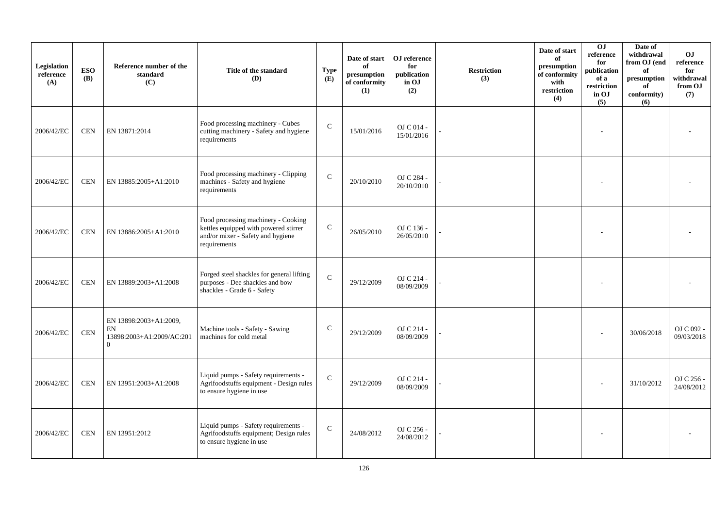| Legislation reference (A) | ESO (B) | Reference number of the standard (C) | Title of the standard (D) | Type (E) | Date of start of presumption of conformity (1) | OJ reference for publication in OJ (2) | Restriction (3) | Date of start of presumption of conformity with restriction (4) | OJ reference for publication of a restriction in OJ (5) | Date of withdrawal from OJ (end of presumption of conformity) (6) | OJ reference for withdrawal from OJ (7) |
|---|---|---|---|---|---|---|---|---|---|---|---|
| 2006/42/EC | CEN | EN 13871:2014 | Food processing machinery - Cubes cutting machinery - Safety and hygiene requirements | C | 15/01/2016 | OJ C 014 - 15/01/2016 | - | | - | | - |
| 2006/42/EC | CEN | EN 13885:2005+A1:2010 | Food processing machinery - Clipping machines - Safety and hygiene requirements | C | 20/10/2010 | OJ C 284 - 20/10/2010 | - | | - | | - |
| 2006/42/EC | CEN | EN 13886:2005+A1:2010 | Food processing machinery - Cooking kettles equipped with powered stirrer and/or mixer - Safety and hygiene requirements | C | 26/05/2010 | OJ C 136 - 26/05/2010 | - | | - | | - |
| 2006/42/EC | CEN | EN 13889:2003+A1:2008 | Forged steel shackles for general lifting purposes - Dee shackles and bow shackles - Grade 6 - Safety | C | 29/12/2009 | OJ C 214 - 08/09/2009 | - | | - | | - |
| 2006/42/EC | CEN | EN 13898:2003+A1:2009, EN 13898:2003+A1:2009/AC:2010 | Machine tools - Safety - Sawing machines for cold metal | C | 29/12/2009 | OJ C 214 - 08/09/2009 | - | | - | 30/06/2018 | OJ C 092 - 09/03/2018 |
| 2006/42/EC | CEN | EN 13951:2003+A1:2008 | Liquid pumps - Safety requirements - Agrifoodstuffs equipment - Design rules to ensure hygiene in use | C | 29/12/2009 | OJ C 214 - 08/09/2009 | - | | - | 31/10/2012 | OJ C 256 - 24/08/2012 |
| 2006/42/EC | CEN | EN 13951:2012 | Liquid pumps - Safety requirements - Agrifoodstuffs equipment; Design rules to ensure hygiene in use | C | 24/08/2012 | OJ C 256 - 24/08/2012 | - | | - | | - |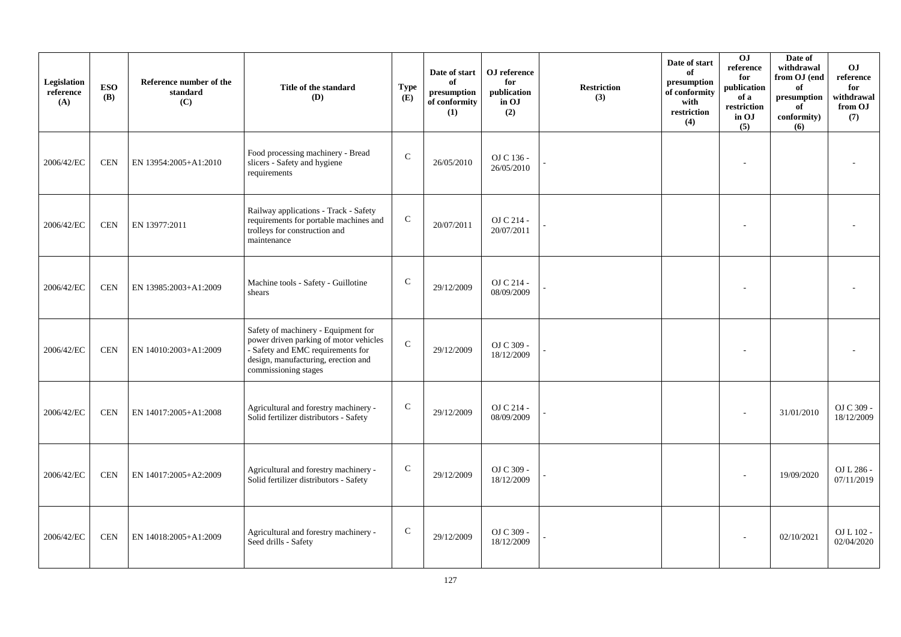| Legislation reference (A) | ESO (B) | Reference number of the standard (C) | Title of the standard (D) | Type (E) | Date of start of presumption of conformity (1) | OJ reference for publication in OJ (2) | Restriction (3) | Date of start of presumption of conformity with restriction (4) | OJ reference for publication of a restriction in OJ (5) | Date of withdrawal from OJ (end of presumption of conformity) (6) | OJ reference for withdrawal from OJ (7) |
|---|---|---|---|---|---|---|---|---|---|---|---|
| 2006/42/EC | CEN | EN 13954:2005+A1:2010 | Food processing machinery - Bread slicers - Safety and hygiene requirements | C | 26/05/2010 | OJ C 136 - 26/05/2010 | - | | - | | - |
| 2006/42/EC | CEN | EN 13977:2011 | Railway applications - Track - Safety requirements for portable machines and trolleys for construction and maintenance | C | 20/07/2011 | OJ C 214 - 20/07/2011 | - | | - | | - |
| 2006/42/EC | CEN | EN 13985:2003+A1:2009 | Machine tools - Safety - Guillotine shears | C | 29/12/2009 | OJ C 214 - 08/09/2009 | - | | - | | - |
| 2006/42/EC | CEN | EN 14010:2003+A1:2009 | Safety of machinery - Equipment for power driven parking of motor vehicles - Safety and EMC requirements for design, manufacturing, erection and commissioning stages | C | 29/12/2009 | OJ C 309 - 18/12/2009 | - | | - | | - |
| 2006/42/EC | CEN | EN 14017:2005+A1:2008 | Agricultural and forestry machinery - Solid fertilizer distributors - Safety | C | 29/12/2009 | OJ C 214 - 08/09/2009 | - | | - | 31/01/2010 | OJ C 309 - 18/12/2009 |
| 2006/42/EC | CEN | EN 14017:2005+A2:2009 | Agricultural and forestry machinery - Solid fertilizer distributors - Safety | C | 29/12/2009 | OJ C 309 - 18/12/2009 | - | | - | 19/09/2020 | OJ L 286 - 07/11/2019 |
| 2006/42/EC | CEN | EN 14018:2005+A1:2009 | Agricultural and forestry machinery - Seed drills - Safety | C | 29/12/2009 | OJ C 309 - 18/12/2009 | - | | - | 02/10/2021 | OJ L 102 - 02/04/2020 |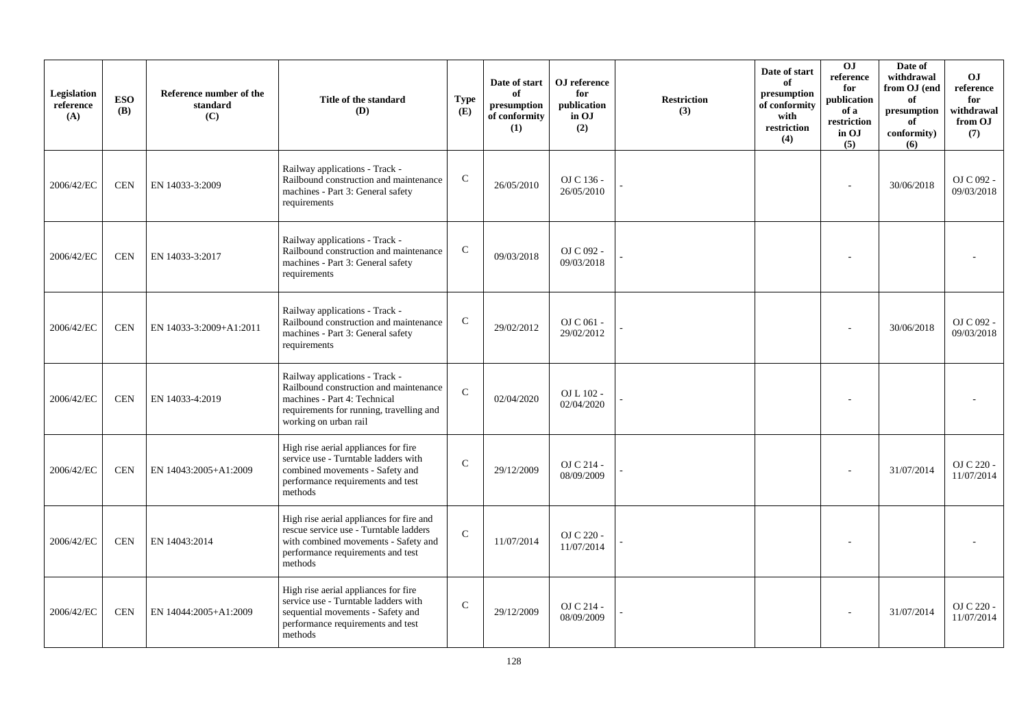| Legislation reference (A) | ESO (B) | Reference number of the standard (C) | Title of the standard (D) | Type (E) | Date of start of presumption of conformity (1) | OJ reference for publication in OJ (2) | Restriction (3) | Date of start of presumption of conformity with restriction (4) | OJ reference for publication of a restriction in OJ (5) | Date of withdrawal from OJ (end of presumption of conformity) (6) | OJ reference for withdrawal from OJ (7) |
|---|---|---|---|---|---|---|---|---|---|---|---|
| 2006/42/EC | CEN | EN 14033-3:2009 | Railway applications - Track - Railbound construction and maintenance machines - Part 3: General safety requirements | C | 26/05/2010 | OJ C 136 - 26/05/2010 | - | | - | 30/06/2018 | OJ C 092 - 09/03/2018 |
| 2006/42/EC | CEN | EN 14033-3:2017 | Railway applications - Track - Railbound construction and maintenance machines - Part 3: General safety requirements | C | 09/03/2018 | OJ C 092 - 09/03/2018 | - | | - | | - |
| 2006/42/EC | CEN | EN 14033-3:2009+A1:2011 | Railway applications - Track - Railbound construction and maintenance machines - Part 3: General safety requirements | C | 29/02/2012 | OJ C 061 - 29/02/2012 | - | | - | 30/06/2018 | OJ C 092 - 09/03/2018 |
| 2006/42/EC | CEN | EN 14033-4:2019 | Railway applications - Track - Railbound construction and maintenance machines - Part 4: Technical requirements for running, travelling and working on urban rail | C | 02/04/2020 | OJ L 102 - 02/04/2020 | - | | - | | - |
| 2006/42/EC | CEN | EN 14043:2005+A1:2009 | High rise aerial appliances for fire service use - Turntable ladders with combined movements - Safety and performance requirements and test methods | C | 29/12/2009 | OJ C 214 - 08/09/2009 | - | | - | 31/07/2014 | OJ C 220 - 11/07/2014 |
| 2006/42/EC | CEN | EN 14043:2014 | High rise aerial appliances for fire and rescue service use - Turntable ladders with combined movements - Safety and performance requirements and test methods | C | 11/07/2014 | OJ C 220 - 11/07/2014 | - | | - | | - |
| 2006/42/EC | CEN | EN 14044:2005+A1:2009 | High rise aerial appliances for fire service use - Turntable ladders with sequential movements - Safety and performance requirements and test methods | C | 29/12/2009 | OJ C 214 - 08/09/2009 | - | | - | 31/07/2014 | OJ C 220 - 11/07/2014 |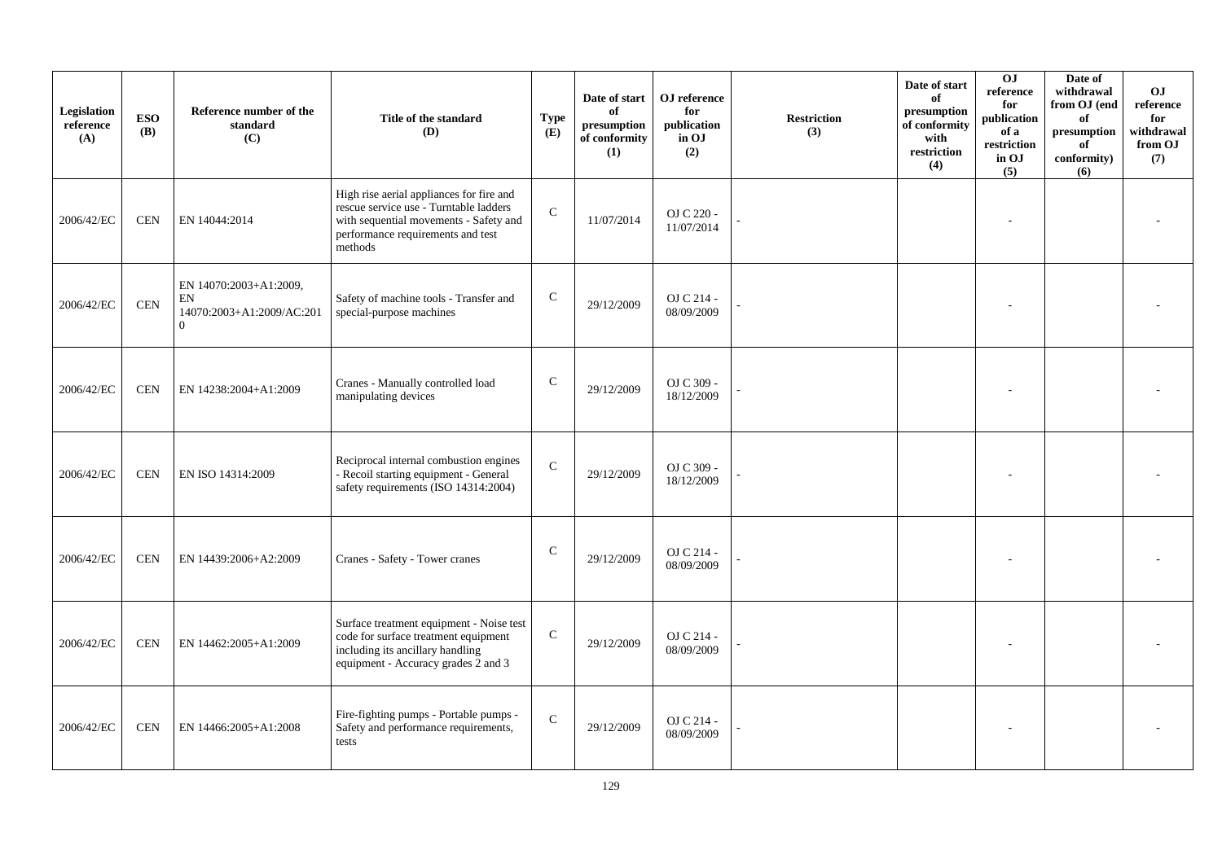| Legislation reference (A) | ESO (B) | Reference number of the standard (C) | Title of the standard (D) | Type (E) | Date of start of presumption of conformity (1) | OJ reference for publication in OJ (2) | Restriction (3) | Date of start of presumption of conformity with restriction (4) | OJ reference for publication of a restriction in OJ (5) | Date of withdrawal from OJ (end of presumption of conformity) (6) | OJ reference for withdrawal from OJ (7) |
|---|---|---|---|---|---|---|---|---|---|---|---|
| 2006/42/EC | CEN | EN 14044:2014 | High rise aerial appliances for fire and rescue service use - Turntable ladders with sequential movements - Safety and performance requirements and test methods | C | 11/07/2014 | OJ C 220 - 11/07/2014 | - | | - | | - |
| 2006/42/EC | CEN | EN 14070:2003+A1:2009, EN 14070:2003+A1:2009/AC:2010 | Safety of machine tools - Transfer and special-purpose machines | C | 29/12/2009 | OJ C 214 - 08/09/2009 | - | | - | | - |
| 2006/42/EC | CEN | EN 14238:2004+A1:2009 | Cranes - Manually controlled load manipulating devices | C | 29/12/2009 | OJ C 309 - 18/12/2009 | - | | - | | - |
| 2006/42/EC | CEN | EN ISO 14314:2009 | Reciprocal internal combustion engines - Recoil starting equipment - General safety requirements (ISO 14314:2004) | C | 29/12/2009 | OJ C 309 - 18/12/2009 | - | | - | | - |
| 2006/42/EC | CEN | EN 14439:2006+A2:2009 | Cranes - Safety - Tower cranes | C | 29/12/2009 | OJ C 214 - 08/09/2009 | - | | - | | - |
| 2006/42/EC | CEN | EN 14462:2005+A1:2009 | Surface treatment equipment - Noise test code for surface treatment equipment including its ancillary handling equipment - Accuracy grades 2 and 3 | C | 29/12/2009 | OJ C 214 - 08/09/2009 | - | | - | | - |
| 2006/42/EC | CEN | EN 14466:2005+A1:2008 | Fire-fighting pumps - Portable pumps - Safety and performance requirements, tests | C | 29/12/2009 | OJ C 214 - 08/09/2009 | - | | - | | - |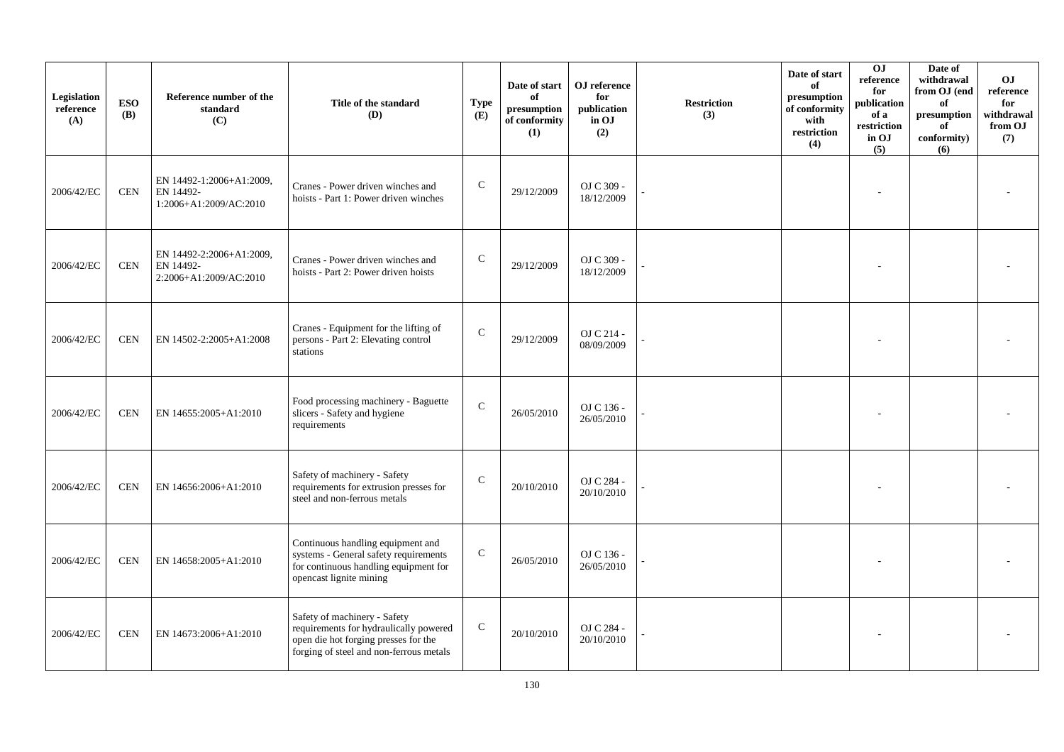| Legislation reference (A) | ESO (B) | Reference number of the standard (C) | Title of the standard (D) | Type (E) | Date of start of presumption of conformity (1) | OJ reference for publication in OJ (2) | Restriction (3) | Date of start of presumption of conformity with restriction (4) | OJ reference for publication of a restriction in OJ (5) | Date of withdrawal from OJ (end of presumption of conformity) (6) | OJ reference for withdrawal from OJ (7) |
|---|---|---|---|---|---|---|---|---|---|---|---|
| 2006/42/EC | CEN | EN 14492-1:2006+A1:2009, EN 14492-1:2006+A1:2009/AC:2010 | Cranes - Power driven winches and hoists - Part 1: Power driven winches | C | 29/12/2009 | OJ C 309 - 18/12/2009 | - | | - | | - |
| 2006/42/EC | CEN | EN 14492-2:2006+A1:2009, EN 14492-2:2006+A1:2009/AC:2010 | Cranes - Power driven winches and hoists - Part 2: Power driven hoists | C | 29/12/2009 | OJ C 309 - 18/12/2009 | - | | - | | - |
| 2006/42/EC | CEN | EN 14502-2:2005+A1:2008 | Cranes - Equipment for the lifting of persons - Part 2: Elevating control stations | C | 29/12/2009 | OJ C 214 - 08/09/2009 | - | | - | | - |
| 2006/42/EC | CEN | EN 14655:2005+A1:2010 | Food processing machinery - Baguette slicers - Safety and hygiene requirements | C | 26/05/2010 | OJ C 136 - 26/05/2010 | - | | - | | - |
| 2006/42/EC | CEN | EN 14656:2006+A1:2010 | Safety of machinery - Safety requirements for extrusion presses for steel and non-ferrous metals | C | 20/10/2010 | OJ C 284 - 20/10/2010 | - | | - | | - |
| 2006/42/EC | CEN | EN 14658:2005+A1:2010 | Continuous handling equipment and systems - General safety requirements for continuous handling equipment for opencast lignite mining | C | 26/05/2010 | OJ C 136 - 26/05/2010 | - | | - | | - |
| 2006/42/EC | CEN | EN 14673:2006+A1:2010 | Safety of machinery - Safety requirements for hydraulically powered open die hot forging presses for the forging of steel and non-ferrous metals | C | 20/10/2010 | OJ C 284 - 20/10/2010 | - | | - | | - |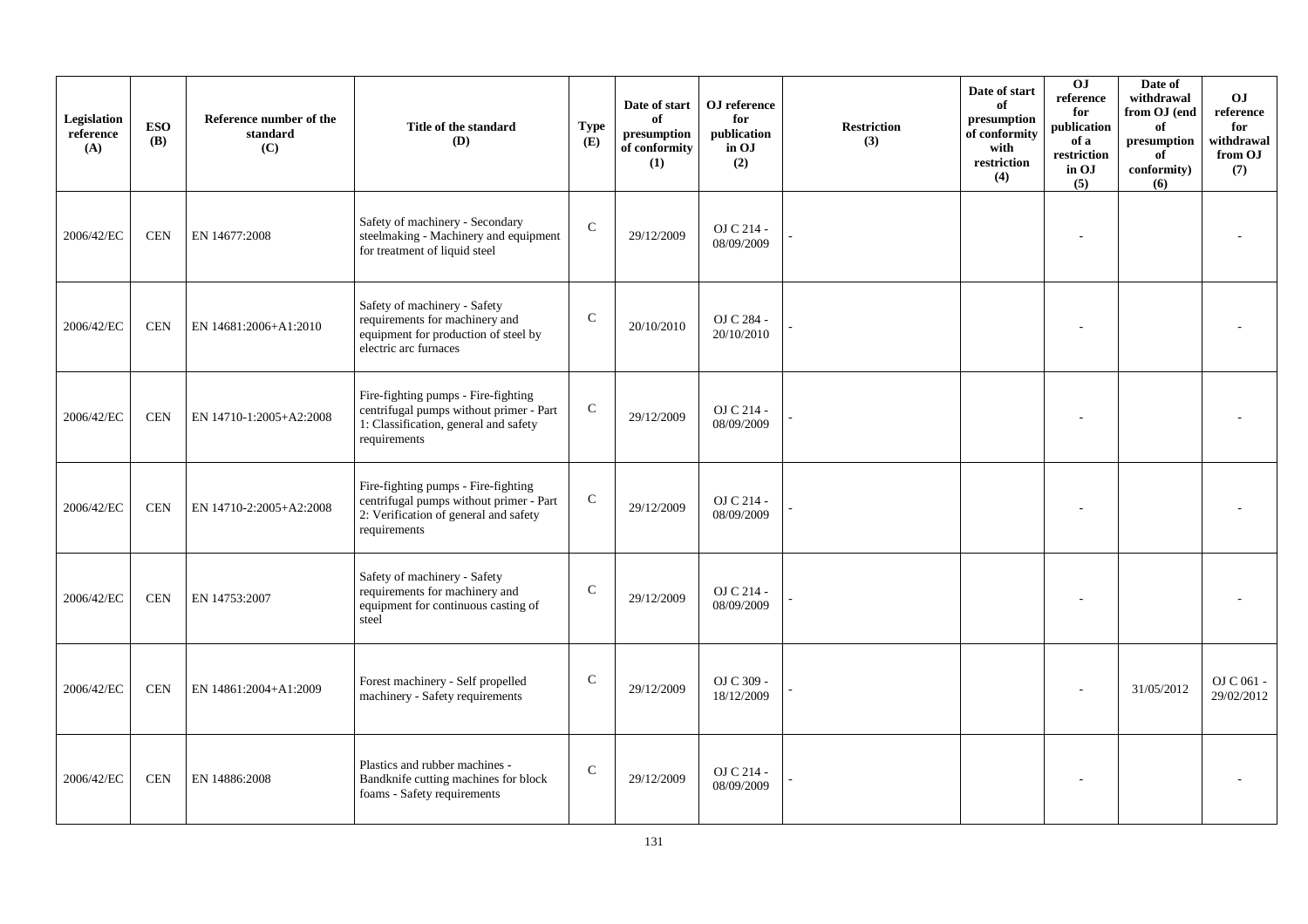| Legislation reference (A) | ESO (B) | Reference number of the standard (C) | Title of the standard (D) | Type (E) | Date of start of presumption of conformity (1) | OJ reference for publication in OJ (2) | Restriction (3) | Date of start of presumption of conformity with restriction (4) | OJ reference for publication of a restriction in OJ (5) | Date of withdrawal from OJ (end of presumption of conformity) (6) | OJ reference for withdrawal from OJ (7) |
|---|---|---|---|---|---|---|---|---|---|---|---|
| 2006/42/EC | CEN | EN 14677:2008 | Safety of machinery - Secondary steelmaking - Machinery and equipment for treatment of liquid steel | C | 29/12/2009 | OJ C 214 - 08/09/2009 | - | | - | | - |
| 2006/42/EC | CEN | EN 14681:2006+A1:2010 | Safety of machinery - Safety requirements for machinery and equipment for production of steel by electric arc furnaces | C | 20/10/2010 | OJ C 284 - 20/10/2010 | - | | - | | - |
| 2006/42/EC | CEN | EN 14710-1:2005+A2:2008 | Fire-fighting pumps - Fire-fighting centrifugal pumps without primer - Part 1: Classification, general and safety requirements | C | 29/12/2009 | OJ C 214 - 08/09/2009 | - | | - | | - |
| 2006/42/EC | CEN | EN 14710-2:2005+A2:2008 | Fire-fighting pumps - Fire-fighting centrifugal pumps without primer - Part 2: Verification of general and safety requirements | C | 29/12/2009 | OJ C 214 - 08/09/2009 | - | | - | | - |
| 2006/42/EC | CEN | EN 14753:2007 | Safety of machinery - Safety requirements for machinery and equipment for continuous casting of steel | C | 29/12/2009 | OJ C 214 - 08/09/2009 | - | | - | | - |
| 2006/42/EC | CEN | EN 14861:2004+A1:2009 | Forest machinery - Self propelled machinery - Safety requirements | C | 29/12/2009 | OJ C 309 - 18/12/2009 | - | | - | 31/05/2012 | OJ C 061 - 29/02/2012 |
| 2006/42/EC | CEN | EN 14886:2008 | Plastics and rubber machines - Bandknife cutting machines for block foams - Safety requirements | C | 29/12/2009 | OJ C 214 - 08/09/2009 | - | | - | | - |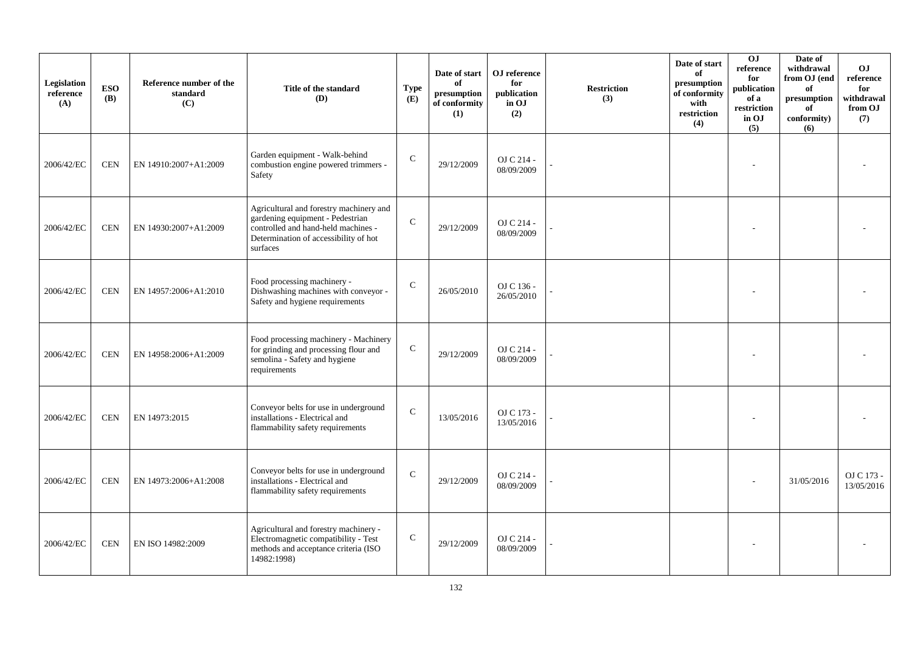| Legislation reference (A) | ESO (B) | Reference number of the standard (C) | Title of the standard (D) | Type (E) | Date of start of presumption of conformity (1) | OJ reference for publication in OJ (2) | Restriction (3) | Date of start of presumption of conformity with restriction (4) | OJ reference for publication of a restriction in OJ (5) | Date of withdrawal from OJ (end of presumption of conformity) (6) | OJ reference for withdrawal from OJ (7) |
|---|---|---|---|---|---|---|---|---|---|---|---|
| 2006/42/EC | CEN | EN 14910:2007+A1:2009 | Garden equipment - Walk-behind combustion engine powered trimmers - Safety | C | 29/12/2009 | OJ C 214 - 08/09/2009 | - | | - | | - |
| 2006/42/EC | CEN | EN 14930:2007+A1:2009 | Agricultural and forestry machinery and gardening equipment - Pedestrian controlled and hand-held machines - Determination of accessibility of hot surfaces | C | 29/12/2009 | OJ C 214 - 08/09/2009 | - | | - | | - |
| 2006/42/EC | CEN | EN 14957:2006+A1:2010 | Food processing machinery - Dishwashing machines with conveyor - Safety and hygiene requirements | C | 26/05/2010 | OJ C 136 - 26/05/2010 | - | | - | | - |
| 2006/42/EC | CEN | EN 14958:2006+A1:2009 | Food processing machinery - Machinery for grinding and processing flour and semolina - Safety and hygiene requirements | C | 29/12/2009 | OJ C 214 - 08/09/2009 | - | | - | | - |
| 2006/42/EC | CEN | EN 14973:2015 | Conveyor belts for use in underground installations - Electrical and flammability safety requirements | C | 13/05/2016 | OJ C 173 - 13/05/2016 | - | | - | | - |
| 2006/42/EC | CEN | EN 14973:2006+A1:2008 | Conveyor belts for use in underground installations - Electrical and flammability safety requirements | C | 29/12/2009 | OJ C 214 - 08/09/2009 | - | | - | 31/05/2016 | OJ C 173 - 13/05/2016 |
| 2006/42/EC | CEN | EN ISO 14982:2009 | Agricultural and forestry machinery - Electromagnetic compatibility - Test methods and acceptance criteria (ISO 14982:1998) | C | 29/12/2009 | OJ C 214 - 08/09/2009 | - | | - | | - |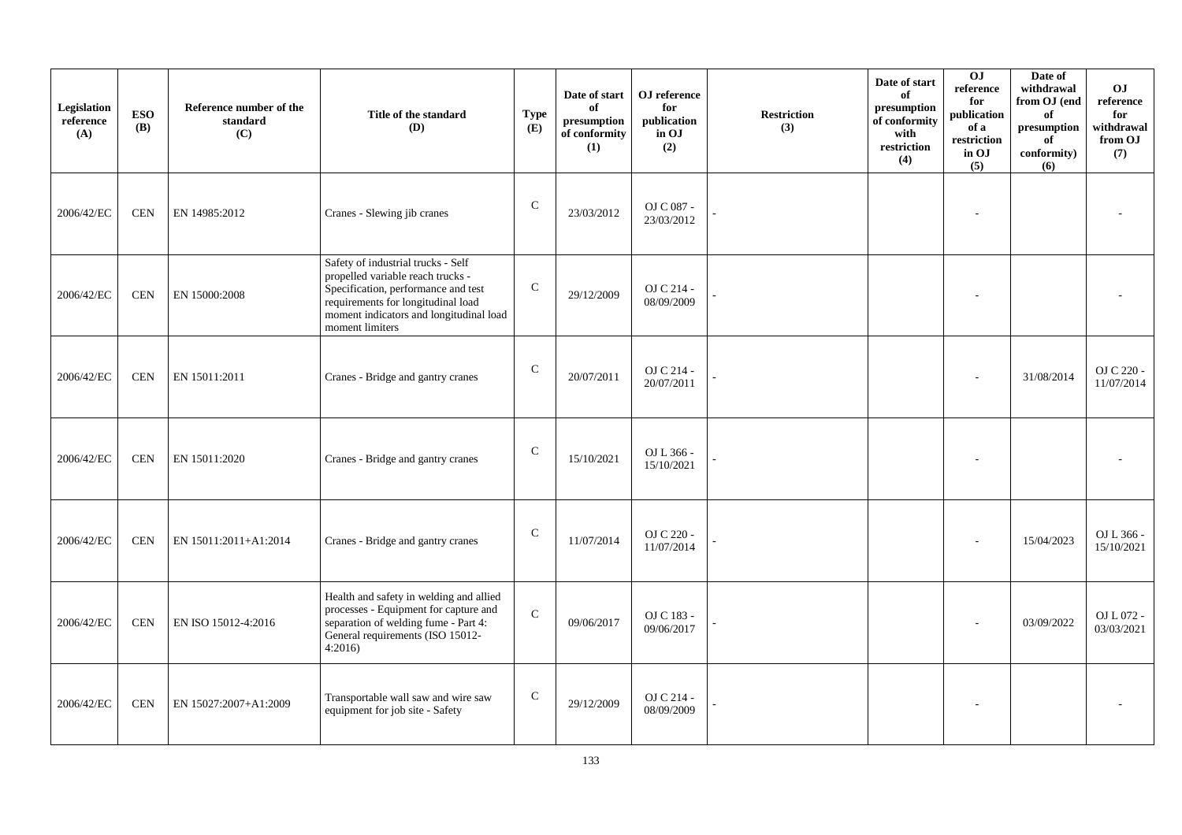| Legislation reference (A) | ESO (B) | Reference number of the standard (C) | Title of the standard (D) | Type (E) | Date of start of presumption of conformity (1) | OJ reference for publication in OJ (2) | Restriction (3) | Date of start of presumption of conformity with restriction (4) | OJ reference for publication of a restriction in OJ (5) | Date of withdrawal from OJ (end of presumption of conformity) (6) | OJ reference for withdrawal from OJ (7) |
|---|---|---|---|---|---|---|---|---|---|---|---|
| 2006/42/EC | CEN | EN 14985:2012 | Cranes - Slewing jib cranes | C | 23/03/2012 | OJ C 087 - 23/03/2012 | - | | - | | - |
| 2006/42/EC | CEN | EN 15000:2008 | Safety of industrial trucks - Self propelled variable reach trucks - Specification, performance and test requirements for longitudinal load moment indicators and longitudinal load moment limiters | C | 29/12/2009 | OJ C 214 - 08/09/2009 | - | | - | | - |
| 2006/42/EC | CEN | EN 15011:2011 | Cranes - Bridge and gantry cranes | C | 20/07/2011 | OJ C 214 - 20/07/2011 | - | | - | 31/08/2014 | OJ C 220 - 11/07/2014 |
| 2006/42/EC | CEN | EN 15011:2020 | Cranes - Bridge and gantry cranes | C | 15/10/2021 | OJ L 366 - 15/10/2021 | - | | - | | - |
| 2006/42/EC | CEN | EN 15011:2011+A1:2014 | Cranes - Bridge and gantry cranes | C | 11/07/2014 | OJ C 220 - 11/07/2014 | - | | - | 15/04/2023 | OJ L 366 - 15/10/2021 |
| 2006/42/EC | CEN | EN ISO 15012-4:2016 | Health and safety in welding and allied processes - Equipment for capture and separation of welding fume - Part 4: General requirements (ISO 15012-4:2016) | C | 09/06/2017 | OJ C 183 - 09/06/2017 | - | | - | 03/09/2022 | OJ L 072 - 03/03/2021 |
| 2006/42/EC | CEN | EN 15027:2007+A1:2009 | Transportable wall saw and wire saw equipment for job site - Safety | C | 29/12/2009 | OJ C 214 - 08/09/2009 | - | | - | | - |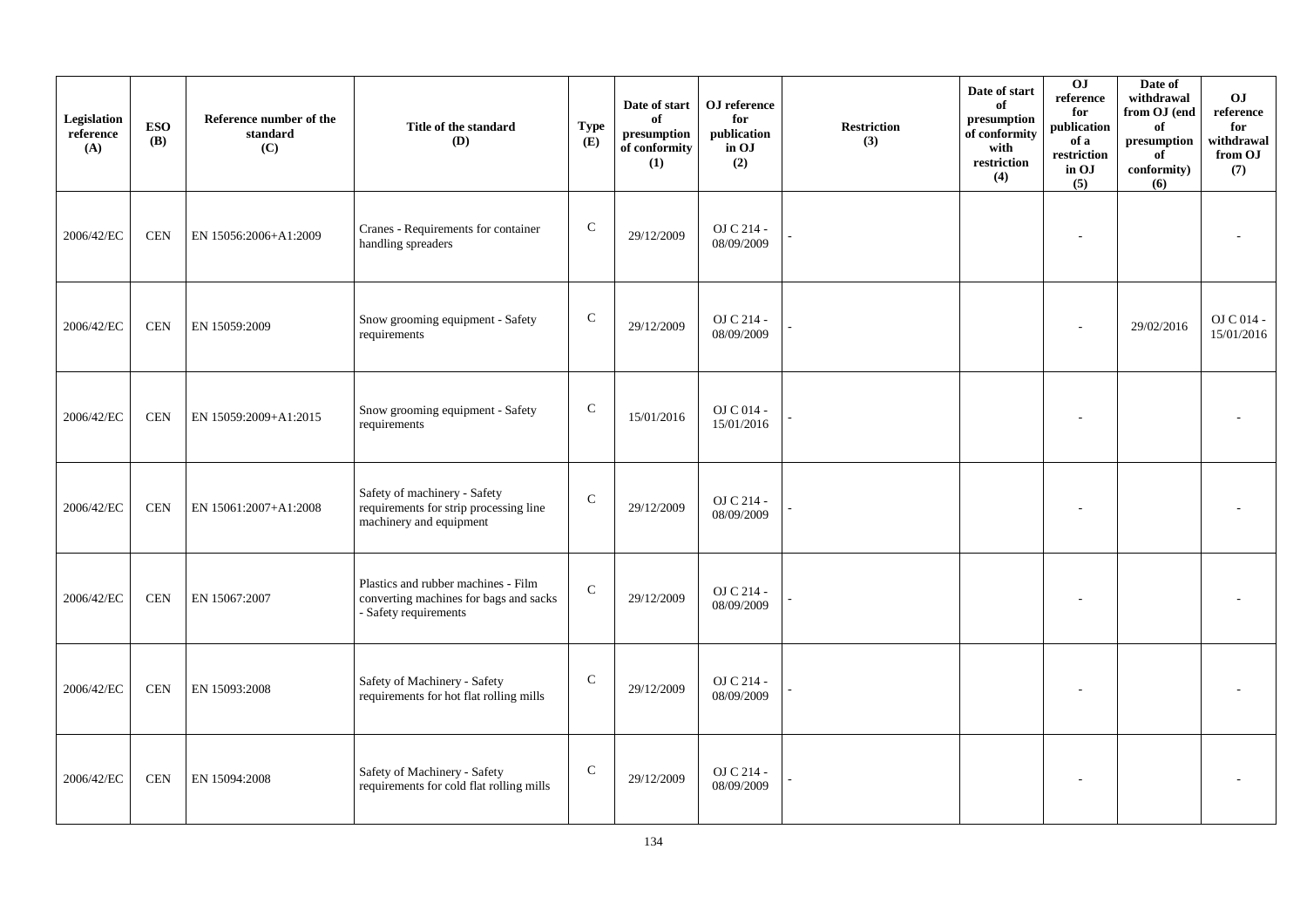| Legislation reference (A) | ESO (B) | Reference number of the standard (C) | Title of the standard (D) | Type (E) | Date of start of presumption of conformity (1) | OJ reference for publication in OJ (2) | Restriction (3) | Date of start of presumption of conformity with restriction (4) | OJ reference for publication of a restriction in OJ (5) | Date of withdrawal from OJ (end of presumption of conformity) (6) | OJ reference for withdrawal from OJ (7) |
|---|---|---|---|---|---|---|---|---|---|---|---|
| 2006/42/EC | CEN | EN 15056:2006+A1:2009 | Cranes - Requirements for container handling spreaders | C | 29/12/2009 | OJ C 214 - 08/09/2009 | - | | - | | - |
| 2006/42/EC | CEN | EN 15059:2009 | Snow grooming equipment - Safety requirements | C | 29/12/2009 | OJ C 214 - 08/09/2009 | - | | - | 29/02/2016 | OJ C 014 - 15/01/2016 |
| 2006/42/EC | CEN | EN 15059:2009+A1:2015 | Snow grooming equipment - Safety requirements | C | 15/01/2016 | OJ C 014 - 15/01/2016 | - | | - | | - |
| 2006/42/EC | CEN | EN 15061:2007+A1:2008 | Safety of machinery - Safety requirements for strip processing line machinery and equipment | C | 29/12/2009 | OJ C 214 - 08/09/2009 | - | | - | | - |
| 2006/42/EC | CEN | EN 15067:2007 | Plastics and rubber machines - Film converting machines for bags and sacks - Safety requirements | C | 29/12/2009 | OJ C 214 - 08/09/2009 | - | | - | | - |
| 2006/42/EC | CEN | EN 15093:2008 | Safety of Machinery - Safety requirements for hot flat rolling mills | C | 29/12/2009 | OJ C 214 - 08/09/2009 | - | | - | | - |
| 2006/42/EC | CEN | EN 15094:2008 | Safety of Machinery - Safety requirements for cold flat rolling mills | C | 29/12/2009 | OJ C 214 - 08/09/2009 | - | | - | | - |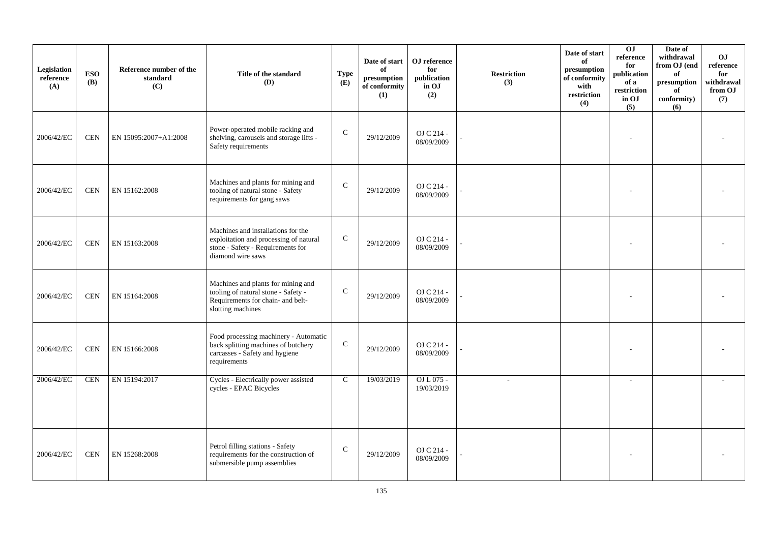| Legislation reference (A) | ESO (B) | Reference number of the standard (C) | Title of the standard (D) | Type (E) | Date of start of presumption of conformity (1) | OJ reference for publication in OJ (2) | Restriction (3) | Date of start of presumption of conformity with restriction (4) | OJ reference for publication of a restriction in OJ (5) | Date of withdrawal from OJ (end of presumption of conformity) (6) | OJ reference for withdrawal from OJ (7) |
|---|---|---|---|---|---|---|---|---|---|---|---|
| 2006/42/EC | CEN | EN 15095:2007+A1:2008 | Power-operated mobile racking and shelving, carousels and storage lifts - Safety requirements | C | 29/12/2009 | OJ C 214 - 08/09/2009 | - | | - | | - |
| 2006/42/EC | CEN | EN 15162:2008 | Machines and plants for mining and tooling of natural stone - Safety requirements for gang saws | C | 29/12/2009 | OJ C 214 - 08/09/2009 | - | | - | | - |
| 2006/42/EC | CEN | EN 15163:2008 | Machines and installations for the exploitation and processing of natural stone - Safety - Requirements for diamond wire saws | C | 29/12/2009 | OJ C 214 - 08/09/2009 | - | | - | | - |
| 2006/42/EC | CEN | EN 15164:2008 | Machines and plants for mining and tooling of natural stone - Safety - Requirements for chain- and belt-slotting machines | C | 29/12/2009 | OJ C 214 - 08/09/2009 | - | | - | | - |
| 2006/42/EC | CEN | EN 15166:2008 | Food processing machinery - Automatic back splitting machines of butchery carcasses - Safety and hygiene requirements | C | 29/12/2009 | OJ C 214 - 08/09/2009 | - | | - | | - |
| 2006/42/EC | CEN | EN 15194:2017 | Cycles - Electrically power assisted cycles - EPAC Bicycles | C | 19/03/2019 | OJ L 075 - 19/03/2019 | - | | - | | - |
| 2006/42/EC | CEN | EN 15268:2008 | Petrol filling stations - Safety requirements for the construction of submersible pump assemblies | C | 29/12/2009 | OJ C 214 - 08/09/2009 | - | | - | | - |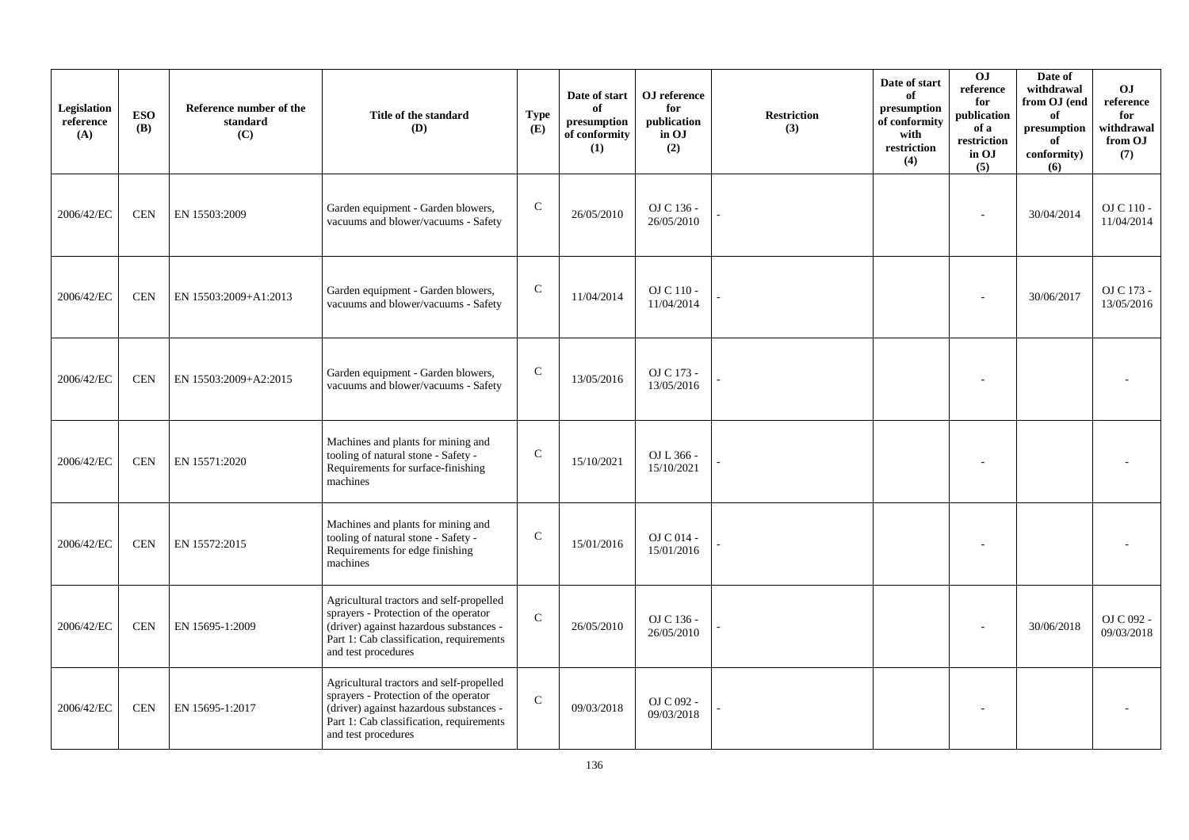| Legislation reference (A) | ESO (B) | Reference number of the standard (C) | Title of the standard (D) | Type (E) | Date of start of presumption of conformity (1) | OJ reference for publication in OJ (2) | Restriction (3) | Date of start of presumption of conformity with restriction (4) | OJ reference for publication of a restriction in OJ (5) | Date of withdrawal from OJ (end of presumption of conformity) (6) | OJ reference for withdrawal from OJ (7) |
|---|---|---|---|---|---|---|---|---|---|---|---|
| 2006/42/EC | CEN | EN 15503:2009 | Garden equipment - Garden blowers, vacuums and blower/vacuums - Safety | C | 26/05/2010 | OJ C 136 - 26/05/2010 | - | | - | 30/04/2014 | OJ C 110 - 11/04/2014 |
| 2006/42/EC | CEN | EN 15503:2009+A1:2013 | Garden equipment - Garden blowers, vacuums and blower/vacuums - Safety | C | 11/04/2014 | OJ C 110 - 11/04/2014 | - | | - | 30/06/2017 | OJ C 173 - 13/05/2016 |
| 2006/42/EC | CEN | EN 15503:2009+A2:2015 | Garden equipment - Garden blowers, vacuums and blower/vacuums - Safety | C | 13/05/2016 | OJ C 173 - 13/05/2016 | - | | - | | - |
| 2006/42/EC | CEN | EN 15571:2020 | Machines and plants for mining and tooling of natural stone - Safety - Requirements for surface-finishing machines | C | 15/10/2021 | OJ L 366 - 15/10/2021 | - | | - | | - |
| 2006/42/EC | CEN | EN 15572:2015 | Machines and plants for mining and tooling of natural stone - Safety - Requirements for edge finishing machines | C | 15/01/2016 | OJ C 014 - 15/01/2016 | - | | - | | - |
| 2006/42/EC | CEN | EN 15695-1:2009 | Agricultural tractors and self-propelled sprayers - Protection of the operator (driver) against hazardous substances - Part 1: Cab classification, requirements and test procedures | C | 26/05/2010 | OJ C 136 - 26/05/2010 | - | | - | 30/06/2018 | OJ C 092 - 09/03/2018 |
| 2006/42/EC | CEN | EN 15695-1:2017 | Agricultural tractors and self-propelled sprayers - Protection of the operator (driver) against hazardous substances - Part 1: Cab classification, requirements and test procedures | C | 09/03/2018 | OJ C 092 - 09/03/2018 | - | | - | | - |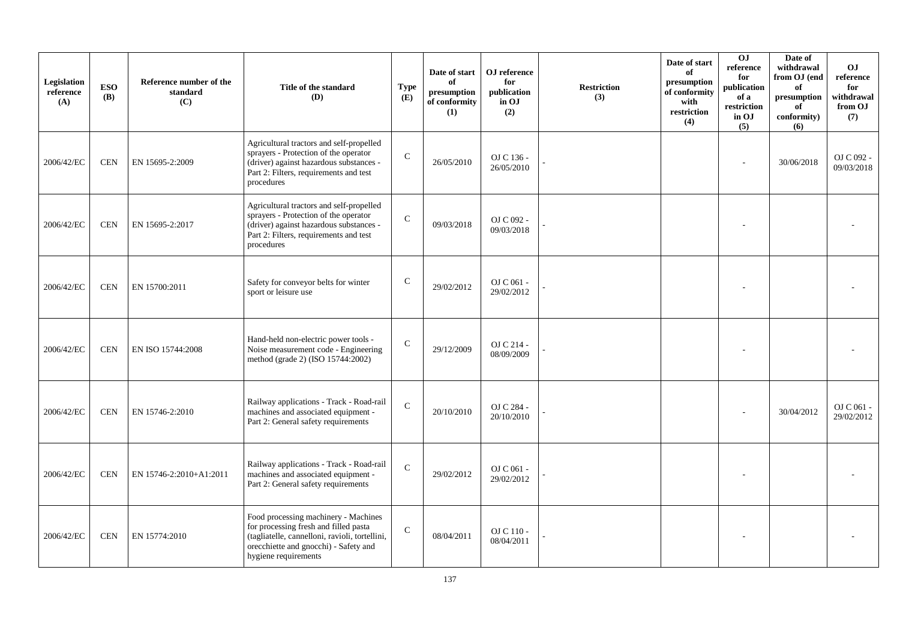| Legislation reference (A) | ESO (B) | Reference number of the standard (C) | Title of the standard (D) | Type (E) | Date of start of presumption of conformity (1) | OJ reference for publication in OJ (2) | Restriction (3) | Date of start of presumption of conformity with restriction (4) | OJ reference for publication of a restriction in OJ (5) | Date of withdrawal from OJ (end of presumption of conformity) (6) | OJ reference for withdrawal from OJ (7) |
|---|---|---|---|---|---|---|---|---|---|---|---|
| 2006/42/EC | CEN | EN 15695-2:2009 | Agricultural tractors and self-propelled sprayers - Protection of the operator (driver) against hazardous substances - Part 2: Filters, requirements and test procedures | C | 26/05/2010 | OJ C 136 - 26/05/2010 | - | | - | 30/06/2018 | OJ C 092 - 09/03/2018 |
| 2006/42/EC | CEN | EN 15695-2:2017 | Agricultural tractors and self-propelled sprayers - Protection of the operator (driver) against hazardous substances - Part 2: Filters, requirements and test procedures | C | 09/03/2018 | OJ C 092 - 09/03/2018 | - | | - | | - |
| 2006/42/EC | CEN | EN 15700:2011 | Safety for conveyor belts for winter sport or leisure use | C | 29/02/2012 | OJ C 061 - 29/02/2012 | - | | - | | - |
| 2006/42/EC | CEN | EN ISO 15744:2008 | Hand-held non-electric power tools - Noise measurement code - Engineering method (grade 2) (ISO 15744:2002) | C | 29/12/2009 | OJ C 214 - 08/09/2009 | - | | - | | - |
| 2006/42/EC | CEN | EN 15746-2:2010 | Railway applications - Track - Road-rail machines and associated equipment - Part 2: General safety requirements | C | 20/10/2010 | OJ C 284 - 20/10/2010 | - | | - | 30/04/2012 | OJ C 061 - 29/02/2012 |
| 2006/42/EC | CEN | EN 15746-2:2010+A1:2011 | Railway applications - Track - Road-rail machines and associated equipment - Part 2: General safety requirements | C | 29/02/2012 | OJ C 061 - 29/02/2012 | - | | - | | - |
| 2006/42/EC | CEN | EN 15774:2010 | Food processing machinery - Machines for processing fresh and filled pasta (tagliatelle, cannelloni, ravioli, tortellini, orecchiette and gnocchi) - Safety and hygiene requirements | C | 08/04/2011 | OJ C 110 - 08/04/2011 | - | | - | | - |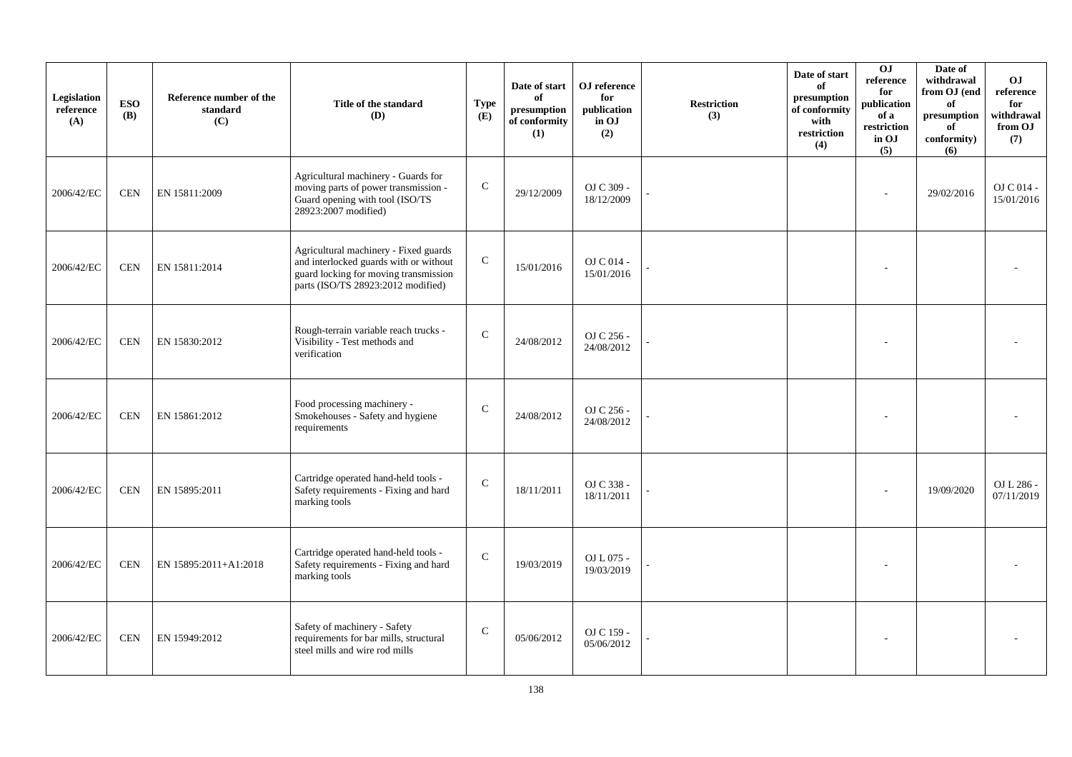| Legislation reference (A) | ESO (B) | Reference number of the standard (C) | Title of the standard (D) | Type (E) | Date of start of presumption of conformity (1) | OJ reference for publication in OJ (2) | Restriction (3) | Date of start of presumption of conformity with restriction (4) | OJ reference for publication of a restriction in OJ (5) | Date of withdrawal from OJ (end of presumption of conformity) (6) | OJ reference for withdrawal from OJ (7) |
|---|---|---|---|---|---|---|---|---|---|---|---|
| 2006/42/EC | CEN | EN 15811:2009 | Agricultural machinery - Guards for moving parts of power transmission - Guard opening with tool (ISO/TS 28923:2007 modified) | C | 29/12/2009 | OJ C 309 - 18/12/2009 | - | | - | 29/02/2016 | OJ C 014 - 15/01/2016 |
| 2006/42/EC | CEN | EN 15811:2014 | Agricultural machinery - Fixed guards and interlocked guards with or without guard locking for moving transmission parts (ISO/TS 28923:2012 modified) | C | 15/01/2016 | OJ C 014 - 15/01/2016 | - | | - | | - |
| 2006/42/EC | CEN | EN 15830:2012 | Rough-terrain variable reach trucks - Visibility - Test methods and verification | C | 24/08/2012 | OJ C 256 - 24/08/2012 | - | | - | | - |
| 2006/42/EC | CEN | EN 15861:2012 | Food processing machinery - Smokehouses - Safety and hygiene requirements | C | 24/08/2012 | OJ C 256 - 24/08/2012 | - | | - | | - |
| 2006/42/EC | CEN | EN 15895:2011 | Cartridge operated hand-held tools - Safety requirements - Fixing and hard marking tools | C | 18/11/2011 | OJ C 338 - 18/11/2011 | - | | - | 19/09/2020 | OJ L 286 - 07/11/2019 |
| 2006/42/EC | CEN | EN 15895:2011+A1:2018 | Cartridge operated hand-held tools - Safety requirements - Fixing and hard marking tools | C | 19/03/2019 | OJ L 075 - 19/03/2019 | - | | - | | - |
| 2006/42/EC | CEN | EN 15949:2012 | Safety of machinery - Safety requirements for bar mills, structural steel mills and wire rod mills | C | 05/06/2012 | OJ C 159 - 05/06/2012 | - | | - | | - |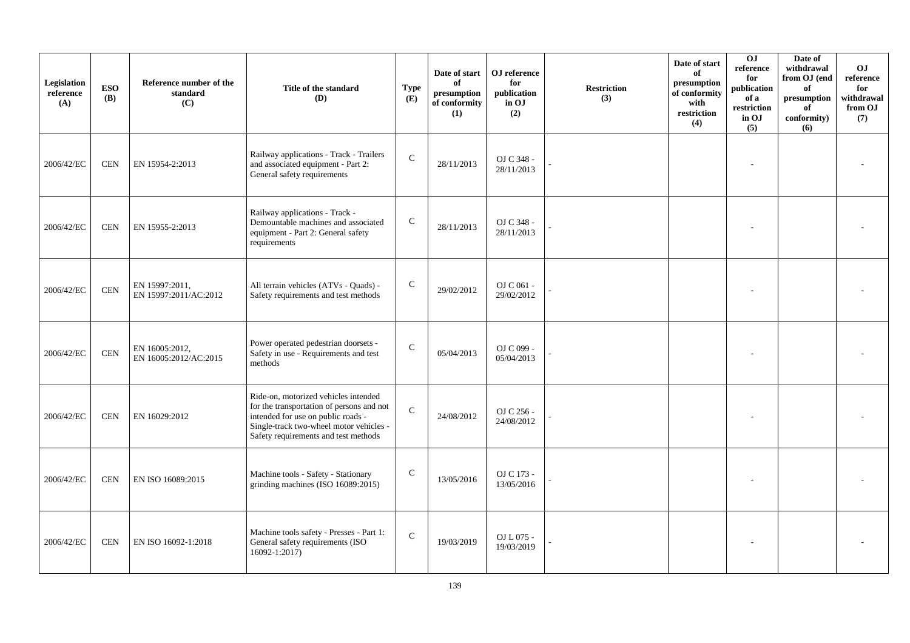| Legislation reference (A) | ESO (B) | Reference number of the standard (C) | Title of the standard (D) | Type (E) | Date of start of presumption of conformity (1) | OJ reference for publication in OJ (2) | Restriction (3) | Date of start of presumption of conformity with restriction (4) | OJ reference for publication of a restriction in OJ (5) | Date of withdrawal from OJ (end of presumption of conformity) (6) | OJ reference for withdrawal from OJ (7) |
|---|---|---|---|---|---|---|---|---|---|---|---|
| 2006/42/EC | CEN | EN 15954-2:2013 | Railway applications - Track - Trailers and associated equipment - Part 2: General safety requirements | C | 28/11/2013 | OJ C 348 - 28/11/2013 | - | | - | | - |
| 2006/42/EC | CEN | EN 15955-2:2013 | Railway applications - Track - Demountable machines and associated equipment - Part 2: General safety requirements | C | 28/11/2013 | OJ C 348 - 28/11/2013 | - | | - | | - |
| 2006/42/EC | CEN | EN 15997:2011, EN 15997:2011/AC:2012 | All terrain vehicles (ATVs - Quads) - Safety requirements and test methods | C | 29/02/2012 | OJ C 061 - 29/02/2012 | - | | - | | - |
| 2006/42/EC | CEN | EN 16005:2012, EN 16005:2012/AC:2015 | Power operated pedestrian doorsets - Safety in use - Requirements and test methods | C | 05/04/2013 | OJ C 099 - 05/04/2013 | - | | - | | - |
| 2006/42/EC | CEN | EN 16029:2012 | Ride-on, motorized vehicles intended for the transportation of persons and not intended for use on public roads - Single-track two-wheel motor vehicles - Safety requirements and test methods | C | 24/08/2012 | OJ C 256 - 24/08/2012 | - | | - | | - |
| 2006/42/EC | CEN | EN ISO 16089:2015 | Machine tools - Safety - Stationary grinding machines (ISO 16089:2015) | C | 13/05/2016 | OJ C 173 - 13/05/2016 | - | | - | | - |
| 2006/42/EC | CEN | EN ISO 16092-1:2018 | Machine tools safety - Presses - Part 1: General safety requirements (ISO 16092-1:2017) | C | 19/03/2019 | OJ L 075 - 19/03/2019 | - | | - | | - |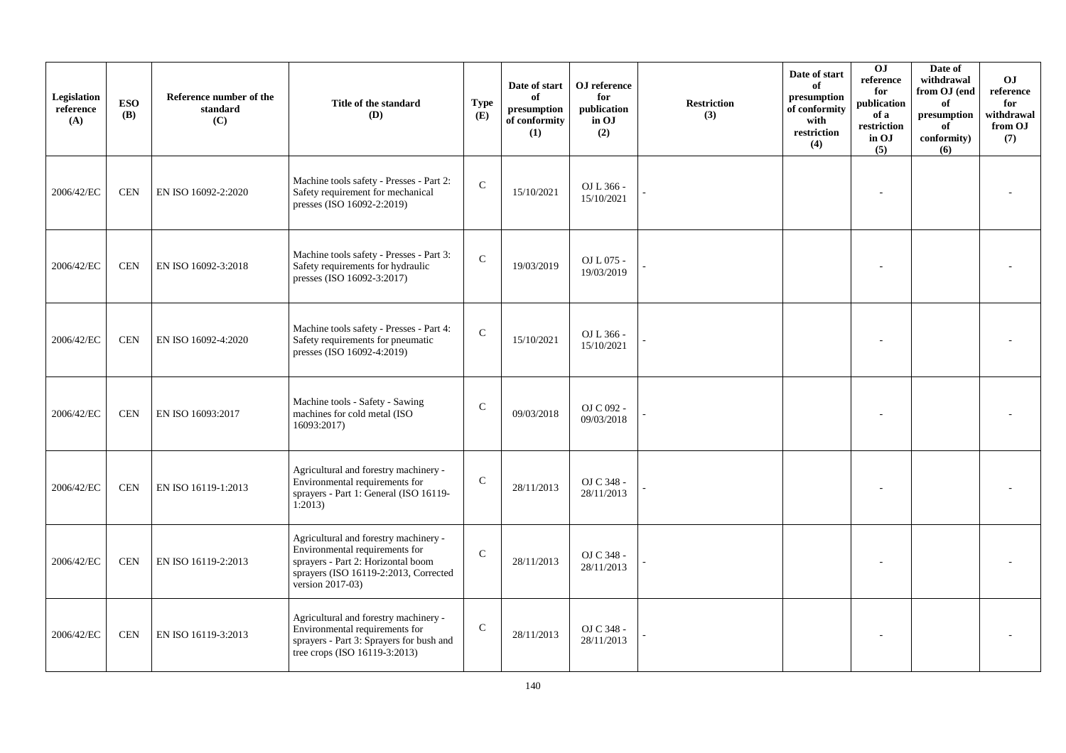| Legislation reference (A) | ESO (B) | Reference number of the standard (C) | Title of the standard (D) | Type (E) | Date of start of presumption of conformity (1) | OJ reference for publication in OJ (2) | Restriction (3) | Date of start of presumption of conformity with restriction (4) | OJ reference for publication of a restriction in OJ (5) | Date of withdrawal from OJ (end of presumption of conformity) (6) | OJ reference for withdrawal from OJ (7) |
|---|---|---|---|---|---|---|---|---|---|---|---|
| 2006/42/EC | CEN | EN ISO 16092-2:2020 | Machine tools safety - Presses - Part 2: Safety requirement for mechanical presses (ISO 16092-2:2019) | C | 15/10/2021 | OJ L 366 - 15/10/2021 | - | | - | | - |
| 2006/42/EC | CEN | EN ISO 16092-3:2018 | Machine tools safety - Presses - Part 3: Safety requirements for hydraulic presses (ISO 16092-3:2017) | C | 19/03/2019 | OJ L 075 - 19/03/2019 | - | | - | | - |
| 2006/42/EC | CEN | EN ISO 16092-4:2020 | Machine tools safety - Presses - Part 4: Safety requirements for pneumatic presses (ISO 16092-4:2019) | C | 15/10/2021 | OJ L 366 - 15/10/2021 | - | | - | | - |
| 2006/42/EC | CEN | EN ISO 16093:2017 | Machine tools - Safety - Sawing machines for cold metal (ISO 16093:2017) | C | 09/03/2018 | OJ C 092 - 09/03/2018 | - | | - | | - |
| 2006/42/EC | CEN | EN ISO 16119-1:2013 | Agricultural and forestry machinery - Environmental requirements for sprayers - Part 1: General (ISO 16119-1:2013) | C | 28/11/2013 | OJ C 348 - 28/11/2013 | - | | - | | - |
| 2006/42/EC | CEN | EN ISO 16119-2:2013 | Agricultural and forestry machinery - Environmental requirements for sprayers - Part 2: Horizontal boom sprayers (ISO 16119-2:2013, Corrected version 2017-03) | C | 28/11/2013 | OJ C 348 - 28/11/2013 | - | | - | | - |
| 2006/42/EC | CEN | EN ISO 16119-3:2013 | Agricultural and forestry machinery - Environmental requirements for sprayers - Part 3: Sprayers for bush and tree crops (ISO 16119-3:2013) | C | 28/11/2013 | OJ C 348 - 28/11/2013 | - | | - | | - |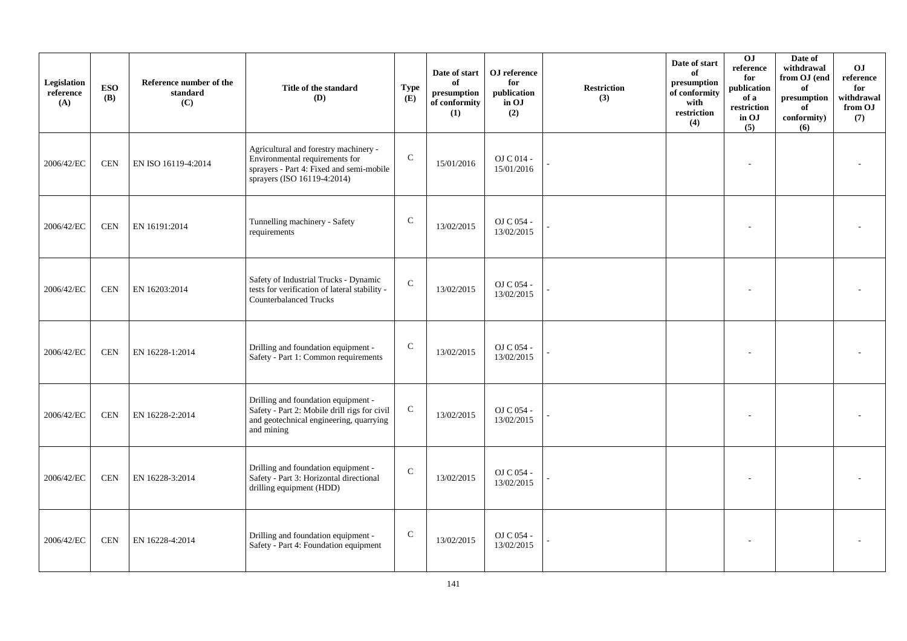| Legislation reference (A) | ESO (B) | Reference number of the standard (C) | Title of the standard (D) | Type (E) | Date of start of presumption of conformity (1) | OJ reference for publication in OJ (2) | Restriction (3) | Date of start of presumption of conformity with restriction (4) | OJ reference for publication of a restriction in OJ (5) | Date of withdrawal from OJ (end of presumption of conformity) (6) | OJ reference for withdrawal from OJ (7) |
|---|---|---|---|---|---|---|---|---|---|---|---|
| 2006/42/EC | CEN | EN ISO 16119-4:2014 | Agricultural and forestry machinery - Environmental requirements for sprayers - Part 4: Fixed and semi-mobile sprayers (ISO 16119-4:2014) | C | 15/01/2016 | OJ C 014 - 15/01/2016 | - | | - | | - |
| 2006/42/EC | CEN | EN 16191:2014 | Tunnelling machinery - Safety requirements | C | 13/02/2015 | OJ C 054 - 13/02/2015 | - | | - | | - |
| 2006/42/EC | CEN | EN 16203:2014 | Safety of Industrial Trucks - Dynamic tests for verification of lateral stability - Counterbalanced Trucks | C | 13/02/2015 | OJ C 054 - 13/02/2015 | - | | - | | - |
| 2006/42/EC | CEN | EN 16228-1:2014 | Drilling and foundation equipment - Safety - Part 1: Common requirements | C | 13/02/2015 | OJ C 054 - 13/02/2015 | - | | - | | - |
| 2006/42/EC | CEN | EN 16228-2:2014 | Drilling and foundation equipment - Safety - Part 2: Mobile drill rigs for civil and geotechnical engineering, quarrying and mining | C | 13/02/2015 | OJ C 054 - 13/02/2015 | - | | - | | - |
| 2006/42/EC | CEN | EN 16228-3:2014 | Drilling and foundation equipment - Safety - Part 3: Horizontal directional drilling equipment (HDD) | C | 13/02/2015 | OJ C 054 - 13/02/2015 | - | | - | | - |
| 2006/42/EC | CEN | EN 16228-4:2014 | Drilling and foundation equipment - Safety - Part 4: Foundation equipment | C | 13/02/2015 | OJ C 054 - 13/02/2015 | - | | - | | - |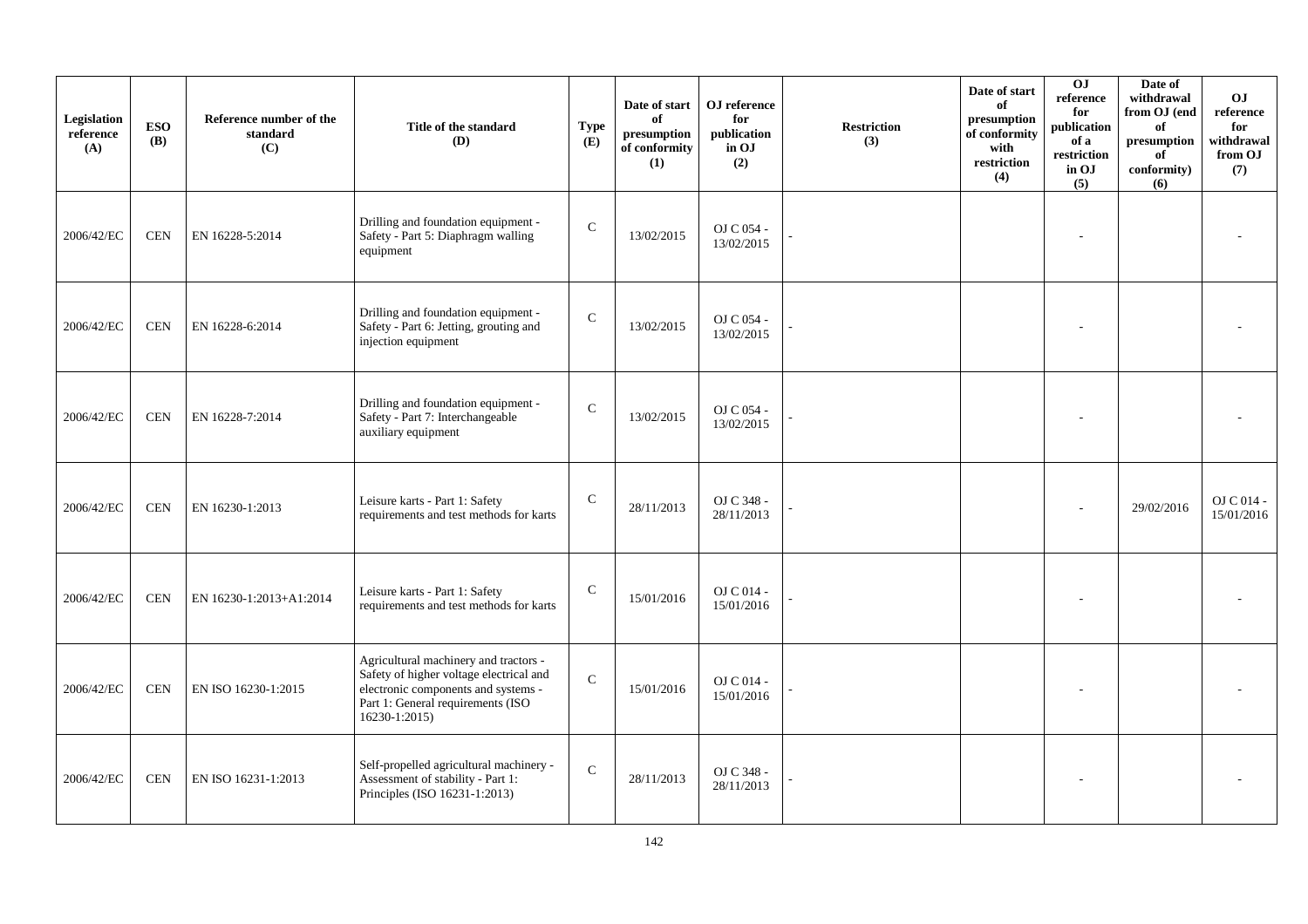| Legislation reference (A) | ESO (B) | Reference number of the standard (C) | Title of the standard (D) | Type (E) | Date of start of presumption of conformity (1) | OJ reference for publication in OJ (2) | Restriction (3) | Date of start of presumption of conformity with restriction (4) | OJ reference for publication of a restriction in OJ (5) | Date of withdrawal from OJ (end of presumption of conformity) (6) | OJ reference for withdrawal from OJ (7) |
|---|---|---|---|---|---|---|---|---|---|---|---|
| 2006/42/EC | CEN | EN 16228-5:2014 | Drilling and foundation equipment - Safety - Part 5: Diaphragm walling equipment | C | 13/02/2015 | OJ C 054 - 13/02/2015 | - | | - | | - |
| 2006/42/EC | CEN | EN 16228-6:2014 | Drilling and foundation equipment - Safety - Part 6: Jetting, grouting and injection equipment | C | 13/02/2015 | OJ C 054 - 13/02/2015 | - | | - | | - |
| 2006/42/EC | CEN | EN 16228-7:2014 | Drilling and foundation equipment - Safety - Part 7: Interchangeable auxiliary equipment | C | 13/02/2015 | OJ C 054 - 13/02/2015 | - | | - | | - |
| 2006/42/EC | CEN | EN 16230-1:2013 | Leisure karts - Part 1: Safety requirements and test methods for karts | C | 28/11/2013 | OJ C 348 - 28/11/2013 | - | | - | 29/02/2016 | OJ C 014 - 15/01/2016 |
| 2006/42/EC | CEN | EN 16230-1:2013+A1:2014 | Leisure karts - Part 1: Safety requirements and test methods for karts | C | 15/01/2016 | OJ C 014 - 15/01/2016 | - | | - | | - |
| 2006/42/EC | CEN | EN ISO 16230-1:2015 | Agricultural machinery and tractors - Safety of higher voltage electrical and electronic components and systems - Part 1: General requirements (ISO 16230-1:2015) | C | 15/01/2016 | OJ C 014 - 15/01/2016 | - | | - | | - |
| 2006/42/EC | CEN | EN ISO 16231-1:2013 | Self-propelled agricultural machinery - Assessment of stability - Part 1: Principles (ISO 16231-1:2013) | C | 28/11/2013 | OJ C 348 - 28/11/2013 | - | | - | | - |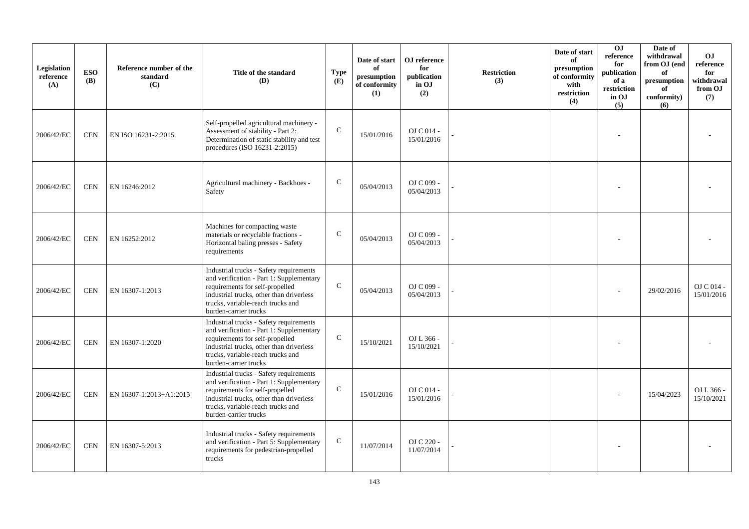| Legislation reference (A) | ESO (B) | Reference number of the standard (C) | Title of the standard (D) | Type (E) | Date of start of presumption of conformity (1) | OJ reference for publication in OJ (2) | Restriction (3) | Date of start of presumption of conformity with restriction (4) | OJ reference for publication of a restriction in OJ (5) | Date of withdrawal from OJ (end of presumption of conformity) (6) | OJ reference for withdrawal from OJ (7) |
|---|---|---|---|---|---|---|---|---|---|---|---|
| 2006/42/EC | CEN | EN ISO 16231-2:2015 | Self-propelled agricultural machinery - Assessment of stability - Part 2: Determination of static stability and test procedures (ISO 16231-2:2015) | C | 15/01/2016 | OJ C 014 - 15/01/2016 | - | | - | | - |
| 2006/42/EC | CEN | EN 16246:2012 | Agricultural machinery - Backhoes - Safety | C | 05/04/2013 | OJ C 099 - 05/04/2013 | - | | - | | - |
| 2006/42/EC | CEN | EN 16252:2012 | Machines for compacting waste materials or recyclable fractions - Horizontal baling presses - Safety requirements | C | 05/04/2013 | OJ C 099 - 05/04/2013 | - | | - | | - |
| 2006/42/EC | CEN | EN 16307-1:2013 | Industrial trucks - Safety requirements and verification - Part 1: Supplementary requirements for self-propelled industrial trucks, other than driverless trucks, variable-reach trucks and burden-carrier trucks | C | 05/04/2013 | OJ C 099 - 05/04/2013 | - | | - | 29/02/2016 | OJ C 014 - 15/01/2016 |
| 2006/42/EC | CEN | EN 16307-1:2020 | Industrial trucks - Safety requirements and verification - Part 1: Supplementary requirements for self-propelled industrial trucks, other than driverless trucks, variable-reach trucks and burden-carrier trucks | C | 15/10/2021 | OJ L 366 - 15/10/2021 | - | | - | | - |
| 2006/42/EC | CEN | EN 16307-1:2013+A1:2015 | Industrial trucks - Safety requirements and verification - Part 1: Supplementary requirements for self-propelled industrial trucks, other than driverless trucks, variable-reach trucks and burden-carrier trucks | C | 15/01/2016 | OJ C 014 - 15/01/2016 | - | | - | 15/04/2023 | OJ L 366 - 15/10/2021 |
| 2006/42/EC | CEN | EN 16307-5:2013 | Industrial trucks - Safety requirements and verification - Part 5: Supplementary requirements for pedestrian-propelled trucks | C | 11/07/2014 | OJ C 220 - 11/07/2014 | - | | - | | - |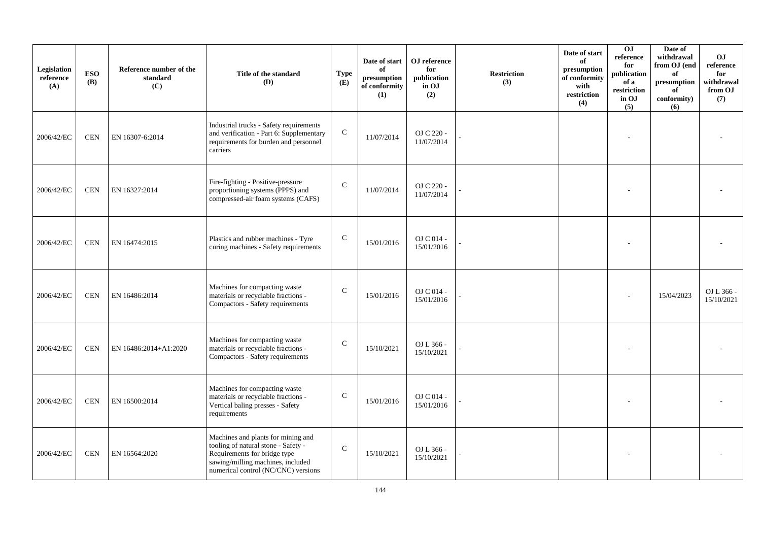| Legislation reference (A) | ESO (B) | Reference number of the standard (C) | Title of the standard (D) | Type (E) | Date of start of presumption of conformity (1) | OJ reference for publication in OJ (2) | Restriction (3) | Date of start of presumption of conformity with restriction (4) | OJ reference for publication of a restriction in OJ (5) | Date of withdrawal from OJ (end of presumption of conformity) (6) | OJ reference for withdrawal from OJ (7) |
|---|---|---|---|---|---|---|---|---|---|---|---|
| 2006/42/EC | CEN | EN 16307-6:2014 | Industrial trucks - Safety requirements and verification - Part 6: Supplementary requirements for burden and personnel carriers | C | 11/07/2014 | OJ C 220 - 11/07/2014 | - | | - | | - |
| 2006/42/EC | CEN | EN 16327:2014 | Fire-fighting - Positive-pressure proportioning systems (PPPS) and compressed-air foam systems (CAFS) | C | 11/07/2014 | OJ C 220 - 11/07/2014 | - | | - | | - |
| 2006/42/EC | CEN | EN 16474:2015 | Plastics and rubber machines - Tyre curing machines - Safety requirements | C | 15/01/2016 | OJ C 014 - 15/01/2016 | - | | - | | - |
| 2006/42/EC | CEN | EN 16486:2014 | Machines for compacting waste materials or recyclable fractions - Compactors - Safety requirements | C | 15/01/2016 | OJ C 014 - 15/01/2016 | - | | - | 15/04/2023 | OJ L 366 - 15/10/2021 |
| 2006/42/EC | CEN | EN 16486:2014+A1:2020 | Machines for compacting waste materials or recyclable fractions - Compactors - Safety requirements | C | 15/10/2021 | OJ L 366 - 15/10/2021 | - | | - | | - |
| 2006/42/EC | CEN | EN 16500:2014 | Machines for compacting waste materials or recyclable fractions - Vertical baling presses - Safety requirements | C | 15/01/2016 | OJ C 014 - 15/01/2016 | - | | - | | - |
| 2006/42/EC | CEN | EN 16564:2020 | Machines and plants for mining and tooling of natural stone - Safety - Requirements for bridge type sawing/milling machines, included numerical control (NC/CNC) versions | C | 15/10/2021 | OJ L 366 - 15/10/2021 | - | | - | | - |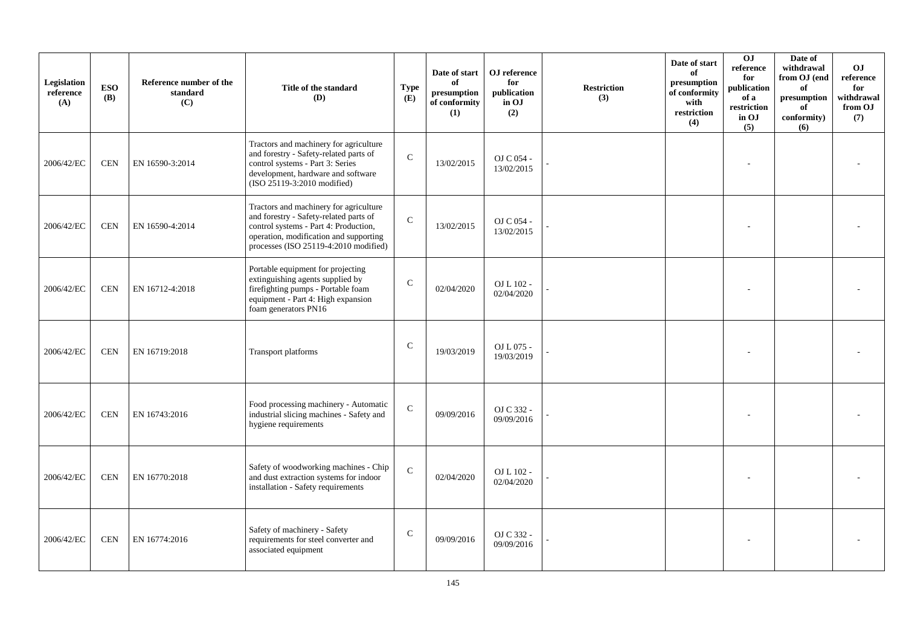| Legislation reference (A) | ESO (B) | Reference number of the standard (C) | Title of the standard (D) | Type (E) | Date of start of presumption of conformity (1) | OJ reference for publication in OJ (2) | Restriction (3) | Date of start of presumption of conformity with restriction (4) | OJ reference for publication of a restriction in OJ (5) | Date of withdrawal from OJ (end of presumption of conformity) (6) | OJ reference for withdrawal from OJ (7) |
|---|---|---|---|---|---|---|---|---|---|---|---|
| 2006/42/EC | CEN | EN 16590-3:2014 | Tractors and machinery for agriculture and forestry - Safety-related parts of control systems - Part 3: Series development, hardware and software (ISO 25119-3:2010 modified) | C | 13/02/2015 | OJ C 054 - 13/02/2015 | - | | - | | - |
| 2006/42/EC | CEN | EN 16590-4:2014 | Tractors and machinery for agriculture and forestry - Safety-related parts of control systems - Part 4: Production, operation, modification and supporting processes (ISO 25119-4:2010 modified) | C | 13/02/2015 | OJ C 054 - 13/02/2015 | - | | - | | - |
| 2006/42/EC | CEN | EN 16712-4:2018 | Portable equipment for projecting extinguishing agents supplied by firefighting pumps - Portable foam equipment - Part 4: High expansion foam generators PN16 | C | 02/04/2020 | OJ L 102 - 02/04/2020 | - | | - | | - |
| 2006/42/EC | CEN | EN 16719:2018 | Transport platforms | C | 19/03/2019 | OJ L 075 - 19/03/2019 | - | | - | | - |
| 2006/42/EC | CEN | EN 16743:2016 | Food processing machinery - Automatic industrial slicing machines - Safety and hygiene requirements | C | 09/09/2016 | OJ C 332 - 09/09/2016 | - | | - | | - |
| 2006/42/EC | CEN | EN 16770:2018 | Safety of woodworking machines - Chip and dust extraction systems for indoor installation - Safety requirements | C | 02/04/2020 | OJ L 102 - 02/04/2020 | - | | - | | - |
| 2006/42/EC | CEN | EN 16774:2016 | Safety of machinery - Safety requirements for steel converter and associated equipment | C | 09/09/2016 | OJ C 332 - 09/09/2016 | - | | - | | - |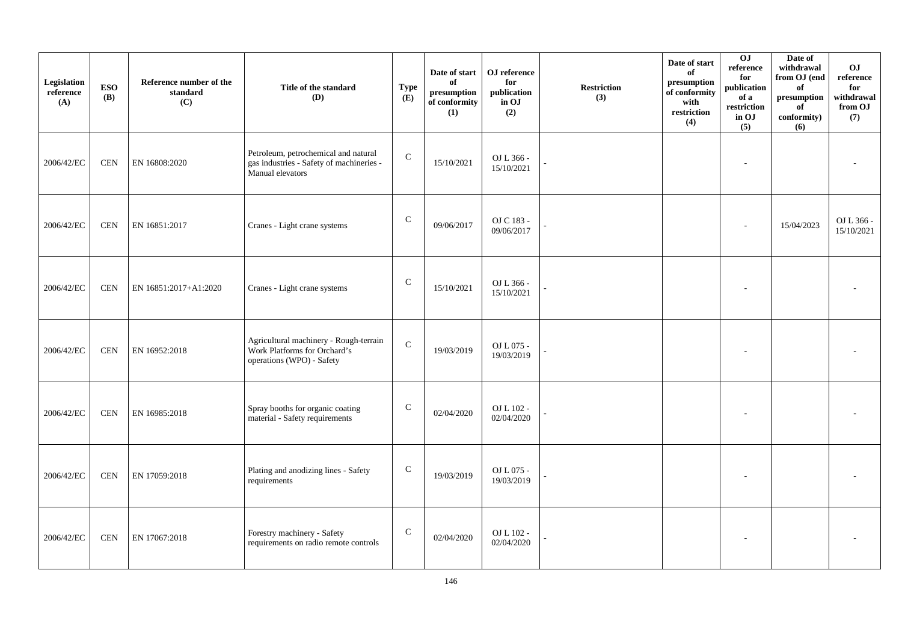| Legislation reference (A) | ESO (B) | Reference number of the standard (C) | Title of the standard (D) | Type (E) | Date of start of presumption of conformity (1) | OJ reference for publication in OJ (2) | Restriction (3) | Date of start of presumption of conformity with restriction (4) | OJ reference for publication of a restriction in OJ (5) | Date of withdrawal from OJ (end of presumption of conformity) (6) | OJ reference for withdrawal from OJ (7) |
|---|---|---|---|---|---|---|---|---|---|---|---|
| 2006/42/EC | CEN | EN 16808:2020 | Petroleum, petrochemical and natural gas industries - Safety of machineries - Manual elevators | C | 15/10/2021 | OJ L 366 - 15/10/2021 | - | | - | | - |
| 2006/42/EC | CEN | EN 16851:2017 | Cranes - Light crane systems | C | 09/06/2017 | OJ C 183 - 09/06/2017 | - | | - | 15/04/2023 | OJ L 366 - 15/10/2021 |
| 2006/42/EC | CEN | EN 16851:2017+A1:2020 | Cranes - Light crane systems | C | 15/10/2021 | OJ L 366 - 15/10/2021 | - | | - | | - |
| 2006/42/EC | CEN | EN 16952:2018 | Agricultural machinery - Rough-terrain Work Platforms for Orchard's operations (WPO) - Safety | C | 19/03/2019 | OJ L 075 - 19/03/2019 | - | | - | | - |
| 2006/42/EC | CEN | EN 16985:2018 | Spray booths for organic coating material - Safety requirements | C | 02/04/2020 | OJ L 102 - 02/04/2020 | - | | - | | - |
| 2006/42/EC | CEN | EN 17059:2018 | Plating and anodizing lines - Safety requirements | C | 19/03/2019 | OJ L 075 - 19/03/2019 | - | | - | | - |
| 2006/42/EC | CEN | EN 17067:2018 | Forestry machinery - Safety requirements on radio remote controls | C | 02/04/2020 | OJ L 102 - 02/04/2020 | - | | - | | - |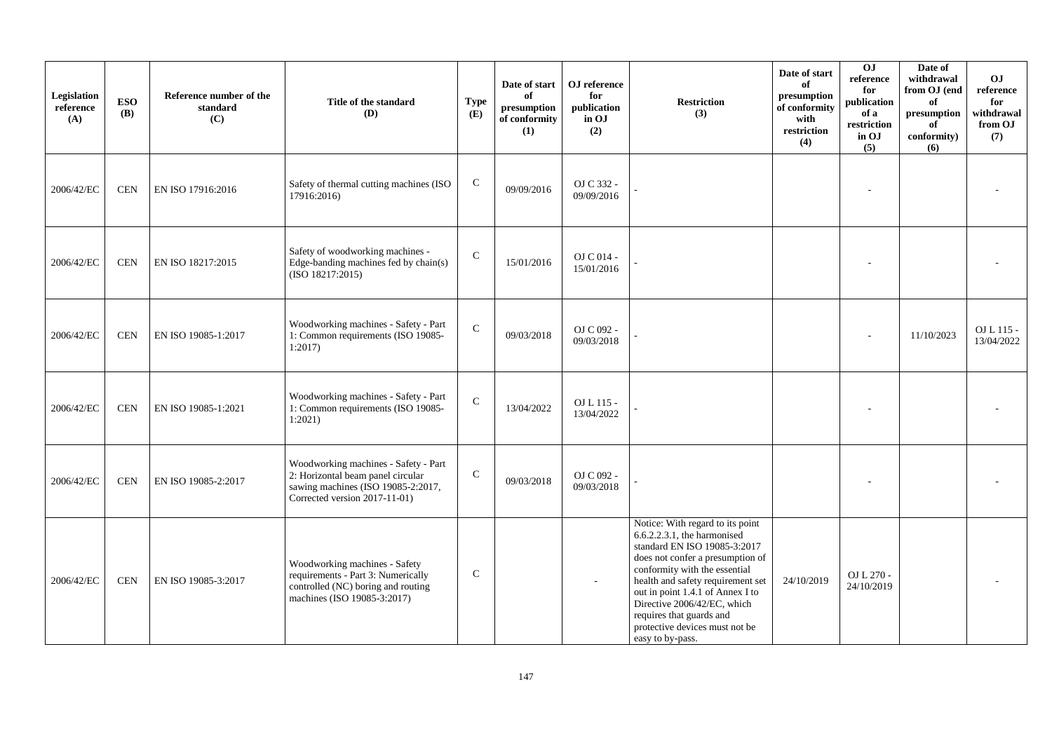| Legislation reference (A) | ESO (B) | Reference number of the standard (C) | Title of the standard (D) | Type (E) | Date of start of presumption of conformity (1) | OJ reference for publication in OJ (2) | Restriction (3) | Date of start of presumption of conformity with restriction (4) | OJ reference for publication of a restriction in OJ (5) | Date of withdrawal from OJ (end of presumption of conformity) (6) | OJ reference for withdrawal from OJ (7) |
|---|---|---|---|---|---|---|---|---|---|---|---|
| 2006/42/EC | CEN | EN ISO 17916:2016 | Safety of thermal cutting machines (ISO 17916:2016) | C | 09/09/2016 | OJ C 332 - 09/09/2016 | - | | - | | - |
| 2006/42/EC | CEN | EN ISO 18217:2015 | Safety of woodworking machines - Edge-banding machines fed by chain(s) (ISO 18217:2015) | C | 15/01/2016 | OJ C 014 - 15/01/2016 | - | | - | | - |
| 2006/42/EC | CEN | EN ISO 19085-1:2017 | Woodworking machines - Safety - Part 1: Common requirements (ISO 19085-1:2017) | C | 09/03/2018 | OJ C 092 - 09/03/2018 | - | | - | 11/10/2023 | OJ L 115 - 13/04/2022 |
| 2006/42/EC | CEN | EN ISO 19085-1:2021 | Woodworking machines - Safety - Part 1: Common requirements (ISO 19085-1:2021) | C | 13/04/2022 | OJ L 115 - 13/04/2022 | - | | - | | - |
| 2006/42/EC | CEN | EN ISO 19085-2:2017 | Woodworking machines - Safety - Part 2: Horizontal beam panel circular sawing machines (ISO 19085-2:2017, Corrected version 2017-11-01) | C | 09/03/2018 | OJ C 092 - 09/03/2018 | - | | - | | - |
| 2006/42/EC | CEN | EN ISO 19085-3:2017 | Woodworking machines - Safety requirements - Part 3: Numerically controlled (NC) boring and routing machines (ISO 19085-3:2017) | C | | - | Notice: With regard to its point 6.6.2.2.3.1, the harmonised standard EN ISO 19085-3:2017 does not confer a presumption of conformity with the essential health and safety requirement set out in point 1.4.1 of Annex I to Directive 2006/42/EC, which requires that guards and protective devices must not be easy to by-pass. | 24/10/2019 | OJ L 270 - 24/10/2019 | | - |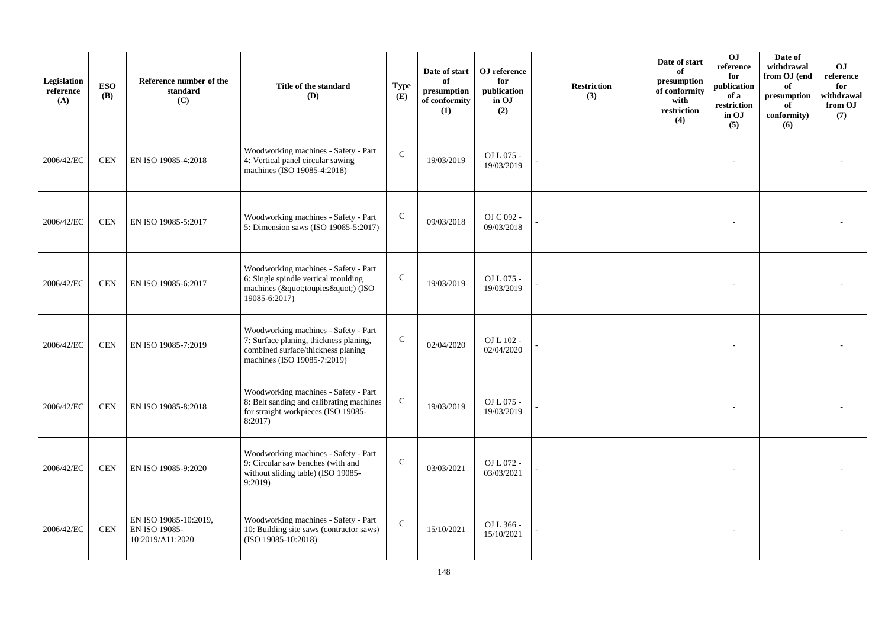| Legislation reference (A) | ESO (B) | Reference number of the standard (C) | Title of the standard (D) | Type (E) | Date of start of presumption of conformity (1) | OJ reference for publication in OJ (2) | Restriction (3) | Date of start of presumption of conformity with restriction (4) | OJ reference for publication of a restriction in OJ (5) | Date of withdrawal from OJ (end of presumption of conformity) (6) | OJ reference for withdrawal from OJ (7) |
|---|---|---|---|---|---|---|---|---|---|---|---|
| 2006/42/EC | CEN | EN ISO 19085-4:2018 | Woodworking machines - Safety - Part 4: Vertical panel circular sawing machines (ISO 19085-4:2018) | C | 19/03/2019 | OJ L 075 - 19/03/2019 | - | | - | | - |
| 2006/42/EC | CEN | EN ISO 19085-5:2017 | Woodworking machines - Safety - Part 5: Dimension saws (ISO 19085-5:2017) | C | 09/03/2018 | OJ C 092 - 09/03/2018 | - | | - | | - |
| 2006/42/EC | CEN | EN ISO 19085-6:2017 | Woodworking machines - Safety - Part 6: Single spindle vertical moulding machines (&quot;toupies&quot;) (ISO 19085-6:2017) | C | 19/03/2019 | OJ L 075 - 19/03/2019 | - | | - | | - |
| 2006/42/EC | CEN | EN ISO 19085-7:2019 | Woodworking machines - Safety - Part 7: Surface planing, thickness planing, combined surface/thickness planing machines (ISO 19085-7:2019) | C | 02/04/2020 | OJ L 102 - 02/04/2020 | - | | - | | - |
| 2006/42/EC | CEN | EN ISO 19085-8:2018 | Woodworking machines - Safety - Part 8: Belt sanding and calibrating machines for straight workpieces (ISO 19085-8:2017) | C | 19/03/2019 | OJ L 075 - 19/03/2019 | - | | - | | - |
| 2006/42/EC | CEN | EN ISO 19085-9:2020 | Woodworking machines - Safety - Part 9: Circular saw benches (with and without sliding table) (ISO 19085-9:2019) | C | 03/03/2021 | OJ L 072 - 03/03/2021 | - | | - | | - |
| 2006/42/EC | CEN | EN ISO 19085-10:2019, EN ISO 19085-10:2019/A11:2020 | Woodworking machines - Safety - Part 10: Building site saws (contractor saws) (ISO 19085-10:2018) | C | 15/10/2021 | OJ L 366 - 15/10/2021 | - | | - | | - |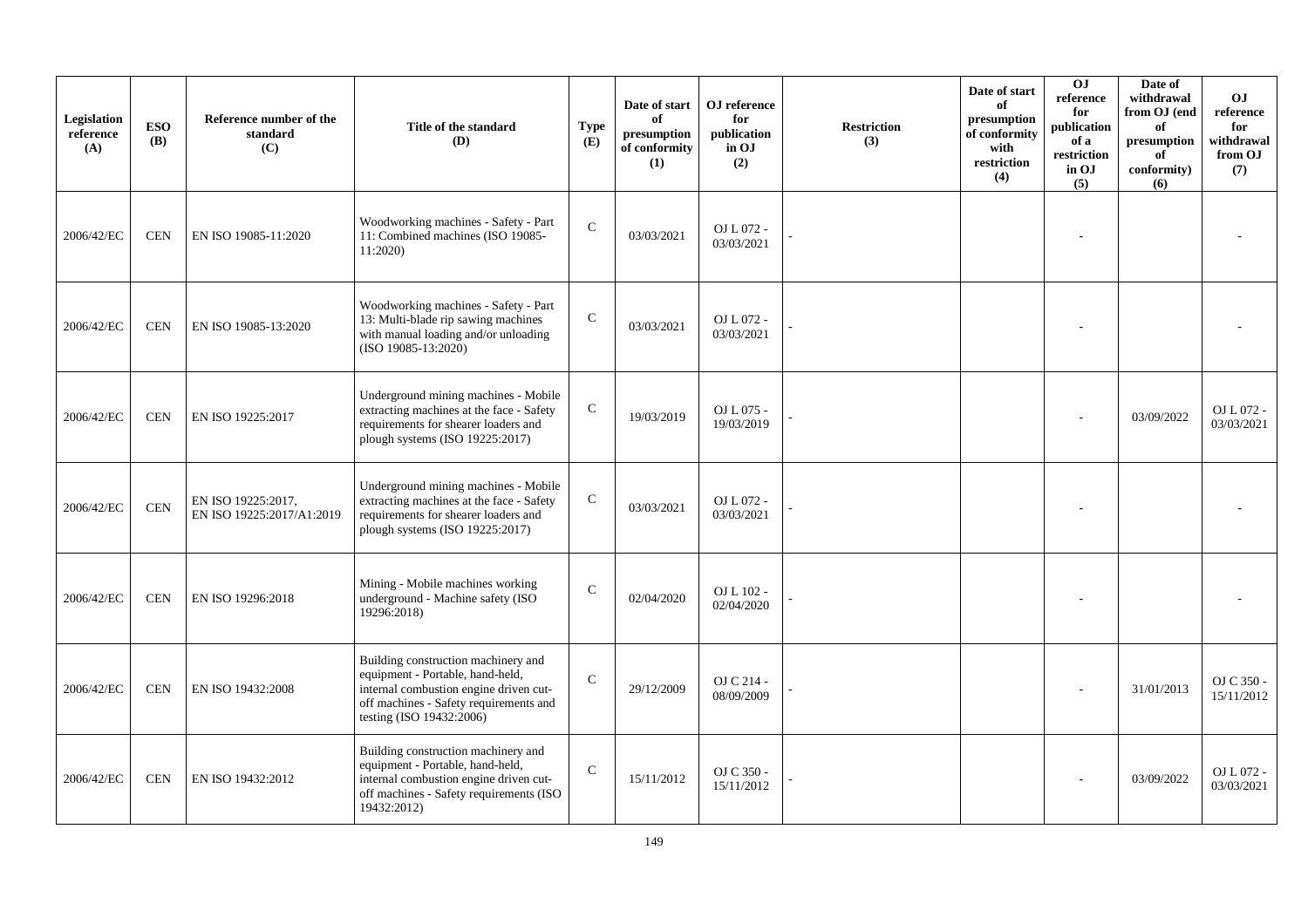| Legislation reference (A) | ESO (B) | Reference number of the standard (C) | Title of the standard (D) | Type (E) | Date of start of presumption of conformity (1) | OJ reference for publication in OJ (2) | Restriction (3) | Date of start of presumption of conformity with restriction (4) | OJ reference for publication of a restriction in OJ (5) | Date of withdrawal from OJ (end of presumption of conformity) (6) | OJ reference for withdrawal from OJ (7) |
|---|---|---|---|---|---|---|---|---|---|---|---|
| 2006/42/EC | CEN | EN ISO 19085-11:2020 | Woodworking machines - Safety - Part 11: Combined machines (ISO 19085-11:2020) | C | 03/03/2021 | OJ L 072 - 03/03/2021 | - | | - | | - |
| 2006/42/EC | CEN | EN ISO 19085-13:2020 | Woodworking machines - Safety - Part 13: Multi-blade rip sawing machines with manual loading and/or unloading (ISO 19085-13:2020) | C | 03/03/2021 | OJ L 072 - 03/03/2021 | - | | - | | - |
| 2006/42/EC | CEN | EN ISO 19225:2017 | Underground mining machines - Mobile extracting machines at the face - Safety requirements for shearer loaders and plough systems (ISO 19225:2017) | C | 19/03/2019 | OJ L 075 - 19/03/2019 | - | | - | 03/09/2022 | OJ L 072 - 03/03/2021 |
| 2006/42/EC | CEN | EN ISO 19225:2017, EN ISO 19225:2017/A1:2019 | Underground mining machines - Mobile extracting machines at the face - Safety requirements for shearer loaders and plough systems (ISO 19225:2017) | C | 03/03/2021 | OJ L 072 - 03/03/2021 | - | | - | | - |
| 2006/42/EC | CEN | EN ISO 19296:2018 | Mining - Mobile machines working underground - Machine safety (ISO 19296:2018) | C | 02/04/2020 | OJ L 102 - 02/04/2020 | - | | - | | - |
| 2006/42/EC | CEN | EN ISO 19432:2008 | Building construction machinery and equipment - Portable, hand-held, internal combustion engine driven cut-off machines - Safety requirements and testing (ISO 19432:2006) | C | 29/12/2009 | OJ C 214 - 08/09/2009 | - | | - | 31/01/2013 | OJ C 350 - 15/11/2012 |
| 2006/42/EC | CEN | EN ISO 19432:2012 | Building construction machinery and equipment - Portable, hand-held, internal combustion engine driven cut-off machines - Safety requirements (ISO 19432:2012) | C | 15/11/2012 | OJ C 350 - 15/11/2012 | - | | - | 03/09/2022 | OJ L 072 - 03/03/2021 |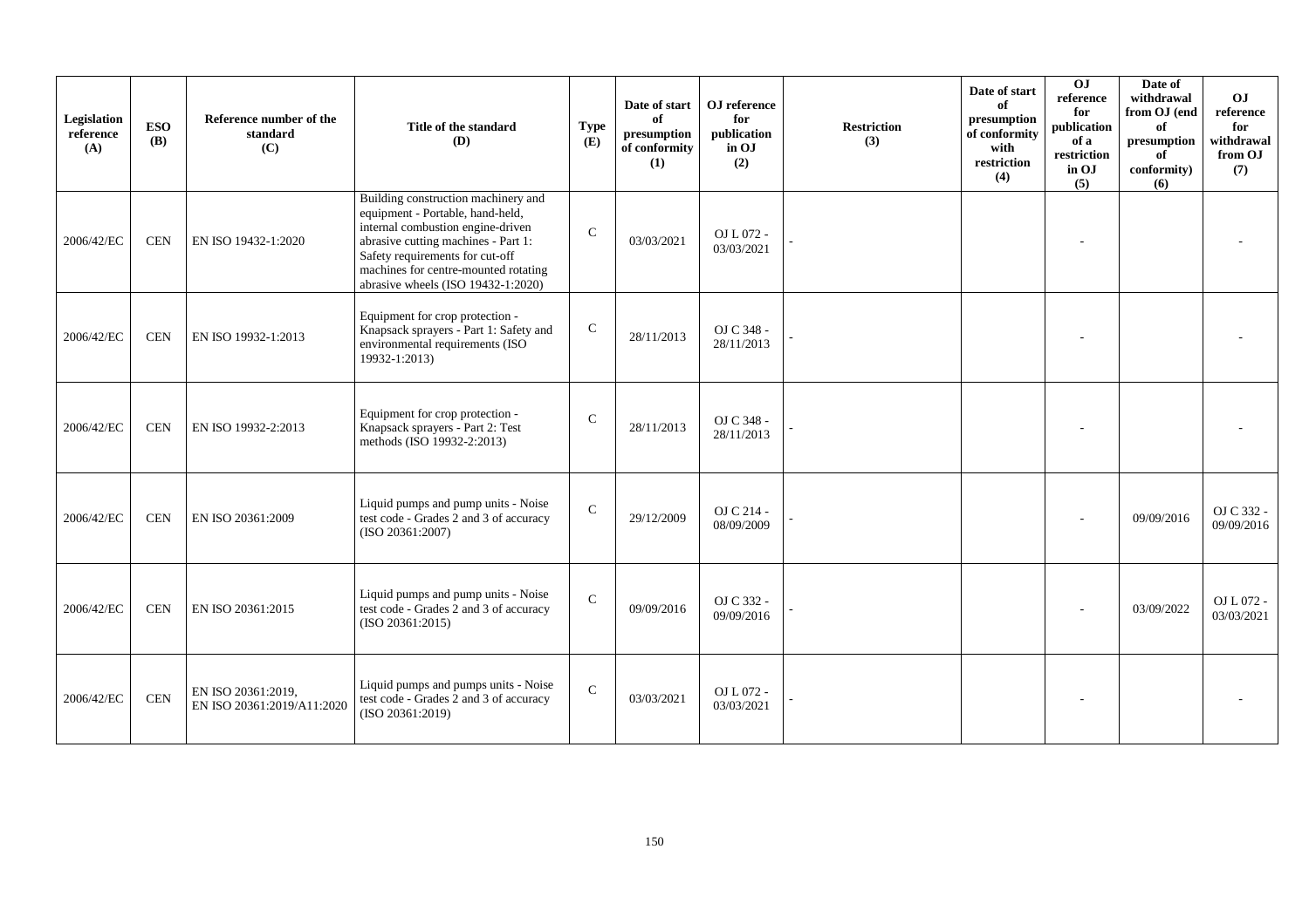| Legislation reference (A) | ESO (B) | Reference number of the standard (C) | Title of the standard (D) | Type (E) | Date of start of presumption of conformity (1) | OJ reference for publication in OJ (2) | Restriction (3) | Date of start of presumption of conformity with restriction (4) | OJ reference for publication of a restriction in OJ (5) | Date of withdrawal from OJ (end of presumption of conformity) (6) | OJ reference for withdrawal from OJ (7) |
|---|---|---|---|---|---|---|---|---|---|---|---|
| 2006/42/EC | CEN | EN ISO 19432-1:2020 | Building construction machinery and equipment - Portable, hand-held, internal combustion engine-driven abrasive cutting machines - Part 1: Safety requirements for cut-off machines for centre-mounted rotating abrasive wheels (ISO 19432-1:2020) | C | 03/03/2021 | OJ L 072 - 03/03/2021 | - | | - | | - |
| 2006/42/EC | CEN | EN ISO 19932-1:2013 | Equipment for crop protection - Knapsack sprayers - Part 1: Safety and environmental requirements (ISO 19932-1:2013) | C | 28/11/2013 | OJ C 348 - 28/11/2013 | - | | - | | - |
| 2006/42/EC | CEN | EN ISO 19932-2:2013 | Equipment for crop protection - Knapsack sprayers - Part 2: Test methods (ISO 19932-2:2013) | C | 28/11/2013 | OJ C 348 - 28/11/2013 | - | | - | | - |
| 2006/42/EC | CEN | EN ISO 20361:2009 | Liquid pumps and pump units - Noise test code - Grades 2 and 3 of accuracy (ISO 20361:2007) | C | 29/12/2009 | OJ C 214 - 08/09/2009 | - | | - | 09/09/2016 | OJ C 332 - 09/09/2016 |
| 2006/42/EC | CEN | EN ISO 20361:2015 | Liquid pumps and pump units - Noise test code - Grades 2 and 3 of accuracy (ISO 20361:2015) | C | 09/09/2016 | OJ C 332 - 09/09/2016 | - | | - | 03/09/2022 | OJ L 072 - 03/03/2021 |
| 2006/42/EC | CEN | EN ISO 20361:2019, EN ISO 20361:2019/A11:2020 | Liquid pumps and pumps units - Noise test code - Grades 2 and 3 of accuracy (ISO 20361:2019) | C | 03/03/2021 | OJ L 072 - 03/03/2021 | - | | - | | - |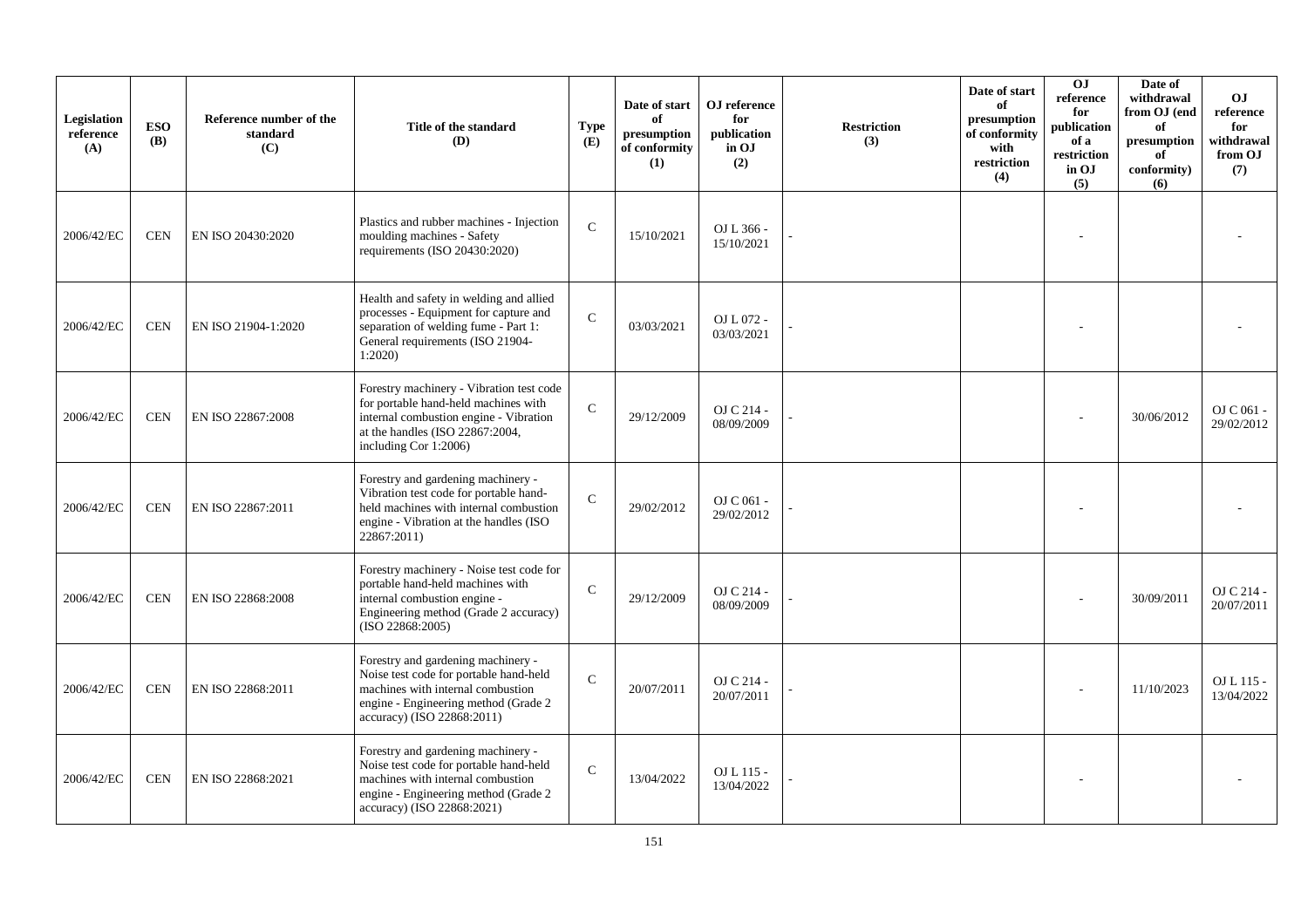| Legislation reference (A) | ESO (B) | Reference number of the standard (C) | Title of the standard (D) | Type (E) | Date of start of presumption of conformity (1) | OJ reference for publication in OJ (2) | Restriction (3) | Date of start of presumption of conformity with restriction (4) | OJ reference for publication of a restriction in OJ (5) | Date of withdrawal from OJ (end of presumption of conformity) (6) | OJ reference for withdrawal from OJ (7) |
|---|---|---|---|---|---|---|---|---|---|---|---|
| 2006/42/EC | CEN | EN ISO 20430:2020 | Plastics and rubber machines - Injection moulding machines - Safety requirements (ISO 20430:2020) | C | 15/10/2021 | OJ L 366 - 15/10/2021 | - | | - | | - |
| 2006/42/EC | CEN | EN ISO 21904-1:2020 | Health and safety in welding and allied processes - Equipment for capture and separation of welding fume - Part 1: General requirements (ISO 21904-1:2020) | C | 03/03/2021 | OJ L 072 - 03/03/2021 | - | | - | | - |
| 2006/42/EC | CEN | EN ISO 22867:2008 | Forestry machinery - Vibration test code for portable hand-held machines with internal combustion engine - Vibration at the handles (ISO 22867:2004, including Cor 1:2006) | C | 29/12/2009 | OJ C 214 - 08/09/2009 | - | | - | 30/06/2012 | OJ C 061 - 29/02/2012 |
| 2006/42/EC | CEN | EN ISO 22867:2011 | Forestry and gardening machinery - Vibration test code for portable hand-held machines with internal combustion engine - Vibration at the handles (ISO 22867:2011) | C | 29/02/2012 | OJ C 061 - 29/02/2012 | - | | - | | - |
| 2006/42/EC | CEN | EN ISO 22868:2008 | Forestry machinery - Noise test code for portable hand-held machines with internal combustion engine - Engineering method (Grade 2 accuracy) (ISO 22868:2005) | C | 29/12/2009 | OJ C 214 - 08/09/2009 | - | | - | 30/09/2011 | OJ C 214 - 20/07/2011 |
| 2006/42/EC | CEN | EN ISO 22868:2011 | Forestry and gardening machinery - Noise test code for portable hand-held machines with internal combustion engine - Engineering method (Grade 2 accuracy) (ISO 22868:2011) | C | 20/07/2011 | OJ C 214 - 20/07/2011 | - | | - | 11/10/2023 | OJ L 115 - 13/04/2022 |
| 2006/42/EC | CEN | EN ISO 22868:2021 | Forestry and gardening machinery - Noise test code for portable hand-held machines with internal combustion engine - Engineering method (Grade 2 accuracy) (ISO 22868:2021) | C | 13/04/2022 | OJ L 115 - 13/04/2022 | - | | - | | - |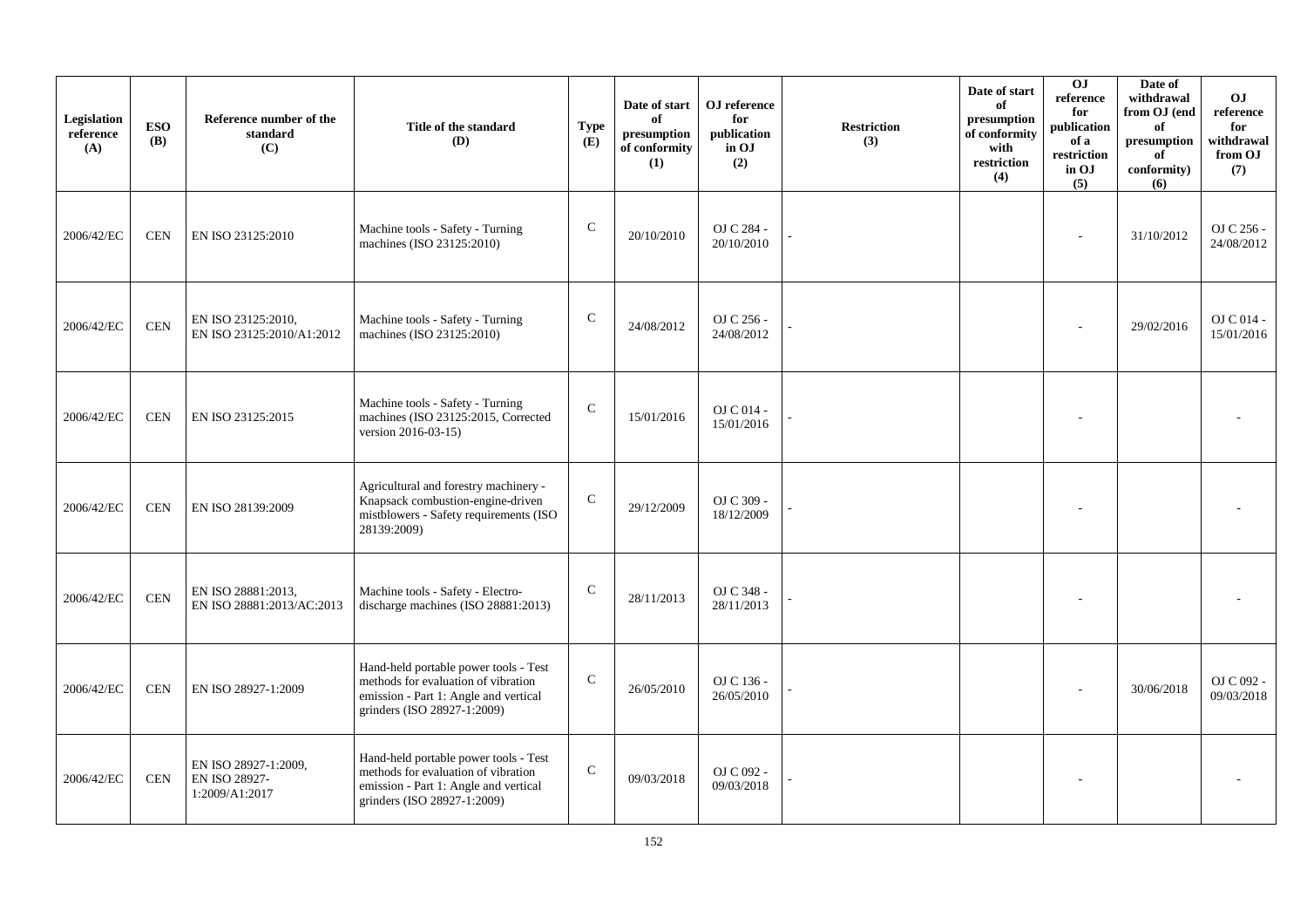| Legislation reference (A) | ESO (B) | Reference number of the standard (C) | Title of the standard (D) | Type (E) | Date of start of presumption of conformity (1) | OJ reference for publication in OJ (2) | Restriction (3) | Date of start of presumption of conformity with restriction (4) | OJ reference for publication of a restriction in OJ (5) | Date of withdrawal from OJ (end of presumption of conformity) (6) | OJ reference for withdrawal from OJ (7) |
|---|---|---|---|---|---|---|---|---|---|---|---|
| 2006/42/EC | CEN | EN ISO 23125:2010 | Machine tools - Safety - Turning machines (ISO 23125:2010) | C | 20/10/2010 | OJ C 284 - 20/10/2010 | - | | - | 31/10/2012 | OJ C 256 - 24/08/2012 |
| 2006/42/EC | CEN | EN ISO 23125:2010, EN ISO 23125:2010/A1:2012 | Machine tools - Safety - Turning machines (ISO 23125:2010) | C | 24/08/2012 | OJ C 256 - 24/08/2012 | - | | - | 29/02/2016 | OJ C 014 - 15/01/2016 |
| 2006/42/EC | CEN | EN ISO 23125:2015 | Machine tools - Safety - Turning machines (ISO 23125:2015, Corrected version 2016-03-15) | C | 15/01/2016 | OJ C 014 - 15/01/2016 | - | | - | | - |
| 2006/42/EC | CEN | EN ISO 28139:2009 | Agricultural and forestry machinery - Knapsack combustion-engine-driven mistblowers - Safety requirements (ISO 28139:2009) | C | 29/12/2009 | OJ C 309 - 18/12/2009 | - | | - | | - |
| 2006/42/EC | CEN | EN ISO 28881:2013, EN ISO 28881:2013/AC:2013 | Machine tools - Safety - Electro-discharge machines (ISO 28881:2013) | C | 28/11/2013 | OJ C 348 - 28/11/2013 | - | | - | | - |
| 2006/42/EC | CEN | EN ISO 28927-1:2009 | Hand-held portable power tools - Test methods for evaluation of vibration emission - Part 1: Angle and vertical grinders (ISO 28927-1:2009) | C | 26/05/2010 | OJ C 136 - 26/05/2010 | - | | - | 30/06/2018 | OJ C 092 - 09/03/2018 |
| 2006/42/EC | CEN | EN ISO 28927-1:2009, EN ISO 28927-1:2009/A1:2017 | Hand-held portable power tools - Test methods for evaluation of vibration emission - Part 1: Angle and vertical grinders (ISO 28927-1:2009) | C | 09/03/2018 | OJ C 092 - 09/03/2018 | - | | - | | - |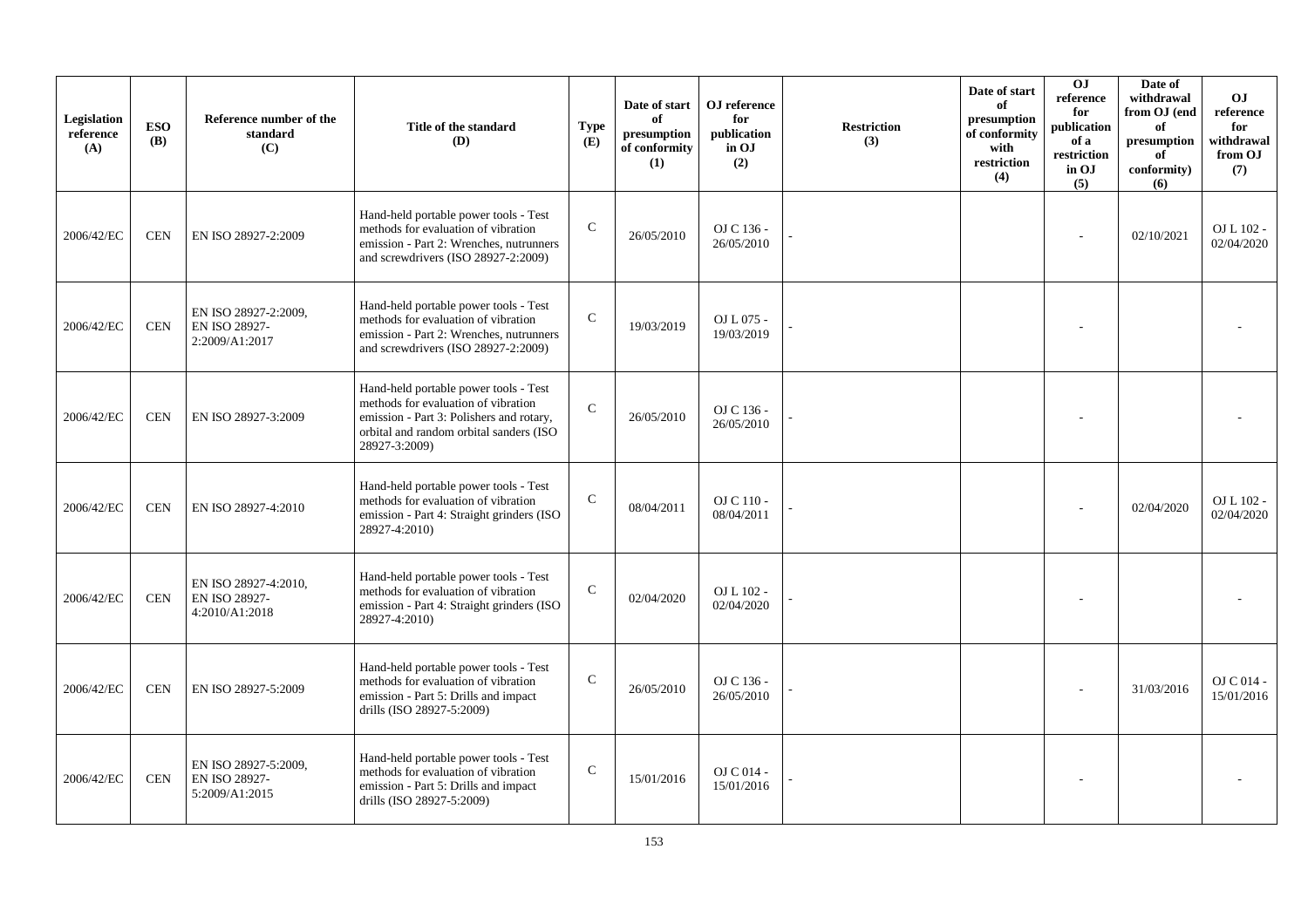| Legislation reference (A) | ESO (B) | Reference number of the standard (C) | Title of the standard (D) | Type (E) | Date of start of presumption of conformity (1) | OJ reference for publication in OJ (2) | Restriction (3) | Date of start of presumption of conformity with restriction (4) | OJ reference for publication of a restriction in OJ (5) | Date of withdrawal from OJ (end of presumption of conformity) (6) | OJ reference for withdrawal from OJ (7) |
|---|---|---|---|---|---|---|---|---|---|---|---|
| 2006/42/EC | CEN | EN ISO 28927-2:2009 | Hand-held portable power tools - Test methods for evaluation of vibration emission - Part 2: Wrenches, nutrunners and screwdrivers (ISO 28927-2:2009) | C | 26/05/2010 | OJ C 136 - 26/05/2010 | - | | - | 02/10/2021 | OJ L 102 - 02/04/2020 |
| 2006/42/EC | CEN | EN ISO 28927-2:2009, EN ISO 28927-2:2009/A1:2017 | Hand-held portable power tools - Test methods for evaluation of vibration emission - Part 2: Wrenches, nutrunners and screwdrivers (ISO 28927-2:2009) | C | 19/03/2019 | OJ L 075 - 19/03/2019 | - | | - | | - |
| 2006/42/EC | CEN | EN ISO 28927-3:2009 | Hand-held portable power tools - Test methods for evaluation of vibration emission - Part 3: Polishers and rotary, orbital and random orbital sanders (ISO 28927-3:2009) | C | 26/05/2010 | OJ C 136 - 26/05/2010 | - | | - | | - |
| 2006/42/EC | CEN | EN ISO 28927-4:2010 | Hand-held portable power tools - Test methods for evaluation of vibration emission - Part 4: Straight grinders (ISO 28927-4:2010) | C | 08/04/2011 | OJ C 110 - 08/04/2011 | - | | - | 02/04/2020 | OJ L 102 - 02/04/2020 |
| 2006/42/EC | CEN | EN ISO 28927-4:2010, EN ISO 28927-4:2010/A1:2018 | Hand-held portable power tools - Test methods for evaluation of vibration emission - Part 4: Straight grinders (ISO 28927-4:2010) | C | 02/04/2020 | OJ L 102 - 02/04/2020 | - | | - | | - |
| 2006/42/EC | CEN | EN ISO 28927-5:2009 | Hand-held portable power tools - Test methods for evaluation of vibration emission - Part 5: Drills and impact drills (ISO 28927-5:2009) | C | 26/05/2010 | OJ C 136 - 26/05/2010 | - | | - | 31/03/2016 | OJ C 014 - 15/01/2016 |
| 2006/42/EC | CEN | EN ISO 28927-5:2009, EN ISO 28927-5:2009/A1:2015 | Hand-held portable power tools - Test methods for evaluation of vibration emission - Part 5: Drills and impact drills (ISO 28927-5:2009) | C | 15/01/2016 | OJ C 014 - 15/01/2016 | - | | - | | - |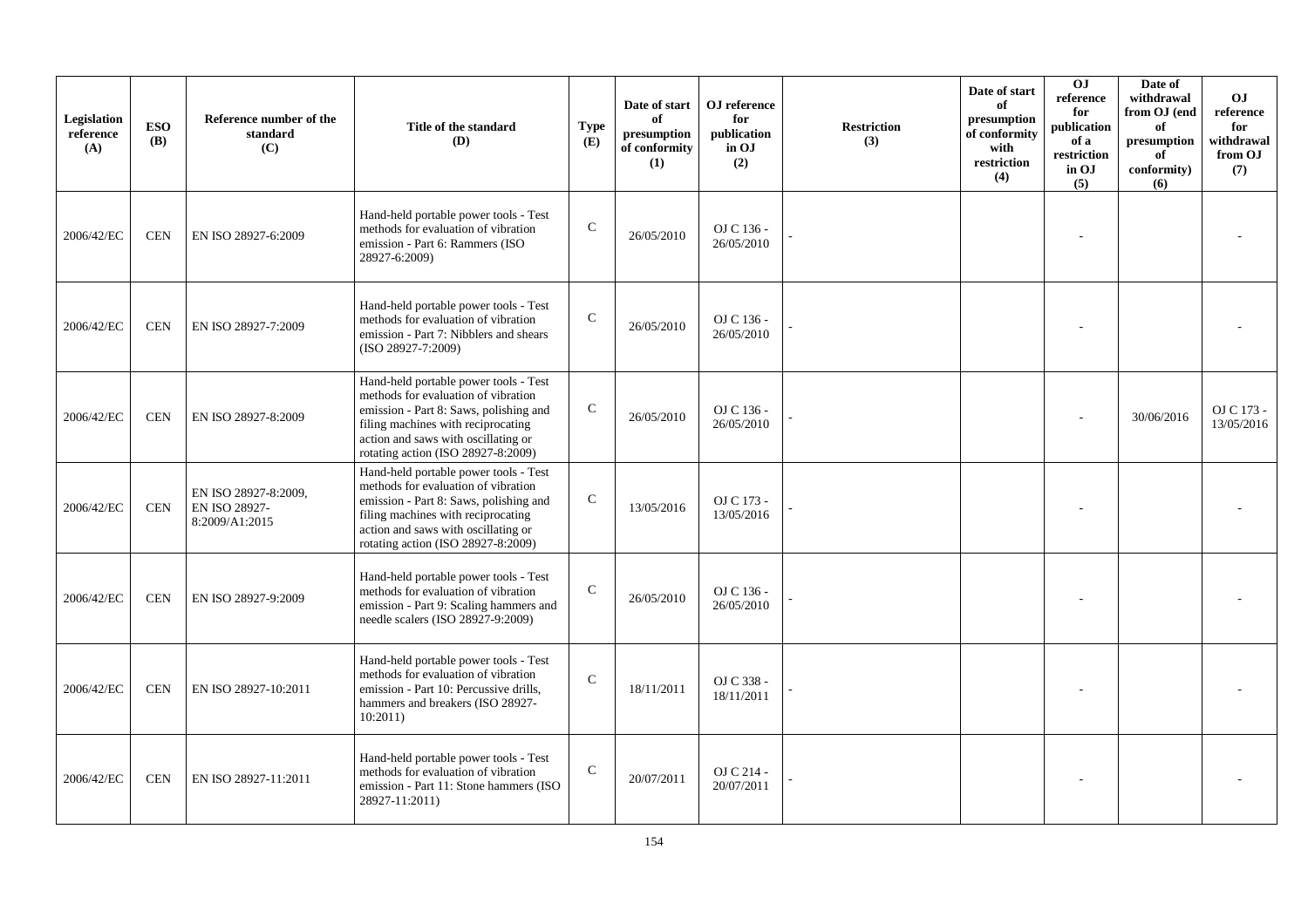| Legislation reference (A) | ESO (B) | Reference number of the standard (C) | Title of the standard (D) | Type (E) | Date of start of presumption of conformity (1) | OJ reference for publication in OJ (2) | Restriction (3) | Date of start of presumption of conformity with restriction (4) | OJ reference for publication of a restriction in OJ (5) | Date of withdrawal from OJ (end of presumption of conformity) (6) | OJ reference for withdrawal from OJ (7) |
|---|---|---|---|---|---|---|---|---|---|---|---|
| 2006/42/EC | CEN | EN ISO 28927-6:2009 | Hand-held portable power tools - Test methods for evaluation of vibration emission - Part 6: Rammers (ISO 28927-6:2009) | C | 26/05/2010 | OJ C 136 - 26/05/2010 | - | | - | | - |
| 2006/42/EC | CEN | EN ISO 28927-7:2009 | Hand-held portable power tools - Test methods for evaluation of vibration emission - Part 7: Nibblers and shears (ISO 28927-7:2009) | C | 26/05/2010 | OJ C 136 - 26/05/2010 | - | | - | | - |
| 2006/42/EC | CEN | EN ISO 28927-8:2009 | Hand-held portable power tools - Test methods for evaluation of vibration emission - Part 8: Saws, polishing and filing machines with reciprocating action and saws with oscillating or rotating action (ISO 28927-8:2009) | C | 26/05/2010 | OJ C 136 - 26/05/2010 | - | | - | 30/06/2016 | OJ C 173 - 13/05/2016 |
| 2006/42/EC | CEN | EN ISO 28927-8:2009, EN ISO 28927-8:2009/A1:2015 | Hand-held portable power tools - Test methods for evaluation of vibration emission - Part 8: Saws, polishing and filing machines with reciprocating action and saws with oscillating or rotating action (ISO 28927-8:2009) | C | 13/05/2016 | OJ C 173 - 13/05/2016 | - | | - | | - |
| 2006/42/EC | CEN | EN ISO 28927-9:2009 | Hand-held portable power tools - Test methods for evaluation of vibration emission - Part 9: Scaling hammers and needle scalers (ISO 28927-9:2009) | C | 26/05/2010 | OJ C 136 - 26/05/2010 | - | | - | | - |
| 2006/42/EC | CEN | EN ISO 28927-10:2011 | Hand-held portable power tools - Test methods for evaluation of vibration emission - Part 10: Percussive drills, hammers and breakers (ISO 28927-10:2011) | C | 18/11/2011 | OJ C 338 - 18/11/2011 | - | | - | | - |
| 2006/42/EC | CEN | EN ISO 28927-11:2011 | Hand-held portable power tools - Test methods for evaluation of vibration emission - Part 11: Stone hammers (ISO 28927-11:2011) | C | 20/07/2011 | OJ C 214 - 20/07/2011 | - | | - | | - |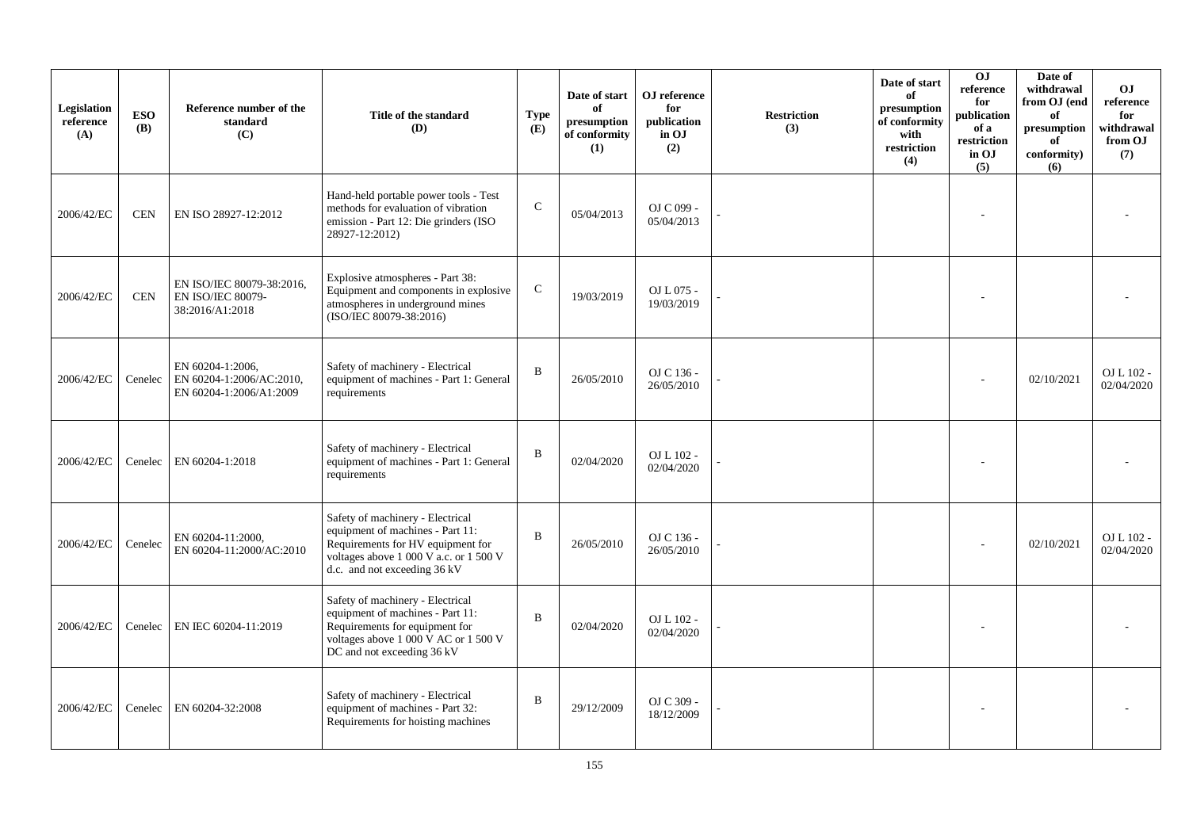| Legislation reference (A) | ESO (B) | Reference number of the standard (C) | Title of the standard (D) | Type (E) | Date of start of presumption of conformity (1) | OJ reference for publication in OJ (2) | Restriction (3) | Date of start of presumption of conformity with restriction (4) | OJ reference for publication of a restriction in OJ (5) | Date of withdrawal from OJ (end of presumption of conformity) (6) | OJ reference for withdrawal from OJ (7) |
|---|---|---|---|---|---|---|---|---|---|---|---|
| 2006/42/EC | CEN | EN ISO 28927-12:2012 | Hand-held portable power tools - Test methods for evaluation of vibration emission - Part 12: Die grinders (ISO 28927-12:2012) | C | 05/04/2013 | OJ C 099 - 05/04/2013 | - | | - | | - |
| 2006/42/EC | CEN | EN ISO/IEC 80079-38:2016, EN ISO/IEC 80079-38:2016/A1:2018 | Explosive atmospheres - Part 38: Equipment and components in explosive atmospheres in underground mines (ISO/IEC 80079-38:2016) | C | 19/03/2019 | OJ L 075 - 19/03/2019 | - | | - | | - |
| 2006/42/EC | Cenelec | EN 60204-1:2006, EN 60204-1:2006/AC:2010, EN 60204-1:2006/A1:2009 | Safety of machinery - Electrical equipment of machines - Part 1: General requirements | B | 26/05/2010 | OJ C 136 - 26/05/2010 | - | | - | 02/10/2021 | OJ L 102 - 02/04/2020 |
| 2006/42/EC | Cenelec | EN 60204-1:2018 | Safety of machinery - Electrical equipment of machines - Part 1: General requirements | B | 02/04/2020 | OJ L 102 - 02/04/2020 | - | | - | | - |
| 2006/42/EC | Cenelec | EN 60204-11:2000, EN 60204-11:2000/AC:2010 | Safety of machinery - Electrical equipment of machines - Part 11: Requirements for HV equipment for voltages above 1 000 V a.c. or 1 500 V d.c. and not exceeding 36 kV | B | 26/05/2010 | OJ C 136 - 26/05/2010 | - | | - | 02/10/2021 | OJ L 102 - 02/04/2020 |
| 2006/42/EC | Cenelec | EN IEC 60204-11:2019 | Safety of machinery - Electrical equipment of machines - Part 11: Requirements for equipment for voltages above 1 000 V AC or 1 500 V DC and not exceeding 36 kV | B | 02/04/2020 | OJ L 102 - 02/04/2020 | - | | - | | - |
| 2006/42/EC | Cenelec | EN 60204-32:2008 | Safety of machinery - Electrical equipment of machines - Part 32: Requirements for hoisting machines | B | 29/12/2009 | OJ C 309 - 18/12/2009 | - | | - | | - |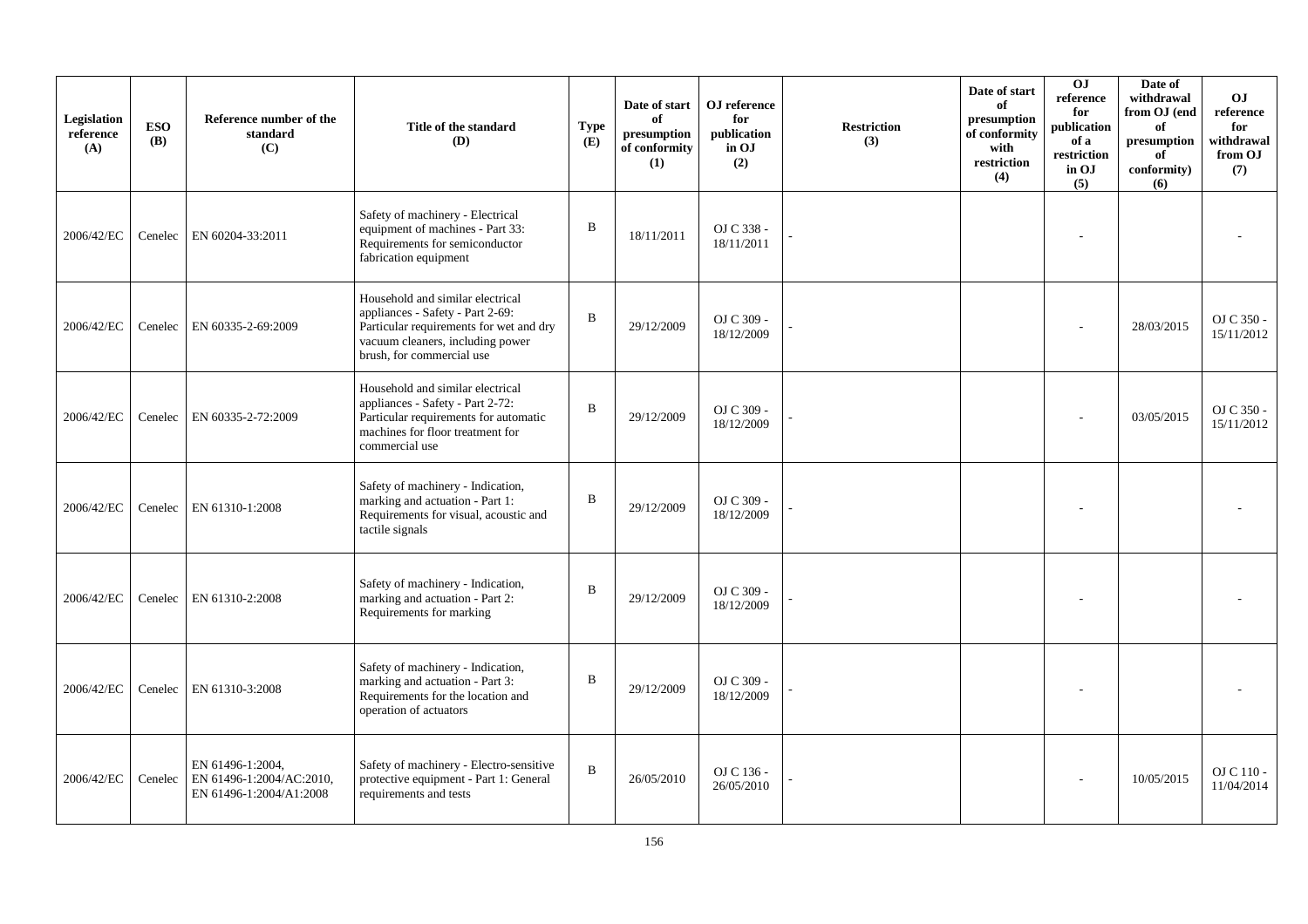| Legislation reference (A) | ESO (B) | Reference number of the standard (C) | Title of the standard (D) | Type (E) | Date of start of presumption of conformity (1) | OJ reference for publication in OJ (2) | Restriction (3) | Date of start of presumption of conformity with restriction (4) | OJ reference for publication of a restriction in OJ (5) | Date of withdrawal from OJ (end of presumption of conformity) (6) | OJ reference for withdrawal from OJ (7) |
|---|---|---|---|---|---|---|---|---|---|---|---|
| 2006/42/EC | Cenelec | EN 60204-33:2011 | Safety of machinery - Electrical equipment of machines - Part 33: Requirements for semiconductor fabrication equipment | B | 18/11/2011 | OJ C 338 - 18/11/2011 | - | | - | | - |
| 2006/42/EC | Cenelec | EN 60335-2-69:2009 | Household and similar electrical appliances - Safety - Part 2-69: Particular requirements for wet and dry vacuum cleaners, including power brush, for commercial use | B | 29/12/2009 | OJ C 309 - 18/12/2009 | - | | - | 28/03/2015 | OJ C 350 - 15/11/2012 |
| 2006/42/EC | Cenelec | EN 60335-2-72:2009 | Household and similar electrical appliances - Safety - Part 2-72: Particular requirements for automatic machines for floor treatment for commercial use | B | 29/12/2009 | OJ C 309 - 18/12/2009 | - | | - | 03/05/2015 | OJ C 350 - 15/11/2012 |
| 2006/42/EC | Cenelec | EN 61310-1:2008 | Safety of machinery - Indication, marking and actuation - Part 1: Requirements for visual, acoustic and tactile signals | B | 29/12/2009 | OJ C 309 - 18/12/2009 | - | | - | | - |
| 2006/42/EC | Cenelec | EN 61310-2:2008 | Safety of machinery - Indication, marking and actuation - Part 2: Requirements for marking | B | 29/12/2009 | OJ C 309 - 18/12/2009 | - | | - | | - |
| 2006/42/EC | Cenelec | EN 61310-3:2008 | Safety of machinery - Indication, marking and actuation - Part 3: Requirements for the location and operation of actuators | B | 29/12/2009 | OJ C 309 - 18/12/2009 | - | | - | | - |
| 2006/42/EC | Cenelec | EN 61496-1:2004, EN 61496-1:2004/AC:2010, EN 61496-1:2004/A1:2008 | Safety of machinery - Electro-sensitive protective equipment - Part 1: General requirements and tests | B | 26/05/2010 | OJ C 136 - 26/05/2010 | - | | - | 10/05/2015 | OJ C 110 - 11/04/2014 |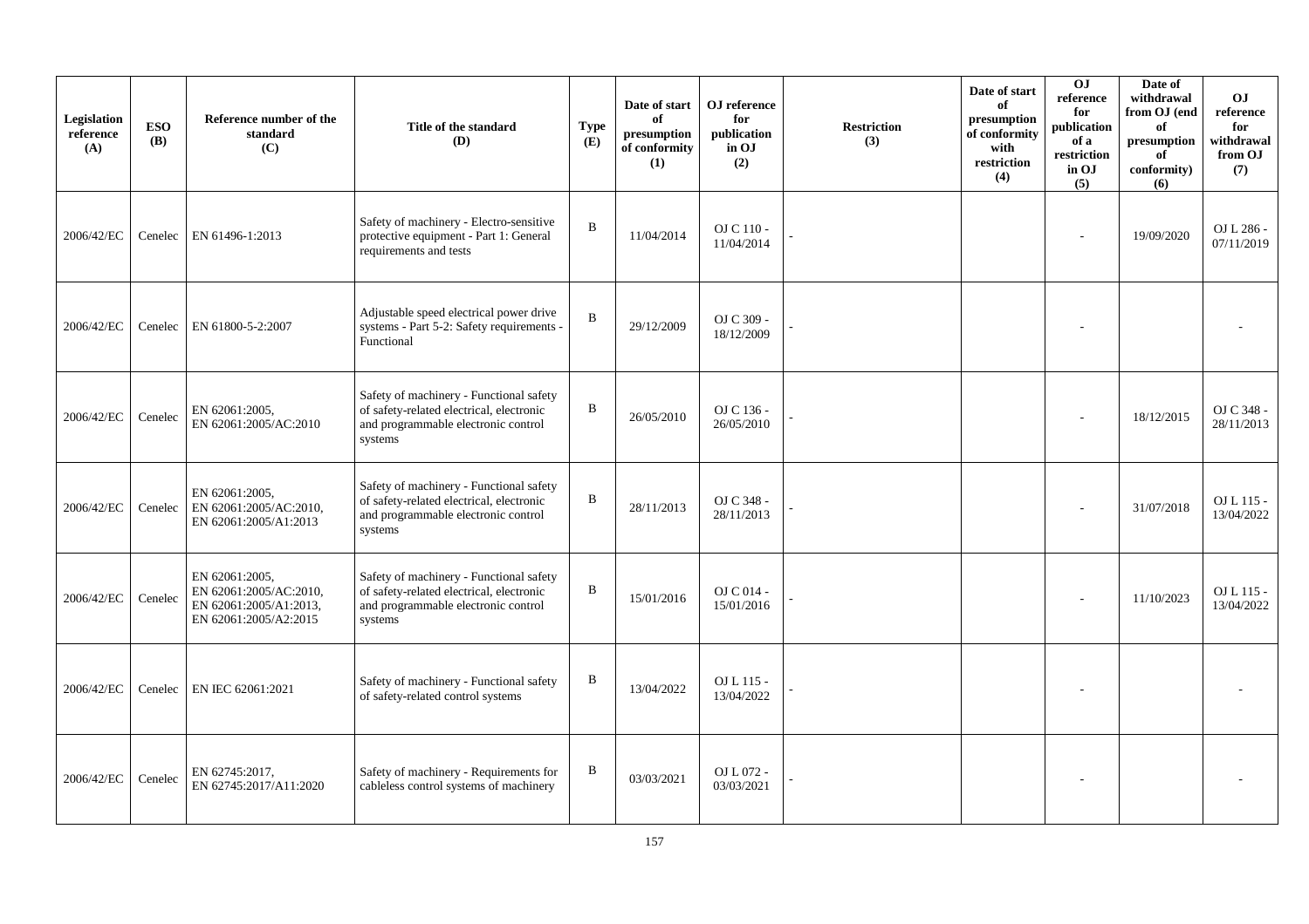| Legislation reference (A) | ESO (B) | Reference number of the standard (C) | Title of the standard (D) | Type (E) | Date of start of presumption of conformity (1) | OJ reference for publication in OJ (2) | Restriction (3) | Date of start of presumption of conformity with restriction (4) | OJ reference for publication of a restriction in OJ (5) | Date of withdrawal from OJ (end of presumption of conformity) (6) | OJ reference for withdrawal from OJ (7) |
|---|---|---|---|---|---|---|---|---|---|---|---|
| 2006/42/EC | Cenelec | EN 61496-1:2013 | Safety of machinery - Electro-sensitive protective equipment - Part 1: General requirements and tests | B | 11/04/2014 | OJ C 110 - 11/04/2014 | - | | - | 19/09/2020 | OJ L 286 - 07/11/2019 |
| 2006/42/EC | Cenelec | EN 61800-5-2:2007 | Adjustable speed electrical power drive systems - Part 5-2: Safety requirements - Functional | B | 29/12/2009 | OJ C 309 - 18/12/2009 | - | | - | | - |
| 2006/42/EC | Cenelec | EN 62061:2005, EN 62061:2005/AC:2010 | Safety of machinery - Functional safety of safety-related electrical, electronic and programmable electronic control systems | B | 26/05/2010 | OJ C 136 - 26/05/2010 | - | | - | 18/12/2015 | OJ C 348 - 28/11/2013 |
| 2006/42/EC | Cenelec | EN 62061:2005, EN 62061:2005/AC:2010, EN 62061:2005/A1:2013 | Safety of machinery - Functional safety of safety-related electrical, electronic and programmable electronic control systems | B | 28/11/2013 | OJ C 348 - 28/11/2013 | - | | - | 31/07/2018 | OJ L 115 - 13/04/2022 |
| 2006/42/EC | Cenelec | EN 62061:2005, EN 62061:2005/AC:2010, EN 62061:2005/A1:2013, EN 62061:2005/A2:2015 | Safety of machinery - Functional safety of safety-related electrical, electronic and programmable electronic control systems | B | 15/01/2016 | OJ C 014 - 15/01/2016 | - | | - | 11/10/2023 | OJ L 115 - 13/04/2022 |
| 2006/42/EC | Cenelec | EN IEC 62061:2021 | Safety of machinery - Functional safety of safety-related control systems | B | 13/04/2022 | OJ L 115 - 13/04/2022 | - | | - | | - |
| 2006/42/EC | Cenelec | EN 62745:2017, EN 62745:2017/A11:2020 | Safety of machinery - Requirements for cableless control systems of machinery | B | 03/03/2021 | OJ L 072 - 03/03/2021 | - | | - | | - |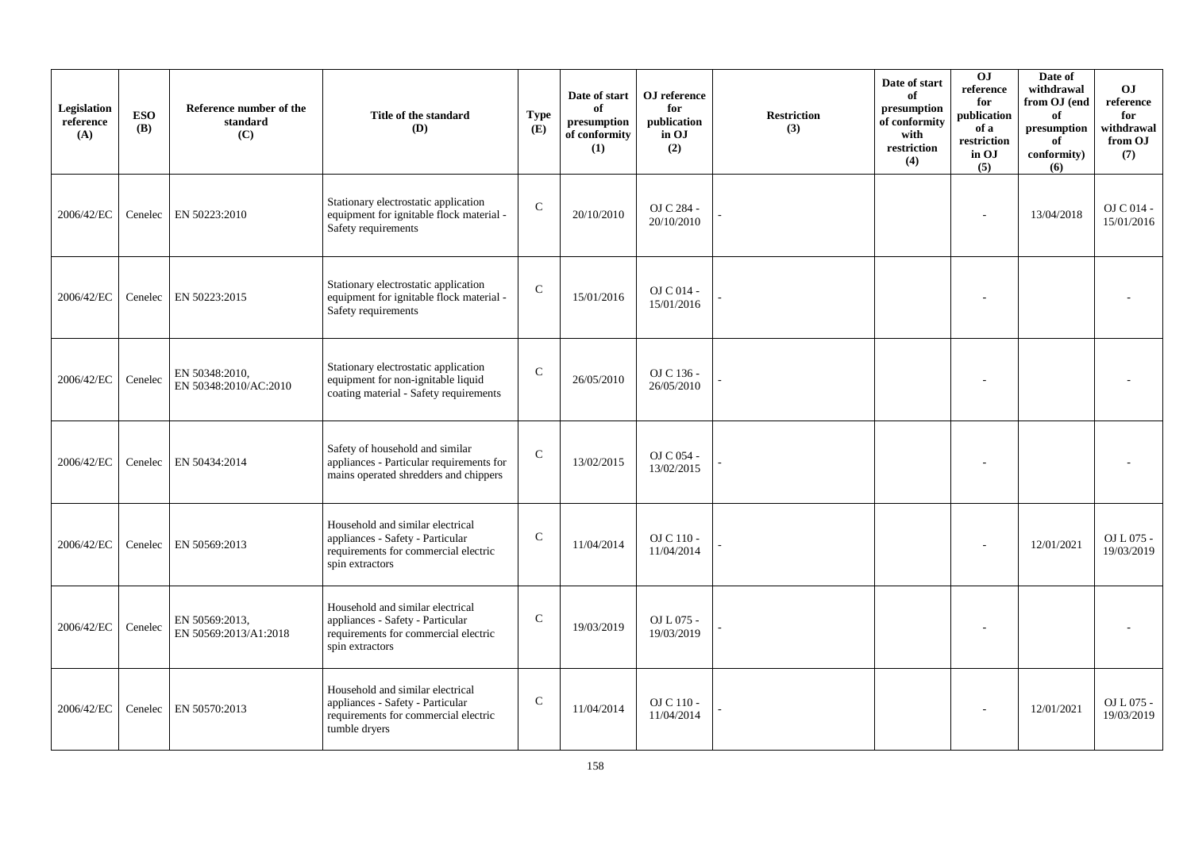| Legislation reference (A) | ESO (B) | Reference number of the standard (C) | Title of the standard (D) | Type (E) | Date of start of presumption of conformity (1) | OJ reference for publication in OJ (2) | Restriction (3) | Date of start of presumption of conformity with restriction (4) | OJ reference for publication of a restriction in OJ (5) | Date of withdrawal from OJ (end of presumption of conformity) (6) | OJ reference for withdrawal from OJ (7) |
|---|---|---|---|---|---|---|---|---|---|---|---|
| 2006/42/EC | Cenelec | EN 50223:2010 | Stationary electrostatic application equipment for ignitable flock material - Safety requirements | C | 20/10/2010 | OJ C 284 - 20/10/2010 | - | | - | 13/04/2018 | OJ C 014 - 15/01/2016 |
| 2006/42/EC | Cenelec | EN 50223:2015 | Stationary electrostatic application equipment for ignitable flock material - Safety requirements | C | 15/01/2016 | OJ C 014 - 15/01/2016 | - | | - | | - |
| 2006/42/EC | Cenelec | EN 50348:2010, EN 50348:2010/AC:2010 | Stationary electrostatic application equipment for non-ignitable liquid coating material - Safety requirements | C | 26/05/2010 | OJ C 136 - 26/05/2010 | - | | - | | - |
| 2006/42/EC | Cenelec | EN 50434:2014 | Safety of household and similar appliances - Particular requirements for mains operated shredders and chippers | C | 13/02/2015 | OJ C 054 - 13/02/2015 | - | | - | | - |
| 2006/42/EC | Cenelec | EN 50569:2013 | Household and similar electrical appliances - Safety - Particular requirements for commercial electric spin extractors | C | 11/04/2014 | OJ C 110 - 11/04/2014 | - | | - | 12/01/2021 | OJ L 075 - 19/03/2019 |
| 2006/42/EC | Cenelec | EN 50569:2013, EN 50569:2013/A1:2018 | Household and similar electrical appliances - Safety - Particular requirements for commercial electric spin extractors | C | 19/03/2019 | OJ L 075 - 19/03/2019 | - | | - | | - |
| 2006/42/EC | Cenelec | EN 50570:2013 | Household and similar electrical appliances - Safety - Particular requirements for commercial electric tumble dryers | C | 11/04/2014 | OJ C 110 - 11/04/2014 | - | | - | 12/01/2021 | OJ L 075 - 19/03/2019 |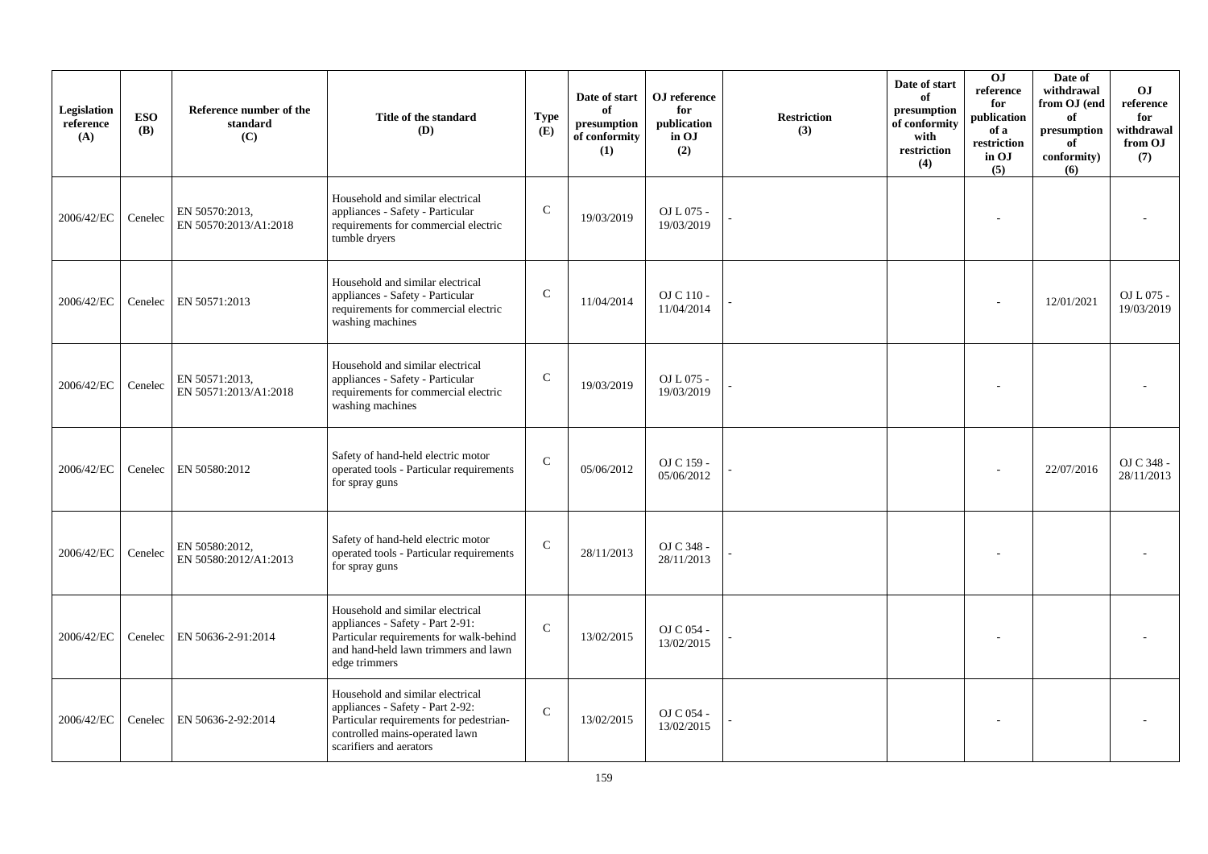| Legislation reference (A) | ESO (B) | Reference number of the standard (C) | Title of the standard (D) | Type (E) | Date of start of presumption of conformity (1) | OJ reference for publication in OJ (2) | Restriction (3) | Date of start of presumption of conformity with restriction (4) | OJ reference for publication of a restriction in OJ (5) | Date of withdrawal from OJ (end of presumption of conformity) (6) | OJ reference for withdrawal from OJ (7) |
|---|---|---|---|---|---|---|---|---|---|---|---|
| 2006/42/EC | Cenelec | EN 50570:2013, EN 50570:2013/A1:2018 | Household and similar electrical appliances - Safety - Particular requirements for commercial electric tumble dryers | C | 19/03/2019 | OJ L 075 - 19/03/2019 | - | | - | | - |
| 2006/42/EC | Cenelec | EN 50571:2013 | Household and similar electrical appliances - Safety - Particular requirements for commercial electric washing machines | C | 11/04/2014 | OJ C 110 - 11/04/2014 | - | | - | 12/01/2021 | OJ L 075 - 19/03/2019 |
| 2006/42/EC | Cenelec | EN 50571:2013, EN 50571:2013/A1:2018 | Household and similar electrical appliances - Safety - Particular requirements for commercial electric washing machines | C | 19/03/2019 | OJ L 075 - 19/03/2019 | - | | - | | - |
| 2006/42/EC | Cenelec | EN 50580:2012 | Safety of hand-held electric motor operated tools - Particular requirements for spray guns | C | 05/06/2012 | OJ C 159 - 05/06/2012 | - | | - | 22/07/2016 | OJ C 348 - 28/11/2013 |
| 2006/42/EC | Cenelec | EN 50580:2012, EN 50580:2012/A1:2013 | Safety of hand-held electric motor operated tools - Particular requirements for spray guns | C | 28/11/2013 | OJ C 348 - 28/11/2013 | - | | - | | - |
| 2006/42/EC | Cenelec | EN 50636-2-91:2014 | Household and similar electrical appliances - Safety - Part 2-91: Particular requirements for walk-behind and hand-held lawn trimmers and lawn edge trimmers | C | 13/02/2015 | OJ C 054 - 13/02/2015 | - | | - | | - |
| 2006/42/EC | Cenelec | EN 50636-2-92:2014 | Household and similar electrical appliances - Safety - Part 2-92: Particular requirements for pedestrian-controlled mains-operated lawn scarifiers and aerators | C | 13/02/2015 | OJ C 054 - 13/02/2015 | - | | - | | - |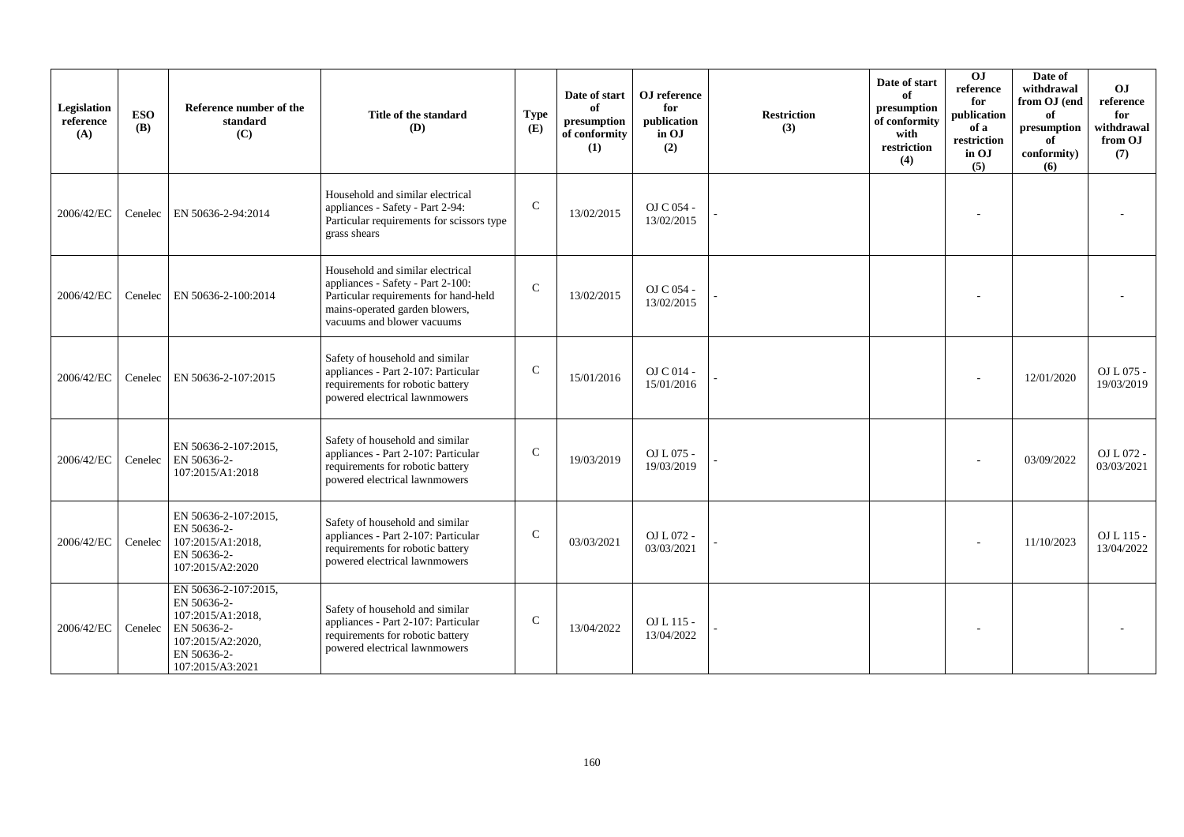| Legislation reference (A) | ESO (B) | Reference number of the standard (C) | Title of the standard (D) | Type (E) | Date of start of presumption of conformity (1) | OJ reference for publication in OJ (2) | Restriction (3) | Date of start of presumption of conformity with restriction (4) | OJ reference for publication of a restriction in OJ (5) | Date of withdrawal from OJ (end of presumption of conformity) (6) | OJ reference for withdrawal from OJ (7) |
|---|---|---|---|---|---|---|---|---|---|---|---|
| 2006/42/EC | Cenelec | EN 50636-2-94:2014 | Household and similar electrical appliances - Safety - Part 2-94: Particular requirements for scissors type grass shears | C | 13/02/2015 | OJ C 054 - 13/02/2015 | - | | - | | - |
| 2006/42/EC | Cenelec | EN 50636-2-100:2014 | Household and similar electrical appliances - Safety - Part 2-100: Particular requirements for hand-held mains-operated garden blowers, vacuums and blower vacuums | C | 13/02/2015 | OJ C 054 - 13/02/2015 | - | | - | | - |
| 2006/42/EC | Cenelec | EN 50636-2-107:2015 | Safety of household and similar appliances - Part 2-107: Particular requirements for robotic battery powered electrical lawnmowers | C | 15/01/2016 | OJ C 014 - 15/01/2016 | - | | - | 12/01/2020 | OJ L 075 - 19/03/2019 |
| 2006/42/EC | Cenelec | EN 50636-2-107:2015, EN 50636-2-107:2015/A1:2018 | Safety of household and similar appliances - Part 2-107: Particular requirements for robotic battery powered electrical lawnmowers | C | 19/03/2019 | OJ L 075 - 19/03/2019 | - | | - | 03/09/2022 | OJ L 072 - 03/03/2021 |
| 2006/42/EC | Cenelec | EN 50636-2-107:2015, EN 50636-2-107:2015/A1:2018, EN 50636-2-107:2015/A2:2020 | Safety of household and similar appliances - Part 2-107: Particular requirements for robotic battery powered electrical lawnmowers | C | 03/03/2021 | OJ L 072 - 03/03/2021 | - | | - | 11/10/2023 | OJ L 115 - 13/04/2022 |
| 2006/42/EC | Cenelec | EN 50636-2-107:2015, EN 50636-2-107:2015/A1:2018, EN 50636-2-107:2015/A2:2020, EN 50636-2-107:2015/A3:2021 | Safety of household and similar appliances - Part 2-107: Particular requirements for robotic battery powered electrical lawnmowers | C | 13/04/2022 | OJ L 115 - 13/04/2022 | - | | - | | - |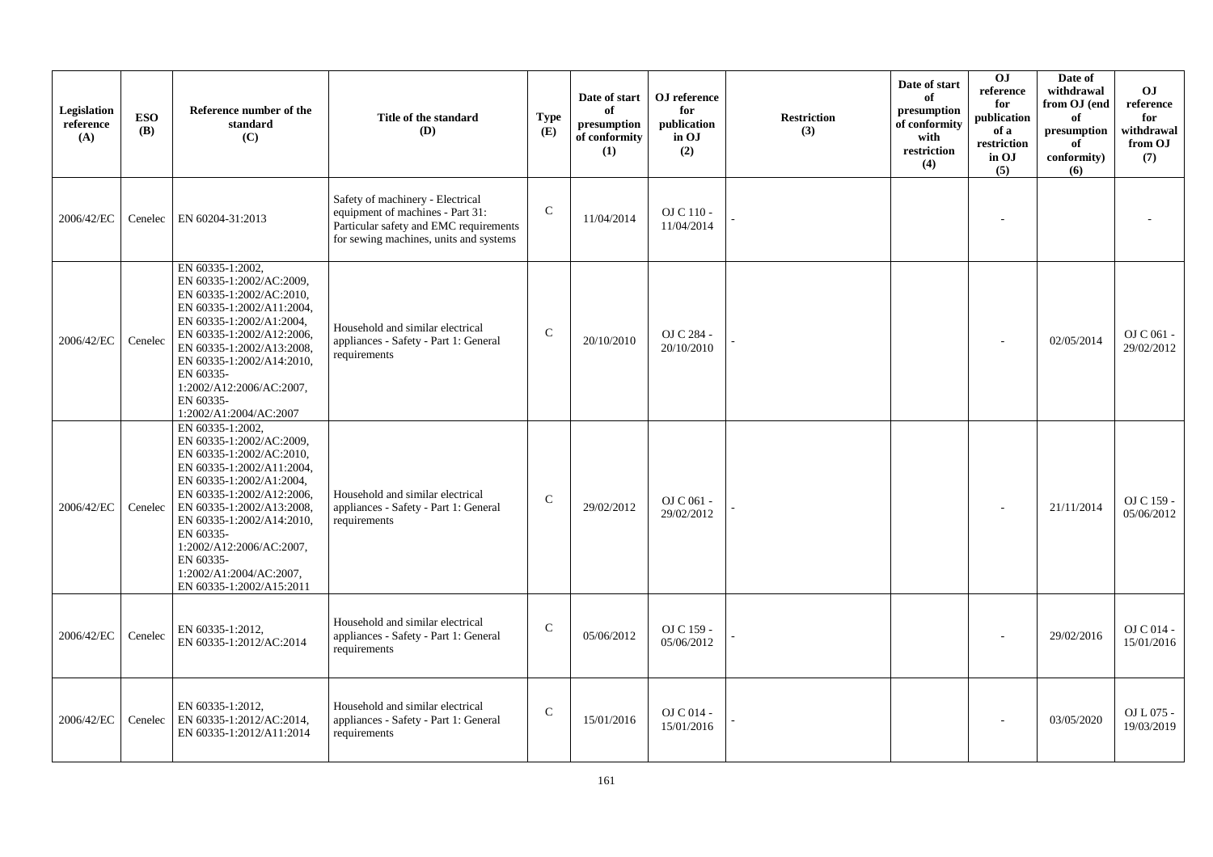| Legislation reference (A) | ESO (B) | Reference number of the standard (C) | Title of the standard (D) | Type (E) | Date of start of presumption of conformity (1) | OJ reference for publication in OJ (2) | Restriction (3) | Date of start of presumption of conformity with restriction (4) | OJ reference for publication of a restriction in OJ (5) | Date of withdrawal from OJ (end of presumption of conformity) (6) | OJ reference for withdrawal from OJ (7) |
|---|---|---|---|---|---|---|---|---|---|---|---|
| 2006/42/EC | Cenelec | EN 60204-31:2013 | Safety of machinery - Electrical equipment of machines - Part 31: Particular safety and EMC requirements for sewing machines, units and systems | C | 11/04/2014 | OJ C 110 - 11/04/2014 | - | | - | | - |
| 2006/42/EC | Cenelec | EN 60335-1:2002, EN 60335-1:2002/AC:2009, EN 60335-1:2002/AC:2010, EN 60335-1:2002/A11:2004, EN 60335-1:2002/A1:2004, EN 60335-1:2002/A12:2006, EN 60335-1:2002/A13:2008, EN 60335-1:2002/A14:2010, EN 60335-1:2002/A12:2006/AC:2007, EN 60335-1:2002/A1:2004/AC:2007 | Household and similar electrical appliances - Safety - Part 1: General requirements | C | 20/10/2010 | OJ C 284 - 20/10/2010 | - | | - | 02/05/2014 | OJ C 061 - 29/02/2012 |
| 2006/42/EC | Cenelec | EN 60335-1:2002, EN 60335-1:2002/AC:2009, EN 60335-1:2002/AC:2010, EN 60335-1:2002/A11:2004, EN 60335-1:2002/A1:2004, EN 60335-1:2002/A12:2006, EN 60335-1:2002/A13:2008, EN 60335-1:2002/A14:2010, EN 60335-1:2002/A12:2006/AC:2007, EN 60335-1:2002/A1:2004/AC:2007, EN 60335-1:2002/A15:2011 | Household and similar electrical appliances - Safety - Part 1: General requirements | C | 29/02/2012 | OJ C 061 - 29/02/2012 | - | | - | 21/11/2014 | OJ C 159 - 05/06/2012 |
| 2006/42/EC | Cenelec | EN 60335-1:2012, EN 60335-1:2012/AC:2014 | Household and similar electrical appliances - Safety - Part 1: General requirements | C | 05/06/2012 | OJ C 159 - 05/06/2012 | - | | - | 29/02/2016 | OJ C 014 - 15/01/2016 |
| 2006/42/EC | Cenelec | EN 60335-1:2012, EN 60335-1:2012/AC:2014, EN 60335-1:2012/A11:2014 | Household and similar electrical appliances - Safety - Part 1: General requirements | C | 15/01/2016 | OJ C 014 - 15/01/2016 | - | | - | 03/05/2020 | OJ L 075 - 19/03/2019 |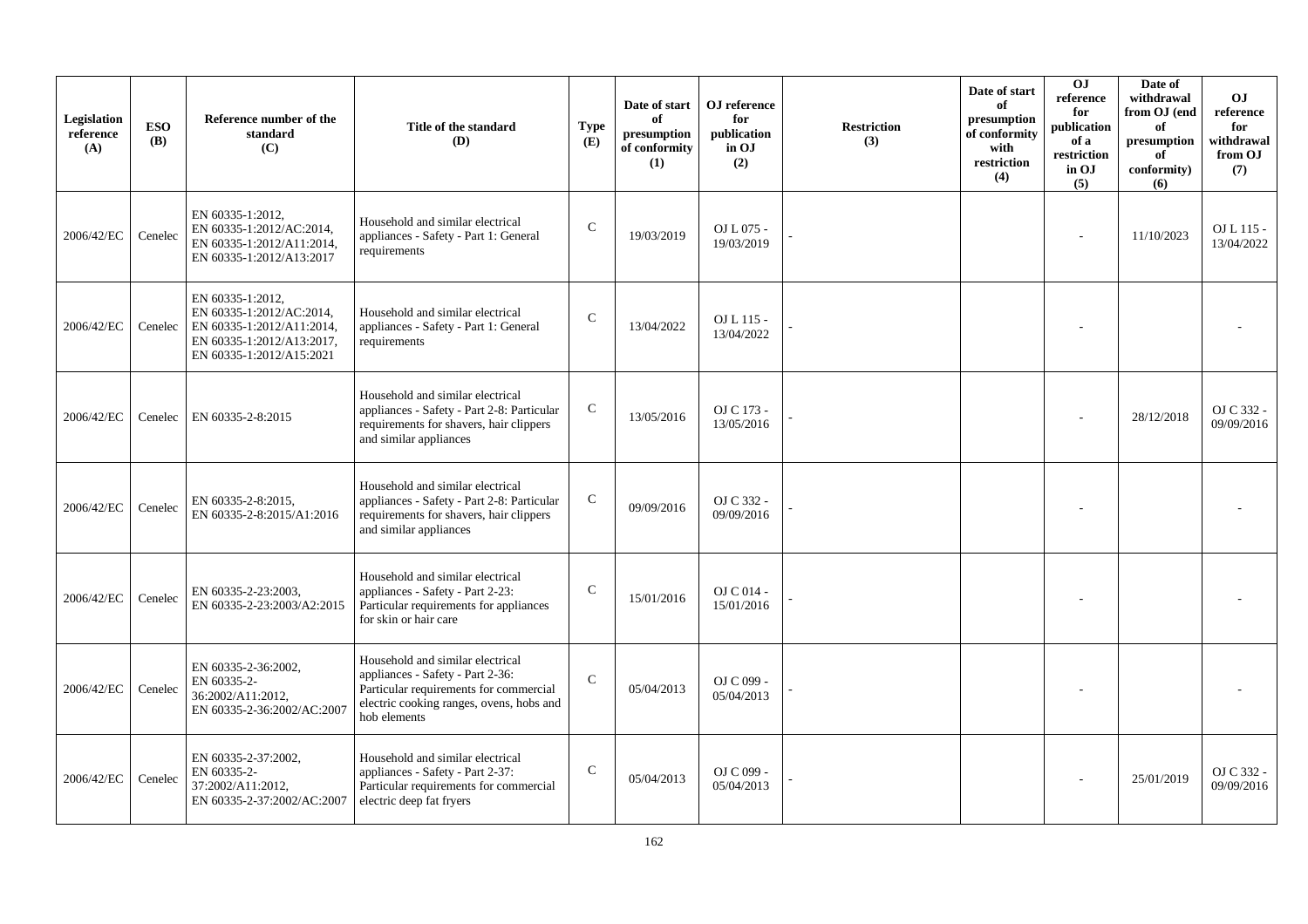| Legislation reference (A) | ESO (B) | Reference number of the standard (C) | Title of the standard (D) | Type (E) | Date of start of presumption of conformity (1) | OJ reference for publication in OJ (2) | Restriction (3) | Date of start of presumption of conformity with restriction (4) | OJ reference for publication of a restriction in OJ (5) | Date of withdrawal from OJ (end of presumption of conformity) (6) | OJ reference for withdrawal from OJ (7) |
|---|---|---|---|---|---|---|---|---|---|---|---|
| 2006/42/EC | Cenelec | EN 60335-1:2012, EN 60335-1:2012/AC:2014, EN 60335-1:2012/A11:2014, EN 60335-1:2012/A13:2017 | Household and similar electrical appliances - Safety - Part 1: General requirements | C | 19/03/2019 | OJ L 075 - 19/03/2019 | - | | - | 11/10/2023 | OJ L 115 - 13/04/2022 |
| 2006/42/EC | Cenelec | EN 60335-1:2012, EN 60335-1:2012/AC:2014, EN 60335-1:2012/A11:2014, EN 60335-1:2012/A13:2017, EN 60335-1:2012/A15:2021 | Household and similar electrical appliances - Safety - Part 1: General requirements | C | 13/04/2022 | OJ L 115 - 13/04/2022 | - | | - | | - |
| 2006/42/EC | Cenelec | EN 60335-2-8:2015 | Household and similar electrical appliances - Safety - Part 2-8: Particular requirements for shavers, hair clippers and similar appliances | C | 13/05/2016 | OJ C 173 - 13/05/2016 | - | | - | 28/12/2018 | OJ C 332 - 09/09/2016 |
| 2006/42/EC | Cenelec | EN 60335-2-8:2015, EN 60335-2-8:2015/A1:2016 | Household and similar electrical appliances - Safety - Part 2-8: Particular requirements for shavers, hair clippers and similar appliances | C | 09/09/2016 | OJ C 332 - 09/09/2016 | - | | - | | - |
| 2006/42/EC | Cenelec | EN 60335-2-23:2003, EN 60335-2-23:2003/A2:2015 | Household and similar electrical appliances - Safety - Part 2-23: Particular requirements for appliances for skin or hair care | C | 15/01/2016 | OJ C 014 - 15/01/2016 | - | | - | | - |
| 2006/42/EC | Cenelec | EN 60335-2-36:2002, EN 60335-2-36:2002/A11:2012, EN 60335-2-36:2002/AC:2007 | Household and similar electrical appliances - Safety - Part 2-36: Particular requirements for commercial electric cooking ranges, ovens, hobs and hob elements | C | 05/04/2013 | OJ C 099 - 05/04/2013 | - | | - | | - |
| 2006/42/EC | Cenelec | EN 60335-2-37:2002, EN 60335-2-37:2002/A11:2012, EN 60335-2-37:2002/AC:2007 | Household and similar electrical appliances - Safety - Part 2-37: Particular requirements for commercial electric deep fat fryers | C | 05/04/2013 | OJ C 099 - 05/04/2013 | - | | - | 25/01/2019 | OJ C 332 - 09/09/2016 |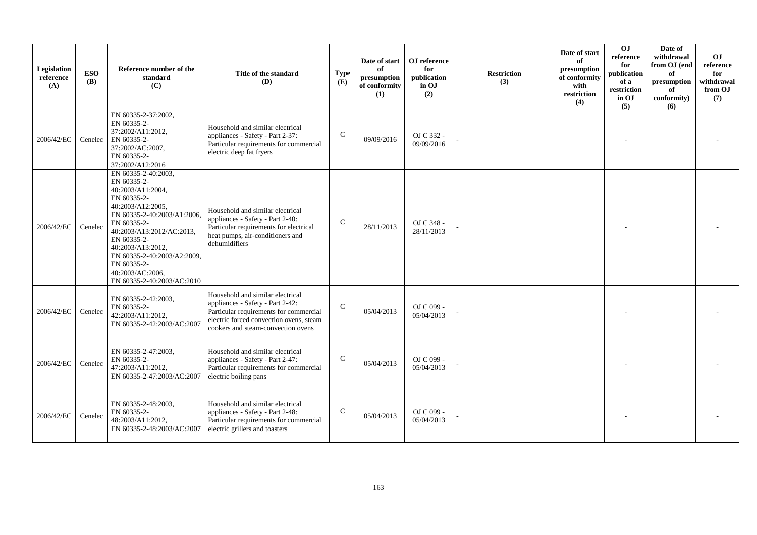| Legislation reference (A) | ESO (B) | Reference number of the standard (C) | Title of the standard (D) | Type (E) | Date of start of presumption of conformity (1) | OJ reference for publication in OJ (2) | Restriction (3) | Date of start of presumption of conformity with restriction (4) | OJ reference for publication of a restriction in OJ (5) | Date of withdrawal from OJ (end of presumption of conformity) (6) | OJ reference for withdrawal from OJ (7) |
|---|---|---|---|---|---|---|---|---|---|---|---|
| 2006/42/EC | Cenelec | EN 60335-2-37:2002, EN 60335-2-37:2002/A11:2012, EN 60335-2-37:2002/AC:2007, EN 60335-2-37:2002/A12:2016 | Household and similar electrical appliances - Safety - Part 2-37: Particular requirements for commercial electric deep fat fryers | C | 09/09/2016 | OJ C 332 - 09/09/2016 | - | | - | | - |
| 2006/42/EC | Cenelec | EN 60335-2-40:2003, EN 60335-2-40:2003/A11:2004, EN 60335-2-40:2003/A12:2005, EN 60335-2-40:2003/A1:2006, EN 60335-2-40:2003/A13:2012/AC:2013, EN 60335-2-40:2003/A13:2012, EN 60335-2-40:2003/A2:2009, EN 60335-2-40:2003/AC:2006, EN 60335-2-40:2003/AC:2010 | Household and similar electrical appliances - Safety - Part 2-40: Particular requirements for electrical heat pumps, air-conditioners and dehumidifiers | C | 28/11/2013 | OJ C 348 - 28/11/2013 | - | | - | | - |
| 2006/42/EC | Cenelec | EN 60335-2-42:2003, EN 60335-2-42:2003/A11:2012, EN 60335-2-42:2003/AC:2007 | Household and similar electrical appliances - Safety - Part 2-42: Particular requirements for commercial electric forced convection ovens, steam cookers and steam-convection ovens | C | 05/04/2013 | OJ C 099 - 05/04/2013 | - | | - | | - |
| 2006/42/EC | Cenelec | EN 60335-2-47:2003, EN 60335-2-47:2003/A11:2012, EN 60335-2-47:2003/AC:2007 | Household and similar electrical appliances - Safety - Part 2-47: Particular requirements for commercial electric boiling pans | C | 05/04/2013 | OJ C 099 - 05/04/2013 | - | | - | | - |
| 2006/42/EC | Cenelec | EN 60335-2-48:2003, EN 60335-2-48:2003/A11:2012, EN 60335-2-48:2003/AC:2007 | Household and similar electrical appliances - Safety - Part 2-48: Particular requirements for commercial electric grillers and toasters | C | 05/04/2013 | OJ C 099 - 05/04/2013 | - | | - | | - |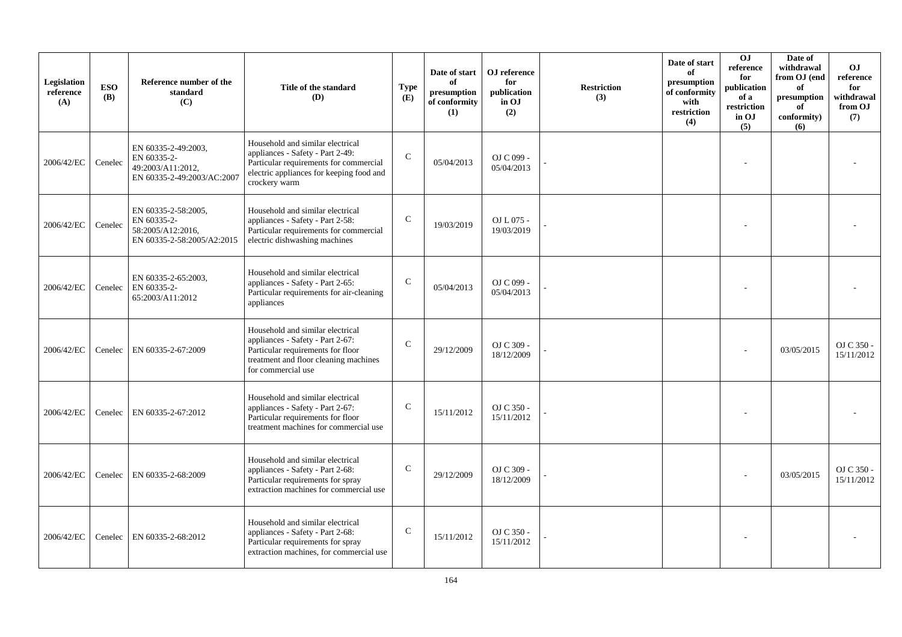| Legislation reference (A) | ESO (B) | Reference number of the standard (C) | Title of the standard (D) | Type (E) | Date of start of presumption of conformity (1) | OJ reference for publication in OJ (2) | Restriction (3) | Date of start of presumption of conformity with restriction (4) | OJ reference for publication of a restriction in OJ (5) | Date of withdrawal from OJ (end of presumption of conformity) (6) | OJ reference for withdrawal from OJ (7) |
|---|---|---|---|---|---|---|---|---|---|---|---|
| 2006/42/EC | Cenelec | EN 60335-2-49:2003, EN 60335-2-49:2003/A11:2012, EN 60335-2-49:2003/AC:2007 | Household and similar electrical appliances - Safety - Part 2-49: Particular requirements for commercial electric appliances for keeping food and crockery warm | C | 05/04/2013 | OJ C 099 - 05/04/2013 | - | | - | | - |
| 2006/42/EC | Cenelec | EN 60335-2-58:2005, EN 60335-2-58:2005/A12:2016, EN 60335-2-58:2005/A2:2015 | Household and similar electrical appliances - Safety - Part 2-58: Particular requirements for commercial electric dishwashing machines | C | 19/03/2019 | OJ L 075 - 19/03/2019 | - | | - | | - |
| 2006/42/EC | Cenelec | EN 60335-2-65:2003, EN 60335-2-65:2003/A11:2012 | Household and similar electrical appliances - Safety - Part 2-65: Particular requirements for air-cleaning appliances | C | 05/04/2013 | OJ C 099 - 05/04/2013 | - | | - | | - |
| 2006/42/EC | Cenelec | EN 60335-2-67:2009 | Household and similar electrical appliances - Safety - Part 2-67: Particular requirements for floor treatment and floor cleaning machines for commercial use | C | 29/12/2009 | OJ C 309 - 18/12/2009 | - | | - | 03/05/2015 | OJ C 350 - 15/11/2012 |
| 2006/42/EC | Cenelec | EN 60335-2-67:2012 | Household and similar electrical appliances - Safety - Part 2-67: Particular requirements for floor treatment machines for commercial use | C | 15/11/2012 | OJ C 350 - 15/11/2012 | - | | - | | - |
| 2006/42/EC | Cenelec | EN 60335-2-68:2009 | Household and similar electrical appliances - Safety - Part 2-68: Particular requirements for spray extraction machines for commercial use | C | 29/12/2009 | OJ C 309 - 18/12/2009 | - | | - | 03/05/2015 | OJ C 350 - 15/11/2012 |
| 2006/42/EC | Cenelec | EN 60335-2-68:2012 | Household and similar electrical appliances - Safety - Part 2-68: Particular requirements for spray extraction machines, for commercial use | C | 15/11/2012 | OJ C 350 - 15/11/2012 | - | | - | | - |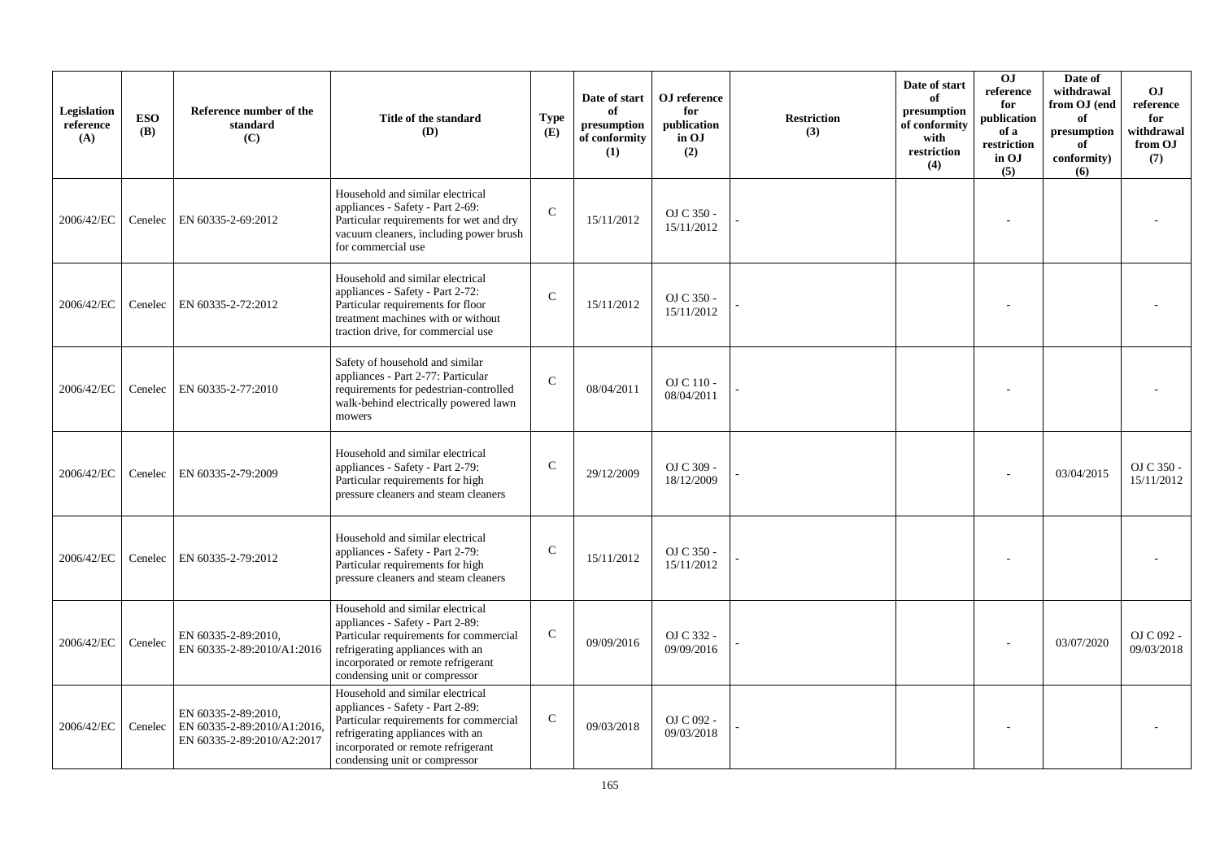| Legislation reference (A) | ESO (B) | Reference number of the standard (C) | Title of the standard (D) | Type (E) | Date of start of presumption of conformity (1) | OJ reference for publication in OJ (2) | Restriction (3) | Date of start of presumption of conformity with restriction (4) | OJ reference for publication of a restriction in OJ (5) | Date of withdrawal from OJ (end of presumption of conformity) (6) | OJ reference for withdrawal from OJ (7) |
|---|---|---|---|---|---|---|---|---|---|---|---|
| 2006/42/EC | Cenelec | EN 60335-2-69:2012 | Household and similar electrical appliances - Safety - Part 2-69: Particular requirements for wet and dry vacuum cleaners, including power brush for commercial use | C | 15/11/2012 | OJ C 350 - 15/11/2012 | - | | - | | - |
| 2006/42/EC | Cenelec | EN 60335-2-72:2012 | Household and similar electrical appliances - Safety - Part 2-72: Particular requirements for floor treatment machines with or without traction drive, for commercial use | C | 15/11/2012 | OJ C 350 - 15/11/2012 | - | | - | | - |
| 2006/42/EC | Cenelec | EN 60335-2-77:2010 | Safety of household and similar appliances - Part 2-77: Particular requirements for pedestrian-controlled walk-behind electrically powered lawn mowers | C | 08/04/2011 | OJ C 110 - 08/04/2011 | - | | - | | - |
| 2006/42/EC | Cenelec | EN 60335-2-79:2009 | Household and similar electrical appliances - Safety - Part 2-79: Particular requirements for high pressure cleaners and steam cleaners | C | 29/12/2009 | OJ C 309 - 18/12/2009 | - | | - | 03/04/2015 | OJ C 350 - 15/11/2012 |
| 2006/42/EC | Cenelec | EN 60335-2-79:2012 | Household and similar electrical appliances - Safety - Part 2-79: Particular requirements for high pressure cleaners and steam cleaners | C | 15/11/2012 | OJ C 350 - 15/11/2012 | - | | - | | - |
| 2006/42/EC | Cenelec | EN 60335-2-89:2010, EN 60335-2-89:2010/A1:2016 | Household and similar electrical appliances - Safety - Part 2-89: Particular requirements for commercial refrigerating appliances with an incorporated or remote refrigerant condensing unit or compressor | C | 09/09/2016 | OJ C 332 - 09/09/2016 | - | | - | 03/07/2020 | OJ C 092 - 09/03/2018 |
| 2006/42/EC | Cenelec | EN 60335-2-89:2010, EN 60335-2-89:2010/A1:2016, EN 60335-2-89:2010/A2:2017 | Household and similar electrical appliances - Safety - Part 2-89: Particular requirements for commercial refrigerating appliances with an incorporated or remote refrigerant condensing unit or compressor | C | 09/03/2018 | OJ C 092 - 09/03/2018 | - | | - | | - |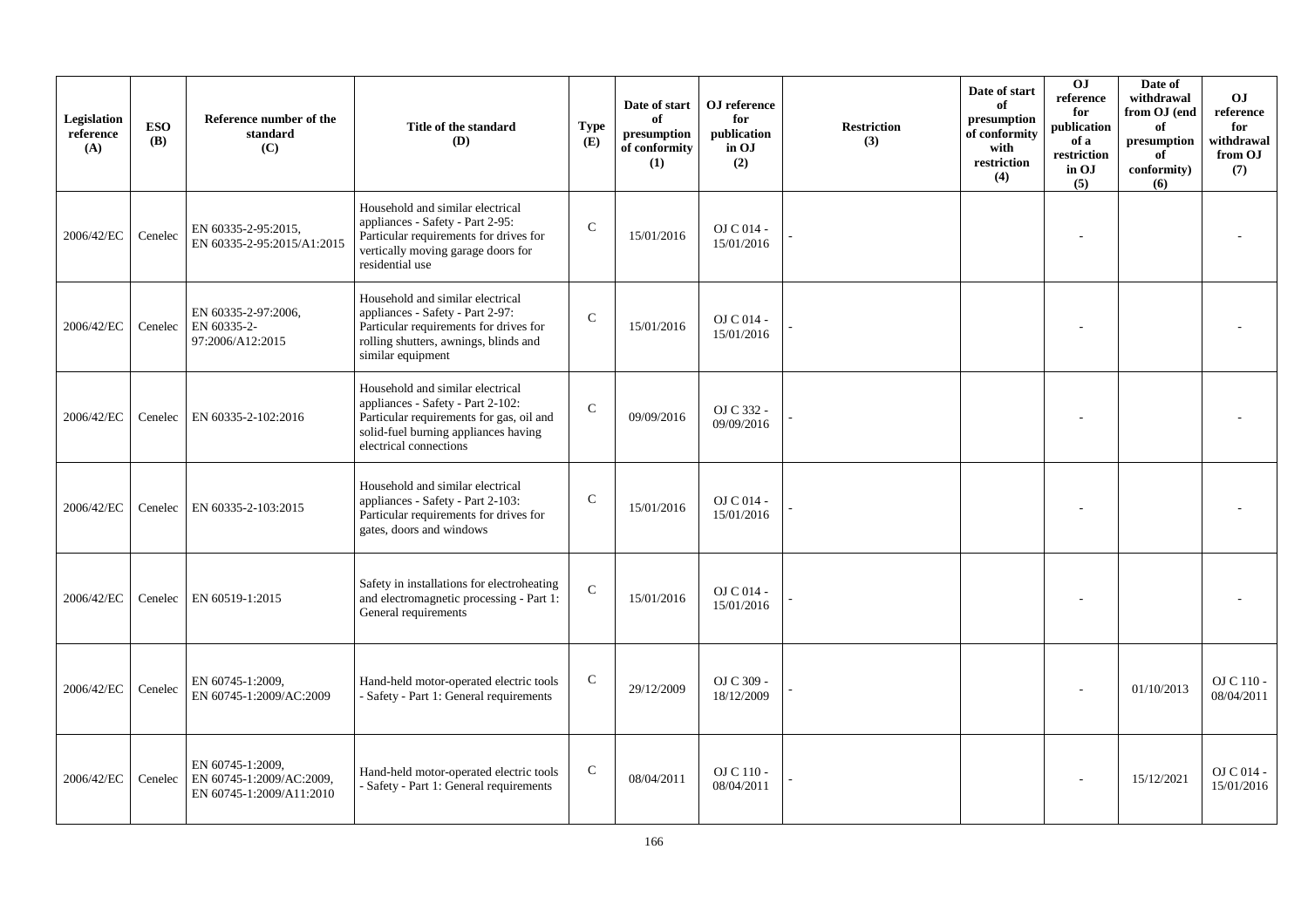| Legislation reference (A) | ESO (B) | Reference number of the standard (C) | Title of the standard (D) | Type (E) | Date of start of presumption of conformity (1) | OJ reference for publication in OJ (2) | Restriction (3) | Date of start of presumption of conformity with restriction (4) | OJ reference for publication of a restriction in OJ (5) | Date of withdrawal from OJ (end of presumption of conformity) (6) | OJ reference for withdrawal from OJ (7) |
|---|---|---|---|---|---|---|---|---|---|---|---|
| 2006/42/EC | Cenelec | EN 60335-2-95:2015, EN 60335-2-95:2015/A1:2015 | Household and similar electrical appliances - Safety - Part 2-95: Particular requirements for drives for vertically moving garage doors for residential use | C | 15/01/2016 | OJ C 014 - 15/01/2016 | - | | - | | - |
| 2006/42/EC | Cenelec | EN 60335-2-97:2006, EN 60335-2-97:2006/A12:2015 | Household and similar electrical appliances - Safety - Part 2-97: Particular requirements for drives for rolling shutters, awnings, blinds and similar equipment | C | 15/01/2016 | OJ C 014 - 15/01/2016 | - | | - | | - |
| 2006/42/EC | Cenelec | EN 60335-2-102:2016 | Household and similar electrical appliances - Safety - Part 2-102: Particular requirements for gas, oil and solid-fuel burning appliances having electrical connections | C | 09/09/2016 | OJ C 332 - 09/09/2016 | - | | - | | - |
| 2006/42/EC | Cenelec | EN 60335-2-103:2015 | Household and similar electrical appliances - Safety - Part 2-103: Particular requirements for drives for gates, doors and windows | C | 15/01/2016 | OJ C 014 - 15/01/2016 | - | | - | | - |
| 2006/42/EC | Cenelec | EN 60519-1:2015 | Safety in installations for electroheating and electromagnetic processing - Part 1: General requirements | C | 15/01/2016 | OJ C 014 - 15/01/2016 | - | | - | | - |
| 2006/42/EC | Cenelec | EN 60745-1:2009, EN 60745-1:2009/AC:2009 | Hand-held motor-operated electric tools - Safety - Part 1: General requirements | C | 29/12/2009 | OJ C 309 - 18/12/2009 | - | | - | 01/10/2013 | OJ C 110 - 08/04/2011 |
| 2006/42/EC | Cenelec | EN 60745-1:2009, EN 60745-1:2009/AC:2009, EN 60745-1:2009/A11:2010 | Hand-held motor-operated electric tools - Safety - Part 1: General requirements | C | 08/04/2011 | OJ C 110 - 08/04/2011 | - | | - | 15/12/2021 | OJ C 014 - 15/01/2016 |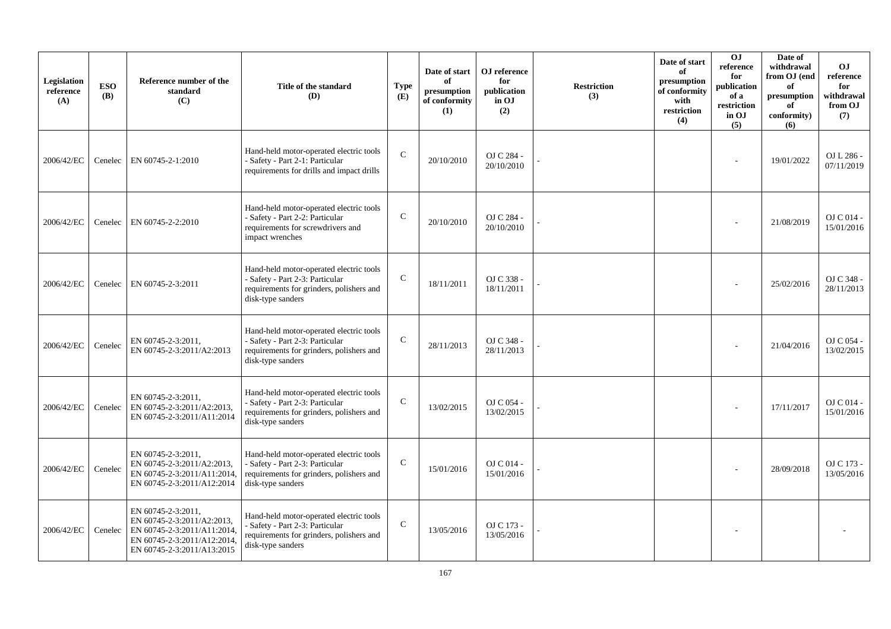| Legislation reference (A) | ESO (B) | Reference number of the standard (C) | Title of the standard (D) | Type (E) | Date of start of presumption of conformity (1) | OJ reference for publication in OJ (2) | Restriction (3) | Date of start of presumption of conformity with restriction (4) | OJ reference for publication of a restriction in OJ (5) | Date of withdrawal from OJ (end of presumption of conformity) (6) | OJ reference for withdrawal from OJ (7) |
|---|---|---|---|---|---|---|---|---|---|---|---|
| 2006/42/EC | Cenelec | EN 60745-2-1:2010 | Hand-held motor-operated electric tools - Safety - Part 2-1: Particular requirements for drills and impact drills | C | 20/10/2010 | OJ C 284 - 20/10/2010 | - | | - | 19/01/2022 | OJ L 286 - 07/11/2019 |
| 2006/42/EC | Cenelec | EN 60745-2-2:2010 | Hand-held motor-operated electric tools - Safety - Part 2-2: Particular requirements for screwdrivers and impact wrenches | C | 20/10/2010 | OJ C 284 - 20/10/2010 | - | | - | 21/08/2019 | OJ C 014 - 15/01/2016 |
| 2006/42/EC | Cenelec | EN 60745-2-3:2011 | Hand-held motor-operated electric tools - Safety - Part 2-3: Particular requirements for grinders, polishers and disk-type sanders | C | 18/11/2011 | OJ C 338 - 18/11/2011 | - | | - | 25/02/2016 | OJ C 348 - 28/11/2013 |
| 2006/42/EC | Cenelec | EN 60745-2-3:2011, EN 60745-2-3:2011/A2:2013 | Hand-held motor-operated electric tools - Safety - Part 2-3: Particular requirements for grinders, polishers and disk-type sanders | C | 28/11/2013 | OJ C 348 - 28/11/2013 | - | | - | 21/04/2016 | OJ C 054 - 13/02/2015 |
| 2006/42/EC | Cenelec | EN 60745-2-3:2011, EN 60745-2-3:2011/A2:2013, EN 60745-2-3:2011/A11:2014 | Hand-held motor-operated electric tools - Safety - Part 2-3: Particular requirements for grinders, polishers and disk-type sanders | C | 13/02/2015 | OJ C 054 - 13/02/2015 | - | | - | 17/11/2017 | OJ C 014 - 15/01/2016 |
| 2006/42/EC | Cenelec | EN 60745-2-3:2011, EN 60745-2-3:2011/A2:2013, EN 60745-2-3:2011/A11:2014, EN 60745-2-3:2011/A12:2014 | Hand-held motor-operated electric tools - Safety - Part 2-3: Particular requirements for grinders, polishers and disk-type sanders | C | 15/01/2016 | OJ C 014 - 15/01/2016 | - | | - | 28/09/2018 | OJ C 173 - 13/05/2016 |
| 2006/42/EC | Cenelec | EN 60745-2-3:2011, EN 60745-2-3:2011/A2:2013, EN 60745-2-3:2011/A11:2014, EN 60745-2-3:2011/A12:2014, EN 60745-2-3:2011/A13:2015 | Hand-held motor-operated electric tools - Safety - Part 2-3: Particular requirements for grinders, polishers and disk-type sanders | C | 13/05/2016 | OJ C 173 - 13/05/2016 | - | | - | | - |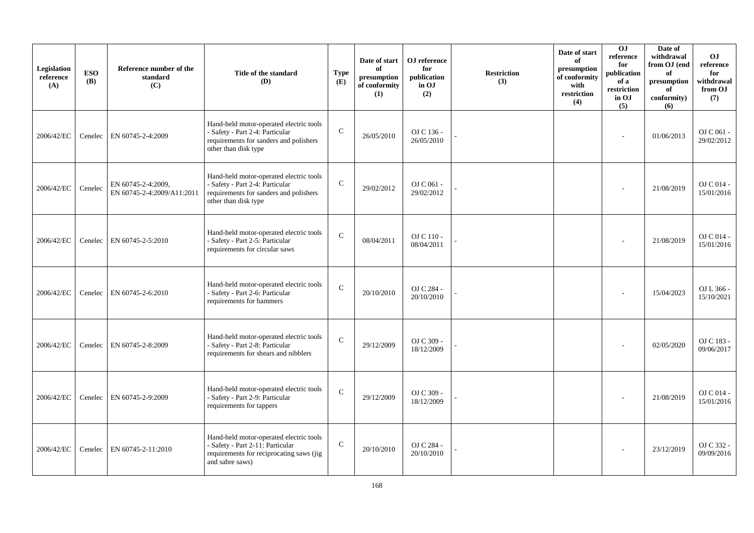| Legislation reference (A) | ESO (B) | Reference number of the standard (C) | Title of the standard (D) | Type (E) | Date of start of presumption of conformity (1) | OJ reference for publication in OJ (2) | Restriction (3) | Date of start of presumption of conformity with restriction (4) | OJ reference for publication of a restriction in OJ (5) | Date of withdrawal from OJ (end of presumption of conformity) (6) | OJ reference for withdrawal from OJ (7) |
|---|---|---|---|---|---|---|---|---|---|---|---|
| 2006/42/EC | Cenelec | EN 60745-2-4:2009 | Hand-held motor-operated electric tools - Safety - Part 2-4: Particular requirements for sanders and polishers other than disk type | C | 26/05/2010 | OJ C 136 - 26/05/2010 | - | | - | 01/06/2013 | OJ C 061 - 29/02/2012 |
| 2006/42/EC | Cenelec | EN 60745-2-4:2009, EN 60745-2-4:2009/A11:2011 | Hand-held motor-operated electric tools - Safety - Part 2-4: Particular requirements for sanders and polishers other than disk type | C | 29/02/2012 | OJ C 061 - 29/02/2012 | - | | - | 21/08/2019 | OJ C 014 - 15/01/2016 |
| 2006/42/EC | Cenelec | EN 60745-2-5:2010 | Hand-held motor-operated electric tools - Safety - Part 2-5: Particular requirements for circular saws | C | 08/04/2011 | OJ C 110 - 08/04/2011 | - | | - | 21/08/2019 | OJ C 014 - 15/01/2016 |
| 2006/42/EC | Cenelec | EN 60745-2-6:2010 | Hand-held motor-operated electric tools - Safety - Part 2-6: Particular requirements for hammers | C | 20/10/2010 | OJ C 284 - 20/10/2010 | - | | - | 15/04/2023 | OJ L 366 - 15/10/2021 |
| 2006/42/EC | Cenelec | EN 60745-2-8:2009 | Hand-held motor-operated electric tools - Safety - Part 2-8: Particular requirements for shears and nibblers | C | 29/12/2009 | OJ C 309 - 18/12/2009 | - | | - | 02/05/2020 | OJ C 183 - 09/06/2017 |
| 2006/42/EC | Cenelec | EN 60745-2-9:2009 | Hand-held motor-operated electric tools - Safety - Part 2-9: Particular requirements for tappers | C | 29/12/2009 | OJ C 309 - 18/12/2009 | - | | - | 21/08/2019 | OJ C 014 - 15/01/2016 |
| 2006/42/EC | Cenelec | EN 60745-2-11:2010 | Hand-held motor-operated electric tools - Safety - Part 2-11: Particular requirements for reciprocating saws (jig and sabre saws) | C | 20/10/2010 | OJ C 284 - 20/10/2010 | - | | - | 23/12/2019 | OJ C 332 - 09/09/2016 |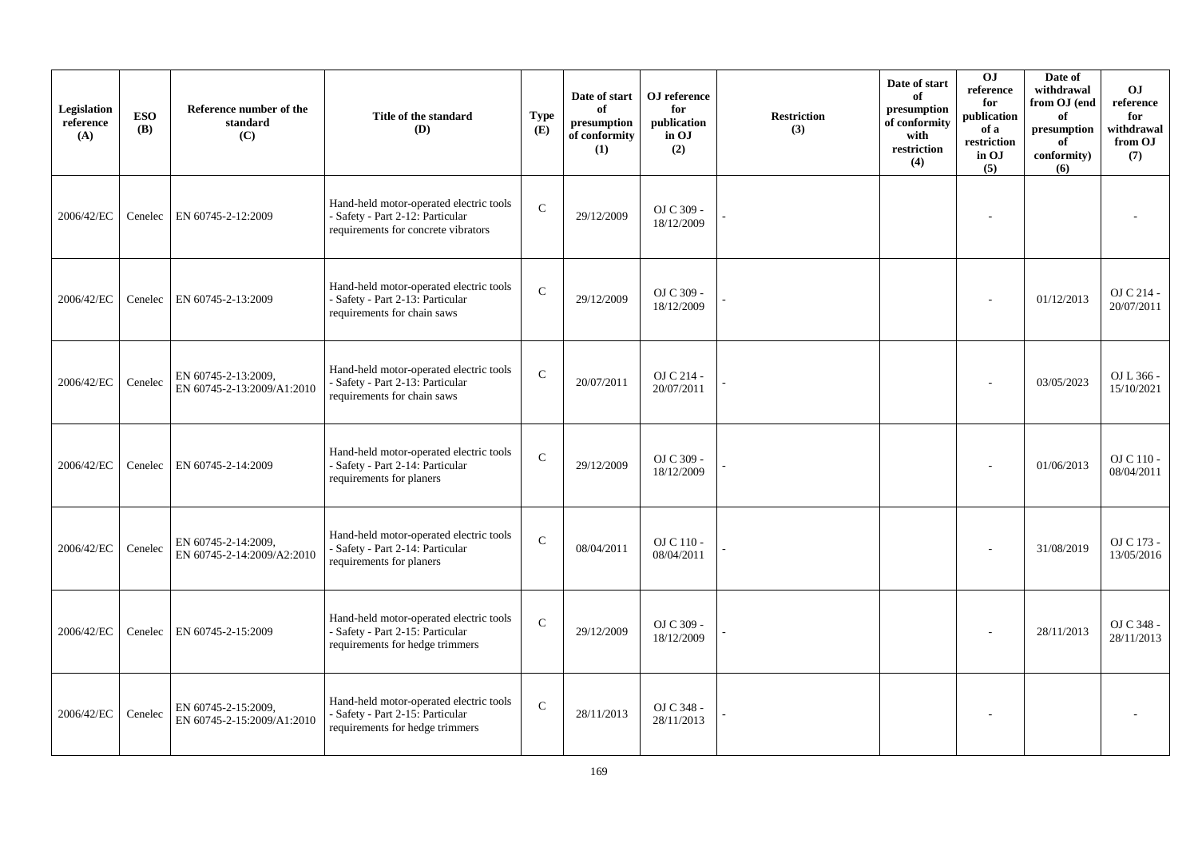| Legislation reference (A) | ESO (B) | Reference number of the standard (C) | Title of the standard (D) | Type (E) | Date of start of presumption of conformity (1) | OJ reference for publication in OJ (2) | Restriction (3) | Date of start of presumption of conformity with restriction (4) | OJ reference for publication of a restriction in OJ (5) | Date of withdrawal from OJ (end of presumption of conformity) (6) | OJ reference for withdrawal from OJ (7) |
|---|---|---|---|---|---|---|---|---|---|---|---|
| 2006/42/EC | Cenelec | EN 60745-2-12:2009 | Hand-held motor-operated electric tools - Safety - Part 2-12: Particular requirements for concrete vibrators | C | 29/12/2009 | OJ C 309 - 18/12/2009 | - | | - | | - |
| 2006/42/EC | Cenelec | EN 60745-2-13:2009 | Hand-held motor-operated electric tools - Safety - Part 2-13: Particular requirements for chain saws | C | 29/12/2009 | OJ C 309 - 18/12/2009 | - | | - | 01/12/2013 | OJ C 214 - 20/07/2011 |
| 2006/42/EC | Cenelec | EN 60745-2-13:2009, EN 60745-2-13:2009/A1:2010 | Hand-held motor-operated electric tools - Safety - Part 2-13: Particular requirements for chain saws | C | 20/07/2011 | OJ C 214 - 20/07/2011 | - | | - | 03/05/2023 | OJ L 366 - 15/10/2021 |
| 2006/42/EC | Cenelec | EN 60745-2-14:2009 | Hand-held motor-operated electric tools - Safety - Part 2-14: Particular requirements for planers | C | 29/12/2009 | OJ C 309 - 18/12/2009 | - | | - | 01/06/2013 | OJ C 110 - 08/04/2011 |
| 2006/42/EC | Cenelec | EN 60745-2-14:2009, EN 60745-2-14:2009/A2:2010 | Hand-held motor-operated electric tools - Safety - Part 2-14: Particular requirements for planers | C | 08/04/2011 | OJ C 110 - 08/04/2011 | - | | - | 31/08/2019 | OJ C 173 - 13/05/2016 |
| 2006/42/EC | Cenelec | EN 60745-2-15:2009 | Hand-held motor-operated electric tools - Safety - Part 2-15: Particular requirements for hedge trimmers | C | 29/12/2009 | OJ C 309 - 18/12/2009 | - | | - | 28/11/2013 | OJ C 348 - 28/11/2013 |
| 2006/42/EC | Cenelec | EN 60745-2-15:2009, EN 60745-2-15:2009/A1:2010 | Hand-held motor-operated electric tools - Safety - Part 2-15: Particular requirements for hedge trimmers | C | 28/11/2013 | OJ C 348 - 28/11/2013 | - | | - | | - |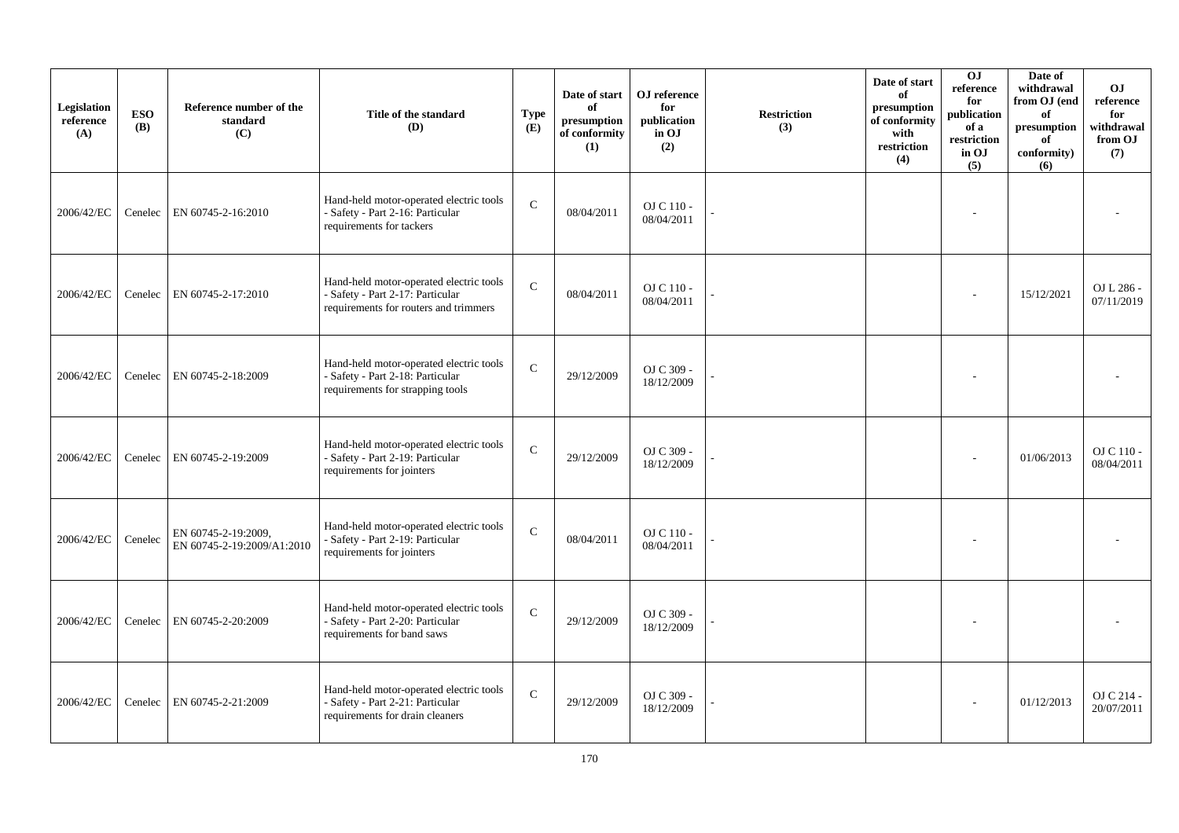| Legislation reference (A) | ESO (B) | Reference number of the standard (C) | Title of the standard (D) | Type (E) | Date of start of presumption of conformity (1) | OJ reference for publication in OJ (2) | Restriction (3) | Date of start of presumption of conformity with restriction (4) | OJ reference for publication of a restriction in OJ (5) | Date of withdrawal from OJ (end of presumption of conformity) (6) | OJ reference for withdrawal from OJ (7) |
|---|---|---|---|---|---|---|---|---|---|---|---|
| 2006/42/EC | Cenelec | EN 60745-2-16:2010 | Hand-held motor-operated electric tools - Safety - Part 2-16: Particular requirements for tackers | C | 08/04/2011 | OJ C 110 - 08/04/2011 | - | | - | | - |
| 2006/42/EC | Cenelec | EN 60745-2-17:2010 | Hand-held motor-operated electric tools - Safety - Part 2-17: Particular requirements for routers and trimmers | C | 08/04/2011 | OJ C 110 - 08/04/2011 | - | | - | 15/12/2021 | OJ L 286 - 07/11/2019 |
| 2006/42/EC | Cenelec | EN 60745-2-18:2009 | Hand-held motor-operated electric tools - Safety - Part 2-18: Particular requirements for strapping tools | C | 29/12/2009 | OJ C 309 - 18/12/2009 | - | | - | | - |
| 2006/42/EC | Cenelec | EN 60745-2-19:2009 | Hand-held motor-operated electric tools - Safety - Part 2-19: Particular requirements for jointers | C | 29/12/2009 | OJ C 309 - 18/12/2009 | - | | - | 01/06/2013 | OJ C 110 - 08/04/2011 |
| 2006/42/EC | Cenelec | EN 60745-2-19:2009, EN 60745-2-19:2009/A1:2010 | Hand-held motor-operated electric tools - Safety - Part 2-19: Particular requirements for jointers | C | 08/04/2011 | OJ C 110 - 08/04/2011 | - | | - | | - |
| 2006/42/EC | Cenelec | EN 60745-2-20:2009 | Hand-held motor-operated electric tools - Safety - Part 2-20: Particular requirements for band saws | C | 29/12/2009 | OJ C 309 - 18/12/2009 | - | | - | | - |
| 2006/42/EC | Cenelec | EN 60745-2-21:2009 | Hand-held motor-operated electric tools - Safety - Part 2-21: Particular requirements for drain cleaners | C | 29/12/2009 | OJ C 309 - 18/12/2009 | - | | - | 01/12/2013 | OJ C 214 - 20/07/2011 |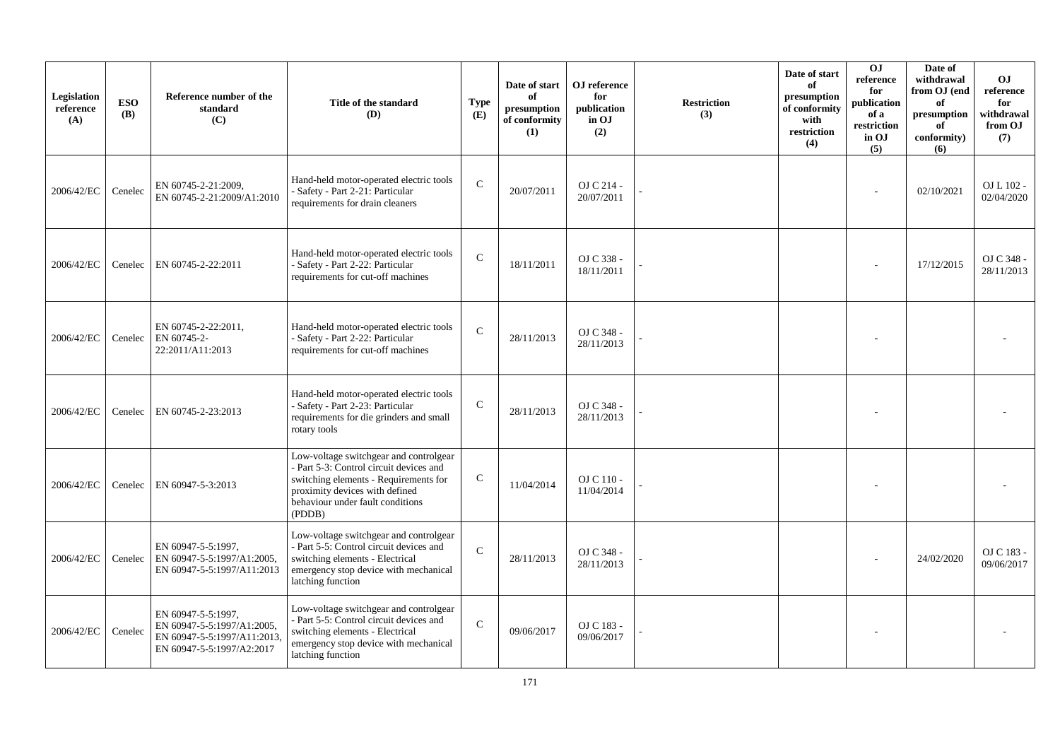| Legislation reference (A) | ESO (B) | Reference number of the standard (C) | Title of the standard (D) | Type (E) | Date of start of presumption of conformity (1) | OJ reference for publication in OJ (2) | Restriction (3) | Date of start of presumption of conformity with restriction (4) | OJ reference for publication of a restriction in OJ (5) | Date of withdrawal from OJ (end of presumption of conformity) (6) | OJ reference for withdrawal from OJ (7) |
|---|---|---|---|---|---|---|---|---|---|---|---|
| 2006/42/EC | Cenelec | EN 60745-2-21:2009, EN 60745-2-21:2009/A1:2010 | Hand-held motor-operated electric tools - Safety - Part 2-21: Particular requirements for drain cleaners | C | 20/07/2011 | OJ C 214 - 20/07/2011 | - | | - | 02/10/2021 | OJ L 102 - 02/04/2020 |
| 2006/42/EC | Cenelec | EN 60745-2-22:2011 | Hand-held motor-operated electric tools - Safety - Part 2-22: Particular requirements for cut-off machines | C | 18/11/2011 | OJ C 338 - 18/11/2011 | - | | - | 17/12/2015 | OJ C 348 - 28/11/2013 |
| 2006/42/EC | Cenelec | EN 60745-2-22:2011, EN 60745-2-22:2011/A11:2013 | Hand-held motor-operated electric tools - Safety - Part 2-22: Particular requirements for cut-off machines | C | 28/11/2013 | OJ C 348 - 28/11/2013 | - | | - | | - |
| 2006/42/EC | Cenelec | EN 60745-2-23:2013 | Hand-held motor-operated electric tools - Safety - Part 2-23: Particular requirements for die grinders and small rotary tools | C | 28/11/2013 | OJ C 348 - 28/11/2013 | - | | - | | - |
| 2006/42/EC | Cenelec | EN 60947-5-3:2013 | Low-voltage switchgear and controlgear - Part 5-3: Control circuit devices and switching elements - Requirements for proximity devices with defined behaviour under fault conditions (PDDB) | C | 11/04/2014 | OJ C 110 - 11/04/2014 | - | | - | | - |
| 2006/42/EC | Cenelec | EN 60947-5-5:1997, EN 60947-5-5:1997/A1:2005, EN 60947-5-5:1997/A11:2013 | Low-voltage switchgear and controlgear - Part 5-5: Control circuit devices and switching elements - Electrical emergency stop device with mechanical latching function | C | 28/11/2013 | OJ C 348 - 28/11/2013 | - | | - | 24/02/2020 | OJ C 183 - 09/06/2017 |
| 2006/42/EC | Cenelec | EN 60947-5-5:1997, EN 60947-5-5:1997/A1:2005, EN 60947-5-5:1997/A11:2013, EN 60947-5-5:1997/A2:2017 | Low-voltage switchgear and controlgear - Part 5-5: Control circuit devices and switching elements - Electrical emergency stop device with mechanical latching function | C | 09/06/2017 | OJ C 183 - 09/06/2017 | - | | - | | - |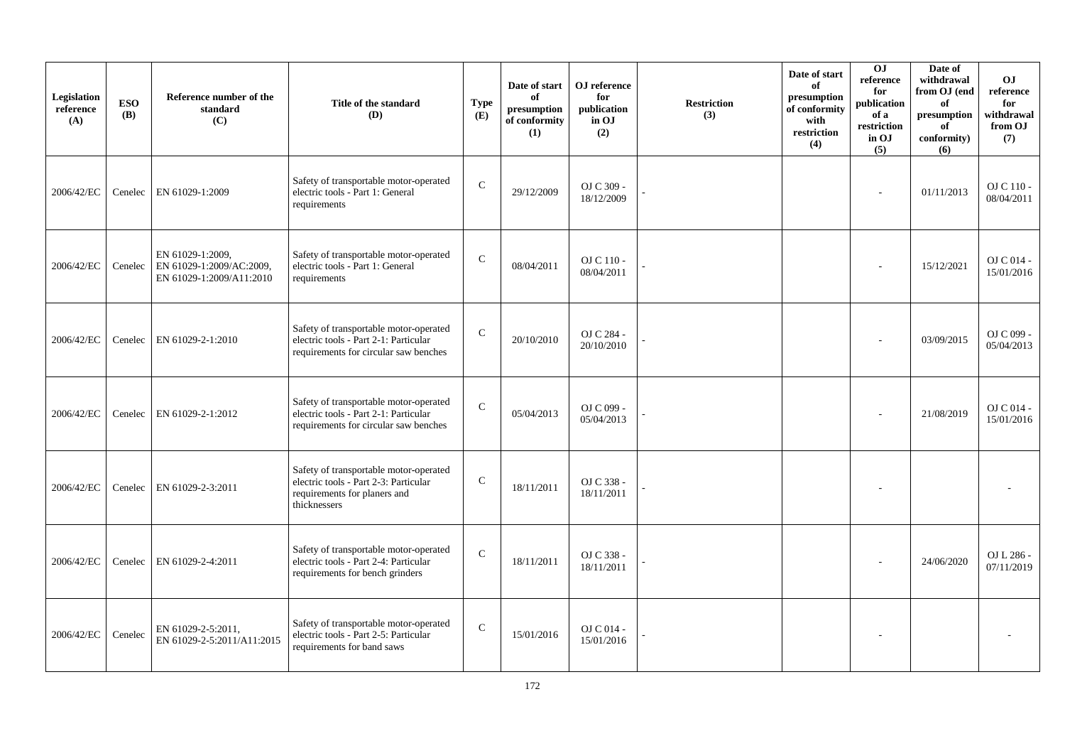| Legislation reference (A) | ESO (B) | Reference number of the standard (C) | Title of the standard (D) | Type (E) | Date of start of presumption of conformity (1) | OJ reference for publication in OJ (2) | Restriction (3) | Date of start of presumption of conformity with restriction (4) | OJ reference for publication of a restriction in OJ (5) | Date of withdrawal from OJ (end of presumption of conformity) (6) | OJ reference for withdrawal from OJ (7) |
|---|---|---|---|---|---|---|---|---|---|---|---|
| 2006/42/EC | Cenelec | EN 61029-1:2009 | Safety of transportable motor-operated electric tools - Part 1: General requirements | C | 29/12/2009 | OJ C 309 - 18/12/2009 | - | | - | 01/11/2013 | OJ C 110 - 08/04/2011 |
| 2006/42/EC | Cenelec | EN 61029-1:2009, EN 61029-1:2009/AC:2009, EN 61029-1:2009/A11:2010 | Safety of transportable motor-operated electric tools - Part 1: General requirements | C | 08/04/2011 | OJ C 110 - 08/04/2011 | - | | - | 15/12/2021 | OJ C 014 - 15/01/2016 |
| 2006/42/EC | Cenelec | EN 61029-2-1:2010 | Safety of transportable motor-operated electric tools - Part 2-1: Particular requirements for circular saw benches | C | 20/10/2010 | OJ C 284 - 20/10/2010 | - | | - | 03/09/2015 | OJ C 099 - 05/04/2013 |
| 2006/42/EC | Cenelec | EN 61029-2-1:2012 | Safety of transportable motor-operated electric tools - Part 2-1: Particular requirements for circular saw benches | C | 05/04/2013 | OJ C 099 - 05/04/2013 | - | | - | 21/08/2019 | OJ C 014 - 15/01/2016 |
| 2006/42/EC | Cenelec | EN 61029-2-3:2011 | Safety of transportable motor-operated electric tools - Part 2-3: Particular requirements for planers and thicknessers | C | 18/11/2011 | OJ C 338 - 18/11/2011 | - | | - | | - |
| 2006/42/EC | Cenelec | EN 61029-2-4:2011 | Safety of transportable motor-operated electric tools - Part 2-4: Particular requirements for bench grinders | C | 18/11/2011 | OJ C 338 - 18/11/2011 | - | | - | 24/06/2020 | OJ L 286 - 07/11/2019 |
| 2006/42/EC | Cenelec | EN 61029-2-5:2011, EN 61029-2-5:2011/A11:2015 | Safety of transportable motor-operated electric tools - Part 2-5: Particular requirements for band saws | C | 15/01/2016 | OJ C 014 - 15/01/2016 | - | | - | | - |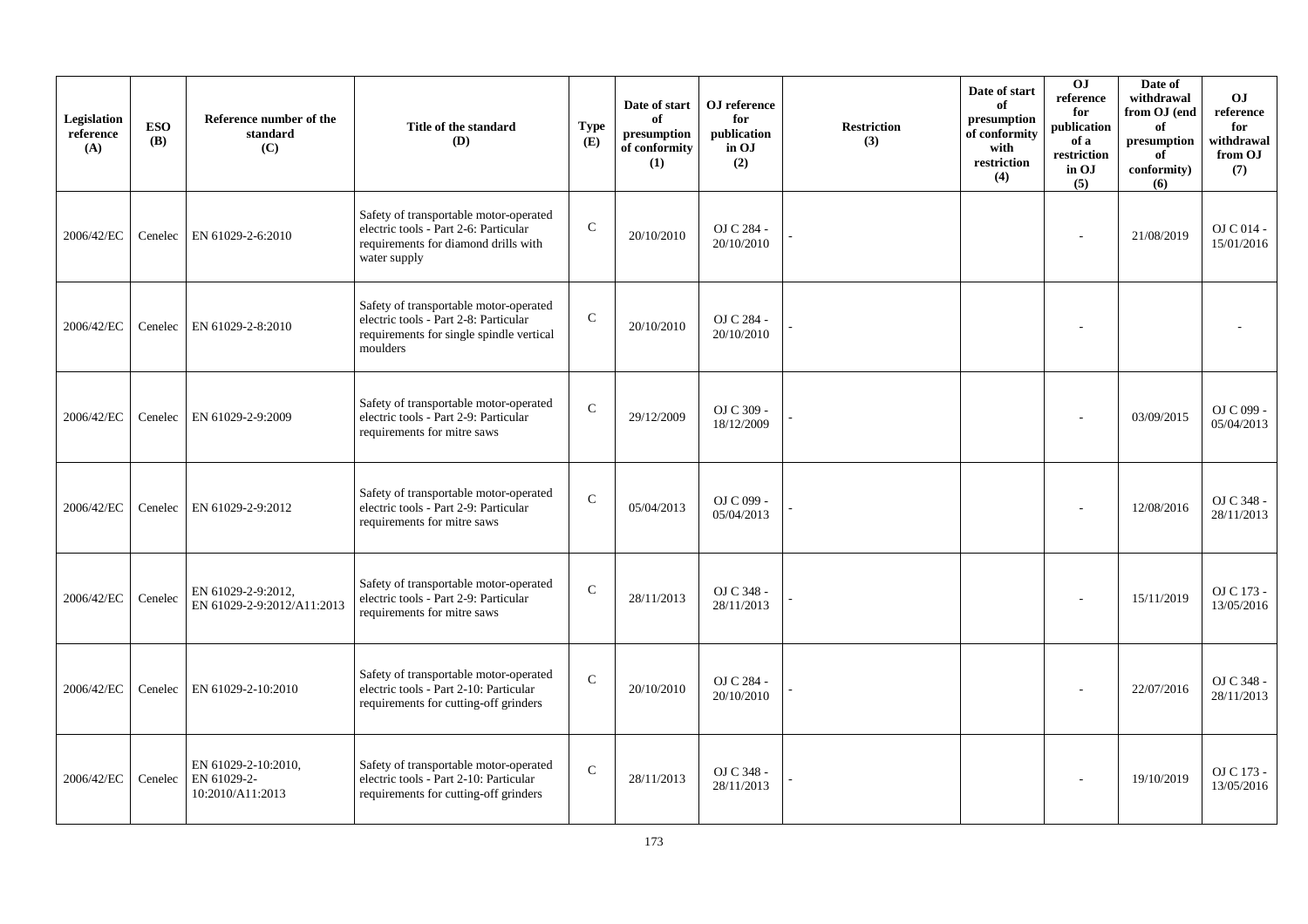| Legislation reference (A) | ESO (B) | Reference number of the standard (C) | Title of the standard (D) | Type (E) | Date of start of presumption of conformity (1) | OJ reference for publication in OJ (2) | Restriction (3) | Date of start of presumption of conformity with restriction (4) | OJ reference for publication of a restriction in OJ (5) | Date of withdrawal from OJ (end of presumption of conformity) (6) | OJ reference for withdrawal from OJ (7) |
|---|---|---|---|---|---|---|---|---|---|---|---|
| 2006/42/EC | Cenelec | EN 61029-2-6:2010 | Safety of transportable motor-operated electric tools - Part 2-6: Particular requirements for diamond drills with water supply | C | 20/10/2010 | OJ C 284 - 20/10/2010 | - | | - | 21/08/2019 | OJ C 014 - 15/01/2016 |
| 2006/42/EC | Cenelec | EN 61029-2-8:2010 | Safety of transportable motor-operated electric tools - Part 2-8: Particular requirements for single spindle vertical moulders | C | 20/10/2010 | OJ C 284 - 20/10/2010 | - | | - | | - |
| 2006/42/EC | Cenelec | EN 61029-2-9:2009 | Safety of transportable motor-operated electric tools - Part 2-9: Particular requirements for mitre saws | C | 29/12/2009 | OJ C 309 - 18/12/2009 | - | | - | 03/09/2015 | OJ C 099 - 05/04/2013 |
| 2006/42/EC | Cenelec | EN 61029-2-9:2012 | Safety of transportable motor-operated electric tools - Part 2-9: Particular requirements for mitre saws | C | 05/04/2013 | OJ C 099 - 05/04/2013 | - | | - | 12/08/2016 | OJ C 348 - 28/11/2013 |
| 2006/42/EC | Cenelec | EN 61029-2-9:2012, EN 61029-2-9:2012/A11:2013 | Safety of transportable motor-operated electric tools - Part 2-9: Particular requirements for mitre saws | C | 28/11/2013 | OJ C 348 - 28/11/2013 | - | | - | 15/11/2019 | OJ C 173 - 13/05/2016 |
| 2006/42/EC | Cenelec | EN 61029-2-10:2010 | Safety of transportable motor-operated electric tools - Part 2-10: Particular requirements for cutting-off grinders | C | 20/10/2010 | OJ C 284 - 20/10/2010 | - | | - | 22/07/2016 | OJ C 348 - 28/11/2013 |
| 2006/42/EC | Cenelec | EN 61029-2-10:2010, EN 61029-2-10:2010/A11:2013 | Safety of transportable motor-operated electric tools - Part 2-10: Particular requirements for cutting-off grinders | C | 28/11/2013 | OJ C 348 - 28/11/2013 | - | | - | 19/10/2019 | OJ C 173 - 13/05/2016 |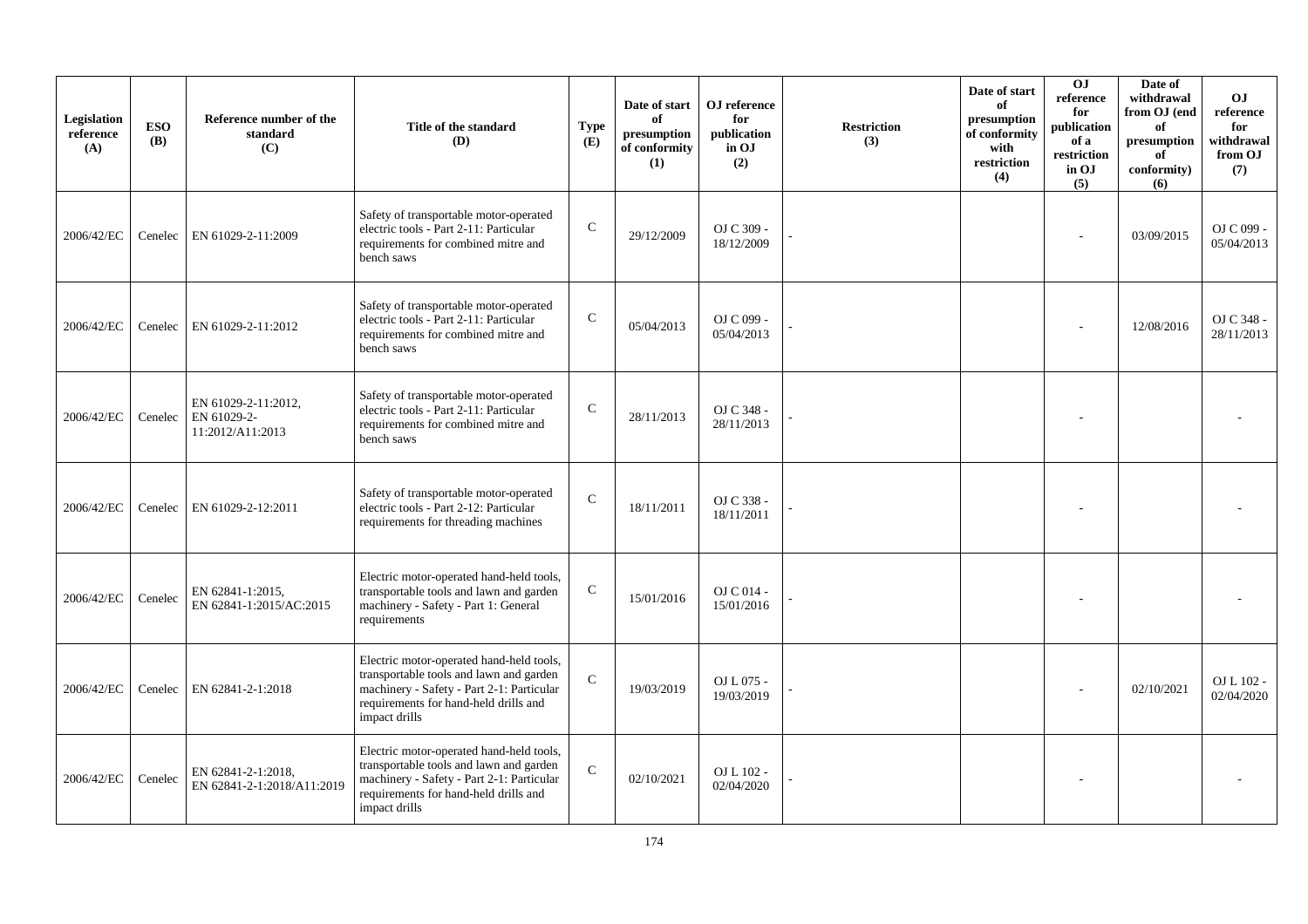| Legislation reference (A) | ESO (B) | Reference number of the standard (C) | Title of the standard (D) | Type (E) | Date of start of presumption of conformity (1) | OJ reference for publication in OJ (2) | Restriction (3) | Date of start of presumption of conformity with restriction (4) | OJ reference for publication of a restriction in OJ (5) | Date of withdrawal from OJ (end of presumption of conformity) (6) | OJ reference for withdrawal from OJ (7) |
|---|---|---|---|---|---|---|---|---|---|---|---|
| 2006/42/EC | Cenelec | EN 61029-2-11:2009 | Safety of transportable motor-operated electric tools - Part 2-11: Particular requirements for combined mitre and bench saws | C | 29/12/2009 | OJ C 309 - 18/12/2009 | - | | - | 03/09/2015 | OJ C 099 - 05/04/2013 |
| 2006/42/EC | Cenelec | EN 61029-2-11:2012 | Safety of transportable motor-operated electric tools - Part 2-11: Particular requirements for combined mitre and bench saws | C | 05/04/2013 | OJ C 099 - 05/04/2013 | - | | - | 12/08/2016 | OJ C 348 - 28/11/2013 |
| 2006/42/EC | Cenelec | EN 61029-2-11:2012, EN 61029-2-11:2012/A11:2013 | Safety of transportable motor-operated electric tools - Part 2-11: Particular requirements for combined mitre and bench saws | C | 28/11/2013 | OJ C 348 - 28/11/2013 | - | | - | | - |
| 2006/42/EC | Cenelec | EN 61029-2-12:2011 | Safety of transportable motor-operated electric tools - Part 2-12: Particular requirements for threading machines | C | 18/11/2011 | OJ C 338 - 18/11/2011 | - | | - | | - |
| 2006/42/EC | Cenelec | EN 62841-1:2015, EN 62841-1:2015/AC:2015 | Electric motor-operated hand-held tools, transportable tools and lawn and garden machinery - Safety - Part 1: General requirements | C | 15/01/2016 | OJ C 014 - 15/01/2016 | - | | - | | - |
| 2006/42/EC | Cenelec | EN 62841-2-1:2018 | Electric motor-operated hand-held tools, transportable tools and lawn and garden machinery - Safety - Part 2-1: Particular requirements for hand-held drills and impact drills | C | 19/03/2019 | OJ L 075 - 19/03/2019 | - | | - | 02/10/2021 | OJ L 102 - 02/04/2020 |
| 2006/42/EC | Cenelec | EN 62841-2-1:2018, EN 62841-2-1:2018/A11:2019 | Electric motor-operated hand-held tools, transportable tools and lawn and garden machinery - Safety - Part 2-1: Particular requirements for hand-held drills and impact drills | C | 02/10/2021 | OJ L 102 - 02/04/2020 | - | | - | | - |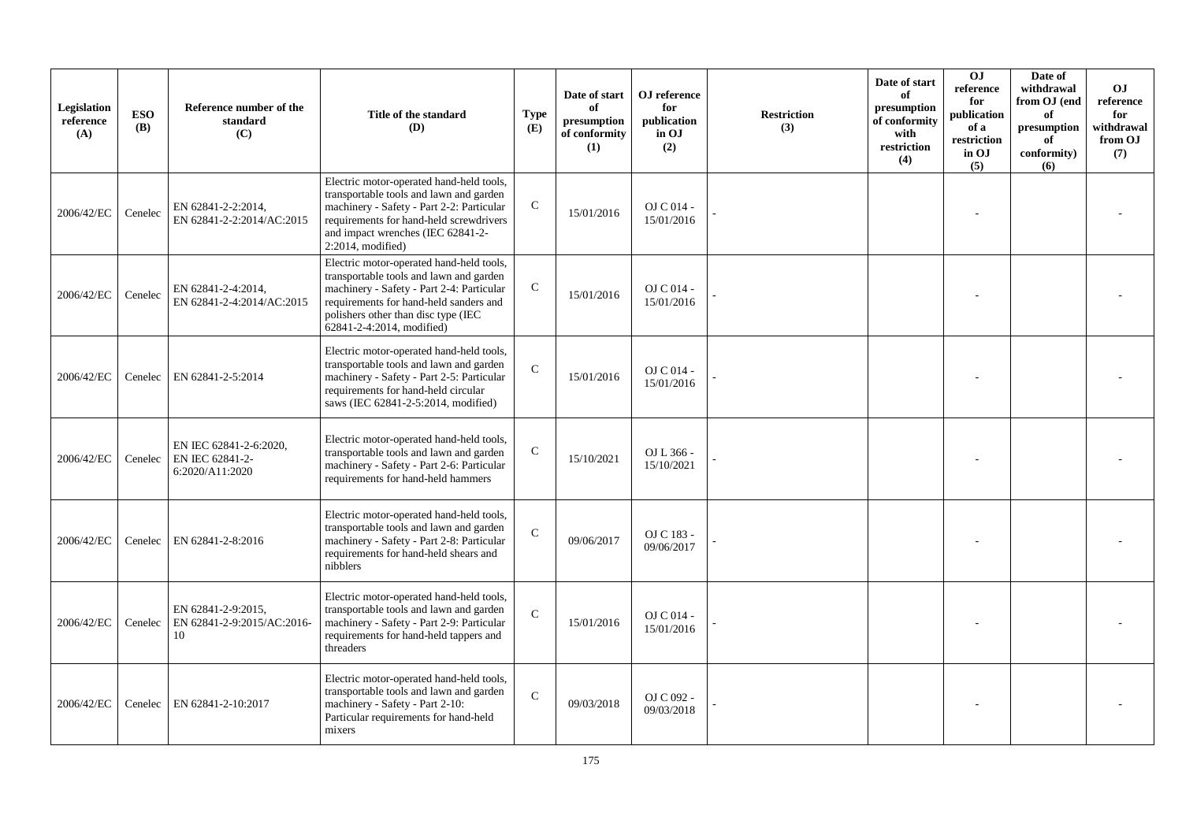| Legislation reference (A) | ESO (B) | Reference number of the standard (C) | Title of the standard (D) | Type (E) | Date of start of presumption of conformity (1) | OJ reference for publication in OJ (2) | Restriction (3) | Date of start of presumption of conformity with restriction (4) | OJ reference for publication of a restriction in OJ (5) | Date of withdrawal from OJ (end of presumption of conformity) (6) | OJ reference for withdrawal from OJ (7) |
|---|---|---|---|---|---|---|---|---|---|---|---|
| 2006/42/EC | Cenelec | EN 62841-2-2:2014, EN 62841-2-2:2014/AC:2015 | Electric motor-operated hand-held tools, transportable tools and lawn and garden machinery - Safety - Part 2-2: Particular requirements for hand-held screwdrivers and impact wrenches (IEC 62841-2-2:2014, modified) | C | 15/01/2016 | OJ C 014 - 15/01/2016 | - | | - | | - |
| 2006/42/EC | Cenelec | EN 62841-2-4:2014, EN 62841-2-4:2014/AC:2015 | Electric motor-operated hand-held tools, transportable tools and lawn and garden machinery - Safety - Part 2-4: Particular requirements for hand-held sanders and polishers other than disc type (IEC 62841-2-4:2014, modified) | C | 15/01/2016 | OJ C 014 - 15/01/2016 | - | | - | | - |
| 2006/42/EC | Cenelec | EN 62841-2-5:2014 | Electric motor-operated hand-held tools, transportable tools and lawn and garden machinery - Safety - Part 2-5: Particular requirements for hand-held circular saws (IEC 62841-2-5:2014, modified) | C | 15/01/2016 | OJ C 014 - 15/01/2016 | - | | - | | - |
| 2006/42/EC | Cenelec | EN IEC 62841-2-6:2020, EN IEC 62841-2-6:2020/A11:2020 | Electric motor-operated hand-held tools, transportable tools and lawn and garden machinery - Safety - Part 2-6: Particular requirements for hand-held hammers | C | 15/10/2021 | OJ L 366 - 15/10/2021 | - | | - | | - |
| 2006/42/EC | Cenelec | EN 62841-2-8:2016 | Electric motor-operated hand-held tools, transportable tools and lawn and garden machinery - Safety - Part 2-8: Particular requirements for hand-held shears and nibblers | C | 09/06/2017 | OJ C 183 - 09/06/2017 | - | | - | | - |
| 2006/42/EC | Cenelec | EN 62841-2-9:2015, EN 62841-2-9:2015/AC:2016-10 | Electric motor-operated hand-held tools, transportable tools and lawn and garden machinery - Safety - Part 2-9: Particular requirements for hand-held tappers and threaders | C | 15/01/2016 | OJ C 014 - 15/01/2016 | - | | - | | - |
| 2006/42/EC | Cenelec | EN 62841-2-10:2017 | Electric motor-operated hand-held tools, transportable tools and lawn and garden machinery - Safety - Part 2-10: Particular requirements for hand-held mixers | C | 09/03/2018 | OJ C 092 - 09/03/2018 | - | | - | | - |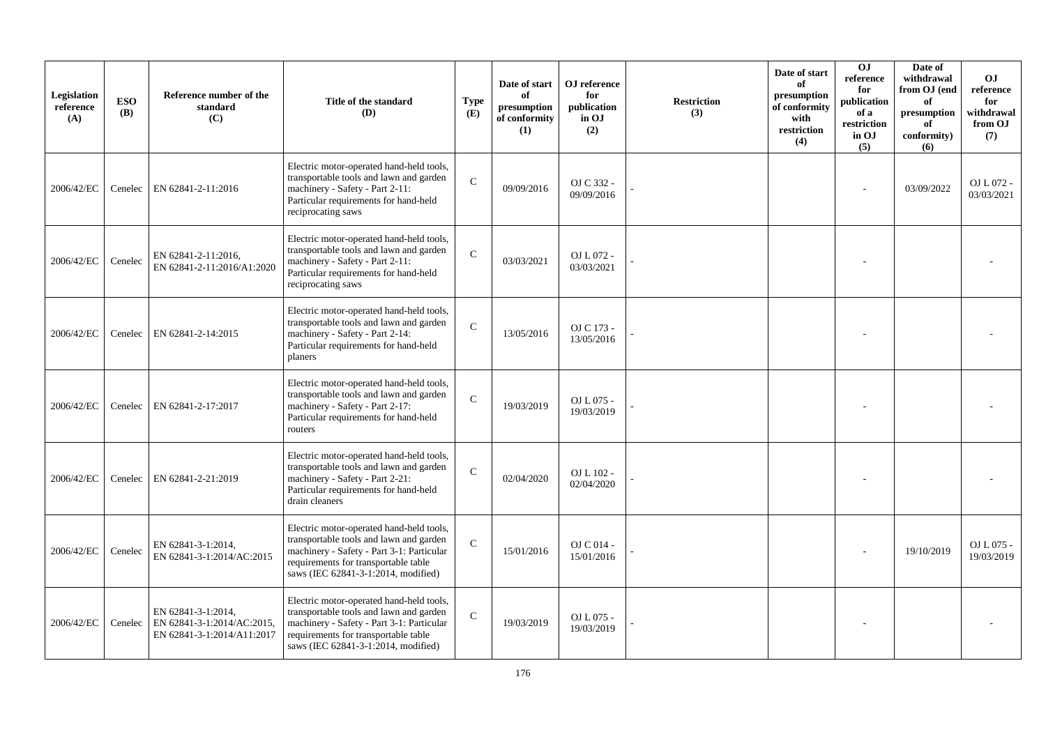| Legislation reference (A) | ESO (B) | Reference number of the standard (C) | Title of the standard (D) | Type (E) | Date of start of presumption of conformity (1) | OJ reference for publication in OJ (2) | Restriction (3) | Date of start of presumption of conformity with restriction (4) | OJ reference for publication of a restriction in OJ (5) | Date of withdrawal from OJ (end of presumption of conformity) (6) | OJ reference for withdrawal from OJ (7) |
|---|---|---|---|---|---|---|---|---|---|---|---|
| 2006/42/EC | Cenelec | EN 62841-2-11:2016 | Electric motor-operated hand-held tools, transportable tools and lawn and garden machinery - Safety - Part 2-11: Particular requirements for hand-held reciprocating saws | C | 09/09/2016 | OJ C 332 - 09/09/2016 | - | | - | 03/09/2022 | OJ L 072 - 03/03/2021 |
| 2006/42/EC | Cenelec | EN 62841-2-11:2016, EN 62841-2-11:2016/A1:2020 | Electric motor-operated hand-held tools, transportable tools and lawn and garden machinery - Safety - Part 2-11: Particular requirements for hand-held reciprocating saws | C | 03/03/2021 | OJ L 072 - 03/03/2021 | - | | - | | - |
| 2006/42/EC | Cenelec | EN 62841-2-14:2015 | Electric motor-operated hand-held tools, transportable tools and lawn and garden machinery - Safety - Part 2-14: Particular requirements for hand-held planers | C | 13/05/2016 | OJ C 173 - 13/05/2016 | - | | - | | - |
| 2006/42/EC | Cenelec | EN 62841-2-17:2017 | Electric motor-operated hand-held tools, transportable tools and lawn and garden machinery - Safety - Part 2-17: Particular requirements for hand-held routers | C | 19/03/2019 | OJ L 075 - 19/03/2019 | - | | - | | - |
| 2006/42/EC | Cenelec | EN 62841-2-21:2019 | Electric motor-operated hand-held tools, transportable tools and lawn and garden machinery - Safety - Part 2-21: Particular requirements for hand-held drain cleaners | C | 02/04/2020 | OJ L 102 - 02/04/2020 | - | | - | | - |
| 2006/42/EC | Cenelec | EN 62841-3-1:2014, EN 62841-3-1:2014/AC:2015 | Electric motor-operated hand-held tools, transportable tools and lawn and garden machinery - Safety - Part 3-1: Particular requirements for transportable table saws (IEC 62841-3-1:2014, modified) | C | 15/01/2016 | OJ C 014 - 15/01/2016 | - | | - | 19/10/2019 | OJ L 075 - 19/03/2019 |
| 2006/42/EC | Cenelec | EN 62841-3-1:2014, EN 62841-3-1:2014/AC:2015, EN 62841-3-1:2014/A11:2017 | Electric motor-operated hand-held tools, transportable tools and lawn and garden machinery - Safety - Part 3-1: Particular requirements for transportable table saws (IEC 62841-3-1:2014, modified) | C | 19/03/2019 | OJ L 075 - 19/03/2019 | - | | - | | - |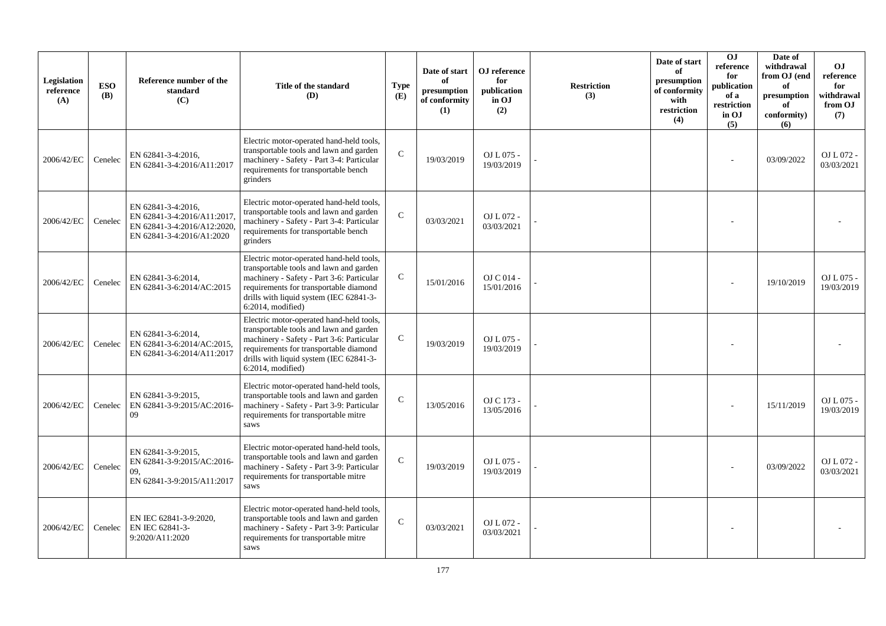| Legislation reference (A) | ESO (B) | Reference number of the standard (C) | Title of the standard (D) | Type (E) | Date of start of presumption of conformity (1) | OJ reference for publication in OJ (2) | Restriction (3) | Date of start of presumption of conformity with restriction (4) | OJ reference for publication of a restriction in OJ (5) | Date of withdrawal from OJ (end of presumption of conformity) (6) | OJ reference for withdrawal from OJ (7) |
|---|---|---|---|---|---|---|---|---|---|---|---|
| 2006/42/EC | Cenelec | EN 62841-3-4:2016, EN 62841-3-4:2016/A11:2017 | Electric motor-operated hand-held tools, transportable tools and lawn and garden machinery - Safety - Part 3-4: Particular requirements for transportable bench grinders | C | 19/03/2019 | OJ L 075 - 19/03/2019 | - | | - | 03/09/2022 | OJ L 072 - 03/03/2021 |
| 2006/42/EC | Cenelec | EN 62841-3-4:2016, EN 62841-3-4:2016/A11:2017, EN 62841-3-4:2016/A12:2020, EN 62841-3-4:2016/A1:2020 | Electric motor-operated hand-held tools, transportable tools and lawn and garden machinery - Safety - Part 3-4: Particular requirements for transportable bench grinders | C | 03/03/2021 | OJ L 072 - 03/03/2021 | - | | - | | - |
| 2006/42/EC | Cenelec | EN 62841-3-6:2014, EN 62841-3-6:2014/AC:2015 | Electric motor-operated hand-held tools, transportable tools and lawn and garden machinery - Safety - Part 3-6: Particular requirements for transportable diamond drills with liquid system (IEC 62841-3-6:2014, modified) | C | 15/01/2016 | OJ C 014 - 15/01/2016 | - | | - | 19/10/2019 | OJ L 075 - 19/03/2019 |
| 2006/42/EC | Cenelec | EN 62841-3-6:2014, EN 62841-3-6:2014/AC:2015, EN 62841-3-6:2014/A11:2017 | Electric motor-operated hand-held tools, transportable tools and lawn and garden machinery - Safety - Part 3-6: Particular requirements for transportable diamond drills with liquid system (IEC 62841-3-6:2014, modified) | C | 19/03/2019 | OJ L 075 - 19/03/2019 | - | | - | | - |
| 2006/42/EC | Cenelec | EN 62841-3-9:2015, EN 62841-3-9:2015/AC:2016-09 | Electric motor-operated hand-held tools, transportable tools and lawn and garden machinery - Safety - Part 3-9: Particular requirements for transportable mitre saws | C | 13/05/2016 | OJ C 173 - 13/05/2016 | - | | - | 15/11/2019 | OJ L 075 - 19/03/2019 |
| 2006/42/EC | Cenelec | EN 62841-3-9:2015, EN 62841-3-9:2015/AC:2016-09, EN 62841-3-9:2015/A11:2017 | Electric motor-operated hand-held tools, transportable tools and lawn and garden machinery - Safety - Part 3-9: Particular requirements for transportable mitre saws | C | 19/03/2019 | OJ L 075 - 19/03/2019 | - | | - | 03/09/2022 | OJ L 072 - 03/03/2021 |
| 2006/42/EC | Cenelec | EN IEC 62841-3-9:2020, EN IEC 62841-3-9:2020/A11:2020 | Electric motor-operated hand-held tools, transportable tools and lawn and garden machinery - Safety - Part 3-9: Particular requirements for transportable mitre saws | C | 03/03/2021 | OJ L 072 - 03/03/2021 | - | | - | | - |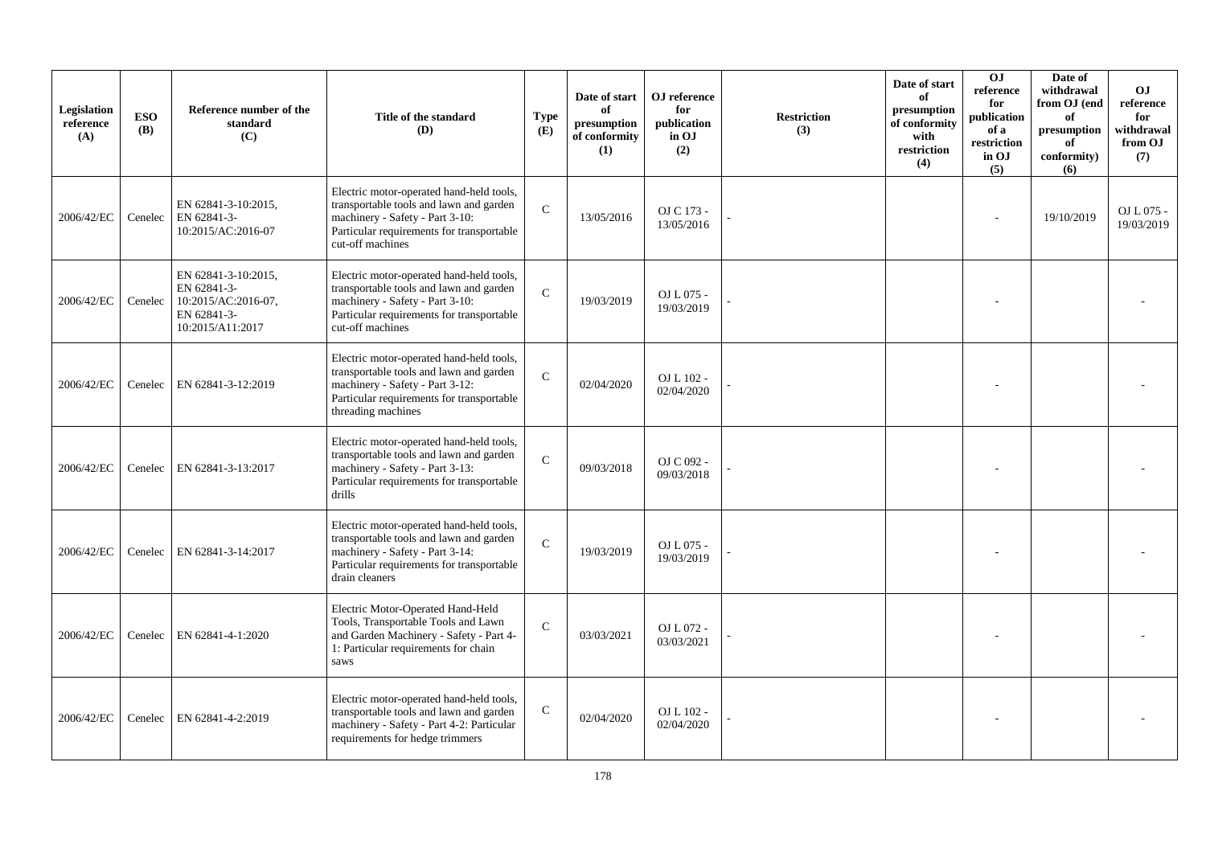| Legislation reference (A) | ESO (B) | Reference number of the standard (C) | Title of the standard (D) | Type (E) | Date of start of presumption of conformity (1) | OJ reference for publication in OJ (2) | Restriction (3) | Date of start of presumption of conformity with restriction (4) | OJ reference for publication of a restriction in OJ (5) | Date of withdrawal from OJ (end of presumption of conformity) (6) | OJ reference for withdrawal from OJ (7) |
|---|---|---|---|---|---|---|---|---|---|---|---|
| 2006/42/EC | Cenelec | EN 62841-3-10:2015, EN 62841-3-10:2015/AC:2016-07 | Electric motor-operated hand-held tools, transportable tools and lawn and garden machinery - Safety - Part 3-10: Particular requirements for transportable cut-off machines | C | 13/05/2016 | OJ C 173 - 13/05/2016 | - | | - | 19/10/2019 | OJ L 075 - 19/03/2019 |
| 2006/42/EC | Cenelec | EN 62841-3-10:2015, EN 62841-3-10:2015/AC:2016-07, EN 62841-3-10:2015/A11:2017 | Electric motor-operated hand-held tools, transportable tools and lawn and garden machinery - Safety - Part 3-10: Particular requirements for transportable cut-off machines | C | 19/03/2019 | OJ L 075 - 19/03/2019 | - | | - | | - |
| 2006/42/EC | Cenelec | EN 62841-3-12:2019 | Electric motor-operated hand-held tools, transportable tools and lawn and garden machinery - Safety - Part 3-12: Particular requirements for transportable threading machines | C | 02/04/2020 | OJ L 102 - 02/04/2020 | - | | - | | - |
| 2006/42/EC | Cenelec | EN 62841-3-13:2017 | Electric motor-operated hand-held tools, transportable tools and lawn and garden machinery - Safety - Part 3-13: Particular requirements for transportable drills | C | 09/03/2018 | OJ C 092 - 09/03/2018 | - | | - | | - |
| 2006/42/EC | Cenelec | EN 62841-3-14:2017 | Electric motor-operated hand-held tools, transportable tools and lawn and garden machinery - Safety - Part 3-14: Particular requirements for transportable drain cleaners | C | 19/03/2019 | OJ L 075 - 19/03/2019 | - | | - | | - |
| 2006/42/EC | Cenelec | EN 62841-4-1:2020 | Electric Motor-Operated Hand-Held Tools, Transportable Tools and Lawn and Garden Machinery - Safety - Part 4-1: Particular requirements for chain saws | C | 03/03/2021 | OJ L 072 - 03/03/2021 | - | | - | | - |
| 2006/42/EC | Cenelec | EN 62841-4-2:2019 | Electric motor-operated hand-held tools, transportable tools and lawn and garden machinery - Safety - Part 4-2: Particular requirements for hedge trimmers | C | 02/04/2020 | OJ L 102 - 02/04/2020 | - | | - | | - |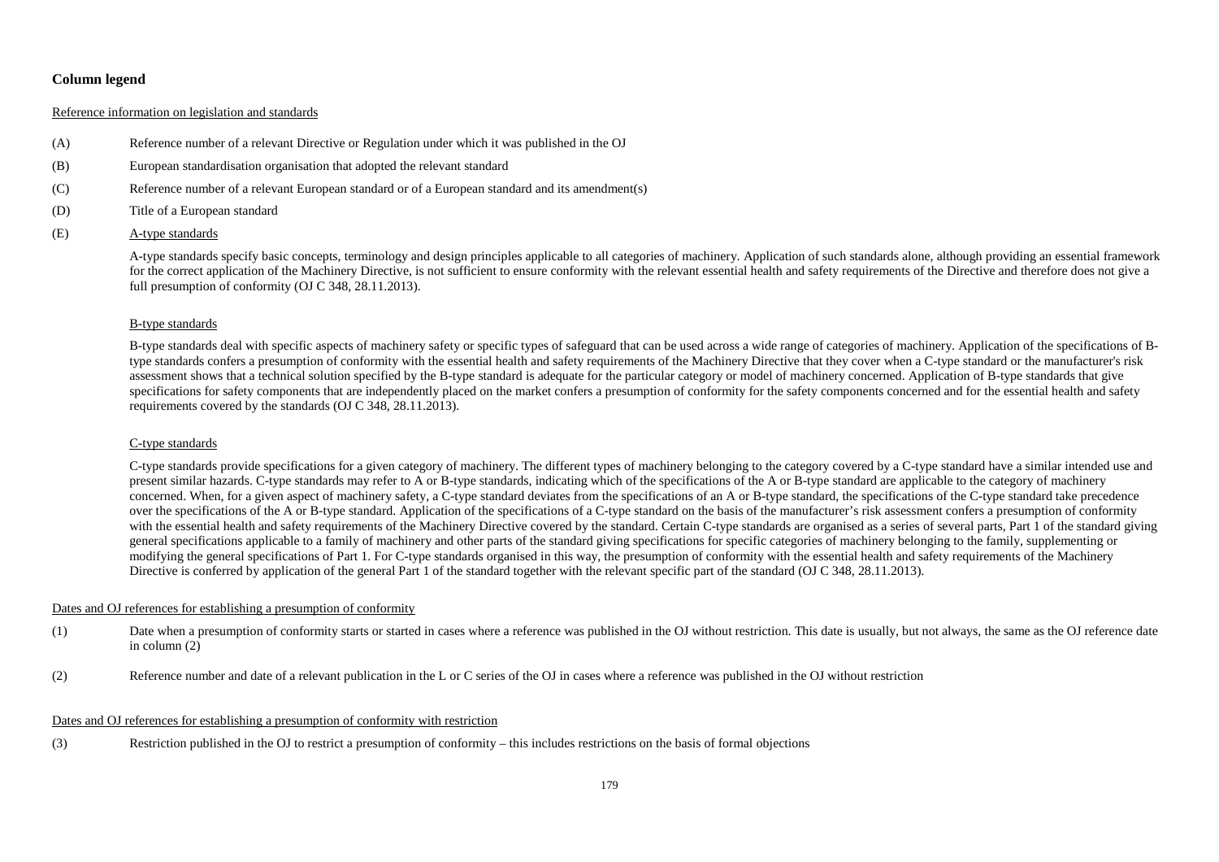## Column legend

Reference information on legislation and standards

- (A) Reference number of a relevant Directive or Regulation under which it was published in the OJ
- (B) European standardisation organisation that adopted the relevant standard
- (C) Reference number of a relevant European standard or of a European standard and its amendment(s)
- (D) Title of a European standard
- (E) A-type standards

  A-type standards specify basic concepts, terminology and design principles applicable to all categories of machinery. Application of such standards alone, although providing an essential framework for the correct application of the Machinery Directive, is not sufficient to ensure conformity with the relevant essential health and safety requirements of the Directive and therefore does not give a full presumption of conformity (OJ C 348, 28.11.2013).

  B-type standards

  B-type standards deal with specific aspects of machinery safety or specific types of safeguard that can be used across a wide range of categories of machinery. Application of the specifications of B-type standards confers a presumption of conformity with the essential health and safety requirements of the Machinery Directive that they cover when a C-type standard or the manufacturer's risk assessment shows that a technical solution specified by the B-type standard is adequate for the particular category or model of machinery concerned. Application of B-type standards that give specifications for safety components that are independently placed on the market confers a presumption of conformity for the safety components concerned and for the essential health and safety requirements covered by the standards (OJ C 348, 28.11.2013).

  C-type standards

  C-type standards provide specifications for a given category of machinery. The different types of machinery belonging to the category covered by a C-type standard have a similar intended use and present similar hazards. C-type standards may refer to A or B-type standards, indicating which of the specifications of the A or B-type standard are applicable to the category of machinery concerned. When, for a given aspect of machinery safety, a C-type standard deviates from the specifications of an A or B-type standard, the specifications of the C-type standard take precedence over the specifications of the A or B-type standard. Application of the specifications of a C-type standard on the basis of the manufacturer's risk assessment confers a presumption of conformity with the essential health and safety requirements of the Machinery Directive covered by the standard. Certain C-type standards are organised as a series of several parts, Part 1 of the standard giving general specifications applicable to a family of machinery and other parts of the standard giving specifications for specific categories of machinery belonging to the family, supplementing or modifying the general specifications of Part 1. For C-type standards organised in this way, the presumption of conformity with the essential health and safety requirements of the Machinery Directive is conferred by application of the general Part 1 of the standard together with the relevant specific part of the standard (OJ C 348, 28.11.2013).

Dates and OJ references for establishing a presumption of conformity

- (1) Date when a presumption of conformity starts or started in cases where a reference was published in the OJ without restriction. This date is usually, but not always, the same as the OJ reference date in column (2)
- (2) Reference number and date of a relevant publication in the L or C series of the OJ in cases where a reference was published in the OJ without restriction

Dates and OJ references for establishing a presumption of conformity with restriction

- (3) Restriction published in the OJ to restrict a presumption of conformity – this includes restrictions on the basis of formal objections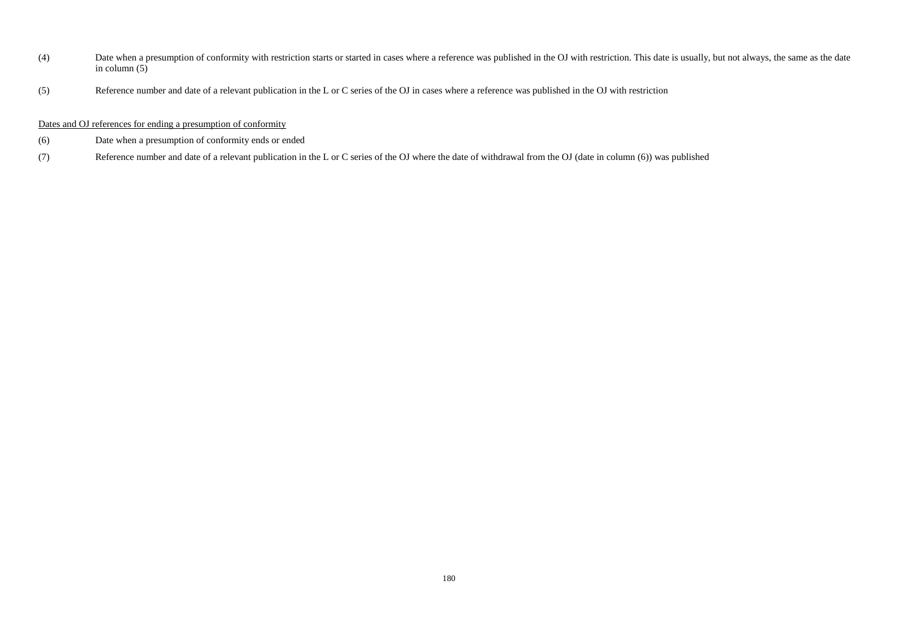(4) Date when a presumption of conformity with restriction starts or started in cases where a reference was published in the OJ with restriction. This date is usually, but not always, the same as the date in column (5)

(5) Reference number and date of a relevant publication in the L or C series of the OJ in cases where a reference was published in the OJ with restriction

Dates and OJ references for ending a presumption of conformity

(6) Date when a presumption of conformity ends or ended

(7) Reference number and date of a relevant publication in the L or C series of the OJ where the date of withdrawal from the OJ (date in column (6)) was published